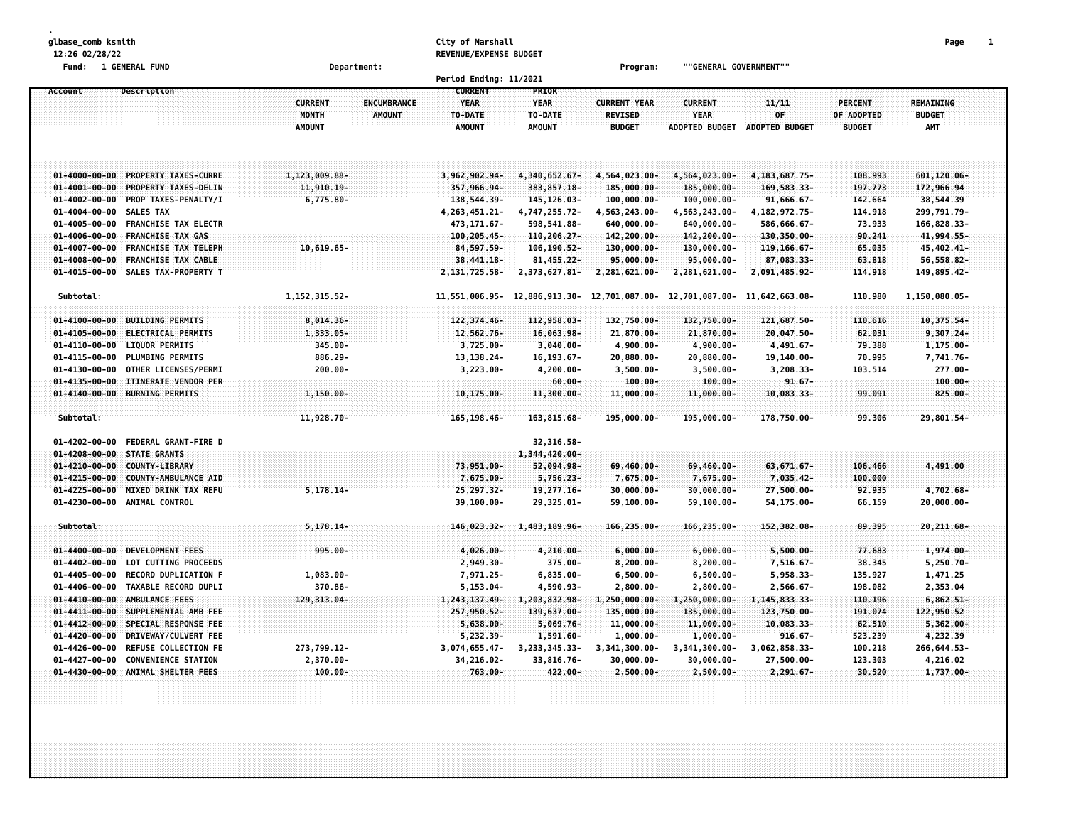glbase_comb ksmith
12:26 02/28/22

City of Marshall
REVENUE/EXPENSE BUDGET

Fund: 1 GENERAL FUND | Department: | Program: ""GENERAL GOVERNMENT""

Period Ending: 11/2021

| Account | Description | CURRENT MONTH AMOUNT | ENCUMBRANCE AMOUNT | CURRENT YEAR TO-DATE AMOUNT | PRIOR YEAR TO-DATE AMOUNT | CURRENT YEAR REVISED BUDGET | CURRENT YEAR ADOPTED BUDGET | 11/11 OF ADOPTED BUDGET | PERCENT OF ADOPTED BUDGET | REMAINING BUDGET AMT |
|---|---|---|---|---|---|---|---|---|---|---|
| 01-4000-00-00 | PROPERTY TAXES-CURRE | 1,123,009.88- | | 3,962,902.94- | 4,340,652.67- | 4,564,023.00- | 4,564,023.00- | 4,183,687.75- | 108.993 | 601,120.06- |
| 01-4001-00-00 | PROPERTY TAXES-DELIN | 11,910.19- | | 357,966.94- | 383,857.18- | 185,000.00- | 185,000.00- | 169,583.33- | 197.773 | 172,966.94 |
| 01-4002-00-00 | PROP TAXES-PENALTY/I | 6,775.80- | | 138,544.39- | 145,126.03- | 100,000.00- | 100,000.00- | 91,666.67- | 142.664 | 38,544.39 |
| 01-4004-00-00 | SALES TAX | | | 4,263,451.21- | 4,747,255.72- | 4,563,243.00- | 4,563,243.00- | 4,182,972.75- | 114.918 | 299,791.79- |
| 01-4005-00-00 | FRANCHISE TAX ELECTR | | | 473,171.67- | 598,541.88- | 640,000.00- | 640,000.00- | 586,666.67- | 73.933 | 166,828.33- |
| 01-4006-00-00 | FRANCHISE TAX GAS | | | 100,205.45- | 110,206.27- | 142,200.00- | 142,200.00- | 130,350.00- | 90.241 | 41,994.55- |
| 01-4007-00-00 | FRANCHISE TAX TELEPH | 10,619.65- | | 84,597.59- | 106,190.52- | 130,000.00- | 130,000.00- | 119,166.67- | 65.035 | 45,402.41- |
| 01-4008-00-00 | FRANCHISE TAX CABLE | | | 38,441.18- | 81,455.22- | 95,000.00- | 95,000.00- | 87,083.33- | 63.818 | 56,558.82- |
| 01-4015-00-00 | SALES TAX-PROPERTY T | | | 2,131,725.58- | 2,373,627.81- | 2,281,621.00- | 2,281,621.00- | 2,091,485.92- | 114.918 | 149,895.42- |
| Subtotal: | | 1,152,315.52- | | 11,551,006.95- | 12,886,913.30- | 12,701,087.00- | 12,701,087.00- | 11,642,663.08- | 110.980 | 1,150,080.05- |
| 01-4100-00-00 | BUILDING PERMITS | 8,014.36- | | 122,374.46- | 112,958.03- | 132,750.00- | 132,750.00- | 121,687.50- | 110.616 | 10,375.54- |
| 01-4105-00-00 | ELECTRICAL PERMITS | 1,333.05- | | 12,562.76- | 16,063.98- | 21,870.00- | 21,870.00- | 20,047.50- | 62.031 | 9,307.24- |
| 01-4110-00-00 | LIQUOR PERMITS | 345.00- | | 3,725.00- | 3,040.00- | 4,900.00- | 4,900.00- | 4,491.67- | 79.388 | 1,175.00- |
| 01-4115-00-00 | PLUMBING PERMITS | 886.29- | | 13,138.24- | 16,193.67- | 20,880.00- | 20,880.00- | 19,140.00- | 70.995 | 7,741.76- |
| 01-4130-00-00 | OTHER LICENSES/PERMI | 200.00- | | 3,223.00- | 4,200.00- | 3,500.00- | 3,500.00- | 3,208.33- | 103.514 | 277.00- |
| 01-4135-00-00 | ITINERATE VENDOR PER | | | | 60.00- | 100.00- | 100.00- | 91.67- | | 100.00- |
| 01-4140-00-00 | BURNING PERMITS | 1,150.00- | | 10,175.00- | 11,300.00- | 11,000.00- | 11,000.00- | 10,083.33- | 99.091 | 825.00- |
| Subtotal: | | 11,928.70- | | 165,198.46- | 163,815.68- | 195,000.00- | 195,000.00- | 178,750.00- | 99.306 | 29,801.54- |
| 01-4202-00-00 | FEDERAL GRANT-FIRE D | | | | 32,316.58- | | | | | |
| 01-4208-00-00 | STATE GRANTS | | | | 1,344,420.00- | | | | | |
| 01-4210-00-00 | COUNTY-LIBRARY | | | 73,951.00- | 52,094.98- | 69,460.00- | 69,460.00- | 63,671.67- | 106.466 | 4,491.00 |
| 01-4215-00-00 | COUNTY-AMBULANCE AID | | | 7,675.00- | 5,756.23- | 7,675.00- | 7,675.00- | 7,035.42- | 100.000 | |
| 01-4225-00-00 | MIXED DRINK TAX REFU | 5,178.14- | | 25,297.32- | 19,277.16- | 30,000.00- | 30,000.00- | 27,500.00- | 92.935 | 4,702.68- |
| 01-4230-00-00 | ANIMAL CONTROL | | | 39,100.00- | 29,325.01- | 59,100.00- | 59,100.00- | 54,175.00- | 66.159 | 20,000.00- |
| Subtotal: | | 5,178.14- | | 146,023.32- | 1,483,189.96- | 166,235.00- | 166,235.00- | 152,382.08- | 89.395 | 20,211.68- |
| 01-4400-00-00 | DEVELOPMENT FEES | 995.00- | | 4,026.00- | 4,210.00- | 6,000.00- | 6,000.00- | 5,500.00- | 77.683 | 1,974.00- |
| 01-4402-00-00 | LOT CUTTING PROCEEDS | | | 2,949.30- | 375.00- | 8,200.00- | 8,200.00- | 7,516.67- | 38.345 | 5,250.70- |
| 01-4405-00-00 | RECORD DUPLICATION F | 1,083.00- | | 7,971.25- | 6,835.00- | 6,500.00- | 6,500.00- | 5,958.33- | 135.927 | 1,471.25 |
| 01-4406-00-00 | TAXABLE RECORD DUPLI | 370.86- | | 5,153.04- | 4,590.93- | 2,800.00- | 2,800.00- | 2,566.67- | 198.082 | 2,353.04 |
| 01-4410-00-00 | AMBULANCE FEES | 129,313.04- | | 1,243,137.49- | 1,203,832.98- | 1,250,000.00- | 1,250,000.00- | 1,145,833.33- | 110.196 | 6,862.51- |
| 01-4411-00-00 | SUPPLEMENTAL AMB FEE | | | 257,950.52- | 139,637.00- | 135,000.00- | 135,000.00- | 123,750.00- | 191.074 | 122,950.52 |
| 01-4412-00-00 | SPECIAL RESPONSE FEE | | | 5,638.00- | 5,069.76- | 11,000.00- | 11,000.00- | 10,083.33- | 62.510 | 5,362.00- |
| 01-4420-00-00 | DRIVEWAY/CULVERT FEE | | | 5,232.39- | 1,591.60- | 1,000.00- | 1,000.00- | 916.67- | 523.239 | 4,232.39 |
| 01-4426-00-00 | REFUSE COLLECTION FE | 273,799.12- | | 3,074,655.47- | 3,233,345.33- | 3,341,300.00- | 3,341,300.00- | 3,062,858.33- | 100.218 | 266,644.53- |
| 01-4427-00-00 | CONVENIENCE STATION | 2,370.00- | | 34,216.02- | 33,816.76- | 30,000.00- | 30,000.00- | 27,500.00- | 123.303 | 4,216.02 |
| 01-4430-00-00 | ANIMAL SHELTER FEES | 100.00- | | 763.00- | 422.00- | 2,500.00- | 2,500.00- | 2,291.67- | 30.520 | 1,737.00- |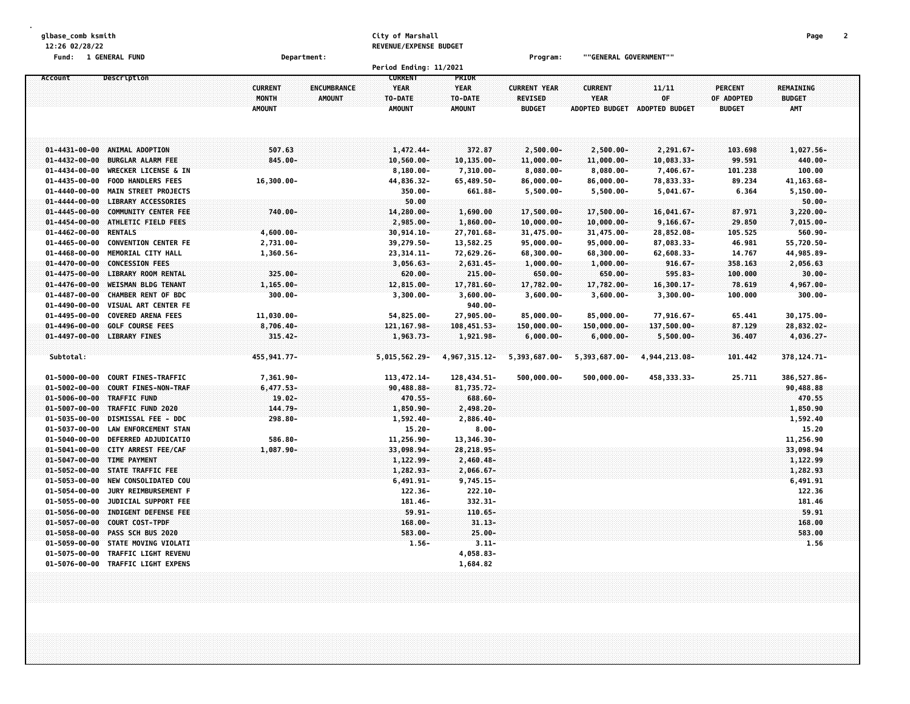glbase_comb ksmith
12:26 02/28/22

City of Marshall
REVENUE/EXPENSE BUDGET

Fund: 1 GENERAL FUND    Department:    Program: ""GENERAL GOVERNMENT""

Period Ending: 11/2021

| Account | Description | CURRENT MONTH AMOUNT | ENCUMBRANCE AMOUNT | CURRENT YEAR TO-DATE AMOUNT | PRIOR YEAR TO-DATE AMOUNT | CURRENT YEAR REVISED BUDGET | CURRENT YEAR ADOPTED BUDGET | 11/11 OF ADOPTED BUDGET | PERCENT OF ADOPTED BUDGET | REMAINING BUDGET AMT |
|---|---|---|---|---|---|---|---|---|---|---|
| 01-4431-00-00 | ANIMAL ADOPTION | 507.63 | | 1,472.44- | 372.87 | 2,500.00- | 2,500.00- | 2,291.67- | 103.698 | 1,027.56- |
| 01-4432-00-00 | BURGLAR ALARM FEE | 845.00- | | 10,560.00- | 10,135.00- | 11,000.00- | 11,000.00- | 10,083.33- | 99.591 | 440.00- |
| 01-4434-00-00 | WRECKER LICENSE & IN | | | 8,180.00- | 7,310.00- | 8,080.00- | 8,080.00- | 7,406.67- | 101.238 | 100.00 |
| 01-4435-00-00 | FOOD HANDLERS FEES | 16,300.00- | | 44,836.32- | 65,489.50- | 86,000.00- | 86,000.00- | 78,833.33- | 89.234 | 41,163.68- |
| 01-4440-00-00 | MAIN STREET PROJECTS | | | 350.00- | 661.88- | 5,500.00- | 5,500.00- | 5,041.67- | 6.364 | 5,150.00- |
| 01-4444-00-00 | LIBRARY ACCESSORIES | | | 50.00 | | | | | | 50.00- |
| 01-4445-00-00 | COMMUNITY CENTER FEE | 740.00- | | 14,280.00- | 1,690.00 | 17,500.00- | 17,500.00- | 16,041.67- | 87.971 | 3,220.00- |
| 01-4454-00-00 | ATHLETIC FIELD FEES | | | 2,985.00- | 1,860.00- | 10,000.00- | 10,000.00- | 9,166.67- | 29.850 | 7,015.00- |
| 01-4462-00-00 | RENTALS | 4,600.00- | | 30,914.10- | 27,701.68- | 31,475.00- | 31,475.00- | 28,852.08- | 105.525 | 560.90- |
| 01-4465-00-00 | CONVENTION CENTER FE | 2,731.00- | | 39,279.50- | 13,582.25 | 95,000.00- | 95,000.00- | 87,083.33- | 46.981 | 55,720.50- |
| 01-4468-00-00 | MEMORIAL CITY HALL | 1,360.56- | | 23,314.11- | 72,629.26- | 68,300.00- | 68,300.00- | 62,608.33- | 14.767 | 44,985.89- |
| 01-4470-00-00 | CONCESSION FEES | | | 3,056.63- | 2,631.45- | 1,000.00- | 1,000.00- | 916.67- | 358.163 | 2,056.63 |
| 01-4475-00-00 | LIBRARY ROOM RENTAL | 325.00- | | 620.00- | 215.00- | 650.00- | 650.00- | 595.83- | 100.000 | 30.00- |
| 01-4476-00-00 | WEISMAN BLDG TENANT | 1,165.00- | | 12,815.00- | 17,781.60- | 17,782.00- | 17,782.00- | 16,300.17- | 78.619 | 4,967.00- |
| 01-4487-00-00 | CHAMBER RENT OF BDC | 300.00- | | 3,300.00- | 3,600.00- | 3,600.00- | 3,600.00- | 3,300.00- | 100.000 | 300.00- |
| 01-4490-00-00 | VISUAL ART CENTER FE | | | | 940.00- | | | | | |
| 01-4495-00-00 | COVERED ARENA FEES | 11,030.00- | | 54,825.00- | 27,905.00- | 85,000.00- | 85,000.00- | 77,916.67- | 65.441 | 30,175.00- |
| 01-4496-00-00 | GOLF COURSE FEES | 8,706.40- | | 121,167.98- | 108,451.53- | 150,000.00- | 150,000.00- | 137,500.00- | 87.129 | 28,832.02- |
| 01-4497-00-00 | LIBRARY FINES | 315.42- | | 1,963.73- | 1,921.98- | 6,000.00- | 6,000.00- | 5,500.00- | 36.407 | 4,036.27- |
| Subtotal: | | 455,941.77- | | 5,015,562.29- | 4,967,315.12- | 5,393,687.00- | 5,393,687.00- | 4,944,213.08- | 101.442 | 378,124.71- |
| 01-5000-00-00 | COURT FINES-TRAFFIC | 7,361.90- | | 113,472.14- | 128,434.51- | 500,000.00- | 500,000.00- | 458,333.33- | 25.711 | 386,527.86- |
| 01-5002-00-00 | COURT FINES-NON-TRAF | 6,477.53- | | 90,488.88- | 81,735.72- | | | | | 90,488.88 |
| 01-5006-00-00 | TRAFFIC FUND | 19.02- | | 470.55- | 688.60- | | | | | 470.55 |
| 01-5007-00-00 | TRAFFIC FUND 2020 | 144.79- | | 1,850.90- | 2,498.20- | | | | | 1,850.90 |
| 01-5035-00-00 | DISMISSAL FEE - DDC | 298.80- | | 1,592.40- | 2,886.40- | | | | | 1,592.40 |
| 01-5037-00-00 | LAW ENFORCEMENT STAN | | | 15.20- | 8.00- | | | | | 15.20 |
| 01-5040-00-00 | DEFERRED ADJUDICATIO | 586.80- | | 11,256.90- | 13,346.30- | | | | | 11,256.90 |
| 01-5041-00-00 | CITY ARREST FEE/CAF | 1,087.90- | | 33,098.94- | 28,218.95- | | | | | 33,098.94 |
| 01-5047-00-00 | TIME PAYMENT | | | 1,122.99- | 2,460.48- | | | | | 1,122.99 |
| 01-5052-00-00 | STATE TRAFFIC FEE | | | 1,282.93- | 2,066.67- | | | | | 1,282.93 |
| 01-5053-00-00 | NEW CONSOLIDATED COU | | | 6,491.91- | 9,745.15- | | | | | 6,491.91 |
| 01-5054-00-00 | JURY REIMBURSEMENT F | | | 122.36- | 222.10- | | | | | 122.36 |
| 01-5055-00-00 | JUDICIAL SUPPORT FEE | | | 181.46- | 332.31- | | | | | 181.46 |
| 01-5056-00-00 | INDIGENT DEFENSE FEE | | | 59.91- | 110.65- | | | | | 59.91 |
| 01-5057-00-00 | COURT COST-TPDF | | | 168.00- | 31.13- | | | | | 168.00 |
| 01-5058-00-00 | PASS SCH BUS 2020 | | | 583.00- | 25.00- | | | | | 583.00 |
| 01-5059-00-00 | STATE MOVING VIOLATI | | | 1.56- | 3.11- | | | | | 1.56 |
| 01-5075-00-00 | TRAFFIC LIGHT REVENU | | | | 4,058.83- | | | | | |
| 01-5076-00-00 | TRAFFIC LIGHT EXPENS | | | | 1,684.82 | | | | | |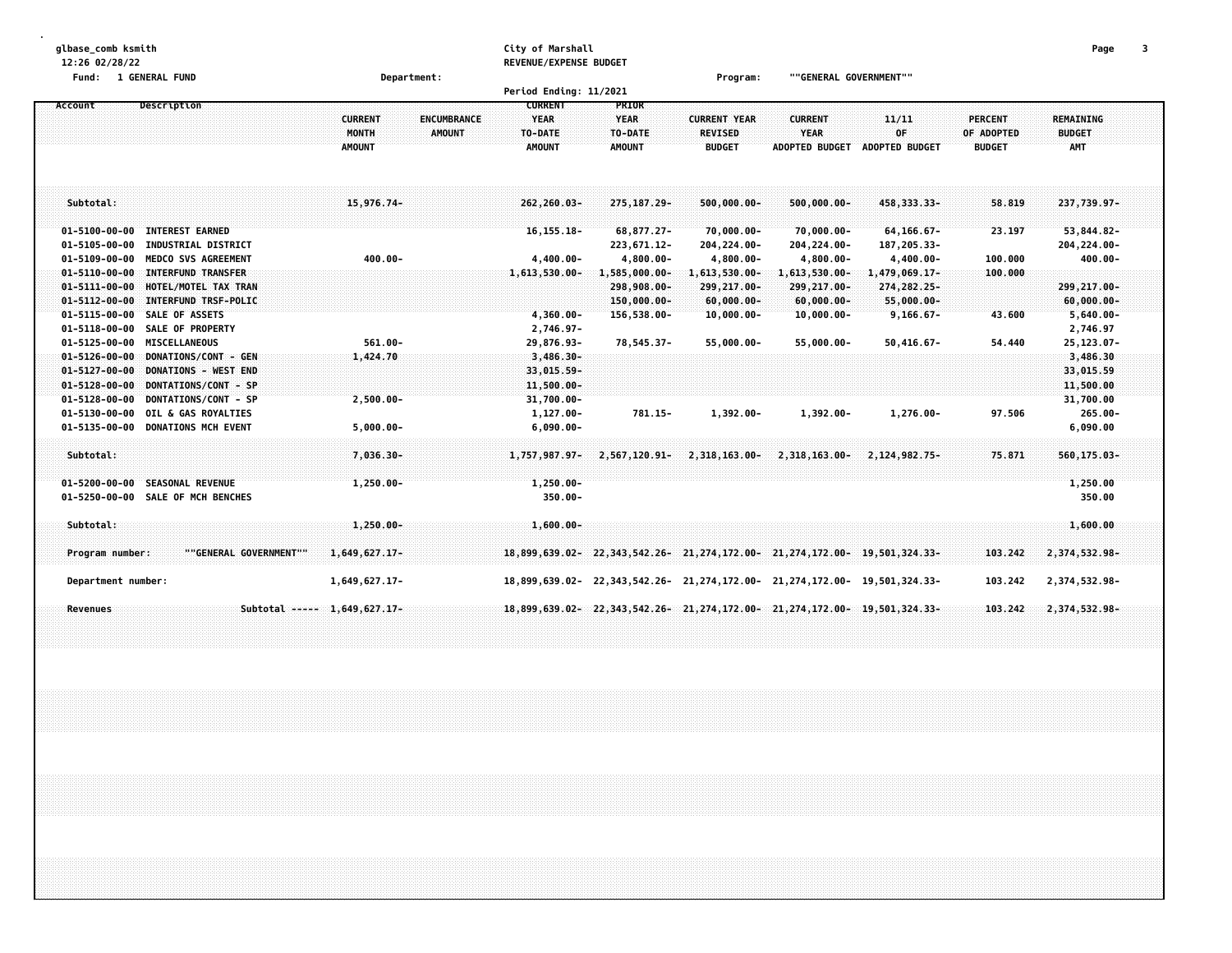glbase_comb ksmith
12:26 02/28/22
Fund: 1 GENERAL FUND

City of Marshall
REVENUE/EXPENSE BUDGET

Department: Program: ""GENERAL GOVERNMENT""

Period Ending: 11/2021

| Account | Description | CURRENT MONTH AMOUNT | ENCUMBRANCE AMOUNT | CURRENT YEAR TO-DATE AMOUNT | PRIOR YEAR TO-DATE AMOUNT | CURRENT YEAR REVISED BUDGET | CURRENT YEAR ADOPTED BUDGET | 11/11 OF ADOPTED BUDGET | PERCENT OF ADOPTED BUDGET | REMAINING BUDGET AMT |
|---|---|---|---|---|---|---|---|---|---|---|
| Subtotal: | | 15,976.74- | | 262,260.03- | 275,187.29- | 500,000.00- | 500,000.00- | 458,333.33- | 58.819 | 237,739.97- |
| 01-5100-00-00 | INTEREST EARNED | | | 16,155.18- | 68,877.27- | 70,000.00- | 70,000.00- | 64,166.67- | 23.197 | 53,844.82- |
| 01-5105-00-00 | INDUSTRIAL DISTRICT | | | | 223,671.12- | 204,224.00- | 204,224.00- | 187,205.33- | | 204,224.00- |
| 01-5109-00-00 | MEDCO SVS AGREEMENT | 400.00- | | 4,400.00- | 4,800.00- | 4,800.00- | 4,800.00- | 4,400.00- | 100.000 | 400.00- |
| 01-5110-00-00 | INTERFUND TRANSFER | | | 1,613,530.00- | 1,585,000.00- | 1,613,530.00- | 1,613,530.00- | 1,479,069.17- | 100.000 | |
| 01-5111-00-00 | HOTEL/MOTEL TAX TRAN | | | | 298,908.00- | 299,217.00- | 299,217.00- | 274,282.25- | | 299,217.00- |
| 01-5112-00-00 | INTERFUND TRSF-POLIC | | | | 150,000.00- | 60,000.00- | 60,000.00- | 55,000.00- | | 60,000.00- |
| 01-5115-00-00 | SALE OF ASSETS | | | 4,360.00- | 156,538.00- | 10,000.00- | 10,000.00- | 9,166.67- | 43.600 | 5,640.00- |
| 01-5118-00-00 | SALE OF PROPERTY | | | 2,746.97- | | | | | | 2,746.97 |
| 01-5125-00-00 | MISCELLANEOUS | 561.00- | | 29,876.93- | 78,545.37- | 55,000.00- | 55,000.00- | 50,416.67- | 54.440 | 25,123.07- |
| 01-5126-00-00 | DONATIONS/CONT - GEN | 1,424.70 | | 3,486.30- | | | | | | 3,486.30 |
| 01-5127-00-00 | DONATIONS - WEST END | | | 33,015.59- | | | | | | 33,015.59 |
| 01-5128-00-00 | DONTATIONS/CONT - SP | | | 11,500.00- | | | | | | 11,500.00 |
| 01-5128-00-00 | DONTATIONS/CONT - SP | 2,500.00- | | 31,700.00- | | | | | | 31,700.00 |
| 01-5130-00-00 | OIL & GAS ROYALTIES | | | 1,127.00- | 781.15- | 1,392.00- | 1,392.00- | 1,276.00- | 97.506 | 265.00- |
| 01-5135-00-00 | DONATIONS MCH EVENT | 5,000.00- | | 6,090.00- | | | | | | 6,090.00 |
| Subtotal: | | 7,036.30- | | 1,757,987.97- | 2,567,120.91- | 2,318,163.00- | 2,318,163.00- | 2,124,982.75- | 75.871 | 560,175.03- |
| 01-5200-00-00 | SEASONAL REVENUE | 1,250.00- | | 1,250.00- | | | | | | 1,250.00 |
| 01-5250-00-00 | SALE OF MCH BENCHES | | | 350.00- | | | | | | 350.00 |
| Subtotal: | | 1,250.00- | | 1,600.00- | | | | | | 1,600.00 |
| Program number: | ""GENERAL GOVERNMENT"" | 1,649,627.17- | | 18,899,639.02- | 22,343,542.26- | 21,274,172.00- | 21,274,172.00- | 19,501,324.33- | 103.242 | 2,374,532.98- |
| Department number: | | 1,649,627.17- | | 18,899,639.02- | 22,343,542.26- | 21,274,172.00- | 21,274,172.00- | 19,501,324.33- | 103.242 | 2,374,532.98- |
| Revenues | Subtotal ----- | 1,649,627.17- | | 18,899,639.02- | 22,343,542.26- | 21,274,172.00- | 21,274,172.00- | 19,501,324.33- | 103.242 | 2,374,532.98- |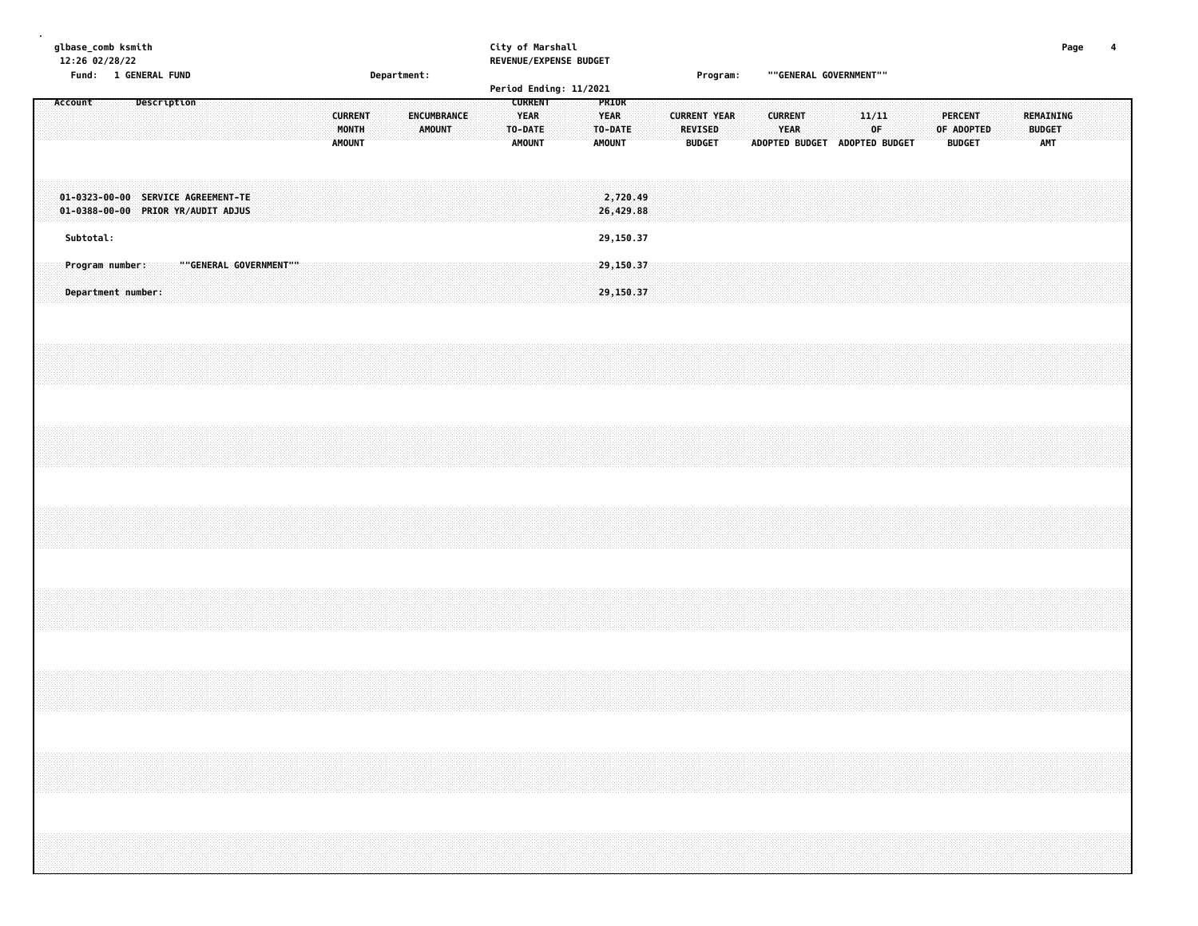glbase_comb ksmith
12:26 02/28/22

City of Marshall
REVENUE/EXPENSE BUDGET

Fund: 1 GENERAL FUND    Department:    Program: ""GENERAL GOVERNMENT""

Period Ending: 11/2021

| Account | Description | CURRENT MONTH AMOUNT | ENCUMBRANCE AMOUNT | CURRENT YEAR TO-DATE AMOUNT | PRIOR YEAR TO-DATE AMOUNT | CURRENT YEAR REVISED BUDGET | CURRENT YEAR ADOPTED BUDGET | 11/11 OF ADOPTED BUDGET | PERCENT OF ADOPTED BUDGET | REMAINING BUDGET AMT |
|---|---|---|---|---|---|---|---|---|---|---|
| 01-0323-00-00 | SERVICE AGREEMENT-TE | | | | 2,720.49 | | | | | |
| 01-0388-00-00 | PRIOR YR/AUDIT ADJUS | | | | 26,429.88 | | | | | |
| Subtotal: | | | | | 29,150.37 | | | | | |
| Program number: | ""GENERAL GOVERNMENT"" | | | | 29,150.37 | | | | | |
| Department number: | | | | | 29,150.37 | | | | | |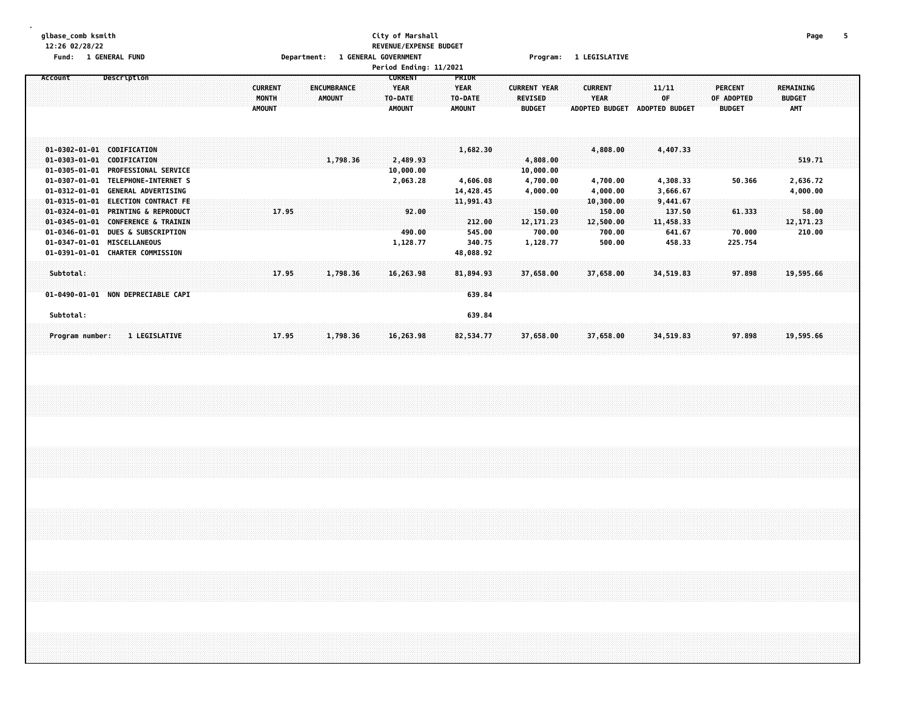glbase_comb ksmith
12:26 02/28/22

City of Marshall
REVENUE/EXPENSE BUDGET
Period Ending: 11/2021

Fund: 1 GENERAL FUND    Department: 1 GENERAL GOVERNMENT    Program: 1 LEGISLATIVE

| Account | Description | CURRENT MONTH AMOUNT | ENCUMBRANCE AMOUNT | CURRENT YEAR TO-DATE AMOUNT | PRIOR YEAR TO-DATE AMOUNT | CURRENT YEAR REVISED BUDGET | CURRENT YEAR ADOPTED BUDGET | 11/11 OF ADOPTED BUDGET | PERCENT OF ADOPTED BUDGET | REMAINING BUDGET AMT |
|---|---|---|---|---|---|---|---|---|---|---|
| 01-0302-01-01 | CODIFICATION | | | | 1,682.30 | | 4,808.00 | 4,407.33 | | |
| 01-0303-01-01 | CODIFICATION | | 1,798.36 | 2,489.93 | | 4,808.00 | | | | 519.71 |
| 01-0305-01-01 | PROFESSIONAL SERVICE | | | 10,000.00 | | 10,000.00 | | | | |
| 01-0307-01-01 | TELEPHONE-INTERNET S | | | 2,063.28 | 4,606.08 | 4,700.00 | 4,700.00 | 4,308.33 | 50.366 | 2,636.72 |
| 01-0312-01-01 | GENERAL ADVERTISING | | | | 14,428.45 | 4,000.00 | 4,000.00 | 3,666.67 | | 4,000.00 |
| 01-0315-01-01 | ELECTION CONTRACT FE | | | | 11,991.43 | | 10,300.00 | 9,441.67 | | |
| 01-0324-01-01 | PRINTING & REPRODUCT | 17.95 | | 92.00 | | 150.00 | 150.00 | 137.50 | 61.333 | 58.00 |
| 01-0345-01-01 | CONFERENCE & TRAININ | | | | 212.00 | 12,171.23 | 12,500.00 | 11,458.33 | | 12,171.23 |
| 01-0346-01-01 | DUES & SUBSCRIPTION | | | 490.00 | 545.00 | 700.00 | 700.00 | 641.67 | 70.000 | 210.00 |
| 01-0347-01-01 | MISCELLANEOUS | | | 1,128.77 | 340.75 | 1,128.77 | 500.00 | 458.33 | 225.754 | |
| 01-0391-01-01 | CHARTER COMMISSION | | | | 48,088.92 | | | | | |
| Subtotal: | | 17.95 | 1,798.36 | 16,263.98 | 81,894.93 | 37,658.00 | 37,658.00 | 34,519.83 | 97.898 | 19,595.66 |
| 01-0490-01-01 | NON DEPRECIABLE CAPI | | | | 639.84 | | | | | |
| Subtotal: | | | | | 639.84 | | | | | |
| Program number: | 1 LEGISLATIVE | 17.95 | 1,798.36 | 16,263.98 | 82,534.77 | 37,658.00 | 37,658.00 | 34,519.83 | 97.898 | 19,595.66 |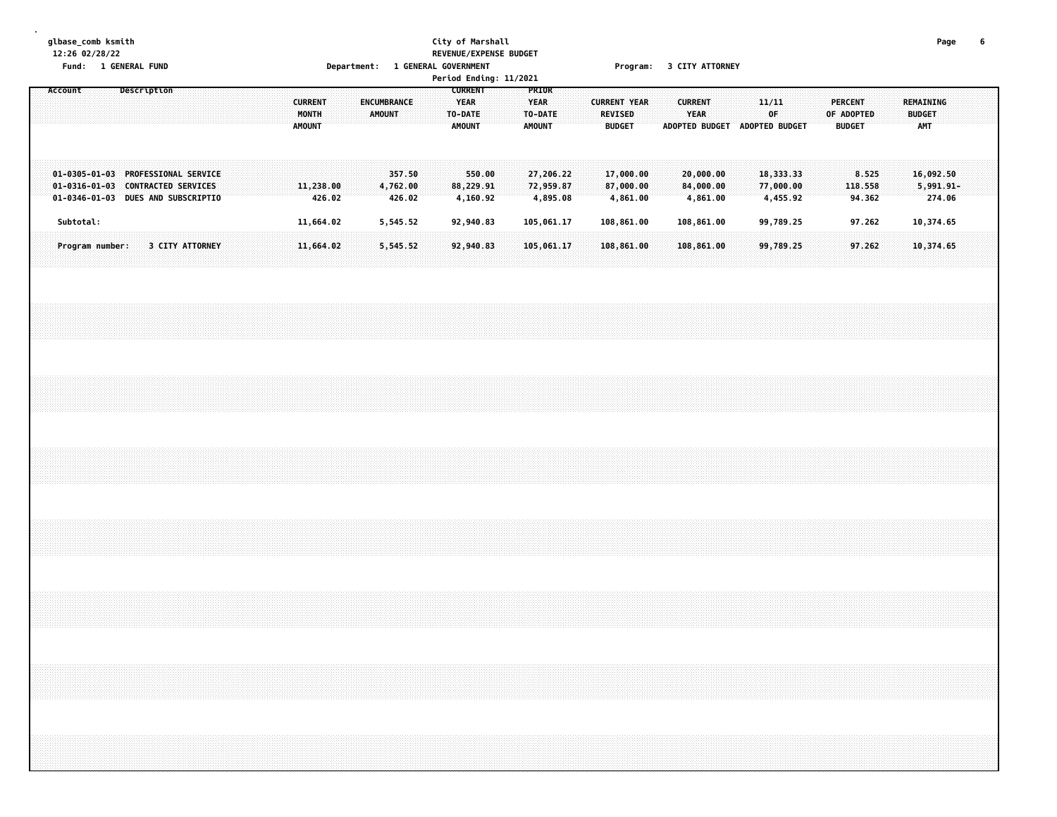glbase_comb ksmith
12:26 02/28/22

City of Marshall
REVENUE/EXPENSE BUDGET
Period Ending: 11/2021

Fund: 1 GENERAL FUND    Department: 1 GENERAL GOVERNMENT    Program: 3 CITY ATTORNEY

| Account | Description | CURRENT MONTH AMOUNT | ENCUMBRANCE AMOUNT | CURRENT YEAR TO-DATE AMOUNT | PRIOR YEAR TO-DATE AMOUNT | CURRENT YEAR REVISED BUDGET | CURRENT YEAR ADOPTED BUDGET | 11/11 OF ADOPTED BUDGET | PERCENT OF ADOPTED BUDGET | REMAINING BUDGET AMT |
|---|---|---|---|---|---|---|---|---|---|---|
| 01-0305-01-03 | PROFESSIONAL SERVICE | | 357.50 | 550.00 | 27,206.22 | 17,000.00 | 20,000.00 | 18,333.33 | 8.525 | 16,092.50 |
| 01-0316-01-03 | CONTRACTED SERVICES | 11,238.00 | 4,762.00 | 88,229.91 | 72,959.87 | 87,000.00 | 84,000.00 | 77,000.00 | 118.558 | 5,991.91- |
| 01-0346-01-03 | DUES AND SUBSCRIPTIO | 426.02 | 426.02 | 4,160.92 | 4,895.08 | 4,861.00 | 4,861.00 | 4,455.92 | 94.362 | 274.06 |
| Subtotal: | | 11,664.02 | 5,545.52 | 92,940.83 | 105,061.17 | 108,861.00 | 108,861.00 | 99,789.25 | 97.262 | 10,374.65 |
| Program number: | 3 CITY ATTORNEY | 11,664.02 | 5,545.52 | 92,940.83 | 105,061.17 | 108,861.00 | 108,861.00 | 99,789.25 | 97.262 | 10,374.65 |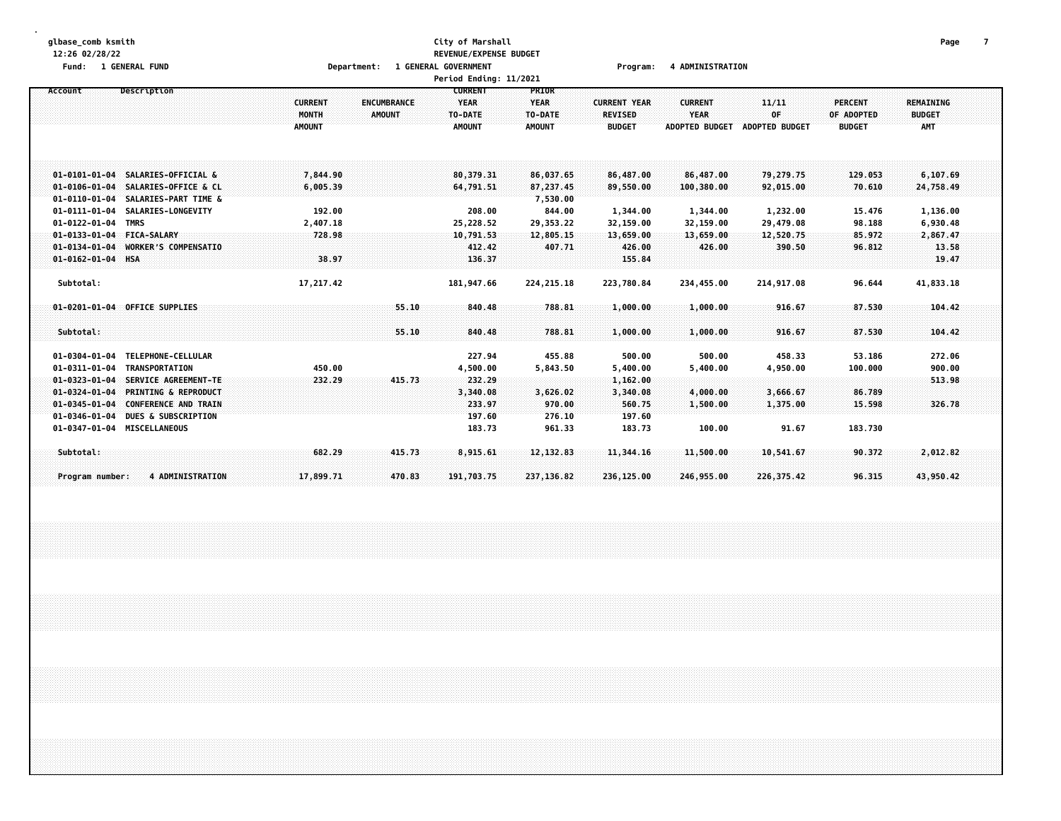glbase_comb ksmith
12:26 02/28/22

**City of Marshall**
**REVENUE/EXPENSE BUDGET**

Fund: 1 GENERAL FUND | Department: 1 GENERAL GOVERNMENT | Program: 4 ADMINISTRATION

Period Ending: 11/2021

| Account | Description | CURRENT MONTH AMOUNT | ENCUMBRANCE AMOUNT | CURRENT YEAR TO-DATE AMOUNT | PRIOR YEAR TO-DATE AMOUNT | CURRENT YEAR REVISED BUDGET | CURRENT YEAR ADOPTED BUDGET | 11/11 OF ADOPTED BUDGET | PERCENT OF ADOPTED BUDGET | REMAINING BUDGET AMT |
|---|---|---|---|---|---|---|---|---|---|---|
| 01-0101-01-04 | SALARIES-OFFICIAL & | 7,844.90 | | 80,379.31 | 86,037.65 | 86,487.00 | 86,487.00 | 79,279.75 | 129.053 | 6,107.69 |
| 01-0106-01-04 | SALARIES-OFFICE & CL | 6,005.39 | | 64,791.51 | 87,237.45 | 89,550.00 | 100,380.00 | 92,015.00 | 70.610 | 24,758.49 |
| 01-0110-01-04 | SALARIES-PART TIME & | | | | 7,530.00 | | | | | |
| 01-0111-01-04 | SALARIES-LONGEVITY | 192.00 | | 208.00 | 844.00 | 1,344.00 | 1,344.00 | 1,232.00 | 15.476 | 1,136.00 |
| 01-0122-01-04 | TMRS | 2,407.18 | | 25,228.52 | 29,353.22 | 32,159.00 | 32,159.00 | 29,479.08 | 98.188 | 6,930.48 |
| 01-0133-01-04 | FICA-SALARY | 728.98 | | 10,791.53 | 12,805.15 | 13,659.00 | 13,659.00 | 12,520.75 | 85.972 | 2,867.47 |
| 01-0134-01-04 | WORKER'S COMPENSATIO | | | 412.42 | 407.71 | 426.00 | 426.00 | 390.50 | 96.812 | 13.58 |
| 01-0162-01-04 | HSA | 38.97 | | 136.37 | | 155.84 | | | | 19.47 |
| Subtotal: | | 17,217.42 | | 181,947.66 | 224,215.18 | 223,780.84 | 234,455.00 | 214,917.08 | 96.644 | 41,833.18 |
| 01-0201-01-04 | OFFICE SUPPLIES | | 55.10 | 840.48 | 788.81 | 1,000.00 | 1,000.00 | 916.67 | 87.530 | 104.42 |
| Subtotal: | | | 55.10 | 840.48 | 788.81 | 1,000.00 | 1,000.00 | 916.67 | 87.530 | 104.42 |
| 01-0304-01-04 | TELEPHONE-CELLULAR | | | 227.94 | 455.88 | 500.00 | 500.00 | 458.33 | 53.186 | 272.06 |
| 01-0311-01-04 | TRANSPORTATION | 450.00 | | 4,500.00 | 5,843.50 | 5,400.00 | 5,400.00 | 4,950.00 | 100.000 | 900.00 |
| 01-0323-01-04 | SERVICE AGREEMENT-TE | 232.29 | 415.73 | 232.29 | | 1,162.00 | | | | 513.98 |
| 01-0324-01-04 | PRINTING & REPRODUCT | | | 3,340.08 | 3,626.02 | 3,340.08 | 4,000.00 | 3,666.67 | 86.789 | |
| 01-0345-01-04 | CONFERENCE AND TRAIN | | | 233.97 | 970.00 | 560.75 | 1,500.00 | 1,375.00 | 15.598 | 326.78 |
| 01-0346-01-04 | DUES & SUBSCRIPTION | | | 197.60 | 276.10 | 197.60 | | | | |
| 01-0347-01-04 | MISCELLANEOUS | | | 183.73 | 961.33 | 183.73 | 100.00 | 91.67 | 183.730 | |
| Subtotal: | | 682.29 | 415.73 | 8,915.61 | 12,132.83 | 11,344.16 | 11,500.00 | 10,541.67 | 90.372 | 2,012.82 |
| Program number: | 4 ADMINISTRATION | 17,899.71 | 470.83 | 191,703.75 | 237,136.82 | 236,125.00 | 246,955.00 | 226,375.42 | 96.315 | 43,950.42 |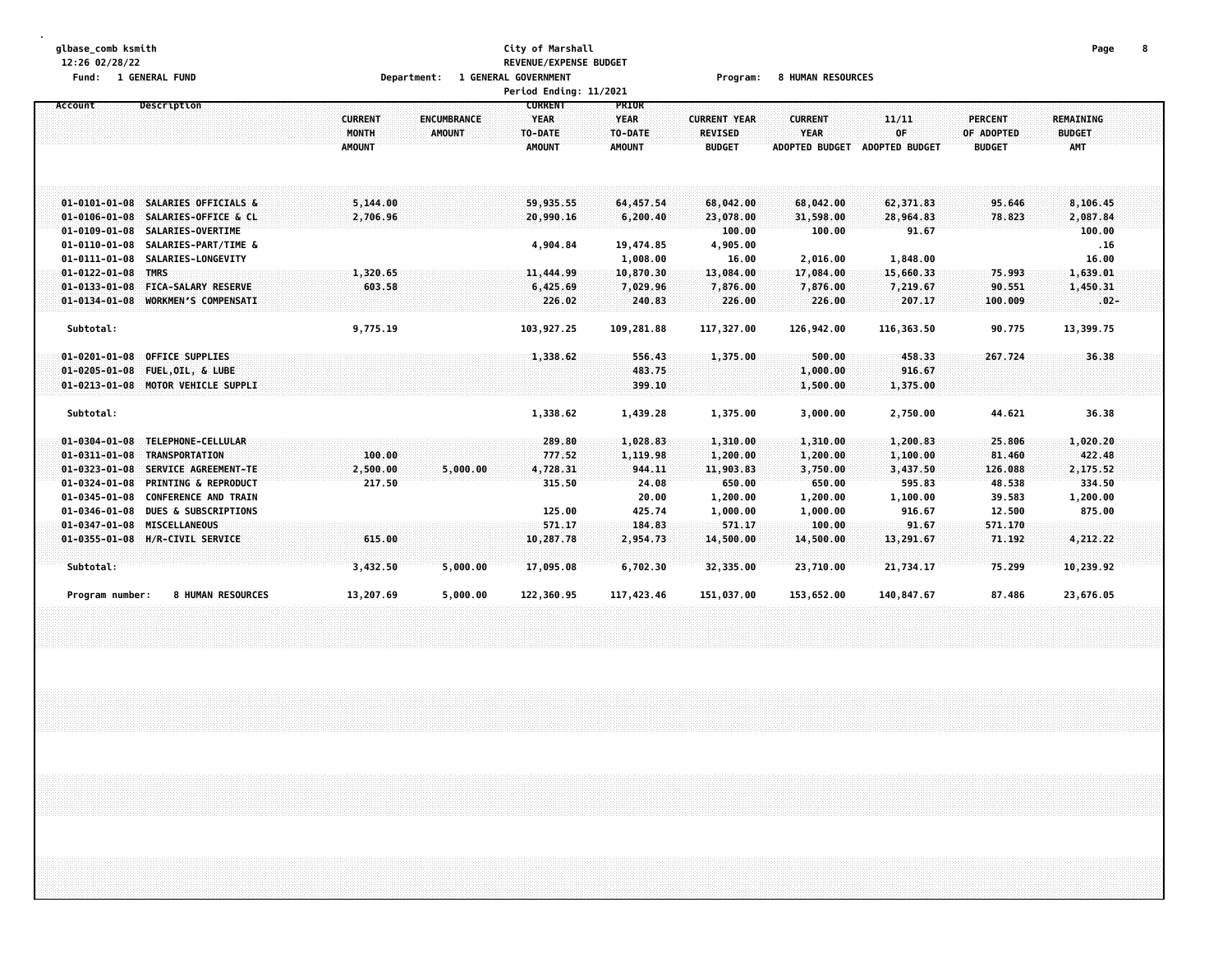glbase_comb ksmith
12:26 02/28/22

City of Marshall
REVENUE/EXPENSE BUDGET

Fund: 1 GENERAL FUND | Department: 1 GENERAL GOVERNMENT | Program: 8 HUMAN RESOURCES

Period Ending: 11/2021

| Account | Description | CURRENT MONTH AMOUNT | ENCUMBRANCE AMOUNT | CURRENT YEAR TO-DATE AMOUNT | PRIOR YEAR TO-DATE AMOUNT | CURRENT YEAR REVISED BUDGET | CURRENT YEAR ADOPTED BUDGET | 11/11 OF ADOPTED BUDGET | PERCENT OF ADOPTED BUDGET | REMAINING BUDGET AMT |
|---|---|---|---|---|---|---|---|---|---|---|
| 01-0101-01-08 | SALARIES OFFICIALS & | 5,144.00 | | 59,935.55 | 64,457.54 | 68,042.00 | 68,042.00 | 62,371.83 | 95.646 | 8,106.45 |
| 01-0106-01-08 | SALARIES-OFFICE & CL | 2,706.96 | | 20,990.16 | 6,200.40 | 23,078.00 | 31,598.00 | 28,964.83 | 78.823 | 2,087.84 |
| 01-0109-01-08 | SALARIES-OVERTIME | | | | | 100.00 | 100.00 | 91.67 | | 100.00 |
| 01-0110-01-08 | SALARIES-PART/TIME & | | | 4,904.84 | 19,474.85 | 4,905.00 | | | | .16 |
| 01-0111-01-08 | SALARIES-LONGEVITY | | | | 1,008.00 | 16.00 | 2,016.00 | 1,848.00 | | 16.00 |
| 01-0122-01-08 | TMRS | 1,320.65 | | 11,444.99 | 10,870.30 | 13,084.00 | 17,084.00 | 15,660.33 | 75.993 | 1,639.01 |
| 01-0133-01-08 | FICA-SALARY RESERVE | 603.58 | | 6,425.69 | 7,029.96 | 7,876.00 | 7,876.00 | 7,219.67 | 90.551 | 1,450.31 |
| 01-0134-01-08 | WORKMEN'S COMPENSATI | | | 226.02 | 240.83 | 226.00 | 226.00 | 207.17 | 100.009 | .02- |
| Subtotal: | | 9,775.19 | | 103,927.25 | 109,281.88 | 117,327.00 | 126,942.00 | 116,363.50 | 90.775 | 13,399.75 |
| 01-0201-01-08 | OFFICE SUPPLIES | | | 1,338.62 | 556.43 | 1,375.00 | 500.00 | 458.33 | 267.724 | 36.38 |
| 01-0205-01-08 | FUEL,OIL, & LUBE | | | | 483.75 | | 1,000.00 | 916.67 | | |
| 01-0213-01-08 | MOTOR VEHICLE SUPPLI | | | | 399.10 | | 1,500.00 | 1,375.00 | | |
| Subtotal: | | | | 1,338.62 | 1,439.28 | 1,375.00 | 3,000.00 | 2,750.00 | 44.621 | 36.38 |
| 01-0304-01-08 | TELEPHONE-CELLULAR | | | 289.80 | 1,028.83 | 1,310.00 | 1,310.00 | 1,200.83 | 25.806 | 1,020.20 |
| 01-0311-01-08 | TRANSPORTATION | 100.00 | | 777.52 | 1,119.98 | 1,200.00 | 1,200.00 | 1,100.00 | 81.460 | 422.48 |
| 01-0323-01-08 | SERVICE AGREEMENT-TE | 2,500.00 | 5,000.00 | 4,728.31 | 944.11 | 11,903.83 | 3,750.00 | 3,437.50 | 126.088 | 2,175.52 |
| 01-0324-01-08 | PRINTING & REPRODUCT | 217.50 | | 315.50 | 24.08 | 650.00 | 650.00 | 595.83 | 48.538 | 334.50 |
| 01-0345-01-08 | CONFERENCE AND TRAIN | | | | 20.00 | 1,200.00 | 1,200.00 | 1,100.00 | 39.583 | 1,200.00 |
| 01-0346-01-08 | DUES & SUBSCRIPTIONS | | | 125.00 | 425.74 | 1,000.00 | 1,000.00 | 916.67 | 12.500 | 875.00 |
| 01-0347-01-08 | MISCELLANEOUS | | | 571.17 | 184.83 | 571.17 | 100.00 | 91.67 | 571.170 | |
| 01-0355-01-08 | H/R-CIVIL SERVICE | 615.00 | | 10,287.78 | 2,954.73 | 14,500.00 | 14,500.00 | 13,291.67 | 71.192 | 4,212.22 |
| Subtotal: | | 3,432.50 | 5,000.00 | 17,095.08 | 6,702.30 | 32,335.00 | 23,710.00 | 21,734.17 | 75.299 | 10,239.92 |
| Program number: | 8 HUMAN RESOURCES | 13,207.69 | 5,000.00 | 122,360.95 | 117,423.46 | 151,037.00 | 153,652.00 | 140,847.67 | 87.486 | 23,676.05 |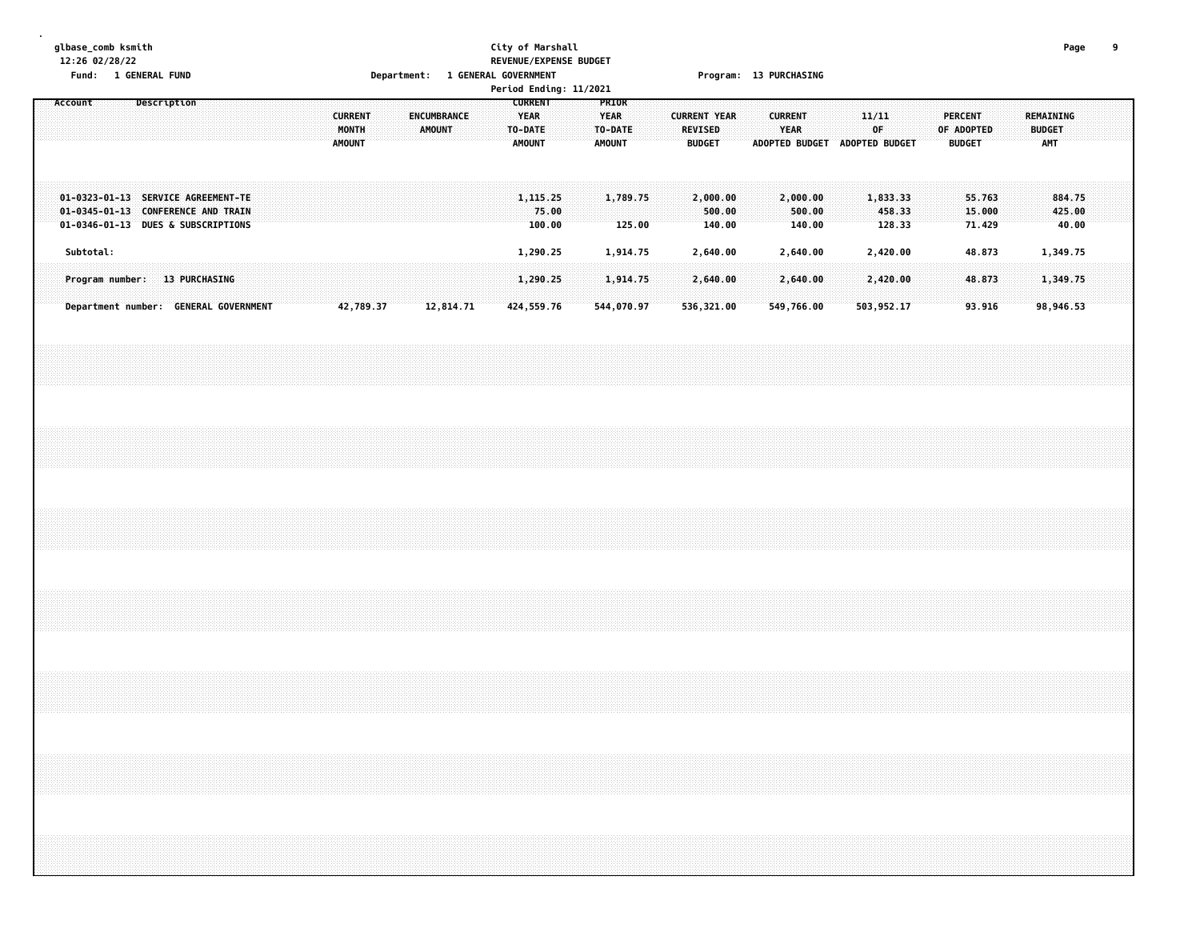glbase_comb ksmith
12:26 02/28/22

**City of Marshall**
**REVENUE/EXPENSE BUDGET**

Fund: 1 GENERAL FUND | Department: 1 GENERAL GOVERNMENT | Program: 13 PURCHASING

Period Ending: 11/2021

| Account | Description | CURRENT MONTH AMOUNT | ENCUMBRANCE AMOUNT | CURRENT YEAR TO-DATE AMOUNT | PRIOR YEAR TO-DATE AMOUNT | CURRENT YEAR REVISED BUDGET | CURRENT YEAR ADOPTED BUDGET | 11/11 OF ADOPTED BUDGET | PERCENT OF ADOPTED BUDGET | REMAINING BUDGET AMT |
|---|---|---|---|---|---|---|---|---|---|---|
| 01-0323-01-13 | SERVICE AGREEMENT-TE | | | 1,115.25 | 1,789.75 | 2,000.00 | 2,000.00 | 1,833.33 | 55.763 | 884.75 |
| 01-0345-01-13 | CONFERENCE AND TRAIN | | | 75.00 | | 500.00 | 500.00 | 458.33 | 15.000 | 425.00 |
| 01-0346-01-13 | DUES & SUBSCRIPTIONS | | | 100.00 | 125.00 | 140.00 | 140.00 | 128.33 | 71.429 | 40.00 |
| Subtotal: | | | | 1,290.25 | 1,914.75 | 2,640.00 | 2,640.00 | 2,420.00 | 48.873 | 1,349.75 |
| Program number: | 13 PURCHASING | | | 1,290.25 | 1,914.75 | 2,640.00 | 2,640.00 | 2,420.00 | 48.873 | 1,349.75 |
| Department number: | GENERAL GOVERNMENT | 42,789.37 | 12,814.71 | 424,559.76 | 544,070.97 | 536,321.00 | 549,766.00 | 503,952.17 | 93.916 | 98,946.53 |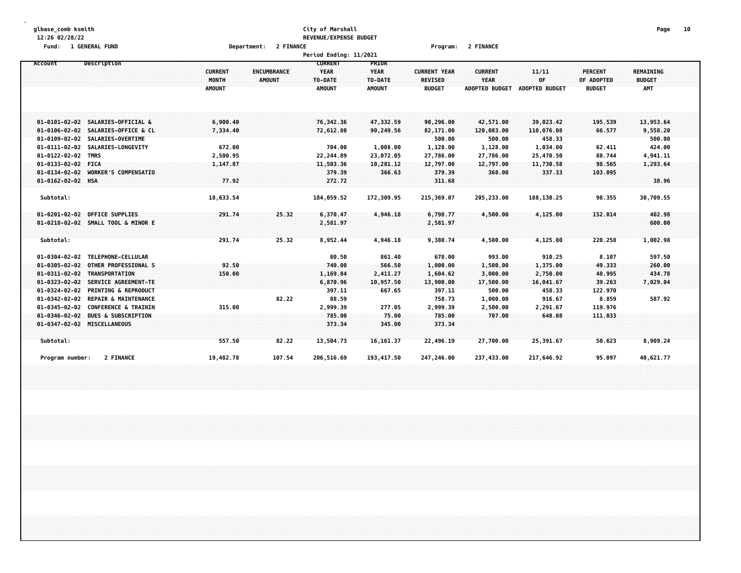glbase_comb ksmith
12:26 02/28/22

City of Marshall
REVENUE/EXPENSE BUDGET

Fund: 1 GENERAL FUND    Department: 2 FINANCE    Program: 2 FINANCE

Period Ending: 11/2021

| Account | Description | CURRENT MONTH AMOUNT | ENCUMBRANCE AMOUNT | CURRENT YEAR TO-DATE AMOUNT | PRIOR YEAR TO-DATE AMOUNT | CURRENT YEAR REVISED BUDGET | CURRENT YEAR ADOPTED BUDGET | 11/11 OF ADOPTED BUDGET | PERCENT OF ADOPTED BUDGET | REMAINING BUDGET AMT |
|---|---|---|---|---|---|---|---|---|---|---|
| 01-0101-02-02 | SALARIES-OFFICIAL & | 6,900.40 | | 76,342.36 | 47,332.59 | 90,296.00 | 42,571.00 | 39,023.42 | 195.539 | 13,953.64 |
| 01-0106-02-02 | SALARIES-OFFICE & CL | 7,334.40 | | 72,612.80 | 90,249.56 | 82,171.00 | 120,083.00 | 110,076.08 | 66.577 | 9,558.20 |
| 01-0109-02-02 | SALARIES-OVERTIME | | | | | 500.00 | 500.00 | 458.33 | | 500.00 |
| 01-0111-02-02 | SALARIES-LONGEVITY | 672.00 | | 704.00 | 1,008.00 | 1,128.00 | 1,128.00 | 1,034.00 | 62.411 | 424.00 |
| 01-0122-02-02 | TMRS | 2,500.95 | | 22,244.89 | 23,072.05 | 27,786.00 | 27,786.00 | 25,470.50 | 88.744 | 4,941.11 |
| 01-0133-02-02 | FICA | 1,147.87 | | 11,503.36 | 10,281.12 | 12,797.00 | 12,797.00 | 11,730.58 | 98.565 | 1,293.64 |
| 01-0134-02-02 | WORKER'S COMPENSATIO | | | 379.39 | 366.63 | 379.39 | 368.00 | 337.33 | 103.095 | |
| 01-0162-02-02 | HSA | 77.92 | | 272.72 | | 311.68 | | | | 38.96 |
| Subtotal: | | 18,633.54 | | 184,059.52 | 172,309.95 | 215,369.07 | 205,233.00 | 188,130.25 | 98.355 | 30,709.55 |
| 01-0201-02-02 | OFFICE SUPPLIES | 291.74 | 25.32 | 6,370.47 | 4,946.18 | 6,798.77 | 4,500.00 | 4,125.00 | 152.014 | 402.98 |
| 01-0218-02-02 | SMALL TOOL & MINOR E | | | 2,581.97 | | 2,581.97 | | | | 600.00 |
| Subtotal: | | 291.74 | 25.32 | 8,952.44 | 4,946.18 | 9,380.74 | 4,500.00 | 4,125.00 | 220.258 | 1,002.98 |
| 01-0304-02-02 | TELEPHONE-CELLULAR | | | 80.50 | 861.40 | 678.00 | 993.00 | 910.25 | 8.107 | 597.50 |
| 01-0305-02-02 | OTHER PROFESSIONAL S | 92.50 | | 740.00 | 566.50 | 1,000.00 | 1,500.00 | 1,375.00 | 49.333 | 260.00 |
| 01-0311-02-02 | TRANSPORTATION | 150.00 | | 1,169.84 | 2,411.27 | 1,604.62 | 3,000.00 | 2,750.00 | 48.995 | 434.78 |
| 01-0323-02-02 | SERVICE AGREEMENT-TE | | | 6,870.96 | 10,957.50 | 13,900.00 | 17,500.00 | 16,041.67 | 39.263 | 7,029.04 |
| 01-0324-02-02 | PRINTING & REPRODUCT | | | 397.11 | 667.65 | 397.11 | 500.00 | 458.33 | 122.970 | |
| 01-0342-02-02 | REPAIR & MAINTENANCE | | 82.22 | 88.59 | | 758.73 | 1,000.00 | 916.67 | 8.859 | 587.92 |
| 01-0345-02-02 | CONFERENCE & TRAININ | 315.00 | | 2,999.39 | 277.05 | 2,999.39 | 2,500.00 | 2,291.67 | 119.976 | |
| 01-0346-02-02 | DUES & SUBSCRIPTION | | | 785.00 | 75.00 | 785.00 | 707.00 | 648.08 | 111.033 | |
| 01-0347-02-02 | MISCELLANEOUS | | | 373.34 | 345.00 | 373.34 | | | | |
| Subtotal: | | 557.50 | 82.22 | 13,504.73 | 16,161.37 | 22,496.19 | 27,700.00 | 25,391.67 | 50.623 | 8,909.24 |
| Program number: | 2 FINANCE | 19,482.78 | 107.54 | 206,516.69 | 193,417.50 | 247,246.00 | 237,433.00 | 217,646.92 | 95.097 | 40,621.77 |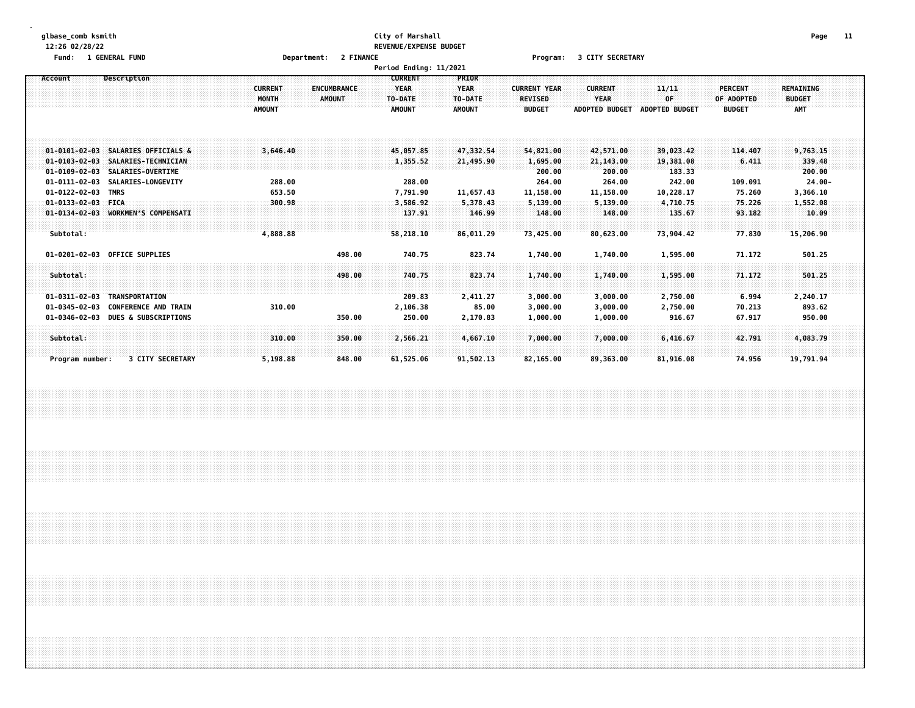glbase_comb ksmith
12:26 02/28/22

**City of Marshall**
**REVENUE/EXPENSE BUDGET**

Fund: 1 GENERAL FUND    Department: 2 FINANCE    Program: 3 CITY SECRETARY

Period Ending: 11/2021

| Account | Description | CURRENT MONTH AMOUNT | ENCUMBRANCE AMOUNT | CURRENT YEAR TO-DATE AMOUNT | PRIOR YEAR TO-DATE AMOUNT | CURRENT YEAR REVISED BUDGET | CURRENT YEAR ADOPTED BUDGET | 11/11 OF ADOPTED BUDGET | PERCENT OF ADOPTED BUDGET | REMAINING BUDGET AMT |
|---|---|---|---|---|---|---|---|---|---|---|
| 01-0101-02-03 | SALARIES OFFICIALS & | 3,646.40 | | 45,057.85 | 47,332.54 | 54,821.00 | 42,571.00 | 39,023.42 | 114.407 | 9,763.15 |
| 01-0103-02-03 | SALARIES-TECHNICIAN | | | 1,355.52 | 21,495.90 | 1,695.00 | 21,143.00 | 19,381.08 | 6.411 | 339.48 |
| 01-0109-02-03 | SALARIES-OVERTIME | | | | | 200.00 | 200.00 | 183.33 | | 200.00 |
| 01-0111-02-03 | SALARIES-LONGEVITY | 288.00 | | 288.00 | | 264.00 | 264.00 | 242.00 | 109.091 | 24.00- |
| 01-0122-02-03 | TMRS | 653.50 | | 7,791.90 | 11,657.43 | 11,158.00 | 11,158.00 | 10,228.17 | 75.260 | 3,366.10 |
| 01-0133-02-03 | FICA | 300.98 | | 3,586.92 | 5,378.43 | 5,139.00 | 5,139.00 | 4,710.75 | 75.226 | 1,552.08 |
| 01-0134-02-03 | WORKMEN'S COMPENSATI | | | 137.91 | 146.99 | 148.00 | 148.00 | 135.67 | 93.182 | 10.09 |
| Subtotal: | | 4,888.88 | | 58,218.10 | 86,011.29 | 73,425.00 | 80,623.00 | 73,904.42 | 77.830 | 15,206.90 |
| 01-0201-02-03 | OFFICE SUPPLIES | | 498.00 | 740.75 | 823.74 | 1,740.00 | 1,740.00 | 1,595.00 | 71.172 | 501.25 |
| Subtotal: | | | 498.00 | 740.75 | 823.74 | 1,740.00 | 1,740.00 | 1,595.00 | 71.172 | 501.25 |
| 01-0311-02-03 | TRANSPORTATION | | | 209.83 | 2,411.27 | 3,000.00 | 3,000.00 | 2,750.00 | 6.994 | 2,240.17 |
| 01-0345-02-03 | CONFERENCE AND TRAIN | 310.00 | | 2,106.38 | 85.00 | 3,000.00 | 3,000.00 | 2,750.00 | 70.213 | 893.62 |
| 01-0346-02-03 | DUES & SUBSCRIPTIONS | | 350.00 | 250.00 | 2,170.83 | 1,000.00 | 1,000.00 | 916.67 | 67.917 | 950.00 |
| Subtotal: | | 310.00 | 350.00 | 2,566.21 | 4,667.10 | 7,000.00 | 7,000.00 | 6,416.67 | 42.791 | 4,083.79 |
| Program number: | 3 CITY SECRETARY | 5,198.88 | 848.00 | 61,525.06 | 91,502.13 | 82,165.00 | 89,363.00 | 81,916.08 | 74.956 | 19,791.94 |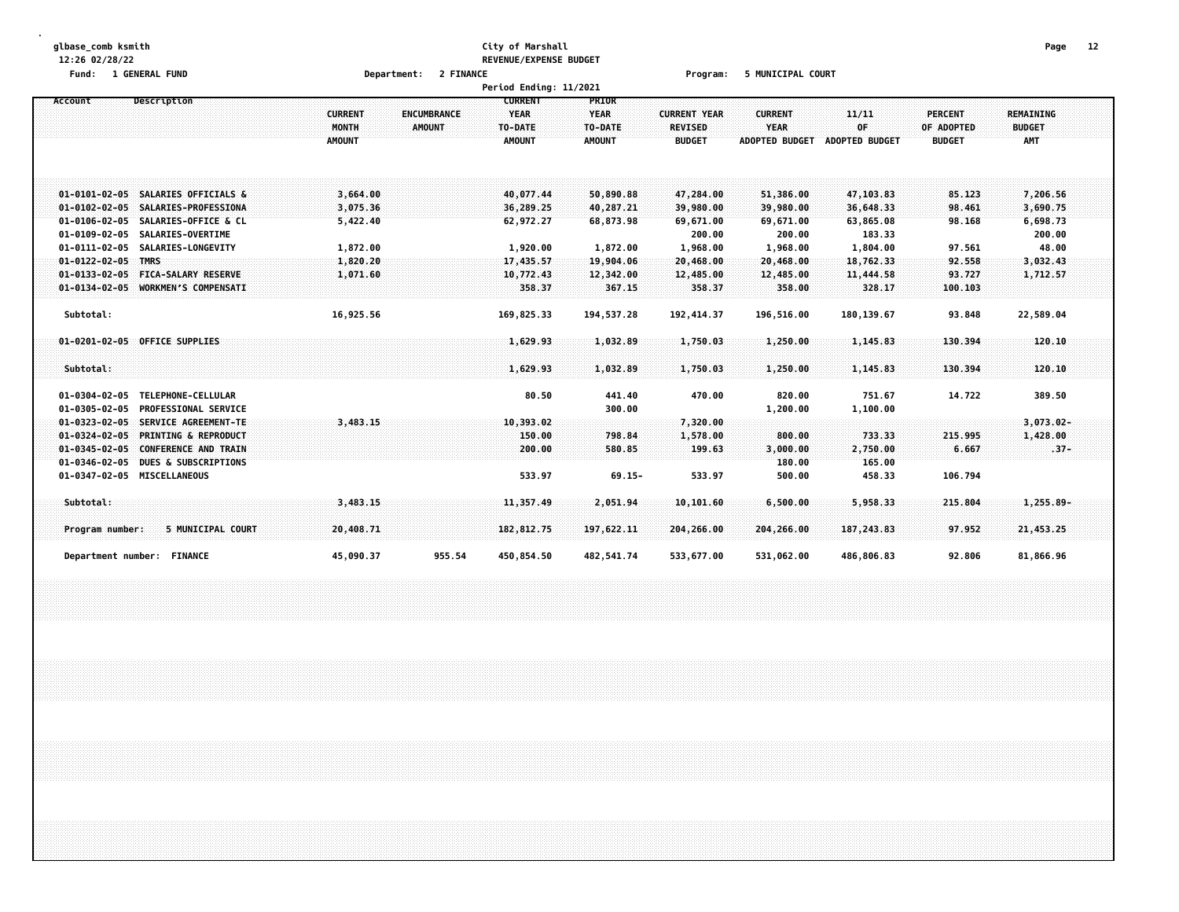glbase_comb ksmith
12:26 02/28/22

**City of Marshall**
**REVENUE/EXPENSE BUDGET**

Fund: 1 GENERAL FUND | Department: 2 FINANCE | Program: 5 MUNICIPAL COURT

Period Ending: 11/2021

| Account | Description | CURRENT MONTH AMOUNT | ENCUMBRANCE AMOUNT | CURRENT YEAR TO-DATE AMOUNT | PRIOR YEAR TO-DATE AMOUNT | CURRENT YEAR REVISED BUDGET | CURRENT YEAR ADOPTED BUDGET | 11/11 OF ADOPTED BUDGET | PERCENT OF ADOPTED BUDGET | REMAINING BUDGET AMT |
|---|---|---|---|---|---|---|---|---|---|---|
| 01-0101-02-05 | SALARIES OFFICIALS & | 3,664.00 | | 40,077.44 | 50,890.88 | 47,284.00 | 51,386.00 | 47,103.83 | 85.123 | 7,206.56 |
| 01-0102-02-05 | SALARIES-PROFESSIONA | 3,075.36 | | 36,289.25 | 40,287.21 | 39,980.00 | 39,980.00 | 36,648.33 | 98.461 | 3,690.75 |
| 01-0106-02-05 | SALARIES-OFFICE & CL | 5,422.40 | | 62,972.27 | 68,873.98 | 69,671.00 | 69,671.00 | 63,865.08 | 98.168 | 6,698.73 |
| 01-0109-02-05 | SALARIES-OVERTIME | | | | | 200.00 | 200.00 | 183.33 | | 200.00 |
| 01-0111-02-05 | SALARIES-LONGEVITY | 1,872.00 | | 1,920.00 | 1,872.00 | 1,968.00 | 1,968.00 | 1,804.00 | 97.561 | 48.00 |
| 01-0122-02-05 | TMRS | 1,820.20 | | 17,435.57 | 19,904.06 | 20,468.00 | 20,468.00 | 18,762.33 | 92.558 | 3,032.43 |
| 01-0133-02-05 | FICA-SALARY RESERVE | 1,071.60 | | 10,772.43 | 12,342.00 | 12,485.00 | 12,485.00 | 11,444.58 | 93.727 | 1,712.57 |
| 01-0134-02-05 | WORKMEN'S COMPENSATI | | | 358.37 | 367.15 | 358.37 | 358.00 | 328.17 | 100.103 | |
| Subtotal: | | 16,925.56 | | 169,825.33 | 194,537.28 | 192,414.37 | 196,516.00 | 180,139.67 | 93.848 | 22,589.04 |
| 01-0201-02-05 | OFFICE SUPPLIES | | | 1,629.93 | 1,032.89 | 1,750.03 | 1,250.00 | 1,145.83 | 130.394 | 120.10 |
| Subtotal: | | | | 1,629.93 | 1,032.89 | 1,750.03 | 1,250.00 | 1,145.83 | 130.394 | 120.10 |
| 01-0304-02-05 | TELEPHONE-CELLULAR | | | 80.50 | 441.40 | 470.00 | 820.00 | 751.67 | 14.722 | 389.50 |
| 01-0305-02-05 | PROFESSIONAL SERVICE | | | | 300.00 | | 1,200.00 | 1,100.00 | | |
| 01-0323-02-05 | SERVICE AGREEMENT-TE | 3,483.15 | | 10,393.02 | | 7,320.00 | | | | 3,073.02- |
| 01-0324-02-05 | PRINTING & REPRODUCT | | | 150.00 | 798.84 | 1,578.00 | 800.00 | 733.33 | 215.995 | 1,428.00 |
| 01-0345-02-05 | CONFERENCE AND TRAIN | | | 200.00 | 580.85 | 199.63 | 3,000.00 | 2,750.00 | 6.667 | .37- |
| 01-0346-02-05 | DUES & SUBSCRIPTIONS | | | | | | 180.00 | 165.00 | | |
| 01-0347-02-05 | MISCELLANEOUS | | | 533.97 | 69.15- | 533.97 | 500.00 | 458.33 | 106.794 | |
| Subtotal: | | 3,483.15 | | 11,357.49 | 2,051.94 | 10,101.60 | 6,500.00 | 5,958.33 | 215.804 | 1,255.89- |
| Program number: | 5 MUNICIPAL COURT | 20,408.71 | | 182,812.75 | 197,622.11 | 204,266.00 | 204,266.00 | 187,243.83 | 97.952 | 21,453.25 |
| Department number: | FINANCE | 45,090.37 | 955.54 | 450,854.50 | 482,541.74 | 533,677.00 | 531,062.00 | 486,806.83 | 92.806 | 81,866.96 |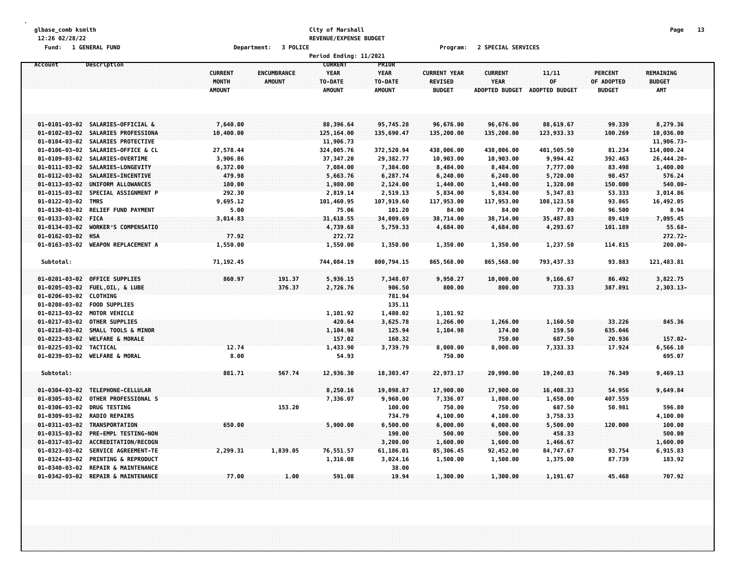**City of Marshall**
**REVENUE/EXPENSE BUDGET**

Fund: 1 GENERAL FUND | Department: 3 POLICE | Program: 2 SPECIAL SERVICES

Period Ending: 11/2021

| Account | Description | CURRENT MONTH AMOUNT | ENCUMBRANCE AMOUNT | CURRENT YEAR TO-DATE AMOUNT | PRIOR YEAR TO-DATE AMOUNT | CURRENT YEAR REVISED BUDGET | CURRENT YEAR ADOPTED BUDGET | 11/11 OF ADOPTED BUDGET | PERCENT OF ADOPTED BUDGET | REMAINING BUDGET AMT |
|---|---|---|---|---|---|---|---|---|---|---|
| 01-0101-03-02 | SALARIES-OFFICIAL & | 7,640.00 | | 88,396.64 | 95,745.28 | 96,676.00 | 96,676.00 | 88,619.67 | 99.339 | 8,279.36 |
| 01-0102-03-02 | SALARIES PROFESSIONA | 10,400.00 | | 125,164.00 | 135,690.47 | 135,200.00 | 135,200.00 | 123,933.33 | 100.269 | 10,036.00 |
| 01-0104-03-02 | SALARIES PROTECTIVE | | | 11,906.73 | | | | | | 11,906.73- |
| 01-0106-03-02 | SALARIES-OFFICE & CL | 27,578.44 | | 324,005.76 | 372,520.94 | 438,006.00 | 438,006.00 | 401,505.50 | 81.234 | 114,000.24 |
| 01-0109-03-02 | SALARIES-OVERTIME | 3,906.86 | | 37,347.20 | 29,382.77 | 10,903.00 | 10,903.00 | 9,994.42 | 392.463 | 26,444.20- |
| 01-0111-03-02 | SALARIES-LONGEVITY | 6,372.00 | | 7,084.00 | 7,384.00 | 8,484.00 | 8,484.00 | 7,777.00 | 83.498 | 1,400.00 |
| 01-0112-03-02 | SALARIES-INCENTIVE | 479.98 | | 5,663.76 | 6,287.74 | 6,240.00 | 6,240.00 | 5,720.00 | 98.457 | 576.24 |
| 01-0113-03-02 | UNIFORM ALLOWANCES | 180.00 | | 1,980.00 | 2,124.00 | 1,440.00 | 1,440.00 | 1,320.00 | 150.000 | 540.00- |
| 01-0115-03-02 | SPECIAL ASSIGNMENT P | 292.30 | | 2,819.14 | 2,519.13 | 5,834.00 | 5,834.00 | 5,347.83 | 53.333 | 3,014.86 |
| 01-0122-03-02 | TMRS | 9,695.12 | | 101,460.95 | 107,919.60 | 117,953.00 | 117,953.00 | 108,123.58 | 93.865 | 16,492.05 |
| 01-0130-03-02 | RELIEF FUND PAYMENT | 5.00 | | 75.06 | 101.20 | 84.00 | 84.00 | 77.00 | 96.500 | 8.94 |
| 01-0133-03-02 | FICA | 3,014.83 | | 31,618.55 | 34,009.69 | 38,714.00 | 38,714.00 | 35,487.83 | 89.419 | 7,095.45 |
| 01-0134-03-02 | WORKER'S COMPENSATIO | | | 4,739.68 | 5,759.33 | 4,684.00 | 4,684.00 | 4,293.67 | 101.189 | 55.68- |
| 01-0162-03-02 | HSA | 77.92 | | 272.72 | | | | | | 272.72- |
| 01-0163-03-02 | WEAPON REPLACEMENT A | 1,550.00 | | 1,550.00 | 1,350.00 | 1,350.00 | 1,350.00 | 1,237.50 | 114.815 | 200.00- |
| Subtotal: | | 71,192.45 | | 744,084.19 | 800,794.15 | 865,568.00 | 865,568.00 | 793,437.33 | 93.883 | 121,483.81 |
| 01-0201-03-02 | OFFICE SUPPLIES | 860.97 | 191.37 | 5,936.15 | 7,348.07 | 9,950.27 | 10,000.00 | 9,166.67 | 86.492 | 3,822.75 |
| 01-0205-03-02 | FUEL,OIL, & LUBE | | 376.37 | 2,726.76 | 906.50 | 800.00 | 800.00 | 733.33 | 387.891 | 2,303.13- |
| 01-0206-03-02 | CLOTHING | | | | 781.94 | | | | | |
| 01-0208-03-02 | FOOD SUPPLIES | | | | 135.11 | | | | | |
| 01-0213-03-02 | MOTOR VEHICLE | | | 1,101.92 | 1,480.02 | 1,101.92 | | | | |
| 01-0217-03-02 | OTHER SUPPLIES | | | 420.64 | 3,625.78 | 1,266.00 | 1,266.00 | 1,160.50 | 33.226 | 845.36 |
| 01-0218-03-02 | SMALL TOOLS & MINOR | | | 1,104.98 | 125.94 | 1,104.98 | 174.00 | 159.50 | 635.046 | |
| 01-0223-03-02 | WELFARE & MORALE | | | 157.02 | 160.32 | | 750.00 | 687.50 | 20.936 | 157.02- |
| 01-0225-03-02 | TACTICAL | 12.74 | | 1,433.90 | 3,739.79 | 8,000.00 | 8,000.00 | 7,333.33 | 17.924 | 6,566.10 |
| 01-0239-03-02 | WELFARE & MORAL | 8.00 | | 54.93 | | 750.00 | | | | 695.07 |
| Subtotal: | | 881.71 | 567.74 | 12,936.30 | 18,303.47 | 22,973.17 | 20,990.00 | 19,240.83 | 76.349 | 9,469.13 |
| 01-0304-03-02 | TELEPHONE-CELLULAR | | | 8,250.16 | 19,098.87 | 17,900.00 | 17,900.00 | 16,408.33 | 54.956 | 9,649.84 |
| 01-0305-03-02 | OTHER PROFESSIONAL S | | | 7,336.07 | 9,960.00 | 7,336.07 | 1,800.00 | 1,650.00 | 407.559 | |
| 01-0306-03-02 | DRUG TESTING | | 153.20 | | 100.00 | 750.00 | 750.00 | 687.50 | 50.981 | 596.80 |
| 01-0309-03-02 | RADIO REPAIRS | | | | 734.79 | 4,100.00 | 4,100.00 | 3,758.33 | | 4,100.00 |
| 01-0311-03-02 | TRANSPORTATION | 650.00 | | 5,900.00 | 6,500.00 | 6,000.00 | 6,000.00 | 5,500.00 | 120.000 | 100.00 |
| 01-0315-03-02 | PRE-EMPL TESTING-NON | | | | 190.00 | 500.00 | 500.00 | 458.33 | | 500.00 |
| 01-0317-03-02 | ACCREDITATION/RECOGN | | | | 3,200.00 | 1,600.00 | 1,600.00 | 1,466.67 | | 1,600.00 |
| 01-0323-03-02 | SERVICE AGREEMENT-TE | 2,299.31 | 1,839.05 | 76,551.57 | 61,186.01 | 85,306.45 | 92,452.00 | 84,747.67 | 93.754 | 6,915.83 |
| 01-0324-03-02 | PRINTING & REPRODUCT | | | 1,316.08 | 3,024.16 | 1,500.00 | 1,500.00 | 1,375.00 | 87.739 | 183.92 |
| 01-0340-03-02 | REPAIR & MAINTENANCE | | | | 38.00 | | | | | |
| 01-0342-03-02 | REPAIR & MAINTENANCE | 77.00 | 1.00 | 591.08 | 19.94 | 1,300.00 | 1,300.00 | 1,191.67 | 45.468 | 707.92 |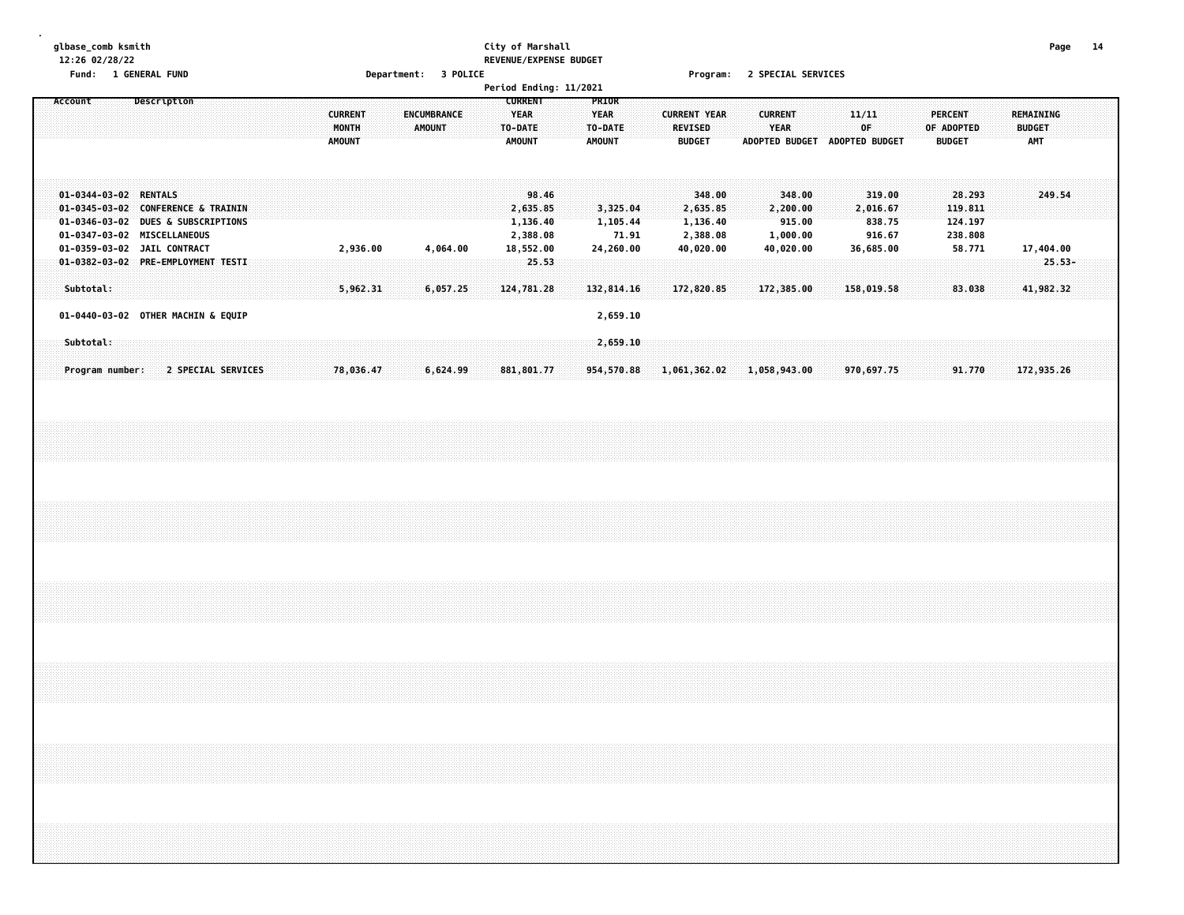City of Marshall
REVENUE/EXPENSE BUDGET

Fund: 1 GENERAL FUND | Department: 3 POLICE | Program: 2 SPECIAL SERVICES

Period Ending: 11/2021

| Account | Description | CURRENT MONTH AMOUNT | ENCUMBRANCE AMOUNT | CURRENT YEAR TO-DATE AMOUNT | PRIOR YEAR TO-DATE AMOUNT | CURRENT YEAR REVISED BUDGET | CURRENT YEAR ADOPTED BUDGET | 11/11 OF ADOPTED BUDGET | PERCENT OF ADOPTED BUDGET | REMAINING BUDGET AMT |
|---|---|---|---|---|---|---|---|---|---|---|
| 01-0344-03-02 | RENTALS | | | 98.46 | | 348.00 | 348.00 | 319.00 | 28.293 | 249.54 |
| 01-0345-03-02 | CONFERENCE & TRAININ | | | 2,635.85 | 3,325.04 | 2,635.85 | 2,200.00 | 2,016.67 | 119.811 | |
| 01-0346-03-02 | DUES & SUBSCRIPTIONS | | | 1,136.40 | 1,105.44 | 1,136.40 | 915.00 | 838.75 | 124.197 | |
| 01-0347-03-02 | MISCELLANEOUS | | | 2,388.08 | 71.91 | 2,388.08 | 1,000.00 | 916.67 | 238.808 | |
| 01-0359-03-02 | JAIL CONTRACT | 2,936.00 | 4,064.00 | 18,552.00 | 24,260.00 | 40,020.00 | 40,020.00 | 36,685.00 | 58.771 | 17,404.00 |
| 01-0382-03-02 | PRE-EMPLOYMENT TESTI | | | 25.53 | | | | | | 25.53- |
| Subtotal: | | 5,962.31 | 6,057.25 | 124,781.28 | 132,814.16 | 172,820.85 | 172,385.00 | 158,019.58 | 83.038 | 41,982.32 |
| 01-0440-03-02 | OTHER MACHIN & EQUIP | | | | 2,659.10 | | | | | |
| Subtotal: | | | | | 2,659.10 | | | | | |
| Program number: | 2 SPECIAL SERVICES | 78,036.47 | 6,624.99 | 881,801.77 | 954,570.88 | 1,061,362.02 | 1,058,943.00 | 970,697.75 | 91.770 | 172,935.26 |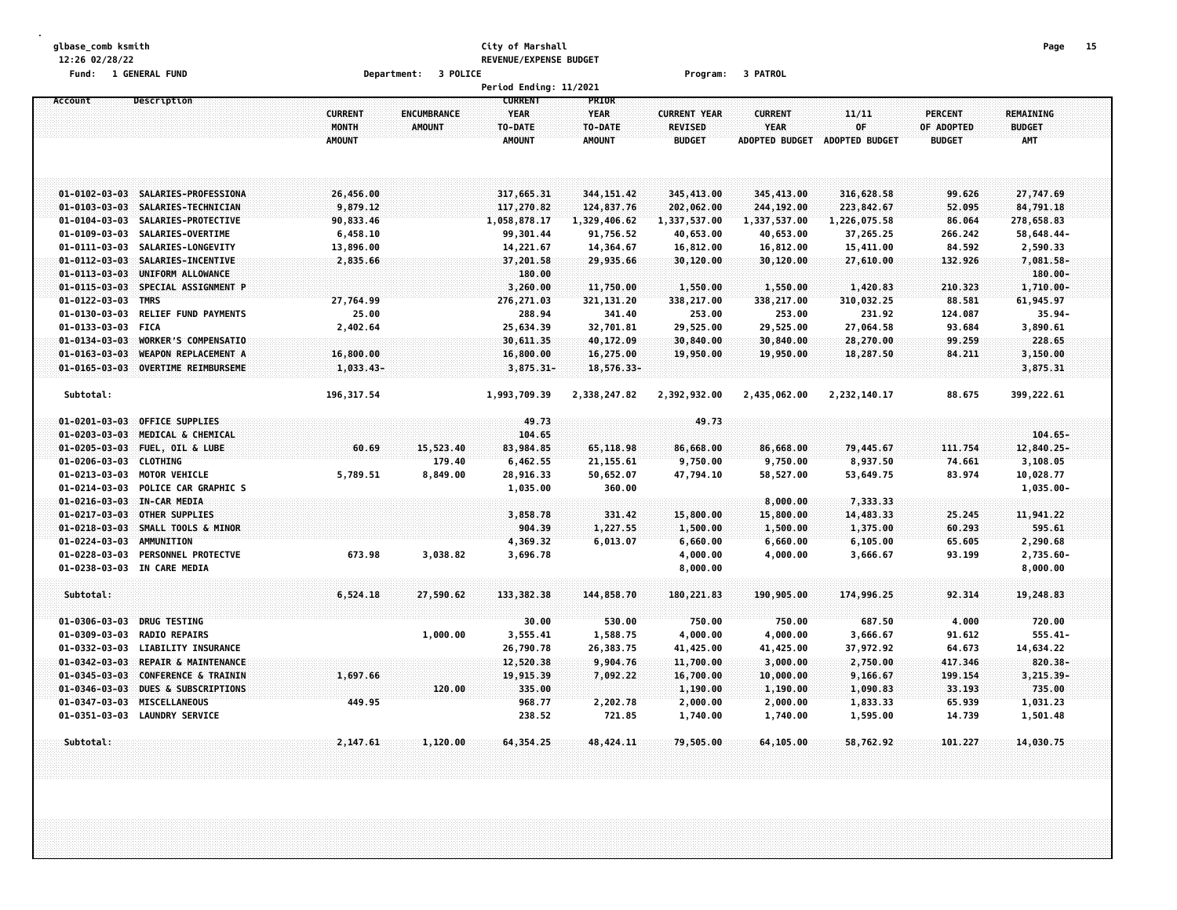glbase_comb ksmith
12:26 02/28/22
Fund: 1 GENERAL FUND

City of Marshall
REVENUE/EXPENSE BUDGET

Department: 3 POLICE    Program: 3 PATROL

Period Ending: 11/2021

| Account | Description | CURRENT MONTH AMOUNT | ENCUMBRANCE AMOUNT | CURRENT YEAR TO-DATE AMOUNT | PRIOR YEAR TO-DATE AMOUNT | CURRENT YEAR REVISED BUDGET | CURRENT YEAR ADOPTED BUDGET | 11/11 OF ADOPTED BUDGET | PERCENT OF ADOPTED BUDGET | REMAINING BUDGET AMT |
|---|---|---|---|---|---|---|---|---|---|---|
| 01-0102-03-03 | SALARIES-PROFESSIONA | 26,456.00 | | 317,665.31 | 344,151.42 | 345,413.00 | 345,413.00 | 316,628.58 | 99.626 | 27,747.69 |
| 01-0103-03-03 | SALARIES-TECHNICIAN | 9,879.12 | | 117,270.82 | 124,837.76 | 202,062.00 | 244,192.00 | 223,842.67 | 52.095 | 84,791.18 |
| 01-0104-03-03 | SALARIES-PROTECTIVE | 90,833.46 | | 1,058,878.17 | 1,329,406.62 | 1,337,537.00 | 1,337,537.00 | 1,226,075.58 | 86.064 | 278,658.83 |
| 01-0109-03-03 | SALARIES-OVERTIME | 6,458.10 | | 99,301.44 | 91,756.52 | 40,653.00 | 40,653.00 | 37,265.25 | 266.242 | 58,648.44- |
| 01-0111-03-03 | SALARIES-LONGEVITY | 13,896.00 | | 14,221.67 | 14,364.67 | 16,812.00 | 16,812.00 | 15,411.00 | 84.592 | 2,590.33 |
| 01-0112-03-03 | SALARIES-INCENTIVE | 2,835.66 | | 37,201.58 | 29,935.66 | 30,120.00 | 30,120.00 | 27,610.00 | 132.926 | 7,081.58- |
| 01-0113-03-03 | UNIFORM ALLOWANCE | | | 180.00 | | | | | | 180.00- |
| 01-0115-03-03 | SPECIAL ASSIGNMENT P | | | 3,260.00 | 11,750.00 | 1,550.00 | 1,550.00 | 1,420.83 | 210.323 | 1,710.00- |
| 01-0122-03-03 | TMRS | 27,764.99 | | 276,271.03 | 321,131.20 | 338,217.00 | 338,217.00 | 310,032.25 | 88.581 | 61,945.97 |
| 01-0130-03-03 | RELIEF FUND PAYMENTS | 25.00 | | 288.94 | 341.40 | 253.00 | 253.00 | 231.92 | 124.087 | 35.94- |
| 01-0133-03-03 | FICA | 2,402.64 | | 25,634.39 | 32,701.81 | 29,525.00 | 29,525.00 | 27,064.58 | 93.684 | 3,890.61 |
| 01-0134-03-03 | WORKER'S COMPENSATIO | | | 30,611.35 | 40,172.09 | 30,840.00 | 30,840.00 | 28,270.00 | 99.259 | 228.65 |
| 01-0163-03-03 | WEAPON REPLACEMENT A | 16,800.00 | | 16,800.00 | 16,275.00 | 19,950.00 | 19,950.00 | 18,287.50 | 84.211 | 3,150.00 |
| 01-0165-03-03 | OVERTIME REIMBURSEME | 1,033.43- | | 3,875.31- | 18,576.33- | | | | | 3,875.31 |
| Subtotal: | | 196,317.54 | | 1,993,709.39 | 2,338,247.82 | 2,392,932.00 | 2,435,062.00 | 2,232,140.17 | 88.675 | 399,222.61 |
| 01-0201-03-03 | OFFICE SUPPLIES | | | 49.73 | | 49.73 | | | | |
| 01-0203-03-03 | MEDICAL & CHEMICAL | | | 104.65 | | | | | | 104.65- |
| 01-0205-03-03 | FUEL, OIL & LUBE | 60.69 | 15,523.40 | 83,984.85 | 65,118.98 | 86,668.00 | 86,668.00 | 79,445.67 | 111.754 | 12,840.25- |
| 01-0206-03-03 | CLOTHING | | 179.40 | 6,462.55 | 21,155.61 | 9,750.00 | 9,750.00 | 8,937.50 | 74.661 | 3,108.05 |
| 01-0213-03-03 | MOTOR VEHICLE | 5,789.51 | 8,849.00 | 28,916.33 | 50,652.07 | 47,794.10 | 58,527.00 | 53,649.75 | 83.974 | 10,028.77 |
| 01-0214-03-03 | POLICE CAR GRAPHIC S | | | 1,035.00 | 360.00 | | | | | 1,035.00- |
| 01-0216-03-03 | IN-CAR MEDIA | | | | | | 8,000.00 | 7,333.33 | | |
| 01-0217-03-03 | OTHER SUPPLIES | | | 3,858.78 | 331.42 | 15,800.00 | 15,800.00 | 14,483.33 | 25.245 | 11,941.22 |
| 01-0218-03-03 | SMALL TOOLS & MINOR | | | 904.39 | 1,227.55 | 1,500.00 | 1,500.00 | 1,375.00 | 60.293 | 595.61 |
| 01-0224-03-03 | AMMUNITION | | | 4,369.32 | 6,013.07 | 6,660.00 | 6,660.00 | 6,105.00 | 65.605 | 2,290.68 |
| 01-0228-03-03 | PERSONNEL PROTECTVE | 673.98 | 3,038.82 | 3,696.78 | | 4,000.00 | 4,000.00 | 3,666.67 | 93.199 | 2,735.60- |
| 01-0238-03-03 | IN CARE MEDIA | | | | | 8,000.00 | | | | 8,000.00 |
| Subtotal: | | 6,524.18 | 27,590.62 | 133,382.38 | 144,858.70 | 180,221.83 | 190,905.00 | 174,996.25 | 92.314 | 19,248.83 |
| 01-0306-03-03 | DRUG TESTING | | | 30.00 | 530.00 | 750.00 | 750.00 | 687.50 | 4.000 | 720.00 |
| 01-0309-03-03 | RADIO REPAIRS | | 1,000.00 | 3,555.41 | 1,588.75 | 4,000.00 | 4,000.00 | 3,666.67 | 91.612 | 555.41- |
| 01-0332-03-03 | LIABILITY INSURANCE | | | 26,790.78 | 26,383.75 | 41,425.00 | 41,425.00 | 37,972.92 | 64.673 | 14,634.22 |
| 01-0342-03-03 | REPAIR & MAINTENANCE | | | 12,520.38 | 9,904.76 | 11,700.00 | 3,000.00 | 2,750.00 | 417.346 | 820.38- |
| 01-0345-03-03 | CONFERENCE & TRAININ | 1,697.66 | | 19,915.39 | 7,092.22 | 16,700.00 | 10,000.00 | 9,166.67 | 199.154 | 3,215.39- |
| 01-0346-03-03 | DUES & SUBSCRIPTIONS | | 120.00 | 335.00 | | 1,190.00 | 1,190.00 | 1,090.83 | 33.193 | 735.00 |
| 01-0347-03-03 | MISCELLANEOUS | 449.95 | | 968.77 | 2,202.78 | 2,000.00 | 2,000.00 | 1,833.33 | 65.939 | 1,031.23 |
| 01-0351-03-03 | LAUNDRY SERVICE | | | 238.52 | 721.85 | 1,740.00 | 1,740.00 | 1,595.00 | 14.739 | 1,501.48 |
| Subtotal: | | 2,147.61 | 1,120.00 | 64,354.25 | 48,424.11 | 79,505.00 | 64,105.00 | 58,762.92 | 101.227 | 14,030.75 |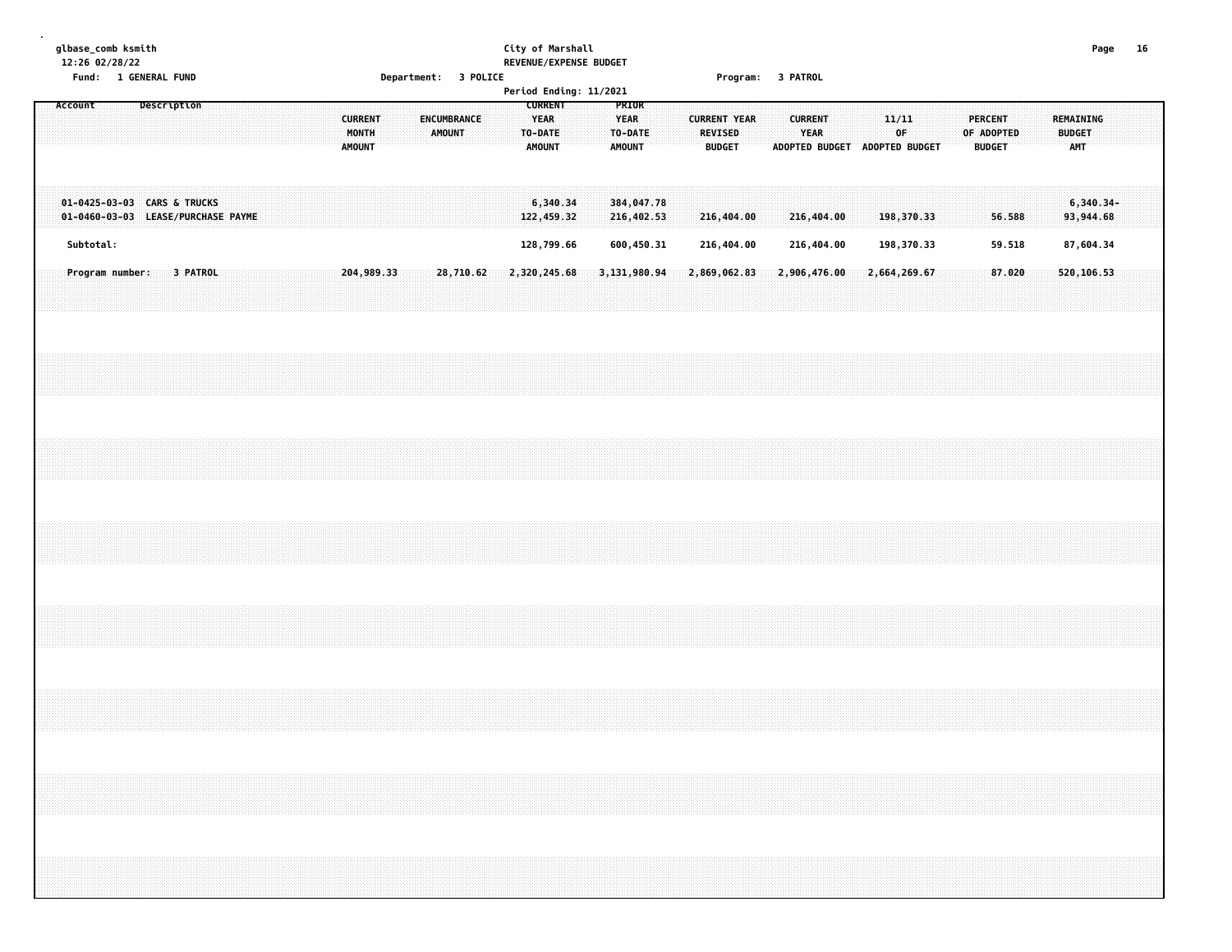glbase_comb ksmith
12:26 02/28/22

City of Marshall
REVENUE/EXPENSE BUDGET

Fund: 1 GENERAL FUND    Department: 3 POLICE    Program: 3 PATROL

Period Ending: 11/2021

| Account | Description | CURRENT MONTH AMOUNT | ENCUMBRANCE AMOUNT | CURRENT YEAR TO-DATE AMOUNT | PRIOR YEAR TO-DATE AMOUNT | CURRENT YEAR REVISED BUDGET | CURRENT YEAR ADOPTED BUDGET | 11/11 OF ADOPTED BUDGET | PERCENT OF ADOPTED BUDGET | REMAINING BUDGET AMT |
|---|---|---|---|---|---|---|---|---|---|---|
| 01-0425-03-03 | CARS & TRUCKS | | | 6,340.34 | 384,047.78 | | | | | 6,340.34- |
| 01-0460-03-03 | LEASE/PURCHASE PAYME | | | 122,459.32 | 216,402.53 | 216,404.00 | 216,404.00 | 198,370.33 | 56.588 | 93,944.68 |
| Subtotal: | | | | 128,799.66 | 600,450.31 | 216,404.00 | 216,404.00 | 198,370.33 | 59.518 | 87,604.34 |
| Program number: | 3 PATROL | 204,989.33 | 28,710.62 | 2,320,245.68 | 3,131,980.94 | 2,869,062.83 | 2,906,476.00 | 2,664,269.67 | 87.020 | 520,106.53 |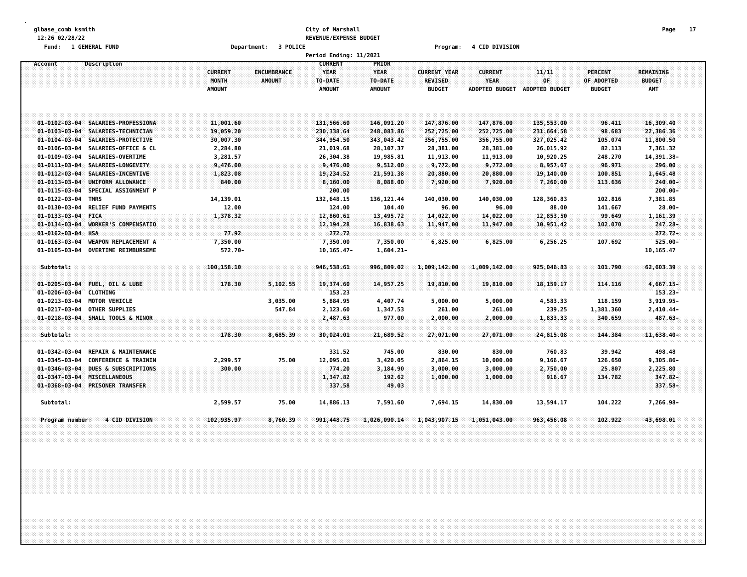glbase_comb ksmith
12:26 02/28/22

**City of Marshall**
**REVENUE/EXPENSE BUDGET**

Fund: 1 GENERAL FUND    Department: 3 POLICE    Program: 4 CID DIVISION

Period Ending: 11/2021

| Account | Description | CURRENT MONTH AMOUNT | ENCUMBRANCE AMOUNT | CURRENT YEAR TO-DATE AMOUNT | PRIOR YEAR TO-DATE AMOUNT | CURRENT YEAR REVISED BUDGET | CURRENT YEAR ADOPTED BUDGET | 11/11 OF ADOPTED BUDGET | PERCENT OF ADOPTED BUDGET | REMAINING BUDGET AMT |
|---|---|---|---|---|---|---|---|---|---|---|
| 01-0102-03-04 | SALARIES-PROFESSIONA | 11,001.60 | | 131,566.60 | 146,091.20 | 147,876.00 | 147,876.00 | 135,553.00 | 96.411 | 16,309.40 |
| 01-0103-03-04 | SALARIES-TECHNICIAN | 19,059.20 | | 230,338.64 | 248,083.86 | 252,725.00 | 252,725.00 | 231,664.58 | 98.683 | 22,386.36 |
| 01-0104-03-04 | SALARIES-PROTECTIVE | 30,007.30 | | 344,954.50 | 343,043.42 | 356,755.00 | 356,755.00 | 327,025.42 | 105.074 | 11,800.50 |
| 01-0106-03-04 | SALARIES-OFFICE & CL | 2,284.80 | | 21,019.68 | 28,107.37 | 28,381.00 | 28,381.00 | 26,015.92 | 82.113 | 7,361.32 |
| 01-0109-03-04 | SALARIES-OVERTIME | 3,281.57 | | 26,304.38 | 19,985.81 | 11,913.00 | 11,913.00 | 10,920.25 | 248.270 | 14,391.38- |
| 01-0111-03-04 | SALARIES-LONGEVITY | 9,476.00 | | 9,476.00 | 9,512.00 | 9,772.00 | 9,772.00 | 8,957.67 | 96.971 | 296.00 |
| 01-0112-03-04 | SALARIES-INCENTIVE | 1,823.08 | | 19,234.52 | 21,591.38 | 20,880.00 | 20,880.00 | 19,140.00 | 100.851 | 1,645.48 |
| 01-0113-03-04 | UNIFORM ALLOWANCE | 840.00 | | 8,160.00 | 8,088.00 | 7,920.00 | 7,920.00 | 7,260.00 | 113.636 | 240.00- |
| 01-0115-03-04 | SPECIAL ASSIGNMENT P | | | 200.00 | | | | | | 200.00- |
| 01-0122-03-04 | TMRS | 14,139.01 | | 132,648.15 | 136,121.44 | 140,030.00 | 140,030.00 | 128,360.83 | 102.816 | 7,381.85 |
| 01-0130-03-04 | RELIEF FUND PAYMENTS | 12.00 | | 124.00 | 104.40 | 96.00 | 96.00 | 88.00 | 141.667 | 28.00- |
| 01-0133-03-04 | FICA | 1,378.32 | | 12,860.61 | 13,495.72 | 14,022.00 | 14,022.00 | 12,853.50 | 99.649 | 1,161.39 |
| 01-0134-03-04 | WORKER'S COMPENSATIO | | | 12,194.28 | 16,838.63 | 11,947.00 | 11,947.00 | 10,951.42 | 102.070 | 247.28- |
| 01-0162-03-04 | HSA | 77.92 | | 272.72 | | | | | | 272.72- |
| 01-0163-03-04 | WEAPON REPLACEMENT A | 7,350.00 | | 7,350.00 | 7,350.00 | 6,825.00 | 6,825.00 | 6,256.25 | 107.692 | 525.00- |
| 01-0165-03-04 | OVERTIME REIMBURSEME | 572.70- | | 10,165.47- | 1,604.21- | | | | | 10,165.47 |
| Subtotal: | | 100,158.10 | | 946,538.61 | 996,809.02 | 1,009,142.00 | 1,009,142.00 | 925,046.83 | 101.790 | 62,603.39 |
| 01-0205-03-04 | FUEL, OIL & LUBE | 178.30 | 5,102.55 | 19,374.60 | 14,957.25 | 19,810.00 | 19,810.00 | 18,159.17 | 114.116 | 4,667.15- |
| 01-0206-03-04 | CLOTHING | | | 153.23 | | | | | | 153.23- |
| 01-0213-03-04 | MOTOR VEHICLE | | 3,035.00 | 5,884.95 | 4,407.74 | 5,000.00 | 5,000.00 | 4,583.33 | 118.159 | 3,919.95- |
| 01-0217-03-04 | OTHER SUPPLIES | | 547.84 | 2,123.60 | 1,347.53 | 261.00 | 261.00 | 239.25 | 1,381.360 | 2,410.44- |
| 01-0218-03-04 | SMALL TOOLS & MINOR | | | 2,487.63 | 977.00 | 2,000.00 | 2,000.00 | 1,833.33 | 340.659 | 487.63- |
| Subtotal: | | 178.30 | 8,685.39 | 30,024.01 | 21,689.52 | 27,071.00 | 27,071.00 | 24,815.08 | 144.384 | 11,638.40- |
| 01-0342-03-04 | REPAIR & MAINTENANCE | | | 331.52 | 745.00 | 830.00 | 830.00 | 760.83 | 39.942 | 498.48 |
| 01-0345-03-04 | CONFERENCE & TRAININ | 2,299.57 | 75.00 | 12,095.01 | 3,420.05 | 2,864.15 | 10,000.00 | 9,166.67 | 126.650 | 9,305.86- |
| 01-0346-03-04 | DUES & SUBSCRIPTIONS | 300.00 | | 774.20 | 3,184.90 | 3,000.00 | 3,000.00 | 2,750.00 | 25.807 | 2,225.80 |
| 01-0347-03-04 | MISCELLANEOUS | | | 1,347.82 | 192.62 | 1,000.00 | 1,000.00 | 916.67 | 134.782 | 347.82- |
| 01-0368-03-04 | PRISONER TRANSFER | | | 337.58 | 49.03 | | | | | 337.58- |
| Subtotal: | | 2,599.57 | 75.00 | 14,886.13 | 7,591.60 | 7,694.15 | 14,830.00 | 13,594.17 | 104.222 | 7,266.98- |
| Program number: | 4 CID DIVISION | 102,935.97 | 8,760.39 | 991,448.75 | 1,026,090.14 | 1,043,907.15 | 1,051,043.00 | 963,456.08 | 102.922 | 43,698.01 |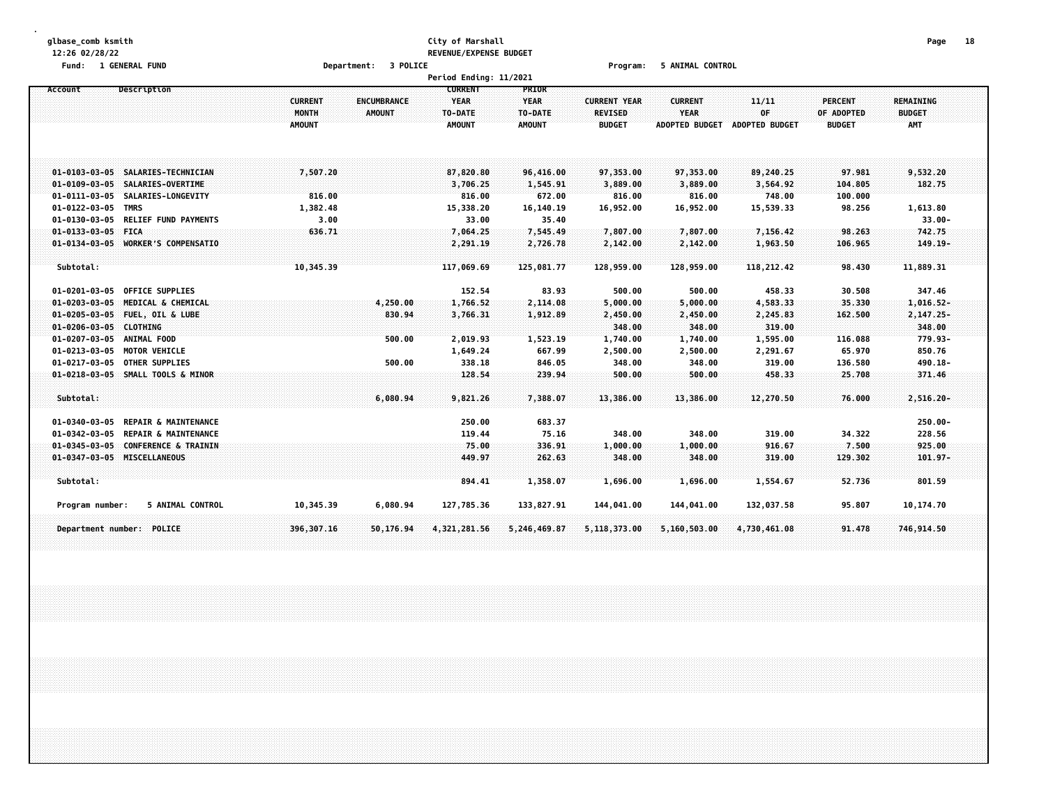glbase_comb ksmith
12:26 02/28/22
Fund: 1 GENERAL FUND

City of Marshall
REVENUE/EXPENSE BUDGET
Period Ending: 11/2021

Department: 3 POLICE

Program: 5 ANIMAL CONTROL

| Account | Description | CURRENT MONTH AMOUNT | ENCUMBRANCE AMOUNT | CURRENT YEAR TO-DATE AMOUNT | PRIOR YEAR TO-DATE AMOUNT | CURRENT YEAR REVISED BUDGET | CURRENT YEAR ADOPTED BUDGET | 11/11 OF ADOPTED BUDGET | PERCENT OF ADOPTED BUDGET | REMAINING BUDGET AMT |
|---|---|---|---|---|---|---|---|---|---|---|
| 01-0103-03-05 | SALARIES-TECHNICIAN | 7,507.20 | | 87,820.80 | 96,416.00 | 97,353.00 | 97,353.00 | 89,240.25 | 97.981 | 9,532.20 |
| 01-0109-03-05 | SALARIES-OVERTIME | | | 3,706.25 | 1,545.91 | 3,889.00 | 3,889.00 | 3,564.92 | 104.805 | 182.75 |
| 01-0111-03-05 | SALARIES-LONGEVITY | 816.00 | | 816.00 | 672.00 | 816.00 | 816.00 | 748.00 | 100.000 | |
| 01-0122-03-05 | TMRS | 1,382.48 | | 15,338.20 | 16,140.19 | 16,952.00 | 16,952.00 | 15,539.33 | 98.256 | 1,613.80 |
| 01-0130-03-05 | RELIEF FUND PAYMENTS | 3.00 | | 33.00 | 35.40 | | | | | 33.00- |
| 01-0133-03-05 | FICA | 636.71 | | 7,064.25 | 7,545.49 | 7,807.00 | 7,807.00 | 7,156.42 | 98.263 | 742.75 |
| 01-0134-03-05 | WORKER'S COMPENSATIO | | | 2,291.19 | 2,726.78 | 2,142.00 | 2,142.00 | 1,963.50 | 106.965 | 149.19- |
| Subtotal: | | 10,345.39 | | 117,069.69 | 125,081.77 | 128,959.00 | 128,959.00 | 118,212.42 | 98.430 | 11,889.31 |
| 01-0201-03-05 | OFFICE SUPPLIES | | | 152.54 | 83.93 | 500.00 | 500.00 | 458.33 | 30.508 | 347.46 |
| 01-0203-03-05 | MEDICAL & CHEMICAL | | 4,250.00 | 1,766.52 | 2,114.08 | 5,000.00 | 5,000.00 | 4,583.33 | 35.330 | 1,016.52- |
| 01-0205-03-05 | FUEL, OIL & LUBE | | 830.94 | 3,766.31 | 1,912.89 | 2,450.00 | 2,450.00 | 2,245.83 | 162.500 | 2,147.25- |
| 01-0206-03-05 | CLOTHING | | | | | 348.00 | 348.00 | 319.00 | | 348.00 |
| 01-0207-03-05 | ANIMAL FOOD | | 500.00 | 2,019.93 | 1,523.19 | 1,740.00 | 1,740.00 | 1,595.00 | 116.088 | 779.93- |
| 01-0213-03-05 | MOTOR VEHICLE | | | 1,649.24 | 667.99 | 2,500.00 | 2,500.00 | 2,291.67 | 65.970 | 850.76 |
| 01-0217-03-05 | OTHER SUPPLIES | | 500.00 | 338.18 | 846.05 | 348.00 | 348.00 | 319.00 | 136.580 | 490.18- |
| 01-0218-03-05 | SMALL TOOLS & MINOR | | | 128.54 | 239.94 | 500.00 | 500.00 | 458.33 | 25.708 | 371.46 |
| Subtotal: | | | 6,080.94 | 9,821.26 | 7,388.07 | 13,386.00 | 13,386.00 | 12,270.50 | 76.000 | 2,516.20- |
| 01-0340-03-05 | REPAIR & MAINTENANCE | | | 250.00 | 683.37 | | | | | 250.00- |
| 01-0342-03-05 | REPAIR & MAINTENANCE | | | 119.44 | 75.16 | 348.00 | 348.00 | 319.00 | 34.322 | 228.56 |
| 01-0345-03-05 | CONFERENCE & TRAININ | | | 75.00 | 336.91 | 1,000.00 | 1,000.00 | 916.67 | 7.500 | 925.00 |
| 01-0347-03-05 | MISCELLANEOUS | | | 449.97 | 262.63 | 348.00 | 348.00 | 319.00 | 129.302 | 101.97- |
| Subtotal: | | | | 894.41 | 1,358.07 | 1,696.00 | 1,696.00 | 1,554.67 | 52.736 | 801.59 |
| Program number: | 5 ANIMAL CONTROL | 10,345.39 | 6,080.94 | 127,785.36 | 133,827.91 | 144,041.00 | 144,041.00 | 132,037.58 | 95.807 | 10,174.70 |
| Department number: | POLICE | 396,307.16 | 50,176.94 | 4,321,281.56 | 5,246,469.87 | 5,118,373.00 | 5,160,503.00 | 4,730,461.08 | 91.478 | 746,914.50 |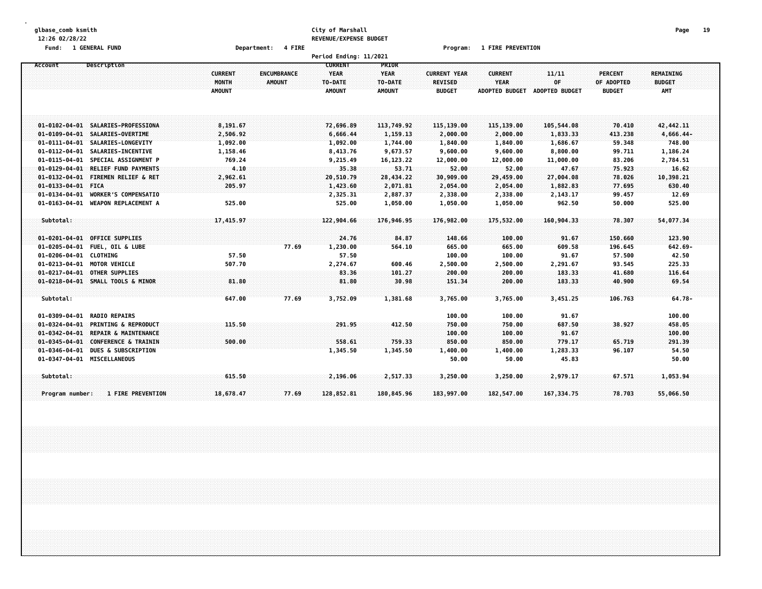glbase_comb ksmith
12:26 02/28/22

City of Marshall
REVENUE/EXPENSE BUDGET

Fund: 1 GENERAL FUND    Department: 4 FIRE    Program: 1 FIRE PREVENTION

Period Ending: 11/2021

| Account | Description | CURRENT MONTH AMOUNT | ENCUMBRANCE AMOUNT | CURRENT YEAR TO-DATE AMOUNT | PRIOR YEAR TO-DATE AMOUNT | CURRENT YEAR REVISED BUDGET | CURRENT YEAR ADOPTED BUDGET | 11/11 OF ADOPTED BUDGET | PERCENT OF ADOPTED BUDGET | REMAINING BUDGET AMT |
|---|---|---|---|---|---|---|---|---|---|---|
| 01-0102-04-01 | SALARIES-PROFESSIONA | 8,191.67 | | 72,696.89 | 113,749.92 | 115,139.00 | 115,139.00 | 105,544.08 | 70.410 | 42,442.11 |
| 01-0109-04-01 | SALARIES-OVERTIME | 2,506.92 | | 6,666.44 | 1,159.13 | 2,000.00 | 2,000.00 | 1,833.33 | 413.238 | 4,666.44- |
| 01-0111-04-01 | SALARIES-LONGEVITY | 1,092.00 | | 1,092.00 | 1,744.00 | 1,840.00 | 1,840.00 | 1,686.67 | 59.348 | 748.00 |
| 01-0112-04-01 | SALARIES-INCENTIVE | 1,158.46 | | 8,413.76 | 9,673.57 | 9,600.00 | 9,600.00 | 8,800.00 | 99.711 | 1,186.24 |
| 01-0115-04-01 | SPECIAL ASSIGNMENT P | 769.24 | | 9,215.49 | 16,123.22 | 12,000.00 | 12,000.00 | 11,000.00 | 83.206 | 2,784.51 |
| 01-0129-04-01 | RELIEF FUND PAYMENTS | 4.10 | | 35.38 | 53.71 | 52.00 | 52.00 | 47.67 | 75.923 | 16.62 |
| 01-0132-04-01 | FIREMEN RELIEF & RET | 2,962.61 | | 20,510.79 | 28,434.22 | 30,909.00 | 29,459.00 | 27,004.08 | 78.026 | 10,398.21 |
| 01-0133-04-01 | FICA | 205.97 | | 1,423.60 | 2,071.81 | 2,054.00 | 2,054.00 | 1,882.83 | 77.695 | 630.40 |
| 01-0134-04-01 | WORKER'S COMPENSATIO | | | 2,325.31 | 2,887.37 | 2,338.00 | 2,338.00 | 2,143.17 | 99.457 | 12.69 |
| 01-0163-04-01 | WEAPON REPLACEMENT A | 525.00 | | 525.00 | 1,050.00 | 1,050.00 | 1,050.00 | 962.50 | 50.000 | 525.00 |
| Subtotal: | | 17,415.97 | | 122,904.66 | 176,946.95 | 176,982.00 | 175,532.00 | 160,904.33 | 78.307 | 54,077.34 |
| 01-0201-04-01 | OFFICE SUPPLIES | | | 24.76 | 84.87 | 148.66 | 100.00 | 91.67 | 150.660 | 123.90 |
| 01-0205-04-01 | FUEL, OIL & LUBE | | 77.69 | 1,230.00 | 564.10 | 665.00 | 665.00 | 609.58 | 196.645 | 642.69- |
| 01-0206-04-01 | CLOTHING | 57.50 | | 57.50 | | 100.00 | 100.00 | 91.67 | 57.500 | 42.50 |
| 01-0213-04-01 | MOTOR VEHICLE | 507.70 | | 2,274.67 | 600.46 | 2,500.00 | 2,500.00 | 2,291.67 | 93.545 | 225.33 |
| 01-0217-04-01 | OTHER SUPPLIES | | | 83.36 | 101.27 | 200.00 | 200.00 | 183.33 | 41.680 | 116.64 |
| 01-0218-04-01 | SMALL TOOLS & MINOR | 81.80 | | 81.80 | 30.98 | 151.34 | 200.00 | 183.33 | 40.900 | 69.54 |
| Subtotal: | | 647.00 | 77.69 | 3,752.09 | 1,381.68 | 3,765.00 | 3,765.00 | 3,451.25 | 106.763 | 64.78- |
| 01-0309-04-01 | RADIO REPAIRS | | | | | 100.00 | 100.00 | 91.67 | | 100.00 |
| 01-0324-04-01 | PRINTING & REPRODUCT | 115.50 | | 291.95 | 412.50 | 750.00 | 750.00 | 687.50 | 38.927 | 458.05 |
| 01-0342-04-01 | REPAIR & MAINTENANCE | | | | | 100.00 | 100.00 | 91.67 | | 100.00 |
| 01-0345-04-01 | CONFERENCE & TRAININ | 500.00 | | 558.61 | 759.33 | 850.00 | 850.00 | 779.17 | 65.719 | 291.39 |
| 01-0346-04-01 | DUES & SUBSCRIPTION | | | 1,345.50 | 1,345.50 | 1,400.00 | 1,400.00 | 1,283.33 | 96.107 | 54.50 |
| 01-0347-04-01 | MISCELLANEOUS | | | | | 50.00 | 50.00 | 45.83 | | 50.00 |
| Subtotal: | | 615.50 | | 2,196.06 | 2,517.33 | 3,250.00 | 3,250.00 | 2,979.17 | 67.571 | 1,053.94 |
| Program number: | 1 FIRE PREVENTION | 18,678.47 | 77.69 | 128,852.81 | 180,845.96 | 183,997.00 | 182,547.00 | 167,334.75 | 78.703 | 55,066.50 |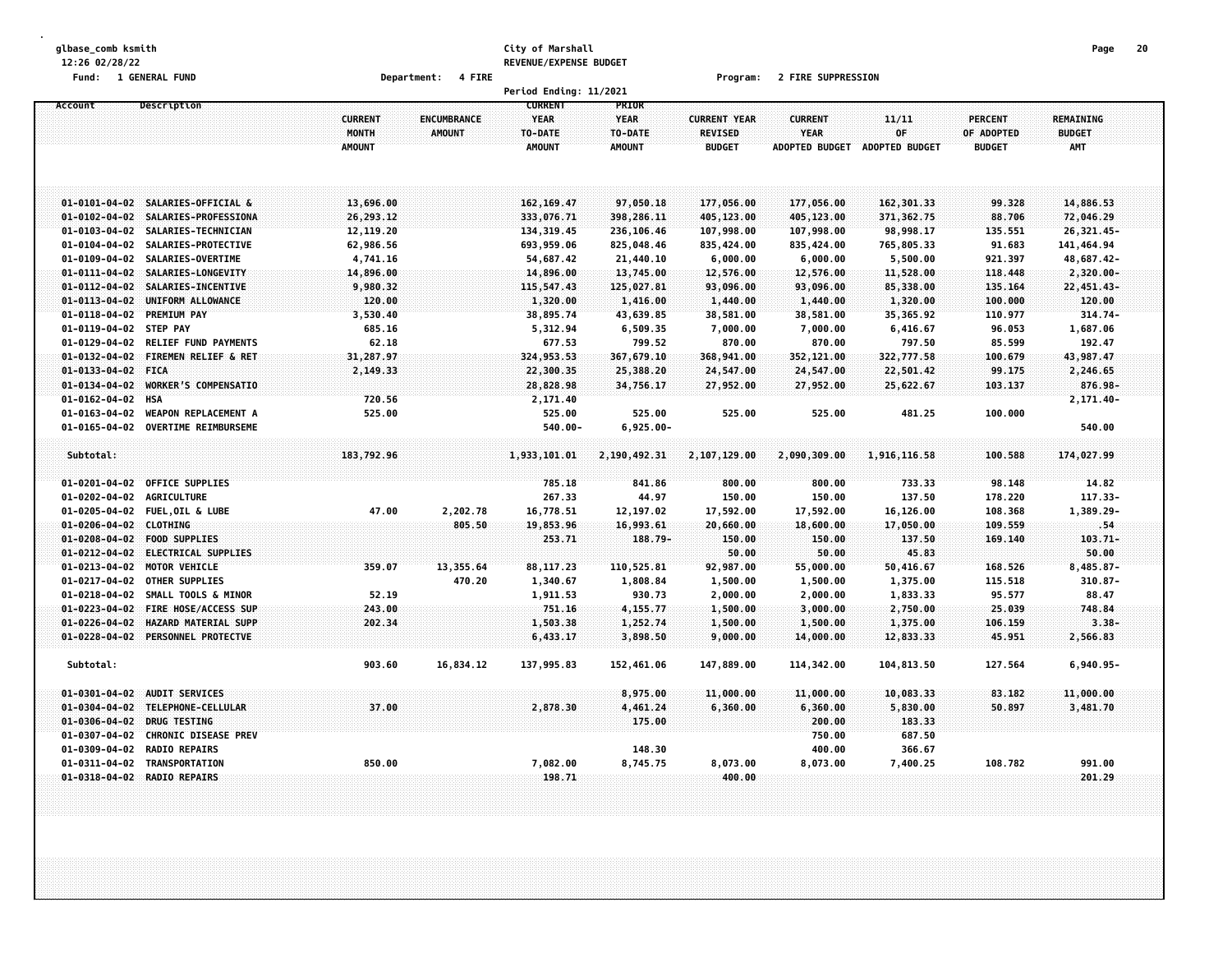glbase_comb ksmith
12:26 02/28/22

**City of Marshall**
**REVENUE/EXPENSE BUDGET**

Fund: 1 GENERAL FUND — Department: 4 FIRE — Program: 2 FIRE SUPPRESSION

Period Ending: 11/2021

| Account | Description | CURRENT MONTH AMOUNT | ENCUMBRANCE AMOUNT | CURRENT YEAR TO-DATE AMOUNT | PRIOR YEAR TO-DATE AMOUNT | CURRENT YEAR REVISED BUDGET | CURRENT YEAR ADOPTED BUDGET | 11/11 OF ADOPTED BUDGET | PERCENT OF ADOPTED BUDGET | REMAINING BUDGET AMT |
|---|---|---|---|---|---|---|---|---|---|---|
| 01-0101-04-02 | SALARIES-OFFICIAL & | 13,696.00 | | 162,169.47 | 97,050.18 | 177,056.00 | 177,056.00 | 162,301.33 | 99.328 | 14,886.53 |
| 01-0102-04-02 | SALARIES-PROFESSIONA | 26,293.12 | | 333,076.71 | 398,286.11 | 405,123.00 | 405,123.00 | 371,362.75 | 88.706 | 72,046.29 |
| 01-0103-04-02 | SALARIES-TECHNICIAN | 12,119.20 | | 134,319.45 | 236,106.46 | 107,998.00 | 107,998.00 | 98,998.17 | 135.551 | 26,321.45- |
| 01-0104-04-02 | SALARIES-PROTECTIVE | 62,986.56 | | 693,959.06 | 825,048.46 | 835,424.00 | 835,424.00 | 765,805.33 | 91.683 | 141,464.94 |
| 01-0109-04-02 | SALARIES-OVERTIME | 4,741.16 | | 54,687.42 | 21,440.10 | 6,000.00 | 6,000.00 | 5,500.00 | 921.397 | 48,687.42- |
| 01-0111-04-02 | SALARIES-LONGEVITY | 14,896.00 | | 14,896.00 | 13,745.00 | 12,576.00 | 12,576.00 | 11,528.00 | 118.448 | 2,320.00- |
| 01-0112-04-02 | SALARIES-INCENTIVE | 9,980.32 | | 115,547.43 | 125,027.81 | 93,096.00 | 93,096.00 | 85,338.00 | 135.164 | 22,451.43- |
| 01-0113-04-02 | UNIFORM ALLOWANCE | 120.00 | | 1,320.00 | 1,416.00 | 1,440.00 | 1,440.00 | 1,320.00 | 100.000 | 120.00 |
| 01-0118-04-02 | PREMIUM PAY | 3,530.40 | | 38,895.74 | 43,639.85 | 38,581.00 | 38,581.00 | 35,365.92 | 110.977 | 314.74- |
| 01-0119-04-02 | STEP PAY | 685.16 | | 5,312.94 | 6,509.35 | 7,000.00 | 7,000.00 | 6,416.67 | 96.053 | 1,687.06 |
| 01-0129-04-02 | RELIEF FUND PAYMENTS | 62.18 | | 677.53 | 799.52 | 870.00 | 870.00 | 797.50 | 85.599 | 192.47 |
| 01-0132-04-02 | FIREMEN RELIEF & RET | 31,287.97 | | 324,953.53 | 367,679.10 | 368,941.00 | 352,121.00 | 322,777.58 | 100.679 | 43,987.47 |
| 01-0133-04-02 | FICA | 2,149.33 | | 22,300.35 | 25,388.20 | 24,547.00 | 24,547.00 | 22,501.42 | 99.175 | 2,246.65 |
| 01-0134-04-02 | WORKER'S COMPENSATIO | | | 28,828.98 | 34,756.17 | 27,952.00 | 27,952.00 | 25,622.67 | 103.137 | 876.98- |
| 01-0162-04-02 | HSA | 720.56 | | 2,171.40 | | | | | | 2,171.40- |
| 01-0163-04-02 | WEAPON REPLACEMENT A | 525.00 | | 525.00 | 525.00 | 525.00 | 525.00 | 481.25 | 100.000 | |
| 01-0165-04-02 | OVERTIME REIMBURSEME | | | 540.00- | 6,925.00- | | | | | 540.00 |
| Subtotal: | | 183,792.96 | | 1,933,101.01 | 2,190,492.31 | 2,107,129.00 | 2,090,309.00 | 1,916,116.58 | 100.588 | 174,027.99 |
| 01-0201-04-02 | OFFICE SUPPLIES | | | 785.18 | 841.86 | 800.00 | 800.00 | 733.33 | 98.148 | 14.82 |
| 01-0202-04-02 | AGRICULTURE | | | 267.33 | 44.97 | 150.00 | 150.00 | 137.50 | 178.220 | 117.33- |
| 01-0205-04-02 | FUEL,OIL & LUBE | 47.00 | 2,202.78 | 16,778.51 | 12,197.02 | 17,592.00 | 17,592.00 | 16,126.00 | 108.368 | 1,389.29- |
| 01-0206-04-02 | CLOTHING | | 805.50 | 19,853.96 | 16,993.61 | 20,660.00 | 18,600.00 | 17,050.00 | 109.559 | .54 |
| 01-0208-04-02 | FOOD SUPPLIES | | | 253.71 | 188.79- | 150.00 | 150.00 | 137.50 | 169.140 | 103.71- |
| 01-0212-04-02 | ELECTRICAL SUPPLIES | | | | | 50.00 | 50.00 | 45.83 | | 50.00 |
| 01-0213-04-02 | MOTOR VEHICLE | 359.07 | 13,355.64 | 88,117.23 | 110,525.81 | 92,987.00 | 55,000.00 | 50,416.67 | 168.526 | 8,485.87- |
| 01-0217-04-02 | OTHER SUPPLIES | | 470.20 | 1,340.67 | 1,808.84 | 1,500.00 | 1,500.00 | 1,375.00 | 115.518 | 310.87- |
| 01-0218-04-02 | SMALL TOOLS & MINOR | 52.19 | | 1,911.53 | 930.73 | 2,000.00 | 2,000.00 | 1,833.33 | 95.577 | 88.47 |
| 01-0223-04-02 | FIRE HOSE/ACCESS SUP | 243.00 | | 751.16 | 4,155.77 | 1,500.00 | 3,000.00 | 2,750.00 | 25.039 | 748.84 |
| 01-0226-04-02 | HAZARD MATERIAL SUPP | 202.34 | | 1,503.38 | 1,252.74 | 1,500.00 | 1,500.00 | 1,375.00 | 106.159 | 3.38- |
| 01-0228-04-02 | PERSONNEL PROTECTVE | | | 6,433.17 | 3,898.50 | 9,000.00 | 14,000.00 | 12,833.33 | 45.951 | 2,566.83 |
| Subtotal: | | 903.60 | 16,834.12 | 137,995.83 | 152,461.06 | 147,889.00 | 114,342.00 | 104,813.50 | 127.564 | 6,940.95- |
| 01-0301-04-02 | AUDIT SERVICES | | | | 8,975.00 | 11,000.00 | 11,000.00 | 10,083.33 | 83.182 | 11,000.00 |
| 01-0304-04-02 | TELEPHONE-CELLULAR | 37.00 | | 2,878.30 | 4,461.24 | 6,360.00 | 6,360.00 | 5,830.00 | 50.897 | 3,481.70 |
| 01-0306-04-02 | DRUG TESTING | | | | 175.00 | | 200.00 | 183.33 | | |
| 01-0307-04-02 | CHRONIC DISEASE PREV | | | | | | 750.00 | 687.50 | | |
| 01-0309-04-02 | RADIO REPAIRS | | | | 148.30 | | 400.00 | 366.67 | | |
| 01-0311-04-02 | TRANSPORTATION | 850.00 | | 7,082.00 | 8,745.75 | 8,073.00 | 8,073.00 | 7,400.25 | 108.782 | 991.00 |
| 01-0318-04-02 | RADIO REPAIRS | | | 198.71 | | 400.00 | | | | 201.29 |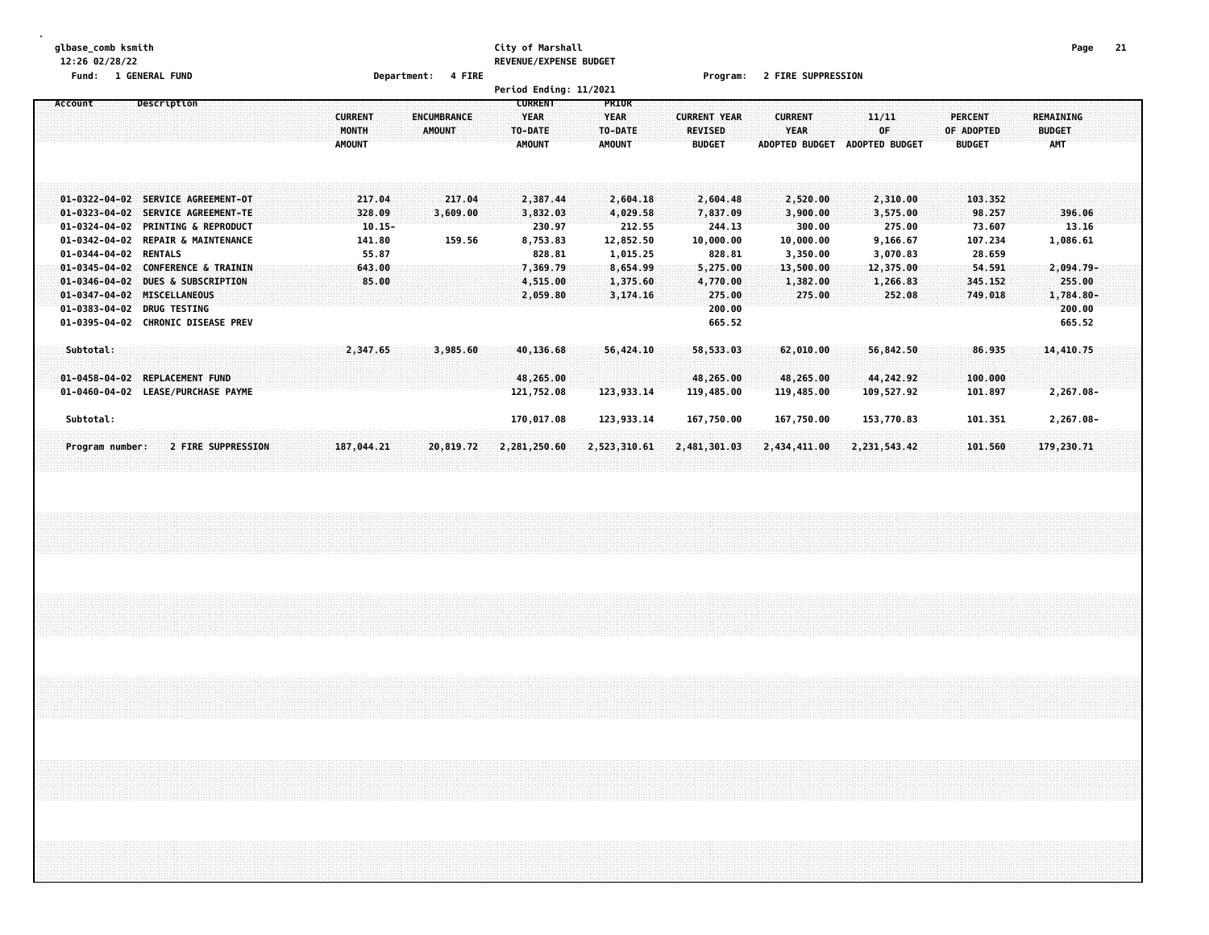glbase_comb ksmith
12:26 02/28/22

City of Marshall
REVENUE/EXPENSE BUDGET

Fund: 1 GENERAL FUND    Department: 4 FIRE    Program: 2 FIRE SUPPRESSION

Period Ending: 11/2021

| Account | Description | CURRENT MONTH AMOUNT | ENCUMBRANCE AMOUNT | CURRENT YEAR TO-DATE AMOUNT | PRIOR YEAR TO-DATE AMOUNT | CURRENT YEAR REVISED BUDGET | CURRENT YEAR ADOPTED BUDGET | 11/11 OF ADOPTED BUDGET | PERCENT OF ADOPTED BUDGET | REMAINING BUDGET AMT |
|---|---|---|---|---|---|---|---|---|---|---|
| 01-0322-04-02 | SERVICE AGREEMENT-OT | 217.04 | 217.04 | 2,387.44 | 2,604.18 | 2,604.48 | 2,520.00 | 2,310.00 | 103.352 | |
| 01-0323-04-02 | SERVICE AGREEMENT-TE | 328.09 | 3,609.00 | 3,832.03 | 4,029.58 | 7,837.09 | 3,900.00 | 3,575.00 | 98.257 | 396.06 |
| 01-0324-04-02 | PRINTING & REPRODUCT | 10.15- | | 230.97 | 212.55 | 244.13 | 300.00 | 275.00 | 73.607 | 13.16 |
| 01-0342-04-02 | REPAIR & MAINTENANCE | 141.80 | 159.56 | 8,753.83 | 12,852.50 | 10,000.00 | 10,000.00 | 9,166.67 | 107.234 | 1,086.61 |
| 01-0344-04-02 | RENTALS | 55.87 | | 828.81 | 1,015.25 | 828.81 | 3,350.00 | 3,070.83 | 28.659 | |
| 01-0345-04-02 | CONFERENCE & TRAININ | 643.00 | | 7,369.79 | 8,654.99 | 5,275.00 | 13,500.00 | 12,375.00 | 54.591 | 2,094.79- |
| 01-0346-04-02 | DUES & SUBSCRIPTION | 85.00 | | 4,515.00 | 1,375.60 | 4,770.00 | 1,382.00 | 1,266.83 | 345.152 | 255.00 |
| 01-0347-04-02 | MISCELLANEOUS | | | 2,059.80 | 3,174.16 | 275.00 | 275.00 | 252.08 | 749.018 | 1,784.80- |
| 01-0383-04-02 | DRUG TESTING | | | | | 200.00 | | | | 200.00 |
| 01-0395-04-02 | CHRONIC DISEASE PREV | | | | | 665.52 | | | | 665.52 |
| Subtotal: | | 2,347.65 | 3,985.60 | 40,136.68 | 56,424.10 | 58,533.03 | 62,010.00 | 56,842.50 | 86.935 | 14,410.75 |
| 01-0458-04-02 | REPLACEMENT FUND | | | 48,265.00 | | 48,265.00 | 48,265.00 | 44,242.92 | 100.000 | |
| 01-0460-04-02 | LEASE/PURCHASE PAYME | | | 121,752.08 | 123,933.14 | 119,485.00 | 119,485.00 | 109,527.92 | 101.897 | 2,267.08- |
| Subtotal: | | | | 170,017.08 | 123,933.14 | 167,750.00 | 167,750.00 | 153,770.83 | 101.351 | 2,267.08- |
| Program number: | 2 FIRE SUPPRESSION | 187,044.21 | 20,819.72 | 2,281,250.60 | 2,523,310.61 | 2,481,301.03 | 2,434,411.00 | 2,231,543.42 | 101.560 | 179,230.71 |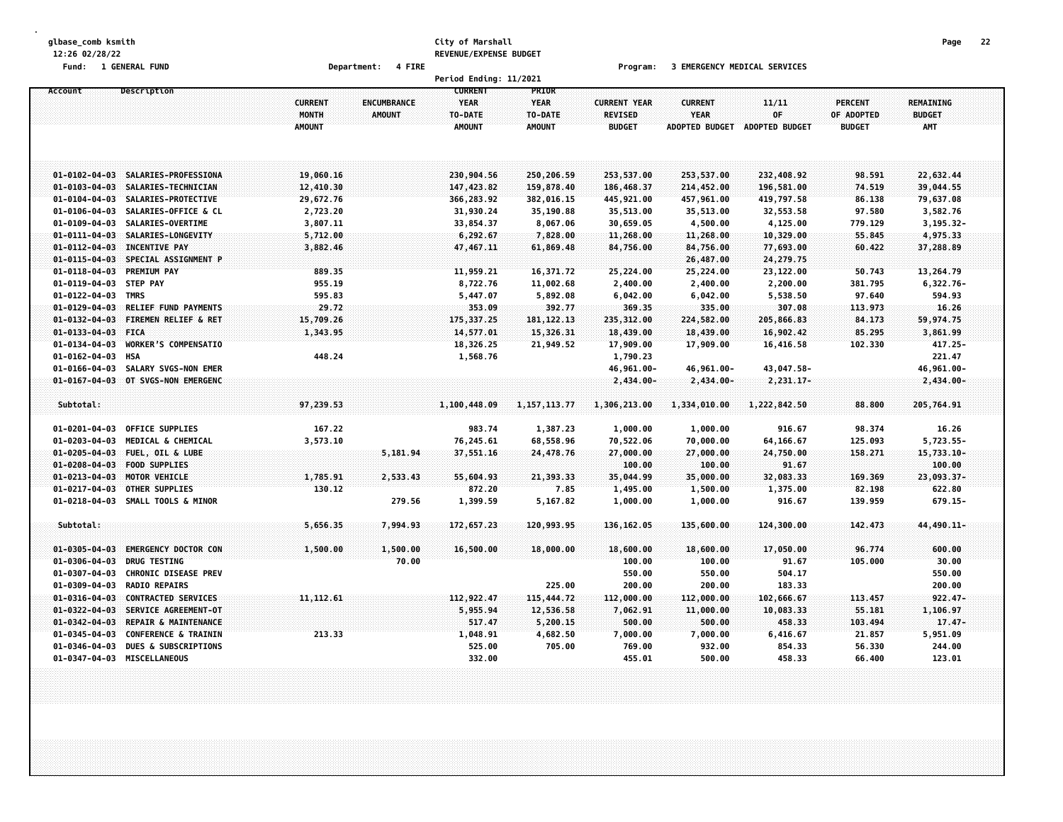City of Marshall
REVENUE/EXPENSE BUDGET

Fund: 1 GENERAL FUND    Department: 4 FIRE    Program: 3 EMERGENCY MEDICAL SERVICES

Period Ending: 11/2021

| Account | Description | CURRENT MONTH AMOUNT | ENCUMBRANCE AMOUNT | CURRENT YEAR TO-DATE AMOUNT | PRIOR YEAR TO-DATE AMOUNT | CURRENT YEAR REVISED BUDGET | CURRENT YEAR ADOPTED BUDGET | 11/11 OF ADOPTED BUDGET | PERCENT OF ADOPTED BUDGET | REMAINING BUDGET AMT |
|---|---|---|---|---|---|---|---|---|---|---|
| 01-0102-04-03 | SALARIES-PROFESSIONA | 19,060.16 | | 230,904.56 | 250,206.59 | 253,537.00 | 253,537.00 | 232,408.92 | 98.591 | 22,632.44 |
| 01-0103-04-03 | SALARIES-TECHNICIAN | 12,410.30 | | 147,423.82 | 159,878.40 | 186,468.37 | 214,452.00 | 196,581.00 | 74.519 | 39,044.55 |
| 01-0104-04-03 | SALARIES-PROTECTIVE | 29,672.76 | | 366,283.92 | 382,016.15 | 445,921.00 | 457,961.00 | 419,797.58 | 86.138 | 79,637.08 |
| 01-0106-04-03 | SALARIES-OFFICE & CL | 2,723.20 | | 31,930.24 | 35,190.88 | 35,513.00 | 35,513.00 | 32,553.58 | 97.580 | 3,582.76 |
| 01-0109-04-03 | SALARIES-OVERTIME | 3,807.11 | | 33,854.37 | 8,067.06 | 30,659.05 | 4,500.00 | 4,125.00 | 779.129 | 3,195.32- |
| 01-0111-04-03 | SALARIES-LONGEVITY | 5,712.00 | | 6,292.67 | 7,828.00 | 11,268.00 | 11,268.00 | 10,329.00 | 55.845 | 4,975.33 |
| 01-0112-04-03 | INCENTIVE PAY | 3,882.46 | | 47,467.11 | 61,869.48 | 84,756.00 | 84,756.00 | 77,693.00 | 60.422 | 37,288.89 |
| 01-0115-04-03 | SPECIAL ASSIGNMENT P | | | | | | 26,487.00 | 24,279.75 | | |
| 01-0118-04-03 | PREMIUM PAY | 889.35 | | 11,959.21 | 16,371.72 | 25,224.00 | 25,224.00 | 23,122.00 | 50.743 | 13,264.79 |
| 01-0119-04-03 | STEP PAY | 955.19 | | 8,722.76 | 11,002.68 | 2,400.00 | 2,400.00 | 2,200.00 | 381.795 | 6,322.76- |
| 01-0122-04-03 | TMRS | 595.83 | | 5,447.07 | 5,892.08 | 6,042.00 | 6,042.00 | 5,538.50 | 97.640 | 594.93 |
| 01-0129-04-03 | RELIEF FUND PAYMENTS | 29.72 | | 353.09 | 392.77 | 369.35 | 335.00 | 307.08 | 113.973 | 16.26 |
| 01-0132-04-03 | FIREMEN RELIEF & RET | 15,709.26 | | 175,337.25 | 181,122.13 | 235,312.00 | 224,582.00 | 205,866.83 | 84.173 | 59,974.75 |
| 01-0133-04-03 | FICA | 1,343.95 | | 14,577.01 | 15,326.31 | 18,439.00 | 18,439.00 | 16,902.42 | 85.295 | 3,861.99 |
| 01-0134-04-03 | WORKER'S COMPENSATIO | | | 18,326.25 | 21,949.52 | 17,909.00 | 17,909.00 | 16,416.58 | 102.330 | 417.25- |
| 01-0162-04-03 | HSA | 448.24 | | 1,568.76 | | 1,790.23 | | | | 221.47 |
| 01-0166-04-03 | SALARY SVGS-NON EMER | | | | | 46,961.00- | 46,961.00- | 43,047.58- | | 46,961.00- |
| 01-0167-04-03 | OT SVGS-NON EMERGENC | | | | | 2,434.00- | 2,434.00- | 2,231.17- | | 2,434.00- |
| Subtotal: | | 97,239.53 | | 1,100,448.09 | 1,157,113.77 | 1,306,213.00 | 1,334,010.00 | 1,222,842.50 | 88.800 | 205,764.91 |
| 01-0201-04-03 | OFFICE SUPPLIES | 167.22 | | 983.74 | 1,387.23 | 1,000.00 | 1,000.00 | 916.67 | 98.374 | 16.26 |
| 01-0203-04-03 | MEDICAL & CHEMICAL | 3,573.10 | | 76,245.61 | 68,558.96 | 70,522.06 | 70,000.00 | 64,166.67 | 125.093 | 5,723.55- |
| 01-0205-04-03 | FUEL, OIL & LUBE | | 5,181.94 | 37,551.16 | 24,478.76 | 27,000.00 | 27,000.00 | 24,750.00 | 158.271 | 15,733.10- |
| 01-0208-04-03 | FOOD SUPPLIES | | | | | 100.00 | 100.00 | 91.67 | | 100.00 |
| 01-0213-04-03 | MOTOR VEHICLE | 1,785.91 | 2,533.43 | 55,604.93 | 21,393.33 | 35,044.99 | 35,000.00 | 32,083.33 | 169.369 | 23,093.37- |
| 01-0217-04-03 | OTHER SUPPLIES | 130.12 | | 872.20 | 7.85 | 1,495.00 | 1,500.00 | 1,375.00 | 82.198 | 622.80 |
| 01-0218-04-03 | SMALL TOOLS & MINOR | | 279.56 | 1,399.59 | 5,167.82 | 1,000.00 | 1,000.00 | 916.67 | 139.959 | 679.15- |
| Subtotal: | | 5,656.35 | 7,994.93 | 172,657.23 | 120,993.95 | 136,162.05 | 135,600.00 | 124,300.00 | 142.473 | 44,490.11- |
| 01-0305-04-03 | EMERGENCY DOCTOR CON | 1,500.00 | 1,500.00 | 16,500.00 | 18,000.00 | 18,600.00 | 18,600.00 | 17,050.00 | 96.774 | 600.00 |
| 01-0306-04-03 | DRUG TESTING | | 70.00 | | | 100.00 | 100.00 | 91.67 | 105.000 | 30.00 |
| 01-0307-04-03 | CHRONIC DISEASE PREV | | | | | 550.00 | 550.00 | 504.17 | | 550.00 |
| 01-0309-04-03 | RADIO REPAIRS | | | | 225.00 | 200.00 | 200.00 | 183.33 | | 200.00 |
| 01-0316-04-03 | CONTRACTED SERVICES | 11,112.61 | | 112,922.47 | 115,444.72 | 112,000.00 | 112,000.00 | 102,666.67 | 113.457 | 922.47- |
| 01-0322-04-03 | SERVICE AGREEMENT-OT | | | 5,955.94 | 12,536.58 | 7,062.91 | 11,000.00 | 10,083.33 | 55.181 | 1,106.97 |
| 01-0342-04-03 | REPAIR & MAINTENANCE | | | 517.47 | 5,200.15 | 500.00 | 500.00 | 458.33 | 103.494 | 17.47- |
| 01-0345-04-03 | CONFERENCE & TRAININ | 213.33 | | 1,048.91 | 4,682.50 | 7,000.00 | 7,000.00 | 6,416.67 | 21.857 | 5,951.09 |
| 01-0346-04-03 | DUES & SUBSCRIPTIONS | | | 525.00 | 705.00 | 769.00 | 932.00 | 854.33 | 56.330 | 244.00 |
| 01-0347-04-03 | MISCELLANEOUS | | | 332.00 | | 455.01 | 500.00 | 458.33 | 66.400 | 123.01 |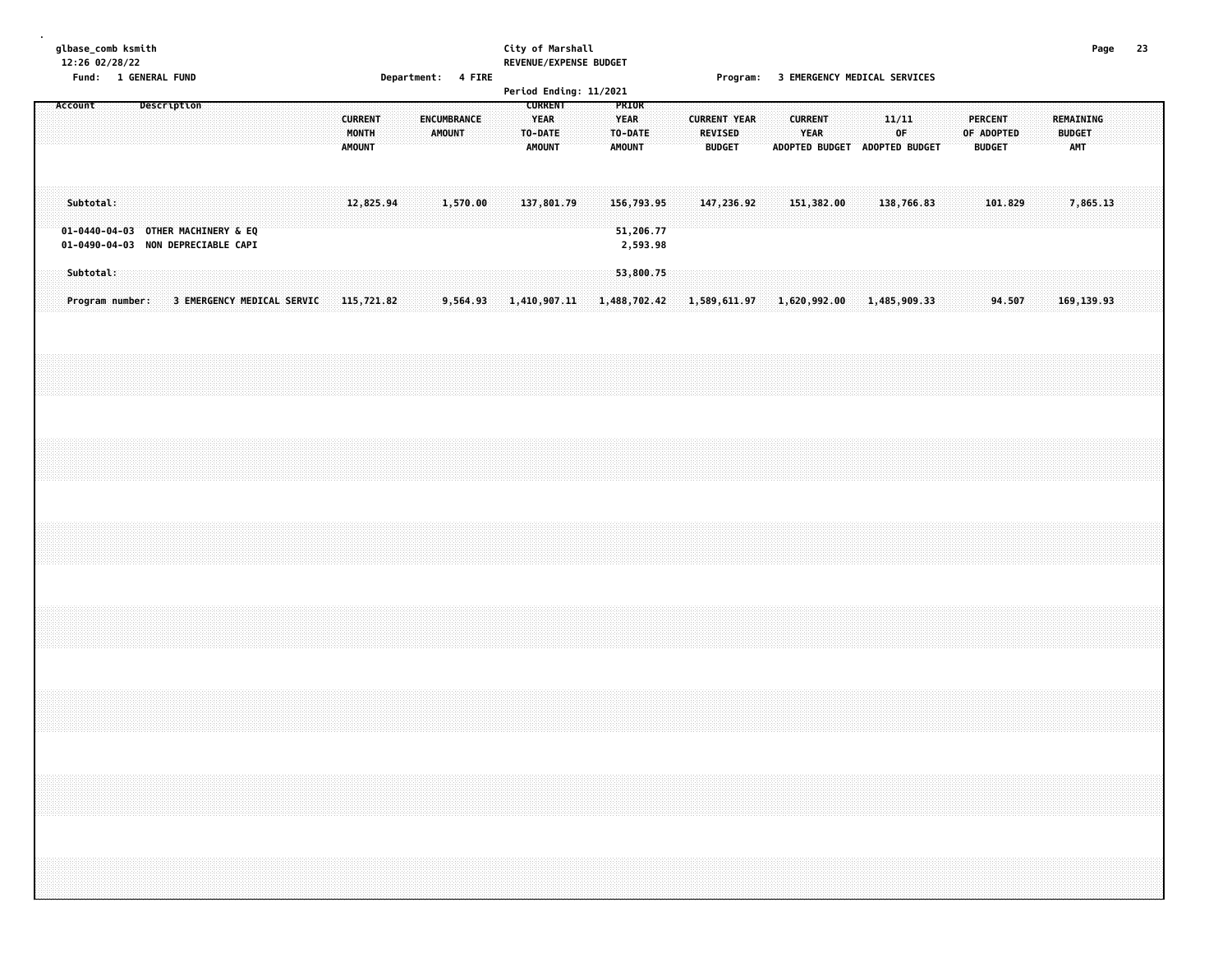glbase_comb ksmith
12:26 02/28/22

Fund: 1 GENERAL FUND

City of Marshall
REVENUE/EXPENSE BUDGET
Period Ending: 11/2021

Department: 4 FIRE

Program: 3 EMERGENCY MEDICAL SERVICES

| Account | Description | CURRENT MONTH AMOUNT | ENCUMBRANCE AMOUNT | CURRENT YEAR TO-DATE AMOUNT | PRIOR YEAR TO-DATE AMOUNT | CURRENT YEAR REVISED BUDGET | CURRENT YEAR ADOPTED BUDGET | 11/11 OF ADOPTED BUDGET | PERCENT OF ADOPTED BUDGET | REMAINING BUDGET AMT |
|---|---|---|---|---|---|---|---|---|---|---|
| Subtotal: | | 12,825.94 | 1,570.00 | 137,801.79 | 156,793.95 | 147,236.92 | 151,382.00 | 138,766.83 | 101.829 | 7,865.13 |
| 01-0440-04-03 | OTHER MACHINERY & EQ | | | | 51,206.77 | | | | | |
| 01-0490-04-03 | NON DEPRECIABLE CAPI | | | | 2,593.98 | | | | | |
| Subtotal: | | | | | 53,800.75 | | | | | |
| Program number: | 3 EMERGENCY MEDICAL SERVIC | 115,721.82 | 9,564.93 | 1,410,907.11 | 1,488,702.42 | 1,589,611.97 | 1,620,992.00 | 1,485,909.33 | 94.507 | 169,139.93 |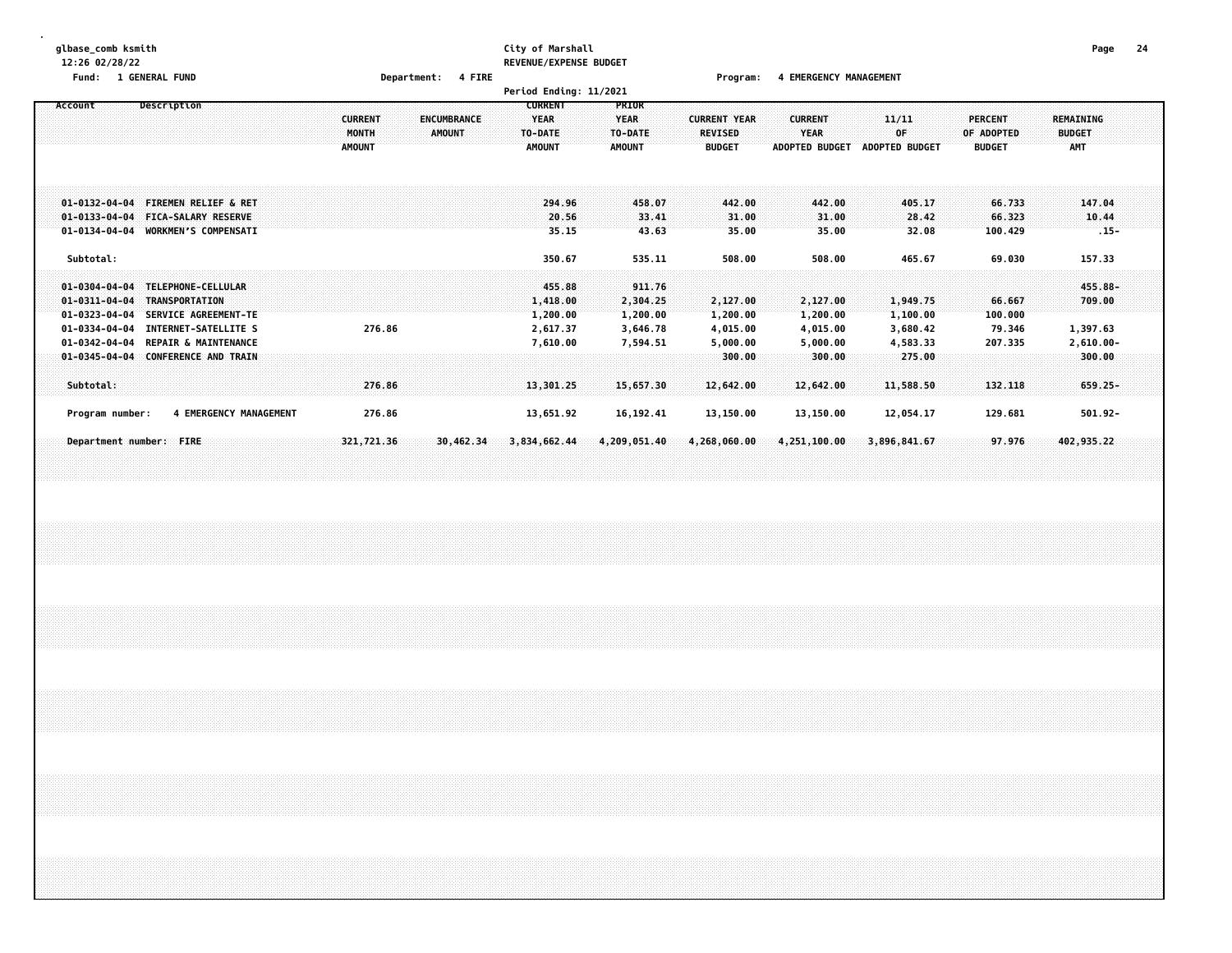glbase_comb ksmith
12:26 02/28/22

**City of Marshall**
**REVENUE/EXPENSE BUDGET**

Fund: 1 GENERAL FUND　　Department: 4 FIRE　　Program: 4 EMERGENCY MANAGEMENT

Period Ending: 11/2021

| Account | Description | CURRENT MONTH AMOUNT | ENCUMBRANCE AMOUNT | CURRENT YEAR TO-DATE AMOUNT | PRIOR YEAR TO-DATE AMOUNT | CURRENT YEAR REVISED BUDGET | CURRENT YEAR ADOPTED BUDGET | 11/11 OF ADOPTED BUDGET | PERCENT OF ADOPTED BUDGET | REMAINING BUDGET AMT |
|---|---|---|---|---|---|---|---|---|---|---|
| 01-0132-04-04 | FIREMEN RELIEF & RET | | | 294.96 | 458.07 | 442.00 | 442.00 | 405.17 | 66.733 | 147.04 |
| 01-0133-04-04 | FICA-SALARY RESERVE | | | 20.56 | 33.41 | 31.00 | 31.00 | 28.42 | 66.323 | 10.44 |
| 01-0134-04-04 | WORKMEN'S COMPENSATI | | | 35.15 | 43.63 | 35.00 | 35.00 | 32.08 | 100.429 | .15- |
| Subtotal: | | | | 350.67 | 535.11 | 508.00 | 508.00 | 465.67 | 69.030 | 157.33 |
| 01-0304-04-04 | TELEPHONE-CELLULAR | | | 455.88 | 911.76 | | | | | 455.88- |
| 01-0311-04-04 | TRANSPORTATION | | | 1,418.00 | 2,304.25 | 2,127.00 | 2,127.00 | 1,949.75 | 66.667 | 709.00 |
| 01-0323-04-04 | SERVICE AGREEMENT-TE | | | 1,200.00 | 1,200.00 | 1,200.00 | 1,200.00 | 1,100.00 | 100.000 | |
| 01-0334-04-04 | INTERNET-SATELLITE S | 276.86 | | 2,617.37 | 3,646.78 | 4,015.00 | 4,015.00 | 3,680.42 | 79.346 | 1,397.63 |
| 01-0342-04-04 | REPAIR & MAINTENANCE | | | 7,610.00 | 7,594.51 | 5,000.00 | 5,000.00 | 4,583.33 | 207.335 | 2,610.00- |
| 01-0345-04-04 | CONFERENCE AND TRAIN | | | | | 300.00 | 300.00 | 275.00 | | 300.00 |
| Subtotal: | | 276.86 | | 13,301.25 | 15,657.30 | 12,642.00 | 12,642.00 | 11,588.50 | 132.118 | 659.25- |
| Program number: | 4 EMERGENCY MANAGEMENT | 276.86 | | 13,651.92 | 16,192.41 | 13,150.00 | 13,150.00 | 12,054.17 | 129.681 | 501.92- |
| Department number: | FIRE | 321,721.36 | 30,462.34 | 3,834,662.44 | 4,209,051.40 | 4,268,060.00 | 4,251,100.00 | 3,896,841.67 | 97.976 | 402,935.22 |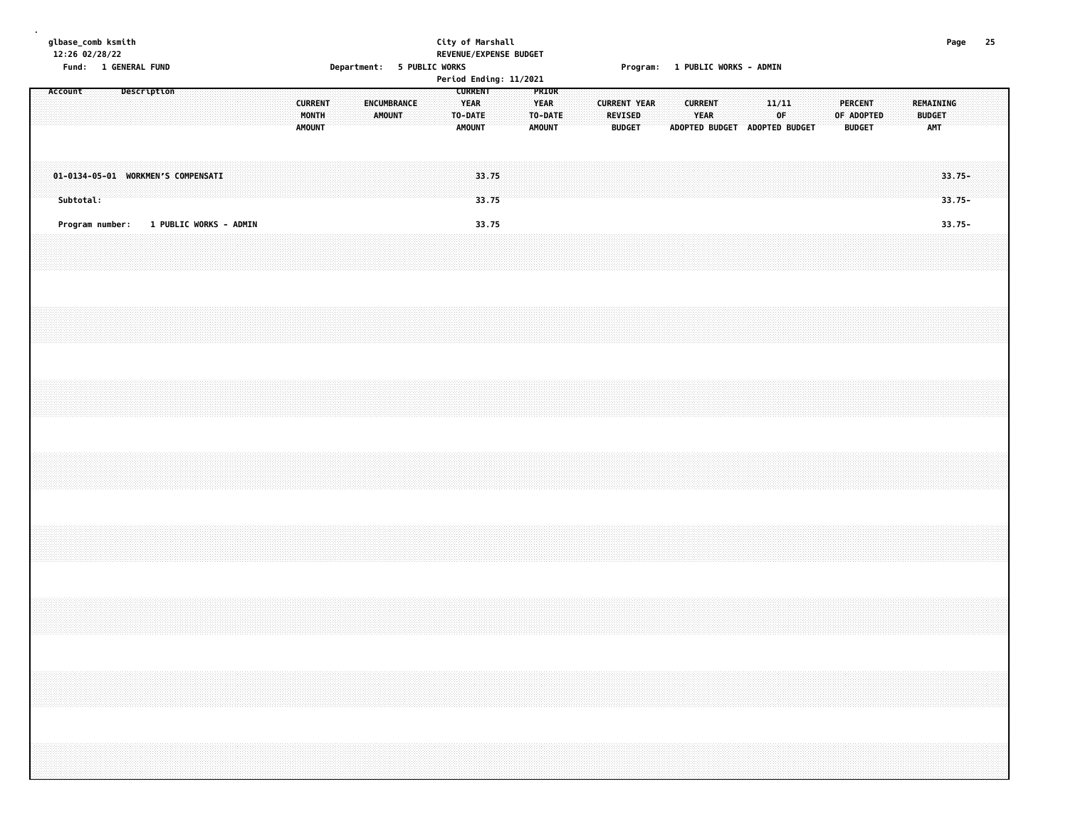glbase_comb ksmith
12:26 02/28/22
Fund: 1 GENERAL FUND

City of Marshall
REVENUE/EXPENSE BUDGET
Department: 5 PUBLIC WORKS
Period Ending: 11/2021

Program: 1 PUBLIC WORKS - ADMIN

| Account | Description | CURRENT MONTH AMOUNT | ENCUMBRANCE AMOUNT | CURRENT YEAR TO-DATE AMOUNT | PRIOR YEAR TO-DATE AMOUNT | CURRENT YEAR REVISED BUDGET | CURRENT YEAR ADOPTED BUDGET | 11/11 OF ADOPTED BUDGET | PERCENT OF ADOPTED BUDGET | REMAINING BUDGET AMT |
|---|---|---|---|---|---|---|---|---|---|---|
| 01-0134-05-01 | WORKMEN'S COMPENSATI | | | 33.75 | | | | | | 33.75- |
| Subtotal: | | | | 33.75 | | | | | | 33.75- |
| Program number: | 1 PUBLIC WORKS - ADMIN | | | 33.75 | | | | | | 33.75- |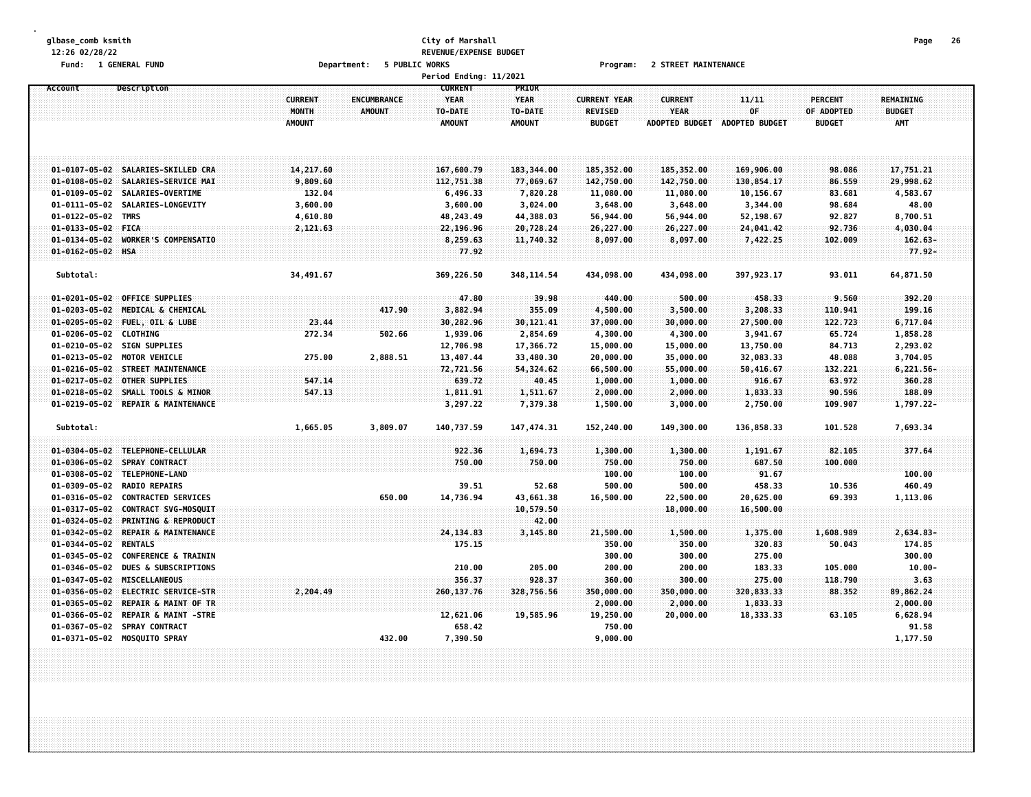glbase_comb ksmith
12:26 02/28/22

**City of Marshall**
**REVENUE/EXPENSE BUDGET**

Fund: 1 GENERAL FUND  Department: 5 PUBLIC WORKS  Program: 2 STREET MAINTENANCE

Period Ending: 11/2021

| Account | Description | CURRENT MONTH AMOUNT | ENCUMBRANCE AMOUNT | CURRENT YEAR TO-DATE AMOUNT | PRIOR YEAR TO-DATE AMOUNT | CURRENT YEAR REVISED BUDGET | CURRENT YEAR ADOPTED BUDGET | 11/11 OF ADOPTED BUDGET | PERCENT OF ADOPTED BUDGET | REMAINING BUDGET AMT |
|---|---|---|---|---|---|---|---|---|---|---|
| 01-0107-05-02 | SALARIES-SKILLED CRA | 14,217.60 | | 167,600.79 | 183,344.00 | 185,352.00 | 185,352.00 | 169,906.00 | 98.086 | 17,751.21 |
| 01-0108-05-02 | SALARIES-SERVICE MAI | 9,809.60 | | 112,751.38 | 77,069.67 | 142,750.00 | 142,750.00 | 130,854.17 | 86.559 | 29,998.62 |
| 01-0109-05-02 | SALARIES-OVERTIME | 132.04 | | 6,496.33 | 7,820.28 | 11,080.00 | 11,080.00 | 10,156.67 | 83.681 | 4,583.67 |
| 01-0111-05-02 | SALARIES-LONGEVITY | 3,600.00 | | 3,600.00 | 3,024.00 | 3,648.00 | 3,648.00 | 3,344.00 | 98.684 | 48.00 |
| 01-0122-05-02 | TMRS | 4,610.80 | | 48,243.49 | 44,388.03 | 56,944.00 | 56,944.00 | 52,198.67 | 92.827 | 8,700.51 |
| 01-0133-05-02 | FICA | 2,121.63 | | 22,196.96 | 20,728.24 | 26,227.00 | 26,227.00 | 24,041.42 | 92.736 | 4,030.04 |
| 01-0134-05-02 | WORKER'S COMPENSATIO | | | 8,259.63 | 11,740.32 | 8,097.00 | 8,097.00 | 7,422.25 | 102.009 | 162.63- |
| 01-0162-05-02 | HSA | | | 77.92 | | | | | | 77.92- |
| Subtotal: | | 34,491.67 | | 369,226.50 | 348,114.54 | 434,098.00 | 434,098.00 | 397,923.17 | 93.011 | 64,871.50 |
| 01-0201-05-02 | OFFICE SUPPLIES | | | 47.80 | 39.98 | 440.00 | 500.00 | 458.33 | 9.560 | 392.20 |
| 01-0203-05-02 | MEDICAL & CHEMICAL | | 417.90 | 3,882.94 | 355.09 | 4,500.00 | 3,500.00 | 3,208.33 | 110.941 | 199.16 |
| 01-0205-05-02 | FUEL, OIL & LUBE | 23.44 | | 30,282.96 | 30,121.41 | 37,000.00 | 30,000.00 | 27,500.00 | 122.723 | 6,717.04 |
| 01-0206-05-02 | CLOTHING | 272.34 | 502.66 | 1,939.06 | 2,854.69 | 4,300.00 | 4,300.00 | 3,941.67 | 65.724 | 1,858.28 |
| 01-0210-05-02 | SIGN SUPPLIES | | | 12,706.98 | 17,366.72 | 15,000.00 | 15,000.00 | 13,750.00 | 84.713 | 2,293.02 |
| 01-0213-05-02 | MOTOR VEHICLE | 275.00 | 2,888.51 | 13,407.44 | 33,480.30 | 20,000.00 | 35,000.00 | 32,083.33 | 48.088 | 3,704.05 |
| 01-0216-05-02 | STREET MAINTENANCE | | | 72,721.56 | 54,324.62 | 66,500.00 | 55,000.00 | 50,416.67 | 132.221 | 6,221.56- |
| 01-0217-05-02 | OTHER SUPPLIES | 547.14 | | 639.72 | 40.45 | 1,000.00 | 1,000.00 | 916.67 | 63.972 | 360.28 |
| 01-0218-05-02 | SMALL TOOLS & MINOR | 547.13 | | 1,811.91 | 1,511.67 | 2,000.00 | 2,000.00 | 1,833.33 | 90.596 | 188.09 |
| 01-0219-05-02 | REPAIR & MAINTENANCE | | | 3,297.22 | 7,379.38 | 1,500.00 | 3,000.00 | 2,750.00 | 109.907 | 1,797.22- |
| Subtotal: | | 1,665.05 | 3,809.07 | 140,737.59 | 147,474.31 | 152,240.00 | 149,300.00 | 136,858.33 | 101.528 | 7,693.34 |
| 01-0304-05-02 | TELEPHONE-CELLULAR | | | 922.36 | 1,694.73 | 1,300.00 | 1,300.00 | 1,191.67 | 82.105 | 377.64 |
| 01-0306-05-02 | SPRAY CONTRACT | | | 750.00 | 750.00 | 750.00 | 750.00 | 687.50 | 100.000 | |
| 01-0308-05-02 | TELEPHONE-LAND | | | | | 100.00 | 100.00 | 91.67 | | 100.00 |
| 01-0309-05-02 | RADIO REPAIRS | | | 39.51 | 52.68 | 500.00 | 500.00 | 458.33 | 10.536 | 460.49 |
| 01-0316-05-02 | CONTRACTED SERVICES | | 650.00 | 14,736.94 | 43,661.38 | 16,500.00 | 22,500.00 | 20,625.00 | 69.393 | 1,113.06 |
| 01-0317-05-02 | CONTRACT SVG-MOSQUIT | | | | 10,579.50 | | 18,000.00 | 16,500.00 | | |
| 01-0324-05-02 | PRINTING & REPRODUCT | | | | 42.00 | | | | | |
| 01-0342-05-02 | REPAIR & MAINTENANCE | | | 24,134.83 | 3,145.80 | 21,500.00 | 1,500.00 | 1,375.00 | 1,608.989 | 2,634.83- |
| 01-0344-05-02 | RENTALS | | | 175.15 | | 350.00 | 350.00 | 320.83 | 50.043 | 174.85 |
| 01-0345-05-02 | CONFERENCE & TRAININ | | | | | 300.00 | 300.00 | 275.00 | | 300.00 |
| 01-0346-05-02 | DUES & SUBSCRIPTIONS | | | 210.00 | 205.00 | 200.00 | 200.00 | 183.33 | 105.000 | 10.00- |
| 01-0347-05-02 | MISCELLANEOUS | | | 356.37 | 928.37 | 360.00 | 300.00 | 275.00 | 118.790 | 3.63 |
| 01-0356-05-02 | ELECTRIC SERVICE-STR | 2,204.49 | | 260,137.76 | 328,756.56 | 350,000.00 | 350,000.00 | 320,833.33 | 88.352 | 89,862.24 |
| 01-0365-05-02 | REPAIR & MAINT OF TR | | | | | 2,000.00 | 2,000.00 | 1,833.33 | | 2,000.00 |
| 01-0366-05-02 | REPAIR & MAINT -STRE | | | 12,621.06 | 19,585.96 | 19,250.00 | 20,000.00 | 18,333.33 | 63.105 | 6,628.94 |
| 01-0367-05-02 | SPRAY CONTRACT | | | 658.42 | | 750.00 | | | | 91.58 |
| 01-0371-05-02 | MOSQUITO SPRAY | | 432.00 | 7,390.50 | | 9,000.00 | | | | 1,177.50 |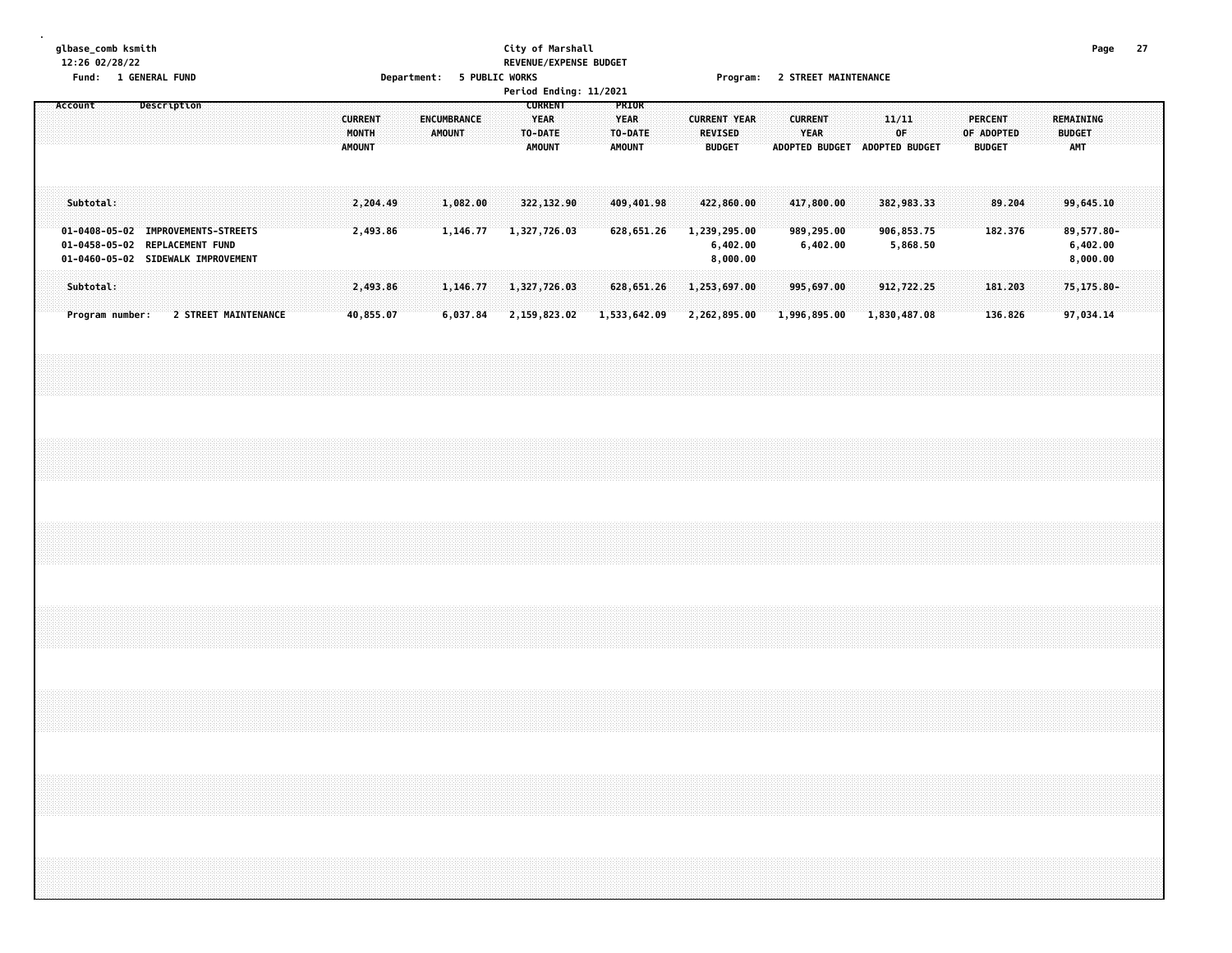glbase_comb ksmith
12:26 02/28/22

City of Marshall
REVENUE/EXPENSE BUDGET

Fund: 1 GENERAL FUND — Department: 5 PUBLIC WORKS — Program: 2 STREET MAINTENANCE

Period Ending: 11/2021

| Account | Description | CURRENT MONTH AMOUNT | ENCUMBRANCE AMOUNT | CURRENT YEAR TO-DATE AMOUNT | PRIOR YEAR TO-DATE AMOUNT | CURRENT YEAR REVISED BUDGET | CURRENT YEAR ADOPTED BUDGET | 11/11 OF ADOPTED BUDGET | PERCENT OF ADOPTED BUDGET | REMAINING BUDGET AMT |
|---|---|---|---|---|---|---|---|---|---|---|
| Subtotal: | | 2,204.49 | 1,082.00 | 322,132.90 | 409,401.98 | 422,860.00 | 417,800.00 | 382,983.33 | 89.204 | 99,645.10 |
| 01-0408-05-02 | IMPROVEMENTS-STREETS | 2,493.86 | 1,146.77 | 1,327,726.03 | 628,651.26 | 1,239,295.00 | 989,295.00 | 906,853.75 | 182.376 | 89,577.80- |
| 01-0458-05-02 | REPLACEMENT FUND | | | | | 6,402.00 | 6,402.00 | 5,868.50 | | 6,402.00 |
| 01-0460-05-02 | SIDEWALK IMPROVEMENT | | | | | 8,000.00 | | | | 8,000.00 |
| Subtotal: | | 2,493.86 | 1,146.77 | 1,327,726.03 | 628,651.26 | 1,253,697.00 | 995,697.00 | 912,722.25 | 181.203 | 75,175.80- |
| Program number: | 2 STREET MAINTENANCE | 40,855.07 | 6,037.84 | 2,159,823.02 | 1,533,642.09 | 2,262,895.00 | 1,996,895.00 | 1,830,487.08 | 136.826 | 97,034.14 |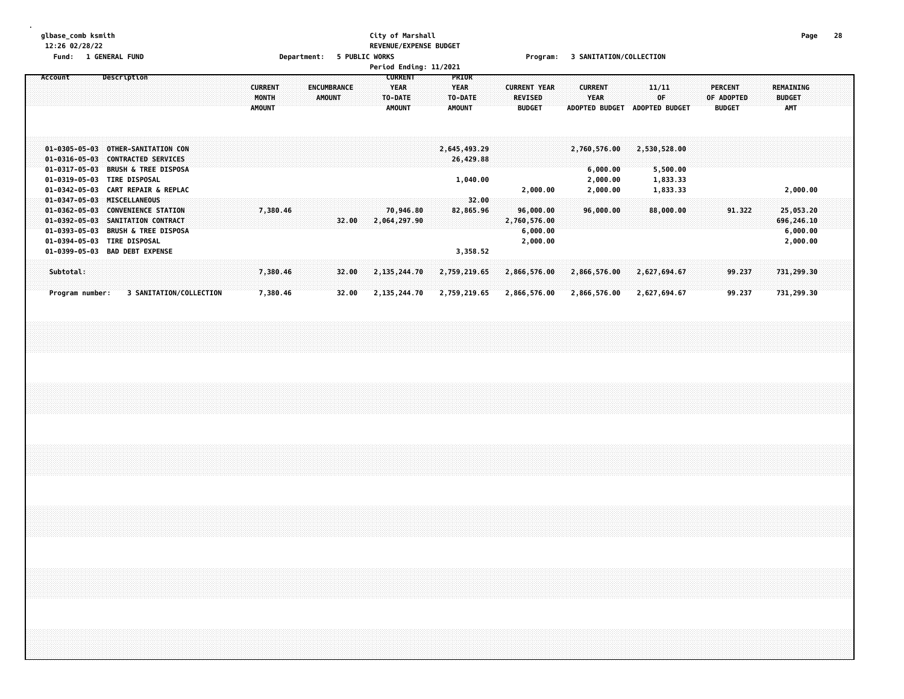glbase_comb ksmith
12:26 02/28/22

**City of Marshall**
**REVENUE/EXPENSE BUDGET**
**Period Ending: 11/2021**

Fund: 1 GENERAL FUND    Department: 5 PUBLIC WORKS    Program: 3 SANITATION/COLLECTION

| Account | Description | CURRENT MONTH AMOUNT | ENCUMBRANCE AMOUNT | CURRENT YEAR TO-DATE AMOUNT | PRIOR YEAR TO-DATE AMOUNT | CURRENT YEAR REVISED BUDGET | CURRENT YEAR ADOPTED BUDGET | 11/11 OF ADOPTED BUDGET | PERCENT OF ADOPTED BUDGET | REMAINING BUDGET AMT |
|---|---|---|---|---|---|---|---|---|---|---|
| 01-0305-05-03 | OTHER-SANITATION CON | | | | 2,645,493.29 | | 2,760,576.00 | 2,530,528.00 | | |
| 01-0316-05-03 | CONTRACTED SERVICES | | | | 26,429.88 | | | | | |
| 01-0317-05-03 | BRUSH & TREE DISPOSA | | | | | | 6,000.00 | 5,500.00 | | |
| 01-0319-05-03 | TIRE DISPOSAL | | | | 1,040.00 | | 2,000.00 | 1,833.33 | | |
| 01-0342-05-03 | CART REPAIR & REPLAC | | | | | 2,000.00 | 2,000.00 | 1,833.33 | | 2,000.00 |
| 01-0347-05-03 | MISCELLANEOUS | | | | 32.00 | | | | | |
| 01-0362-05-03 | CONVENIENCE STATION | 7,380.46 | | 70,946.80 | 82,865.96 | 96,000.00 | 96,000.00 | 88,000.00 | 91.322 | 25,053.20 |
| 01-0392-05-03 | SANITATION CONTRACT | | 32.00 | 2,064,297.90 | | 2,760,576.00 | | | | 696,246.10 |
| 01-0393-05-03 | BRUSH & TREE DISPOSA | | | | | 6,000.00 | | | | 6,000.00 |
| 01-0394-05-03 | TIRE DISPOSAL | | | | | 2,000.00 | | | | 2,000.00 |
| 01-0399-05-03 | BAD DEBT EXPENSE | | | | 3,358.52 | | | | | |
| Subtotal: | | 7,380.46 | 32.00 | 2,135,244.70 | 2,759,219.65 | 2,866,576.00 | 2,866,576.00 | 2,627,694.67 | 99.237 | 731,299.30 |
| Program number: | 3 SANITATION/COLLECTION | 7,380.46 | 32.00 | 2,135,244.70 | 2,759,219.65 | 2,866,576.00 | 2,866,576.00 | 2,627,694.67 | 99.237 | 731,299.30 |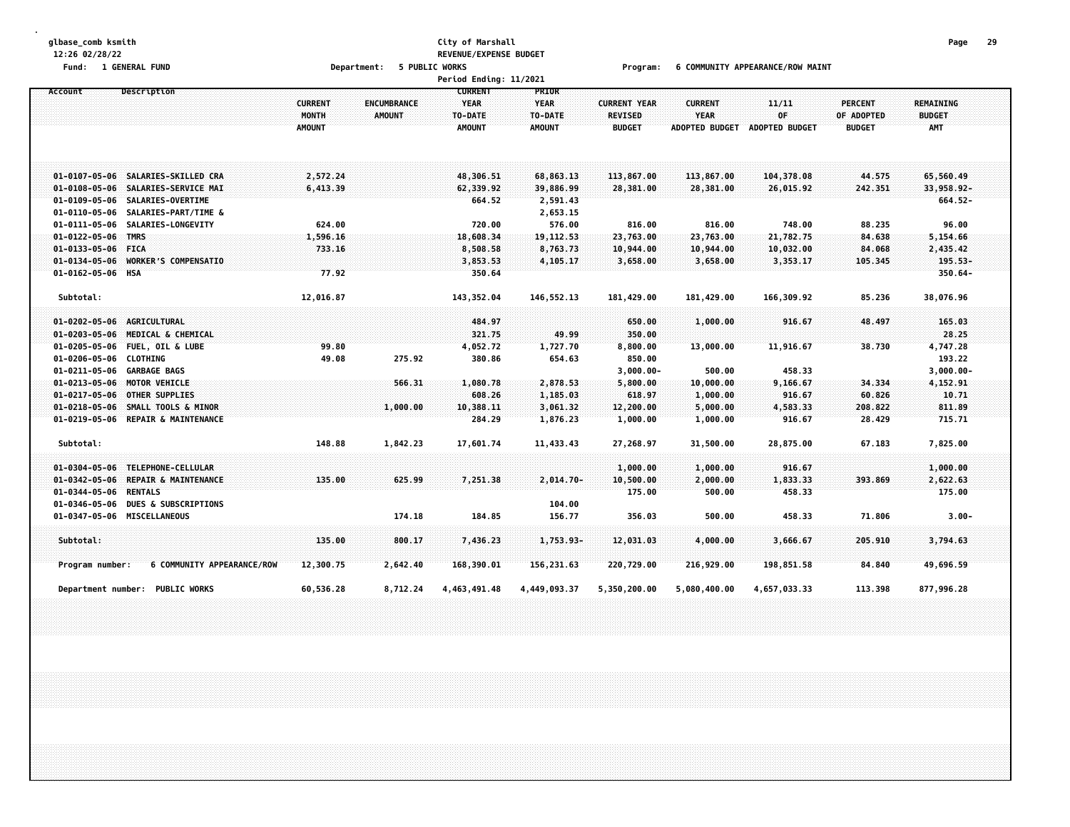glbase_comb ksmith
12:26 02/28/22

Fund: 1 GENERAL FUND

City of Marshall
REVENUE/EXPENSE BUDGET
Department: 5 PUBLIC WORKS
Period Ending: 11/2021

Program: 6 COMMUNITY APPEARANCE/ROW MAINT

| Account | Description | CURRENT MONTH AMOUNT | ENCUMBRANCE AMOUNT | CURRENT YEAR TO-DATE AMOUNT | PRIOR YEAR TO-DATE AMOUNT | CURRENT YEAR REVISED BUDGET | CURRENT YEAR ADOPTED BUDGET | 11/11 OF ADOPTED BUDGET | PERCENT OF ADOPTED BUDGET | REMAINING BUDGET AMT |
|---|---|---|---|---|---|---|---|---|---|---|
| 01-0107-05-06 | SALARIES-SKILLED CRA | 2,572.24 | | 48,306.51 | 68,863.13 | 113,867.00 | 113,867.00 | 104,378.08 | 44.575 | 65,560.49 |
| 01-0108-05-06 | SALARIES-SERVICE MAI | 6,413.39 | | 62,339.92 | 39,886.99 | 28,381.00 | 28,381.00 | 26,015.92 | 242.351 | 33,958.92- |
| 01-0109-05-06 | SALARIES-OVERTIME | | | 664.52 | 2,591.43 | | | | | 664.52- |
| 01-0110-05-06 | SALARIES-PART/TIME & | | | | 2,653.15 | | | | | |
| 01-0111-05-06 | SALARIES-LONGEVITY | 624.00 | | 720.00 | 576.00 | 816.00 | 816.00 | 748.00 | 88.235 | 96.00 |
| 01-0122-05-06 | TMRS | 1,596.16 | | 18,608.34 | 19,112.53 | 23,763.00 | 23,763.00 | 21,782.75 | 84.638 | 5,154.66 |
| 01-0133-05-06 | FICA | 733.16 | | 8,508.58 | 8,763.73 | 10,944.00 | 10,944.00 | 10,032.00 | 84.068 | 2,435.42 |
| 01-0134-05-06 | WORKER'S COMPENSATIO | | | 3,853.53 | 4,105.17 | 3,658.00 | 3,658.00 | 3,353.17 | 105.345 | 195.53- |
| 01-0162-05-06 | HSA | 77.92 | | 350.64 | | | | | | 350.64- |
| Subtotal: | | 12,016.87 | | 143,352.04 | 146,552.13 | 181,429.00 | 181,429.00 | 166,309.92 | 85.236 | 38,076.96 |
| 01-0202-05-06 | AGRICULTURAL | | | 484.97 | | 650.00 | 1,000.00 | 916.67 | 48.497 | 165.03 |
| 01-0203-05-06 | MEDICAL & CHEMICAL | | | 321.75 | 49.99 | 350.00 | | | | 28.25 |
| 01-0205-05-06 | FUEL, OIL & LUBE | 99.80 | | 4,052.72 | 1,727.70 | 8,800.00 | 13,000.00 | 11,916.67 | 38.730 | 4,747.28 |
| 01-0206-05-06 | CLOTHING | 49.08 | 275.92 | 380.86 | 654.63 | 850.00 | | | | 193.22 |
| 01-0211-05-06 | GARBAGE BAGS | | | | | 3,000.00- | 500.00 | 458.33 | | 3,000.00- |
| 01-0213-05-06 | MOTOR VEHICLE | | 566.31 | 1,080.78 | 2,878.53 | 5,800.00 | 10,000.00 | 9,166.67 | 34.334 | 4,152.91 |
| 01-0217-05-06 | OTHER SUPPLIES | | | 608.26 | 1,185.03 | 618.97 | 1,000.00 | 916.67 | 60.826 | 10.71 |
| 01-0218-05-06 | SMALL TOOLS & MINOR | | 1,000.00 | 10,388.11 | 3,061.32 | 12,200.00 | 5,000.00 | 4,583.33 | 208.822 | 811.89 |
| 01-0219-05-06 | REPAIR & MAINTENANCE | | | 284.29 | 1,876.23 | 1,000.00 | 1,000.00 | 916.67 | 28.429 | 715.71 |
| Subtotal: | | 148.88 | 1,842.23 | 17,601.74 | 11,433.43 | 27,268.97 | 31,500.00 | 28,875.00 | 67.183 | 7,825.00 |
| 01-0304-05-06 | TELEPHONE-CELLULAR | | | | | 1,000.00 | 1,000.00 | 916.67 | | 1,000.00 |
| 01-0342-05-06 | REPAIR & MAINTENANCE | 135.00 | 625.99 | 7,251.38 | 2,014.70- | 10,500.00 | 2,000.00 | 1,833.33 | 393.869 | 2,622.63 |
| 01-0344-05-06 | RENTALS | | | | | 175.00 | 500.00 | 458.33 | | 175.00 |
| 01-0346-05-06 | DUES & SUBSCRIPTIONS | | | | 104.00 | | | | | |
| 01-0347-05-06 | MISCELLANEOUS | | 174.18 | 184.85 | 156.77 | 356.03 | 500.00 | 458.33 | 71.806 | 3.00- |
| Subtotal: | | 135.00 | 800.17 | 7,436.23 | 1,753.93- | 12,031.03 | 4,000.00 | 3,666.67 | 205.910 | 3,794.63 |
| Program number: | 6 COMMUNITY APPEARANCE/ROW | 12,300.75 | 2,642.40 | 168,390.01 | 156,231.63 | 220,729.00 | 216,929.00 | 198,851.58 | 84.840 | 49,696.59 |
| Department number: | PUBLIC WORKS | 60,536.28 | 8,712.24 | 4,463,491.48 | 4,449,093.37 | 5,350,200.00 | 5,080,400.00 | 4,657,033.33 | 113.398 | 877,996.28 |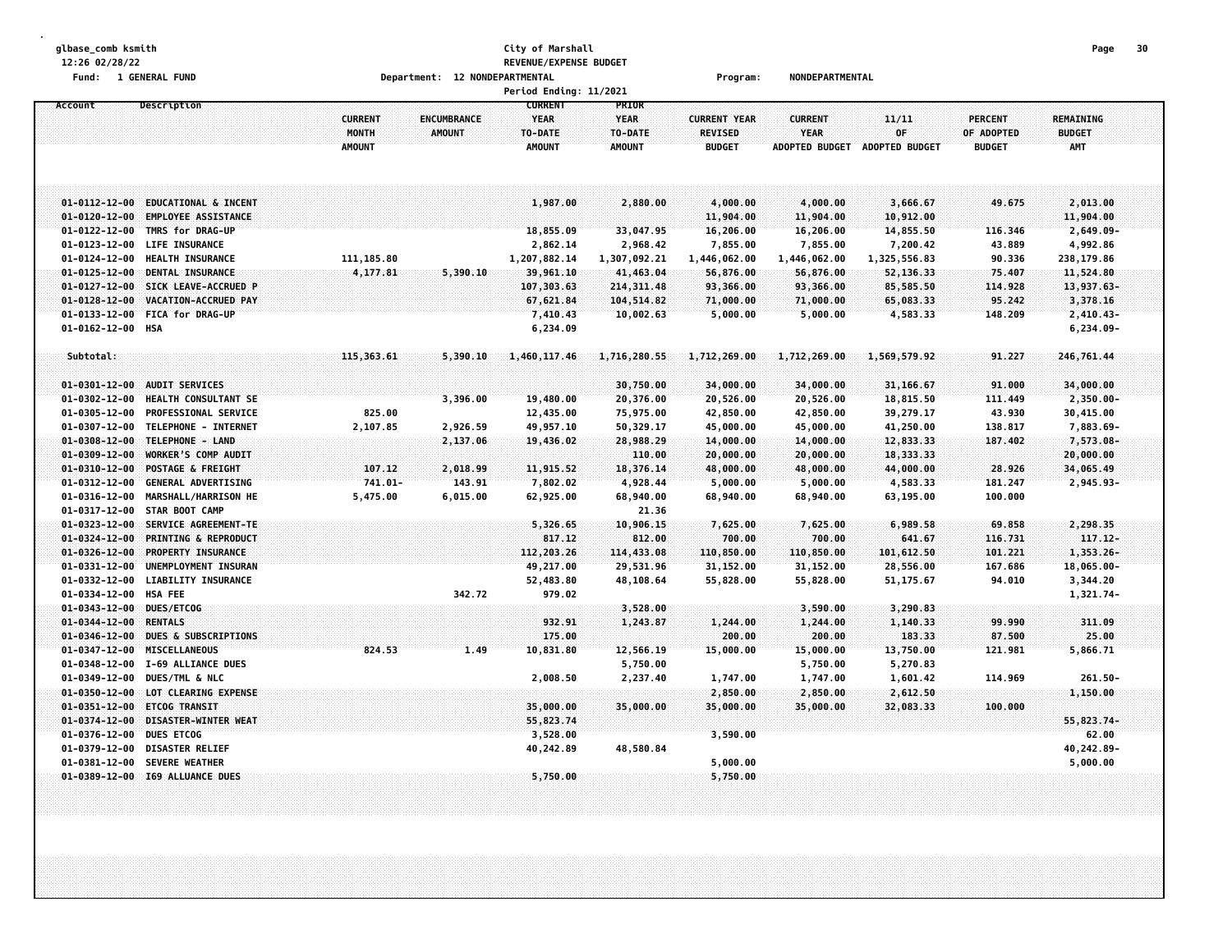glbase_comb ksmith
12:26 02/28/22
Fund: 1 GENERAL FUND

**City of Marshall**
**REVENUE/EXPENSE BUDGET**
Department: 12 NONDEPARTMENTAL
Period Ending: 11/2021

Program: NONDEPARTMENTAL

| Account | Description | CURRENT MONTH AMOUNT | ENCUMBRANCE AMOUNT | CURRENT YEAR TO-DATE AMOUNT | PRIOR YEAR TO-DATE AMOUNT | CURRENT YEAR REVISED BUDGET | CURRENT YEAR ADOPTED BUDGET | 11/11 OF ADOPTED BUDGET | PERCENT OF ADOPTED BUDGET | REMAINING BUDGET AMT |
|---|---|---|---|---|---|---|---|---|---|---|
| 01-0112-12-00 | EDUCATIONAL & INCENT | | | 1,987.00 | 2,880.00 | 4,000.00 | 4,000.00 | 3,666.67 | 49.675 | 2,013.00 |
| 01-0120-12-00 | EMPLOYEE ASSISTANCE | | | | | 11,904.00 | 11,904.00 | 10,912.00 | | 11,904.00 |
| 01-0122-12-00 | TMRS for DRAG-UP | | | 18,855.09 | 33,047.95 | 16,206.00 | 16,206.00 | 14,855.50 | 116.346 | 2,649.09- |
| 01-0123-12-00 | LIFE INSURANCE | | | 2,862.14 | 2,968.42 | 7,855.00 | 7,855.00 | 7,200.42 | 43.889 | 4,992.86 |
| 01-0124-12-00 | HEALTH INSURANCE | 111,185.80 | | 1,207,882.14 | 1,307,092.21 | 1,446,062.00 | 1,446,062.00 | 1,325,556.83 | 90.336 | 238,179.86 |
| 01-0125-12-00 | DENTAL INSURANCE | 4,177.81 | 5,390.10 | 39,961.10 | 41,463.04 | 56,876.00 | 56,876.00 | 52,136.33 | 75.407 | 11,524.80 |
| 01-0127-12-00 | SICK LEAVE-ACCRUED P | | | 107,303.63 | 214,311.48 | 93,366.00 | 93,366.00 | 85,585.50 | 114.928 | 13,937.63- |
| 01-0128-12-00 | VACATION-ACCRUED PAY | | | 67,621.84 | 104,514.82 | 71,000.00 | 71,000.00 | 65,083.33 | 95.242 | 3,378.16 |
| 01-0133-12-00 | FICA for DRAG-UP | | | 7,410.43 | 10,002.63 | 5,000.00 | 5,000.00 | 4,583.33 | 148.209 | 2,410.43- |
| 01-0162-12-00 | HSA | | | 6,234.09 | | | | | | 6,234.09- |
| Subtotal: | | 115,363.61 | 5,390.10 | 1,460,117.46 | 1,716,280.55 | 1,712,269.00 | 1,712,269.00 | 1,569,579.92 | 91.227 | 246,761.44 |
| 01-0301-12-00 | AUDIT SERVICES | | | | 30,750.00 | 34,000.00 | 34,000.00 | 31,166.67 | 91.000 | 34,000.00 |
| 01-0302-12-00 | HEALTH CONSULTANT SE | | 3,396.00 | 19,480.00 | 20,376.00 | 20,526.00 | 20,526.00 | 18,815.50 | 111.449 | 2,350.00- |
| 01-0305-12-00 | PROFESSIONAL SERVICE | 825.00 | | 12,435.00 | 75,975.00 | 42,850.00 | 42,850.00 | 39,279.17 | 43.930 | 30,415.00 |
| 01-0307-12-00 | TELEPHONE - INTERNET | 2,107.85 | 2,926.59 | 49,957.10 | 50,329.17 | 45,000.00 | 45,000.00 | 41,250.00 | 138.817 | 7,883.69- |
| 01-0308-12-00 | TELEPHONE - LAND | | 2,137.06 | 19,436.02 | 28,988.29 | 14,000.00 | 14,000.00 | 12,833.33 | 187.402 | 7,573.08- |
| 01-0309-12-00 | WORKER'S COMP AUDIT | | | | 110.00 | 20,000.00 | 20,000.00 | 18,333.33 | | 20,000.00 |
| 01-0310-12-00 | POSTAGE & FREIGHT | 107.12 | 2,018.99 | 11,915.52 | 18,376.14 | 48,000.00 | 48,000.00 | 44,000.00 | 28.926 | 34,065.49 |
| 01-0312-12-00 | GENERAL ADVERTISING | 741.01- | 143.91 | 7,802.02 | 4,928.44 | 5,000.00 | 5,000.00 | 4,583.33 | 181.247 | 2,945.93- |
| 01-0316-12-00 | MARSHALL/HARRISON HE | 5,475.00 | 6,015.00 | 62,925.00 | 68,940.00 | 68,940.00 | 68,940.00 | 63,195.00 | 100.000 | |
| 01-0317-12-00 | STAR BOOT CAMP | | | | 21.36 | | | | | |
| 01-0323-12-00 | SERVICE AGREEMENT-TE | | | 5,326.65 | 10,906.15 | 7,625.00 | 7,625.00 | 6,989.58 | 69.858 | 2,298.35 |
| 01-0324-12-00 | PRINTING & REPRODUCT | | | 817.12 | 812.00 | 700.00 | 700.00 | 641.67 | 116.731 | 117.12- |
| 01-0326-12-00 | PROPERTY INSURANCE | | | 112,203.26 | 114,433.08 | 110,850.00 | 110,850.00 | 101,612.50 | 101.221 | 1,353.26- |
| 01-0331-12-00 | UNEMPLOYMENT INSURAN | | | 49,217.00 | 29,531.96 | 31,152.00 | 31,152.00 | 28,556.00 | 167.686 | 18,065.00- |
| 01-0332-12-00 | LIABILITY INSURANCE | | | 52,483.80 | 48,108.64 | 55,828.00 | 55,828.00 | 51,175.67 | 94.010 | 3,344.20 |
| 01-0334-12-00 | HSA FEE | | 342.72 | 979.02 | | | | | | 1,321.74- |
| 01-0343-12-00 | DUES/ETCOG | | | | 3,528.00 | | 3,590.00 | 3,290.83 | | |
| 01-0344-12-00 | RENTALS | | | 932.91 | 1,243.87 | 1,244.00 | 1,244.00 | 1,140.33 | 99.990 | 311.09 |
| 01-0346-12-00 | DUES & SUBSCRIPTIONS | | | 175.00 | | 200.00 | 200.00 | 183.33 | 87.500 | 25.00 |
| 01-0347-12-00 | MISCELLANEOUS | 824.53 | 1.49 | 10,831.80 | 12,566.19 | 15,000.00 | 15,000.00 | 13,750.00 | 121.981 | 5,866.71 |
| 01-0348-12-00 | I-69 ALLIANCE DUES | | | | 5,750.00 | | 5,750.00 | 5,270.83 | | |
| 01-0349-12-00 | DUES/TML & NLC | | | 2,008.50 | 2,237.40 | 1,747.00 | 1,747.00 | 1,601.42 | 114.969 | 261.50- |
| 01-0350-12-00 | LOT CLEARING EXPENSE | | | | | 2,850.00 | 2,850.00 | 2,612.50 | | 1,150.00 |
| 01-0351-12-00 | ETCOG TRANSIT | | | 35,000.00 | 35,000.00 | 35,000.00 | 35,000.00 | 32,083.33 | 100.000 | |
| 01-0374-12-00 | DISASTER-WINTER WEAT | | | 55,823.74 | | | | | | 55,823.74- |
| 01-0376-12-00 | DUES ETCOG | | | 3,528.00 | | 3,590.00 | | | | 62.00 |
| 01-0379-12-00 | DISASTER RELIEF | | | 40,242.89 | 48,580.84 | | | | | 40,242.89- |
| 01-0381-12-00 | SEVERE WEATHER | | | | | 5,000.00 | | | | 5,000.00 |
| 01-0389-12-00 | I69 ALLUANCE DUES | | | 5,750.00 | | 5,750.00 | | | | |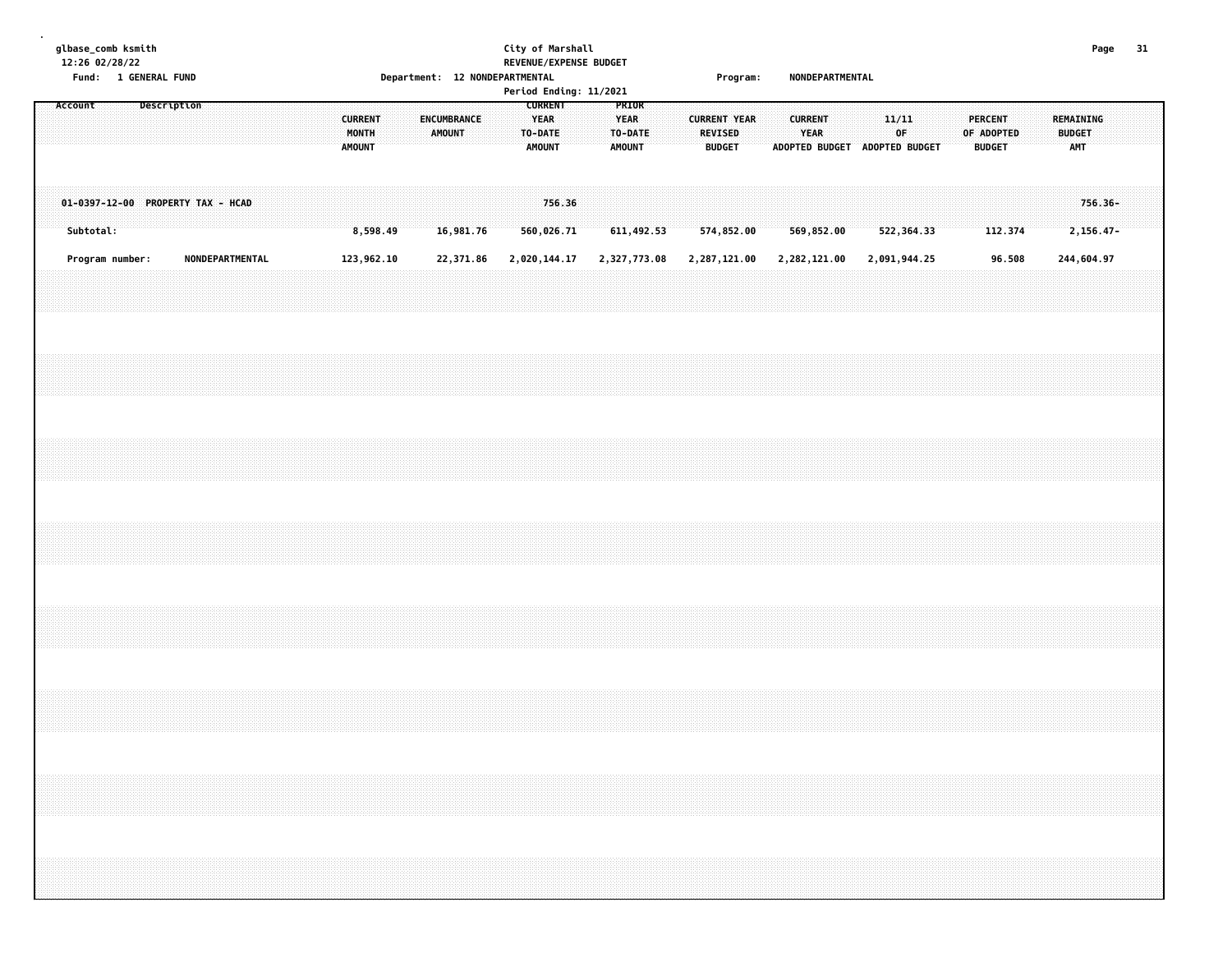glbase_comb ksmith
12:26 02/28/22
Fund: 1 GENERAL FUND

City of Marshall
REVENUE/EXPENSE BUDGET
Department: 12 NONDEPARTMENTAL
Period Ending: 11/2021

Program: NONDEPARTMENTAL

| Account | Description | CURRENT MONTH AMOUNT | ENCUMBRANCE AMOUNT | CURRENT YEAR TO-DATE AMOUNT | PRIOR YEAR TO-DATE AMOUNT | CURRENT YEAR REVISED BUDGET | CURRENT YEAR ADOPTED BUDGET | 11/11 OF ADOPTED BUDGET | PERCENT OF ADOPTED BUDGET | REMAINING BUDGET AMT |
|---|---|---|---|---|---|---|---|---|---|---|
| 01-0397-12-00 | PROPERTY TAX - HCAD | | | 756.36 | | | | | | 756.36- |
| Subtotal: | | 8,598.49 | 16,981.76 | 560,026.71 | 611,492.53 | 574,852.00 | 569,852.00 | 522,364.33 | 112.374 | 2,156.47- |
| Program number: | NONDEPARTMENTAL | 123,962.10 | 22,371.86 | 2,020,144.17 | 2,327,773.08 | 2,287,121.00 | 2,282,121.00 | 2,091,944.25 | 96.508 | 244,604.97 |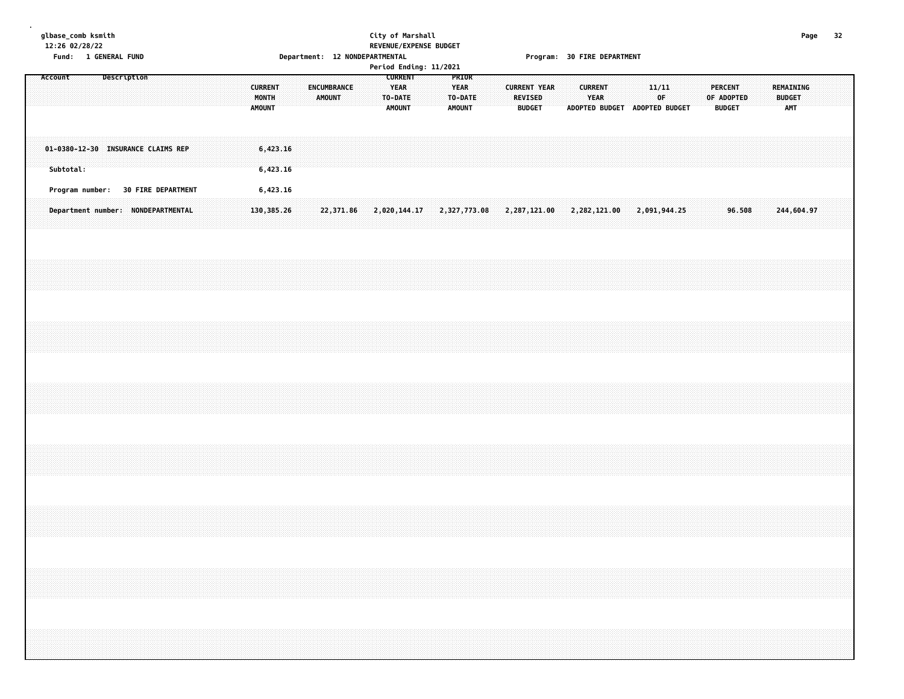glbase_comb ksmith
12:26 02/28/22

Fund: 1 GENERAL FUND

**City of Marshall**
**REVENUE/EXPENSE BUDGET**

Department: 12 NONDEPARTMENTAL

Program: 30 FIRE DEPARTMENT

Period Ending: 11/2021

| Account Description | CURRENT MONTH AMOUNT | ENCUMBRANCE AMOUNT | CURRENT YEAR TO-DATE AMOUNT | PRIOR YEAR TO-DATE AMOUNT | CURRENT YEAR REVISED BUDGET | CURRENT YEAR ADOPTED BUDGET | 11/11 OF ADOPTED BUDGET | PERCENT OF ADOPTED BUDGET | REMAINING BUDGET AMT |
|---|---|---|---|---|---|---|---|---|---|
| 01-0380-12-30 INSURANCE CLAIMS REP | 6,423.16 | | | | | | | | |
| Subtotal: | 6,423.16 | | | | | | | | |
| Program number: 30 FIRE DEPARTMENT | 6,423.16 | | | | | | | | |
| Department number: NONDEPARTMENTAL | 130,385.26 | 22,371.86 | 2,020,144.17 | 2,327,773.08 | 2,287,121.00 | 2,282,121.00 | 2,091,944.25 | 96.508 | 244,604.97 |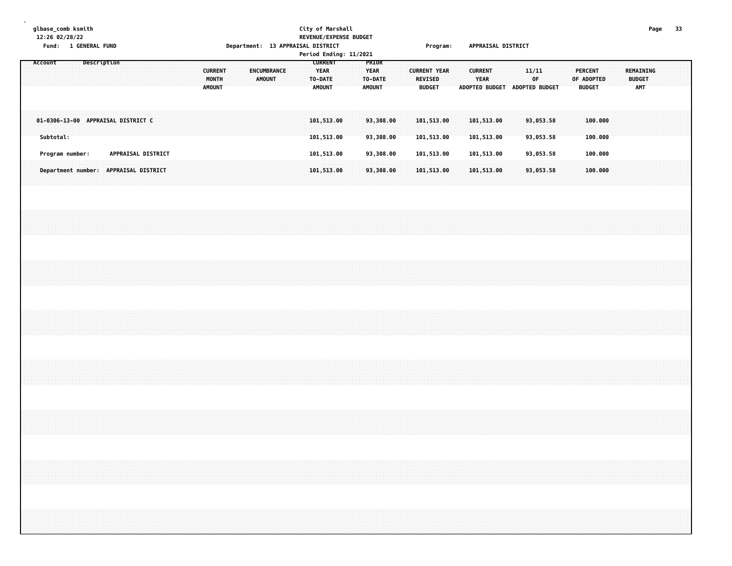glbase_comb ksmith
12:26 02/28/22

**City of Marshall**
**REVENUE/EXPENSE BUDGET**
**Period Ending: 11/2021**

Fund: 1 GENERAL FUND | Department: 13 APPRAISAL DISTRICT | Program: APPRAISAL DISTRICT

| Account | Description | CURRENT MONTH AMOUNT | ENCUMBRANCE AMOUNT | CURRENT YEAR TO-DATE AMOUNT | PRIOR YEAR TO-DATE AMOUNT | CURRENT YEAR REVISED BUDGET | CURRENT YEAR ADOPTED BUDGET | 11/11 OF ADOPTED BUDGET | PERCENT OF ADOPTED BUDGET | REMAINING BUDGET AMT |
|---|---|---|---|---|---|---|---|---|---|---|
| 01-0306-13-00 | APPRAISAL DISTRICT C | | | 101,513.00 | 93,308.00 | 101,513.00 | 101,513.00 | 93,053.58 | 100.000 | |
| Subtotal: | | | | 101,513.00 | 93,308.00 | 101,513.00 | 101,513.00 | 93,053.58 | 100.000 | |
| Program number: | APPRAISAL DISTRICT | | | 101,513.00 | 93,308.00 | 101,513.00 | 101,513.00 | 93,053.58 | 100.000 | |
| Department number: | APPRAISAL DISTRICT | | | 101,513.00 | 93,308.00 | 101,513.00 | 101,513.00 | 93,053.58 | 100.000 | |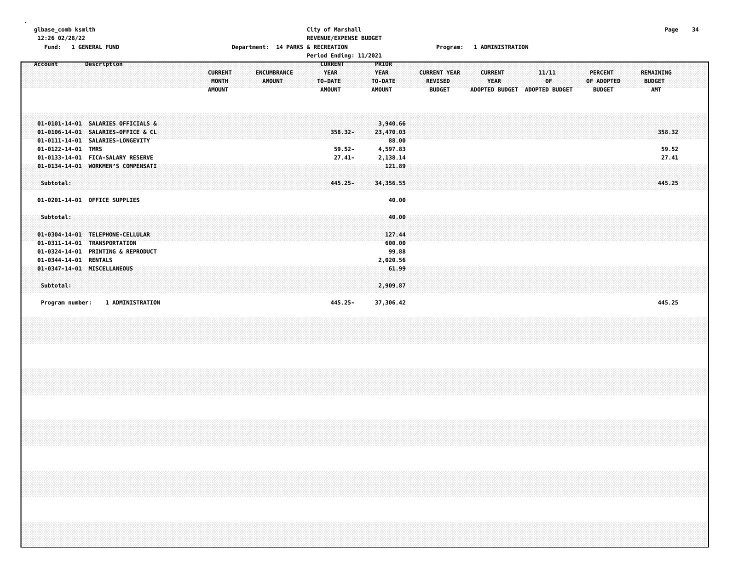glbase_comb ksmith
12:26 02/28/22
Fund: 1 GENERAL FUND

City of Marshall
REVENUE/EXPENSE BUDGET
Department: 14 PARKS & RECREATION
Period Ending: 11/2021

Program: 1 ADMINISTRATION

| Account | Description | CURRENT MONTH AMOUNT | ENCUMBRANCE AMOUNT | CURRENT YEAR TO-DATE AMOUNT | PRIOR YEAR TO-DATE AMOUNT | CURRENT YEAR REVISED BUDGET | CURRENT YEAR ADOPTED BUDGET | 11/11 OF ADOPTED BUDGET | PERCENT OF ADOPTED BUDGET | REMAINING BUDGET AMT |
|---|---|---|---|---|---|---|---|---|---|---|
| 01-0101-14-01 | SALARIES OFFICIALS & | | | | 3,940.66 | | | | | |
| 01-0106-14-01 | SALARIES-OFFICE & CL | | | 358.32- | 23,470.03 | | | | | 358.32 |
| 01-0111-14-01 | SALARIES-LONGEVITY | | | | 88.00 | | | | | |
| 01-0122-14-01 | TMRS | | | 59.52- | 4,597.83 | | | | | 59.52 |
| 01-0133-14-01 | FICA-SALARY RESERVE | | | 27.41- | 2,138.14 | | | | | 27.41 |
| 01-0134-14-01 | WORKMEN'S COMPENSATI | | | | 121.89 | | | | | |
| Subtotal: | | | | 445.25- | 34,356.55 | | | | | 445.25 |
| 01-0201-14-01 | OFFICE SUPPLIES | | | | 40.00 | | | | | |
| Subtotal: | | | | | 40.00 | | | | | |
| 01-0304-14-01 | TELEPHONE-CELLULAR | | | | 127.44 | | | | | |
| 01-0311-14-01 | TRANSPORTATION | | | | 600.00 | | | | | |
| 01-0324-14-01 | PRINTING & REPRODUCT | | | | 99.88 | | | | | |
| 01-0344-14-01 | RENTALS | | | | 2,020.56 | | | | | |
| 01-0347-14-01 | MISCELLANEOUS | | | | 61.99 | | | | | |
| Subtotal: | | | | | 2,909.87 | | | | | |
| Program number: | 1 ADMINISTRATION | | | 445.25- | 37,306.42 | | | | | 445.25 |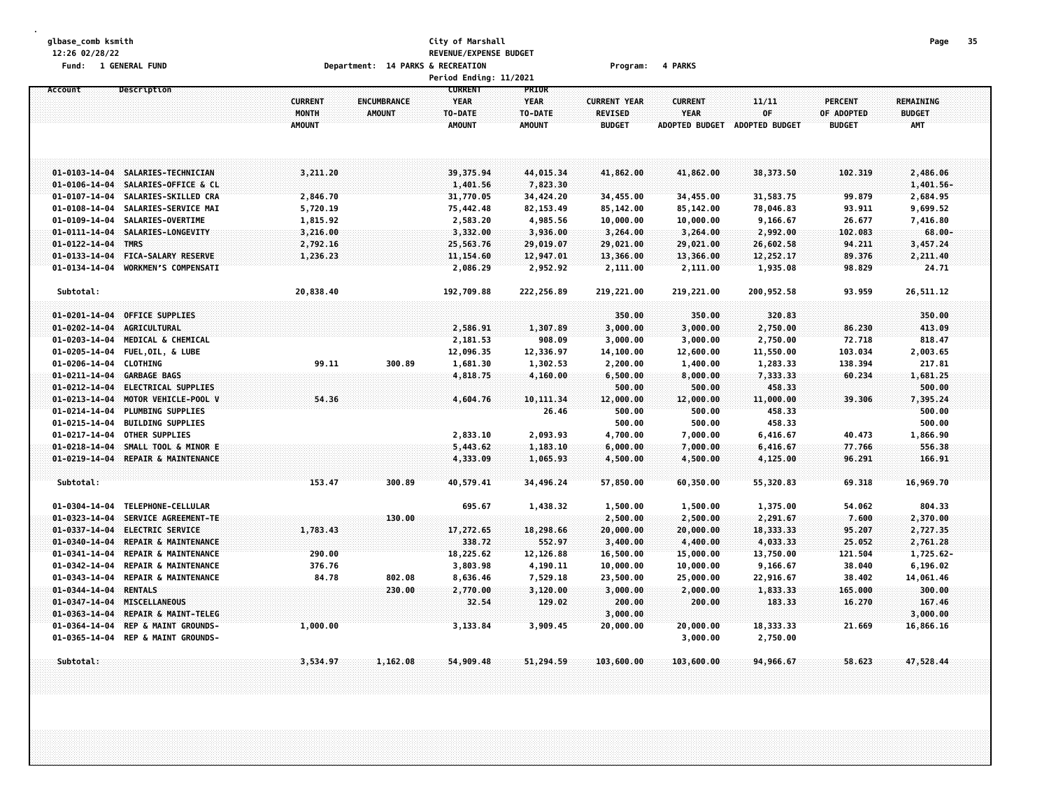glbase_comb ksmith
12:26 02/28/22
Fund: 1 GENERAL FUND

City of Marshall
REVENUE/EXPENSE BUDGET
Department: 14 PARKS & RECREATION
Program: 4 PARKS
Period Ending: 11/2021

| Account | Description | CURRENT MONTH AMOUNT | ENCUMBRANCE AMOUNT | CURRENT YEAR TO-DATE AMOUNT | PRIOR YEAR TO-DATE AMOUNT | CURRENT YEAR REVISED BUDGET | CURRENT YEAR ADOPTED BUDGET | 11/11 OF ADOPTED BUDGET | PERCENT OF ADOPTED BUDGET | REMAINING BUDGET AMT |
|---|---|---|---|---|---|---|---|---|---|---|
| 01-0103-14-04 | SALARIES-TECHNICIAN | 3,211.20 | | 39,375.94 | 44,015.34 | 41,862.00 | 41,862.00 | 38,373.50 | 102.319 | 2,486.06 |
| 01-0106-14-04 | SALARIES-OFFICE & CL | | | 1,401.56 | 7,823.30 | | | | | 1,401.56- |
| 01-0107-14-04 | SALARIES-SKILLED CRA | 2,846.70 | | 31,770.05 | 34,424.20 | 34,455.00 | 34,455.00 | 31,583.75 | 99.879 | 2,684.95 |
| 01-0108-14-04 | SALARIES-SERVICE MAI | 5,720.19 | | 75,442.48 | 82,153.49 | 85,142.00 | 85,142.00 | 78,046.83 | 93.911 | 9,699.52 |
| 01-0109-14-04 | SALARIES-OVERTIME | 1,815.92 | | 2,583.20 | 4,985.56 | 10,000.00 | 10,000.00 | 9,166.67 | 26.677 | 7,416.80 |
| 01-0111-14-04 | SALARIES-LONGEVITY | 3,216.00 | | 3,332.00 | 3,936.00 | 3,264.00 | 3,264.00 | 2,992.00 | 102.083 | 68.00- |
| 01-0122-14-04 | TMRS | 2,792.16 | | 25,563.76 | 29,019.07 | 29,021.00 | 29,021.00 | 26,602.58 | 94.211 | 3,457.24 |
| 01-0133-14-04 | FICA-SALARY RESERVE | 1,236.23 | | 11,154.60 | 12,947.01 | 13,366.00 | 13,366.00 | 12,252.17 | 89.376 | 2,211.40 |
| 01-0134-14-04 | WORKMEN'S COMPENSATI | | | 2,086.29 | 2,952.92 | 2,111.00 | 2,111.00 | 1,935.08 | 98.829 | 24.71 |
| Subtotal: | | 20,838.40 | | 192,709.88 | 222,256.89 | 219,221.00 | 219,221.00 | 200,952.58 | 93.959 | 26,511.12 |
| 01-0201-14-04 | OFFICE SUPPLIES | | | | | 350.00 | 350.00 | 320.83 | | 350.00 |
| 01-0202-14-04 | AGRICULTURAL | | | 2,586.91 | 1,307.89 | 3,000.00 | 3,000.00 | 2,750.00 | 86.230 | 413.09 |
| 01-0203-14-04 | MEDICAL & CHEMICAL | | | 2,181.53 | 908.09 | 3,000.00 | 3,000.00 | 2,750.00 | 72.718 | 818.47 |
| 01-0205-14-04 | FUEL,OIL, & LUBE | | | 12,096.35 | 12,336.97 | 14,100.00 | 12,600.00 | 11,550.00 | 103.034 | 2,003.65 |
| 01-0206-14-04 | CLOTHING | 99.11 | 300.89 | 1,681.30 | 1,302.53 | 2,200.00 | 1,400.00 | 1,283.33 | 138.394 | 217.81 |
| 01-0211-14-04 | GARBAGE BAGS | | | 4,818.75 | 4,160.00 | 6,500.00 | 8,000.00 | 7,333.33 | 60.234 | 1,681.25 |
| 01-0212-14-04 | ELECTRICAL SUPPLIES | | | | | 500.00 | 500.00 | 458.33 | | 500.00 |
| 01-0213-14-04 | MOTOR VEHICLE-POOL V | 54.36 | | 4,604.76 | 10,111.34 | 12,000.00 | 12,000.00 | 11,000.00 | 39.306 | 7,395.24 |
| 01-0214-14-04 | PLUMBING SUPPLIES | | | | 26.46 | 500.00 | 500.00 | 458.33 | | 500.00 |
| 01-0215-14-04 | BUILDING SUPPLIES | | | | | 500.00 | 500.00 | 458.33 | | 500.00 |
| 01-0217-14-04 | OTHER SUPPLIES | | | 2,833.10 | 2,093.93 | 4,700.00 | 7,000.00 | 6,416.67 | 40.473 | 1,866.90 |
| 01-0218-14-04 | SMALL TOOL & MINOR E | | | 5,443.62 | 1,183.10 | 6,000.00 | 7,000.00 | 6,416.67 | 77.766 | 556.38 |
| 01-0219-14-04 | REPAIR & MAINTENANCE | | | 4,333.09 | 1,065.93 | 4,500.00 | 4,500.00 | 4,125.00 | 96.291 | 166.91 |
| Subtotal: | | 153.47 | 300.89 | 40,579.41 | 34,496.24 | 57,850.00 | 60,350.00 | 55,320.83 | 69.318 | 16,969.70 |
| 01-0304-14-04 | TELEPHONE-CELLULAR | | | 695.67 | 1,438.32 | 1,500.00 | 1,500.00 | 1,375.00 | 54.062 | 804.33 |
| 01-0323-14-04 | SERVICE AGREEMENT-TE | | 130.00 | | | 2,500.00 | 2,500.00 | 2,291.67 | 7.600 | 2,370.00 |
| 01-0337-14-04 | ELECTRIC SERVICE | 1,783.43 | | 17,272.65 | 18,298.66 | 20,000.00 | 20,000.00 | 18,333.33 | 95.207 | 2,727.35 |
| 01-0340-14-04 | REPAIR & MAINTENANCE | | | 338.72 | 552.97 | 3,400.00 | 4,400.00 | 4,033.33 | 25.052 | 2,761.28 |
| 01-0341-14-04 | REPAIR & MAINTENANCE | 290.00 | | 18,225.62 | 12,126.88 | 16,500.00 | 15,000.00 | 13,750.00 | 121.504 | 1,725.62- |
| 01-0342-14-04 | REPAIR & MAINTENANCE | 376.76 | | 3,803.98 | 4,190.11 | 10,000.00 | 10,000.00 | 9,166.67 | 38.040 | 6,196.02 |
| 01-0343-14-04 | REPAIR & MAINTENANCE | 84.78 | 802.08 | 8,636.46 | 7,529.18 | 23,500.00 | 25,000.00 | 22,916.67 | 38.402 | 14,061.46 |
| 01-0344-14-04 | RENTALS | | 230.00 | 2,770.00 | 3,120.00 | 3,000.00 | 2,000.00 | 1,833.33 | 165.000 | 300.00 |
| 01-0347-14-04 | MISCELLANEOUS | | | 32.54 | 129.02 | 200.00 | 200.00 | 183.33 | 16.270 | 167.46 |
| 01-0363-14-04 | REPAIR & MAINT-TELEG | | | | | 3,000.00 | | | | 3,000.00 |
| 01-0364-14-04 | REP & MAINT GROUNDS- | 1,000.00 | | 3,133.84 | 3,909.45 | 20,000.00 | 20,000.00 | 18,333.33 | 21.669 | 16,866.16 |
| 01-0365-14-04 | REP & MAINT GROUNDS- | | | | | | 3,000.00 | 2,750.00 | | |
| Subtotal: | | 3,534.97 | 1,162.08 | 54,909.48 | 51,294.59 | 103,600.00 | 103,600.00 | 94,966.67 | 58.623 | 47,528.44 |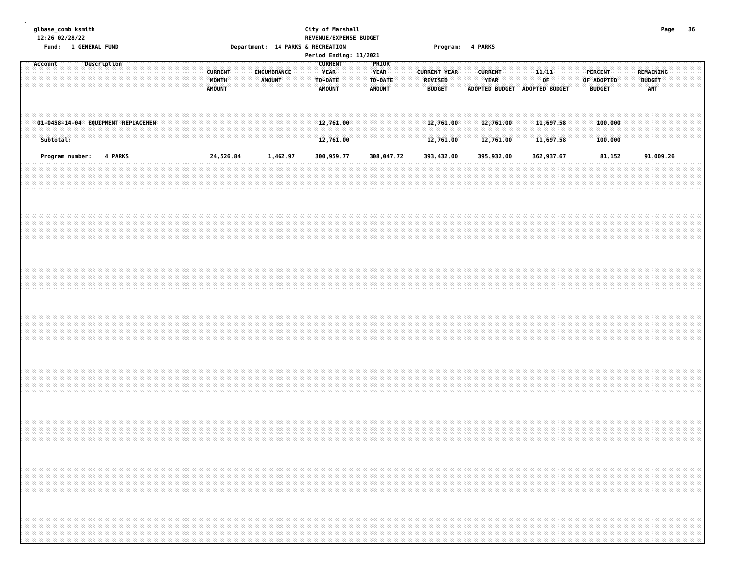City of Marshall
REVENUE/EXPENSE BUDGET
Period Ending: 11/2021

Fund: 1 GENERAL FUND    Department: 14 PARKS & RECREATION    Program: 4 PARKS

| Account | Description | CURRENT MONTH AMOUNT | ENCUMBRANCE AMOUNT | CURRENT YEAR TO-DATE AMOUNT | PRIOR YEAR TO-DATE AMOUNT | CURRENT YEAR REVISED BUDGET | CURRENT YEAR ADOPTED BUDGET | 11/11 OF ADOPTED BUDGET | PERCENT OF ADOPTED BUDGET | REMAINING BUDGET AMT |
|---|---|---|---|---|---|---|---|---|---|---|
| 01-0458-14-04 | EQUIPMENT REPLACEMEN | | | 12,761.00 | | 12,761.00 | 12,761.00 | 11,697.58 | 100.000 | |
| Subtotal: | | | | 12,761.00 | | 12,761.00 | 12,761.00 | 11,697.58 | 100.000 | |
| Program number: | 4 PARKS | 24,526.84 | 1,462.97 | 300,959.77 | 308,047.72 | 393,432.00 | 395,932.00 | 362,937.67 | 81.152 | 91,009.26 |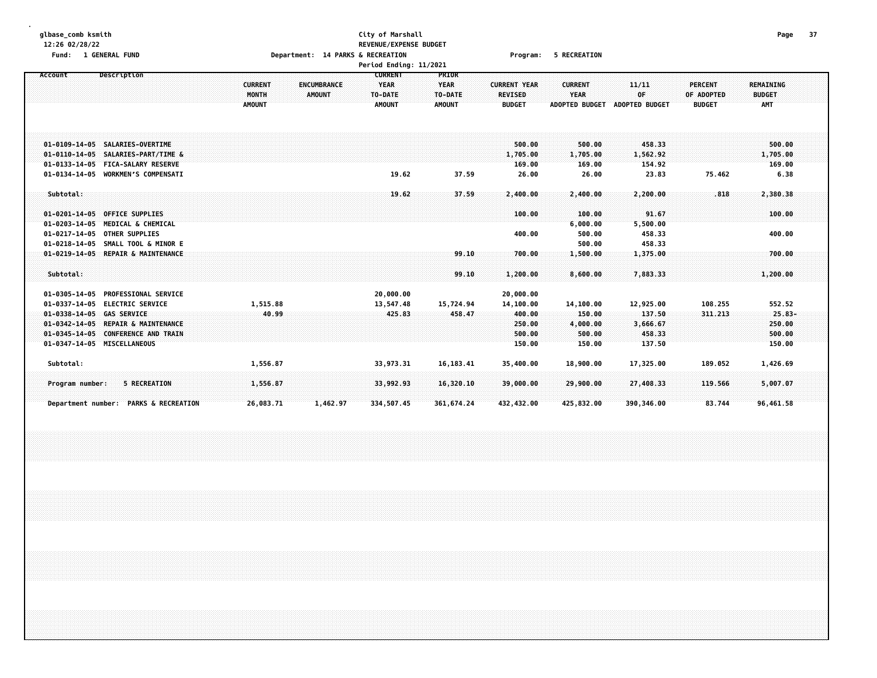glbase_comb ksmith
12:26 02/28/22
Fund: 1 GENERAL FUND

City of Marshall
REVENUE/EXPENSE BUDGET
Department: 14 PARKS & RECREATION
Program: 5 RECREATION
Period Ending: 11/2021

| Account | Description | CURRENT MONTH AMOUNT | ENCUMBRANCE AMOUNT | CURRENT YEAR TO-DATE AMOUNT | PRIOR YEAR TO-DATE AMOUNT | CURRENT YEAR REVISED BUDGET | CURRENT YEAR ADOPTED BUDGET | 11/11 OF ADOPTED BUDGET | PERCENT OF ADOPTED BUDGET | REMAINING BUDGET AMT |
|---|---|---|---|---|---|---|---|---|---|---|
| 01-0109-14-05 | SALARIES-OVERTIME | | | | | 500.00 | 500.00 | 458.33 | | 500.00 |
| 01-0110-14-05 | SALARIES-PART/TIME & | | | | | 1,705.00 | 1,705.00 | 1,562.92 | | 1,705.00 |
| 01-0133-14-05 | FICA-SALARY RESERVE | | | | | 169.00 | 169.00 | 154.92 | | 169.00 |
| 01-0134-14-05 | WORKMEN'S COMPENSATI | | | 19.62 | 37.59 | 26.00 | 26.00 | 23.83 | 75.462 | 6.38 |
| Subtotal: | | | | 19.62 | 37.59 | 2,400.00 | 2,400.00 | 2,200.00 | .818 | 2,380.38 |
| 01-0201-14-05 | OFFICE SUPPLIES | | | | | 100.00 | 100.00 | 91.67 | | 100.00 |
| 01-0203-14-05 | MEDICAL & CHEMICAL | | | | | | 6,000.00 | 5,500.00 | | |
| 01-0217-14-05 | OTHER SUPPLIES | | | | | 400.00 | 500.00 | 458.33 | | 400.00 |
| 01-0218-14-05 | SMALL TOOL & MINOR E | | | | | | 500.00 | 458.33 | | |
| 01-0219-14-05 | REPAIR & MAINTENANCE | | | | 99.10 | 700.00 | 1,500.00 | 1,375.00 | | 700.00 |
| Subtotal: | | | | | 99.10 | 1,200.00 | 8,600.00 | 7,883.33 | | 1,200.00 |
| 01-0305-14-05 | PROFESSIONAL SERVICE | | | 20,000.00 | | 20,000.00 | | | | |
| 01-0337-14-05 | ELECTRIC SERVICE | 1,515.88 | | 13,547.48 | 15,724.94 | 14,100.00 | 14,100.00 | 12,925.00 | 108.255 | 552.52 |
| 01-0338-14-05 | GAS SERVICE | 40.99 | | 425.83 | 458.47 | 400.00 | 150.00 | 137.50 | 311.213 | 25.83- |
| 01-0342-14-05 | REPAIR & MAINTENANCE | | | | | 250.00 | 4,000.00 | 3,666.67 | | 250.00 |
| 01-0345-14-05 | CONFERENCE AND TRAIN | | | | | 500.00 | 500.00 | 458.33 | | 500.00 |
| 01-0347-14-05 | MISCELLANEOUS | | | | | 150.00 | 150.00 | 137.50 | | 150.00 |
| Subtotal: | | 1,556.87 | | 33,973.31 | 16,183.41 | 35,400.00 | 18,900.00 | 17,325.00 | 189.052 | 1,426.69 |
| Program number: | 5 RECREATION | 1,556.87 | | 33,992.93 | 16,320.10 | 39,000.00 | 29,900.00 | 27,408.33 | 119.566 | 5,007.07 |
| Department number: | PARKS & RECREATION | 26,083.71 | 1,462.97 | 334,507.45 | 361,674.24 | 432,432.00 | 425,832.00 | 390,346.00 | 83.744 | 96,461.58 |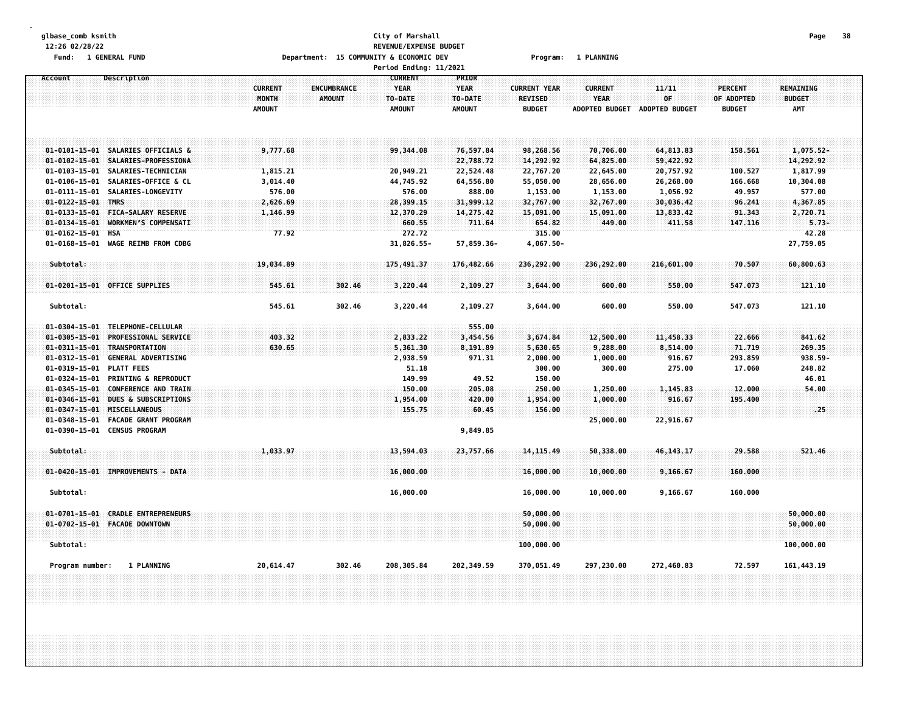glbase_comb ksmith
12:26 02/28/22

Fund: 1 GENERAL FUND

**City of Marshall**
**REVENUE/EXPENSE BUDGET**
Department: 15 COMMUNITY & ECONOMIC DEV    Program: 1 PLANNING
Period Ending: 11/2021

| Account | Description | CURRENT MONTH AMOUNT | ENCUMBRANCE AMOUNT | CURRENT YEAR TO-DATE AMOUNT | PRIOR YEAR TO-DATE AMOUNT | CURRENT YEAR REVISED BUDGET | CURRENT YEAR ADOPTED BUDGET | 11/11 OF ADOPTED BUDGET | PERCENT OF ADOPTED BUDGET | REMAINING BUDGET AMT |
|---|---|---|---|---|---|---|---|---|---|---|
| 01-0101-15-01 | SALARIES OFFICIALS & | 9,777.68 | | 99,344.08 | 76,597.84 | 98,268.56 | 70,706.00 | 64,813.83 | 158.561 | 1,075.52- |
| 01-0102-15-01 | SALARIES-PROFESSIONA | | | | 22,788.72 | 14,292.92 | 64,825.00 | 59,422.92 | | 14,292.92 |
| 01-0103-15-01 | SALARIES-TECHNICIAN | 1,815.21 | | 20,949.21 | 22,524.48 | 22,767.20 | 22,645.00 | 20,757.92 | 100.527 | 1,817.99 |
| 01-0106-15-01 | SALARIES-OFFICE & CL | 3,014.40 | | 44,745.92 | 64,556.80 | 55,050.00 | 28,656.00 | 26,268.00 | 166.668 | 10,304.08 |
| 01-0111-15-01 | SALARIES-LONGEVITY | 576.00 | | 576.00 | 888.00 | 1,153.00 | 1,153.00 | 1,056.92 | 49.957 | 577.00 |
| 01-0122-15-01 | TMRS | 2,626.69 | | 28,399.15 | 31,999.12 | 32,767.00 | 32,767.00 | 30,036.42 | 96.241 | 4,367.85 |
| 01-0133-15-01 | FICA-SALARY RESERVE | 1,146.99 | | 12,370.29 | 14,275.42 | 15,091.00 | 15,091.00 | 13,833.42 | 91.343 | 2,720.71 |
| 01-0134-15-01 | WORKMEN'S COMPENSATI | | | 660.55 | 711.64 | 654.82 | 449.00 | 411.58 | 147.116 | 5.73- |
| 01-0162-15-01 | HSA | 77.92 | | 272.72 | | 315.00 | | | | 42.28 |
| 01-0168-15-01 | WAGE REIMB FROM CDBG | | | 31,826.55- | 57,859.36- | 4,067.50- | | | | 27,759.05 |
| Subtotal: | | 19,034.89 | | 175,491.37 | 176,482.66 | 236,292.00 | 236,292.00 | 216,601.00 | 70.507 | 60,800.63 |
| 01-0201-15-01 | OFFICE SUPPLIES | 545.61 | 302.46 | 3,220.44 | 2,109.27 | 3,644.00 | 600.00 | 550.00 | 547.073 | 121.10 |
| Subtotal: | | 545.61 | 302.46 | 3,220.44 | 2,109.27 | 3,644.00 | 600.00 | 550.00 | 547.073 | 121.10 |
| 01-0304-15-01 | TELEPHONE-CELLULAR | | | | 555.00 | | | | | |
| 01-0305-15-01 | PROFESSIONAL SERVICE | 403.32 | | 2,833.22 | 3,454.56 | 3,674.84 | 12,500.00 | 11,458.33 | 22.666 | 841.62 |
| 01-0311-15-01 | TRANSPORTATION | 630.65 | | 5,361.30 | 8,191.89 | 5,630.65 | 9,288.00 | 8,514.00 | 71.719 | 269.35 |
| 01-0312-15-01 | GENERAL ADVERTISING | | | 2,938.59 | 971.31 | 2,000.00 | 1,000.00 | 916.67 | 293.859 | 938.59- |
| 01-0319-15-01 | PLATT FEES | | | 51.18 | | 300.00 | 300.00 | 275.00 | 17.060 | 248.82 |
| 01-0324-15-01 | PRINTING & REPRODUCT | | | 149.99 | 49.52 | 150.00 | | | | 46.01 |
| 01-0345-15-01 | CONFERENCE AND TRAIN | | | 150.00 | 205.08 | 250.00 | 1,250.00 | 1,145.83 | 12.000 | 54.00 |
| 01-0346-15-01 | DUES & SUBSCRIPTIONS | | | 1,954.00 | 420.00 | 1,954.00 | 1,000.00 | 916.67 | 195.400 | |
| 01-0347-15-01 | MISCELLANEOUS | | | 155.75 | 60.45 | 156.00 | | | | .25 |
| 01-0348-15-01 | FACADE GRANT PROGRAM | | | | | | 25,000.00 | 22,916.67 | | |
| 01-0390-15-01 | CENSUS PROGRAM | | | | 9,849.85 | | | | | |
| Subtotal: | | 1,033.97 | | 13,594.03 | 23,757.66 | 14,115.49 | 50,338.00 | 46,143.17 | 29.588 | 521.46 |
| 01-0420-15-01 | IMPROVEMENTS - DATA | | | 16,000.00 | | 16,000.00 | 10,000.00 | 9,166.67 | 160.000 | |
| Subtotal: | | | | 16,000.00 | | 16,000.00 | 10,000.00 | 9,166.67 | 160.000 | |
| 01-0701-15-01 | CRADLE ENTREPRENEURS | | | | | 50,000.00 | | | | 50,000.00 |
| 01-0702-15-01 | FACADE DOWNTOWN | | | | | 50,000.00 | | | | 50,000.00 |
| Subtotal: | | | | | | 100,000.00 | | | | 100,000.00 |
| Program number: | 1 PLANNING | 20,614.47 | 302.46 | 208,305.84 | 202,349.59 | 370,051.49 | 297,230.00 | 272,460.83 | 72.597 | 161,443.19 |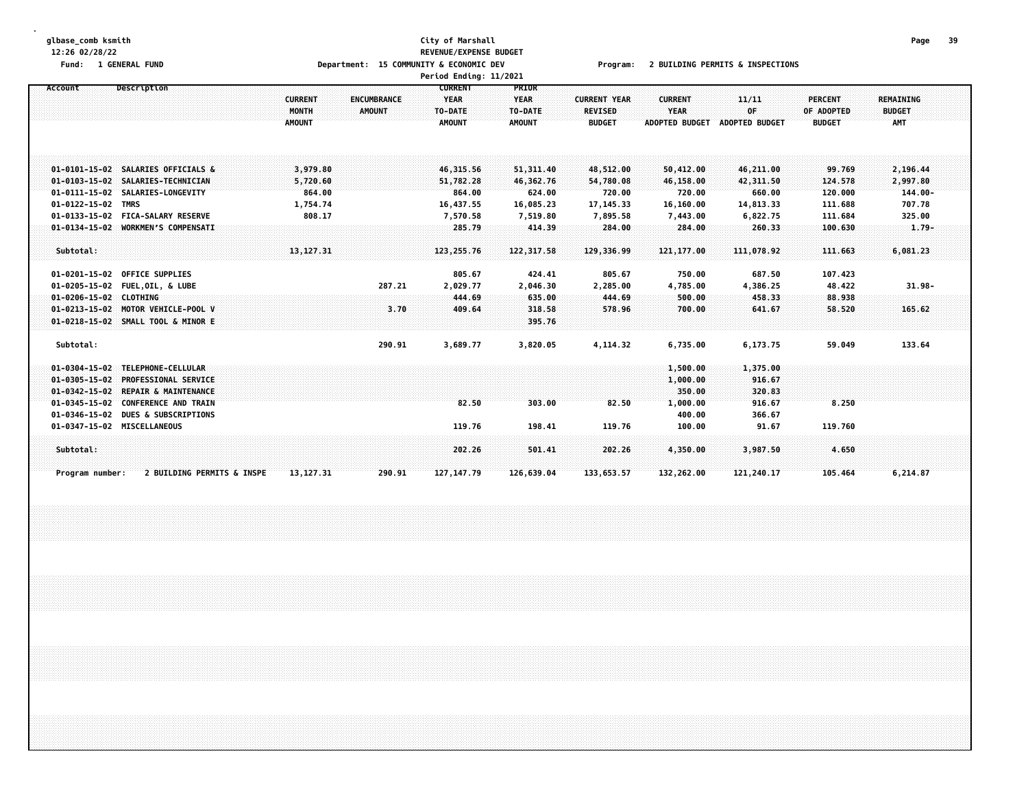glbase_comb ksmith
12:26 02/28/22
Fund: 1 GENERAL FUND

City of Marshall
REVENUE/EXPENSE BUDGET
Department: 15 COMMUNITY & ECONOMIC DEV
Period Ending: 11/2021

Program: 2 BUILDING PERMITS & INSPECTIONS

| Account | Description | CURRENT MONTH AMOUNT | ENCUMBRANCE AMOUNT | CURRENT YEAR TO-DATE AMOUNT | PRIOR YEAR TO-DATE AMOUNT | CURRENT YEAR REVISED BUDGET | CURRENT YEAR ADOPTED BUDGET | 11/11 OF ADOPTED BUDGET | PERCENT OF ADOPTED BUDGET | REMAINING BUDGET AMT |
|---|---|---|---|---|---|---|---|---|---|---|
| 01-0101-15-02 | SALARIES OFFICIALS & | 3,979.80 | | 46,315.56 | 51,311.40 | 48,512.00 | 50,412.00 | 46,211.00 | 99.769 | 2,196.44 |
| 01-0103-15-02 | SALARIES-TECHNICIAN | 5,720.60 | | 51,782.28 | 46,362.76 | 54,780.08 | 46,158.00 | 42,311.50 | 124.578 | 2,997.80 |
| 01-0111-15-02 | SALARIES-LONGEVITY | 864.00 | | 864.00 | 624.00 | 720.00 | 720.00 | 660.00 | 120.000 | 144.00- |
| 01-0122-15-02 | TMRS | 1,754.74 | | 16,437.55 | 16,085.23 | 17,145.33 | 16,160.00 | 14,813.33 | 111.688 | 707.78 |
| 01-0133-15-02 | FICA-SALARY RESERVE | 808.17 | | 7,570.58 | 7,519.80 | 7,895.58 | 7,443.00 | 6,822.75 | 111.684 | 325.00 |
| 01-0134-15-02 | WORKMEN'S COMPENSATI | | | 285.79 | 414.39 | 284.00 | 284.00 | 260.33 | 100.630 | 1.79- |
| Subtotal: | | 13,127.31 | | 123,255.76 | 122,317.58 | 129,336.99 | 121,177.00 | 111,078.92 | 111.663 | 6,081.23 |
| 01-0201-15-02 | OFFICE SUPPLIES | | | 805.67 | 424.41 | 805.67 | 750.00 | 687.50 | 107.423 | |
| 01-0205-15-02 | FUEL,OIL, & LUBE | | 287.21 | 2,029.77 | 2,046.30 | 2,285.00 | 4,785.00 | 4,386.25 | 48.422 | 31.98- |
| 01-0206-15-02 | CLOTHING | | | 444.69 | 635.00 | 444.69 | 500.00 | 458.33 | 88.938 | |
| 01-0213-15-02 | MOTOR VEHICLE-POOL V | | 3.70 | 409.64 | 318.58 | 578.96 | 700.00 | 641.67 | 58.520 | 165.62 |
| 01-0218-15-02 | SMALL TOOL & MINOR E | | | | 395.76 | | | | | |
| Subtotal: | | | 290.91 | 3,689.77 | 3,820.05 | 4,114.32 | 6,735.00 | 6,173.75 | 59.049 | 133.64 |
| 01-0304-15-02 | TELEPHONE-CELLULAR | | | | | | 1,500.00 | 1,375.00 | | |
| 01-0305-15-02 | PROFESSIONAL SERVICE | | | | | | 1,000.00 | 916.67 | | |
| 01-0342-15-02 | REPAIR & MAINTENANCE | | | | | | 350.00 | 320.83 | | |
| 01-0345-15-02 | CONFERENCE AND TRAIN | | | 82.50 | 303.00 | 82.50 | 1,000.00 | 916.67 | 8.250 | |
| 01-0346-15-02 | DUES & SUBSCRIPTIONS | | | | | | 400.00 | 366.67 | | |
| 01-0347-15-02 | MISCELLANEOUS | | | 119.76 | 198.41 | 119.76 | 100.00 | 91.67 | 119.760 | |
| Subtotal: | | | | 202.26 | 501.41 | 202.26 | 4,350.00 | 3,987.50 | 4.650 | |
| Program number: | 2 BUILDING PERMITS & INSPE | 13,127.31 | 290.91 | 127,147.79 | 126,639.04 | 133,653.57 | 132,262.00 | 121,240.17 | 105.464 | 6,214.87 |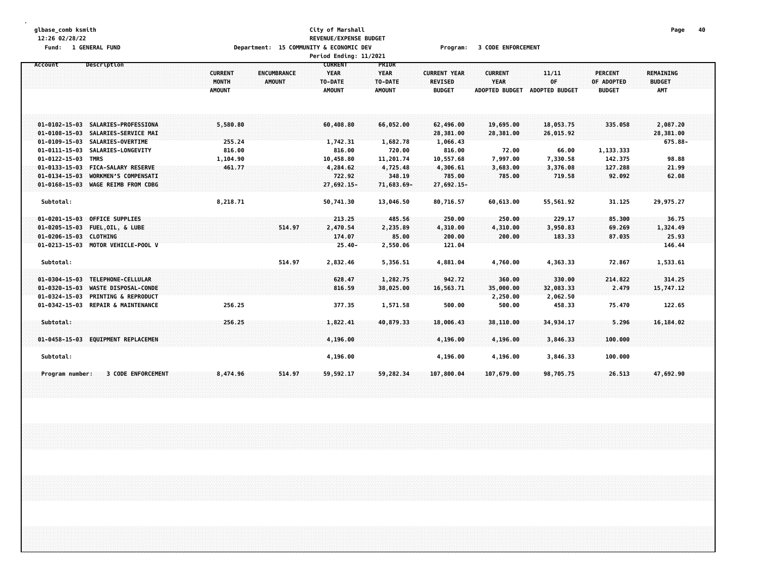glbase_comb ksmith
12:26 02/28/22
Fund: 1 GENERAL FUND

City of Marshall
REVENUE/EXPENSE BUDGET
Department: 15 COMMUNITY & ECONOMIC DEV
Program: 3 CODE ENFORCEMENT
Period Ending: 11/2021

| Account | Description | CURRENT MONTH AMOUNT | ENCUMBRANCE AMOUNT | CURRENT YEAR TO-DATE AMOUNT | PRIOR YEAR TO-DATE AMOUNT | CURRENT YEAR REVISED BUDGET | CURRENT YEAR ADOPTED BUDGET | 11/11 OF ADOPTED BUDGET | PERCENT OF ADOPTED BUDGET | REMAINING BUDGET AMT |
|---|---|---|---|---|---|---|---|---|---|---|
| 01-0102-15-03 | SALARIES-PROFESSIONA | 5,580.80 | | 60,408.80 | 66,052.00 | 62,496.00 | 19,695.00 | 18,053.75 | 335.058 | 2,087.20 |
| 01-0108-15-03 | SALARIES-SERVICE MAI | | | | | 28,381.00 | 28,381.00 | 26,015.92 | | 28,381.00 |
| 01-0109-15-03 | SALARIES-OVERTIME | 255.24 | | 1,742.31 | 1,682.78 | 1,066.43 | | | | 675.88- |
| 01-0111-15-03 | SALARIES-LONGEVITY | 816.00 | | 816.00 | 720.00 | 816.00 | 72.00 | 66.00 | 1,133.333 | |
| 01-0122-15-03 | TMRS | 1,104.90 | | 10,458.80 | 11,201.74 | 10,557.68 | 7,997.00 | 7,330.58 | 142.375 | 98.88 |
| 01-0133-15-03 | FICA-SALARY RESERVE | 461.77 | | 4,284.62 | 4,725.48 | 4,306.61 | 3,683.00 | 3,376.08 | 127.288 | 21.99 |
| 01-0134-15-03 | WORKMEN'S COMPENSATI | | | 722.92 | 348.19 | 785.00 | 785.00 | 719.58 | 92.092 | 62.08 |
| 01-0168-15-03 | WAGE REIMB FROM CDBG | | | 27,692.15- | 71,683.69- | 27,692.15- | | | | |
| Subtotal: | | 8,218.71 | | 50,741.30 | 13,046.50 | 80,716.57 | 60,613.00 | 55,561.92 | 31.125 | 29,975.27 |
| 01-0201-15-03 | OFFICE SUPPLIES | | | 213.25 | 485.56 | 250.00 | 250.00 | 229.17 | 85.300 | 36.75 |
| 01-0205-15-03 | FUEL,OIL, & LUBE | | 514.97 | 2,470.54 | 2,235.89 | 4,310.00 | 4,310.00 | 3,950.83 | 69.269 | 1,324.49 |
| 01-0206-15-03 | CLOTHING | | | 174.07 | 85.00 | 200.00 | 200.00 | 183.33 | 87.035 | 25.93 |
| 01-0213-15-03 | MOTOR VEHICLE-POOL V | | | 25.40- | 2,550.06 | 121.04 | | | | 146.44 |
| Subtotal: | | | 514.97 | 2,832.46 | 5,356.51 | 4,881.04 | 4,760.00 | 4,363.33 | 72.867 | 1,533.61 |
| 01-0304-15-03 | TELEPHONE-CELLULAR | | | 628.47 | 1,282.75 | 942.72 | 360.00 | 330.00 | 214.822 | 314.25 |
| 01-0320-15-03 | WASTE DISPOSAL-CONDE | | | 816.59 | 38,025.00 | 16,563.71 | 35,000.00 | 32,083.33 | 2.479 | 15,747.12 |
| 01-0324-15-03 | PRINTING & REPRODUCT | | | | | | 2,250.00 | 2,062.50 | | |
| 01-0342-15-03 | REPAIR & MAINTENANCE | 256.25 | | 377.35 | 1,571.58 | 500.00 | 500.00 | 458.33 | 75.470 | 122.65 |
| Subtotal: | | 256.25 | | 1,822.41 | 40,879.33 | 18,006.43 | 38,110.00 | 34,934.17 | 5.296 | 16,184.02 |
| 01-0458-15-03 | EQUIPMENT REPLACEMEN | | | 4,196.00 | | 4,196.00 | 4,196.00 | 3,846.33 | 100.000 | |
| Subtotal: | | | | 4,196.00 | | 4,196.00 | 4,196.00 | 3,846.33 | 100.000 | |
| Program number: | 3 CODE ENFORCEMENT | 8,474.96 | 514.97 | 59,592.17 | 59,282.34 | 107,800.04 | 107,679.00 | 98,705.75 | 26.513 | 47,692.90 |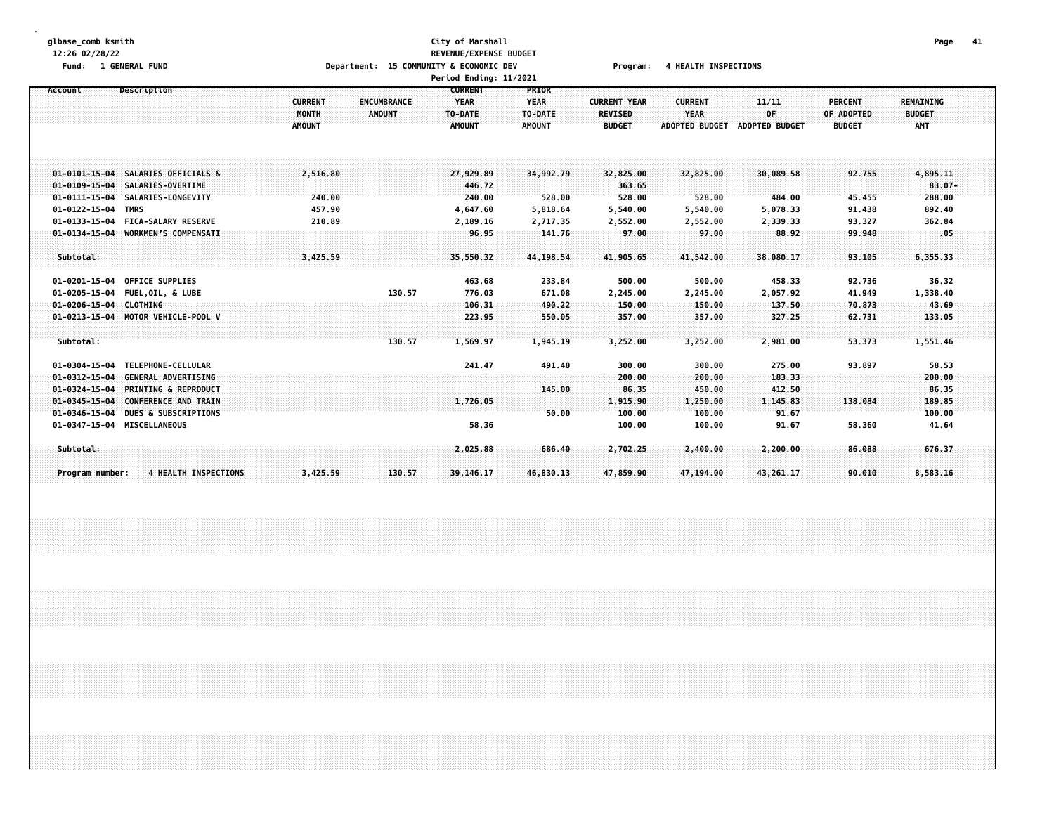glbase_comb ksmith
12:26 02/28/22
Fund: 1 GENERAL FUND

City of Marshall
REVENUE/EXPENSE BUDGET
Department: 15 COMMUNITY & ECONOMIC DEV
Period Ending: 11/2021

Program: 4 HEALTH INSPECTIONS

| Account | Description | CURRENT MONTH AMOUNT | ENCUMBRANCE AMOUNT | CURRENT YEAR TO-DATE AMOUNT | PRIOR YEAR TO-DATE AMOUNT | CURRENT YEAR REVISED BUDGET | CURRENT YEAR ADOPTED BUDGET | 11/11 OF ADOPTED BUDGET | PERCENT OF ADOPTED BUDGET | REMAINING BUDGET AMT |
|---|---|---|---|---|---|---|---|---|---|---|
| 01-0101-15-04 | SALARIES OFFICIALS & | 2,516.80 | | 27,929.89 | 34,992.79 | 32,825.00 | 32,825.00 | 30,089.58 | 92.755 | 4,895.11 |
| 01-0109-15-04 | SALARIES-OVERTIME | | | 446.72 | | 363.65 | | | | 83.07- |
| 01-0111-15-04 | SALARIES-LONGEVITY | 240.00 | | 240.00 | 528.00 | 528.00 | 528.00 | 484.00 | 45.455 | 288.00 |
| 01-0122-15-04 | TMRS | 457.90 | | 4,647.60 | 5,818.64 | 5,540.00 | 5,540.00 | 5,078.33 | 91.438 | 892.40 |
| 01-0133-15-04 | FICA-SALARY RESERVE | 210.89 | | 2,189.16 | 2,717.35 | 2,552.00 | 2,552.00 | 2,339.33 | 93.327 | 362.84 |
| 01-0134-15-04 | WORKMEN'S COMPENSATI | | | 96.95 | 141.76 | 97.00 | 97.00 | 88.92 | 99.948 | .05 |
| Subtotal: | | 3,425.59 | | 35,550.32 | 44,198.54 | 41,905.65 | 41,542.00 | 38,080.17 | 93.105 | 6,355.33 |
| 01-0201-15-04 | OFFICE SUPPLIES | | | 463.68 | 233.84 | 500.00 | 500.00 | 458.33 | 92.736 | 36.32 |
| 01-0205-15-04 | FUEL,OIL, & LUBE | | 130.57 | 776.03 | 671.08 | 2,245.00 | 2,245.00 | 2,057.92 | 41.949 | 1,338.40 |
| 01-0206-15-04 | CLOTHING | | | 106.31 | 490.22 | 150.00 | 150.00 | 137.50 | 70.873 | 43.69 |
| 01-0213-15-04 | MOTOR VEHICLE-POOL V | | | 223.95 | 550.05 | 357.00 | 357.00 | 327.25 | 62.731 | 133.05 |
| Subtotal: | | | 130.57 | 1,569.97 | 1,945.19 | 3,252.00 | 3,252.00 | 2,981.00 | 53.373 | 1,551.46 |
| 01-0304-15-04 | TELEPHONE-CELLULAR | | | 241.47 | 491.40 | 300.00 | 300.00 | 275.00 | 93.897 | 58.53 |
| 01-0312-15-04 | GENERAL ADVERTISING | | | | | 200.00 | 200.00 | 183.33 | | 200.00 |
| 01-0324-15-04 | PRINTING & REPRODUCT | | | | 145.00 | 86.35 | 450.00 | 412.50 | | 86.35 |
| 01-0345-15-04 | CONFERENCE AND TRAIN | | | 1,726.05 | | 1,915.90 | 1,250.00 | 1,145.83 | 138.084 | 189.85 |
| 01-0346-15-04 | DUES & SUBSCRIPTIONS | | | | 50.00 | 100.00 | 100.00 | 91.67 | | 100.00 |
| 01-0347-15-04 | MISCELLANEOUS | | | 58.36 | | 100.00 | 100.00 | 91.67 | 58.360 | 41.64 |
| Subtotal: | | | | 2,025.88 | 686.40 | 2,702.25 | 2,400.00 | 2,200.00 | 86.088 | 676.37 |
| Program number: | 4 HEALTH INSPECTIONS | 3,425.59 | 130.57 | 39,146.17 | 46,830.13 | 47,859.90 | 47,194.00 | 43,261.17 | 90.010 | 8,583.16 |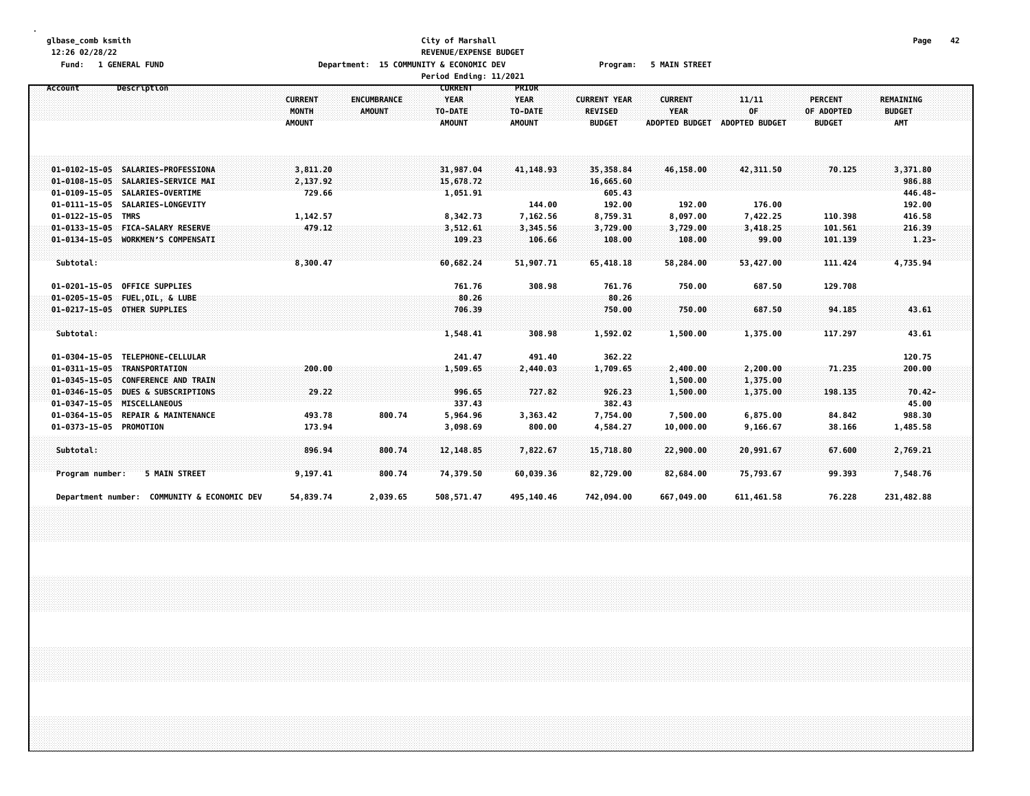glbase_comb ksmith
12:26 02/28/22
Fund: 1 GENERAL FUND

**City of Marshall**
**REVENUE/EXPENSE BUDGET**
Department: 15 COMMUNITY & ECONOMIC DEV Program: 5 MAIN STREET
Period Ending: 11/2021

| Account | Description | CURRENT MONTH AMOUNT | ENCUMBRANCE AMOUNT | CURRENT YEAR TO-DATE AMOUNT | PRIOR YEAR TO-DATE AMOUNT | CURRENT YEAR REVISED BUDGET | CURRENT YEAR ADOPTED BUDGET | 11/11 OF ADOPTED BUDGET | PERCENT OF ADOPTED BUDGET | REMAINING BUDGET AMT |
|---|---|---|---|---|---|---|---|---|---|---|
| 01-0102-15-05 | SALARIES-PROFESSIONA | 3,811.20 | | 31,987.04 | 41,148.93 | 35,358.84 | 46,158.00 | 42,311.50 | 70.125 | 3,371.80 |
| 01-0108-15-05 | SALARIES-SERVICE MAI | 2,137.92 | | 15,678.72 | | 16,665.60 | | | | 986.88 |
| 01-0109-15-05 | SALARIES-OVERTIME | 729.66 | | 1,051.91 | | 605.43 | | | | 446.48- |
| 01-0111-15-05 | SALARIES-LONGEVITY | | | | 144.00 | 192.00 | 192.00 | 176.00 | | 192.00 |
| 01-0122-15-05 | TMRS | 1,142.57 | | 8,342.73 | 7,162.56 | 8,759.31 | 8,097.00 | 7,422.25 | 110.398 | 416.58 |
| 01-0133-15-05 | FICA-SALARY RESERVE | 479.12 | | 3,512.61 | 3,345.56 | 3,729.00 | 3,729.00 | 3,418.25 | 101.561 | 216.39 |
| 01-0134-15-05 | WORKMEN'S COMPENSATI | | | 109.23 | 106.66 | 108.00 | 108.00 | 99.00 | 101.139 | 1.23- |
| Subtotal: | | 8,300.47 | | 60,682.24 | 51,907.71 | 65,418.18 | 58,284.00 | 53,427.00 | 111.424 | 4,735.94 |
| 01-0201-15-05 | OFFICE SUPPLIES | | | 761.76 | 308.98 | 761.76 | 750.00 | 687.50 | 129.708 | |
| 01-0205-15-05 | FUEL,OIL, & LUBE | | | 80.26 | | 80.26 | | | | |
| 01-0217-15-05 | OTHER SUPPLIES | | | 706.39 | | 750.00 | 750.00 | 687.50 | 94.185 | 43.61 |
| Subtotal: | | | | 1,548.41 | 308.98 | 1,592.02 | 1,500.00 | 1,375.00 | 117.297 | 43.61 |
| 01-0304-15-05 | TELEPHONE-CELLULAR | | | 241.47 | 491.40 | 362.22 | | | | 120.75 |
| 01-0311-15-05 | TRANSPORTATION | 200.00 | | 1,509.65 | 2,440.03 | 1,709.65 | 2,400.00 | 2,200.00 | 71.235 | 200.00 |
| 01-0345-15-05 | CONFERENCE AND TRAIN | | | | | | 1,500.00 | 1,375.00 | | |
| 01-0346-15-05 | DUES & SUBSCRIPTIONS | 29.22 | | 996.65 | 727.82 | 926.23 | 1,500.00 | 1,375.00 | 198.135 | 70.42- |
| 01-0347-15-05 | MISCELLANEOUS | | | 337.43 | | 382.43 | | | | 45.00 |
| 01-0364-15-05 | REPAIR & MAINTENANCE | 493.78 | 800.74 | 5,964.96 | 3,363.42 | 7,754.00 | 7,500.00 | 6,875.00 | 84.842 | 988.30 |
| 01-0373-15-05 | PROMOTION | 173.94 | | 3,098.69 | 800.00 | 4,584.27 | 10,000.00 | 9,166.67 | 38.166 | 1,485.58 |
| Subtotal: | | 896.94 | 800.74 | 12,148.85 | 7,822.67 | 15,718.80 | 22,900.00 | 20,991.67 | 67.600 | 2,769.21 |
| Program number: | 5 MAIN STREET | 9,197.41 | 800.74 | 74,379.50 | 60,039.36 | 82,729.00 | 82,684.00 | 75,793.67 | 99.393 | 7,548.76 |
| Department number: | COMMUNITY & ECONOMIC DEV | 54,839.74 | 2,039.65 | 508,571.47 | 495,140.46 | 742,094.00 | 667,049.00 | 611,461.58 | 76.228 | 231,482.88 |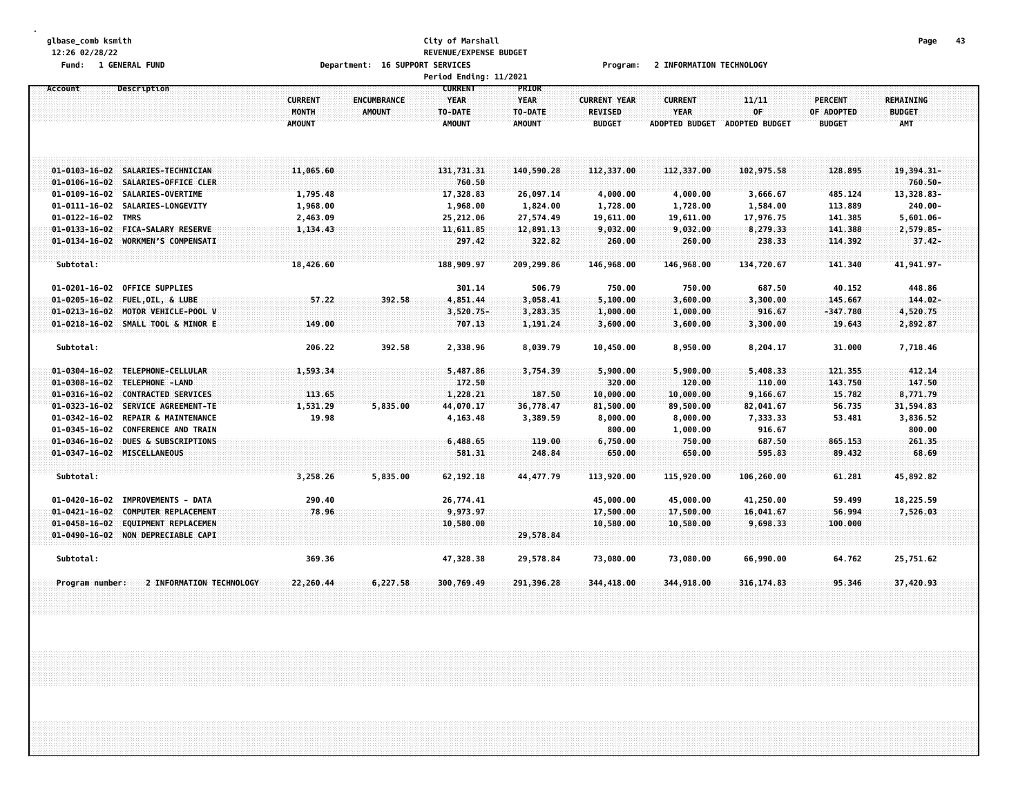glbase_comb ksmith
12:26 02/28/22

Fund: 1 GENERAL FUND

# City of Marshall
## REVENUE/EXPENSE BUDGET

Department: 16 SUPPORT SERVICES    Program: 2 INFORMATION TECHNOLOGY

Period Ending: 11/2021

| Account | Description | CURRENT MONTH AMOUNT | ENCUMBRANCE AMOUNT | CURRENT YEAR TO-DATE AMOUNT | PRIOR YEAR TO-DATE AMOUNT | CURRENT YEAR REVISED BUDGET | CURRENT YEAR ADOPTED BUDGET | 11/11 OF ADOPTED BUDGET | PERCENT OF ADOPTED BUDGET | REMAINING BUDGET AMT |
|---|---|---|---|---|---|---|---|---|---|---|
| 01-0103-16-02 | SALARIES-TECHNICIAN | 11,065.60 | | 131,731.31 | 140,590.28 | 112,337.00 | 112,337.00 | 102,975.58 | 128.895 | 19,394.31- |
| 01-0106-16-02 | SALARIES-OFFICE CLER | | | 760.50 | | | | | | 760.50- |
| 01-0109-16-02 | SALARIES-OVERTIME | 1,795.48 | | 17,328.83 | 26,097.14 | 4,000.00 | 4,000.00 | 3,666.67 | 485.124 | 13,328.83- |
| 01-0111-16-02 | SALARIES-LONGEVITY | 1,968.00 | | 1,968.00 | 1,824.00 | 1,728.00 | 1,728.00 | 1,584.00 | 113.889 | 240.00- |
| 01-0122-16-02 | TMRS | 2,463.09 | | 25,212.06 | 27,574.49 | 19,611.00 | 19,611.00 | 17,976.75 | 141.385 | 5,601.06- |
| 01-0133-16-02 | FICA-SALARY RESERVE | 1,134.43 | | 11,611.85 | 12,891.13 | 9,032.00 | 9,032.00 | 8,279.33 | 141.388 | 2,579.85- |
| 01-0134-16-02 | WORKMEN'S COMPENSATI | | | 297.42 | 322.82 | 260.00 | 260.00 | 238.33 | 114.392 | 37.42- |
| Subtotal: | | 18,426.60 | | 188,909.97 | 209,299.86 | 146,968.00 | 146,968.00 | 134,720.67 | 141.340 | 41,941.97- |
| 01-0201-16-02 | OFFICE SUPPLIES | | | 301.14 | 506.79 | 750.00 | 750.00 | 687.50 | 40.152 | 448.86 |
| 01-0205-16-02 | FUEL,OIL, & LUBE | 57.22 | 392.58 | 4,851.44 | 3,058.41 | 5,100.00 | 3,600.00 | 3,300.00 | 145.667 | 144.02- |
| 01-0213-16-02 | MOTOR VEHICLE-POOL V | | | 3,520.75- | 3,283.35 | 1,000.00 | 1,000.00 | 916.67 | -347.780 | 4,520.75 |
| 01-0218-16-02 | SMALL TOOL & MINOR E | 149.00 | | 707.13 | 1,191.24 | 3,600.00 | 3,600.00 | 3,300.00 | 19.643 | 2,892.87 |
| Subtotal: | | 206.22 | 392.58 | 2,338.96 | 8,039.79 | 10,450.00 | 8,950.00 | 8,204.17 | 31.000 | 7,718.46 |
| 01-0304-16-02 | TELEPHONE-CELLULAR | 1,593.34 | | 5,487.86 | 3,754.39 | 5,900.00 | 5,900.00 | 5,408.33 | 121.355 | 412.14 |
| 01-0308-16-02 | TELEPHONE -LAND | | | 172.50 | | 320.00 | 120.00 | 110.00 | 143.750 | 147.50 |
| 01-0316-16-02 | CONTRACTED SERVICES | 113.65 | | 1,228.21 | 187.50 | 10,000.00 | 10,000.00 | 9,166.67 | 15.782 | 8,771.79 |
| 01-0323-16-02 | SERVICE AGREEMENT-TE | 1,531.29 | 5,835.00 | 44,070.17 | 36,778.47 | 81,500.00 | 89,500.00 | 82,041.67 | 56.735 | 31,594.83 |
| 01-0342-16-02 | REPAIR & MAINTENANCE | 19.98 | | 4,163.48 | 3,389.59 | 8,000.00 | 8,000.00 | 7,333.33 | 53.481 | 3,836.52 |
| 01-0345-16-02 | CONFERENCE AND TRAIN | | | | | 800.00 | 1,000.00 | 916.67 | | 800.00 |
| 01-0346-16-02 | DUES & SUBSCRIPTIONS | | | 6,488.65 | 119.00 | 6,750.00 | 750.00 | 687.50 | 865.153 | 261.35 |
| 01-0347-16-02 | MISCELLANEOUS | | | 581.31 | 248.84 | 650.00 | 650.00 | 595.83 | 89.432 | 68.69 |
| Subtotal: | | 3,258.26 | 5,835.00 | 62,192.18 | 44,477.79 | 113,920.00 | 115,920.00 | 106,260.00 | 61.281 | 45,892.82 |
| 01-0420-16-02 | IMPROVEMENTS - DATA | 290.40 | | 26,774.41 | | 45,000.00 | 45,000.00 | 41,250.00 | 59.499 | 18,225.59 |
| 01-0421-16-02 | COMPUTER REPLACEMENT | 78.96 | | 9,973.97 | | 17,500.00 | 17,500.00 | 16,041.67 | 56.994 | 7,526.03 |
| 01-0458-16-02 | EQUIPMENT REPLACEMEN | | | 10,580.00 | | 10,580.00 | 10,580.00 | 9,698.33 | 100.000 | |
| 01-0490-16-02 | NON DEPRECIABLE CAPI | | | | 29,578.84 | | | | | |
| Subtotal: | | 369.36 | | 47,328.38 | 29,578.84 | 73,080.00 | 73,080.00 | 66,990.00 | 64.762 | 25,751.62 |
| Program number: | 2 INFORMATION TECHNOLOGY | 22,260.44 | 6,227.58 | 300,769.49 | 291,396.28 | 344,418.00 | 344,918.00 | 316,174.83 | 95.346 | 37,420.93 |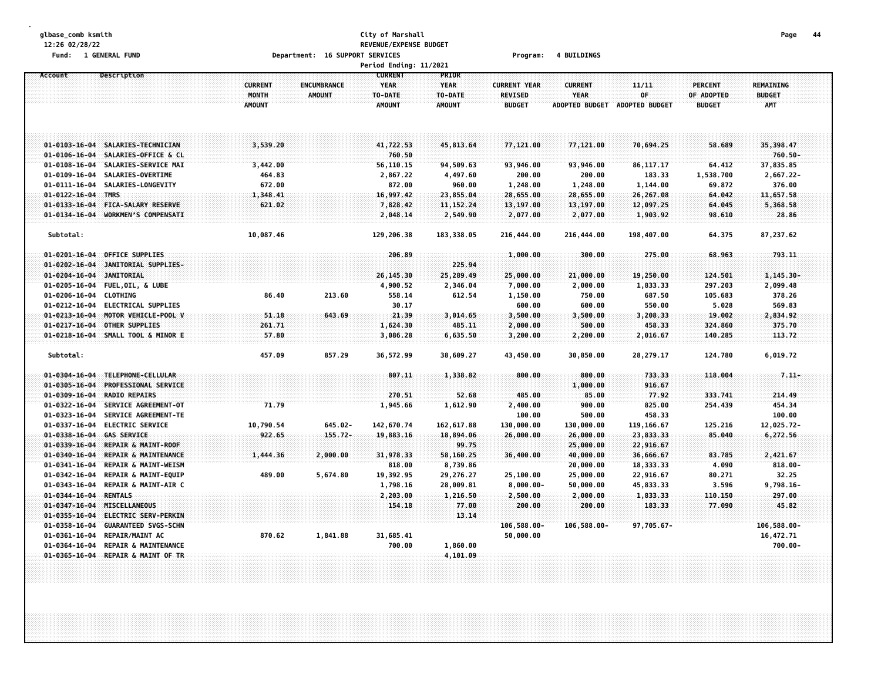**City of Marshall**
**REVENUE/EXPENSE BUDGET**
Period Ending: 11/2021

Fund: 1 GENERAL FUND    Department: 16 SUPPORT SERVICES    Program: 4 BUILDINGS

| Account | Description | CURRENT MONTH AMOUNT | ENCUMBRANCE AMOUNT | CURRENT YEAR TO-DATE AMOUNT | PRIOR YEAR TO-DATE AMOUNT | CURRENT YEAR REVISED BUDGET | CURRENT YEAR ADOPTED BUDGET | 11/11 OF ADOPTED BUDGET | PERCENT OF ADOPTED BUDGET | REMAINING BUDGET AMT |
|---|---|---|---|---|---|---|---|---|---|---|
| 01-0103-16-04 | SALARIES-TECHNICIAN | 3,539.20 | | 41,722.53 | 45,813.64 | 77,121.00 | 77,121.00 | 70,694.25 | 58.689 | 35,398.47 |
| 01-0106-16-04 | SALARIES-OFFICE & CL | | | 760.50 | | | | | | 760.50- |
| 01-0108-16-04 | SALARIES-SERVICE MAI | 3,442.00 | | 56,110.15 | 94,509.63 | 93,946.00 | 93,946.00 | 86,117.17 | 64.412 | 37,835.85 |
| 01-0109-16-04 | SALARIES-OVERTIME | 464.83 | | 2,867.22 | 4,497.60 | 200.00 | 200.00 | 183.33 | 1,538.700 | 2,667.22- |
| 01-0111-16-04 | SALARIES-LONGEVITY | 672.00 | | 872.00 | 960.00 | 1,248.00 | 1,248.00 | 1,144.00 | 69.872 | 376.00 |
| 01-0122-16-04 | TMRS | 1,348.41 | | 16,997.42 | 23,855.04 | 28,655.00 | 28,655.00 | 26,267.08 | 64.042 | 11,657.58 |
| 01-0133-16-04 | FICA-SALARY RESERVE | 621.02 | | 7,828.42 | 11,152.24 | 13,197.00 | 13,197.00 | 12,097.25 | 64.045 | 5,368.58 |
| 01-0134-16-04 | WORKMEN'S COMPENSATI | | | 2,048.14 | 2,549.90 | 2,077.00 | 2,077.00 | 1,903.92 | 98.610 | 28.86 |
| Subtotal: | | 10,087.46 | | 129,206.38 | 183,338.05 | 216,444.00 | 216,444.00 | 198,407.00 | 64.375 | 87,237.62 |
| 01-0201-16-04 | OFFICE SUPPLIES | | | 206.89 | | 1,000.00 | 300.00 | 275.00 | 68.963 | 793.11 |
| 01-0202-16-04 | JANITORIAL SUPPLIES- | | | | 225.94 | | | | | |
| 01-0204-16-04 | JANITORIAL | | | 26,145.30 | 25,289.49 | 25,000.00 | 21,000.00 | 19,250.00 | 124.501 | 1,145.30- |
| 01-0205-16-04 | FUEL,OIL, & LUBE | | | 4,900.52 | 2,346.04 | 7,000.00 | 2,000.00 | 1,833.33 | 297.203 | 2,099.48 |
| 01-0206-16-04 | CLOTHING | 86.40 | 213.60 | 558.14 | 612.54 | 1,150.00 | 750.00 | 687.50 | 105.683 | 378.26 |
| 01-0212-16-04 | ELECTRICAL SUPPLIES | | | 30.17 | | 600.00 | 600.00 | 550.00 | 5.028 | 569.83 |
| 01-0213-16-04 | MOTOR VEHICLE-POOL V | 51.18 | 643.69 | 21.39 | 3,014.65 | 3,500.00 | 3,500.00 | 3,208.33 | 19.002 | 2,834.92 |
| 01-0217-16-04 | OTHER SUPPLIES | 261.71 | | 1,624.30 | 485.11 | 2,000.00 | 500.00 | 458.33 | 324.860 | 375.70 |
| 01-0218-16-04 | SMALL TOOL & MINOR E | 57.80 | | 3,086.28 | 6,635.50 | 3,200.00 | 2,200.00 | 2,016.67 | 140.285 | 113.72 |
| Subtotal: | | 457.09 | 857.29 | 36,572.99 | 38,609.27 | 43,450.00 | 30,850.00 | 28,279.17 | 124.780 | 6,019.72 |
| 01-0304-16-04 | TELEPHONE-CELLULAR | | | 807.11 | 1,338.82 | 800.00 | 800.00 | 733.33 | 118.004 | 7.11- |
| 01-0305-16-04 | PROFESSIONAL SERVICE | | | | | | 1,000.00 | 916.67 | | |
| 01-0309-16-04 | RADIO REPAIRS | | | 270.51 | 52.68 | 485.00 | 85.00 | 77.92 | 333.741 | 214.49 |
| 01-0322-16-04 | SERVICE AGREEMENT-OT | 71.79 | | 1,945.66 | 1,612.90 | 2,400.00 | 900.00 | 825.00 | 254.439 | 454.34 |
| 01-0323-16-04 | SERVICE AGREEMENT-TE | | | | | 100.00 | 500.00 | 458.33 | | 100.00 |
| 01-0337-16-04 | ELECTRIC SERVICE | 10,790.54 | 645.02- | 142,670.74 | 162,617.88 | 130,000.00 | 130,000.00 | 119,166.67 | 125.216 | 12,025.72- |
| 01-0338-16-04 | GAS SERVICE | 922.65 | 155.72- | 19,883.16 | 18,894.06 | 26,000.00 | 26,000.00 | 23,833.33 | 85.040 | 6,272.56 |
| 01-0339-16-04 | REPAIR & MAINT-ROOF | | | | 99.75 | | 25,000.00 | 22,916.67 | | |
| 01-0340-16-04 | REPAIR & MAINTENANCE | 1,444.36 | 2,000.00 | 31,978.33 | 58,160.25 | 36,400.00 | 40,000.00 | 36,666.67 | 83.785 | 2,421.67 |
| 01-0341-16-04 | REPAIR & MAINT-WEISM | | | 818.00 | 8,739.86 | | 20,000.00 | 18,333.33 | 4.090 | 818.00- |
| 01-0342-16-04 | REPAIR & MAINT-EQUIP | 489.00 | 5,674.80 | 19,392.95 | 29,276.27 | 25,100.00 | 25,000.00 | 22,916.67 | 80.271 | 32.25 |
| 01-0343-16-04 | REPAIR & MAINT-AIR C | | | 1,798.16 | 28,009.81 | 8,000.00- | 50,000.00 | 45,833.33 | 3.596 | 9,798.16- |
| 01-0344-16-04 | RENTALS | | | 2,203.00 | 1,216.50 | 2,500.00 | 2,000.00 | 1,833.33 | 110.150 | 297.00 |
| 01-0347-16-04 | MISCELLANEOUS | | | 154.18 | 77.00 | 200.00 | 200.00 | 183.33 | 77.090 | 45.82 |
| 01-0355-16-04 | ELECTRIC SERV-PERKIN | | | | 13.14 | | | | | |
| 01-0358-16-04 | GUARANTEED SVGS-SCHN | | | | | 106,588.00- | 106,588.00- | 97,705.67- | | 106,588.00- |
| 01-0361-16-04 | REPAIR/MAINT AC | 870.62 | 1,841.88 | 31,685.41 | | 50,000.00 | | | | 16,472.71 |
| 01-0364-16-04 | REPAIR & MAINTENANCE | | | 700.00 | 1,860.00 | | | | | 700.00- |
| 01-0365-16-04 | REPAIR & MAINT OF TR | | | | 4,101.09 | | | | | |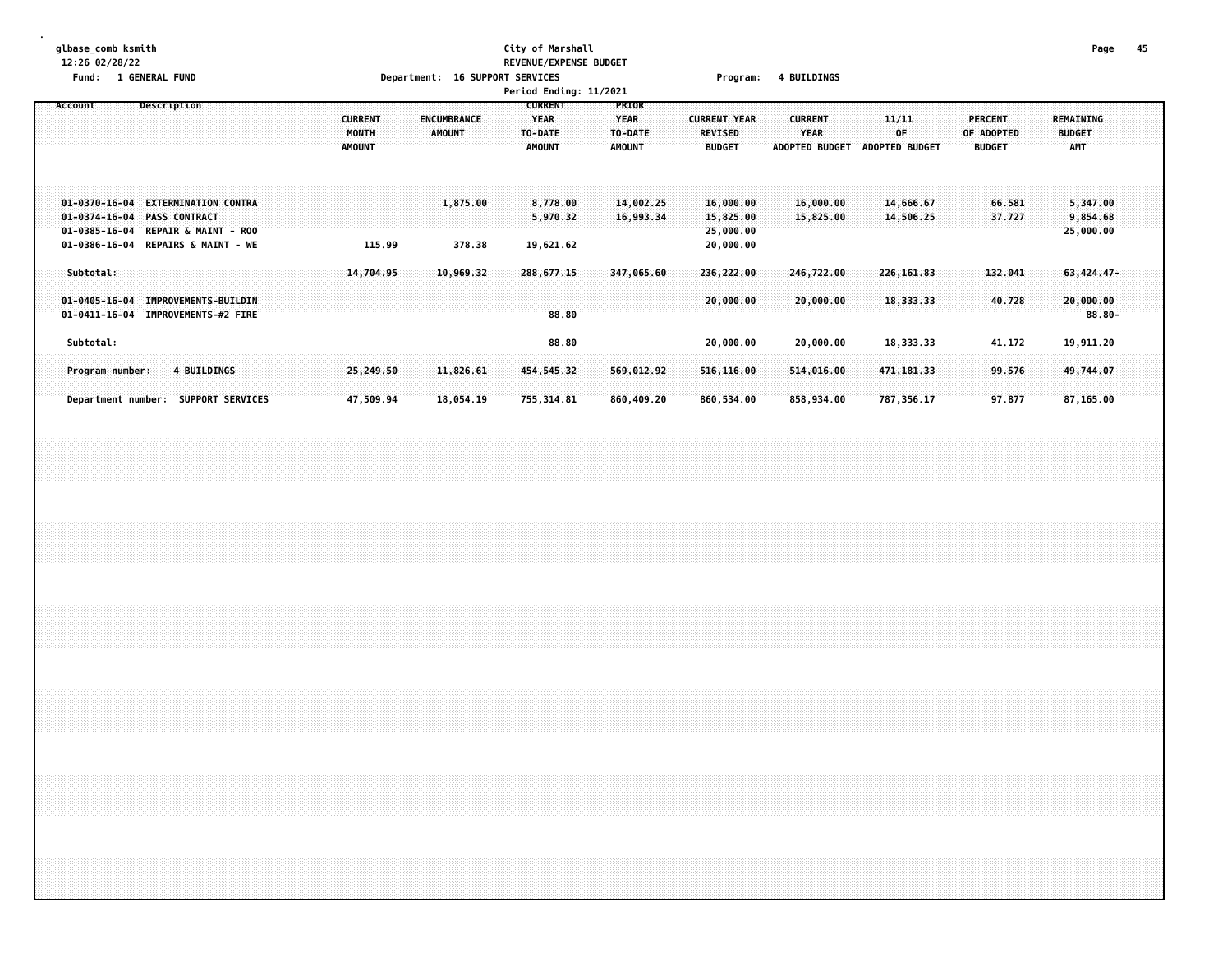glbase_comb ksmith
12:26 02/28/22
Fund: 1 GENERAL FUND

City of Marshall
REVENUE/EXPENSE BUDGET
Department: 16 SUPPORT SERVICES
Period Ending: 11/2021

Program: 4 BUILDINGS

| Account | Description | CURRENT MONTH AMOUNT | ENCUMBRANCE AMOUNT | CURRENT YEAR TO-DATE AMOUNT | PRIOR YEAR TO-DATE AMOUNT | CURRENT YEAR REVISED BUDGET | CURRENT YEAR ADOPTED BUDGET | 11/11 OF ADOPTED BUDGET | PERCENT OF ADOPTED BUDGET | REMAINING BUDGET AMT |
|---|---|---|---|---|---|---|---|---|---|---|
| 01-0370-16-04 | EXTERMINATION CONTRA | | 1,875.00 | 8,778.00 | 14,002.25 | 16,000.00 | 16,000.00 | 14,666.67 | 66.581 | 5,347.00 |
| 01-0374-16-04 | PASS CONTRACT | | | 5,970.32 | 16,993.34 | 15,825.00 | 15,825.00 | 14,506.25 | 37.727 | 9,854.68 |
| 01-0385-16-04 | REPAIR & MAINT - ROO | | | | | 25,000.00 | | | | 25,000.00 |
| 01-0386-16-04 | REPAIRS & MAINT - WE | 115.99 | 378.38 | 19,621.62 | | 20,000.00 | | | | |
| Subtotal: | | 14,704.95 | 10,969.32 | 288,677.15 | 347,065.60 | 236,222.00 | 246,722.00 | 226,161.83 | 132.041 | 63,424.47- |
| 01-0405-16-04 | IMPROVEMENTS-BUILDIN | | | | | 20,000.00 | 20,000.00 | 18,333.33 | 40.728 | 20,000.00 |
| 01-0411-16-04 | IMPROVEMENTS-#2 FIRE | | | 88.80 | | | | | | 88.80- |
| Subtotal: | | | | 88.80 | | 20,000.00 | 20,000.00 | 18,333.33 | 41.172 | 19,911.20 |
| Program number: | 4 BUILDINGS | 25,249.50 | 11,826.61 | 454,545.32 | 569,012.92 | 516,116.00 | 514,016.00 | 471,181.33 | 99.576 | 49,744.07 |
| Department number: | SUPPORT SERVICES | 47,509.94 | 18,054.19 | 755,314.81 | 860,409.20 | 860,534.00 | 858,934.00 | 787,356.17 | 97.877 | 87,165.00 |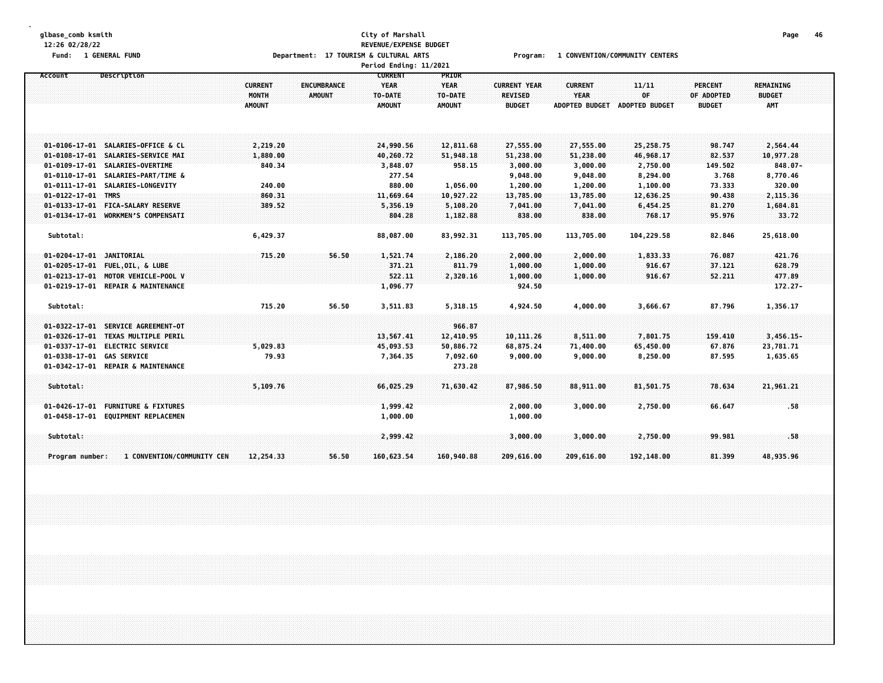glbase_comb ksmith
12:26 02/28/22
Fund: 1 GENERAL FUND

City of Marshall
REVENUE/EXPENSE BUDGET
Department: 17 TOURISM & CULTURAL ARTS
Period Ending: 11/2021

Program: 1 CONVENTION/COMMUNITY CENTERS

| Account | Description | CURRENT MONTH AMOUNT | ENCUMBRANCE AMOUNT | CURRENT YEAR TO-DATE AMOUNT | PRIOR YEAR TO-DATE AMOUNT | CURRENT YEAR REVISED BUDGET | CURRENT YEAR ADOPTED BUDGET | 11/11 OF ADOPTED BUDGET | PERCENT OF ADOPTED BUDGET | REMAINING BUDGET AMT |
|---|---|---|---|---|---|---|---|---|---|---|
| 01-0106-17-01 | SALARIES-OFFICE & CL | 2,219.20 | | 24,990.56 | 12,811.68 | 27,555.00 | 27,555.00 | 25,258.75 | 98.747 | 2,564.44 |
| 01-0108-17-01 | SALARIES-SERVICE MAI | 1,880.00 | | 40,260.72 | 51,948.18 | 51,238.00 | 51,238.00 | 46,968.17 | 82.537 | 10,977.28 |
| 01-0109-17-01 | SALARIES-OVERTIME | 840.34 | | 3,848.07 | 958.15 | 3,000.00 | 3,000.00 | 2,750.00 | 149.502 | 848.07- |
| 01-0110-17-01 | SALARIES-PART/TIME & | | | 277.54 | | 9,048.00 | 9,048.00 | 8,294.00 | 3.768 | 8,770.46 |
| 01-0111-17-01 | SALARIES-LONGEVITY | 240.00 | | 880.00 | 1,056.00 | 1,200.00 | 1,200.00 | 1,100.00 | 73.333 | 320.00 |
| 01-0122-17-01 | TMRS | 860.31 | | 11,669.64 | 10,927.22 | 13,785.00 | 13,785.00 | 12,636.25 | 90.438 | 2,115.36 |
| 01-0133-17-01 | FICA-SALARY RESERVE | 389.52 | | 5,356.19 | 5,108.20 | 7,041.00 | 7,041.00 | 6,454.25 | 81.270 | 1,684.81 |
| 01-0134-17-01 | WORKMEN'S COMPENSATI | | | 804.28 | 1,182.88 | 838.00 | 838.00 | 768.17 | 95.976 | 33.72 |
| Subtotal: | | 6,429.37 | | 88,087.00 | 83,992.31 | 113,705.00 | 113,705.00 | 104,229.58 | 82.846 | 25,618.00 |
| 01-0204-17-01 | JANITORIAL | 715.20 | 56.50 | 1,521.74 | 2,186.20 | 2,000.00 | 2,000.00 | 1,833.33 | 76.087 | 421.76 |
| 01-0205-17-01 | FUEL,OIL, & LUBE | | | 371.21 | 811.79 | 1,000.00 | 1,000.00 | 916.67 | 37.121 | 628.79 |
| 01-0213-17-01 | MOTOR VEHICLE-POOL V | | | 522.11 | 2,320.16 | 1,000.00 | 1,000.00 | 916.67 | 52.211 | 477.89 |
| 01-0219-17-01 | REPAIR & MAINTENANCE | | | 1,096.77 | | 924.50 | | | | 172.27- |
| Subtotal: | | 715.20 | 56.50 | 3,511.83 | 5,318.15 | 4,924.50 | 4,000.00 | 3,666.67 | 87.796 | 1,356.17 |
| 01-0322-17-01 | SERVICE AGREEMENT-OT | | | | 966.87 | | | | | |
| 01-0326-17-01 | TEXAS MULTIPLE PERIL | | | 13,567.41 | 12,410.95 | 10,111.26 | 8,511.00 | 7,801.75 | 159.410 | 3,456.15- |
| 01-0337-17-01 | ELECTRIC SERVICE | 5,029.83 | | 45,093.53 | 50,886.72 | 68,875.24 | 71,400.00 | 65,450.00 | 67.876 | 23,781.71 |
| 01-0338-17-01 | GAS SERVICE | 79.93 | | 7,364.35 | 7,092.60 | 9,000.00 | 9,000.00 | 8,250.00 | 87.595 | 1,635.65 |
| 01-0342-17-01 | REPAIR & MAINTENANCE | | | | 273.28 | | | | | |
| Subtotal: | | 5,109.76 | | 66,025.29 | 71,630.42 | 87,986.50 | 88,911.00 | 81,501.75 | 78.634 | 21,961.21 |
| 01-0426-17-01 | FURNITURE & FIXTURES | | | 1,999.42 | | 2,000.00 | 3,000.00 | 2,750.00 | 66.647 | .58 |
| 01-0458-17-01 | EQUIPMENT REPLACEMEN | | | 1,000.00 | | 1,000.00 | | | | |
| Subtotal: | | | | 2,999.42 | | 3,000.00 | 3,000.00 | 2,750.00 | 99.981 | .58 |
| Program number: | 1 CONVENTION/COMMUNITY CEN | 12,254.33 | 56.50 | 160,623.54 | 160,940.88 | 209,616.00 | 209,616.00 | 192,148.00 | 81.399 | 48,935.96 |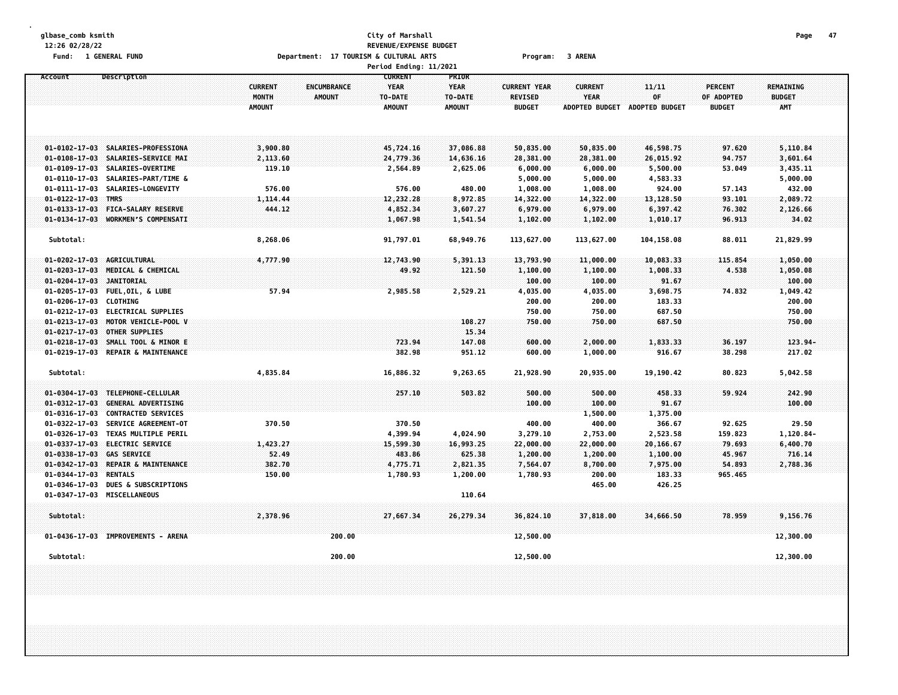glbase_comb ksmith
12:26 02/28/22

Fund: 1 GENERAL FUND

City of Marshall
REVENUE/EXPENSE BUDGET
Department: 17 TOURISM & CULTURAL ARTS
Period Ending: 11/2021

Program: 3 ARENA

| Account | Description | CURRENT MONTH AMOUNT | ENCUMBRANCE AMOUNT | CURRENT YEAR TO-DATE AMOUNT | PRIOR YEAR TO-DATE AMOUNT | CURRENT YEAR REVISED BUDGET | CURRENT YEAR ADOPTED BUDGET | 11/11 OF ADOPTED BUDGET | PERCENT OF ADOPTED BUDGET | REMAINING BUDGET AMT |
|---|---|---|---|---|---|---|---|---|---|---|
| 01-0102-17-03 | SALARIES-PROFESSIONA | 3,900.80 | | 45,724.16 | 37,086.88 | 50,835.00 | 50,835.00 | 46,598.75 | 97.620 | 5,110.84 |
| 01-0108-17-03 | SALARIES-SERVICE MAI | 2,113.60 | | 24,779.36 | 14,636.16 | 28,381.00 | 28,381.00 | 26,015.92 | 94.757 | 3,601.64 |
| 01-0109-17-03 | SALARIES-OVERTIME | 119.10 | | 2,564.89 | 2,625.06 | 6,000.00 | 6,000.00 | 5,500.00 | 53.049 | 3,435.11 |
| 01-0110-17-03 | SALARIES-PART/TIME & | | | | | 5,000.00 | 5,000.00 | 4,583.33 | | 5,000.00 |
| 01-0111-17-03 | SALARIES-LONGEVITY | 576.00 | | 576.00 | 480.00 | 1,008.00 | 1,008.00 | 924.00 | 57.143 | 432.00 |
| 01-0122-17-03 | TMRS | 1,114.44 | | 12,232.28 | 8,972.85 | 14,322.00 | 14,322.00 | 13,128.50 | 93.101 | 2,089.72 |
| 01-0133-17-03 | FICA-SALARY RESERVE | 444.12 | | 4,852.34 | 3,607.27 | 6,979.00 | 6,979.00 | 6,397.42 | 76.302 | 2,126.66 |
| 01-0134-17-03 | WORKMEN'S COMPENSATI | | | 1,067.98 | 1,541.54 | 1,102.00 | 1,102.00 | 1,010.17 | 96.913 | 34.02 |
| Subtotal: | | 8,268.06 | | 91,797.01 | 68,949.76 | 113,627.00 | 113,627.00 | 104,158.08 | 88.011 | 21,829.99 |
| 01-0202-17-03 | AGRICULTURAL | 4,777.90 | | 12,743.90 | 5,391.13 | 13,793.90 | 11,000.00 | 10,083.33 | 115.854 | 1,050.00 |
| 01-0203-17-03 | MEDICAL & CHEMICAL | | | 49.92 | 121.50 | 1,100.00 | 1,100.00 | 1,008.33 | 4.538 | 1,050.08 |
| 01-0204-17-03 | JANITORIAL | | | | | 100.00 | 100.00 | 91.67 | | 100.00 |
| 01-0205-17-03 | FUEL,OIL, & LUBE | 57.94 | | 2,985.58 | 2,529.21 | 4,035.00 | 4,035.00 | 3,698.75 | 74.832 | 1,049.42 |
| 01-0206-17-03 | CLOTHING | | | | | 200.00 | 200.00 | 183.33 | | 200.00 |
| 01-0212-17-03 | ELECTRICAL SUPPLIES | | | | | 750.00 | 750.00 | 687.50 | | 750.00 |
| 01-0213-17-03 | MOTOR VEHICLE-POOL V | | | | 108.27 | 750.00 | 750.00 | 687.50 | | 750.00 |
| 01-0217-17-03 | OTHER SUPPLIES | | | | 15.34 | | | | | |
| 01-0218-17-03 | SMALL TOOL & MINOR E | | | 723.94 | 147.08 | 600.00 | 2,000.00 | 1,833.33 | 36.197 | 123.94- |
| 01-0219-17-03 | REPAIR & MAINTENANCE | | | 382.98 | 951.12 | 600.00 | 1,000.00 | 916.67 | 38.298 | 217.02 |
| Subtotal: | | 4,835.84 | | 16,886.32 | 9,263.65 | 21,928.90 | 20,935.00 | 19,190.42 | 80.823 | 5,042.58 |
| 01-0304-17-03 | TELEPHONE-CELLULAR | | | 257.10 | 503.82 | 500.00 | 500.00 | 458.33 | 59.924 | 242.90 |
| 01-0312-17-03 | GENERAL ADVERTISING | | | | | 100.00 | 100.00 | 91.67 | | 100.00 |
| 01-0316-17-03 | CONTRACTED SERVICES | | | | | | 1,500.00 | 1,375.00 | | |
| 01-0322-17-03 | SERVICE AGREEMENT-OT | 370.50 | | 370.50 | | 400.00 | 400.00 | 366.67 | 92.625 | 29.50 |
| 01-0326-17-03 | TEXAS MULTIPLE PERIL | | | 4,399.94 | 4,024.90 | 3,279.10 | 2,753.00 | 2,523.58 | 159.823 | 1,120.84- |
| 01-0337-17-03 | ELECTRIC SERVICE | 1,423.27 | | 15,599.30 | 16,993.25 | 22,000.00 | 22,000.00 | 20,166.67 | 79.693 | 6,400.70 |
| 01-0338-17-03 | GAS SERVICE | 52.49 | | 483.86 | 625.38 | 1,200.00 | 1,200.00 | 1,100.00 | 45.967 | 716.14 |
| 01-0342-17-03 | REPAIR & MAINTENANCE | 382.70 | | 4,775.71 | 2,821.35 | 7,564.07 | 8,700.00 | 7,975.00 | 54.893 | 2,788.36 |
| 01-0344-17-03 | RENTALS | 150.00 | | 1,780.93 | 1,200.00 | 1,780.93 | 200.00 | 183.33 | 965.465 | |
| 01-0346-17-03 | DUES & SUBSCRIPTIONS | | | | | | 465.00 | 426.25 | | |
| 01-0347-17-03 | MISCELLANEOUS | | | | 110.64 | | | | | |
| Subtotal: | | 2,378.96 | | 27,667.34 | 26,279.34 | 36,824.10 | 37,818.00 | 34,666.50 | 78.959 | 9,156.76 |
| 01-0436-17-03 | IMPROVEMENTS - ARENA | | 200.00 | | | 12,500.00 | | | | 12,300.00 |
| Subtotal: | | | 200.00 | | | 12,500.00 | | | | 12,300.00 |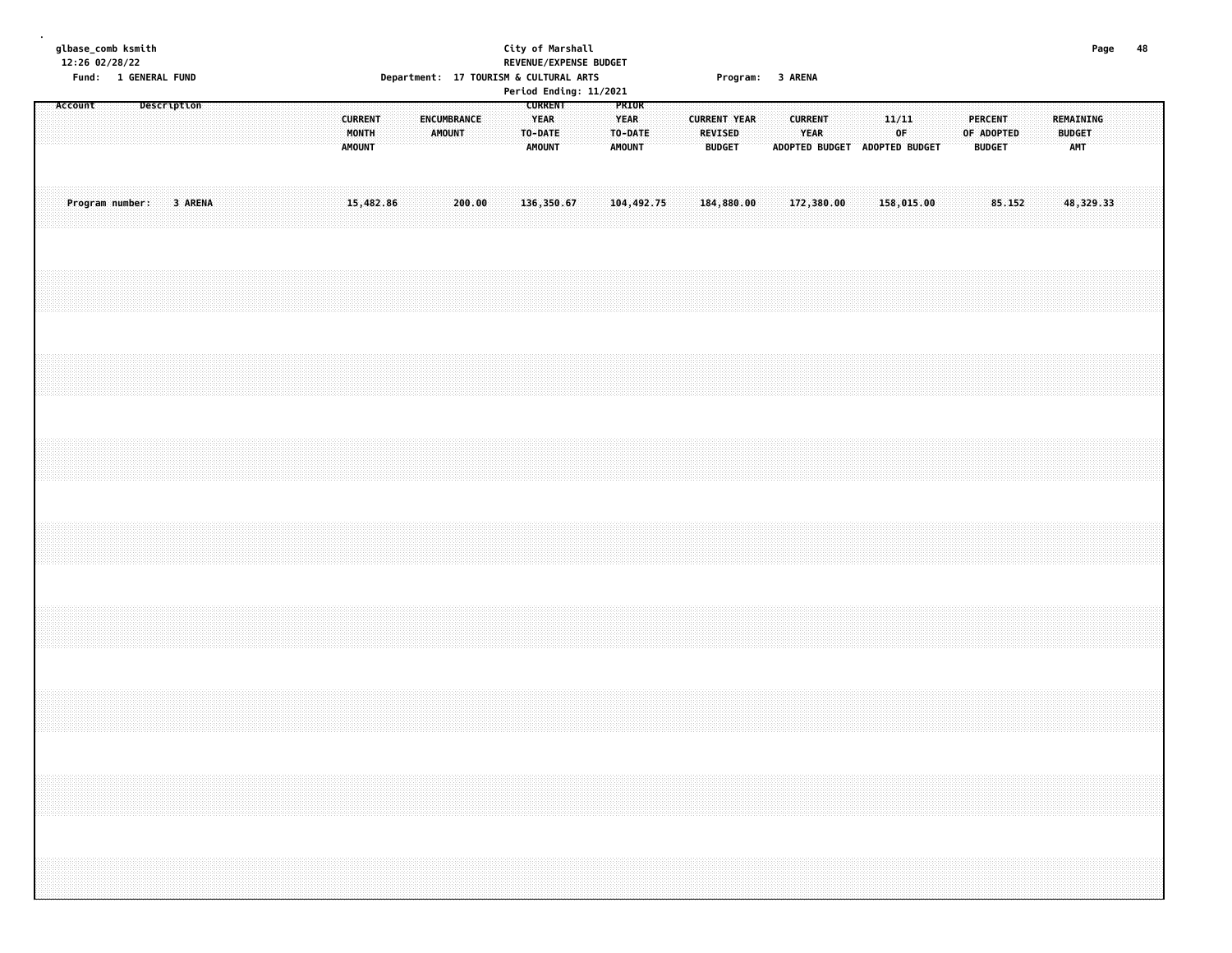glbase_comb ksmith
12:26 02/28/22

**City of Marshall**
**REVENUE/EXPENSE BUDGET**

Fund: 1 GENERAL FUND — Department: 17 TOURISM & CULTURAL ARTS — Program: 3 ARENA

Period Ending: 11/2021

| Account | Description | CURRENT MONTH AMOUNT | ENCUMBRANCE AMOUNT | CURRENT YEAR TO-DATE AMOUNT | PRIOR YEAR TO-DATE AMOUNT | CURRENT YEAR REVISED BUDGET | CURRENT YEAR ADOPTED BUDGET | 11/11 OF ADOPTED BUDGET | PERCENT OF ADOPTED BUDGET | REMAINING BUDGET AMT |
|---|---|---|---|---|---|---|---|---|---|---|
| Program number: | 3 ARENA | 15,482.86 | 200.00 | 136,350.67 | 104,492.75 | 184,880.00 | 172,380.00 | 158,015.00 | 85.152 | 48,329.33 |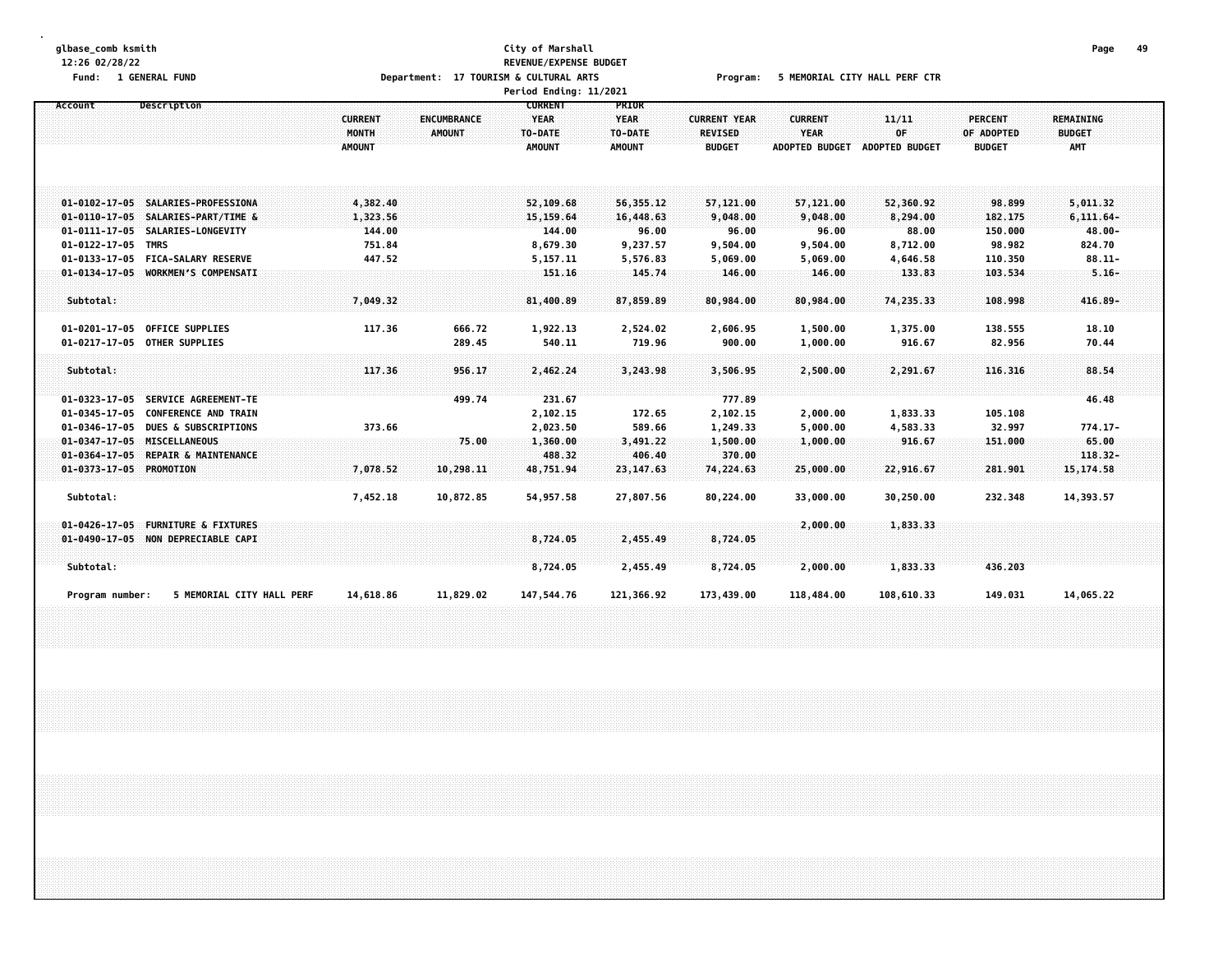glbase_comb ksmith
12:26 02/28/22
Fund: 1 GENERAL FUND

City of Marshall
REVENUE/EXPENSE BUDGET
Department: 17 TOURISM & CULTURAL ARTS
Period Ending: 11/2021

Program: 5 MEMORIAL CITY HALL PERF CTR

| Account | Description | CURRENT MONTH AMOUNT | ENCUMBRANCE AMOUNT | CURRENT YEAR TO-DATE AMOUNT | PRIOR YEAR TO-DATE AMOUNT | CURRENT YEAR REVISED BUDGET | CURRENT YEAR ADOPTED BUDGET | 11/11 OF ADOPTED BUDGET | PERCENT OF ADOPTED BUDGET | REMAINING BUDGET AMT |
|---|---|---|---|---|---|---|---|---|---|---|
| 01-0102-17-05 | SALARIES-PROFESSIONA | 4,382.40 | | 52,109.68 | 56,355.12 | 57,121.00 | 57,121.00 | 52,360.92 | 98.899 | 5,011.32 |
| 01-0110-17-05 | SALARIES-PART/TIME & | 1,323.56 | | 15,159.64 | 16,448.63 | 9,048.00 | 9,048.00 | 8,294.00 | 182.175 | 6,111.64- |
| 01-0111-17-05 | SALARIES-LONGEVITY | 144.00 | | 144.00 | 96.00 | 96.00 | 96.00 | 88.00 | 150.000 | 48.00- |
| 01-0122-17-05 | TMRS | 751.84 | | 8,679.30 | 9,237.57 | 9,504.00 | 9,504.00 | 8,712.00 | 98.982 | 824.70 |
| 01-0133-17-05 | FICA-SALARY RESERVE | 447.52 | | 5,157.11 | 5,576.83 | 5,069.00 | 5,069.00 | 4,646.58 | 110.350 | 88.11- |
| 01-0134-17-05 | WORKMEN'S COMPENSATI | | | 151.16 | 145.74 | 146.00 | 146.00 | 133.83 | 103.534 | 5.16- |
| Subtotal: | | 7,049.32 | | 81,400.89 | 87,859.89 | 80,984.00 | 80,984.00 | 74,235.33 | 108.998 | 416.89- |
| 01-0201-17-05 | OFFICE SUPPLIES | 117.36 | 666.72 | 1,922.13 | 2,524.02 | 2,606.95 | 1,500.00 | 1,375.00 | 138.555 | 18.10 |
| 01-0217-17-05 | OTHER SUPPLIES | | 289.45 | 540.11 | 719.96 | 900.00 | 1,000.00 | 916.67 | 82.956 | 70.44 |
| Subtotal: | | 117.36 | 956.17 | 2,462.24 | 3,243.98 | 3,506.95 | 2,500.00 | 2,291.67 | 116.316 | 88.54 |
| 01-0323-17-05 | SERVICE AGREEMENT-TE | | 499.74 | 231.67 | | 777.89 | | | | 46.48 |
| 01-0345-17-05 | CONFERENCE AND TRAIN | | | 2,102.15 | 172.65 | 2,102.15 | 2,000.00 | 1,833.33 | 105.108 | |
| 01-0346-17-05 | DUES & SUBSCRIPTIONS | 373.66 | | 2,023.50 | 589.66 | 1,249.33 | 5,000.00 | 4,583.33 | 32.997 | 774.17- |
| 01-0347-17-05 | MISCELLANEOUS | | 75.00 | 1,360.00 | 3,491.22 | 1,500.00 | 1,000.00 | 916.67 | 151.000 | 65.00 |
| 01-0364-17-05 | REPAIR & MAINTENANCE | | | 488.32 | 406.40 | 370.00 | | | | 118.32- |
| 01-0373-17-05 | PROMOTION | 7,078.52 | 10,298.11 | 48,751.94 | 23,147.63 | 74,224.63 | 25,000.00 | 22,916.67 | 281.901 | 15,174.58 |
| Subtotal: | | 7,452.18 | 10,872.85 | 54,957.58 | 27,807.56 | 80,224.00 | 33,000.00 | 30,250.00 | 232.348 | 14,393.57 |
| 01-0426-17-05 | FURNITURE & FIXTURES | | | | | | 2,000.00 | 1,833.33 | | |
| 01-0490-17-05 | NON DEPRECIABLE CAPI | | | 8,724.05 | 2,455.49 | 8,724.05 | | | | |
| Subtotal: | | | | 8,724.05 | 2,455.49 | 8,724.05 | 2,000.00 | 1,833.33 | 436.203 | |
| Program number: | 5 MEMORIAL CITY HALL PERF | 14,618.86 | 11,829.02 | 147,544.76 | 121,366.92 | 173,439.00 | 118,484.00 | 108,610.33 | 149.031 | 14,065.22 |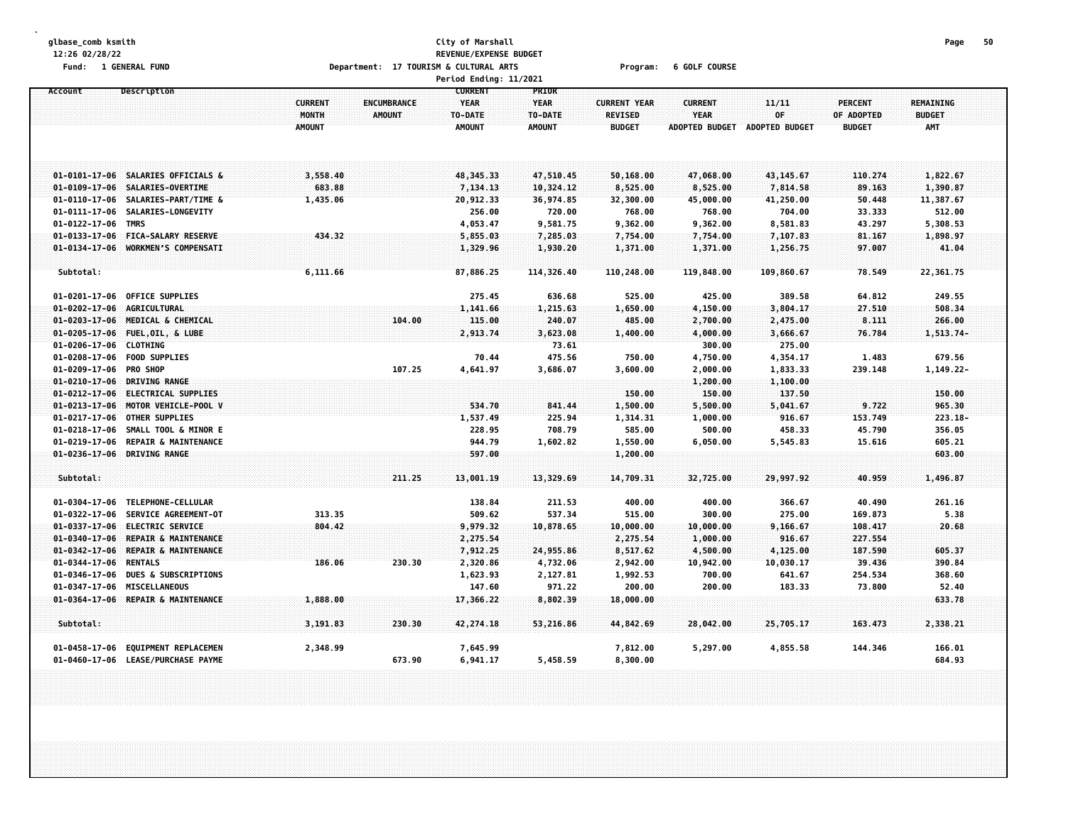glbase_comb ksmith
12:26 02/28/22
Fund: 1 GENERAL FUND

City of Marshall
REVENUE/EXPENSE BUDGET
Department: 17 TOURISM & CULTURAL ARTS    Program: 6 GOLF COURSE
Period Ending: 11/2021

| Account | Description | CURRENT MONTH AMOUNT | ENCUMBRANCE AMOUNT | CURRENT YEAR TO-DATE AMOUNT | PRIOR YEAR TO-DATE AMOUNT | CURRENT YEAR REVISED BUDGET | CURRENT YEAR ADOPTED BUDGET | 11/11 OF ADOPTED BUDGET | PERCENT OF ADOPTED BUDGET | REMAINING BUDGET AMT |
|---|---|---|---|---|---|---|---|---|---|---|
| 01-0101-17-06 | SALARIES OFFICIALS & | 3,558.40 | | 48,345.33 | 47,510.45 | 50,168.00 | 47,068.00 | 43,145.67 | 110.274 | 1,822.67 |
| 01-0109-17-06 | SALARIES-OVERTIME | 683.88 | | 7,134.13 | 10,324.12 | 8,525.00 | 8,525.00 | 7,814.58 | 89.163 | 1,390.87 |
| 01-0110-17-06 | SALARIES-PART/TIME & | 1,435.06 | | 20,912.33 | 36,974.85 | 32,300.00 | 45,000.00 | 41,250.00 | 50.448 | 11,387.67 |
| 01-0111-17-06 | SALARIES-LONGEVITY | | | 256.00 | 720.00 | 768.00 | 768.00 | 704.00 | 33.333 | 512.00 |
| 01-0122-17-06 | TMRS | | | 4,053.47 | 9,581.75 | 9,362.00 | 9,362.00 | 8,581.83 | 43.297 | 5,308.53 |
| 01-0133-17-06 | FICA-SALARY RESERVE | 434.32 | | 5,855.03 | 7,285.03 | 7,754.00 | 7,754.00 | 7,107.83 | 81.167 | 1,898.97 |
| 01-0134-17-06 | WORKMEN'S COMPENSATI | | | 1,329.96 | 1,930.20 | 1,371.00 | 1,371.00 | 1,256.75 | 97.007 | 41.04 |
| Subtotal: | | 6,111.66 | | 87,886.25 | 114,326.40 | 110,248.00 | 119,848.00 | 109,860.67 | 78.549 | 22,361.75 |
| 01-0201-17-06 | OFFICE SUPPLIES | | | 275.45 | 636.68 | 525.00 | 425.00 | 389.58 | 64.812 | 249.55 |
| 01-0202-17-06 | AGRICULTURAL | | | 1,141.66 | 1,215.63 | 1,650.00 | 4,150.00 | 3,804.17 | 27.510 | 508.34 |
| 01-0203-17-06 | MEDICAL & CHEMICAL | | 104.00 | 115.00 | 240.07 | 485.00 | 2,700.00 | 2,475.00 | 8.111 | 266.00 |
| 01-0205-17-06 | FUEL,OIL, & LUBE | | | 2,913.74 | 3,623.08 | 1,400.00 | 4,000.00 | 3,666.67 | 76.784 | 1,513.74- |
| 01-0206-17-06 | CLOTHING | | | | 73.61 | | 300.00 | 275.00 | | |
| 01-0208-17-06 | FOOD SUPPLIES | | | 70.44 | 475.56 | 750.00 | 4,750.00 | 4,354.17 | 1.483 | 679.56 |
| 01-0209-17-06 | PRO SHOP | | 107.25 | 4,641.97 | 3,686.07 | 3,600.00 | 2,000.00 | 1,833.33 | 239.148 | 1,149.22- |
| 01-0210-17-06 | DRIVING RANGE | | | | | | 1,200.00 | 1,100.00 | | |
| 01-0212-17-06 | ELECTRICAL SUPPLIES | | | | | 150.00 | 150.00 | 137.50 | | 150.00 |
| 01-0213-17-06 | MOTOR VEHICLE-POOL V | | | 534.70 | 841.44 | 1,500.00 | 5,500.00 | 5,041.67 | 9.722 | 965.30 |
| 01-0217-17-06 | OTHER SUPPLIES | | | 1,537.49 | 225.94 | 1,314.31 | 1,000.00 | 916.67 | 153.749 | 223.18- |
| 01-0218-17-06 | SMALL TOOL & MINOR E | | | 228.95 | 708.79 | 585.00 | 500.00 | 458.33 | 45.790 | 356.05 |
| 01-0219-17-06 | REPAIR & MAINTENANCE | | | 944.79 | 1,602.82 | 1,550.00 | 6,050.00 | 5,545.83 | 15.616 | 605.21 |
| 01-0236-17-06 | DRIVING RANGE | | | 597.00 | | 1,200.00 | | | | 603.00 |
| Subtotal: | | | 211.25 | 13,001.19 | 13,329.69 | 14,709.31 | 32,725.00 | 29,997.92 | 40.959 | 1,496.87 |
| 01-0304-17-06 | TELEPHONE-CELLULAR | | | 138.84 | 211.53 | 400.00 | 400.00 | 366.67 | 40.490 | 261.16 |
| 01-0322-17-06 | SERVICE AGREEMENT-OT | 313.35 | | 509.62 | 537.34 | 515.00 | 300.00 | 275.00 | 169.873 | 5.38 |
| 01-0337-17-06 | ELECTRIC SERVICE | 804.42 | | 9,979.32 | 10,878.65 | 10,000.00 | 10,000.00 | 9,166.67 | 108.417 | 20.68 |
| 01-0340-17-06 | REPAIR & MAINTENANCE | | | 2,275.54 | | 2,275.54 | 1,000.00 | 916.67 | 227.554 | |
| 01-0342-17-06 | REPAIR & MAINTENANCE | | | 7,912.25 | 24,955.86 | 8,517.62 | 4,500.00 | 4,125.00 | 187.590 | 605.37 |
| 01-0344-17-06 | RENTALS | 186.06 | 230.30 | 2,320.86 | 4,732.06 | 2,942.00 | 10,942.00 | 10,030.17 | 39.436 | 390.84 |
| 01-0346-17-06 | DUES & SUBSCRIPTIONS | | | 1,623.93 | 2,127.81 | 1,992.53 | 700.00 | 641.67 | 254.534 | 368.60 |
| 01-0347-17-06 | MISCELLANEOUS | | | 147.60 | 971.22 | 200.00 | 200.00 | 183.33 | 73.800 | 52.40 |
| 01-0364-17-06 | REPAIR & MAINTENANCE | 1,888.00 | | 17,366.22 | 8,802.39 | 18,000.00 | | | | 633.78 |
| Subtotal: | | 3,191.83 | 230.30 | 42,274.18 | 53,216.86 | 44,842.69 | 28,042.00 | 25,705.17 | 163.473 | 2,338.21 |
| 01-0458-17-06 | EQUIPMENT REPLACEMEN | 2,348.99 | | 7,645.99 | | 7,812.00 | 5,297.00 | 4,855.58 | 144.346 | 166.01 |
| 01-0460-17-06 | LEASE/PURCHASE PAYME | | 673.90 | 6,941.17 | 5,458.59 | 8,300.00 | | | | 684.93 |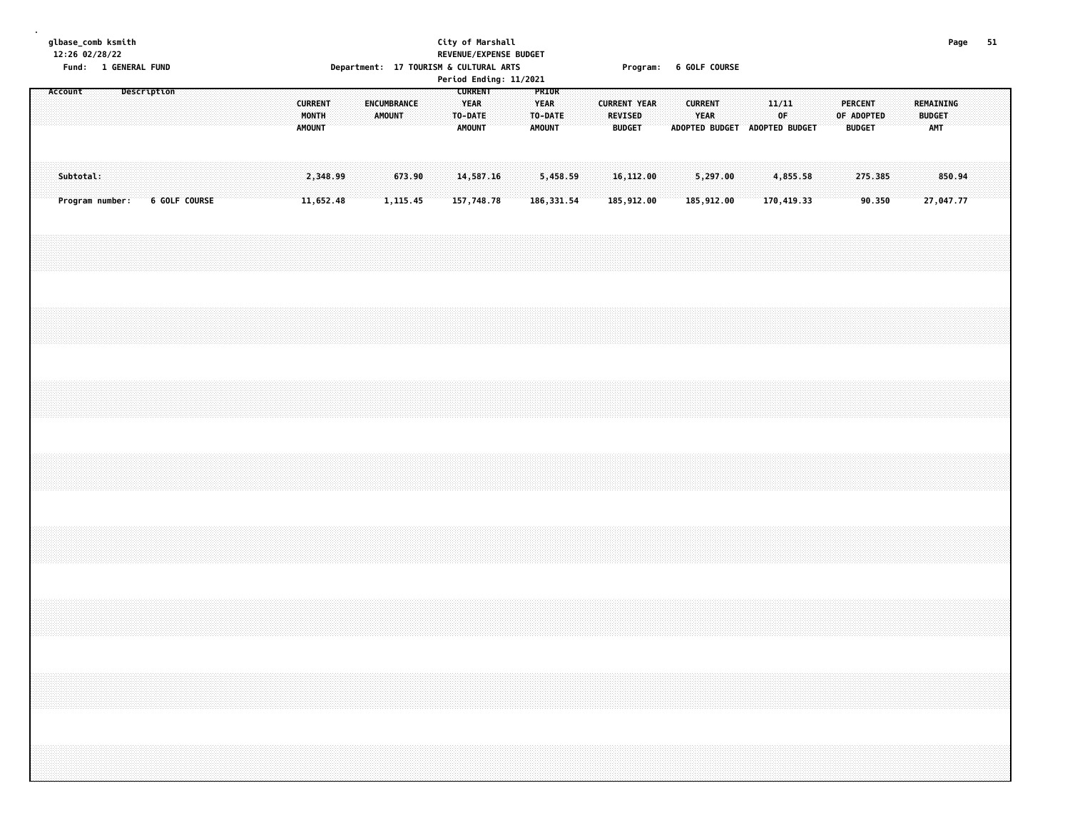glbase_comb ksmith
12:26 02/28/22
Fund: 1 GENERAL FUND

City of Marshall
REVENUE/EXPENSE BUDGET
Department: 17 TOURISM & CULTURAL ARTS
Period Ending: 11/2021

Program: 6 GOLF COURSE

| Account | Description | CURRENT MONTH AMOUNT | ENCUMBRANCE AMOUNT | CURRENT YEAR TO-DATE AMOUNT | PRIOR YEAR TO-DATE AMOUNT | CURRENT YEAR REVISED BUDGET | CURRENT YEAR ADOPTED BUDGET | 11/11 OF ADOPTED BUDGET | PERCENT OF ADOPTED BUDGET | REMAINING BUDGET AMT |
|---|---|---|---|---|---|---|---|---|---|---|
| Subtotal: | | 2,348.99 | 673.90 | 14,587.16 | 5,458.59 | 16,112.00 | 5,297.00 | 4,855.58 | 275.385 | 850.94 |
| Program number: | 6 GOLF COURSE | 11,652.48 | 1,115.45 | 157,748.78 | 186,331.54 | 185,912.00 | 185,912.00 | 170,419.33 | 90.350 | 27,047.77 |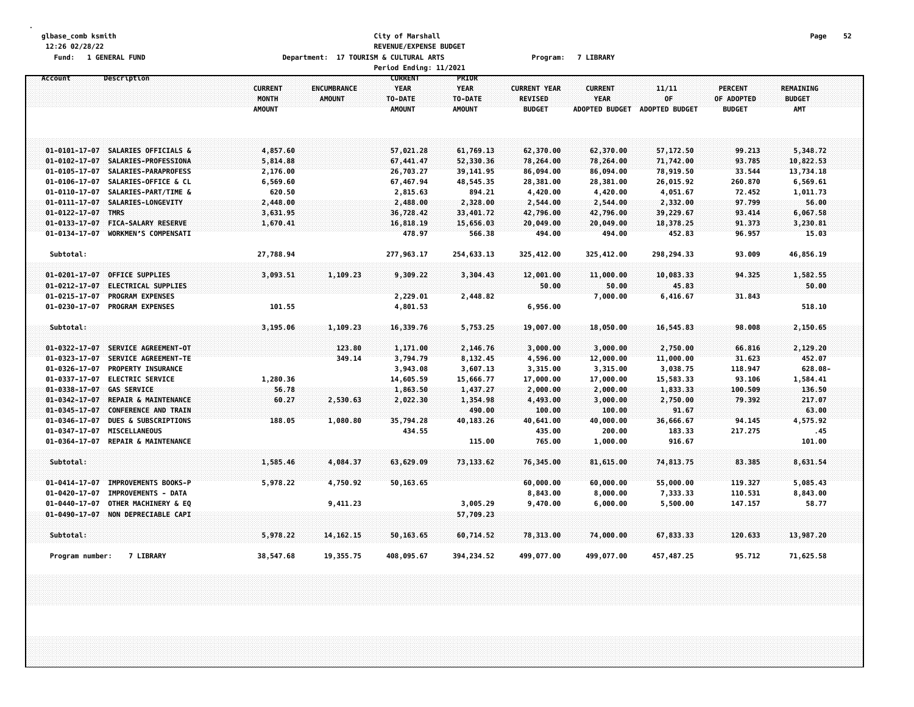glbase_comb ksmith
12:26 02/28/22
Fund: 1 GENERAL FUND

City of Marshall
REVENUE/EXPENSE BUDGET
Department: 17 TOURISM & CULTURAL ARTS
Program: 7 LIBRARY
Period Ending: 11/2021

| Account | Description | CURRENT MONTH AMOUNT | ENCUMBRANCE AMOUNT | CURRENT YEAR TO-DATE AMOUNT | PRIOR YEAR TO-DATE AMOUNT | CURRENT YEAR REVISED BUDGET | CURRENT YEAR ADOPTED BUDGET | 11/11 OF ADOPTED BUDGET | PERCENT OF ADOPTED BUDGET | REMAINING BUDGET AMT |
|---|---|---|---|---|---|---|---|---|---|---|
| 01-0101-17-07 | SALARIES OFFICIALS & | 4,857.60 | | 57,021.28 | 61,769.13 | 62,370.00 | 62,370.00 | 57,172.50 | 99.213 | 5,348.72 |
| 01-0102-17-07 | SALARIES-PROFESSIONA | 5,814.88 | | 67,441.47 | 52,330.36 | 78,264.00 | 78,264.00 | 71,742.00 | 93.785 | 10,822.53 |
| 01-0105-17-07 | SALARIES-PARAPROFESS | 2,176.00 | | 26,703.27 | 39,141.95 | 86,094.00 | 86,094.00 | 78,919.50 | 33.544 | 13,734.18 |
| 01-0106-17-07 | SALARIES-OFFICE & CL | 6,569.60 | | 67,467.94 | 48,545.35 | 28,381.00 | 28,381.00 | 26,015.92 | 260.870 | 6,569.61 |
| 01-0110-17-07 | SALARIES-PART/TIME & | 620.50 | | 2,815.63 | 894.21 | 4,420.00 | 4,420.00 | 4,051.67 | 72.452 | 1,011.73 |
| 01-0111-17-07 | SALARIES-LONGEVITY | 2,448.00 | | 2,488.00 | 2,328.00 | 2,544.00 | 2,544.00 | 2,332.00 | 97.799 | 56.00 |
| 01-0122-17-07 | TMRS | 3,631.95 | | 36,728.42 | 33,401.72 | 42,796.00 | 42,796.00 | 39,229.67 | 93.414 | 6,067.58 |
| 01-0133-17-07 | FICA-SALARY RESERVE | 1,670.41 | | 16,818.19 | 15,656.03 | 20,049.00 | 20,049.00 | 18,378.25 | 91.373 | 3,230.81 |
| 01-0134-17-07 | WORKMEN'S COMPENSATI | | | 478.97 | 566.38 | 494.00 | 494.00 | 452.83 | 96.957 | 15.03 |
| Subtotal: | | 27,788.94 | | 277,963.17 | 254,633.13 | 325,412.00 | 325,412.00 | 298,294.33 | 93.009 | 46,856.19 |
| 01-0201-17-07 | OFFICE SUPPLIES | 3,093.51 | 1,109.23 | 9,309.22 | 3,304.43 | 12,001.00 | 11,000.00 | 10,083.33 | 94.325 | 1,582.55 |
| 01-0212-17-07 | ELECTRICAL SUPPLIES | | | | | 50.00 | 50.00 | 45.83 | | 50.00 |
| 01-0215-17-07 | PROGRAM EXPENSES | | | 2,229.01 | 2,448.82 | | 7,000.00 | 6,416.67 | 31.843 | |
| 01-0230-17-07 | PROGRAM EXPENSES | 101.55 | | 4,801.53 | | 6,956.00 | | | | 518.10 |
| Subtotal: | | 3,195.06 | 1,109.23 | 16,339.76 | 5,753.25 | 19,007.00 | 18,050.00 | 16,545.83 | 98.008 | 2,150.65 |
| 01-0322-17-07 | SERVICE AGREEMENT-OT | | 123.80 | 1,171.00 | 2,146.76 | 3,000.00 | 3,000.00 | 2,750.00 | 66.816 | 2,129.20 |
| 01-0323-17-07 | SERVICE AGREEMENT-TE | | 349.14 | 3,794.79 | 8,132.45 | 4,596.00 | 12,000.00 | 11,000.00 | 31.623 | 452.07 |
| 01-0326-17-07 | PROPERTY INSURANCE | | | 3,943.08 | 3,607.13 | 3,315.00 | 3,315.00 | 3,038.75 | 118.947 | 628.08- |
| 01-0337-17-07 | ELECTRIC SERVICE | 1,280.36 | | 14,605.59 | 15,666.77 | 17,000.00 | 17,000.00 | 15,583.33 | 93.106 | 1,584.41 |
| 01-0338-17-07 | GAS SERVICE | 56.78 | | 1,863.50 | 1,437.27 | 2,000.00 | 2,000.00 | 1,833.33 | 100.509 | 136.50 |
| 01-0342-17-07 | REPAIR & MAINTENANCE | 60.27 | 2,530.63 | 2,022.30 | 1,354.98 | 4,493.00 | 3,000.00 | 2,750.00 | 79.392 | 217.07 |
| 01-0345-17-07 | CONFERENCE AND TRAIN | | | | 490.00 | 100.00 | 100.00 | 91.67 | | 63.00 |
| 01-0346-17-07 | DUES & SUBSCRIPTIONS | 188.05 | 1,080.80 | 35,794.28 | 40,183.26 | 40,641.00 | 40,000.00 | 36,666.67 | 94.145 | 4,575.92 |
| 01-0347-17-07 | MISCELLANEOUS | | | 434.55 | | 435.00 | 200.00 | 183.33 | 217.275 | .45 |
| 01-0364-17-07 | REPAIR & MAINTENANCE | | | | 115.00 | 765.00 | 1,000.00 | 916.67 | | 101.00 |
| Subtotal: | | 1,585.46 | 4,084.37 | 63,629.09 | 73,133.62 | 76,345.00 | 81,615.00 | 74,813.75 | 83.385 | 8,631.54 |
| 01-0414-17-07 | IMPROVEMENTS BOOKS-P | 5,978.22 | 4,750.92 | 50,163.65 | | 60,000.00 | 60,000.00 | 55,000.00 | 119.327 | 5,085.43 |
| 01-0420-17-07 | IMPROVEMENTS - DATA | | | | | 8,843.00 | 8,000.00 | 7,333.33 | 110.531 | 8,843.00 |
| 01-0440-17-07 | OTHER MACHINERY & EQ | | 9,411.23 | | 3,005.29 | 9,470.00 | 6,000.00 | 5,500.00 | 147.157 | 58.77 |
| 01-0490-17-07 | NON DEPRECIABLE CAPI | | | | 57,709.23 | | | | | |
| Subtotal: | | 5,978.22 | 14,162.15 | 50,163.65 | 60,714.52 | 78,313.00 | 74,000.00 | 67,833.33 | 120.633 | 13,987.20 |
| Program number: | 7 LIBRARY | 38,547.68 | 19,355.75 | 408,095.67 | 394,234.52 | 499,077.00 | 499,077.00 | 457,487.25 | 95.712 | 71,625.58 |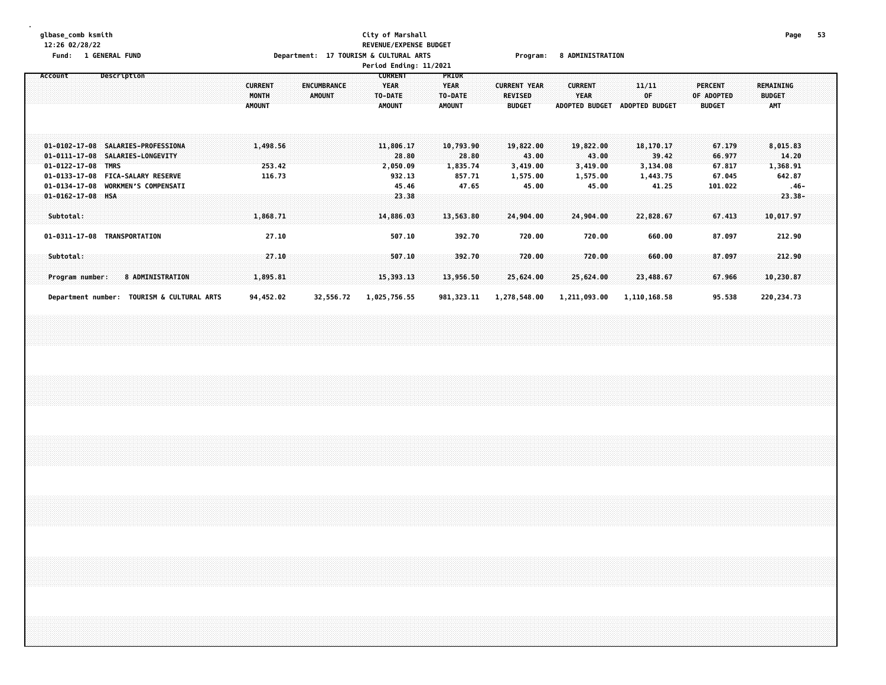glbase_comb ksmith
12:26 02/28/22
Fund: 1 GENERAL FUND

City of Marshall
REVENUE/EXPENSE BUDGET
Department: 17 TOURISM & CULTURAL ARTS
Period Ending: 11/2021

Program: 8 ADMINISTRATION

| Account | Description | CURRENT MONTH AMOUNT | ENCUMBRANCE AMOUNT | CURRENT YEAR TO-DATE AMOUNT | PRIOR YEAR TO-DATE AMOUNT | CURRENT YEAR REVISED BUDGET | CURRENT YEAR ADOPTED BUDGET | 11/11 OF ADOPTED BUDGET | PERCENT OF ADOPTED BUDGET | REMAINING BUDGET AMT |
|---|---|---|---|---|---|---|---|---|---|---|
| 01-0102-17-08 | SALARIES-PROFESSIONA | 1,498.56 | | 11,806.17 | 10,793.90 | 19,822.00 | 19,822.00 | 18,170.17 | 67.179 | 8,015.83 |
| 01-0111-17-08 | SALARIES-LONGEVITY | | | 28.80 | 28.80 | 43.00 | 43.00 | 39.42 | 66.977 | 14.20 |
| 01-0122-17-08 | TMRS | 253.42 | | 2,050.09 | 1,835.74 | 3,419.00 | 3,419.00 | 3,134.08 | 67.817 | 1,368.91 |
| 01-0133-17-08 | FICA-SALARY RESERVE | 116.73 | | 932.13 | 857.71 | 1,575.00 | 1,575.00 | 1,443.75 | 67.045 | 642.87 |
| 01-0134-17-08 | WORKMEN'S COMPENSATI | | | 45.46 | 47.65 | 45.00 | 45.00 | 41.25 | 101.022 | .46- |
| 01-0162-17-08 | HSA | | | 23.38 | | | | | | 23.38- |
| Subtotal: | | 1,868.71 | | 14,886.03 | 13,563.80 | 24,904.00 | 24,904.00 | 22,828.67 | 67.413 | 10,017.97 |
| 01-0311-17-08 | TRANSPORTATION | 27.10 | | 507.10 | 392.70 | 720.00 | 720.00 | 660.00 | 87.097 | 212.90 |
| Subtotal: | | 27.10 | | 507.10 | 392.70 | 720.00 | 720.00 | 660.00 | 87.097 | 212.90 |
| Program number: | 8 ADMINISTRATION | 1,895.81 | | 15,393.13 | 13,956.50 | 25,624.00 | 25,624.00 | 23,488.67 | 67.966 | 10,230.87 |
| Department number: | TOURISM & CULTURAL ARTS | 94,452.02 | 32,556.72 | 1,025,756.55 | 981,323.11 | 1,278,548.00 | 1,211,093.00 | 1,110,168.58 | 95.538 | 220,234.73 |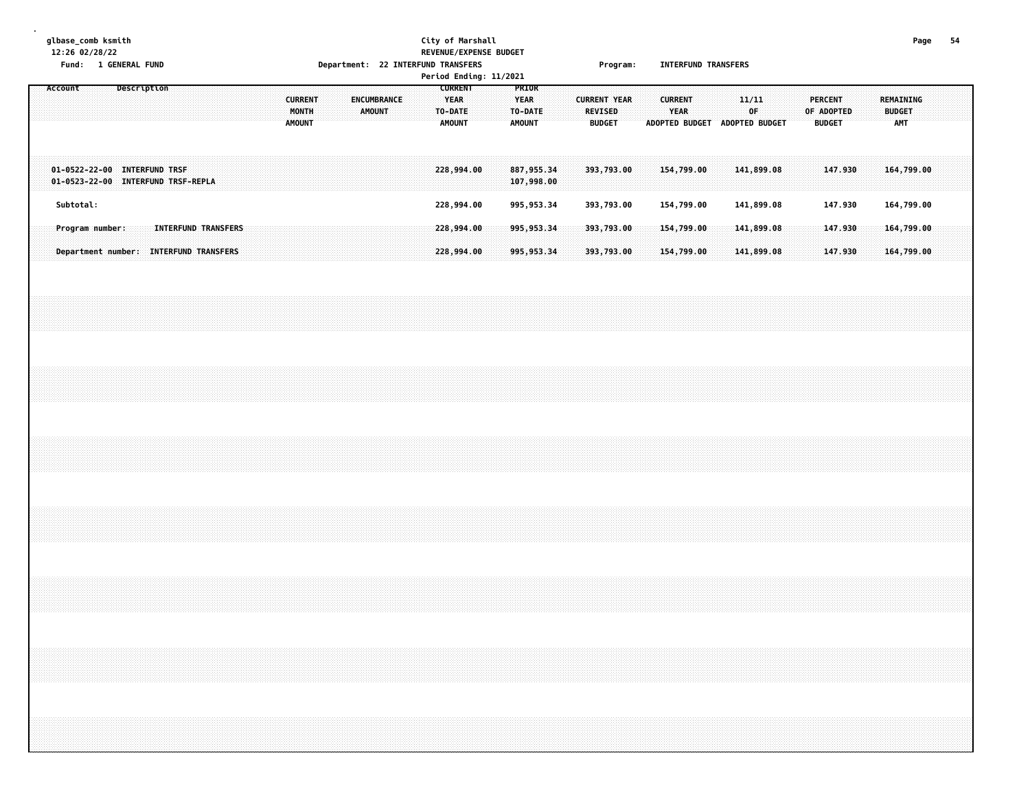glbase_comb ksmith
12:26 02/28/22

Fund: 1 GENERAL FUND

City of Marshall
REVENUE/EXPENSE BUDGET
Department: 22 INTERFUND TRANSFERS
Period Ending: 11/2021

Program: INTERFUND TRANSFERS

| Account | Description | CURRENT MONTH AMOUNT | ENCUMBRANCE AMOUNT | CURRENT YEAR TO-DATE AMOUNT | PRIOR YEAR TO-DATE AMOUNT | CURRENT YEAR REVISED BUDGET | CURRENT YEAR ADOPTED BUDGET | 11/11 OF ADOPTED BUDGET | PERCENT OF ADOPTED BUDGET | REMAINING BUDGET AMT |
|---|---|---|---|---|---|---|---|---|---|---|
| 01-0522-22-00 | INTERFUND TRSF | | | 228,994.00 | 887,955.34 | 393,793.00 | 154,799.00 | 141,899.08 | 147.930 | 164,799.00 |
| 01-0523-22-00 | INTERFUND TRSF-REPLA | | | | 107,998.00 | | | | | |
| Subtotal: | | | | 228,994.00 | 995,953.34 | 393,793.00 | 154,799.00 | 141,899.08 | 147.930 | 164,799.00 |
| Program number: | INTERFUND TRANSFERS | | | 228,994.00 | 995,953.34 | 393,793.00 | 154,799.00 | 141,899.08 | 147.930 | 164,799.00 |
| Department number: | INTERFUND TRANSFERS | | | 228,994.00 | 995,953.34 | 393,793.00 | 154,799.00 | 141,899.08 | 147.930 | 164,799.00 |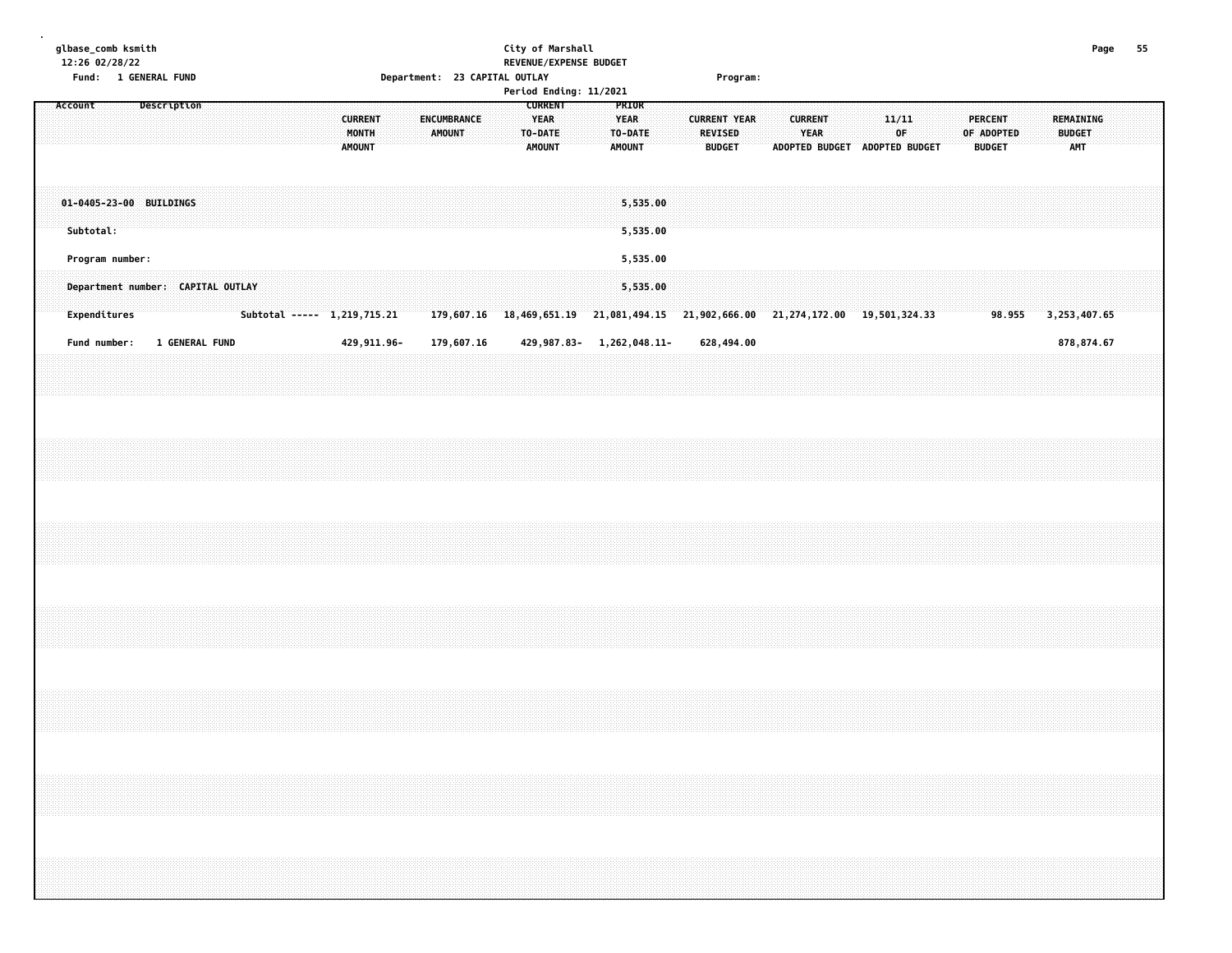glbase_comb ksmith
12:26 02/28/22

City of Marshall
REVENUE/EXPENSE BUDGET

Fund: 1 GENERAL FUND | Department: 23 CAPITAL OUTLAY | Program:

Period Ending: 11/2021

| Account Description | CURRENT MONTH AMOUNT | ENCUMBRANCE AMOUNT | CURRENT YEAR TO-DATE AMOUNT | PRIOR YEAR TO-DATE AMOUNT | CURRENT YEAR REVISED BUDGET | CURRENT YEAR ADOPTED BUDGET | 11/11 OF ADOPTED BUDGET | PERCENT OF ADOPTED BUDGET | REMAINING BUDGET AMT |
|---|---|---|---|---|---|---|---|---|---|
| 01-0405-23-00 BUILDINGS | | | | 5,535.00 | | | | | |
| Subtotal: | | | | 5,535.00 | | | | | |
| Program number: | | | | 5,535.00 | | | | | |
| Department number: CAPITAL OUTLAY | | | | 5,535.00 | | | | | |
| Expenditures Subtotal ----- | 1,219,715.21 | 179,607.16 | 18,469,651.19 | 21,081,494.15 | 21,902,666.00 | 21,274,172.00 | 19,501,324.33 | 98.955 | 3,253,407.65 |
| Fund number: 1 GENERAL FUND | 429,911.96- | 179,607.16 | 429,987.83- | 1,262,048.11- | 628,494.00 | | | | 878,874.67 |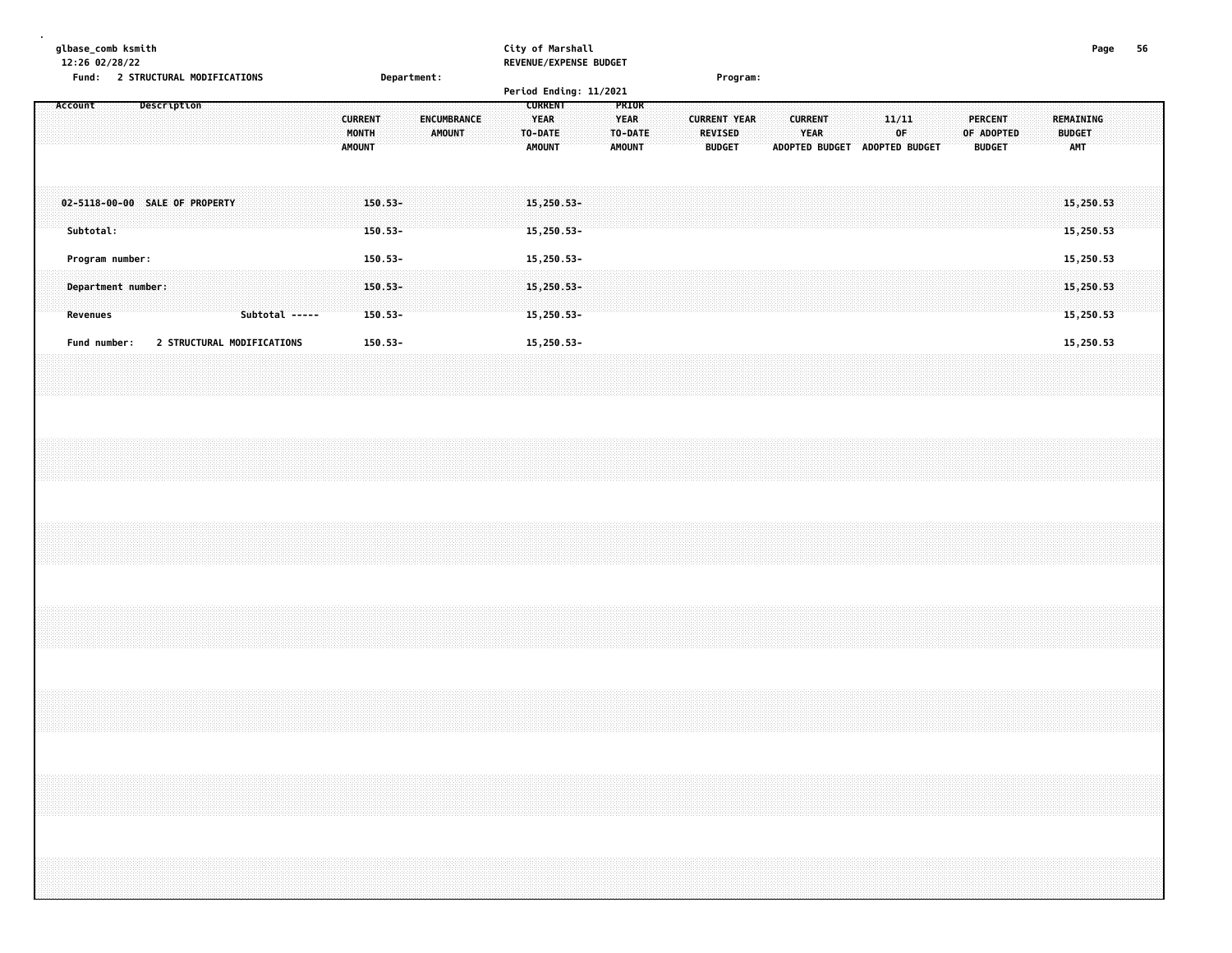glbase_comb ksmith
12:26 02/28/22

City of Marshall
REVENUE/EXPENSE BUDGET
Period Ending: 11/2021

Fund: 2 STRUCTURAL MODIFICATIONS    Department:    Program:

| Account | Description | CURRENT MONTH AMOUNT | ENCUMBRANCE AMOUNT | CURRENT YEAR TO-DATE AMOUNT | PRIOR YEAR TO-DATE AMOUNT | CURRENT YEAR REVISED BUDGET | CURRENT YEAR ADOPTED BUDGET | 11/11 OF ADOPTED BUDGET | PERCENT OF ADOPTED BUDGET | REMAINING BUDGET AMT |
|---|---|---|---|---|---|---|---|---|---|---|
| 02-5118-00-00 | SALE OF PROPERTY | 150.53- | | 15,250.53- | | | | | | 15,250.53 |
| Subtotal: | | 150.53- | | 15,250.53- | | | | | | 15,250.53 |
| Program number: | | 150.53- | | 15,250.53- | | | | | | 15,250.53 |
| Department number: | | 150.53- | | 15,250.53- | | | | | | 15,250.53 |
| Revenues | Subtotal ----- | 150.53- | | 15,250.53- | | | | | | 15,250.53 |
| Fund number: | 2 STRUCTURAL MODIFICATIONS | 150.53- | | 15,250.53- | | | | | | 15,250.53 |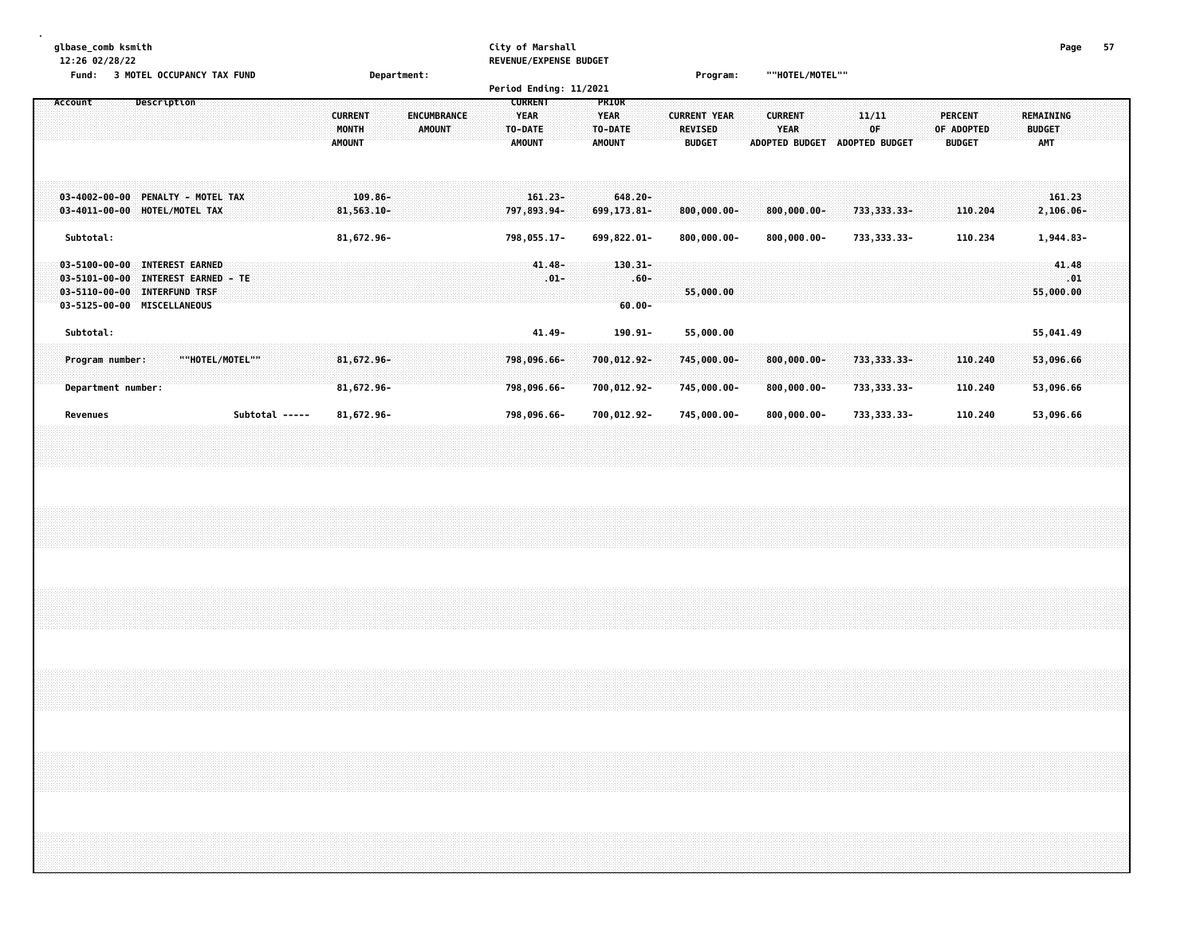glbase_comb ksmith
12:26 02/28/22

City of Marshall
REVENUE/EXPENSE BUDGET

Fund: 3 MOTEL OCCUPANCY TAX FUND    Department:    Program: ""HOTEL/MOTEL""

Period Ending: 11/2021

| Account | Description | CURRENT MONTH AMOUNT | ENCUMBRANCE AMOUNT | CURRENT YEAR TO-DATE AMOUNT | PRIOR YEAR TO-DATE AMOUNT | CURRENT YEAR REVISED BUDGET | CURRENT YEAR ADOPTED BUDGET | 11/11 OF ADOPTED BUDGET | PERCENT OF ADOPTED BUDGET | REMAINING BUDGET AMT |
|---|---|---|---|---|---|---|---|---|---|---|
| 03-4002-00-00 | PENALTY - MOTEL TAX | 109.86- | | 161.23- | 648.20- | | | | | 161.23 |
| 03-4011-00-00 | HOTEL/MOTEL TAX | 81,563.10- | | 797,893.94- | 699,173.81- | 800,000.00- | 800,000.00- | 733,333.33- | 110.204 | 2,106.06- |
| Subtotal: | | 81,672.96- | | 798,055.17- | 699,822.01- | 800,000.00- | 800,000.00- | 733,333.33- | 110.234 | 1,944.83- |
| 03-5100-00-00 | INTEREST EARNED | | | 41.48- | 130.31- | | | | | 41.48 |
| 03-5101-00-00 | INTEREST EARNED - TE | | | .01- | .60- | | | | | .01 |
| 03-5110-00-00 | INTERFUND TRSF | | | | | 55,000.00 | | | | 55,000.00 |
| 03-5125-00-00 | MISCELLANEOUS | | | | 60.00- | | | | | |
| Subtotal: | | | | 41.49- | 190.91- | 55,000.00 | | | | 55,041.49 |
| Program number: | ""HOTEL/MOTEL"" | 81,672.96- | | 798,096.66- | 700,012.92- | 745,000.00- | 800,000.00- | 733,333.33- | 110.240 | 53,096.66 |
| Department number: | | 81,672.96- | | 798,096.66- | 700,012.92- | 745,000.00- | 800,000.00- | 733,333.33- | 110.240 | 53,096.66 |
| Revenues | Subtotal ----- | 81,672.96- | | 798,096.66- | 700,012.92- | 745,000.00- | 800,000.00- | 733,333.33- | 110.240 | 53,096.66 |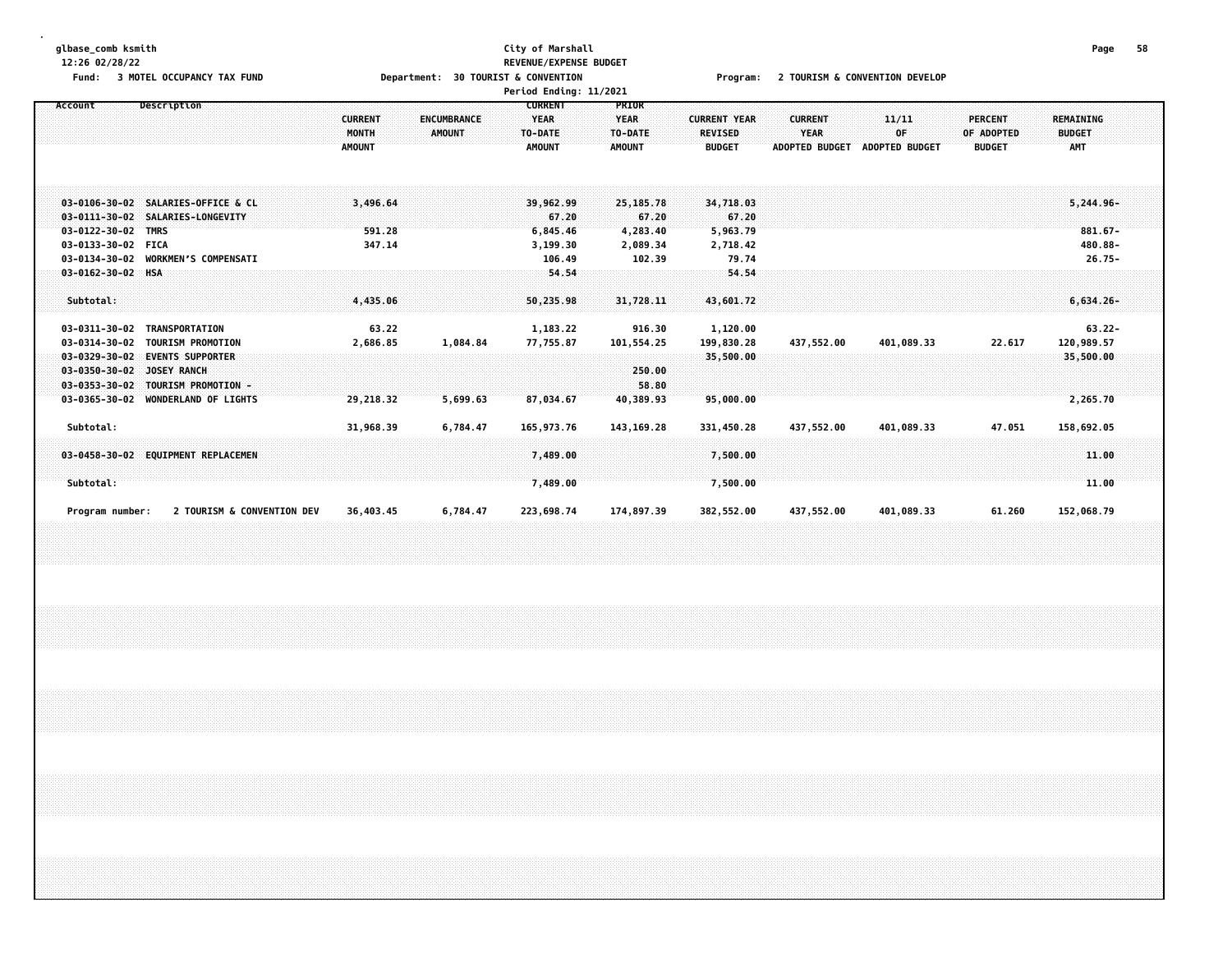glbase_comb ksmith
12:26 02/28/22

**City of Marshall**
**REVENUE/EXPENSE BUDGET**
**Period Ending: 11/2021**

Fund: 3 MOTEL OCCUPANCY TAX FUND    Department: 30 TOURIST & CONVENTION    Program: 2 TOURISM & CONVENTION DEVELOP

| Account | Description | CURRENT MONTH AMOUNT | ENCUMBRANCE AMOUNT | CURRENT YEAR TO-DATE AMOUNT | PRIOR YEAR TO-DATE AMOUNT | CURRENT YEAR REVISED BUDGET | CURRENT YEAR ADOPTED BUDGET | 11/11 OF ADOPTED BUDGET | PERCENT OF ADOPTED BUDGET | REMAINING BUDGET AMT |
|---|---|---|---|---|---|---|---|---|---|---|
| 03-0106-30-02 | SALARIES-OFFICE & CL | 3,496.64 | | 39,962.99 | 25,185.78 | 34,718.03 | | | | 5,244.96- |
| 03-0111-30-02 | SALARIES-LONGEVITY | | | 67.20 | 67.20 | 67.20 | | | | |
| 03-0122-30-02 | TMRS | 591.28 | | 6,845.46 | 4,283.40 | 5,963.79 | | | | 881.67- |
| 03-0133-30-02 | FICA | 347.14 | | 3,199.30 | 2,089.34 | 2,718.42 | | | | 480.88- |
| 03-0134-30-02 | WORKMEN'S COMPENSATI | | | 106.49 | 102.39 | 79.74 | | | | 26.75- |
| 03-0162-30-02 | HSA | | | 54.54 | | 54.54 | | | | |
| Subtotal: | | 4,435.06 | | 50,235.98 | 31,728.11 | 43,601.72 | | | | 6,634.26- |
| 03-0311-30-02 | TRANSPORTATION | 63.22 | | 1,183.22 | 916.30 | 1,120.00 | | | | 63.22- |
| 03-0314-30-02 | TOURISM PROMOTION | 2,686.85 | 1,084.84 | 77,755.87 | 101,554.25 | 199,830.28 | 437,552.00 | 401,089.33 | 22.617 | 120,989.57 |
| 03-0329-30-02 | EVENTS SUPPORTER | | | | | 35,500.00 | | | | 35,500.00 |
| 03-0350-30-02 | JOSEY RANCH | | | | 250.00 | | | | | |
| 03-0353-30-02 | TOURISM PROMOTION - | | | | 58.80 | | | | | |
| 03-0365-30-02 | WONDERLAND OF LIGHTS | 29,218.32 | 5,699.63 | 87,034.67 | 40,389.93 | 95,000.00 | | | | 2,265.70 |
| Subtotal: | | 31,968.39 | 6,784.47 | 165,973.76 | 143,169.28 | 331,450.28 | 437,552.00 | 401,089.33 | 47.051 | 158,692.05 |
| 03-0458-30-02 | EQUIPMENT REPLACEMEN | | | 7,489.00 | | 7,500.00 | | | | 11.00 |
| Subtotal: | | | | 7,489.00 | | 7,500.00 | | | | 11.00 |
| Program number: | 2 TOURISM & CONVENTION DEV | 36,403.45 | 6,784.47 | 223,698.74 | 174,897.39 | 382,552.00 | 437,552.00 | 401,089.33 | 61.260 | 152,068.79 |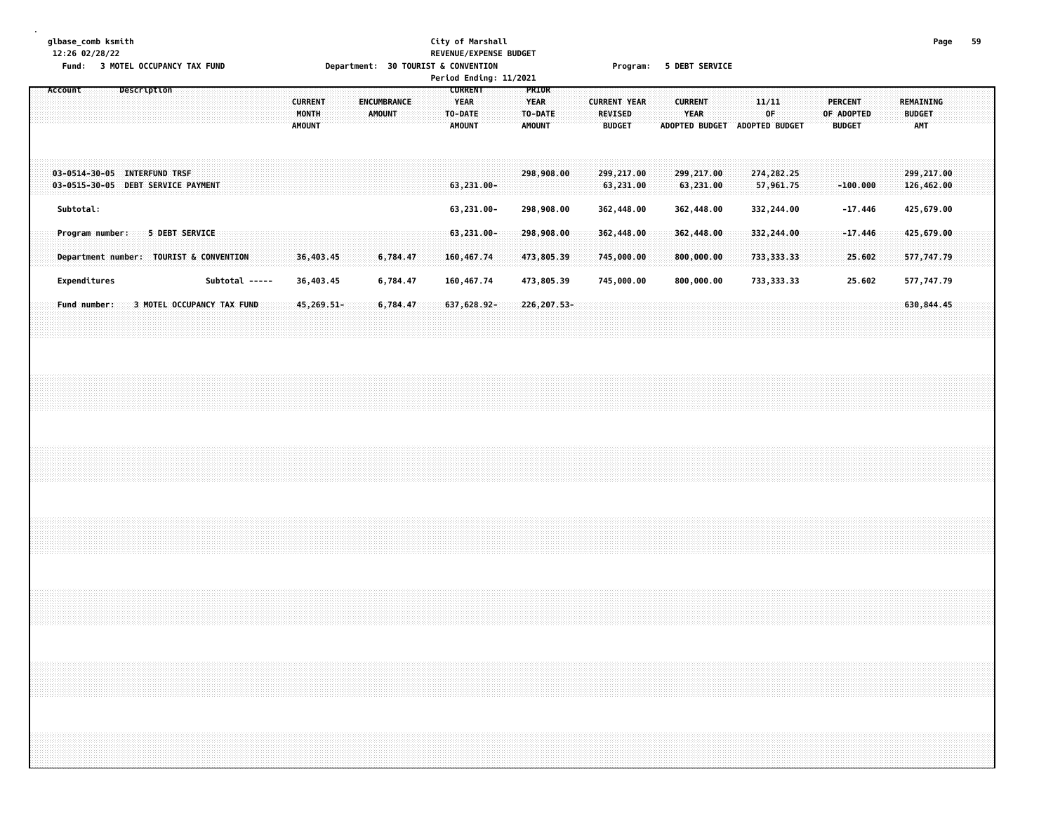glbase_comb ksmith
12:26 02/28/22

Fund: 3 MOTEL OCCUPANCY TAX FUND

City of Marshall
REVENUE/EXPENSE BUDGET
Department: 30 TOURIST & CONVENTION
Period Ending: 11/2021

Program: 5 DEBT SERVICE

| Account | Description | CURRENT MONTH AMOUNT | ENCUMBRANCE AMOUNT | CURRENT YEAR TO-DATE AMOUNT | PRIOR YEAR TO-DATE AMOUNT | CURRENT YEAR REVISED BUDGET | CURRENT YEAR ADOPTED BUDGET | 11/11 OF ADOPTED BUDGET | PERCENT OF ADOPTED BUDGET | REMAINING BUDGET AMT |
|---|---|---|---|---|---|---|---|---|---|---|
| 03-0514-30-05 | INTERFUND TRSF | | | | 298,908.00 | 299,217.00 | 299,217.00 | 274,282.25 | | 299,217.00 |
| 03-0515-30-05 | DEBT SERVICE PAYMENT | | | 63,231.00- | | 63,231.00 | 63,231.00 | 57,961.75 | -100.000 | 126,462.00 |
| Subtotal: | | | | 63,231.00- | 298,908.00 | 362,448.00 | 362,448.00 | 332,244.00 | -17.446 | 425,679.00 |
| Program number: | 5 DEBT SERVICE | | | 63,231.00- | 298,908.00 | 362,448.00 | 362,448.00 | 332,244.00 | -17.446 | 425,679.00 |
| Department number: | TOURIST & CONVENTION | 36,403.45 | 6,784.47 | 160,467.74 | 473,805.39 | 745,000.00 | 800,000.00 | 733,333.33 | 25.602 | 577,747.79 |
| Expenditures | Subtotal ----- | 36,403.45 | 6,784.47 | 160,467.74 | 473,805.39 | 745,000.00 | 800,000.00 | 733,333.33 | 25.602 | 577,747.79 |
| Fund number: | 3 MOTEL OCCUPANCY TAX FUND | 45,269.51- | 6,784.47 | 637,628.92- | 226,207.53- | | | | | 630,844.45 |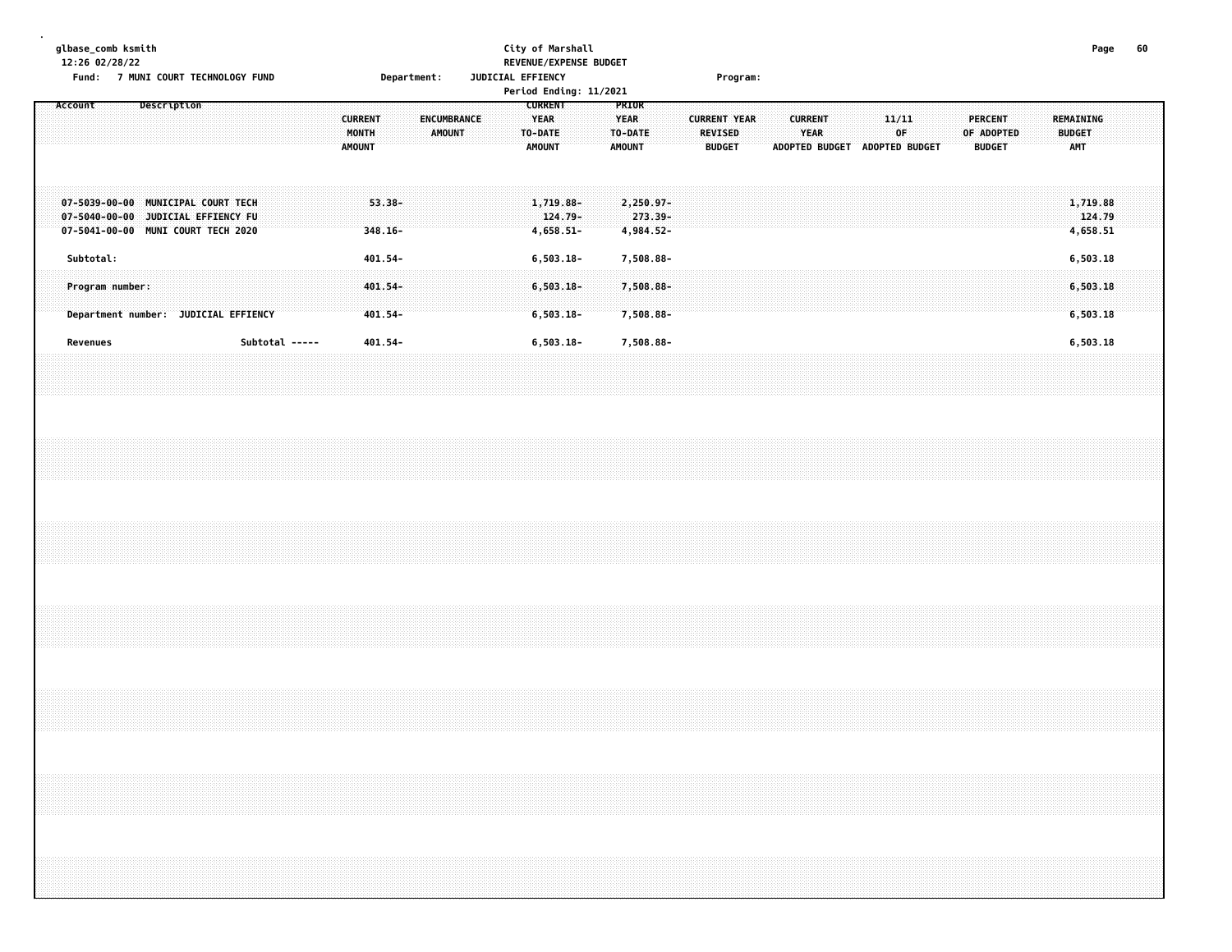glbase_comb ksmith
12:26 02/28/22

City of Marshall
REVENUE/EXPENSE BUDGET
Period Ending: 11/2021

Fund: 7 MUNI COURT TECHNOLOGY FUND    Department: JUDICIAL EFFIENCY    Program:

| Account | Description | CURRENT MONTH AMOUNT | ENCUMBRANCE AMOUNT | CURRENT YEAR TO-DATE AMOUNT | PRIOR YEAR TO-DATE AMOUNT | CURRENT YEAR REVISED BUDGET | CURRENT YEAR ADOPTED BUDGET | 11/11 OF ADOPTED BUDGET | PERCENT OF ADOPTED BUDGET | REMAINING BUDGET AMT |
|---|---|---|---|---|---|---|---|---|---|---|
| 07-5039-00-00 | MUNICIPAL COURT TECH | 53.38- | | 1,719.88- | 2,250.97- | | | | | 1,719.88 |
| 07-5040-00-00 | JUDICIAL EFFIENCY FU | | | 124.79- | 273.39- | | | | | 124.79 |
| 07-5041-00-00 | MUNI COURT TECH 2020 | 348.16- | | 4,658.51- | 4,984.52- | | | | | 4,658.51 |
| Subtotal: | | 401.54- | | 6,503.18- | 7,508.88- | | | | | 6,503.18 |
| Program number: | | 401.54- | | 6,503.18- | 7,508.88- | | | | | 6,503.18 |
| Department number: | JUDICIAL EFFIENCY | 401.54- | | 6,503.18- | 7,508.88- | | | | | 6,503.18 |
| Revenues | Subtotal ----- | 401.54- | | 6,503.18- | 7,508.88- | | | | | 6,503.18 |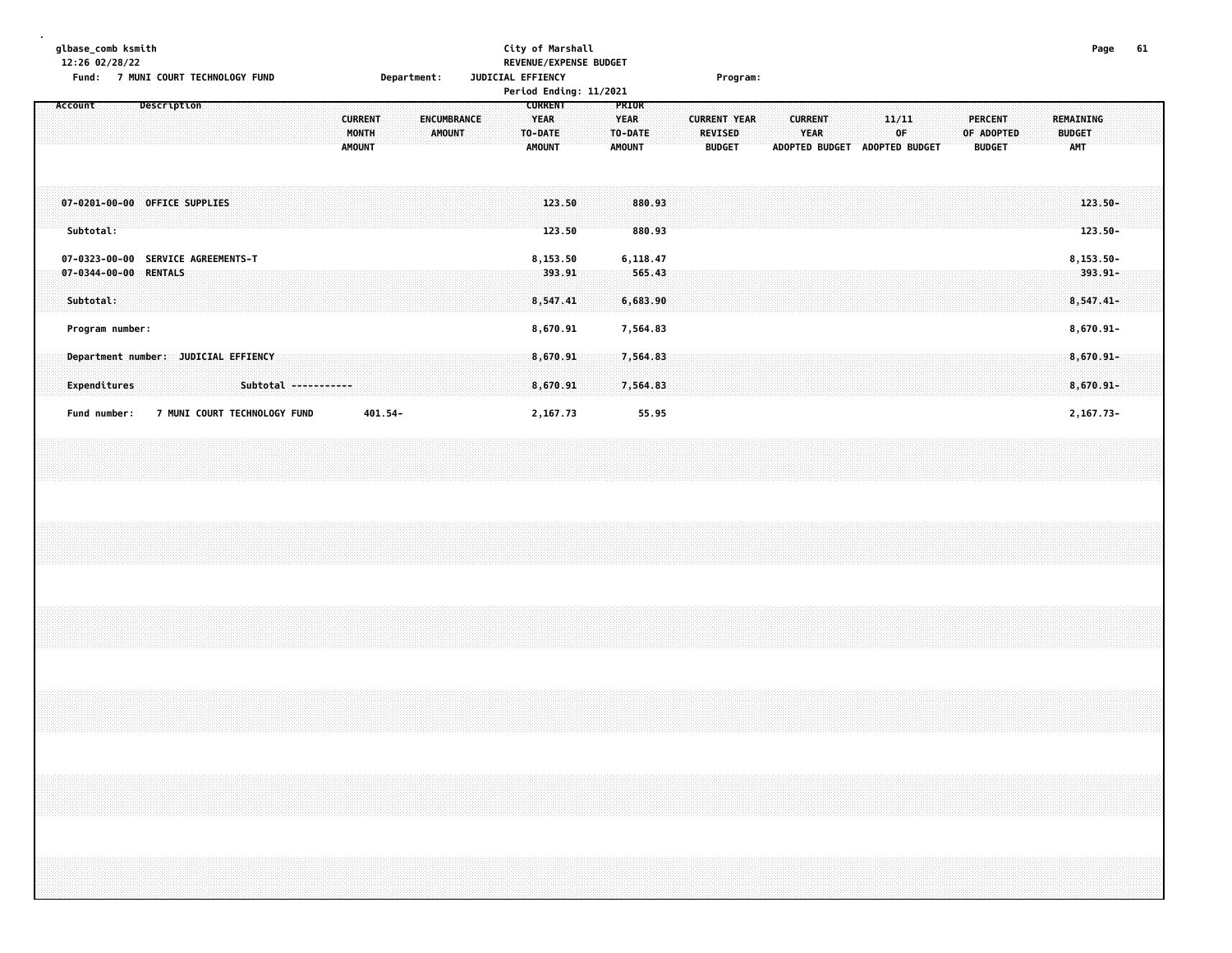City of Marshall
REVENUE/EXPENSE BUDGET

Fund: 7 MUNI COURT TECHNOLOGY FUND    Department: JUDICIAL EFFIENCY    Program:

Period Ending: 11/2021

| Account | Description | CURRENT MONTH AMOUNT | ENCUMBRANCE AMOUNT | CURRENT YEAR TO-DATE AMOUNT | PRIOR YEAR TO-DATE AMOUNT | CURRENT YEAR REVISED BUDGET | CURRENT YEAR ADOPTED BUDGET | 11/11 OF ADOPTED BUDGET | PERCENT OF ADOPTED BUDGET | REMAINING BUDGET AMT |
|---|---|---|---|---|---|---|---|---|---|---|
| 07-0201-00-00 | OFFICE SUPPLIES | | | 123.50 | 880.93 | | | | | 123.50- |
| Subtotal: | | | | 123.50 | 880.93 | | | | | 123.50- |
| 07-0323-00-00 | SERVICE AGREEMENTS-T | | | 8,153.50 | 6,118.47 | | | | | 8,153.50- |
| 07-0344-00-00 | RENTALS | | | 393.91 | 565.43 | | | | | 393.91- |
| Subtotal: | | | | 8,547.41 | 6,683.90 | | | | | 8,547.41- |
| Program number: | | | | 8,670.91 | 7,564.83 | | | | | 8,670.91- |
| Department number: | JUDICIAL EFFIENCY | | | 8,670.91 | 7,564.83 | | | | | 8,670.91- |
| Expenditures | Subtotal ----------- | | | 8,670.91 | 7,564.83 | | | | | 8,670.91- |
| Fund number: | 7 MUNI COURT TECHNOLOGY FUND | 401.54- | | 2,167.73 | 55.95 | | | | | 2,167.73- |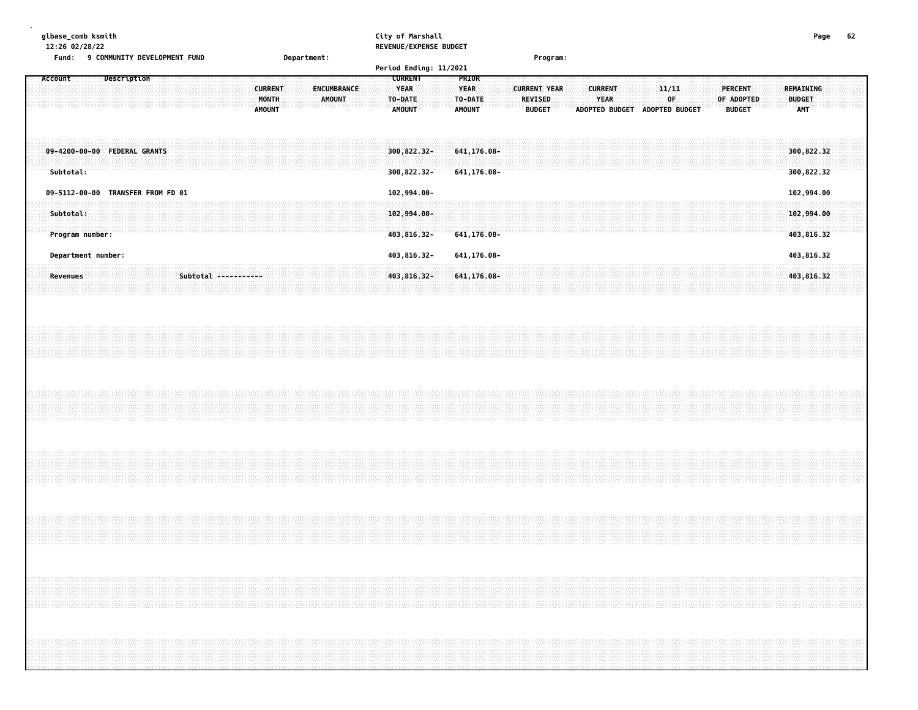City of Marshall
REVENUE/EXPENSE BUDGET

Fund: 9 COMMUNITY DEVELOPMENT FUND    Department:    Program:

Period Ending: 11/2021

| Account | Description | CURRENT MONTH AMOUNT | ENCUMBRANCE AMOUNT | CURRENT YEAR TO-DATE AMOUNT | PRIOR YEAR TO-DATE AMOUNT | CURRENT YEAR REVISED BUDGET | CURRENT YEAR ADOPTED BUDGET | 11/11 OF ADOPTED BUDGET | PERCENT OF ADOPTED BUDGET | REMAINING BUDGET AMT |
|---|---|---|---|---|---|---|---|---|---|---|
| 09-4200-00-00 | FEDERAL GRANTS | | | 300,822.32- | 641,176.08- | | | | | 300,822.32 |
| Subtotal: | | | | 300,822.32- | 641,176.08- | | | | | 300,822.32 |
| 09-5112-00-00 | TRANSFER FROM FD 01 | | | 102,994.00- | | | | | | 102,994.00 |
| Subtotal: | | | | 102,994.00- | | | | | | 102,994.00 |
| Program number: | | | | 403,816.32- | 641,176.08- | | | | | 403,816.32 |
| Department number: | | | | 403,816.32- | 641,176.08- | | | | | 403,816.32 |
| Revenues | Subtotal ----------- | | | 403,816.32- | 641,176.08- | | | | | 403,816.32 |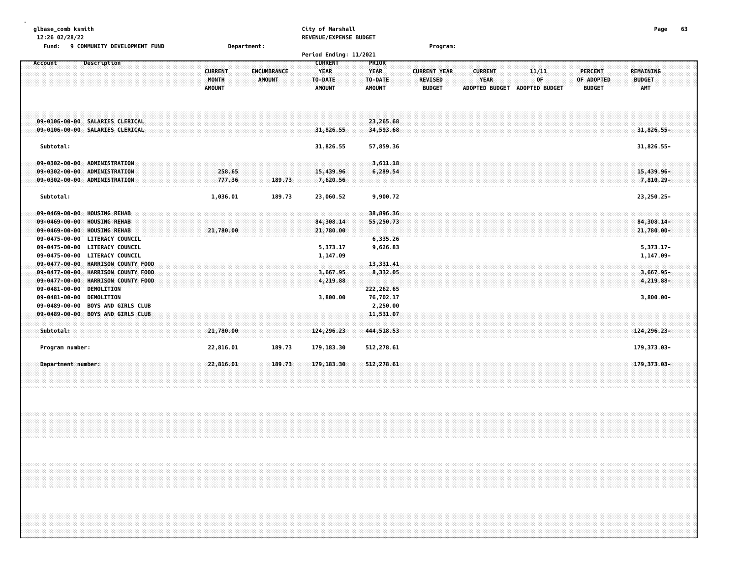glbase_comb ksmith
12:26 02/28/22

City of Marshall
REVENUE/EXPENSE BUDGET

Fund: 9 COMMUNITY DEVELOPMENT FUND    Department:    Program:

Period Ending: 11/2021

| Account | Description | CURRENT MONTH AMOUNT | ENCUMBRANCE AMOUNT | CURRENT YEAR TO-DATE AMOUNT | PRIOR YEAR TO-DATE AMOUNT | CURRENT YEAR REVISED BUDGET | CURRENT YEAR ADOPTED BUDGET | 11/11 OF ADOPTED BUDGET | PERCENT OF ADOPTED BUDGET | REMAINING BUDGET AMT |
|---|---|---|---|---|---|---|---|---|---|---|
| 09-0106-00-00 | SALARIES CLERICAL | | | | 23,265.68 | | | | | |
| 09-0106-00-00 | SALARIES CLERICAL | | | 31,826.55 | 34,593.68 | | | | | 31,826.55- |
| Subtotal: | | | | 31,826.55 | 57,859.36 | | | | | 31,826.55- |
| 09-0302-00-00 | ADMINISTRATION | | | | 3,611.18 | | | | | |
| 09-0302-00-00 | ADMINISTRATION | 258.65 | | 15,439.96 | 6,289.54 | | | | | 15,439.96- |
| 09-0302-00-00 | ADMINISTRATION | 777.36 | 189.73 | 7,620.56 | | | | | | 7,810.29- |
| Subtotal: | | 1,036.01 | 189.73 | 23,060.52 | 9,900.72 | | | | | 23,250.25- |
| 09-0469-00-00 | HOUSING REHAB | | | | 38,896.36 | | | | | |
| 09-0469-00-00 | HOUSING REHAB | | | 84,308.14 | 55,250.73 | | | | | 84,308.14- |
| 09-0469-00-00 | HOUSING REHAB | 21,780.00 | | 21,780.00 | | | | | | 21,780.00- |
| 09-0475-00-00 | LITERACY COUNCIL | | | | 6,335.26 | | | | | |
| 09-0475-00-00 | LITERACY COUNCIL | | | 5,373.17 | 9,626.83 | | | | | 5,373.17- |
| 09-0475-00-00 | LITERACY COUNCIL | | | 1,147.09 | | | | | | 1,147.09- |
| 09-0477-00-00 | HARRISON COUNTY FOOD | | | | 13,331.41 | | | | | |
| 09-0477-00-00 | HARRISON COUNTY FOOD | | | 3,667.95 | 8,332.05 | | | | | 3,667.95- |
| 09-0477-00-00 | HARRISON COUNTY FOOD | | | 4,219.88 | | | | | | 4,219.88- |
| 09-0481-00-00 | DEMOLITION | | | | 222,262.65 | | | | | |
| 09-0481-00-00 | DEMOLITION | | | 3,800.00 | 76,702.17 | | | | | 3,800.00- |
| 09-0489-00-00 | BOYS AND GIRLS CLUB | | | | 2,250.00 | | | | | |
| 09-0489-00-00 | BOYS AND GIRLS CLUB | | | | 11,531.07 | | | | | |
| Subtotal: | | 21,780.00 | | 124,296.23 | 444,518.53 | | | | | 124,296.23- |
| Program number: | | 22,816.01 | 189.73 | 179,183.30 | 512,278.61 | | | | | 179,373.03- |
| Department number: | | 22,816.01 | 189.73 | 179,183.30 | 512,278.61 | | | | | 179,373.03- |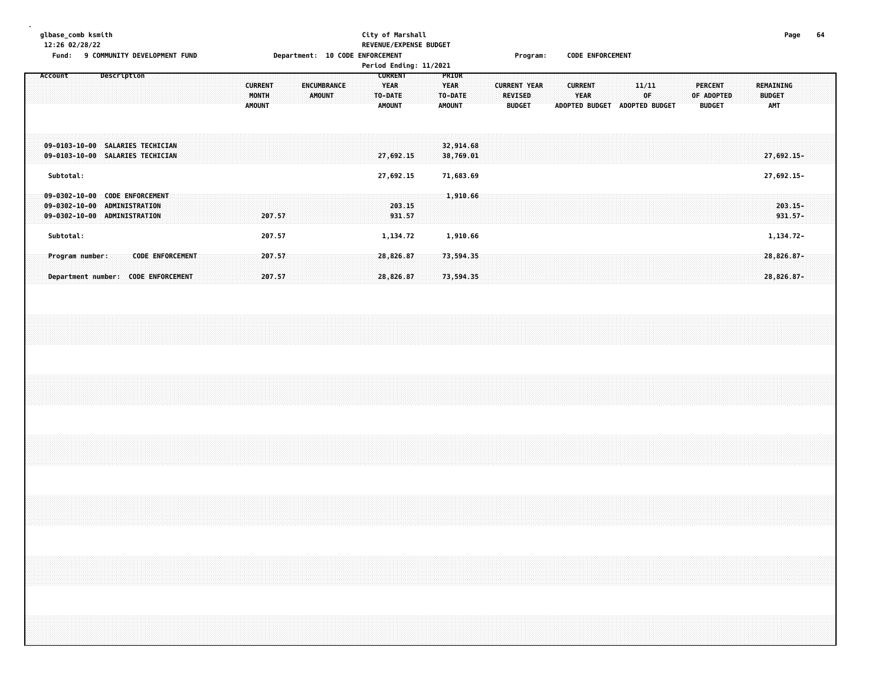glbase_comb ksmith
12:26 02/28/22

City of Marshall
REVENUE/EXPENSE BUDGET
Period Ending: 11/2021

Fund: 9 COMMUNITY DEVELOPMENT FUND — Department: 10 CODE ENFORCEMENT — Program: CODE ENFORCEMENT

| Account | Description | CURRENT MONTH AMOUNT | ENCUMBRANCE AMOUNT | CURRENT YEAR TO-DATE AMOUNT | PRIOR YEAR TO-DATE AMOUNT | CURRENT YEAR REVISED BUDGET | CURRENT YEAR ADOPTED BUDGET | 11/11 OF ADOPTED BUDGET | PERCENT OF ADOPTED BUDGET | REMAINING BUDGET AMT |
|---|---|---|---|---|---|---|---|---|---|---|
| 09-0103-10-00 | SALARIES TECHICIAN | | | | 32,914.68 | | | | | |
| 09-0103-10-00 | SALARIES TECHICIAN | | | 27,692.15 | 38,769.01 | | | | | 27,692.15- |
| Subtotal: | | | | 27,692.15 | 71,683.69 | | | | | 27,692.15- |
| 09-0302-10-00 | CODE ENFORCEMENT | | | | 1,910.66 | | | | | |
| 09-0302-10-00 | ADMINISTRATION | | | 203.15 | | | | | | 203.15- |
| 09-0302-10-00 | ADMINISTRATION | 207.57 | | 931.57 | | | | | | 931.57- |
| Subtotal: | | 207.57 | | 1,134.72 | 1,910.66 | | | | | 1,134.72- |
| Program number: | CODE ENFORCEMENT | 207.57 | | 28,826.87 | 73,594.35 | | | | | 28,826.87- |
| Department number: | CODE ENFORCEMENT | 207.57 | | 28,826.87 | 73,594.35 | | | | | 28,826.87- |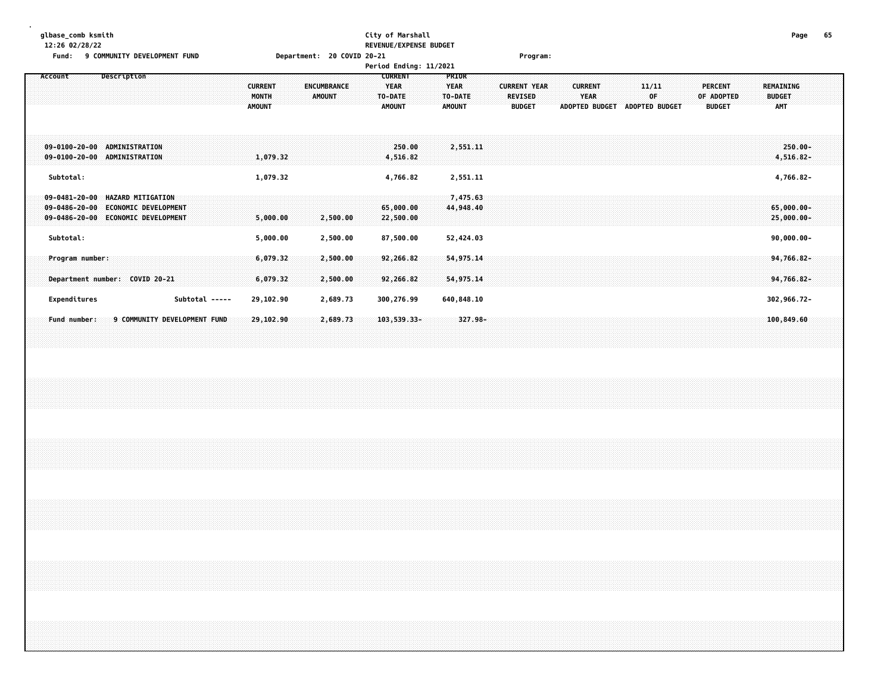glbase_comb ksmith
12:26 02/28/22

City of Marshall
REVENUE/EXPENSE BUDGET

Fund: 9 COMMUNITY DEVELOPMENT FUND    Department: 20 COVID 20-21    Program:

Period Ending: 11/2021

| Account | Description | CURRENT MONTH AMOUNT | ENCUMBRANCE AMOUNT | CURRENT YEAR TO-DATE AMOUNT | PRIOR YEAR TO-DATE AMOUNT | CURRENT YEAR REVISED BUDGET | CURRENT YEAR ADOPTED BUDGET | 11/11 OF ADOPTED BUDGET | PERCENT OF ADOPTED BUDGET | REMAINING BUDGET AMT |
|---|---|---|---|---|---|---|---|---|---|---|
| 09-0100-20-00 | ADMINISTRATION | | | 250.00 | 2,551.11 | | | | | 250.00- |
| 09-0100-20-00 | ADMINISTRATION | 1,079.32 | | 4,516.82 | | | | | | 4,516.82- |
| Subtotal: | | 1,079.32 | | 4,766.82 | 2,551.11 | | | | | 4,766.82- |
| 09-0481-20-00 | HAZARD MITIGATION | | | | 7,475.63 | | | | | |
| 09-0486-20-00 | ECONOMIC DEVELOPMENT | | | 65,000.00 | 44,948.40 | | | | | 65,000.00- |
| 09-0486-20-00 | ECONOMIC DEVELOPMENT | 5,000.00 | 2,500.00 | 22,500.00 | | | | | | 25,000.00- |
| Subtotal: | | 5,000.00 | 2,500.00 | 87,500.00 | 52,424.03 | | | | | 90,000.00- |
| Program number: | | 6,079.32 | 2,500.00 | 92,266.82 | 54,975.14 | | | | | 94,766.82- |
| Department number: | COVID 20-21 | 6,079.32 | 2,500.00 | 92,266.82 | 54,975.14 | | | | | 94,766.82- |
| Expenditures | Subtotal ----- | 29,102.90 | 2,689.73 | 300,276.99 | 640,848.10 | | | | | 302,966.72- |
| Fund number: | 9 COMMUNITY DEVELOPMENT FUND | 29,102.90 | 2,689.73 | 103,539.33- | 327.98- | | | | | 100,849.60 |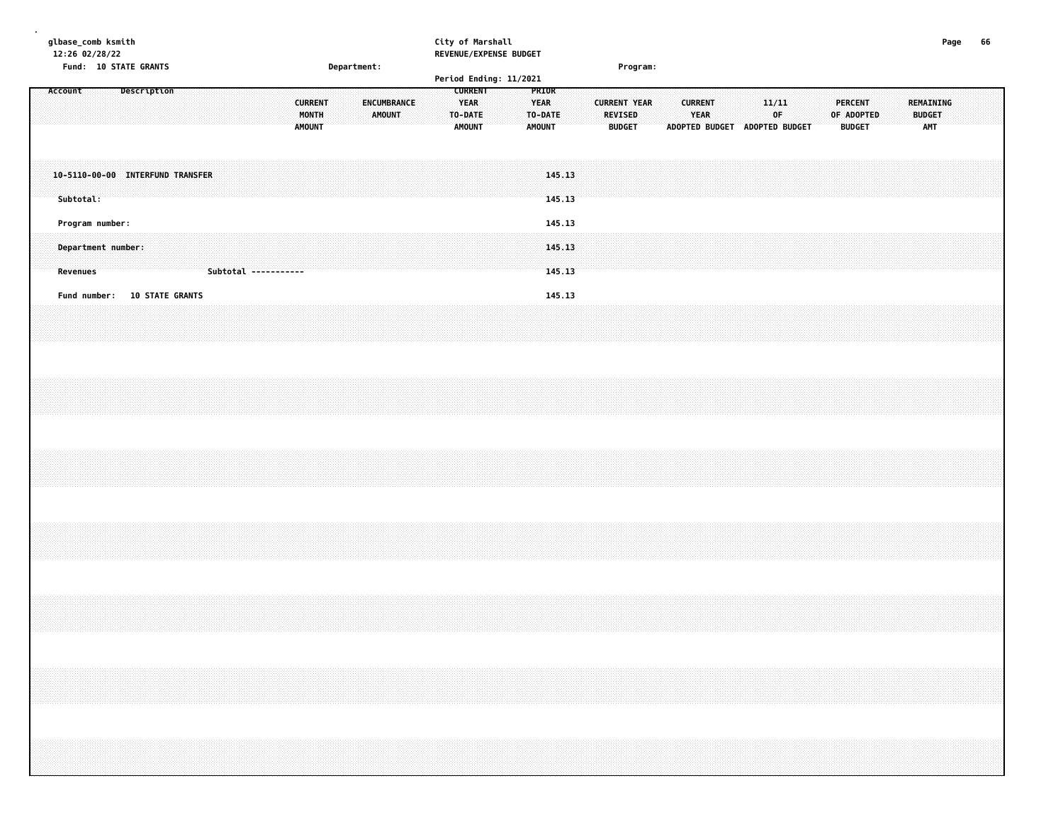glbase_comb ksmith
12:26 02/28/22

City of Marshall
REVENUE/EXPENSE BUDGET
Period Ending: 11/2021

Fund: 10 STATE GRANTS | Department: | Program:

| Account | Description | CURRENT MONTH AMOUNT | ENCUMBRANCE AMOUNT | CURRENT YEAR TO-DATE AMOUNT | PRIOR YEAR TO-DATE AMOUNT | CURRENT YEAR REVISED BUDGET | CURRENT YEAR ADOPTED BUDGET | 11/11 OF ADOPTED BUDGET | PERCENT OF ADOPTED BUDGET | REMAINING BUDGET AMT |
|---|---|---|---|---|---|---|---|---|---|---|
| 10-5110-00-00 | INTERFUND TRANSFER | | | | 145.13 | | | | | |
| Subtotal: | | | | | 145.13 | | | | | |
| Program number: | | | | | 145.13 | | | | | |
| Department number: | | | | | 145.13 | | | | | |
| Revenues | Subtotal ----------- | | | | 145.13 | | | | | |
| Fund number: | 10 STATE GRANTS | | | | 145.13 | | | | | |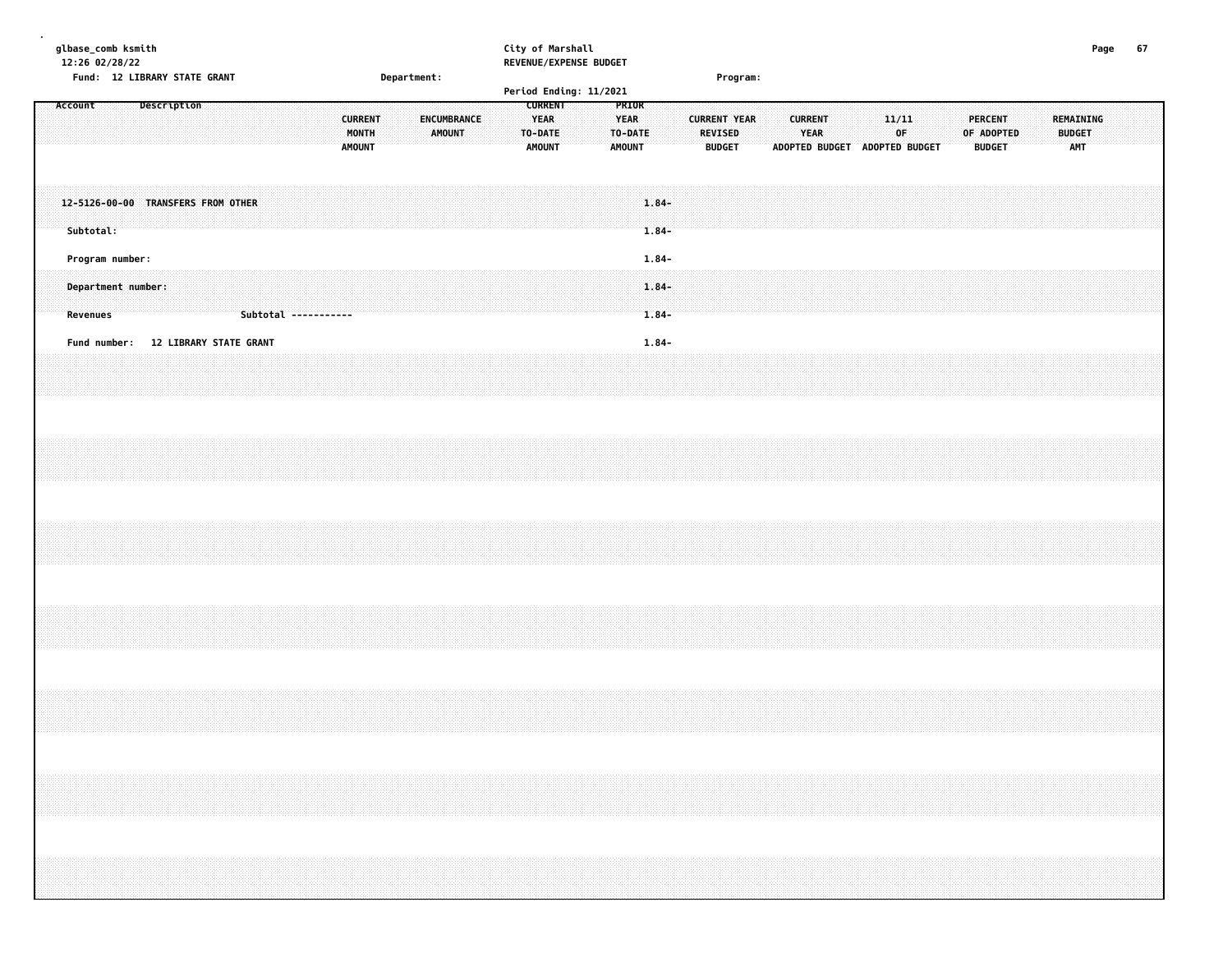glbase_comb ksmith
12:26 02/28/22

City of Marshall
REVENUE/EXPENSE BUDGET
Period Ending: 11/2021

Fund: 12 LIBRARY STATE GRANT    Department:    Program:

| Account | Description | CURRENT MONTH AMOUNT | ENCUMBRANCE AMOUNT | CURRENT YEAR TO-DATE AMOUNT | PRIOR YEAR TO-DATE AMOUNT | CURRENT YEAR REVISED BUDGET | CURRENT YEAR ADOPTED BUDGET | 11/11 OF ADOPTED BUDGET | PERCENT OF ADOPTED BUDGET | REMAINING BUDGET AMT |
|---|---|---|---|---|---|---|---|---|---|---|
| 12-5126-00-00 | TRANSFERS FROM OTHER | | | | 1.84- | | | | | |
| Subtotal: | | | | | 1.84- | | | | | |
| Program number: | | | | | 1.84- | | | | | |
| Department number: | | | | | 1.84- | | | | | |
| Revenues | Subtotal ----------- | | | | 1.84- | | | | | |
| Fund number: | 12 LIBRARY STATE GRANT | | | | 1.84- | | | | | |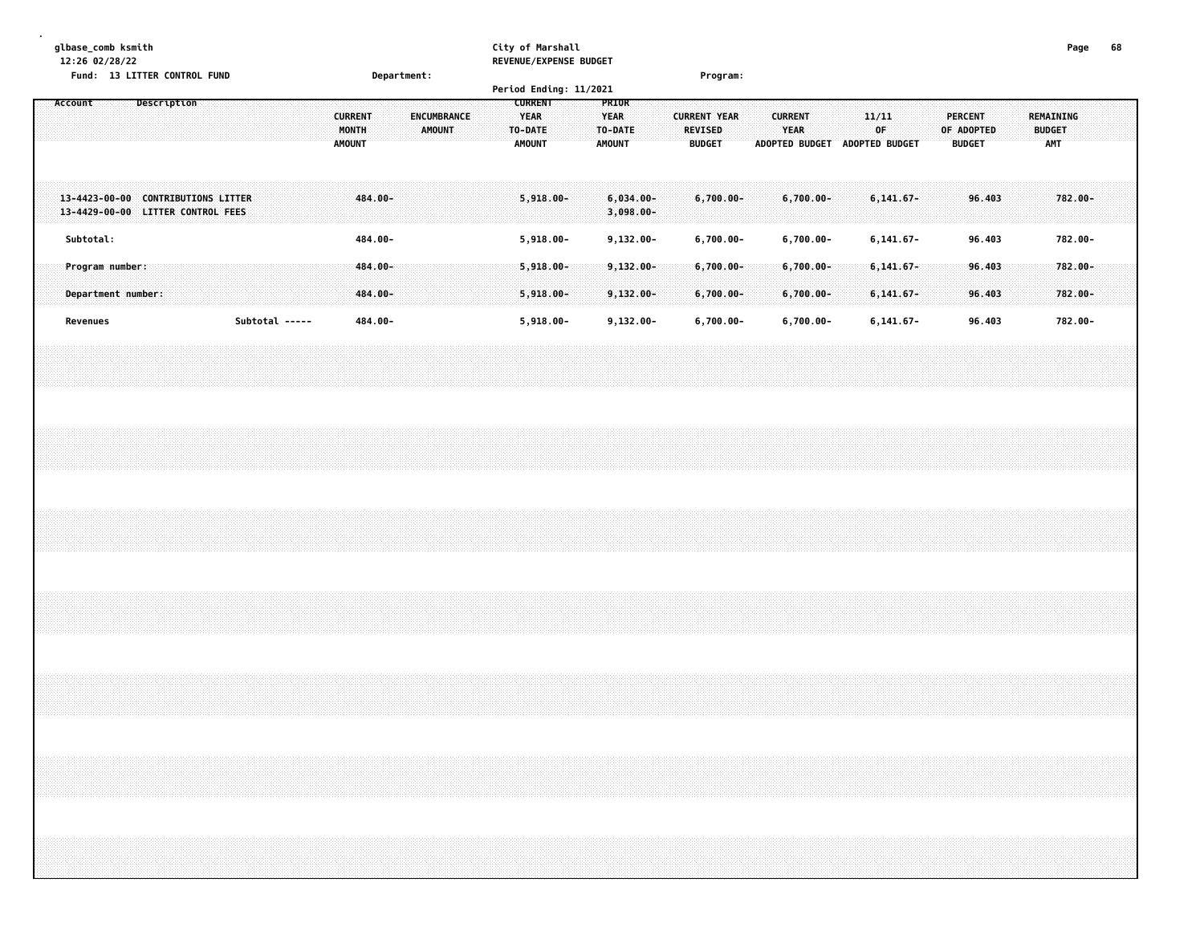glbase_comb ksmith
12:26 02/28/22

City of Marshall
REVENUE/EXPENSE BUDGET

Fund: 13 LITTER CONTROL FUND    Department:    Program:

Period Ending: 11/2021

| Account | Description | CURRENT MONTH AMOUNT | ENCUMBRANCE AMOUNT | CURRENT YEAR TO-DATE AMOUNT | PRIOR YEAR TO-DATE AMOUNT | CURRENT YEAR REVISED BUDGET | CURRENT YEAR ADOPTED BUDGET | 11/11 OF ADOPTED BUDGET | PERCENT OF ADOPTED BUDGET | REMAINING BUDGET AMT |
|---|---|---|---|---|---|---|---|---|---|---|
| 13-4423-00-00 | CONTRIBUTIONS LITTER | 484.00- | | 5,918.00- | 6,034.00- | 6,700.00- | 6,700.00- | 6,141.67- | 96.403 | 782.00- |
| 13-4429-00-00 | LITTER CONTROL FEES | | | | 3,098.00- | | | | | |
| Subtotal: | | 484.00- | | 5,918.00- | 9,132.00- | 6,700.00- | 6,700.00- | 6,141.67- | 96.403 | 782.00- |
| Program number: | | 484.00- | | 5,918.00- | 9,132.00- | 6,700.00- | 6,700.00- | 6,141.67- | 96.403 | 782.00- |
| Department number: | | 484.00- | | 5,918.00- | 9,132.00- | 6,700.00- | 6,700.00- | 6,141.67- | 96.403 | 782.00- |
| Revenues | Subtotal ----- | 484.00- | | 5,918.00- | 9,132.00- | 6,700.00- | 6,700.00- | 6,141.67- | 96.403 | 782.00- |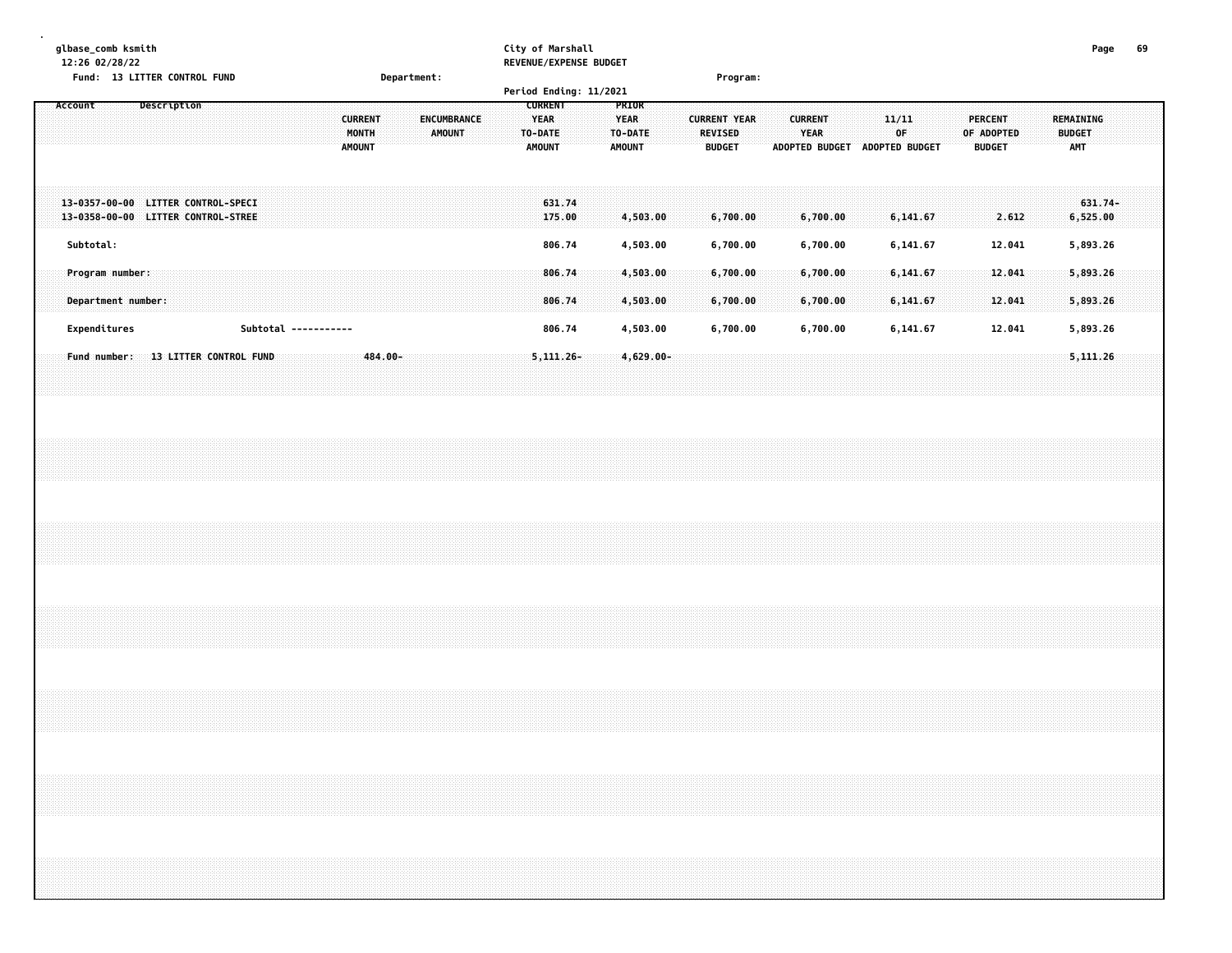glbase_comb ksmith
12:26 02/28/22

City of Marshall
REVENUE/EXPENSE BUDGET

Fund: 13 LITTER CONTROL FUND Department: Program:

Period Ending: 11/2021

| Account Description | CURRENT MONTH AMOUNT | ENCUMBRANCE AMOUNT | CURRENT YEAR TO-DATE AMOUNT | PRIOR YEAR TO-DATE AMOUNT | CURRENT YEAR REVISED BUDGET | CURRENT YEAR ADOPTED BUDGET | 11/11 OF ADOPTED BUDGET | PERCENT OF ADOPTED BUDGET | REMAINING BUDGET AMT |
|---|---|---|---|---|---|---|---|---|---|
| 13-0357-00-00 LITTER CONTROL-SPECI | | | 631.74 | | | | | | 631.74- |
| 13-0358-00-00 LITTER CONTROL-STREE | | | 175.00 | 4,503.00 | 6,700.00 | 6,700.00 | 6,141.67 | 2.612 | 6,525.00 |
| Subtotal: | | | 806.74 | 4,503.00 | 6,700.00 | 6,700.00 | 6,141.67 | 12.041 | 5,893.26 |
| Program number: | | | 806.74 | 4,503.00 | 6,700.00 | 6,700.00 | 6,141.67 | 12.041 | 5,893.26 |
| Department number: | | | 806.74 | 4,503.00 | 6,700.00 | 6,700.00 | 6,141.67 | 12.041 | 5,893.26 |
| Expenditures Subtotal ----------- | | | 806.74 | 4,503.00 | 6,700.00 | 6,700.00 | 6,141.67 | 12.041 | 5,893.26 |
| Fund number: 13 LITTER CONTROL FUND | 484.00- | | 5,111.26- | 4,629.00- | | | | | 5,111.26 |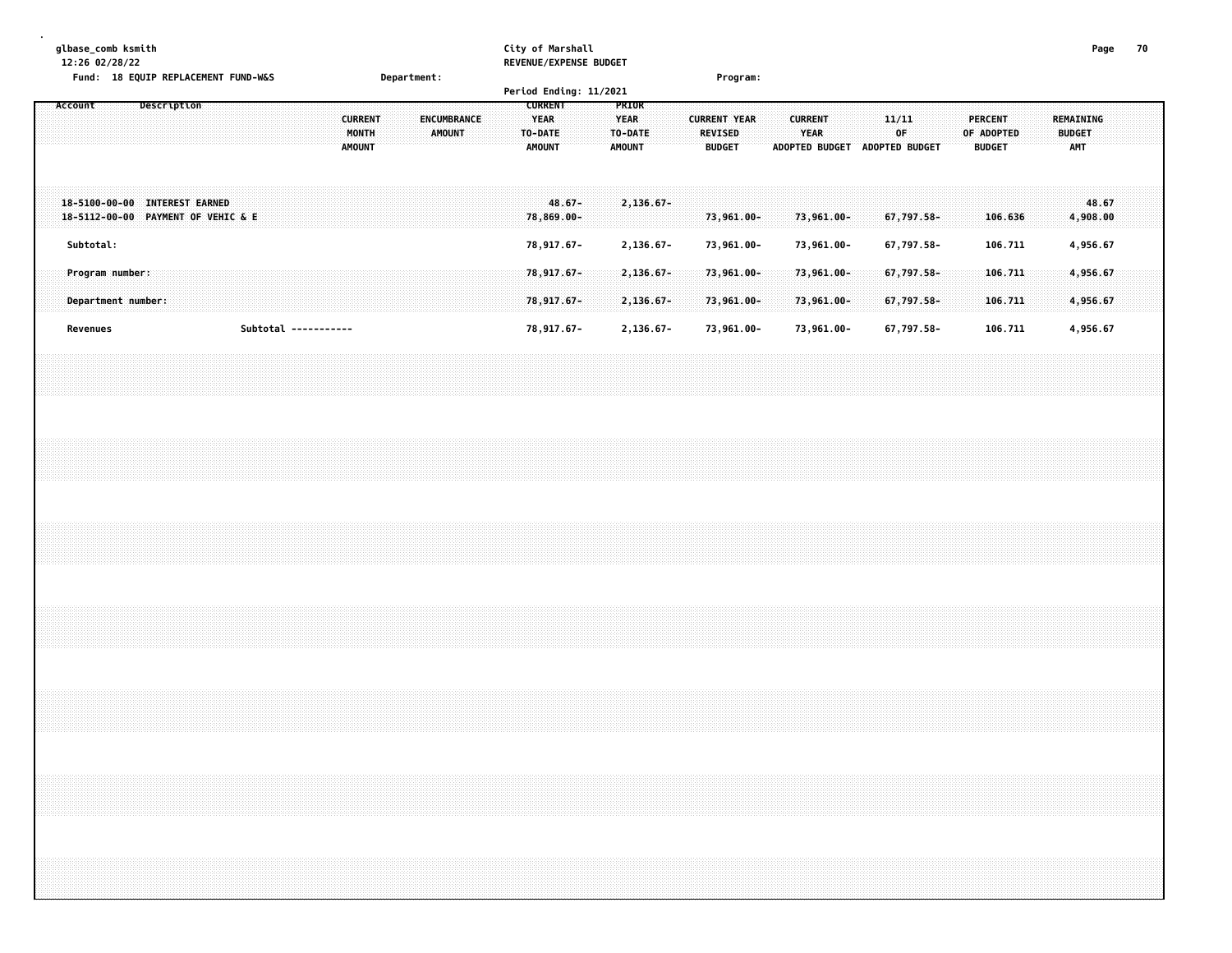glbase_comb ksmith
12:26 02/28/22

City of Marshall
REVENUE/EXPENSE BUDGET

Fund: 18 EQUIP REPLACEMENT FUND-W&S    Department:    Program:

Period Ending: 11/2021

| Account | Description | CURRENT MONTH AMOUNT | ENCUMBRANCE AMOUNT | CURRENT YEAR TO-DATE AMOUNT | PRIOR YEAR TO-DATE AMOUNT | CURRENT YEAR REVISED BUDGET | CURRENT YEAR ADOPTED BUDGET | 11/11 OF ADOPTED BUDGET | PERCENT OF ADOPTED BUDGET | REMAINING BUDGET AMT |
|---|---|---|---|---|---|---|---|---|---|---|
| 18-5100-00-00 | INTEREST EARNED | | | 48.67- | 2,136.67- | | | | | 48.67 |
| 18-5112-00-00 | PAYMENT OF VEHIC & E | | | 78,869.00- | | 73,961.00- | 73,961.00- | 67,797.58- | 106.636 | 4,908.00 |
| Subtotal: | | | | 78,917.67- | 2,136.67- | 73,961.00- | 73,961.00- | 67,797.58- | 106.711 | 4,956.67 |
| Program number: | | | | 78,917.67- | 2,136.67- | 73,961.00- | 73,961.00- | 67,797.58- | 106.711 | 4,956.67 |
| Department number: | | | | 78,917.67- | 2,136.67- | 73,961.00- | 73,961.00- | 67,797.58- | 106.711 | 4,956.67 |
| Revenues | Subtotal ----------- | | | 78,917.67- | 2,136.67- | 73,961.00- | 73,961.00- | 67,797.58- | 106.711 | 4,956.67 |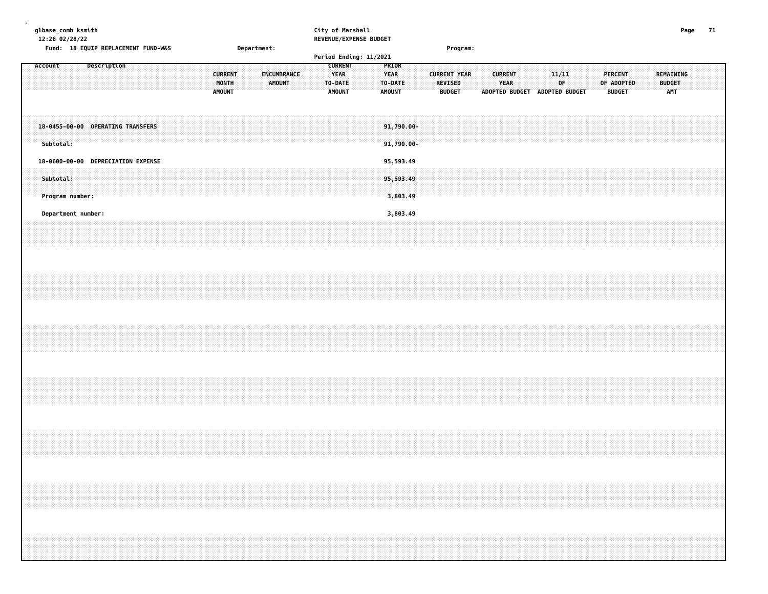glbase_comb ksmith
12:26 02/28/22

**City of Marshall**
**REVENUE/EXPENSE BUDGET**

Fund: 18 EQUIP REPLACEMENT FUND-W&S | Department: | Program:

Period Ending: 11/2021

| Account | Description | CURRENT MONTH AMOUNT | ENCUMBRANCE AMOUNT | CURRENT YEAR TO-DATE AMOUNT | PRIOR YEAR TO-DATE AMOUNT | CURRENT YEAR REVISED BUDGET | CURRENT YEAR ADOPTED BUDGET | 11/11 OF ADOPTED BUDGET | PERCENT OF ADOPTED BUDGET | REMAINING BUDGET AMT |
|---|---|---|---|---|---|---|---|---|---|---|
| 18-0455-00-00 | OPERATING TRANSFERS | | | | 91,790.00- | | | | | |
| Subtotal: | | | | | 91,790.00- | | | | | |
| 18-0600-00-00 | DEPRECIATION EXPENSE | | | | 95,593.49 | | | | | |
| Subtotal: | | | | | 95,593.49 | | | | | |
| Program number: | | | | | 3,803.49 | | | | | |
| Department number: | | | | | 3,803.49 | | | | | |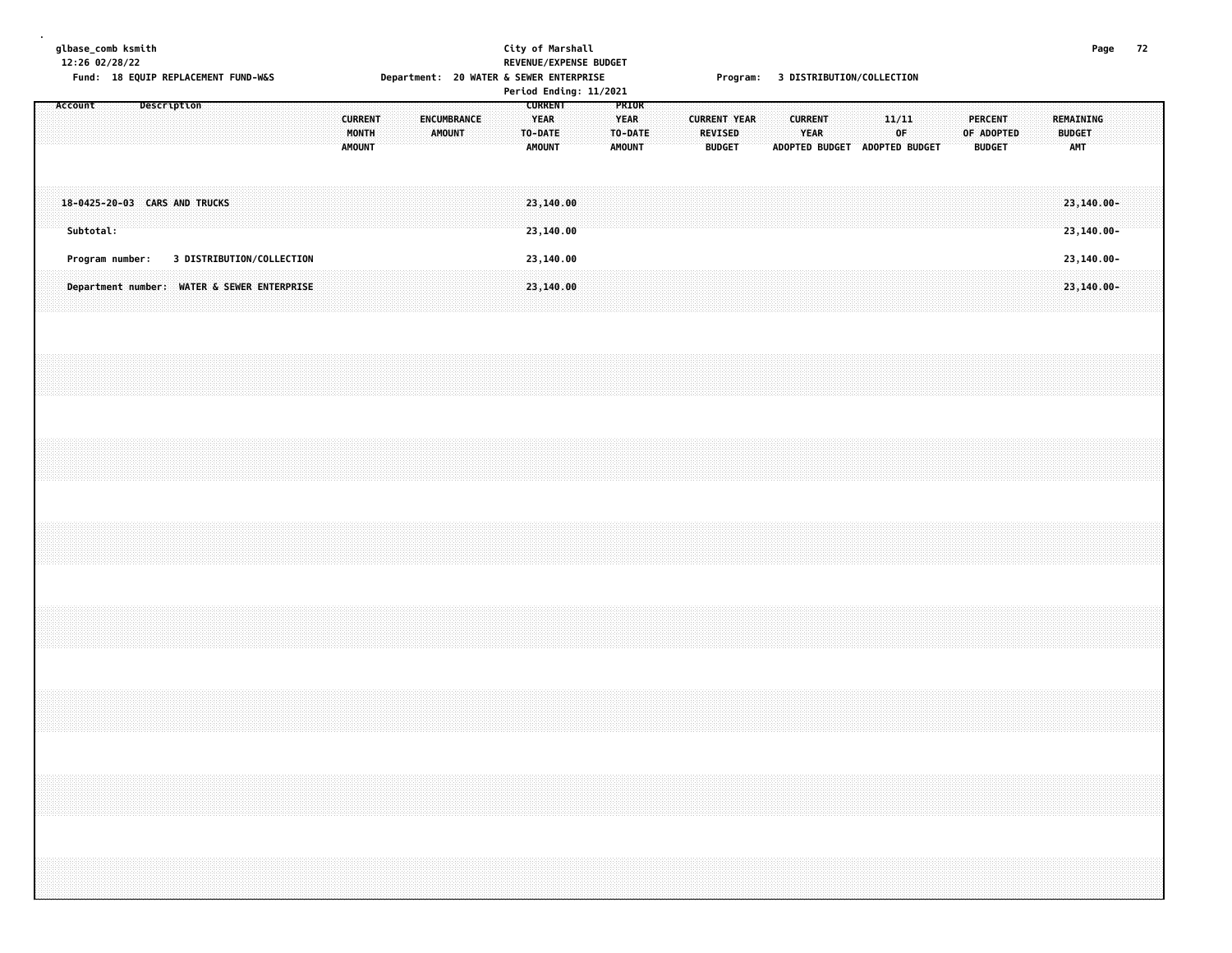glbase_comb ksmith
12:26 02/28/22
Fund: 18 EQUIP REPLACEMENT FUND-W&S

City of Marshall
REVENUE/EXPENSE BUDGET
Department: 20 WATER & SEWER ENTERPRISE
Period Ending: 11/2021

Program: 3 DISTRIBUTION/COLLECTION

| Account Description | CURRENT MONTH AMOUNT | ENCUMBRANCE AMOUNT | CURRENT YEAR TO-DATE AMOUNT | PRIOR YEAR TO-DATE AMOUNT | CURRENT YEAR REVISED BUDGET | CURRENT YEAR ADOPTED BUDGET | 11/11 OF ADOPTED BUDGET | PERCENT OF ADOPTED BUDGET | REMAINING BUDGET AMT |
|---|---|---|---|---|---|---|---|---|---|
| 18-0425-20-03 CARS AND TRUCKS | | | 23,140.00 | | | | | | 23,140.00- |
| Subtotal: | | | 23,140.00 | | | | | | 23,140.00- |
| Program number: 3 DISTRIBUTION/COLLECTION | | | 23,140.00 | | | | | | 23,140.00- |
| Department number: WATER & SEWER ENTERPRISE | | | 23,140.00 | | | | | | 23,140.00- |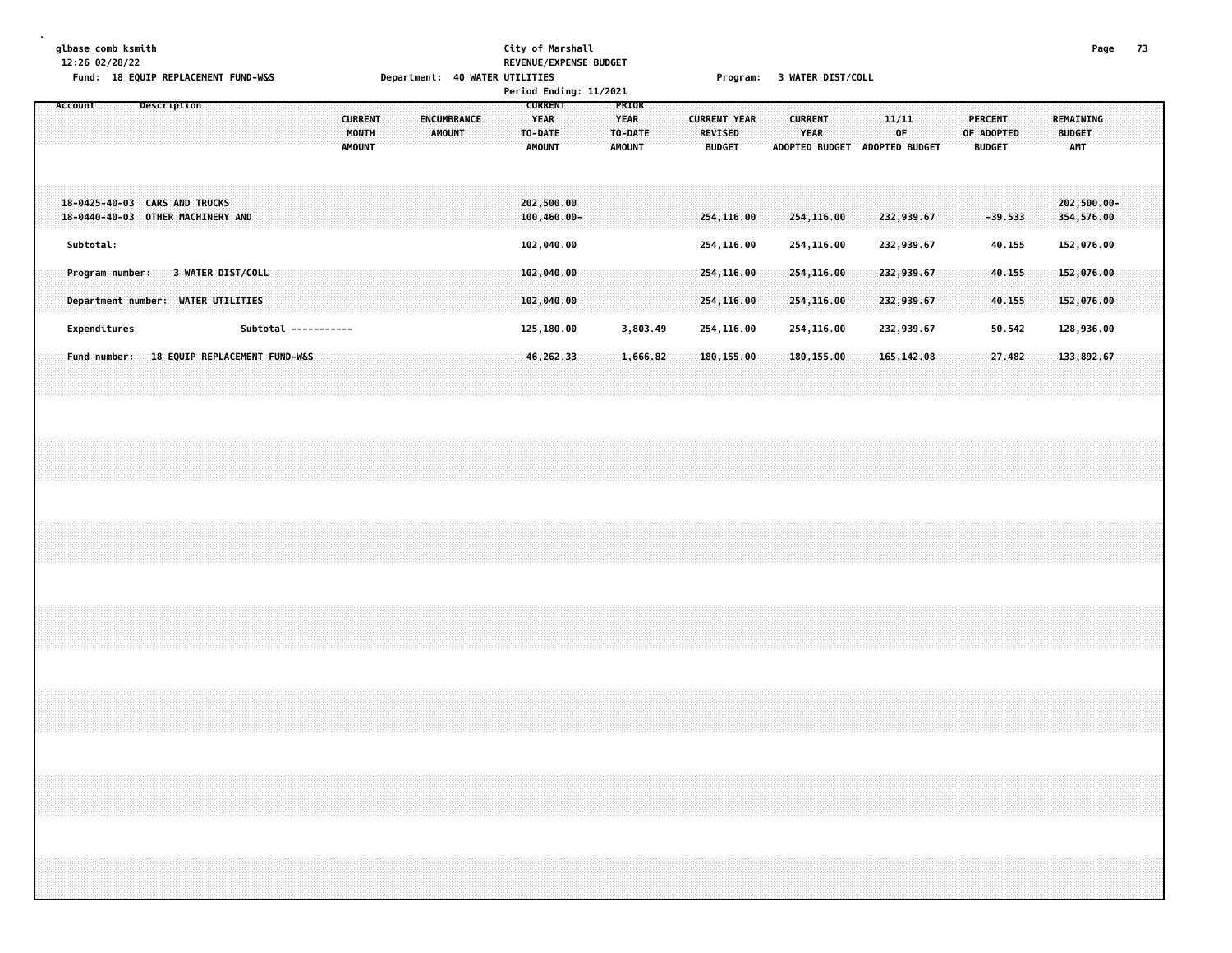glbase_comb ksmith
12:26 02/28/22

Fund: 18 EQUIP REPLACEMENT FUND-W&S

City of Marshall
REVENUE/EXPENSE BUDGET
Department: 40 WATER UTILITIES
Period Ending: 11/2021

Program: 3 WATER DIST/COLL

| Account | Description | CURRENT MONTH AMOUNT | ENCUMBRANCE AMOUNT | CURRENT YEAR TO-DATE AMOUNT | PRIOR YEAR TO-DATE AMOUNT | CURRENT YEAR REVISED BUDGET | CURRENT YEAR ADOPTED BUDGET | 11/11 OF ADOPTED BUDGET | PERCENT OF ADOPTED BUDGET | REMAINING BUDGET AMT |
|---|---|---|---|---|---|---|---|---|---|---|
| 18-0425-40-03 | CARS AND TRUCKS | | | 202,500.00 | | | | | | 202,500.00- |
| 18-0440-40-03 | OTHER MACHINERY AND | | | 100,460.00- | | 254,116.00 | 254,116.00 | 232,939.67 | -39.533 | 354,576.00 |
| Subtotal: | | | | 102,040.00 | | 254,116.00 | 254,116.00 | 232,939.67 | 40.155 | 152,076.00 |
| Program number: | 3 WATER DIST/COLL | | | 102,040.00 | | 254,116.00 | 254,116.00 | 232,939.67 | 40.155 | 152,076.00 |
| Department number: | WATER UTILITIES | | | 102,040.00 | | 254,116.00 | 254,116.00 | 232,939.67 | 40.155 | 152,076.00 |
| Expenditures | Subtotal ----------- | | | 125,180.00 | 3,803.49 | 254,116.00 | 254,116.00 | 232,939.67 | 50.542 | 128,936.00 |
| Fund number: | 18 EQUIP REPLACEMENT FUND-W&S | | | 46,262.33 | 1,666.82 | 180,155.00 | 180,155.00 | 165,142.08 | 27.482 | 133,892.67 |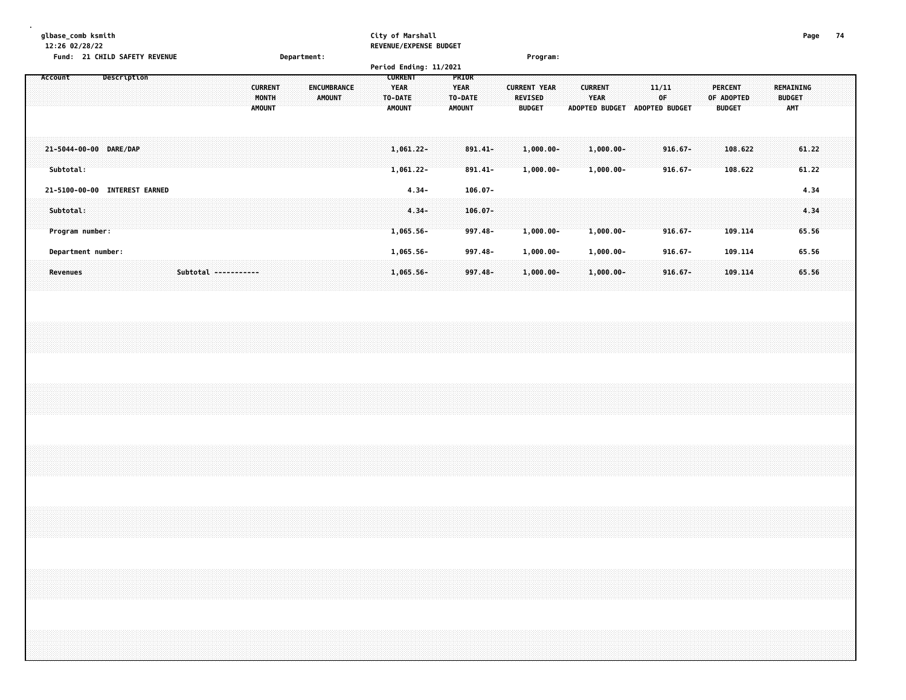City of Marshall
REVENUE/EXPENSE BUDGET

glbase_comb ksmith
12:26 02/28/22

Fund: 21 CHILD SAFETY REVENUE　　Department:　　Program:

Period Ending: 11/2021

| Account | Description | CURRENT MONTH AMOUNT | ENCUMBRANCE AMOUNT | CURRENT YEAR TO-DATE AMOUNT | PRIOR YEAR TO-DATE AMOUNT | CURRENT YEAR REVISED BUDGET | CURRENT YEAR ADOPTED BUDGET | 11/11 OF ADOPTED BUDGET | PERCENT OF ADOPTED BUDGET | REMAINING BUDGET AMT |
|---|---|---|---|---|---|---|---|---|---|---|
| 21-5044-00-00 | DARE/DAP | | | 1,061.22- | 891.41- | 1,000.00- | 1,000.00- | 916.67- | 108.622 | 61.22 |
| Subtotal: | | | | 1,061.22- | 891.41- | 1,000.00- | 1,000.00- | 916.67- | 108.622 | 61.22 |
| 21-5100-00-00 | INTEREST EARNED | | | 4.34- | 106.07- | | | | | 4.34 |
| Subtotal: | | | | 4.34- | 106.07- | | | | | 4.34 |
| Program number: | | | | 1,065.56- | 997.48- | 1,000.00- | 1,000.00- | 916.67- | 109.114 | 65.56 |
| Department number: | | | | 1,065.56- | 997.48- | 1,000.00- | 1,000.00- | 916.67- | 109.114 | 65.56 |
| Revenues | Subtotal ----------- | | | 1,065.56- | 997.48- | 1,000.00- | 1,000.00- | 916.67- | 109.114 | 65.56 |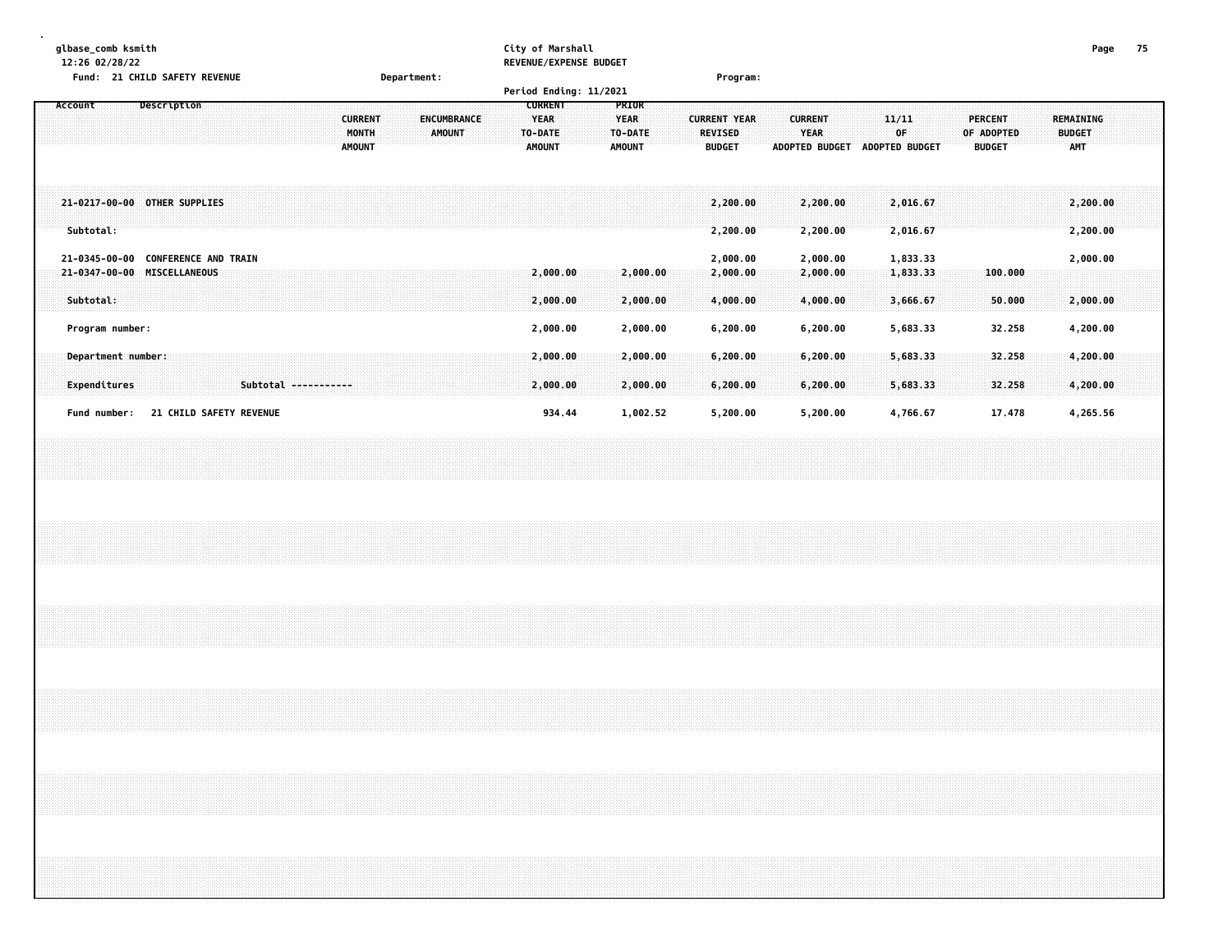glbase_comb ksmith
12:26 02/28/22

City of Marshall
REVENUE/EXPENSE BUDGET

Fund: 21 CHILD SAFETY REVENUE    Department:    Program:

Period Ending: 11/2021

| Account | Description | CURRENT MONTH AMOUNT | ENCUMBRANCE AMOUNT | CURRENT YEAR TO-DATE AMOUNT | PRIOR YEAR TO-DATE AMOUNT | CURRENT YEAR REVISED BUDGET | CURRENT YEAR ADOPTED BUDGET | 11/11 OF ADOPTED BUDGET | PERCENT OF ADOPTED BUDGET | REMAINING BUDGET AMT |
|---|---|---|---|---|---|---|---|---|---|---|
| 21-0217-00-00 | OTHER SUPPLIES | | | | | 2,200.00 | 2,200.00 | 2,016.67 | | 2,200.00 |
| Subtotal: | | | | | | 2,200.00 | 2,200.00 | 2,016.67 | | 2,200.00 |
| 21-0345-00-00 | CONFERENCE AND TRAIN | | | | | 2,000.00 | 2,000.00 | 1,833.33 | | 2,000.00 |
| 21-0347-00-00 | MISCELLANEOUS | | | 2,000.00 | 2,000.00 | 2,000.00 | 2,000.00 | 1,833.33 | 100.000 | |
| Subtotal: | | | | 2,000.00 | 2,000.00 | 4,000.00 | 4,000.00 | 3,666.67 | 50.000 | 2,000.00 |
| Program number: | | | | 2,000.00 | 2,000.00 | 6,200.00 | 6,200.00 | 5,683.33 | 32.258 | 4,200.00 |
| Department number: | | | | 2,000.00 | 2,000.00 | 6,200.00 | 6,200.00 | 5,683.33 | 32.258 | 4,200.00 |
| Expenditures | Subtotal ----------- | | | 2,000.00 | 2,000.00 | 6,200.00 | 6,200.00 | 5,683.33 | 32.258 | 4,200.00 |
| Fund number: | 21 CHILD SAFETY REVENUE | | | 934.44 | 1,002.52 | 5,200.00 | 5,200.00 | 4,766.67 | 17.478 | 4,265.56 |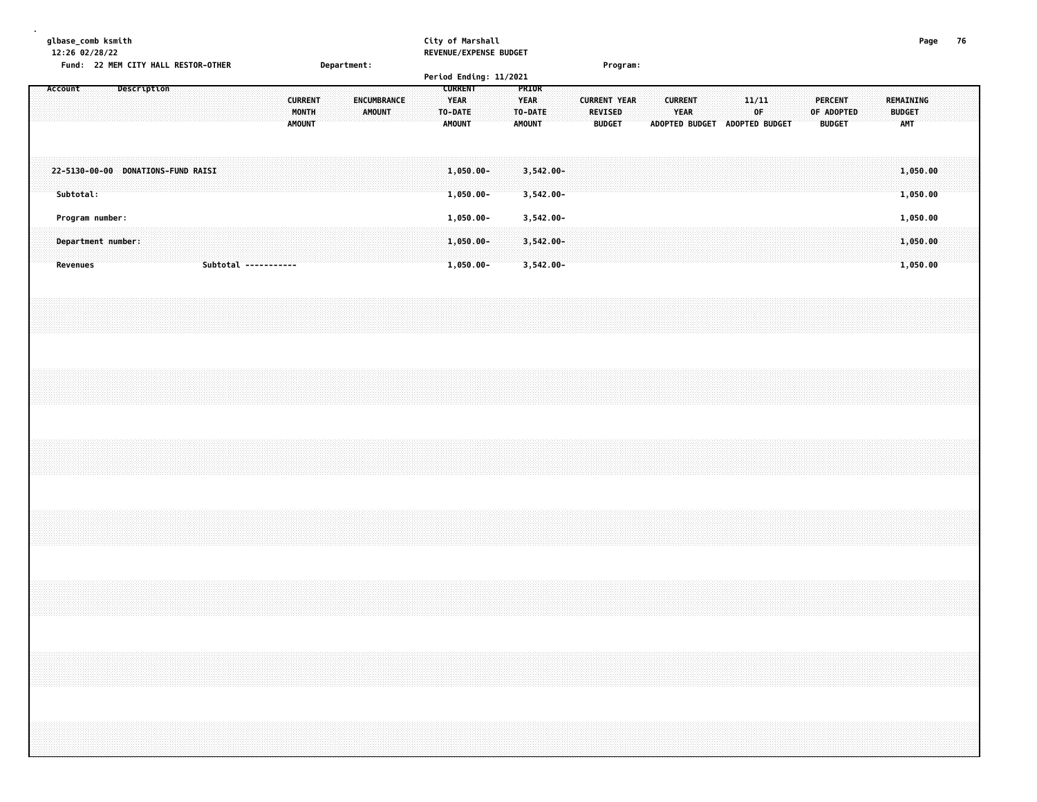glbase_comb ksmith
12:26 02/28/22

City of Marshall
REVENUE/EXPENSE BUDGET

Fund: 22 MEM CITY HALL RESTOR-OTHER    Department:    Program:

Period Ending: 11/2021

| Account | Description | CURRENT MONTH AMOUNT | ENCUMBRANCE AMOUNT | CURRENT YEAR TO-DATE AMOUNT | PRIOR YEAR TO-DATE AMOUNT | CURRENT YEAR REVISED BUDGET | CURRENT YEAR ADOPTED BUDGET | 11/11 OF ADOPTED BUDGET | PERCENT OF ADOPTED BUDGET | REMAINING BUDGET AMT |
|---|---|---|---|---|---|---|---|---|---|---|
| 22-5130-00-00 | DONATIONS-FUND RAISI | | | 1,050.00- | 3,542.00- | | | | | 1,050.00 |
| Subtotal: | | | | 1,050.00- | 3,542.00- | | | | | 1,050.00 |
| Program number: | | | | 1,050.00- | 3,542.00- | | | | | 1,050.00 |
| Department number: | | | | 1,050.00- | 3,542.00- | | | | | 1,050.00 |
| Revenues | Subtotal ----------- | | | 1,050.00- | 3,542.00- | | | | | 1,050.00 |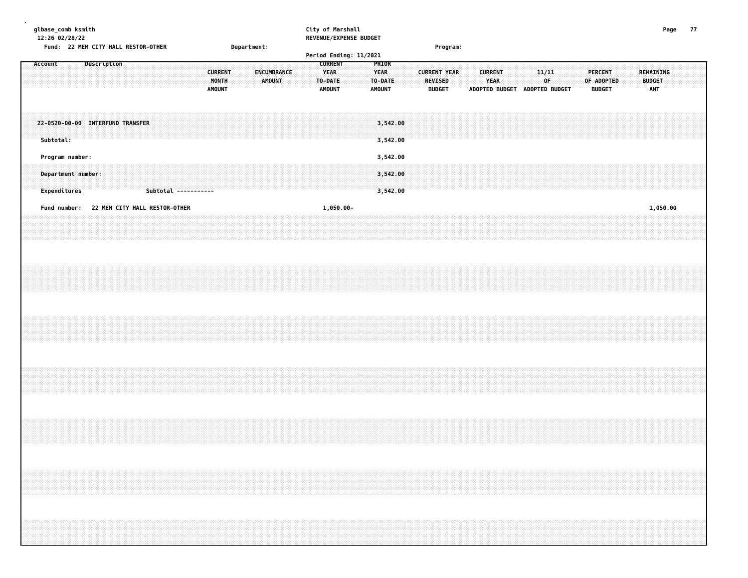City of Marshall
REVENUE/EXPENSE BUDGET
Period Ending: 11/2021

glbase_comb ksmith
12:26 02/28/22

Fund: 22 MEM CITY HALL RESTOR-OTHER | Department: | Program:

| Account | Description | CURRENT MONTH AMOUNT | ENCUMBRANCE AMOUNT | CURRENT YEAR TO-DATE AMOUNT | PRIOR YEAR TO-DATE AMOUNT | CURRENT YEAR REVISED BUDGET | CURRENT YEAR ADOPTED BUDGET | 11/11 OF ADOPTED BUDGET | PERCENT OF ADOPTED BUDGET | REMAINING BUDGET AMT |
|---|---|---|---|---|---|---|---|---|---|---|
| 22-0520-00-00 | INTERFUND TRANSFER | | | | 3,542.00 | | | | | |
| Subtotal: | | | | | 3,542.00 | | | | | |
| Program number: | | | | | 3,542.00 | | | | | |
| Department number: | | | | | 3,542.00 | | | | | |
| Expenditures | Subtotal ----------- | | | | 3,542.00 | | | | | |
| Fund number: | 22 MEM CITY HALL RESTOR-OTHER | | | 1,050.00- | | | | | | 1,050.00 |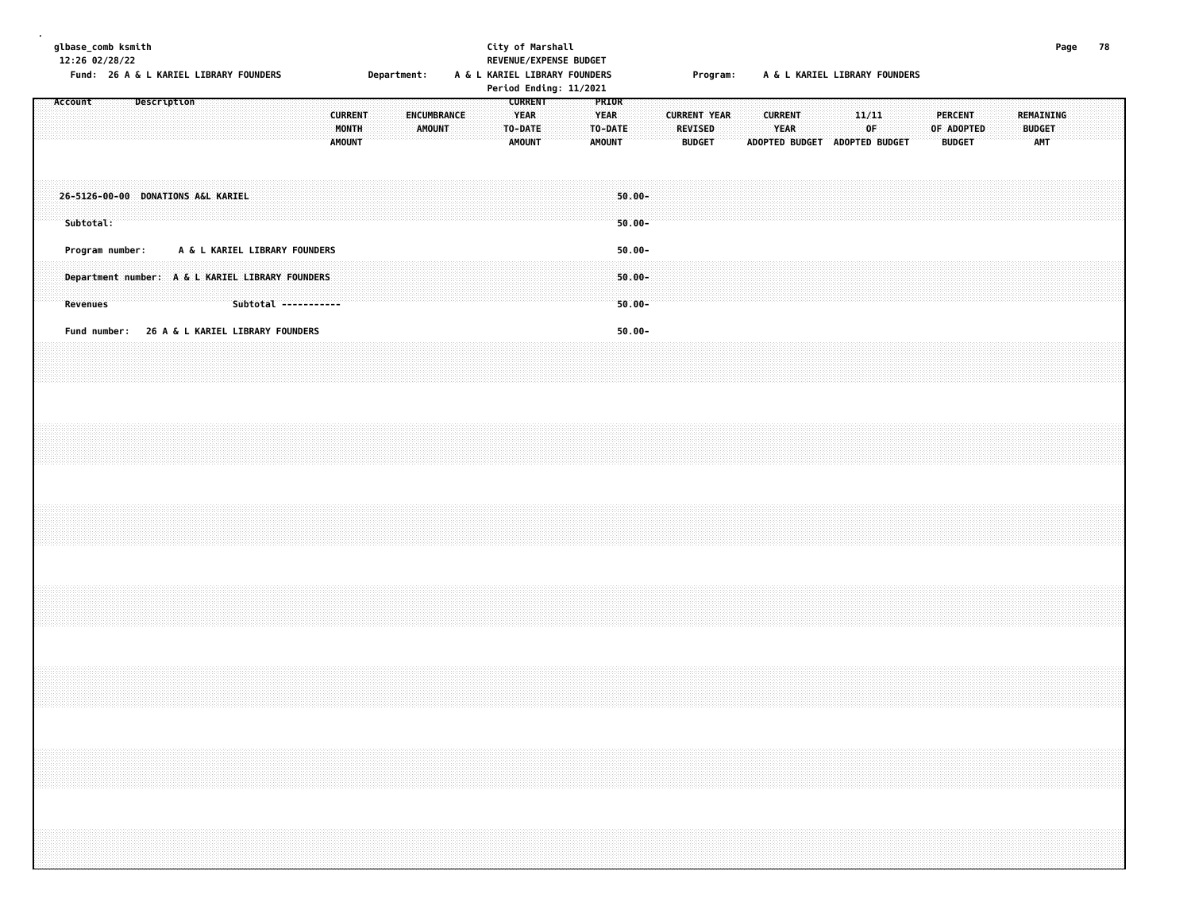glbase_comb ksmith
12:26 02/28/22

City of Marshall
REVENUE/EXPENSE BUDGET
Period Ending: 11/2021

Fund: 26 A & L KARIEL LIBRARY FOUNDERS    Department: A & L KARIEL LIBRARY FOUNDERS    Program: A & L KARIEL LIBRARY FOUNDERS

| Account Description | CURRENT MONTH AMOUNT | ENCUMBRANCE AMOUNT | CURRENT YEAR TO-DATE AMOUNT | PRIOR YEAR TO-DATE AMOUNT | CURRENT YEAR REVISED BUDGET | CURRENT YEAR ADOPTED BUDGET | 11/11 OF ADOPTED BUDGET | PERCENT OF ADOPTED BUDGET | REMAINING BUDGET AMT |
|---|---|---|---|---|---|---|---|---|---|
| 26-5126-00-00 DONATIONS A&L KARIEL | | | | 50.00- | | | | | |
| Subtotal: | | | | 50.00- | | | | | |
| Program number: A & L KARIEL LIBRARY FOUNDERS | | | | 50.00- | | | | | |
| Department number: A & L KARIEL LIBRARY FOUNDERS | | | | 50.00- | | | | | |
| Revenues Subtotal ----------- | | | | 50.00- | | | | | |
| Fund number: 26 A & L KARIEL LIBRARY FOUNDERS | | | | 50.00- | | | | | |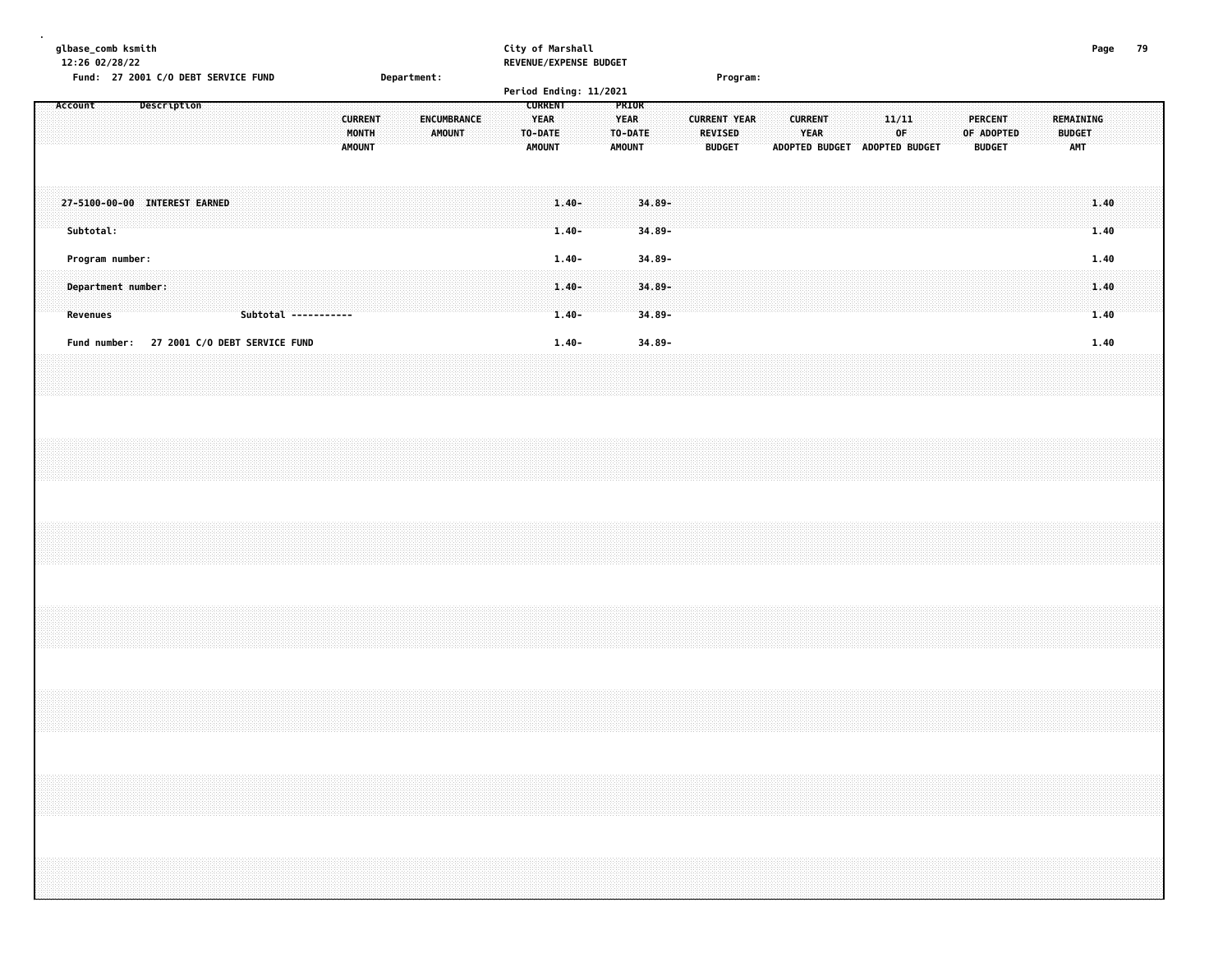glbase_comb ksmith
12:26 02/28/22
Fund: 27 2001 C/O DEBT SERVICE FUND

City of Marshall
REVENUE/EXPENSE BUDGET
Period Ending: 11/2021

Department:

Program:

| Account Description | CURRENT MONTH AMOUNT | ENCUMBRANCE AMOUNT | CURRENT YEAR TO-DATE AMOUNT | PRIOR YEAR TO-DATE AMOUNT | CURRENT YEAR REVISED BUDGET | CURRENT YEAR ADOPTED BUDGET | 11/11 OF ADOPTED BUDGET | PERCENT OF ADOPTED BUDGET | REMAINING BUDGET AMT |
|---|---|---|---|---|---|---|---|---|---|
| 27-5100-00-00 INTEREST EARNED | | | 1.40- | 34.89- | | | | | 1.40 |
| Subtotal: | | | 1.40- | 34.89- | | | | | 1.40 |
| Program number: | | | 1.40- | 34.89- | | | | | 1.40 |
| Department number: | | | 1.40- | 34.89- | | | | | 1.40 |
| Revenues Subtotal ----------- | | | 1.40- | 34.89- | | | | | 1.40 |
| Fund number: 27 2001 C/O DEBT SERVICE FUND | | | 1.40- | 34.89- | | | | | 1.40 |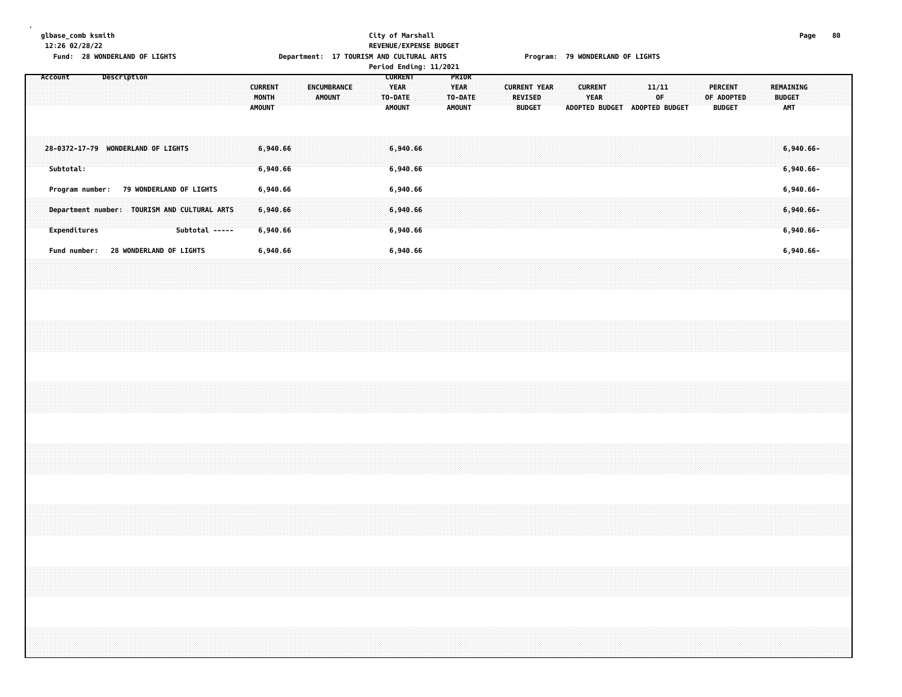glbase_comb ksmith
12:26 02/28/22

Fund: 28 WONDERLAND OF LIGHTS

City of Marshall
REVENUE/EXPENSE BUDGET
Department: 17 TOURISM AND CULTURAL ARTS
Period Ending: 11/2021

Program: 79 WONDERLAND OF LIGHTS

| Account Description | CURRENT MONTH AMOUNT | ENCUMBRANCE AMOUNT | CURRENT YEAR TO-DATE AMOUNT | PRIOR YEAR TO-DATE AMOUNT | CURRENT YEAR REVISED BUDGET | CURRENT YEAR ADOPTED BUDGET | 11/11 OF ADOPTED BUDGET | PERCENT OF ADOPTED BUDGET | REMAINING BUDGET AMT |
|---|---|---|---|---|---|---|---|---|---|
| 28-0372-17-79 WONDERLAND OF LIGHTS | 6,940.66 | | 6,940.66 | | | | | | 6,940.66- |
| Subtotal: | 6,940.66 | | 6,940.66 | | | | | | 6,940.66- |
| Program number: 79 WONDERLAND OF LIGHTS | 6,940.66 | | 6,940.66 | | | | | | 6,940.66- |
| Department number: TOURISM AND CULTURAL ARTS | 6,940.66 | | 6,940.66 | | | | | | 6,940.66- |
| Expenditures Subtotal ----- | 6,940.66 | | 6,940.66 | | | | | | 6,940.66- |
| Fund number: 28 WONDERLAND OF LIGHTS | 6,940.66 | | 6,940.66 | | | | | | 6,940.66- |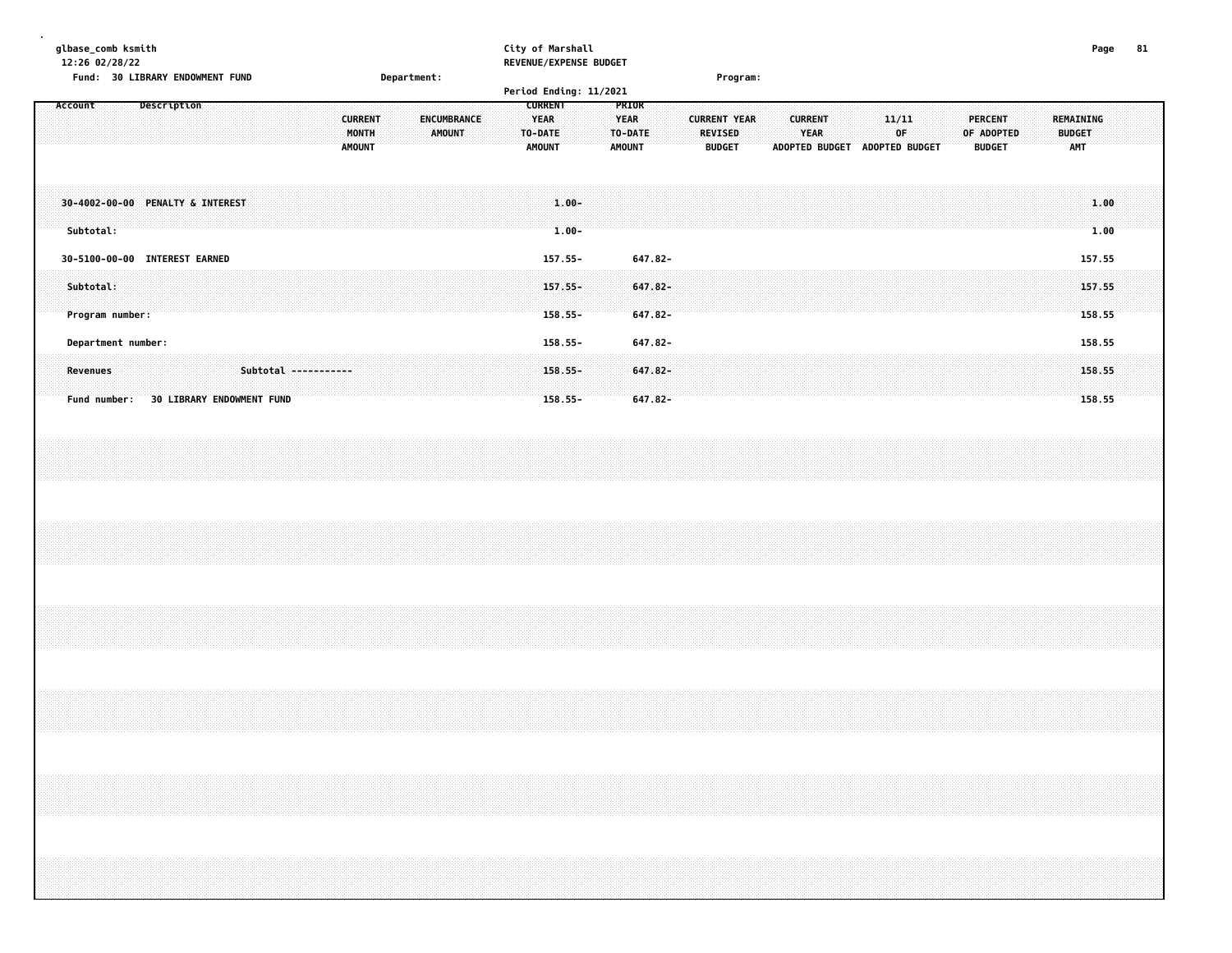City of Marshall
REVENUE/EXPENSE BUDGET

Fund: 30 LIBRARY ENDOWMENT FUND    Department:    Program:

Period Ending: 11/2021

| Account | Description | CURRENT MONTH AMOUNT | ENCUMBRANCE AMOUNT | CURRENT YEAR TO-DATE AMOUNT | PRIOR YEAR TO-DATE AMOUNT | CURRENT YEAR REVISED BUDGET | CURRENT YEAR ADOPTED BUDGET | 11/11 OF ADOPTED BUDGET | PERCENT OF ADOPTED BUDGET | REMAINING BUDGET AMT |
|---|---|---|---|---|---|---|---|---|---|---|
| 30-4002-00-00 | PENALTY & INTEREST | | | 1.00- | | | | | | 1.00 |
| Subtotal: | | | | 1.00- | | | | | | 1.00 |
| 30-5100-00-00 | INTEREST EARNED | | | 157.55- | 647.82- | | | | | 157.55 |
| Subtotal: | | | | 157.55- | 647.82- | | | | | 157.55 |
| Program number: | | | | 158.55- | 647.82- | | | | | 158.55 |
| Department number: | | | | 158.55- | 647.82- | | | | | 158.55 |
| Revenues | Subtotal ----------- | | | 158.55- | 647.82- | | | | | 158.55 |
| Fund number: | 30 LIBRARY ENDOWMENT FUND | | | 158.55- | 647.82- | | | | | 158.55 |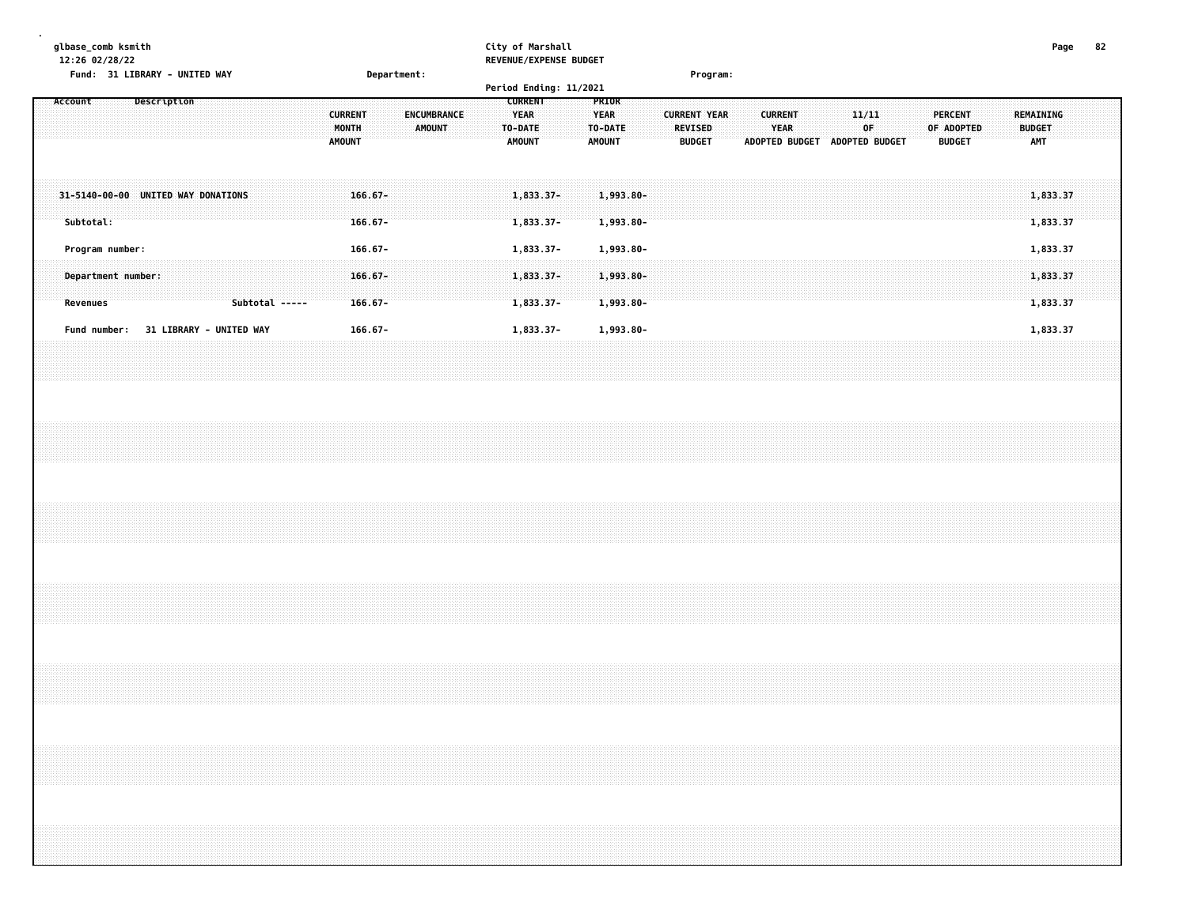City of Marshall
REVENUE/EXPENSE BUDGET

Fund: 31 LIBRARY - UNITED WAY    Department:    Program:

Period Ending: 11/2021

| Account | Description | CURRENT MONTH AMOUNT | ENCUMBRANCE AMOUNT | CURRENT YEAR TO-DATE AMOUNT | PRIOR YEAR TO-DATE AMOUNT | CURRENT YEAR REVISED BUDGET | CURRENT YEAR ADOPTED BUDGET | 11/11 OF ADOPTED BUDGET | PERCENT OF ADOPTED BUDGET | REMAINING BUDGET AMT |
|---|---|---|---|---|---|---|---|---|---|---|
| 31-5140-00-00 | UNITED WAY DONATIONS | 166.67- | | 1,833.37- | 1,993.80- | | | | | 1,833.37 |
| Subtotal: | | 166.67- | | 1,833.37- | 1,993.80- | | | | | 1,833.37 |
| Program number: | | 166.67- | | 1,833.37- | 1,993.80- | | | | | 1,833.37 |
| Department number: | | 166.67- | | 1,833.37- | 1,993.80- | | | | | 1,833.37 |
| Revenues | Subtotal ----- | 166.67- | | 1,833.37- | 1,993.80- | | | | | 1,833.37 |
| Fund number: | 31 LIBRARY - UNITED WAY | 166.67- | | 1,833.37- | 1,993.80- | | | | | 1,833.37 |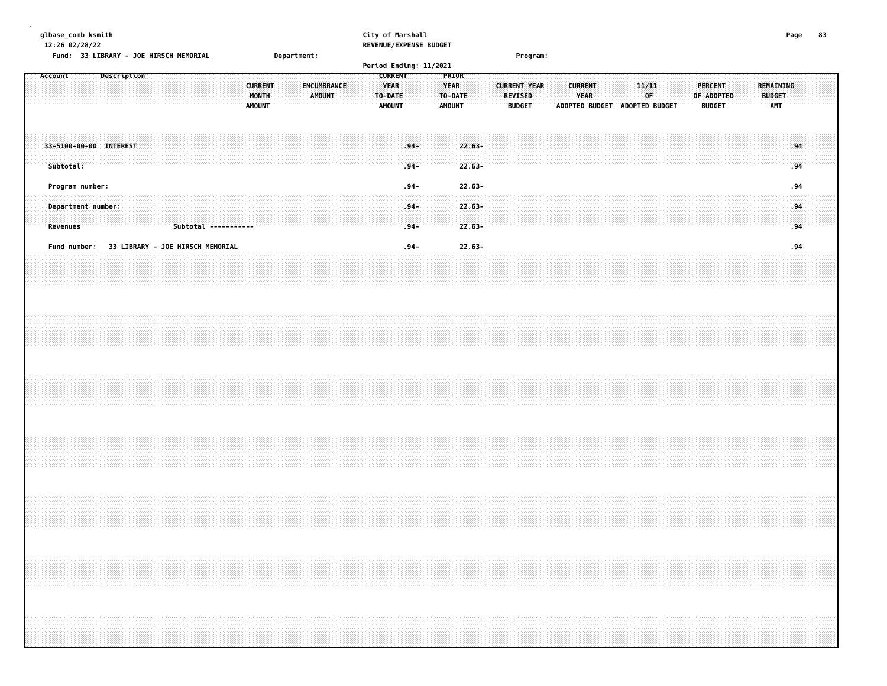glbase_comb ksmith
12:26 02/28/22

City of Marshall
REVENUE/EXPENSE BUDGET

Fund: 33 LIBRARY - JOE HIRSCH MEMORIAL    Department:    Program:

Period Ending: 11/2021

| Account | Description | CURRENT MONTH AMOUNT | ENCUMBRANCE AMOUNT | CURRENT YEAR TO-DATE AMOUNT | PRIOR YEAR TO-DATE AMOUNT | CURRENT YEAR REVISED BUDGET | CURRENT YEAR ADOPTED BUDGET | 11/11 OF ADOPTED BUDGET | PERCENT OF ADOPTED BUDGET | REMAINING BUDGET AMT |
|---|---|---|---|---|---|---|---|---|---|---|
| 33-5100-00-00 | INTEREST | | | .94- | 22.63- | | | | | .94 |
| Subtotal: | | | | .94- | 22.63- | | | | | .94 |
| Program number: | | | | .94- | 22.63- | | | | | .94 |
| Department number: | | | | .94- | 22.63- | | | | | .94 |
| Revenues | Subtotal ----------- | | | .94- | 22.63- | | | | | .94 |
| Fund number: | 33 LIBRARY - JOE HIRSCH MEMORIAL | | | .94- | 22.63- | | | | | .94 |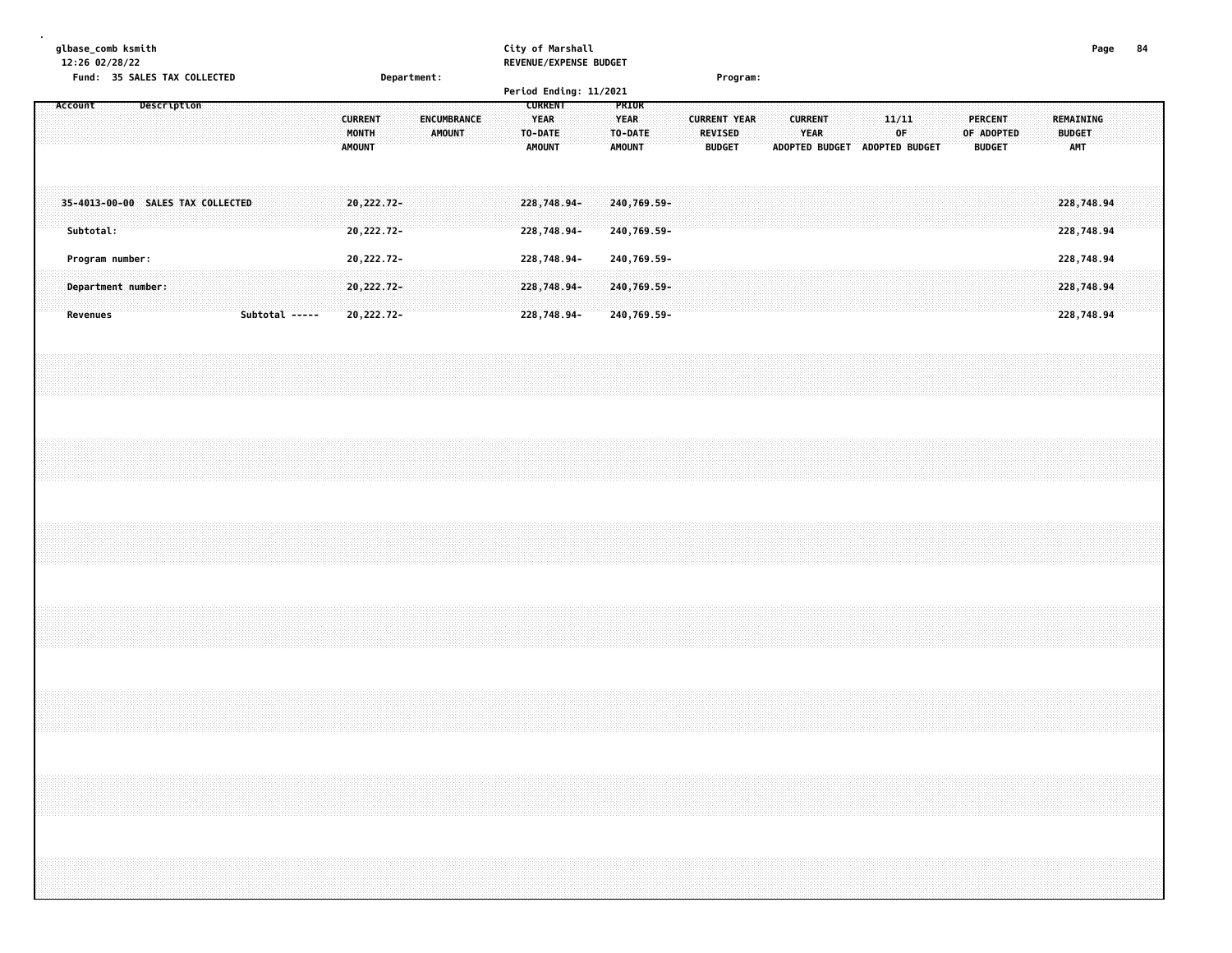glbase_comb ksmith
12:26 02/28/22

City of Marshall
REVENUE/EXPENSE BUDGET

Fund: 35 SALES TAX COLLECTED    Department:    Program:

Period Ending: 11/2021

| Account | Description | CURRENT MONTH AMOUNT | ENCUMBRANCE AMOUNT | CURRENT YEAR TO-DATE AMOUNT | PRIOR YEAR TO-DATE AMOUNT | CURRENT YEAR REVISED BUDGET | CURRENT YEAR ADOPTED BUDGET | 11/11 OF ADOPTED BUDGET | PERCENT OF ADOPTED BUDGET | REMAINING BUDGET AMT |
|---|---|---|---|---|---|---|---|---|---|---|
| 35-4013-00-00 | SALES TAX COLLECTED | 20,222.72- | | 228,748.94- | 240,769.59- | | | | | 228,748.94 |
| Subtotal: | | 20,222.72- | | 228,748.94- | 240,769.59- | | | | | 228,748.94 |
| Program number: | | 20,222.72- | | 228,748.94- | 240,769.59- | | | | | 228,748.94 |
| Department number: | | 20,222.72- | | 228,748.94- | 240,769.59- | | | | | 228,748.94 |
| Revenues | Subtotal ----- | 20,222.72- | | 228,748.94- | 240,769.59- | | | | | 228,748.94 |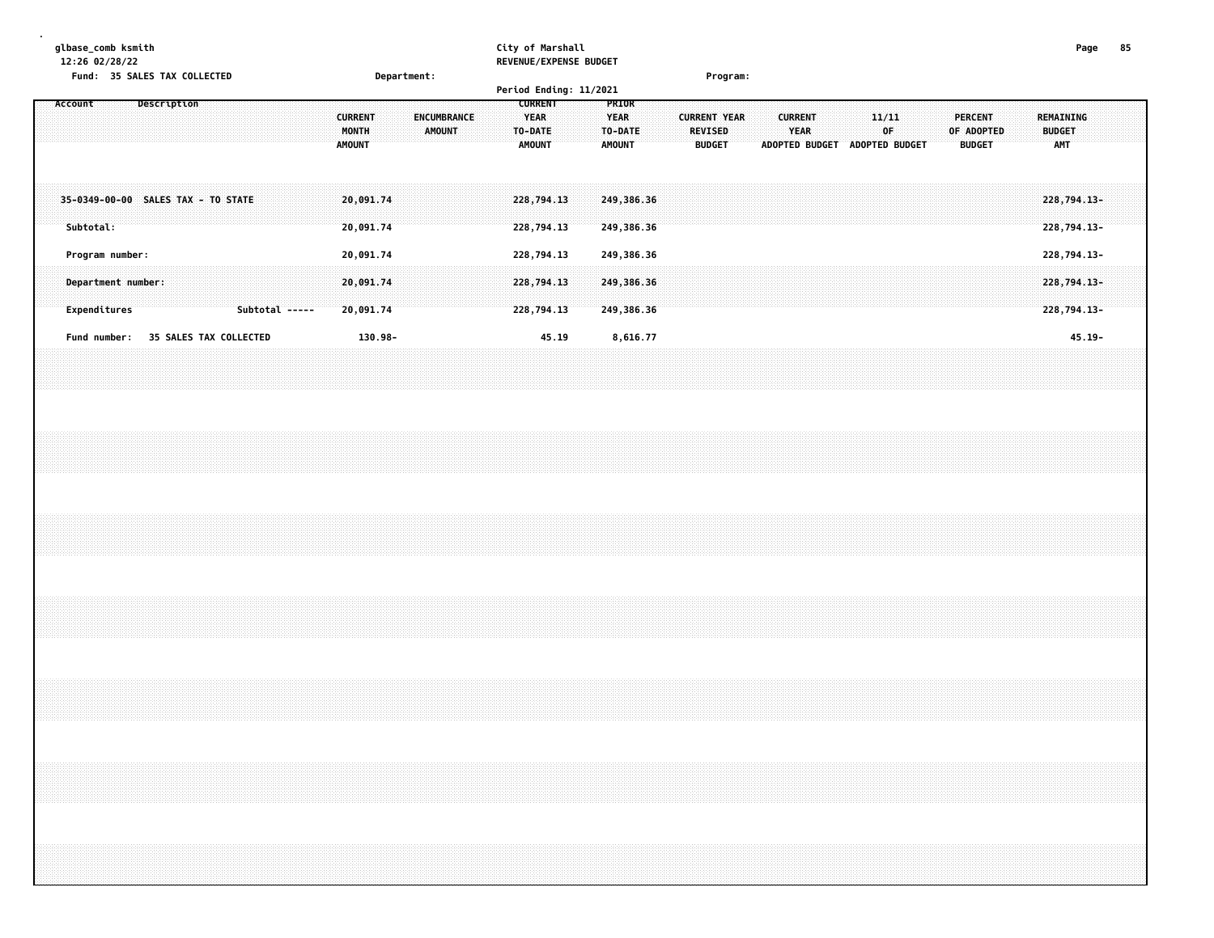glbase_comb ksmith
12:26 02/28/22

City of Marshall
REVENUE/EXPENSE BUDGET

Fund: 35 SALES TAX COLLECTED    Department:    Program:

Period Ending: 11/2021

| Account | Description | CURRENT MONTH AMOUNT | ENCUMBRANCE AMOUNT | CURRENT YEAR TO-DATE AMOUNT | PRIOR YEAR TO-DATE AMOUNT | CURRENT YEAR REVISED BUDGET | CURRENT YEAR ADOPTED BUDGET | 11/11 OF ADOPTED BUDGET | PERCENT OF ADOPTED BUDGET | REMAINING BUDGET AMT |
|---|---|---|---|---|---|---|---|---|---|---|
| 35-0349-00-00 | SALES TAX - TO STATE | 20,091.74 | | 228,794.13 | 249,386.36 | | | | | 228,794.13- |
| Subtotal: | | 20,091.74 | | 228,794.13 | 249,386.36 | | | | | 228,794.13- |
| Program number: | | 20,091.74 | | 228,794.13 | 249,386.36 | | | | | 228,794.13- |
| Department number: | | 20,091.74 | | 228,794.13 | 249,386.36 | | | | | 228,794.13- |
| Expenditures | Subtotal ----- | 20,091.74 | | 228,794.13 | 249,386.36 | | | | | 228,794.13- |
| Fund number: | 35 SALES TAX COLLECTED | 130.98- | | 45.19 | 8,616.77 | | | | | 45.19- |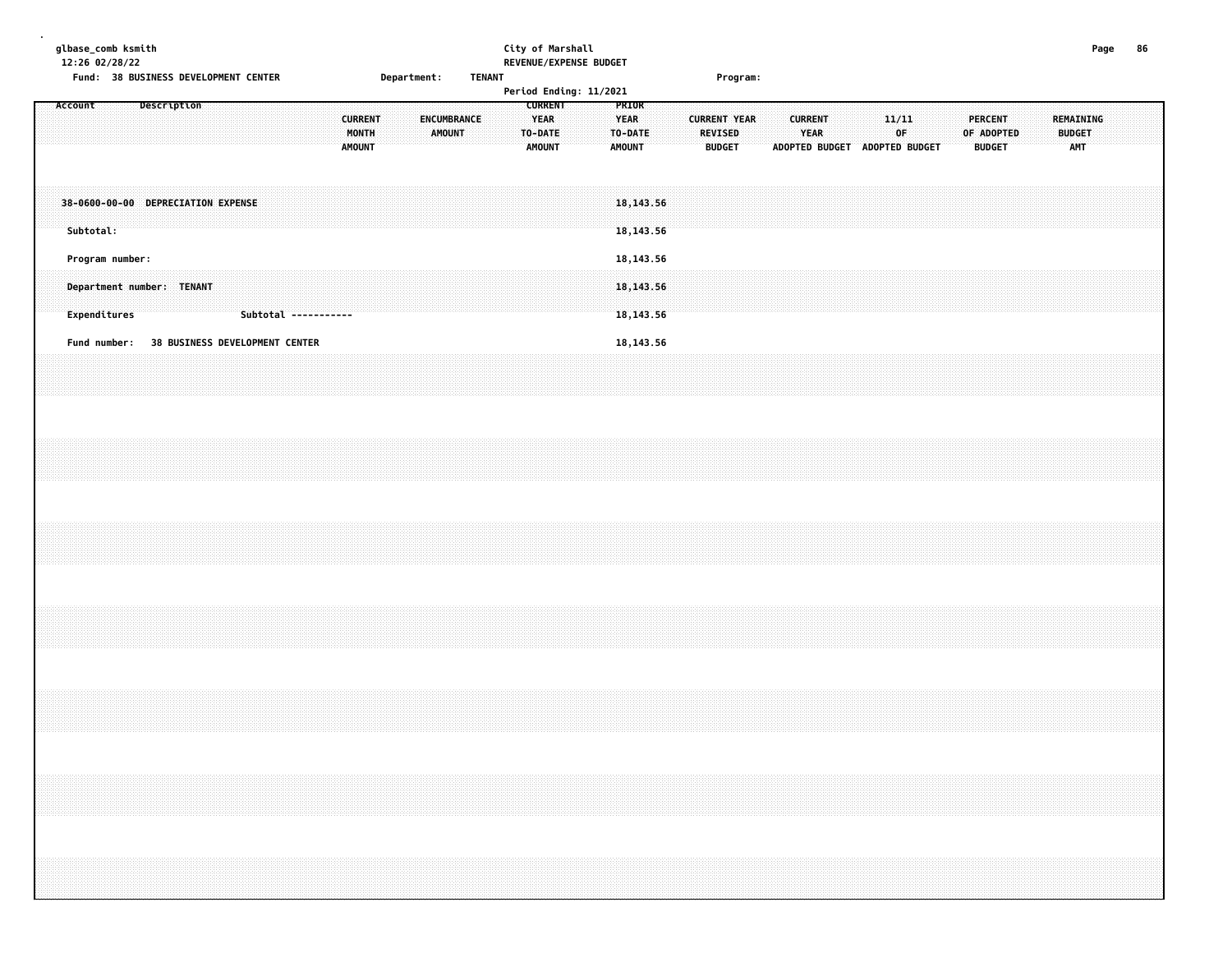glbase_comb ksmith
12:26 02/28/22

City of Marshall
REVENUE/EXPENSE BUDGET

Fund: 38 BUSINESS DEVELOPMENT CENTER    Department: TENANT    Program:

Period Ending: 11/2021

| Account | Description | CURRENT MONTH AMOUNT | ENCUMBRANCE AMOUNT | CURRENT YEAR TO-DATE AMOUNT | PRIOR YEAR TO-DATE AMOUNT | CURRENT YEAR REVISED BUDGET | CURRENT YEAR ADOPTED BUDGET | 11/11 OF ADOPTED BUDGET | PERCENT OF ADOPTED BUDGET | REMAINING BUDGET AMT |
|---|---|---|---|---|---|---|---|---|---|---|
| 38-0600-00-00 | DEPRECIATION EXPENSE | | | | 18,143.56 | | | | | |
| Subtotal: | | | | | 18,143.56 | | | | | |
| Program number: | | | | | 18,143.56 | | | | | |
| Department number: TENANT | | | | | 18,143.56 | | | | | |
| Expenditures | Subtotal ----------- | | | | 18,143.56 | | | | | |
| Fund number: 38 BUSINESS DEVELOPMENT CENTER | | | | | 18,143.56 | | | | | |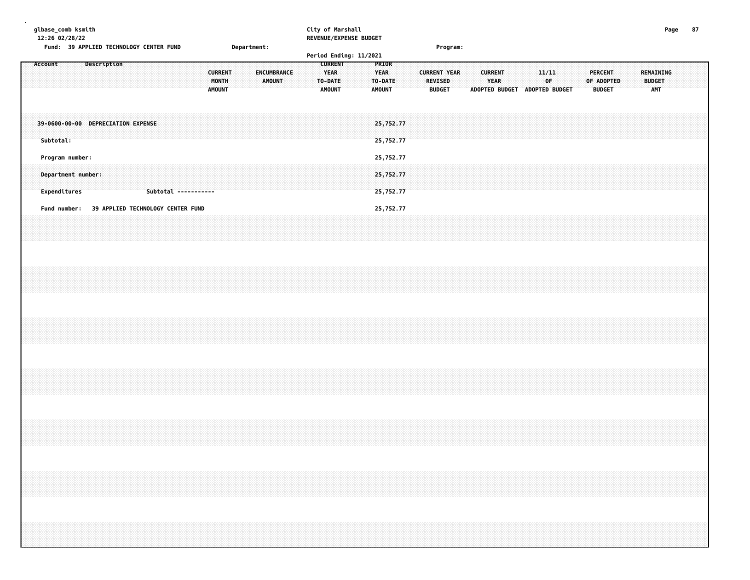City of Marshall
REVENUE/EXPENSE BUDGET

Fund: 39 APPLIED TECHNOLOGY CENTER FUND    Department:    Program:

Period Ending: 11/2021

| Account | Description | CURRENT MONTH AMOUNT | ENCUMBRANCE AMOUNT | CURRENT YEAR TO-DATE AMOUNT | PRIOR YEAR TO-DATE AMOUNT | CURRENT YEAR REVISED BUDGET | CURRENT YEAR ADOPTED BUDGET | 11/11 OF ADOPTED BUDGET | PERCENT OF ADOPTED BUDGET | REMAINING BUDGET AMT |
|---|---|---|---|---|---|---|---|---|---|---|
| 39-0600-00-00 | DEPRECIATION EXPENSE | | | | 25,752.77 | | | | | |
| Subtotal: | | | | | 25,752.77 | | | | | |
| Program number: | | | | | 25,752.77 | | | | | |
| Department number: | | | | | 25,752.77 | | | | | |
| Expenditures | Subtotal ----------- | | | | 25,752.77 | | | | | |
| Fund number: | 39 APPLIED TECHNOLOGY CENTER FUND | | | | 25,752.77 | | | | | |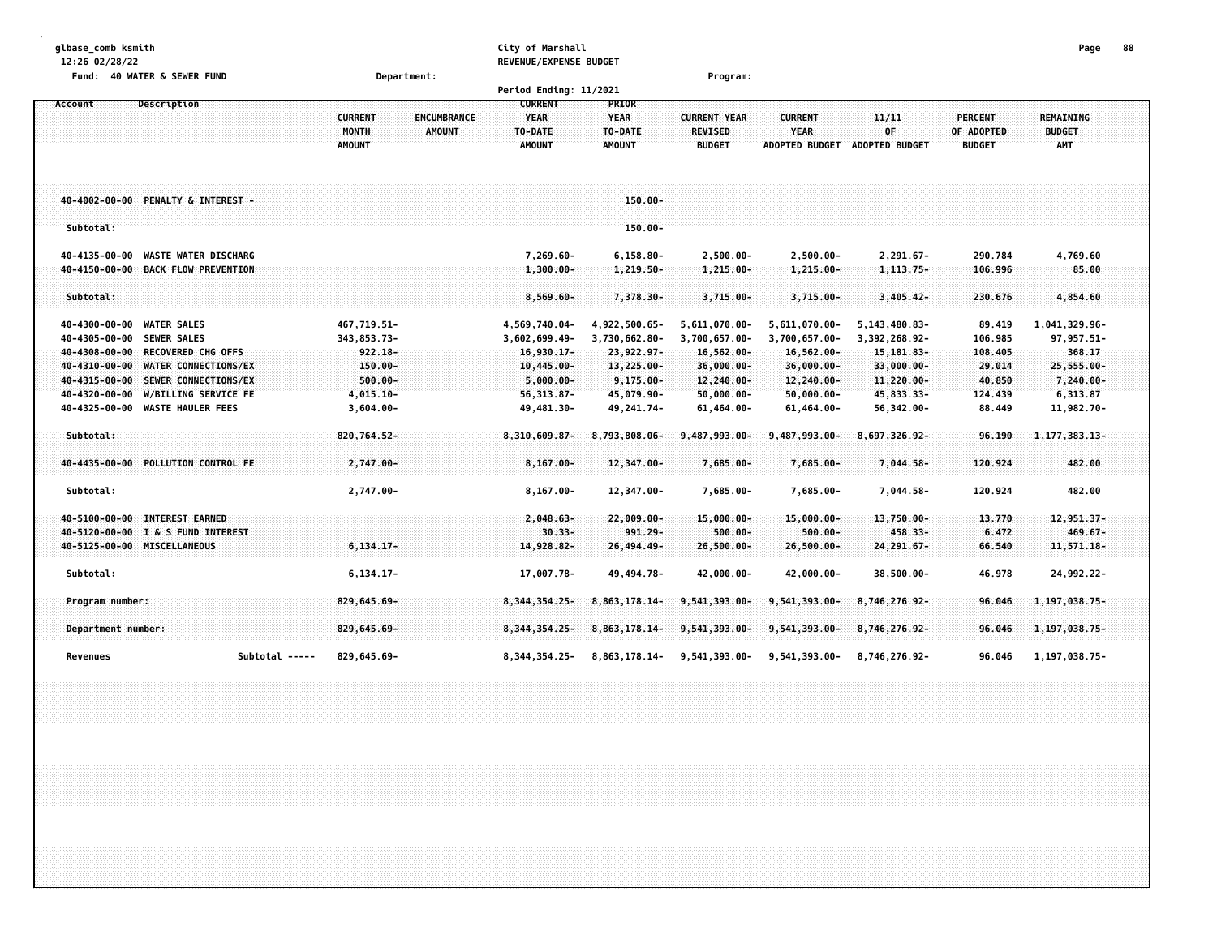glbase_comb ksmith
12:26 02/28/22

City of Marshall
REVENUE/EXPENSE BUDGET
Period Ending: 11/2021

Fund: 40 WATER & SEWER FUND    Department:    Program:

| Account | Description | CURRENT MONTH AMOUNT | ENCUMBRANCE AMOUNT | CURRENT YEAR TO-DATE AMOUNT | PRIOR YEAR TO-DATE AMOUNT | CURRENT YEAR REVISED BUDGET | CURRENT YEAR ADOPTED BUDGET | 11/11 OF ADOPTED BUDGET | PERCENT OF ADOPTED BUDGET | REMAINING BUDGET AMT |
|---|---|---|---|---|---|---|---|---|---|---|
| 40-4002-00-00 | PENALTY & INTEREST - | | | | 150.00- | | | | | |
| Subtotal: | | | | | 150.00- | | | | | |
| 40-4135-00-00 | WASTE WATER DISCHARG | | | 7,269.60- | 6,158.80- | 2,500.00- | 2,500.00- | 2,291.67- | 290.784 | 4,769.60 |
| 40-4150-00-00 | BACK FLOW PREVENTION | | | 1,300.00- | 1,219.50- | 1,215.00- | 1,215.00- | 1,113.75- | 106.996 | 85.00 |
| Subtotal: | | | | 8,569.60- | 7,378.30- | 3,715.00- | 3,715.00- | 3,405.42- | 230.676 | 4,854.60 |
| 40-4300-00-00 | WATER SALES | 467,719.51- | | 4,569,740.04- | 4,922,500.65- | 5,611,070.00- | 5,611,070.00- | 5,143,480.83- | 89.419 | 1,041,329.96- |
| 40-4305-00-00 | SEWER SALES | 343,853.73- | | 3,602,699.49- | 3,730,662.80- | 3,700,657.00- | 3,700,657.00- | 3,392,268.92- | 106.985 | 97,957.51- |
| 40-4308-00-00 | RECOVERED CHG OFFS | 922.18- | | 16,930.17- | 23,922.97- | 16,562.00- | 16,562.00- | 15,181.83- | 108.405 | 368.17 |
| 40-4310-00-00 | WATER CONNECTIONS/EX | 150.00- | | 10,445.00- | 13,225.00- | 36,000.00- | 36,000.00- | 33,000.00- | 29.014 | 25,555.00- |
| 40-4315-00-00 | SEWER CONNECTIONS/EX | 500.00- | | 5,000.00- | 9,175.00- | 12,240.00- | 12,240.00- | 11,220.00- | 40.850 | 7,240.00- |
| 40-4320-00-00 | W/BILLING SERVICE FE | 4,015.10- | | 56,313.87- | 45,079.90- | 50,000.00- | 50,000.00- | 45,833.33- | 124.439 | 6,313.87 |
| 40-4325-00-00 | WASTE HAULER FEES | 3,604.00- | | 49,481.30- | 49,241.74- | 61,464.00- | 61,464.00- | 56,342.00- | 88.449 | 11,982.70- |
| Subtotal: | | 820,764.52- | | 8,310,609.87- | 8,793,808.06- | 9,487,993.00- | 9,487,993.00- | 8,697,326.92- | 96.190 | 1,177,383.13- |
| 40-4435-00-00 | POLLUTION CONTROL FE | 2,747.00- | | 8,167.00- | 12,347.00- | 7,685.00- | 7,685.00- | 7,044.58- | 120.924 | 482.00 |
| Subtotal: | | 2,747.00- | | 8,167.00- | 12,347.00- | 7,685.00- | 7,685.00- | 7,044.58- | 120.924 | 482.00 |
| 40-5100-00-00 | INTEREST EARNED | | | 2,048.63- | 22,009.00- | 15,000.00- | 15,000.00- | 13,750.00- | 13.770 | 12,951.37- |
| 40-5120-00-00 | I & S FUND INTEREST | | | 30.33- | 991.29- | 500.00- | 500.00- | 458.33- | 6.472 | 469.67- |
| 40-5125-00-00 | MISCELLANEOUS | 6,134.17- | | 14,928.82- | 26,494.49- | 26,500.00- | 26,500.00- | 24,291.67- | 66.540 | 11,571.18- |
| Subtotal: | | 6,134.17- | | 17,007.78- | 49,494.78- | 42,000.00- | 42,000.00- | 38,500.00- | 46.978 | 24,992.22- |
| Program number: | | 829,645.69- | | 8,344,354.25- | 8,863,178.14- | 9,541,393.00- | 9,541,393.00- | 8,746,276.92- | 96.046 | 1,197,038.75- |
| Department number: | | 829,645.69- | | 8,344,354.25- | 8,863,178.14- | 9,541,393.00- | 9,541,393.00- | 8,746,276.92- | 96.046 | 1,197,038.75- |
| Revenues | Subtotal ----- | 829,645.69- | | 8,344,354.25- | 8,863,178.14- | 9,541,393.00- | 9,541,393.00- | 8,746,276.92- | 96.046 | 1,197,038.75- |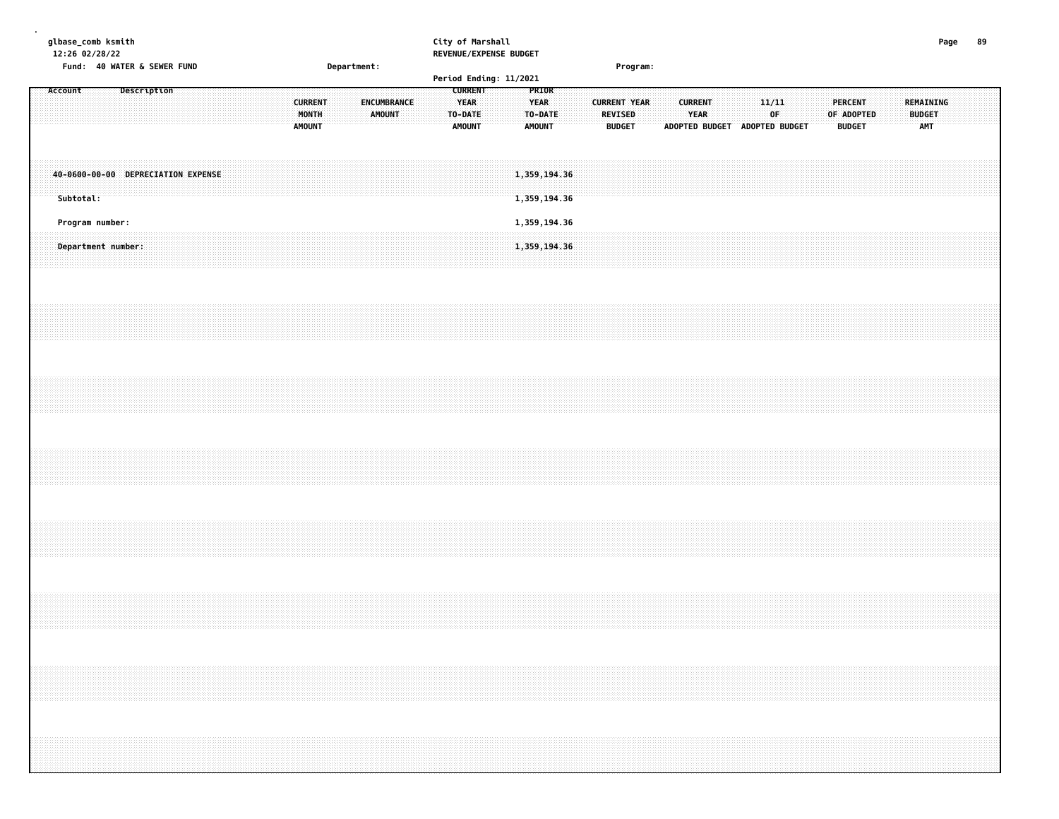glbase_comb ksmith
12:26 02/28/22

City of Marshall
REVENUE/EXPENSE BUDGET

Fund: 40 WATER & SEWER FUND    Department:    Program:

Period Ending: 11/2021

| Account | Description | CURRENT MONTH AMOUNT | ENCUMBRANCE AMOUNT | CURRENT YEAR TO-DATE AMOUNT | PRIOR YEAR TO-DATE AMOUNT | CURRENT YEAR REVISED BUDGET | CURRENT YEAR ADOPTED BUDGET | 11/11 OF ADOPTED BUDGET | PERCENT OF ADOPTED BUDGET | REMAINING BUDGET AMT |
|---|---|---|---|---|---|---|---|---|---|---|
| 40-0600-00-00 | DEPRECIATION EXPENSE | | | | 1,359,194.36 | | | | | |
| Subtotal: | | | | | 1,359,194.36 | | | | | |
| Program number: | | | | | 1,359,194.36 | | | | | |
| Department number: | | | | | 1,359,194.36 | | | | | |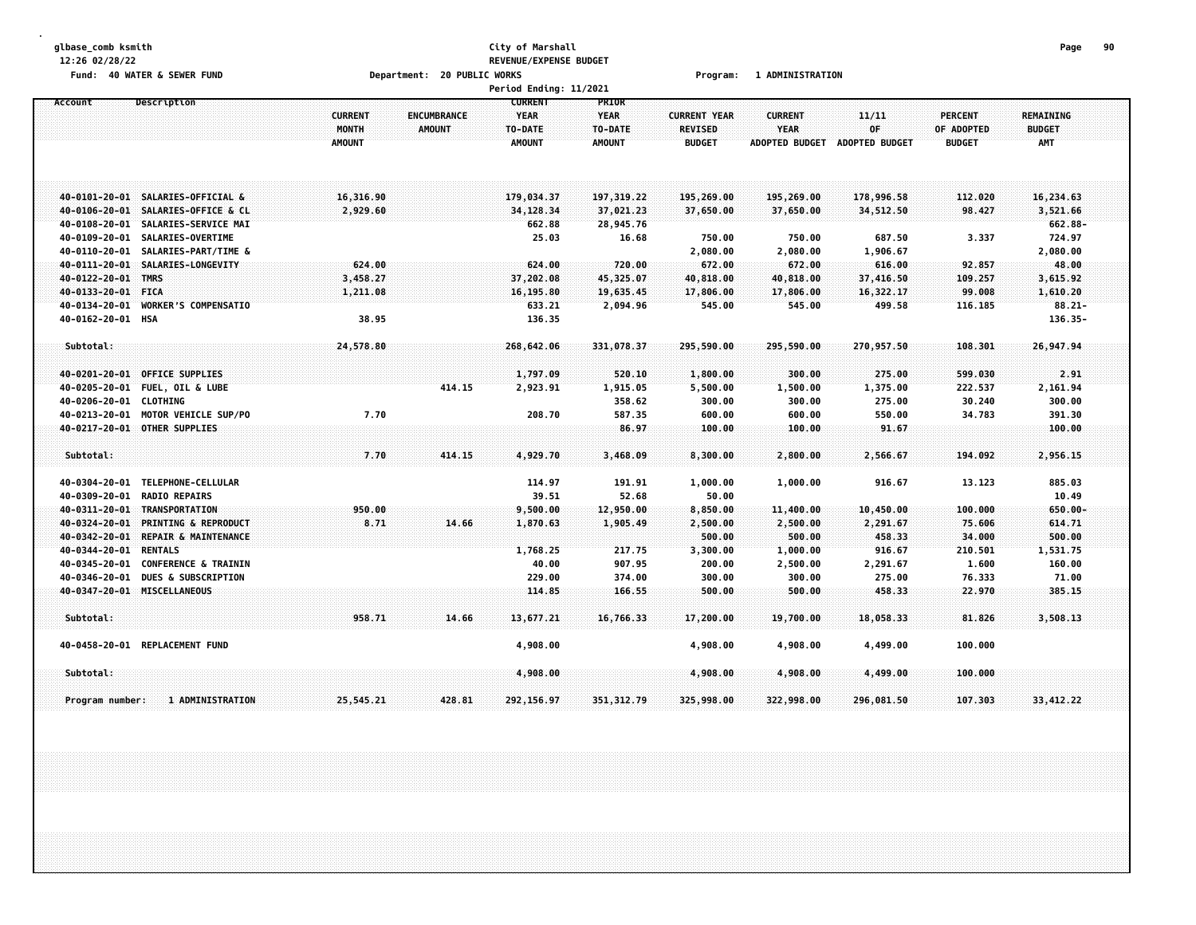glbase_comb ksmith
12:26 02/28/22

**City of Marshall**
**REVENUE/EXPENSE BUDGET**

Fund: 40 WATER & SEWER FUND    Department: 20 PUBLIC WORKS    Program: 1 ADMINISTRATION

Period Ending: 11/2021

| Account | Description | CURRENT MONTH AMOUNT | ENCUMBRANCE AMOUNT | CURRENT YEAR TO-DATE AMOUNT | PRIOR YEAR TO-DATE AMOUNT | CURRENT YEAR REVISED BUDGET | CURRENT YEAR ADOPTED BUDGET | 11/11 OF ADOPTED BUDGET | PERCENT OF ADOPTED BUDGET | REMAINING BUDGET AMT |
|---|---|---|---|---|---|---|---|---|---|---|
| 40-0101-20-01 | SALARIES-OFFICIAL & | 16,316.90 | | 179,034.37 | 197,319.22 | 195,269.00 | 195,269.00 | 178,996.58 | 112.020 | 16,234.63 |
| 40-0106-20-01 | SALARIES-OFFICE & CL | 2,929.60 | | 34,128.34 | 37,021.23 | 37,650.00 | 37,650.00 | 34,512.50 | 98.427 | 3,521.66 |
| 40-0108-20-01 | SALARIES-SERVICE MAI | | | 662.88 | 28,945.76 | | | | | 662.88- |
| 40-0109-20-01 | SALARIES-OVERTIME | | | 25.03 | 16.68 | 750.00 | 750.00 | 687.50 | 3.337 | 724.97 |
| 40-0110-20-01 | SALARIES-PART/TIME & | | | | | 2,080.00 | 2,080.00 | 1,906.67 | | 2,080.00 |
| 40-0111-20-01 | SALARIES-LONGEVITY | 624.00 | | 624.00 | 720.00 | 672.00 | 672.00 | 616.00 | 92.857 | 48.00 |
| 40-0122-20-01 | TMRS | 3,458.27 | | 37,202.08 | 45,325.07 | 40,818.00 | 40,818.00 | 37,416.50 | 109.257 | 3,615.92 |
| 40-0133-20-01 | FICA | 1,211.08 | | 16,195.80 | 19,635.45 | 17,806.00 | 17,806.00 | 16,322.17 | 99.008 | 1,610.20 |
| 40-0134-20-01 | WORKER'S COMPENSATIO | | | 633.21 | 2,094.96 | 545.00 | 545.00 | 499.58 | 116.185 | 88.21- |
| 40-0162-20-01 | HSA | 38.95 | | 136.35 | | | | | | 136.35- |
| Subtotal: | | 24,578.80 | | 268,642.06 | 331,078.37 | 295,590.00 | 295,590.00 | 270,957.50 | 108.301 | 26,947.94 |
| 40-0201-20-01 | OFFICE SUPPLIES | | | 1,797.09 | 520.10 | 1,800.00 | 300.00 | 275.00 | 599.030 | 2.91 |
| 40-0205-20-01 | FUEL, OIL & LUBE | | 414.15 | 2,923.91 | 1,915.05 | 5,500.00 | 1,500.00 | 1,375.00 | 222.537 | 2,161.94 |
| 40-0206-20-01 | CLOTHING | | | | 358.62 | 300.00 | 300.00 | 275.00 | 30.240 | 300.00 |
| 40-0213-20-01 | MOTOR VEHICLE SUP/PO | 7.70 | | 208.70 | 587.35 | 600.00 | 600.00 | 550.00 | 34.783 | 391.30 |
| 40-0217-20-01 | OTHER SUPPLIES | | | | 86.97 | 100.00 | 100.00 | 91.67 | | 100.00 |
| Subtotal: | | 7.70 | 414.15 | 4,929.70 | 3,468.09 | 8,300.00 | 2,800.00 | 2,566.67 | 194.092 | 2,956.15 |
| 40-0304-20-01 | TELEPHONE-CELLULAR | | | 114.97 | 191.91 | 1,000.00 | 1,000.00 | 916.67 | 13.123 | 885.03 |
| 40-0309-20-01 | RADIO REPAIRS | | | 39.51 | 52.68 | 50.00 | | | | 10.49 |
| 40-0311-20-01 | TRANSPORTATION | 950.00 | | 9,500.00 | 12,950.00 | 8,850.00 | 11,400.00 | 10,450.00 | 100.000 | 650.00- |
| 40-0324-20-01 | PRINTING & REPRODUCT | 8.71 | 14.66 | 1,870.63 | 1,905.49 | 2,500.00 | 2,500.00 | 2,291.67 | 75.606 | 614.71 |
| 40-0342-20-01 | REPAIR & MAINTENANCE | | | | | 500.00 | 500.00 | 458.33 | 34.000 | 500.00 |
| 40-0344-20-01 | RENTALS | | | 1,768.25 | 217.75 | 3,300.00 | 1,000.00 | 916.67 | 210.501 | 1,531.75 |
| 40-0345-20-01 | CONFERENCE & TRAININ | | | 40.00 | 907.95 | 200.00 | 2,500.00 | 2,291.67 | 1.600 | 160.00 |
| 40-0346-20-01 | DUES & SUBSCRIPTION | | | 229.00 | 374.00 | 300.00 | 300.00 | 275.00 | 76.333 | 71.00 |
| 40-0347-20-01 | MISCELLANEOUS | | | 114.85 | 166.55 | 500.00 | 500.00 | 458.33 | 22.970 | 385.15 |
| Subtotal: | | 958.71 | 14.66 | 13,677.21 | 16,766.33 | 17,200.00 | 19,700.00 | 18,058.33 | 81.826 | 3,508.13 |
| 40-0458-20-01 | REPLACEMENT FUND | | | 4,908.00 | | 4,908.00 | 4,908.00 | 4,499.00 | 100.000 | |
| Subtotal: | | | | 4,908.00 | | 4,908.00 | 4,908.00 | 4,499.00 | 100.000 | |
| Program number: | 1 ADMINISTRATION | 25,545.21 | 428.81 | 292,156.97 | 351,312.79 | 325,998.00 | 322,998.00 | 296,081.50 | 107.303 | 33,412.22 |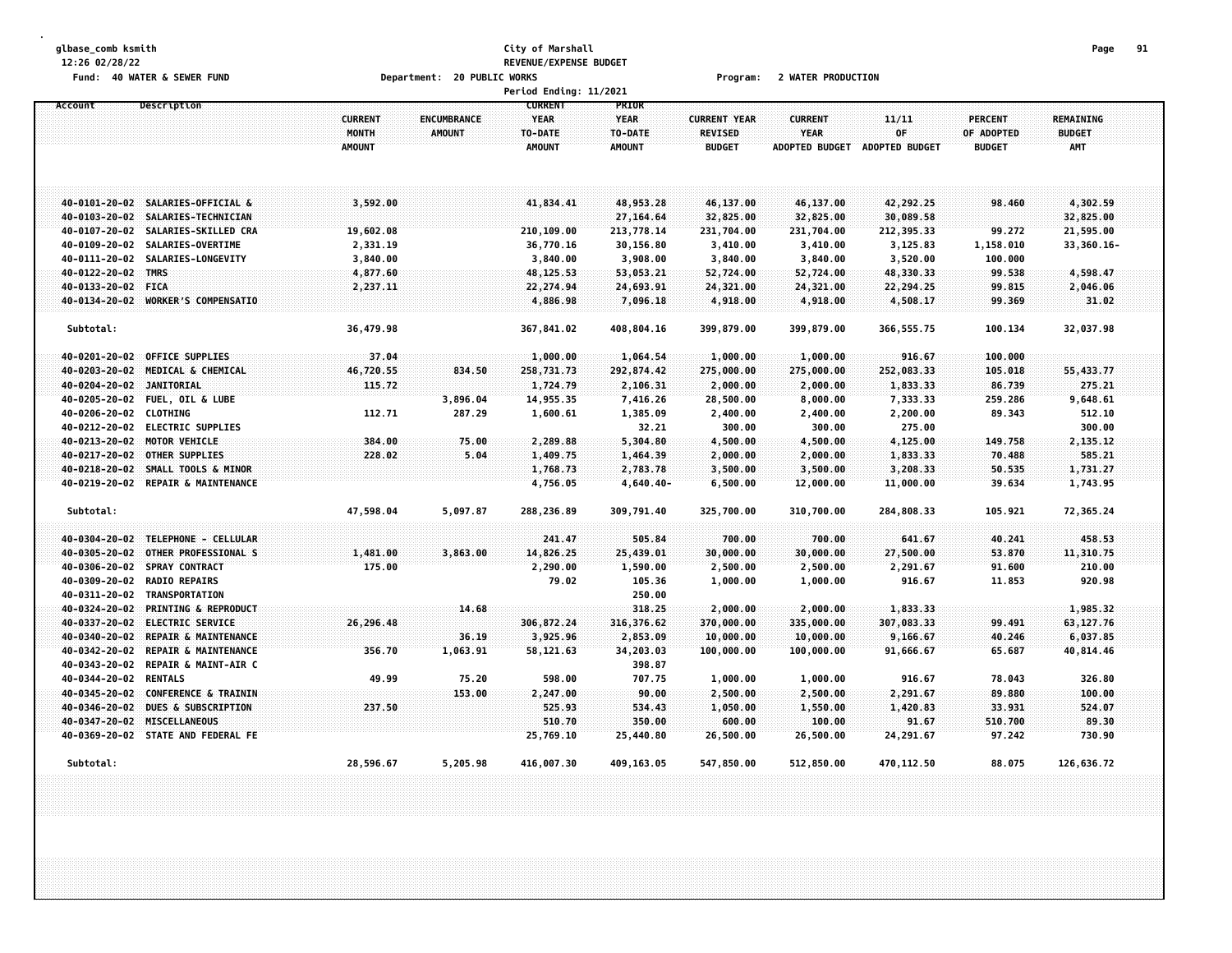glbase_comb ksmith
12:26 02/28/22
Fund: 40 WATER & SEWER FUND

City of Marshall
REVENUE/EXPENSE BUDGET
Department: 20 PUBLIC WORKS
Period Ending: 11/2021

Program: 2 WATER PRODUCTION

| Account | Description | CURRENT MONTH AMOUNT | ENCUMBRANCE AMOUNT | CURRENT YEAR TO-DATE AMOUNT | PRIOR YEAR TO-DATE AMOUNT | CURRENT YEAR REVISED BUDGET | CURRENT YEAR ADOPTED BUDGET | 11/11 OF ADOPTED BUDGET | PERCENT OF ADOPTED BUDGET | REMAINING BUDGET AMT |
|---|---|---|---|---|---|---|---|---|---|---|
| 40-0101-20-02 | SALARIES-OFFICIAL & | 3,592.00 | | 41,834.41 | 48,953.28 | 46,137.00 | 46,137.00 | 42,292.25 | 98.460 | 4,302.59 |
| 40-0103-20-02 | SALARIES-TECHNICIAN | | | | 27,164.64 | 32,825.00 | 32,825.00 | 30,089.58 | | 32,825.00 |
| 40-0107-20-02 | SALARIES-SKILLED CRA | 19,602.08 | | 210,109.00 | 213,778.14 | 231,704.00 | 231,704.00 | 212,395.33 | 99.272 | 21,595.00 |
| 40-0109-20-02 | SALARIES-OVERTIME | 2,331.19 | | 36,770.16 | 30,156.80 | 3,410.00 | 3,410.00 | 3,125.83 | 1,158.010 | 33,360.16- |
| 40-0111-20-02 | SALARIES-LONGEVITY | 3,840.00 | | 3,840.00 | 3,908.00 | 3,840.00 | 3,840.00 | 3,520.00 | 100.000 | |
| 40-0122-20-02 | TMRS | 4,877.60 | | 48,125.53 | 53,053.21 | 52,724.00 | 52,724.00 | 48,330.33 | 99.538 | 4,598.47 |
| 40-0133-20-02 | FICA | 2,237.11 | | 22,274.94 | 24,693.91 | 24,321.00 | 24,321.00 | 22,294.25 | 99.815 | 2,046.06 |
| 40-0134-20-02 | WORKER'S COMPENSATIO | | | 4,886.98 | 7,096.18 | 4,918.00 | 4,918.00 | 4,508.17 | 99.369 | 31.02 |
| Subtotal: | | 36,479.98 | | 367,841.02 | 408,804.16 | 399,879.00 | 399,879.00 | 366,555.75 | 100.134 | 32,037.98 |
| 40-0201-20-02 | OFFICE SUPPLIES | 37.04 | | 1,000.00 | 1,064.54 | 1,000.00 | 1,000.00 | 916.67 | 100.000 | |
| 40-0203-20-02 | MEDICAL & CHEMICAL | 46,720.55 | 834.50 | 258,731.73 | 292,874.42 | 275,000.00 | 275,000.00 | 252,083.33 | 105.018 | 55,433.77 |
| 40-0204-20-02 | JANITORIAL | 115.72 | | 1,724.79 | 2,106.31 | 2,000.00 | 2,000.00 | 1,833.33 | 86.739 | 275.21 |
| 40-0205-20-02 | FUEL, OIL & LUBE | | 3,896.04 | 14,955.35 | 7,416.26 | 28,500.00 | 8,000.00 | 7,333.33 | 259.286 | 9,648.61 |
| 40-0206-20-02 | CLOTHING | 112.71 | 287.29 | 1,600.61 | 1,385.09 | 2,400.00 | 2,400.00 | 2,200.00 | 89.343 | 512.10 |
| 40-0212-20-02 | ELECTRIC SUPPLIES | | | | 32.21 | 300.00 | 300.00 | 275.00 | | 300.00 |
| 40-0213-20-02 | MOTOR VEHICLE | 384.00 | 75.00 | 2,289.88 | 5,304.80 | 4,500.00 | 4,500.00 | 4,125.00 | 149.758 | 2,135.12 |
| 40-0217-20-02 | OTHER SUPPLIES | 228.02 | 5.04 | 1,409.75 | 1,464.39 | 2,000.00 | 2,000.00 | 1,833.33 | 70.488 | 585.21 |
| 40-0218-20-02 | SMALL TOOLS & MINOR | | | 1,768.73 | 2,783.78 | 3,500.00 | 3,500.00 | 3,208.33 | 50.535 | 1,731.27 |
| 40-0219-20-02 | REPAIR & MAINTENANCE | | | 4,756.05 | 4,640.40- | 6,500.00 | 12,000.00 | 11,000.00 | 39.634 | 1,743.95 |
| Subtotal: | | 47,598.04 | 5,097.87 | 288,236.89 | 309,791.40 | 325,700.00 | 310,700.00 | 284,808.33 | 105.921 | 72,365.24 |
| 40-0304-20-02 | TELEPHONE - CELLULAR | | | 241.47 | 505.84 | 700.00 | 700.00 | 641.67 | 40.241 | 458.53 |
| 40-0305-20-02 | OTHER PROFESSIONAL S | 1,481.00 | 3,863.00 | 14,826.25 | 25,439.01 | 30,000.00 | 30,000.00 | 27,500.00 | 53.870 | 11,310.75 |
| 40-0306-20-02 | SPRAY CONTRACT | 175.00 | | 2,290.00 | 1,590.00 | 2,500.00 | 2,500.00 | 2,291.67 | 91.600 | 210.00 |
| 40-0309-20-02 | RADIO REPAIRS | | | 79.02 | 105.36 | 1,000.00 | 1,000.00 | 916.67 | 11.853 | 920.98 |
| 40-0311-20-02 | TRANSPORTATION | | | | 250.00 | | | | | |
| 40-0324-20-02 | PRINTING & REPRODUCT | | 14.68 | | 318.25 | 2,000.00 | 2,000.00 | 1,833.33 | | 1,985.32 |
| 40-0337-20-02 | ELECTRIC SERVICE | 26,296.48 | | 306,872.24 | 316,376.62 | 370,000.00 | 335,000.00 | 307,083.33 | 99.491 | 63,127.76 |
| 40-0340-20-02 | REPAIR & MAINTENANCE | | 36.19 | 3,925.96 | 2,853.09 | 10,000.00 | 10,000.00 | 9,166.67 | 40.246 | 6,037.85 |
| 40-0342-20-02 | REPAIR & MAINTENANCE | 356.70 | 1,063.91 | 58,121.63 | 34,203.03 | 100,000.00 | 100,000.00 | 91,666.67 | 65.687 | 40,814.46 |
| 40-0343-20-02 | REPAIR & MAINT-AIR C | | | | 398.87 | | | | | |
| 40-0344-20-02 | RENTALS | 49.99 | 75.20 | 598.00 | 707.75 | 1,000.00 | 1,000.00 | 916.67 | 78.043 | 326.80 |
| 40-0345-20-02 | CONFERENCE & TRAININ | | 153.00 | 2,247.00 | 90.00 | 2,500.00 | 2,500.00 | 2,291.67 | 89.880 | 100.00 |
| 40-0346-20-02 | DUES & SUBSCRIPTION | 237.50 | | 525.93 | 534.43 | 1,050.00 | 1,550.00 | 1,420.83 | 33.931 | 524.07 |
| 40-0347-20-02 | MISCELLANEOUS | | | 510.70 | 350.00 | 600.00 | 100.00 | 91.67 | 510.700 | 89.30 |
| 40-0369-20-02 | STATE AND FEDERAL FE | | | 25,769.10 | 25,440.80 | 26,500.00 | 26,500.00 | 24,291.67 | 97.242 | 730.90 |
| Subtotal: | | 28,596.67 | 5,205.98 | 416,007.30 | 409,163.05 | 547,850.00 | 512,850.00 | 470,112.50 | 88.075 | 126,636.72 |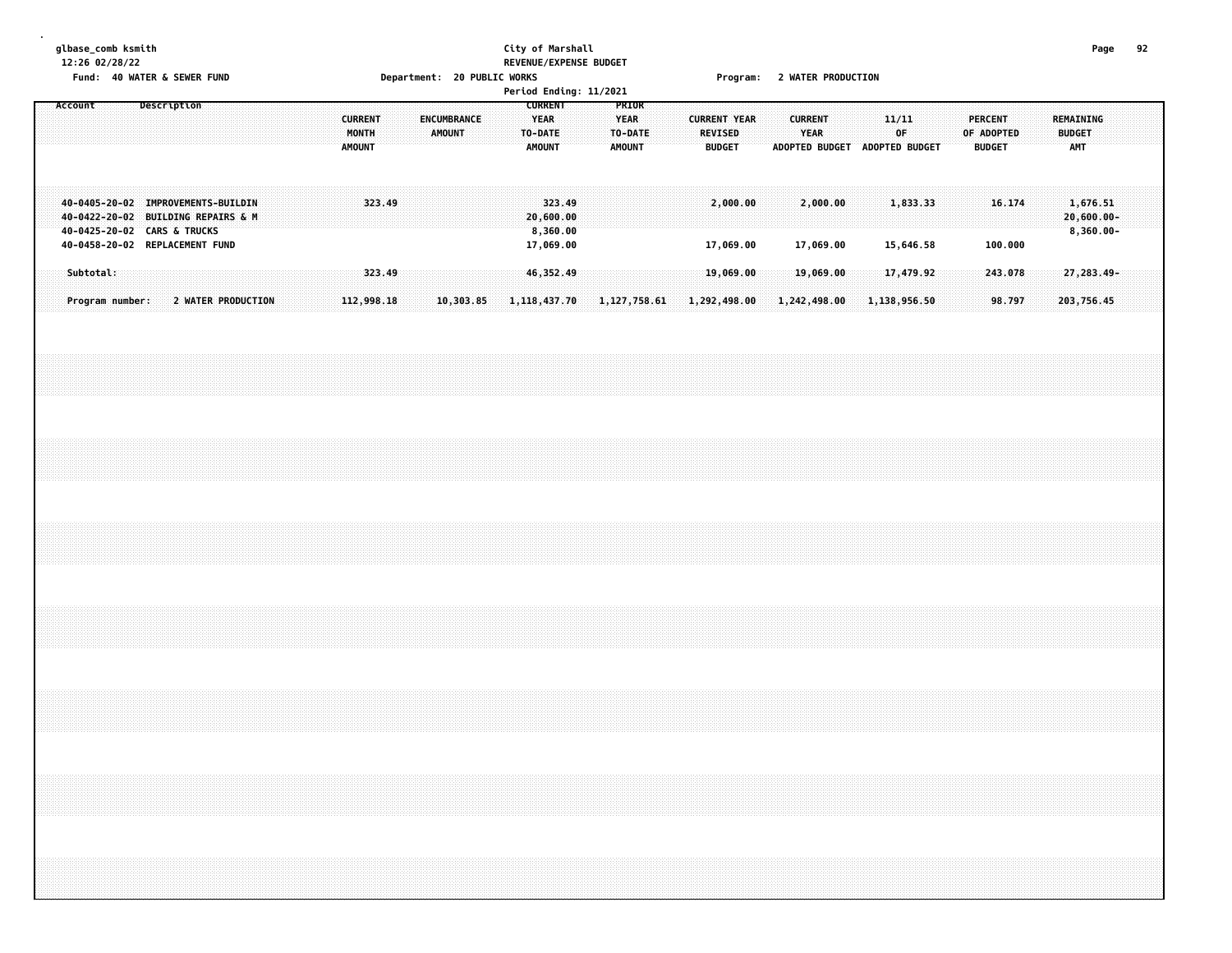glbase_comb ksmith
12:26 02/28/22

City of Marshall
REVENUE/EXPENSE BUDGET

Fund: 40 WATER & SEWER FUND    Department: 20 PUBLIC WORKS    Program: 2 WATER PRODUCTION

Period Ending: 11/2021

| Account | Description | CURRENT MONTH AMOUNT | ENCUMBRANCE AMOUNT | CURRENT YEAR TO-DATE AMOUNT | PRIOR YEAR TO-DATE AMOUNT | CURRENT YEAR REVISED BUDGET | CURRENT YEAR ADOPTED BUDGET | 11/11 OF ADOPTED BUDGET | PERCENT OF ADOPTED BUDGET | REMAINING BUDGET AMT |
|---|---|---|---|---|---|---|---|---|---|---|
| 40-0405-20-02 | IMPROVEMENTS-BUILDIN | 323.49 | | 323.49 | | 2,000.00 | 2,000.00 | 1,833.33 | 16.174 | 1,676.51 |
| 40-0422-20-02 | BUILDING REPAIRS & M | | | 20,600.00 | | | | | | 20,600.00- |
| 40-0425-20-02 | CARS & TRUCKS | | | 8,360.00 | | | | | | 8,360.00- |
| 40-0458-20-02 | REPLACEMENT FUND | | | 17,069.00 | | 17,069.00 | 17,069.00 | 15,646.58 | 100.000 | |
| Subtotal: | | 323.49 | | 46,352.49 | | 19,069.00 | 19,069.00 | 17,479.92 | 243.078 | 27,283.49- |
| Program number: | 2 WATER PRODUCTION | 112,998.18 | 10,303.85 | 1,118,437.70 | 1,127,758.61 | 1,292,498.00 | 1,242,498.00 | 1,138,956.50 | 98.797 | 203,756.45 |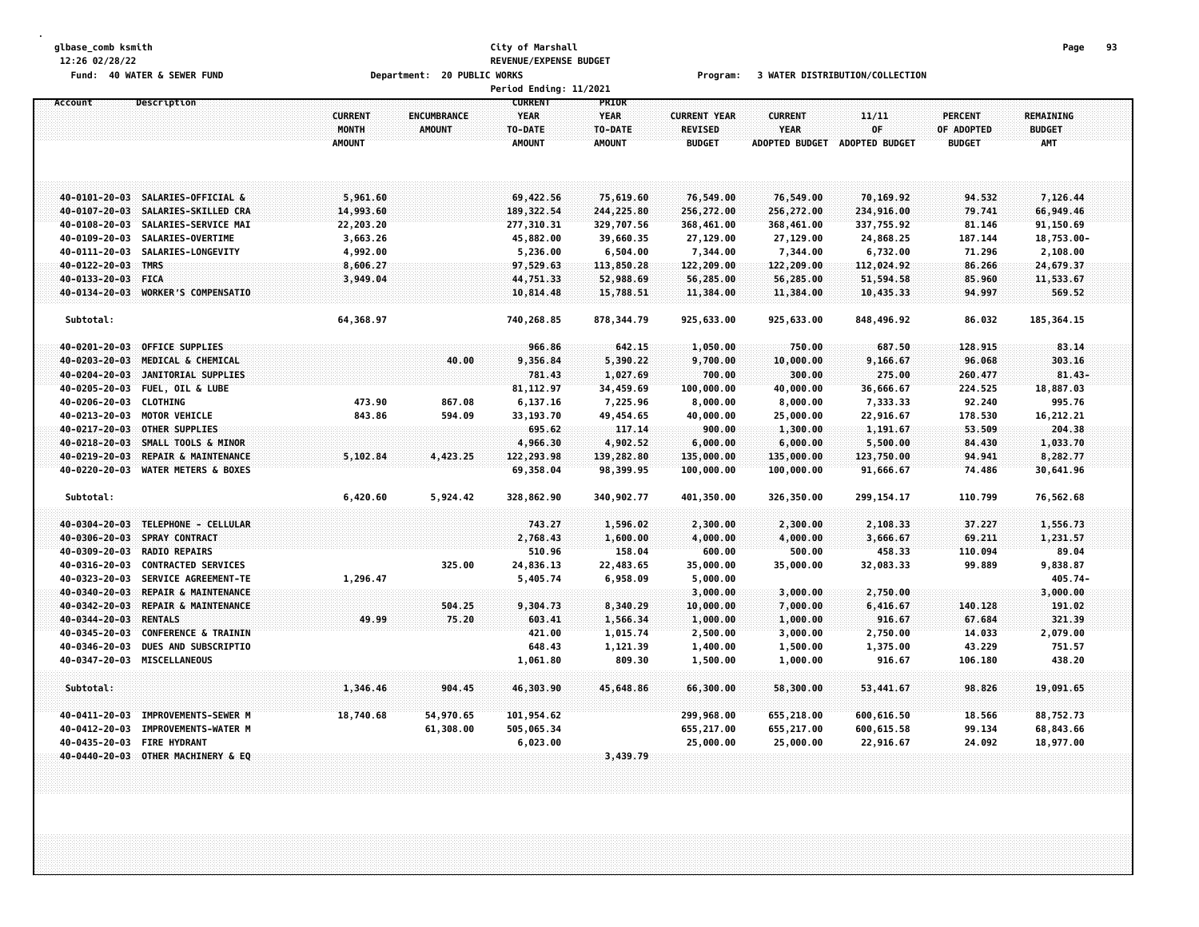glbase_comb ksmith
12:26 02/28/22
Fund: 40 WATER & SEWER FUND

City of Marshall
REVENUE/EXPENSE BUDGET
Department: 20 PUBLIC WORKS
Program: 3 WATER DISTRIBUTION/COLLECTION
Period Ending: 11/2021

| Account | Description | CURRENT MONTH AMOUNT | ENCUMBRANCE AMOUNT | CURRENT YEAR TO-DATE AMOUNT | PRIOR YEAR TO-DATE AMOUNT | CURRENT YEAR REVISED BUDGET | CURRENT YEAR ADOPTED BUDGET | 11/11 OF ADOPTED BUDGET | PERCENT OF ADOPTED BUDGET | REMAINING BUDGET AMT |
|---|---|---|---|---|---|---|---|---|---|---|
| 40-0101-20-03 | SALARIES-OFFICIAL & | 5,961.60 | | 69,422.56 | 75,619.60 | 76,549.00 | 76,549.00 | 70,169.92 | 94.532 | 7,126.44 |
| 40-0107-20-03 | SALARIES-SKILLED CRA | 14,993.60 | | 189,322.54 | 244,225.80 | 256,272.00 | 256,272.00 | 234,916.00 | 79.741 | 66,949.46 |
| 40-0108-20-03 | SALARIES-SERVICE MAI | 22,203.20 | | 277,310.31 | 329,707.56 | 368,461.00 | 368,461.00 | 337,755.92 | 81.146 | 91,150.69 |
| 40-0109-20-03 | SALARIES-OVERTIME | 3,663.26 | | 45,882.00 | 39,660.35 | 27,129.00 | 27,129.00 | 24,868.25 | 187.144 | 18,753.00- |
| 40-0111-20-03 | SALARIES-LONGEVITY | 4,992.00 | | 5,236.00 | 6,504.00 | 7,344.00 | 7,344.00 | 6,732.00 | 71.296 | 2,108.00 |
| 40-0122-20-03 | TMRS | 8,606.27 | | 97,529.63 | 113,850.28 | 122,209.00 | 122,209.00 | 112,024.92 | 86.266 | 24,679.37 |
| 40-0133-20-03 | FICA | 3,949.04 | | 44,751.33 | 52,988.69 | 56,285.00 | 56,285.00 | 51,594.58 | 85.960 | 11,533.67 |
| 40-0134-20-03 | WORKER'S COMPENSATIO | | | 10,814.48 | 15,788.51 | 11,384.00 | 11,384.00 | 10,435.33 | 94.997 | 569.52 |
| Subtotal: | | 64,368.97 | | 740,268.85 | 878,344.79 | 925,633.00 | 925,633.00 | 848,496.92 | 86.032 | 185,364.15 |
| 40-0201-20-03 | OFFICE SUPPLIES | | | 966.86 | 642.15 | 1,050.00 | 750.00 | 687.50 | 128.915 | 83.14 |
| 40-0203-20-03 | MEDICAL & CHEMICAL | | 40.00 | 9,356.84 | 5,390.22 | 9,700.00 | 10,000.00 | 9,166.67 | 96.068 | 303.16 |
| 40-0204-20-03 | JANITORIAL SUPPLIES | | | 781.43 | 1,027.69 | 700.00 | 300.00 | 275.00 | 260.477 | 81.43- |
| 40-0205-20-03 | FUEL, OIL & LUBE | | | 81,112.97 | 34,459.69 | 100,000.00 | 40,000.00 | 36,666.67 | 224.525 | 18,887.03 |
| 40-0206-20-03 | CLOTHING | 473.90 | 867.08 | 6,137.16 | 7,225.96 | 8,000.00 | 8,000.00 | 7,333.33 | 92.240 | 995.76 |
| 40-0213-20-03 | MOTOR VEHICLE | 843.86 | 594.09 | 33,193.70 | 49,454.65 | 40,000.00 | 25,000.00 | 22,916.67 | 178.530 | 16,212.21 |
| 40-0217-20-03 | OTHER SUPPLIES | | | 695.62 | 117.14 | 900.00 | 1,300.00 | 1,191.67 | 53.509 | 204.38 |
| 40-0218-20-03 | SMALL TOOLS & MINOR | | | 4,966.30 | 4,902.52 | 6,000.00 | 6,000.00 | 5,500.00 | 84.430 | 1,033.70 |
| 40-0219-20-03 | REPAIR & MAINTENANCE | 5,102.84 | 4,423.25 | 122,293.98 | 139,282.80 | 135,000.00 | 135,000.00 | 123,750.00 | 94.941 | 8,282.77 |
| 40-0220-20-03 | WATER METERS & BOXES | | | 69,358.04 | 98,399.95 | 100,000.00 | 100,000.00 | 91,666.67 | 74.486 | 30,641.96 |
| Subtotal: | | 6,420.60 | 5,924.42 | 328,862.90 | 340,902.77 | 401,350.00 | 326,350.00 | 299,154.17 | 110.799 | 76,562.68 |
| 40-0304-20-03 | TELEPHONE - CELLULAR | | | 743.27 | 1,596.02 | 2,300.00 | 2,300.00 | 2,108.33 | 37.227 | 1,556.73 |
| 40-0306-20-03 | SPRAY CONTRACT | | | 2,768.43 | 1,600.00 | 4,000.00 | 4,000.00 | 3,666.67 | 69.211 | 1,231.57 |
| 40-0309-20-03 | RADIO REPAIRS | | | 510.96 | 158.04 | 600.00 | 500.00 | 458.33 | 110.094 | 89.04 |
| 40-0316-20-03 | CONTRACTED SERVICES | | 325.00 | 24,836.13 | 22,483.65 | 35,000.00 | 35,000.00 | 32,083.33 | 99.889 | 9,838.87 |
| 40-0323-20-03 | SERVICE AGREEMENT-TE | 1,296.47 | | 5,405.74 | 6,958.09 | 5,000.00 | | | | 405.74- |
| 40-0340-20-03 | REPAIR & MAINTENANCE | | | | | 3,000.00 | 3,000.00 | 2,750.00 | | 3,000.00 |
| 40-0342-20-03 | REPAIR & MAINTENANCE | | 504.25 | 9,304.73 | 8,340.29 | 10,000.00 | 7,000.00 | 6,416.67 | 140.128 | 191.02 |
| 40-0344-20-03 | RENTALS | 49.99 | 75.20 | 603.41 | 1,566.34 | 1,000.00 | 1,000.00 | 916.67 | 67.684 | 321.39 |
| 40-0345-20-03 | CONFERENCE & TRAININ | | | 421.00 | 1,015.74 | 2,500.00 | 3,000.00 | 2,750.00 | 14.033 | 2,079.00 |
| 40-0346-20-03 | DUES AND SUBSCRIPTIO | | | 648.43 | 1,121.39 | 1,400.00 | 1,500.00 | 1,375.00 | 43.229 | 751.57 |
| 40-0347-20-03 | MISCELLANEOUS | | | 1,061.80 | 809.30 | 1,500.00 | 1,000.00 | 916.67 | 106.180 | 438.20 |
| Subtotal: | | 1,346.46 | 904.45 | 46,303.90 | 45,648.86 | 66,300.00 | 58,300.00 | 53,441.67 | 98.826 | 19,091.65 |
| 40-0411-20-03 | IMPROVEMENTS-SEWER M | 18,740.68 | 54,970.65 | 101,954.62 | | 299,968.00 | 655,218.00 | 600,616.50 | 18.566 | 88,752.73 |
| 40-0412-20-03 | IMPROVEMENTS-WATER M | | 61,308.00 | 505,065.34 | | 655,217.00 | 655,217.00 | 600,615.58 | 99.134 | 68,843.66 |
| 40-0435-20-03 | FIRE HYDRANT | | | 6,023.00 | | 25,000.00 | 25,000.00 | 22,916.67 | 24.092 | 18,977.00 |
| 40-0440-20-03 | OTHER MACHINERY & EQ | | | | 3,439.79 | | | | | |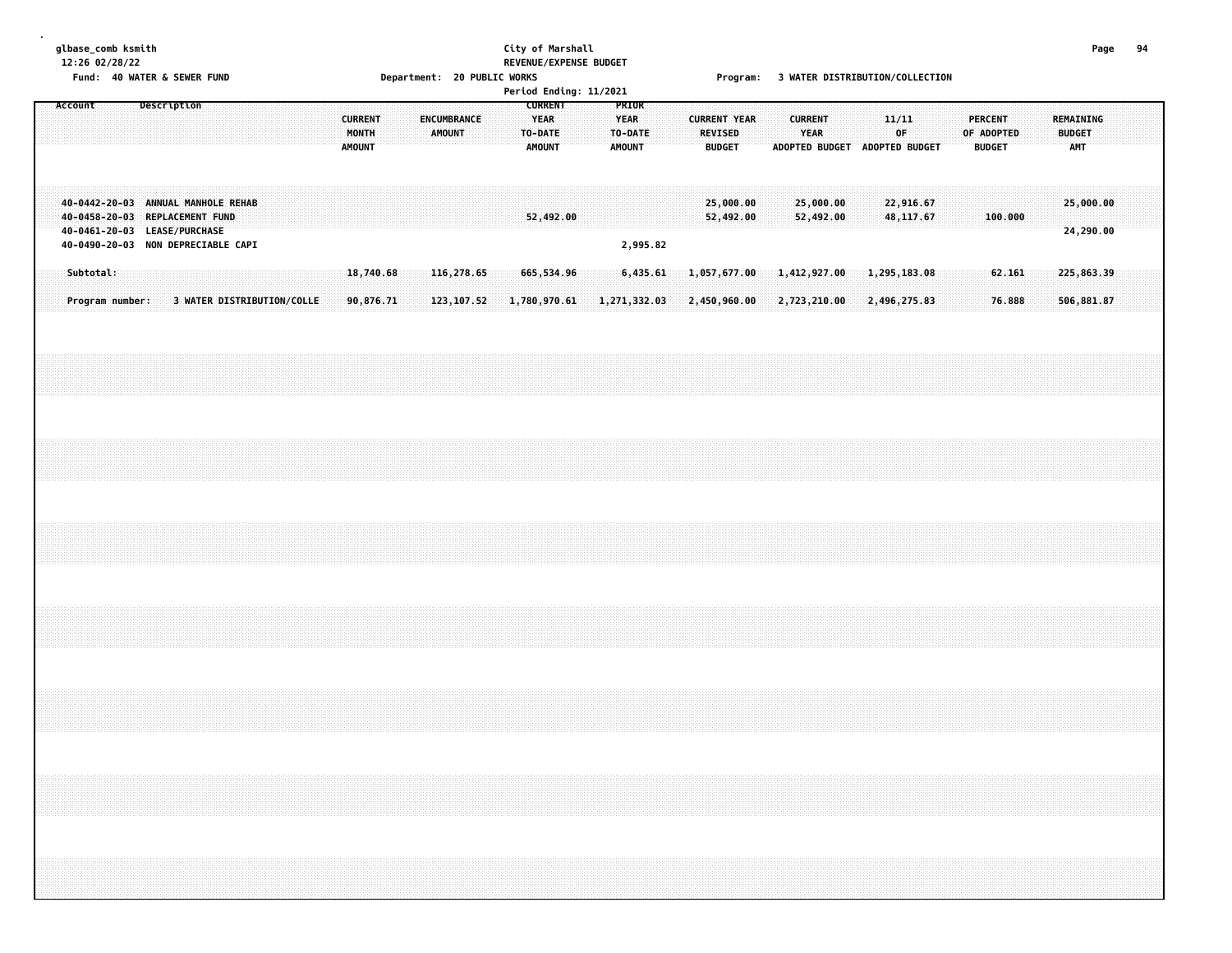glbase_comb ksmith
12:26 02/28/22

City of Marshall
REVENUE/EXPENSE BUDGET

Fund: 40 WATER & SEWER FUND    Department: 20 PUBLIC WORKS    Program: 3 WATER DISTRIBUTION/COLLECTION

Period Ending: 11/2021

| Account | Description | CURRENT MONTH AMOUNT | ENCUMBRANCE AMOUNT | CURRENT YEAR TO-DATE AMOUNT | PRIOR YEAR TO-DATE AMOUNT | CURRENT YEAR REVISED BUDGET | CURRENT YEAR ADOPTED BUDGET | 11/11 OF ADOPTED BUDGET | PERCENT OF ADOPTED BUDGET | REMAINING BUDGET AMT |
|---|---|---|---|---|---|---|---|---|---|---|
| 40-0442-20-03 | ANNUAL MANHOLE REHAB | | | | | 25,000.00 | 25,000.00 | 22,916.67 | | 25,000.00 |
| 40-0458-20-03 | REPLACEMENT FUND | | | 52,492.00 | | 52,492.00 | 52,492.00 | 48,117.67 | 100.000 | |
| 40-0461-20-03 | LEASE/PURCHASE | | | | | | | | | 24,290.00 |
| 40-0490-20-03 | NON DEPRECIABLE CAPI | | | | 2,995.82 | | | | | |
| Subtotal: | | 18,740.68 | 116,278.65 | 665,534.96 | 6,435.61 | 1,057,677.00 | 1,412,927.00 | 1,295,183.08 | 62.161 | 225,863.39 |
| Program number: | 3 WATER DISTRIBUTION/COLLE | 90,876.71 | 123,107.52 | 1,780,970.61 | 1,271,332.03 | 2,450,960.00 | 2,723,210.00 | 2,496,275.83 | 76.888 | 506,881.87 |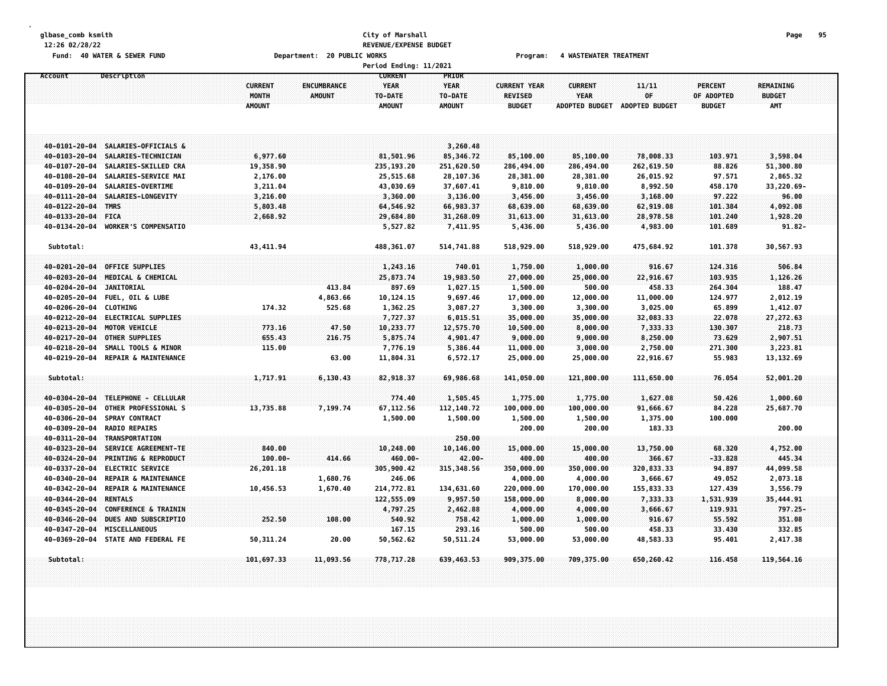glbase_comb ksmith
12:26 02/28/22

City of Marshall
REVENUE/EXPENSE BUDGET

Fund: 40 WATER & SEWER FUND    Department: 20 PUBLIC WORKS    Program: 4 WASTEWATER TREATMENT

Period Ending: 11/2021

| Account | Description | CURRENT MONTH AMOUNT | ENCUMBRANCE AMOUNT | CURRENT YEAR TO-DATE AMOUNT | PRIOR YEAR TO-DATE AMOUNT | CURRENT YEAR REVISED BUDGET | CURRENT YEAR ADOPTED BUDGET | 11/11 OF ADOPTED BUDGET | PERCENT OF ADOPTED BUDGET | REMAINING BUDGET AMT |
|---|---|---|---|---|---|---|---|---|---|---|
| 40-0101-20-04 | SALARIES-OFFICIALS & | | | | 3,260.48 | | | | | |
| 40-0103-20-04 | SALARIES-TECHNICIAN | 6,977.60 | | 81,501.96 | 85,346.72 | 85,100.00 | 85,100.00 | 78,008.33 | 103.971 | 3,598.04 |
| 40-0107-20-04 | SALARIES-SKILLED CRA | 19,358.90 | | 235,193.20 | 251,620.50 | 286,494.00 | 286,494.00 | 262,619.50 | 88.826 | 51,300.80 |
| 40-0108-20-04 | SALARIES-SERVICE MAI | 2,176.00 | | 25,515.68 | 28,107.36 | 28,381.00 | 28,381.00 | 26,015.92 | 97.571 | 2,865.32 |
| 40-0109-20-04 | SALARIES-OVERTIME | 3,211.04 | | 43,030.69 | 37,607.41 | 9,810.00 | 9,810.00 | 8,992.50 | 458.170 | 33,220.69- |
| 40-0111-20-04 | SALARIES-LONGEVITY | 3,216.00 | | 3,360.00 | 3,136.00 | 3,456.00 | 3,456.00 | 3,168.00 | 97.222 | 96.00 |
| 40-0122-20-04 | TMRS | 5,803.48 | | 64,546.92 | 66,983.37 | 68,639.00 | 68,639.00 | 62,919.08 | 101.384 | 4,092.08 |
| 40-0133-20-04 | FICA | 2,668.92 | | 29,684.80 | 31,268.09 | 31,613.00 | 31,613.00 | 28,978.58 | 101.240 | 1,928.20 |
| 40-0134-20-04 | WORKER'S COMPENSATIO | | | 5,527.82 | 7,411.95 | 5,436.00 | 5,436.00 | 4,983.00 | 101.689 | 91.82- |
| Subtotal: | | 43,411.94 | | 488,361.07 | 514,741.88 | 518,929.00 | 518,929.00 | 475,684.92 | 101.378 | 30,567.93 |
| 40-0201-20-04 | OFFICE SUPPLIES | | | 1,243.16 | 740.01 | 1,750.00 | 1,000.00 | 916.67 | 124.316 | 506.84 |
| 40-0203-20-04 | MEDICAL & CHEMICAL | | | 25,873.74 | 19,983.50 | 27,000.00 | 25,000.00 | 22,916.67 | 103.935 | 1,126.26 |
| 40-0204-20-04 | JANITORIAL | | 413.84 | 897.69 | 1,027.15 | 1,500.00 | 500.00 | 458.33 | 264.304 | 188.47 |
| 40-0205-20-04 | FUEL, OIL & LUBE | | 4,863.66 | 10,124.15 | 9,697.46 | 17,000.00 | 12,000.00 | 11,000.00 | 124.977 | 2,012.19 |
| 40-0206-20-04 | CLOTHING | 174.32 | 525.68 | 1,362.25 | 3,087.27 | 3,300.00 | 3,300.00 | 3,025.00 | 65.899 | 1,412.07 |
| 40-0212-20-04 | ELECTRICAL SUPPLIES | | | 7,727.37 | 6,015.51 | 35,000.00 | 35,000.00 | 32,083.33 | 22.078 | 27,272.63 |
| 40-0213-20-04 | MOTOR VEHICLE | 773.16 | 47.50 | 10,233.77 | 12,575.70 | 10,500.00 | 8,000.00 | 7,333.33 | 130.307 | 218.73 |
| 40-0217-20-04 | OTHER SUPPLIES | 655.43 | 216.75 | 5,875.74 | 4,901.47 | 9,000.00 | 9,000.00 | 8,250.00 | 73.629 | 2,907.51 |
| 40-0218-20-04 | SMALL TOOLS & MINOR | 115.00 | | 7,776.19 | 5,386.44 | 11,000.00 | 3,000.00 | 2,750.00 | 271.300 | 3,223.81 |
| 40-0219-20-04 | REPAIR & MAINTENANCE | | 63.00 | 11,804.31 | 6,572.17 | 25,000.00 | 25,000.00 | 22,916.67 | 55.983 | 13,132.69 |
| Subtotal: | | 1,717.91 | 6,130.43 | 82,918.37 | 69,986.68 | 141,050.00 | 121,800.00 | 111,650.00 | 76.054 | 52,001.20 |
| 40-0304-20-04 | TELEPHONE - CELLULAR | | | 774.40 | 1,505.45 | 1,775.00 | 1,775.00 | 1,627.08 | 50.426 | 1,000.60 |
| 40-0305-20-04 | OTHER PROFESSIONAL S | 13,735.88 | 7,199.74 | 67,112.56 | 112,140.72 | 100,000.00 | 100,000.00 | 91,666.67 | 84.228 | 25,687.70 |
| 40-0306-20-04 | SPRAY CONTRACT | | | 1,500.00 | 1,500.00 | 1,500.00 | 1,500.00 | 1,375.00 | 100.000 | |
| 40-0309-20-04 | RADIO REPAIRS | | | | | 200.00 | 200.00 | 183.33 | | 200.00 |
| 40-0311-20-04 | TRANSPORTATION | | | | 250.00 | | | | | |
| 40-0323-20-04 | SERVICE AGREEMENT-TE | 840.00 | | 10,248.00 | 10,146.00 | 15,000.00 | 15,000.00 | 13,750.00 | 68.320 | 4,752.00 |
| 40-0324-20-04 | PRINTING & REPRODUCT | 100.00- | 414.66 | 460.00- | 42.00- | 400.00 | 400.00 | 366.67 | -33.828 | 445.34 |
| 40-0337-20-04 | ELECTRIC SERVICE | 26,201.18 | | 305,900.42 | 315,348.56 | 350,000.00 | 350,000.00 | 320,833.33 | 94.897 | 44,099.58 |
| 40-0340-20-04 | REPAIR & MAINTENANCE | | 1,680.76 | 246.06 | | 4,000.00 | 4,000.00 | 3,666.67 | 49.052 | 2,073.18 |
| 40-0342-20-04 | REPAIR & MAINTENANCE | 10,456.53 | 1,670.40 | 214,772.81 | 134,631.60 | 220,000.00 | 170,000.00 | 155,833.33 | 127.439 | 3,556.79 |
| 40-0344-20-04 | RENTALS | | | 122,555.09 | 9,957.50 | 158,000.00 | 8,000.00 | 7,333.33 | 1,531.939 | 35,444.91 |
| 40-0345-20-04 | CONFERENCE & TRAININ | | | 4,797.25 | 2,462.88 | 4,000.00 | 4,000.00 | 3,666.67 | 119.931 | 797.25- |
| 40-0346-20-04 | DUES AND SUBSCRIPTIO | 252.50 | 108.00 | 540.92 | 758.42 | 1,000.00 | 1,000.00 | 916.67 | 55.592 | 351.08 |
| 40-0347-20-04 | MISCELLANEOUS | | | 167.15 | 293.16 | 500.00 | 500.00 | 458.33 | 33.430 | 332.85 |
| 40-0369-20-04 | STATE AND FEDERAL FE | 50,311.24 | 20.00 | 50,562.62 | 50,511.24 | 53,000.00 | 53,000.00 | 48,583.33 | 95.401 | 2,417.38 |
| Subtotal: | | 101,697.33 | 11,093.56 | 778,717.28 | 639,463.53 | 909,375.00 | 709,375.00 | 650,260.42 | 116.458 | 119,564.16 |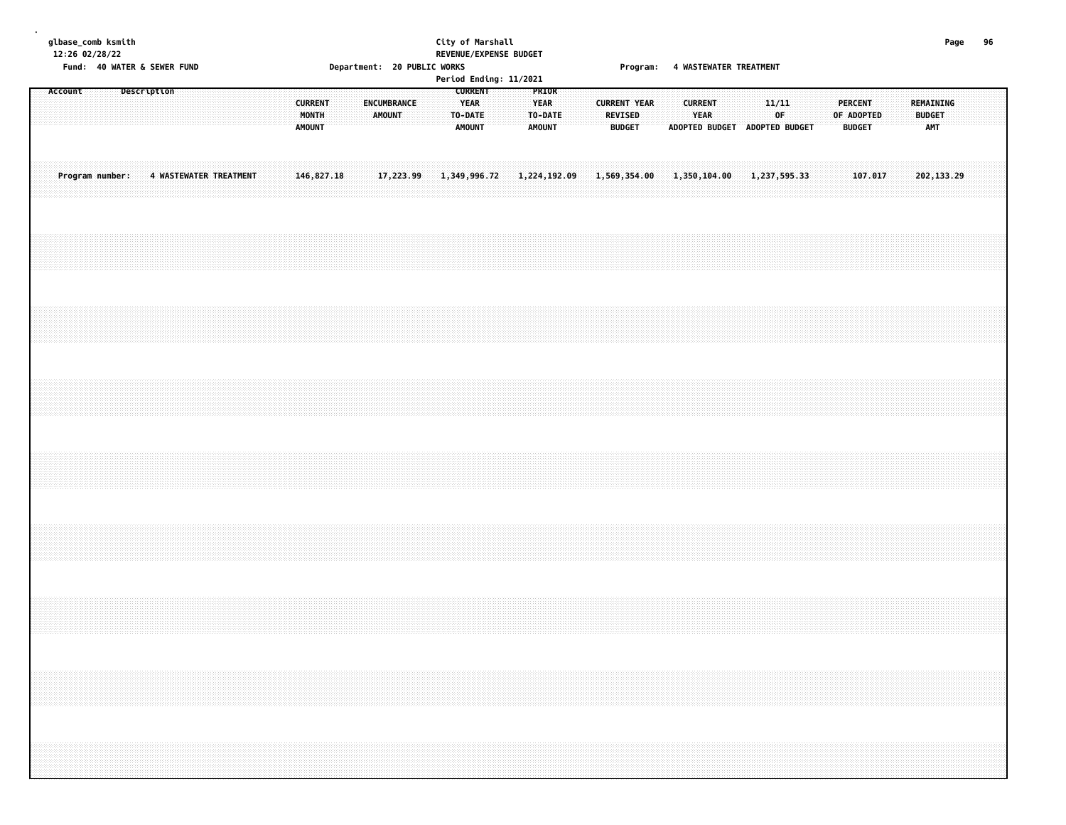glbase_comb ksmith
12:26 02/28/22

City of Marshall
REVENUE/EXPENSE BUDGET

Fund: 40 WATER & SEWER FUND    Department: 20 PUBLIC WORKS    Program: 4 WASTEWATER TREATMENT

Period Ending: 11/2021

| Account | Description | CURRENT MONTH AMOUNT | ENCUMBRANCE AMOUNT | CURRENT YEAR TO-DATE AMOUNT | PRIOR YEAR TO-DATE AMOUNT | CURRENT YEAR REVISED BUDGET | CURRENT YEAR ADOPTED BUDGET | 11/11 OF ADOPTED BUDGET | PERCENT OF ADOPTED BUDGET | REMAINING BUDGET AMT |
|---|---|---|---|---|---|---|---|---|---|---|
| Program number: | 4 WASTEWATER TREATMENT | 146,827.18 | 17,223.99 | 1,349,996.72 | 1,224,192.09 | 1,569,354.00 | 1,350,104.00 | 1,237,595.33 | 107.017 | 202,133.29 |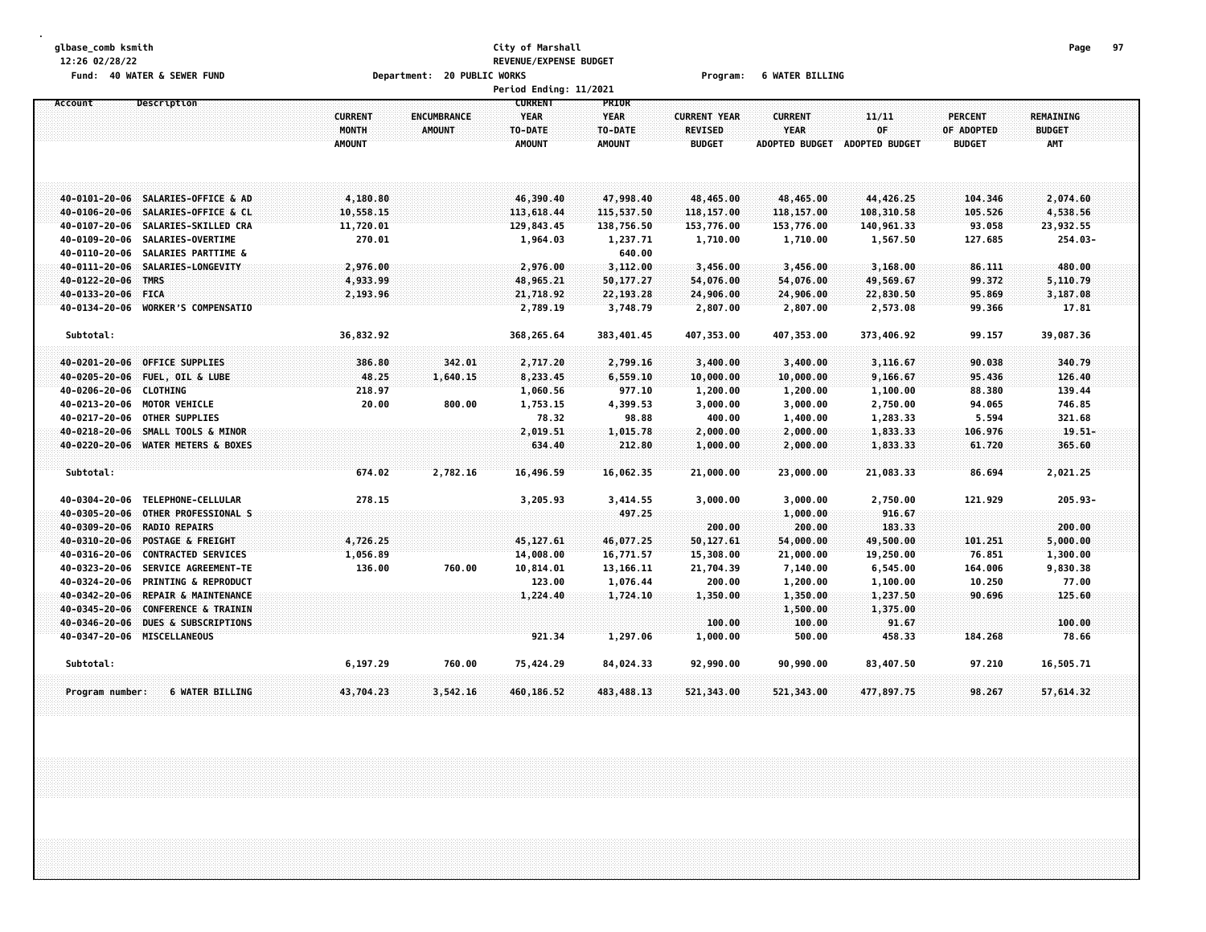glbase_comb ksmith
12:26 02/28/22

**City of Marshall**
**REVENUE/EXPENSE BUDGET**

Fund: 40 WATER & SEWER FUND    Department: 20 PUBLIC WORKS    Program: 6 WATER BILLING

Period Ending: 11/2021

| Account | Description | CURRENT MONTH AMOUNT | ENCUMBRANCE AMOUNT | CURRENT YEAR TO-DATE AMOUNT | PRIOR YEAR TO-DATE AMOUNT | CURRENT YEAR REVISED BUDGET | CURRENT YEAR ADOPTED BUDGET | 11/11 OF ADOPTED BUDGET | PERCENT OF ADOPTED BUDGET | REMAINING BUDGET AMT |
|---|---|---|---|---|---|---|---|---|---|---|
| 40-0101-20-06 | SALARIES-OFFICE & AD | 4,180.80 | | 46,390.40 | 47,998.40 | 48,465.00 | 48,465.00 | 44,426.25 | 104.346 | 2,074.60 |
| 40-0106-20-06 | SALARIES-OFFICE & CL | 10,558.15 | | 113,618.44 | 115,537.50 | 118,157.00 | 118,157.00 | 108,310.58 | 105.526 | 4,538.56 |
| 40-0107-20-06 | SALARIES-SKILLED CRA | 11,720.01 | | 129,843.45 | 138,756.50 | 153,776.00 | 153,776.00 | 140,961.33 | 93.058 | 23,932.55 |
| 40-0109-20-06 | SALARIES-OVERTIME | 270.01 | | 1,964.03 | 1,237.71 | 1,710.00 | 1,710.00 | 1,567.50 | 127.685 | 254.03- |
| 40-0110-20-06 | SALARIES PARTTIME & | | | | 640.00 | | | | | |
| 40-0111-20-06 | SALARIES-LONGEVITY | 2,976.00 | | 2,976.00 | 3,112.00 | 3,456.00 | 3,456.00 | 3,168.00 | 86.111 | 480.00 |
| 40-0122-20-06 | TMRS | 4,933.99 | | 48,965.21 | 50,177.27 | 54,076.00 | 54,076.00 | 49,569.67 | 99.372 | 5,110.79 |
| 40-0133-20-06 | FICA | 2,193.96 | | 21,718.92 | 22,193.28 | 24,906.00 | 24,906.00 | 22,830.50 | 95.869 | 3,187.08 |
| 40-0134-20-06 | WORKER'S COMPENSATIO | | | 2,789.19 | 3,748.79 | 2,807.00 | 2,807.00 | 2,573.08 | 99.366 | 17.81 |
| Subtotal: | | 36,832.92 | | 368,265.64 | 383,401.45 | 407,353.00 | 407,353.00 | 373,406.92 | 99.157 | 39,087.36 |
| 40-0201-20-06 | OFFICE SUPPLIES | 386.80 | 342.01 | 2,717.20 | 2,799.16 | 3,400.00 | 3,400.00 | 3,116.67 | 90.038 | 340.79 |
| 40-0205-20-06 | FUEL, OIL & LUBE | 48.25 | 1,640.15 | 8,233.45 | 6,559.10 | 10,000.00 | 10,000.00 | 9,166.67 | 95.436 | 126.40 |
| 40-0206-20-06 | CLOTHING | 218.97 | | 1,060.56 | 977.10 | 1,200.00 | 1,200.00 | 1,100.00 | 88.380 | 139.44 |
| 40-0213-20-06 | MOTOR VEHICLE | 20.00 | 800.00 | 1,753.15 | 4,399.53 | 3,000.00 | 3,000.00 | 2,750.00 | 94.065 | 746.85 |
| 40-0217-20-06 | OTHER SUPPLIES | | | 78.32 | 98.88 | 400.00 | 1,400.00 | 1,283.33 | 5.594 | 321.68 |
| 40-0218-20-06 | SMALL TOOLS & MINOR | | | 2,019.51 | 1,015.78 | 2,000.00 | 2,000.00 | 1,833.33 | 106.976 | 19.51- |
| 40-0220-20-06 | WATER METERS & BOXES | | | 634.40 | 212.80 | 1,000.00 | 2,000.00 | 1,833.33 | 61.720 | 365.60 |
| Subtotal: | | 674.02 | 2,782.16 | 16,496.59 | 16,062.35 | 21,000.00 | 23,000.00 | 21,083.33 | 86.694 | 2,021.25 |
| 40-0304-20-06 | TELEPHONE-CELLULAR | 278.15 | | 3,205.93 | 3,414.55 | 3,000.00 | 3,000.00 | 2,750.00 | 121.929 | 205.93- |
| 40-0305-20-06 | OTHER PROFESSIONAL S | | | | 497.25 | | 1,000.00 | 916.67 | | |
| 40-0309-20-06 | RADIO REPAIRS | | | | | 200.00 | 200.00 | 183.33 | | 200.00 |
| 40-0310-20-06 | POSTAGE & FREIGHT | 4,726.25 | | 45,127.61 | 46,077.25 | 50,127.61 | 54,000.00 | 49,500.00 | 101.251 | 5,000.00 |
| 40-0316-20-06 | CONTRACTED SERVICES | 1,056.89 | | 14,008.00 | 16,771.57 | 15,308.00 | 21,000.00 | 19,250.00 | 76.851 | 1,300.00 |
| 40-0323-20-06 | SERVICE AGREEMENT-TE | 136.00 | 760.00 | 10,814.01 | 13,166.11 | 21,704.39 | 7,140.00 | 6,545.00 | 164.006 | 9,830.38 |
| 40-0324-20-06 | PRINTING & REPRODUCT | | | 123.00 | 1,076.44 | 200.00 | 1,200.00 | 1,100.00 | 10.250 | 77.00 |
| 40-0342-20-06 | REPAIR & MAINTENANCE | | | 1,224.40 | 1,724.10 | 1,350.00 | 1,350.00 | 1,237.50 | 90.696 | 125.60 |
| 40-0345-20-06 | CONFERENCE & TRAININ | | | | | | 1,500.00 | 1,375.00 | | |
| 40-0346-20-06 | DUES & SUBSCRIPTIONS | | | | | 100.00 | 100.00 | 91.67 | | 100.00 |
| 40-0347-20-06 | MISCELLANEOUS | | | 921.34 | 1,297.06 | 1,000.00 | 500.00 | 458.33 | 184.268 | 78.66 |
| Subtotal: | | 6,197.29 | 760.00 | 75,424.29 | 84,024.33 | 92,990.00 | 90,990.00 | 83,407.50 | 97.210 | 16,505.71 |
| Program number: | 6 WATER BILLING | 43,704.23 | 3,542.16 | 460,186.52 | 483,488.13 | 521,343.00 | 521,343.00 | 477,897.75 | 98.267 | 57,614.32 |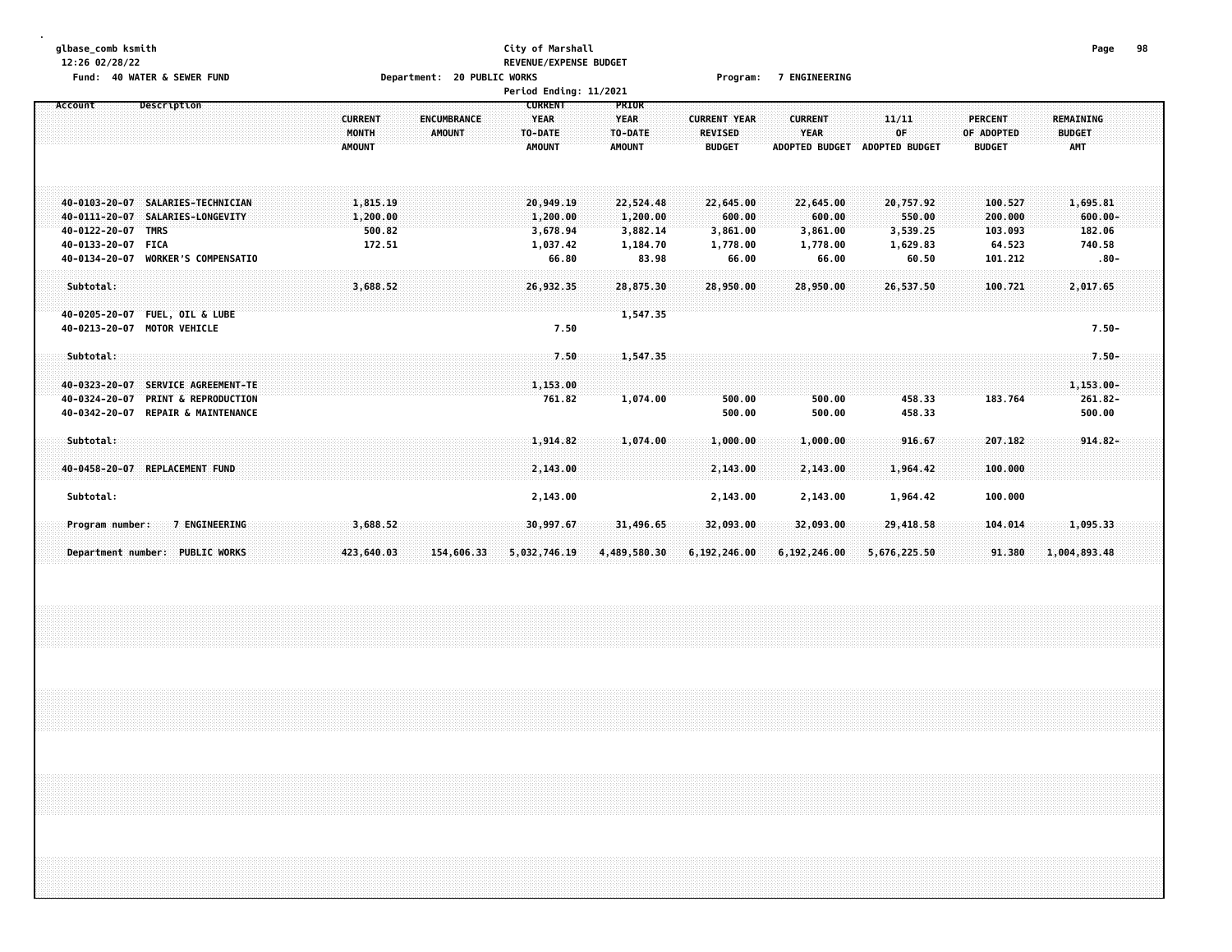glbase_comb ksmith
12:26 02/28/22

**City of Marshall**
**REVENUE/EXPENSE BUDGET**
**Period Ending: 11/2021**

Fund: 40 WATER & SEWER FUND    Department: 20 PUBLIC WORKS    Program: 7 ENGINEERING

| Account | Description | CURRENT MONTH AMOUNT | ENCUMBRANCE AMOUNT | CURRENT YEAR TO-DATE AMOUNT | PRIOR YEAR TO-DATE AMOUNT | CURRENT YEAR REVISED BUDGET | CURRENT YEAR ADOPTED BUDGET | 11/11 OF ADOPTED BUDGET | PERCENT OF ADOPTED BUDGET | REMAINING BUDGET AMT |
|---|---|---|---|---|---|---|---|---|---|---|
| 40-0103-20-07 | SALARIES-TECHNICIAN | 1,815.19 | | 20,949.19 | 22,524.48 | 22,645.00 | 22,645.00 | 20,757.92 | 100.527 | 1,695.81 |
| 40-0111-20-07 | SALARIES-LONGEVITY | 1,200.00 | | 1,200.00 | 1,200.00 | 600.00 | 600.00 | 550.00 | 200.000 | 600.00- |
| 40-0122-20-07 | TMRS | 500.82 | | 3,678.94 | 3,882.14 | 3,861.00 | 3,861.00 | 3,539.25 | 103.093 | 182.06 |
| 40-0133-20-07 | FICA | 172.51 | | 1,037.42 | 1,184.70 | 1,778.00 | 1,778.00 | 1,629.83 | 64.523 | 740.58 |
| 40-0134-20-07 | WORKER'S COMPENSATIO | | | 66.80 | 83.98 | 66.00 | 66.00 | 60.50 | 101.212 | .80- |
| Subtotal: | | 3,688.52 | | 26,932.35 | 28,875.30 | 28,950.00 | 28,950.00 | 26,537.50 | 100.721 | 2,017.65 |
| 40-0205-20-07 | FUEL, OIL & LUBE | | | | 1,547.35 | | | | | |
| 40-0213-20-07 | MOTOR VEHICLE | | | 7.50 | | | | | | 7.50- |
| Subtotal: | | | | 7.50 | 1,547.35 | | | | | 7.50- |
| 40-0323-20-07 | SERVICE AGREEMENT-TE | | | 1,153.00 | | | | | | 1,153.00- |
| 40-0324-20-07 | PRINT & REPRODUCTION | | | 761.82 | 1,074.00 | 500.00 | 500.00 | 458.33 | 183.764 | 261.82- |
| 40-0342-20-07 | REPAIR & MAINTENANCE | | | | | 500.00 | 500.00 | 458.33 | | 500.00 |
| Subtotal: | | | | 1,914.82 | 1,074.00 | 1,000.00 | 1,000.00 | 916.67 | 207.182 | 914.82- |
| 40-0458-20-07 | REPLACEMENT FUND | | | 2,143.00 | | 2,143.00 | 2,143.00 | 1,964.42 | 100.000 | |
| Subtotal: | | | | 2,143.00 | | 2,143.00 | 2,143.00 | 1,964.42 | 100.000 | |
| Program number: | 7 ENGINEERING | 3,688.52 | | 30,997.67 | 31,496.65 | 32,093.00 | 32,093.00 | 29,418.58 | 104.014 | 1,095.33 |
| Department number: | PUBLIC WORKS | 423,640.03 | 154,606.33 | 5,032,746.19 | 4,489,580.30 | 6,192,246.00 | 6,192,246.00 | 5,676,225.50 | 91.380 | 1,004,893.48 |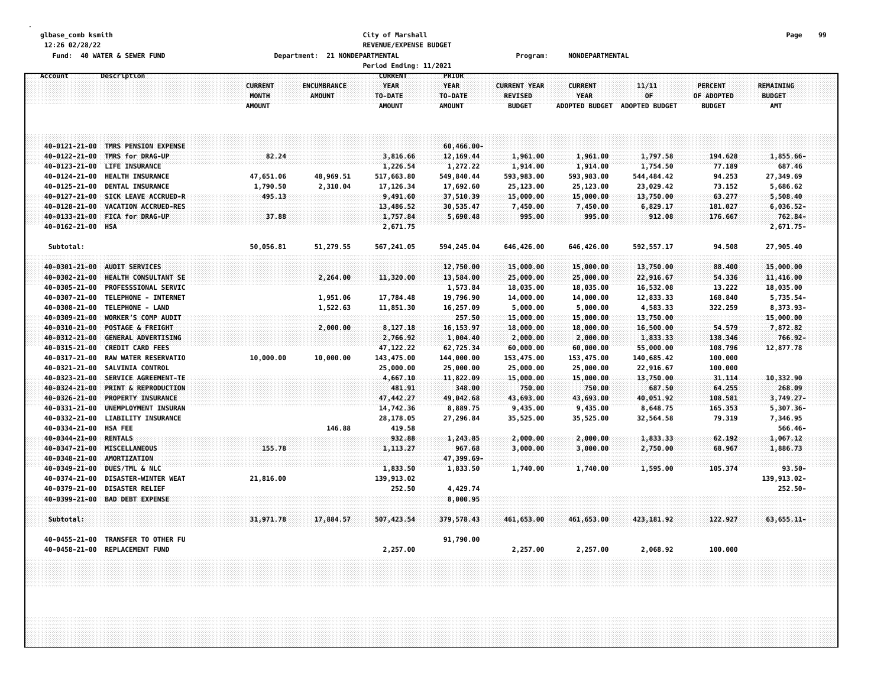glbase_comb ksmith
12:26 02/28/22
Fund: 40 WATER & SEWER FUND

City of Marshall
REVENUE/EXPENSE BUDGET
Department: 21 NONDEPARTMENTAL
Period Ending: 11/2021

Program: NONDEPARTMENTAL

| Account | Description | CURRENT MONTH AMOUNT | ENCUMBRANCE AMOUNT | CURRENT YEAR TO-DATE AMOUNT | PRIOR YEAR TO-DATE AMOUNT | CURRENT YEAR REVISED BUDGET | CURRENT YEAR ADOPTED BUDGET | 11/11 OF ADOPTED BUDGET | PERCENT OF ADOPTED BUDGET | REMAINING BUDGET AMT |
|---|---|---|---|---|---|---|---|---|---|---|
| 40-0121-21-00 | TMRS PENSION EXPENSE | | | | 60,466.00- | | | | | |
| 40-0122-21-00 | TMRS for DRAG-UP | 82.24 | | 3,816.66 | 12,169.44 | 1,961.00 | 1,961.00 | 1,797.58 | 194.628 | 1,855.66- |
| 40-0123-21-00 | LIFE INSURANCE | | | 1,226.54 | 1,272.22 | 1,914.00 | 1,914.00 | 1,754.50 | 77.189 | 687.46 |
| 40-0124-21-00 | HEALTH INSURANCE | 47,651.06 | 48,969.51 | 517,663.80 | 549,840.44 | 593,983.00 | 593,983.00 | 544,484.42 | 94.253 | 27,349.69 |
| 40-0125-21-00 | DENTAL INSURANCE | 1,790.50 | 2,310.04 | 17,126.34 | 17,692.60 | 25,123.00 | 25,123.00 | 23,029.42 | 73.152 | 5,686.62 |
| 40-0127-21-00 | SICK LEAVE ACCRUED-R | 495.13 | | 9,491.60 | 37,510.39 | 15,000.00 | 15,000.00 | 13,750.00 | 63.277 | 5,508.40 |
| 40-0128-21-00 | VACATION ACCRUED-RES | | | 13,486.52 | 30,535.47 | 7,450.00 | 7,450.00 | 6,829.17 | 181.027 | 6,036.52- |
| 40-0133-21-00 | FICA for DRAG-UP | 37.88 | | 1,757.84 | 5,690.48 | 995.00 | 995.00 | 912.08 | 176.667 | 762.84- |
| 40-0162-21-00 | HSA | | | 2,671.75 | | | | | | 2,671.75- |
| Subtotal: | | 50,056.81 | 51,279.55 | 567,241.05 | 594,245.04 | 646,426.00 | 646,426.00 | 592,557.17 | 94.508 | 27,905.40 |
| 40-0301-21-00 | AUDIT SERVICES | | | | 12,750.00 | 15,000.00 | 15,000.00 | 13,750.00 | 88.400 | 15,000.00 |
| 40-0302-21-00 | HEALTH CONSULTANT SE | | 2,264.00 | 11,320.00 | 13,584.00 | 25,000.00 | 25,000.00 | 22,916.67 | 54.336 | 11,416.00 |
| 40-0305-21-00 | PROFESSSIONAL SERVIC | | | | 1,573.84 | 18,035.00 | 18,035.00 | 16,532.08 | 13.222 | 18,035.00 |
| 40-0307-21-00 | TELEPHONE - INTERNET | | 1,951.06 | 17,784.48 | 19,796.90 | 14,000.00 | 14,000.00 | 12,833.33 | 168.840 | 5,735.54- |
| 40-0308-21-00 | TELEPHONE - LAND | | 1,522.63 | 11,851.30 | 16,257.09 | 5,000.00 | 5,000.00 | 4,583.33 | 322.259 | 8,373.93- |
| 40-0309-21-00 | WORKER'S COMP AUDIT | | | | 257.50 | 15,000.00 | 15,000.00 | 13,750.00 | | 15,000.00 |
| 40-0310-21-00 | POSTAGE & FREIGHT | | 2,000.00 | 8,127.18 | 16,153.97 | 18,000.00 | 18,000.00 | 16,500.00 | 54.579 | 7,872.82 |
| 40-0312-21-00 | GENERAL ADVERTISING | | | 2,766.92 | 1,004.40 | 2,000.00 | 2,000.00 | 1,833.33 | 138.346 | 766.92- |
| 40-0315-21-00 | CREDIT CARD FEES | | | 47,122.22 | 62,725.34 | 60,000.00 | 60,000.00 | 55,000.00 | 108.796 | 12,877.78 |
| 40-0317-21-00 | RAW WATER RESERVATIO | 10,000.00 | 10,000.00 | 143,475.00 | 144,000.00 | 153,475.00 | 153,475.00 | 140,685.42 | 100.000 | |
| 40-0321-21-00 | SALVINIA CONTROL | | | 25,000.00 | 25,000.00 | 25,000.00 | 25,000.00 | 22,916.67 | 100.000 | |
| 40-0323-21-00 | SERVICE AGREEMENT-TE | | | 4,667.10 | 11,822.09 | 15,000.00 | 15,000.00 | 13,750.00 | 31.114 | 10,332.90 |
| 40-0324-21-00 | PRINT & REPRODUCTION | | | 481.91 | 348.00 | 750.00 | 750.00 | 687.50 | 64.255 | 268.09 |
| 40-0326-21-00 | PROPERTY INSURANCE | | | 47,442.27 | 49,042.68 | 43,693.00 | 43,693.00 | 40,051.92 | 108.581 | 3,749.27- |
| 40-0331-21-00 | UNEMPLOYMENT INSURAN | | | 14,742.36 | 8,889.75 | 9,435.00 | 9,435.00 | 8,648.75 | 165.353 | 5,307.36- |
| 40-0332-21-00 | LIABILITY INSURANCE | | | 28,178.05 | 27,296.84 | 35,525.00 | 35,525.00 | 32,564.58 | 79.319 | 7,346.95 |
| 40-0334-21-00 | HSA FEE | | 146.88 | 419.58 | | | | | | 566.46- |
| 40-0344-21-00 | RENTALS | | | 932.88 | 1,243.85 | 2,000.00 | 2,000.00 | 1,833.33 | 62.192 | 1,067.12 |
| 40-0347-21-00 | MISCELLANEOUS | 155.78 | | 1,113.27 | 967.68 | 3,000.00 | 3,000.00 | 2,750.00 | 68.967 | 1,886.73 |
| 40-0348-21-00 | AMORTIZATION | | | | 47,399.69- | | | | | |
| 40-0349-21-00 | DUES/TML & NLC | | | 1,833.50 | 1,833.50 | 1,740.00 | 1,740.00 | 1,595.00 | 105.374 | 93.50- |
| 40-0374-21-00 | DISASTER-WINTER WEAT | 21,816.00 | | 139,913.02 | | | | | | 139,913.02- |
| 40-0379-21-00 | DISASTER RELIEF | | | 252.50 | 4,429.74 | | | | | 252.50- |
| 40-0399-21-00 | BAD DEBT EXPENSE | | | | 8,000.95 | | | | | |
| Subtotal: | | 31,971.78 | 17,884.57 | 507,423.54 | 379,578.43 | 461,653.00 | 461,653.00 | 423,181.92 | 122.927 | 63,655.11- |
| 40-0455-21-00 | TRANSFER TO OTHER FU | | | | 91,790.00 | | | | | |
| 40-0458-21-00 | REPLACEMENT FUND | | | 2,257.00 | | 2,257.00 | 2,257.00 | 2,068.92 | 100.000 | |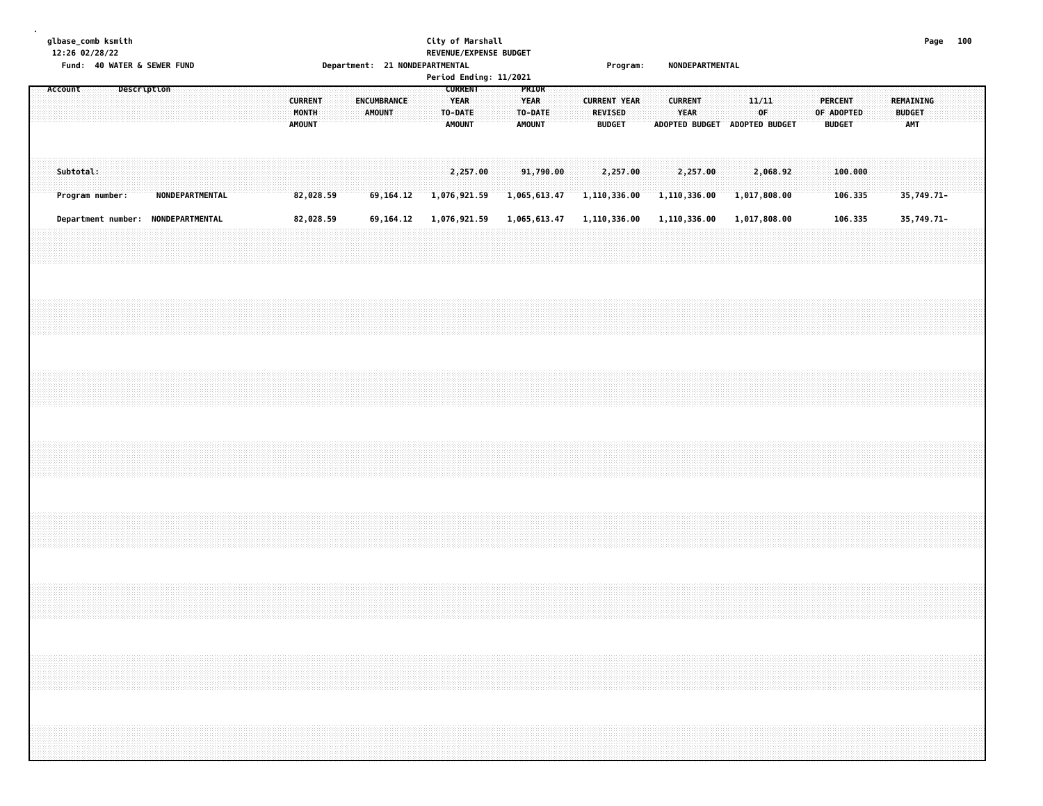glbase_comb ksmith
12:26 02/28/22
Fund: 40 WATER & SEWER FUND

City of Marshall
REVENUE/EXPENSE BUDGET
Department: 21 NONDEPARTMENTAL
Period Ending: 11/2021

Program: NONDEPARTMENTAL

| Account | Description | CURRENT MONTH AMOUNT | ENCUMBRANCE AMOUNT | CURRENT YEAR TO-DATE AMOUNT | PRIOR YEAR TO-DATE AMOUNT | CURRENT YEAR REVISED BUDGET | CURRENT YEAR ADOPTED BUDGET | 11/11 OF ADOPTED BUDGET | PERCENT OF ADOPTED BUDGET | REMAINING BUDGET AMT |
|---|---|---|---|---|---|---|---|---|---|---|
| Subtotal: | | | | 2,257.00 | 91,790.00 | 2,257.00 | 2,257.00 | 2,068.92 | 100.000 | |
| Program number: | NONDEPARTMENTAL | 82,028.59 | 69,164.12 | 1,076,921.59 | 1,065,613.47 | 1,110,336.00 | 1,110,336.00 | 1,017,808.00 | 106.335 | 35,749.71- |
| Department number: | NONDEPARTMENTAL | 82,028.59 | 69,164.12 | 1,076,921.59 | 1,065,613.47 | 1,110,336.00 | 1,110,336.00 | 1,017,808.00 | 106.335 | 35,749.71- |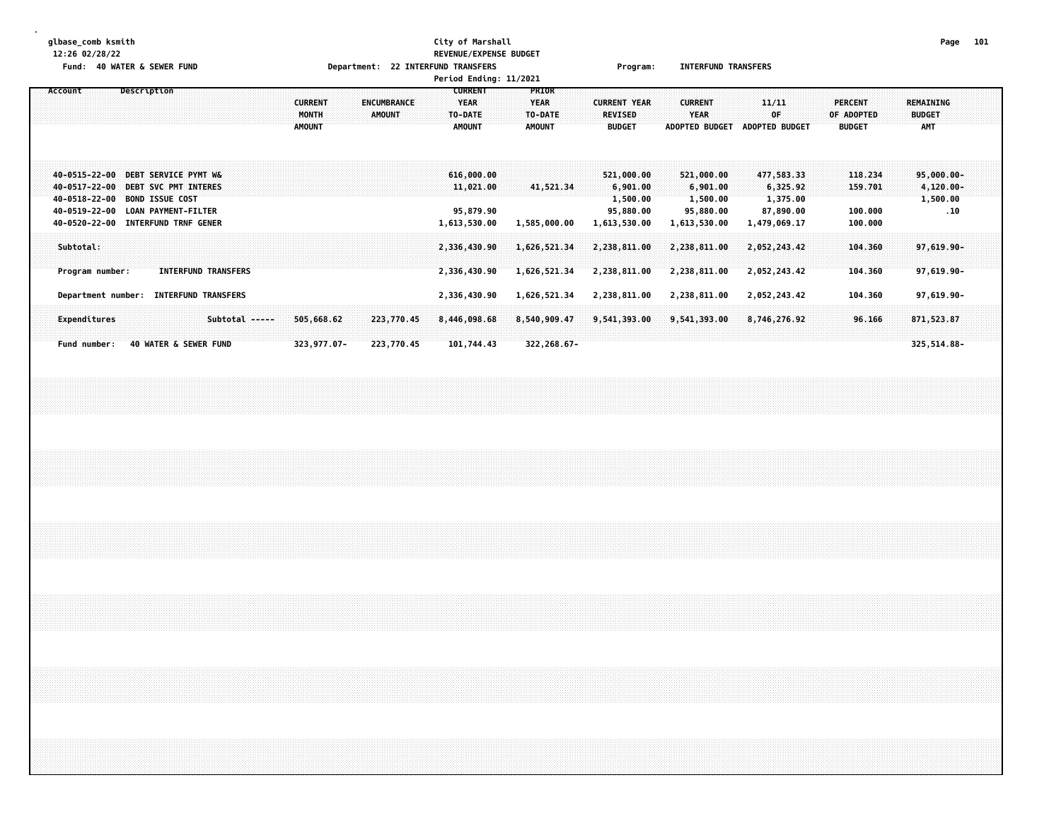glbase_comb ksmith
12:26 02/28/22

City of Marshall
REVENUE/EXPENSE BUDGET

Fund: 40 WATER & SEWER FUND | Department: 22 INTERFUND TRANSFERS | Program: INTERFUND TRANSFERS

Period Ending: 11/2021

| Account | Description | CURRENT MONTH AMOUNT | ENCUMBRANCE AMOUNT | CURRENT YEAR TO-DATE AMOUNT | PRIOR YEAR TO-DATE AMOUNT | CURRENT YEAR REVISED BUDGET | CURRENT YEAR ADOPTED BUDGET | 11/11 OF ADOPTED BUDGET | PERCENT OF ADOPTED BUDGET | REMAINING BUDGET AMT |
|---|---|---|---|---|---|---|---|---|---|---|
| 40-0515-22-00 | DEBT SERVICE PYMT W& | | | 616,000.00 | | 521,000.00 | 521,000.00 | 477,583.33 | 118.234 | 95,000.00- |
| 40-0517-22-00 | DEBT SVC PMT INTERES | | | 11,021.00 | 41,521.34 | 6,901.00 | 6,901.00 | 6,325.92 | 159.701 | 4,120.00- |
| 40-0518-22-00 | BOND ISSUE COST | | | | | 1,500.00 | 1,500.00 | 1,375.00 | | 1,500.00 |
| 40-0519-22-00 | LOAN PAYMENT-FILTER | | | 95,879.90 | | 95,880.00 | 95,880.00 | 87,890.00 | 100.000 | .10 |
| 40-0520-22-00 | INTERFUND TRNF GENER | | | 1,613,530.00 | 1,585,000.00 | 1,613,530.00 | 1,613,530.00 | 1,479,069.17 | 100.000 | |
| Subtotal: | | | | 2,336,430.90 | 1,626,521.34 | 2,238,811.00 | 2,238,811.00 | 2,052,243.42 | 104.360 | 97,619.90- |
| Program number: | INTERFUND TRANSFERS | | | 2,336,430.90 | 1,626,521.34 | 2,238,811.00 | 2,238,811.00 | 2,052,243.42 | 104.360 | 97,619.90- |
| Department number: | INTERFUND TRANSFERS | | | 2,336,430.90 | 1,626,521.34 | 2,238,811.00 | 2,238,811.00 | 2,052,243.42 | 104.360 | 97,619.90- |
| Expenditures | Subtotal ----- | 505,668.62 | 223,770.45 | 8,446,098.68 | 8,540,909.47 | 9,541,393.00 | 9,541,393.00 | 8,746,276.92 | 96.166 | 871,523.87 |
| Fund number: | 40 WATER & SEWER FUND | 323,977.07- | 223,770.45 | 101,744.43 | 322,268.67- | | | | | 325,514.88- |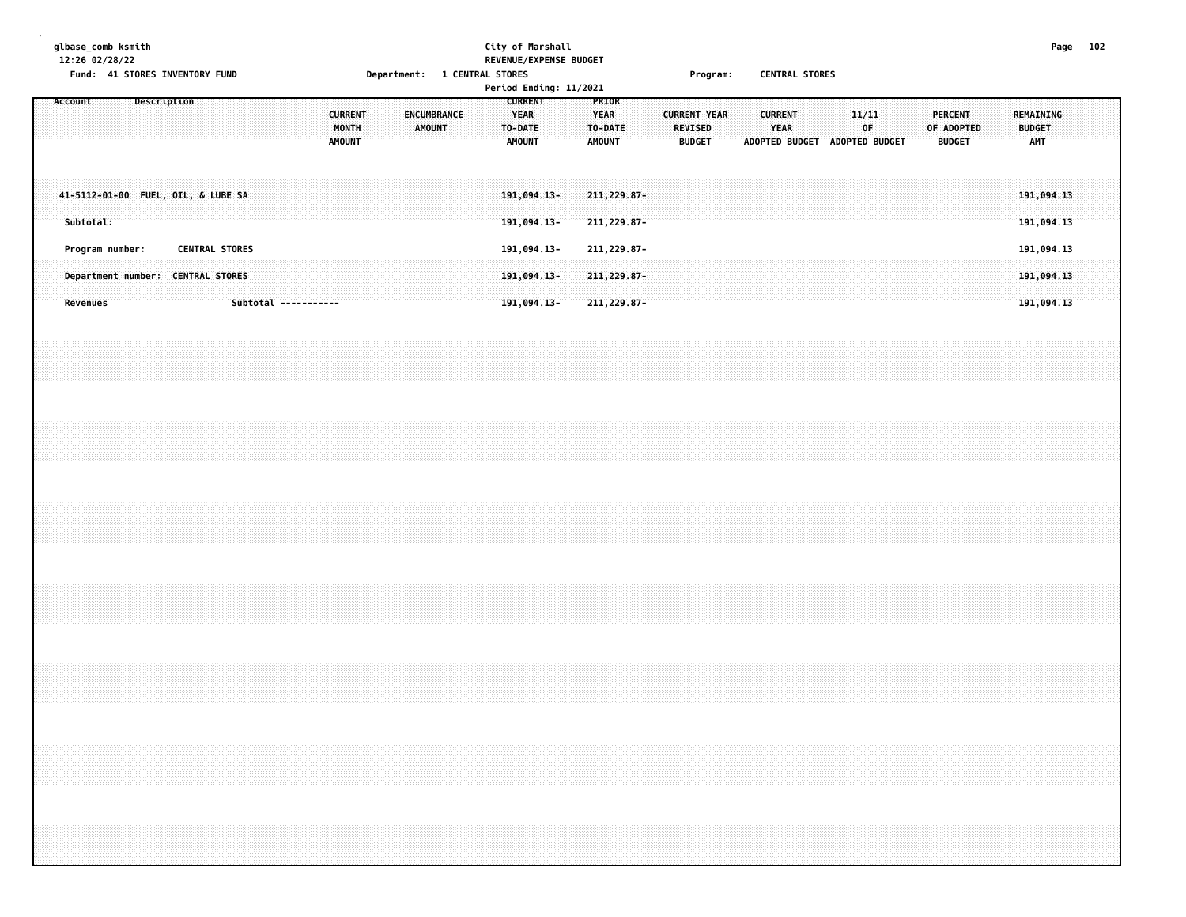glbase_comb ksmith
12:26 02/28/22

City of Marshall
REVENUE/EXPENSE BUDGET

Fund: 41 STORES INVENTORY FUND    Department: 1 CENTRAL STORES    Program: CENTRAL STORES

Period Ending: 11/2021

| Account | Description | CURRENT MONTH AMOUNT | ENCUMBRANCE AMOUNT | CURRENT YEAR TO-DATE AMOUNT | PRIOR YEAR TO-DATE AMOUNT | CURRENT YEAR REVISED BUDGET | CURRENT YEAR ADOPTED BUDGET | 11/11 OF ADOPTED BUDGET | PERCENT OF ADOPTED BUDGET | REMAINING BUDGET AMT |
|---|---|---|---|---|---|---|---|---|---|---|
| 41-5112-01-00 | FUEL, OIL, & LUBE SA | | | 191,094.13- | 211,229.87- | | | | | 191,094.13 |
| Subtotal: | | | | 191,094.13- | 211,229.87- | | | | | 191,094.13 |
| Program number: | CENTRAL STORES | | | 191,094.13- | 211,229.87- | | | | | 191,094.13 |
| Department number: | CENTRAL STORES | | | 191,094.13- | 211,229.87- | | | | | 191,094.13 |
| Revenues | Subtotal ----------- | | | 191,094.13- | 211,229.87- | | | | | 191,094.13 |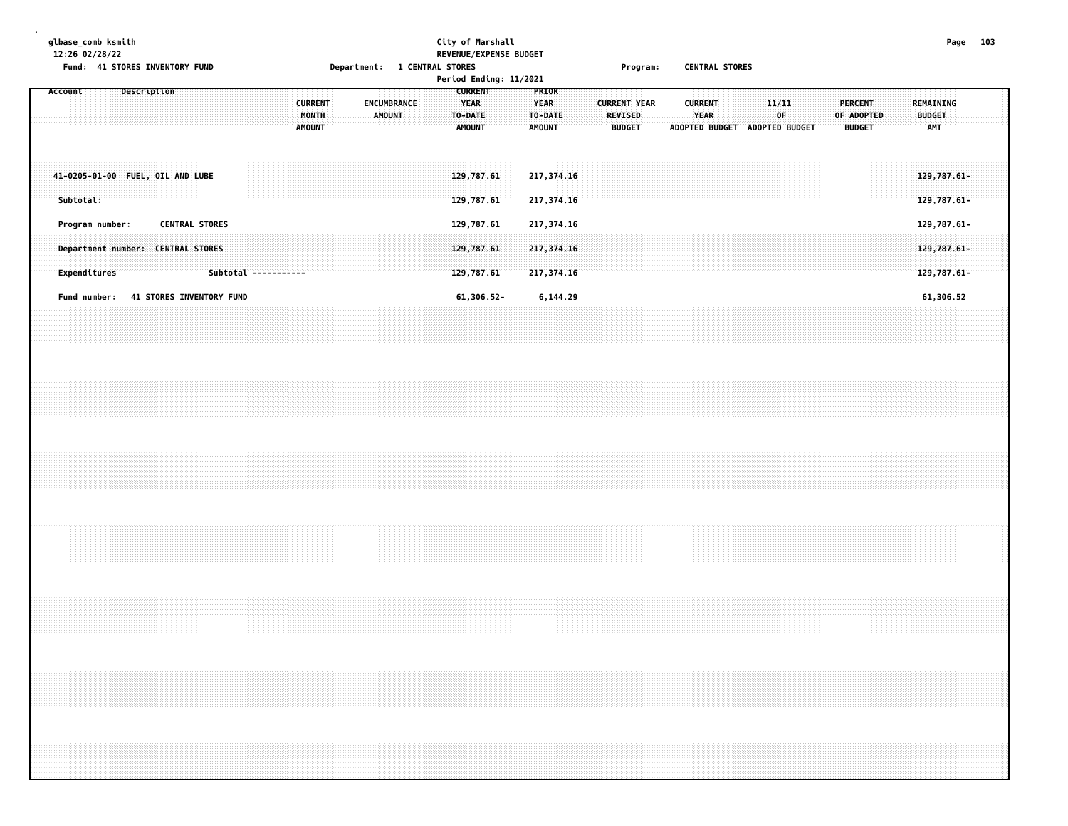glbase_comb ksmith
12:26 02/28/22

City of Marshall
REVENUE/EXPENSE BUDGET

Fund: 41 STORES INVENTORY FUND    Department: 1 CENTRAL STORES    Program: CENTRAL STORES

Period Ending: 11/2021

| Account Description | CURRENT MONTH AMOUNT | ENCUMBRANCE AMOUNT | CURRENT YEAR TO-DATE AMOUNT | PRIOR YEAR TO-DATE AMOUNT | CURRENT YEAR REVISED BUDGET | CURRENT YEAR ADOPTED BUDGET | 11/11 OF ADOPTED BUDGET | PERCENT OF ADOPTED BUDGET | REMAINING BUDGET AMT |
|---|---|---|---|---|---|---|---|---|---|
| 41-0205-01-00 FUEL, OIL AND LUBE | | | 129,787.61 | 217,374.16 | | | | | 129,787.61- |
| Subtotal: | | | 129,787.61 | 217,374.16 | | | | | 129,787.61- |
| Program number: CENTRAL STORES | | | 129,787.61 | 217,374.16 | | | | | 129,787.61- |
| Department number: CENTRAL STORES | | | 129,787.61 | 217,374.16 | | | | | 129,787.61- |
| Expenditures Subtotal ----------- | | | 129,787.61 | 217,374.16 | | | | | 129,787.61- |
| Fund number: 41 STORES INVENTORY FUND | | | 61,306.52- | 6,144.29 | | | | | 61,306.52 |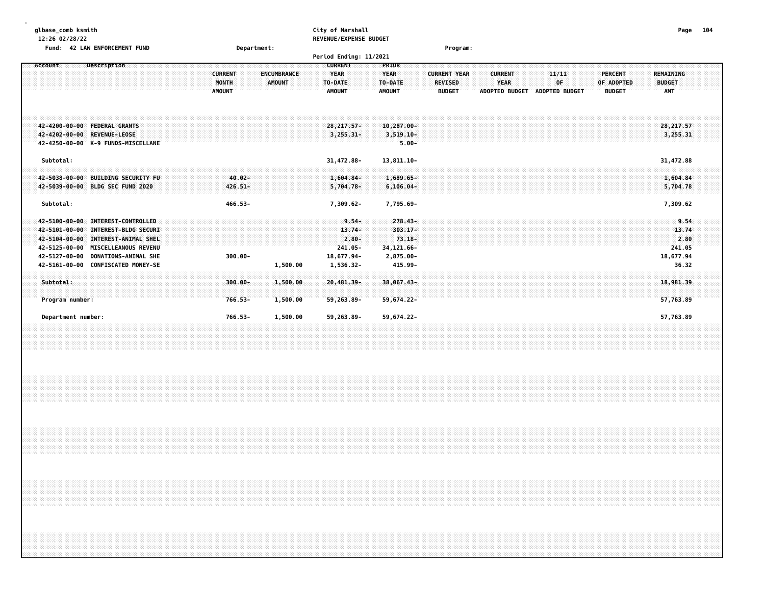glbase_comb ksmith
12:26 02/28/22

City of Marshall
REVENUE/EXPENSE BUDGET

Fund: 42 LAW ENFORCEMENT FUND Department: Program:

Period Ending: 11/2021

| Account | Description | CURRENT MONTH AMOUNT | ENCUMBRANCE AMOUNT | CURRENT YEAR TO-DATE AMOUNT | PRIOR YEAR TO-DATE AMOUNT | CURRENT YEAR REVISED BUDGET | CURRENT YEAR ADOPTED BUDGET | 11/11 OF ADOPTED BUDGET | PERCENT OF ADOPTED BUDGET | REMAINING BUDGET AMT |
|---|---|---|---|---|---|---|---|---|---|---|
| 42-4200-00-00 | FEDERAL GRANTS | | | 28,217.57- | 10,287.00- | | | | | 28,217.57 |
| 42-4202-00-00 | REVENUE-LEOSE | | | 3,255.31- | 3,519.10- | | | | | 3,255.31 |
| 42-4250-00-00 | K-9 FUNDS-MISCELLANE | | | | 5.00- | | | | | |
| Subtotal: | | | | 31,472.88- | 13,811.10- | | | | | 31,472.88 |
| 42-5038-00-00 | BUILDING SECURITY FU | 40.02- | | 1,604.84- | 1,689.65- | | | | | 1,604.84 |
| 42-5039-00-00 | BLDG SEC FUND 2020 | 426.51- | | 5,704.78- | 6,106.04- | | | | | 5,704.78 |
| Subtotal: | | 466.53- | | 7,309.62- | 7,795.69- | | | | | 7,309.62 |
| 42-5100-00-00 | INTEREST-CONTROLLED | | | 9.54- | 278.43- | | | | | 9.54 |
| 42-5101-00-00 | INTEREST-BLDG SECURI | | | 13.74- | 303.17- | | | | | 13.74 |
| 42-5104-00-00 | INTEREST-ANIMAL SHEL | | | 2.80- | 73.18- | | | | | 2.80 |
| 42-5125-00-00 | MISCELLEANOUS REVENU | | | 241.05- | 34,121.66- | | | | | 241.05 |
| 42-5127-00-00 | DONATIONS-ANIMAL SHE | 300.00- | | 18,677.94- | 2,875.00- | | | | | 18,677.94 |
| 42-5161-00-00 | CONFISCATED MONEY-SE | | 1,500.00 | 1,536.32- | 415.99- | | | | | 36.32 |
| Subtotal: | | 300.00- | 1,500.00 | 20,481.39- | 38,067.43- | | | | | 18,981.39 |
| Program number: | | 766.53- | 1,500.00 | 59,263.89- | 59,674.22- | | | | | 57,763.89 |
| Department number: | | 766.53- | 1,500.00 | 59,263.89- | 59,674.22- | | | | | 57,763.89 |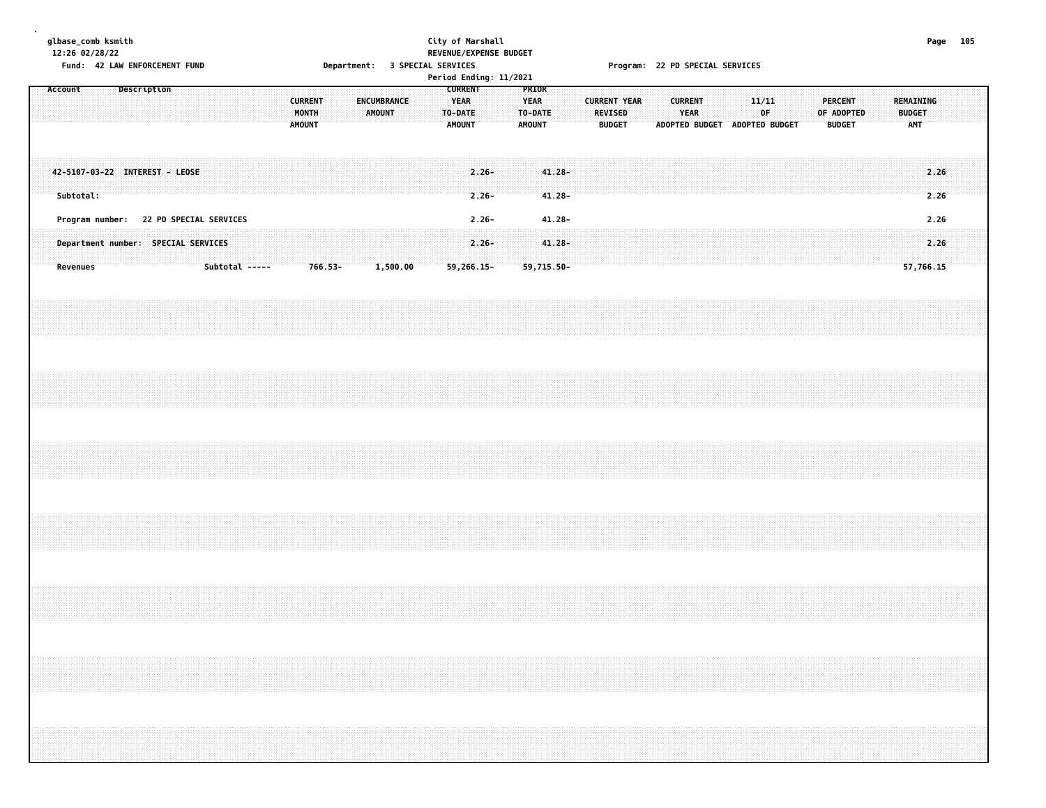glbase_comb ksmith
12:26 02/28/22

City of Marshall
REVENUE/EXPENSE BUDGET

Fund: 42 LAW ENFORCEMENT FUND Department: 3 SPECIAL SERVICES Program: 22 PD SPECIAL SERVICES

Period Ending: 11/2021

| Account Description | | CURRENT MONTH AMOUNT | ENCUMBRANCE AMOUNT | CURRENT YEAR TO-DATE AMOUNT | PRIOR YEAR TO-DATE AMOUNT | CURRENT YEAR REVISED BUDGET | CURRENT YEAR ADOPTED BUDGET | 11/11 OF ADOPTED BUDGET | PERCENT OF ADOPTED BUDGET | REMAINING BUDGET AMT |
|---|---|---|---|---|---|---|---|---|---|---|
| 42-5107-03-22 INTEREST - LEOSE | | | | 2.26- | 41.28- | | | | | 2.26 |
| Subtotal: | | | | 2.26- | 41.28- | | | | | 2.26 |
| Program number: 22 PD SPECIAL SERVICES | | | | 2.26- | 41.28- | | | | | 2.26 |
| Department number: SPECIAL SERVICES | | | | 2.26- | 41.28- | | | | | 2.26 |
| Revenues | Subtotal ----- | 766.53- | 1,500.00 | 59,266.15- | 59,715.50- | | | | | 57,766.15 |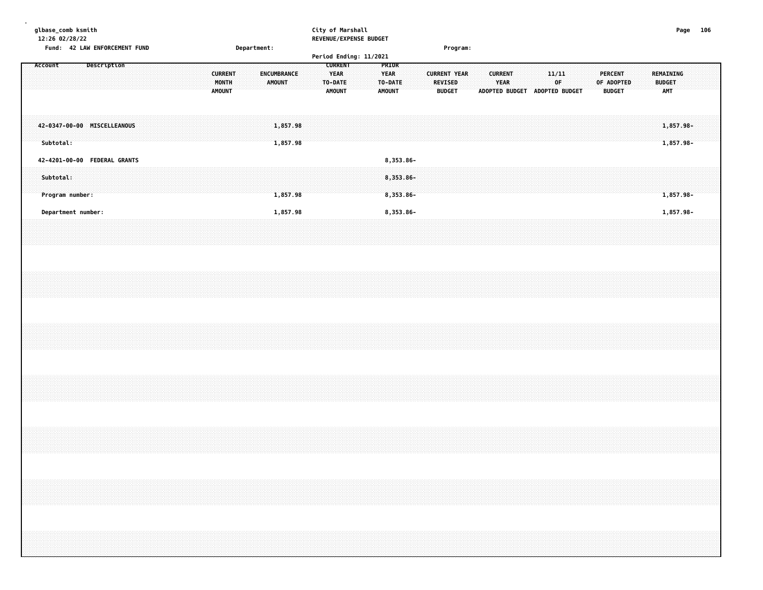glbase_comb ksmith
12:26 02/28/22

City of Marshall
REVENUE/EXPENSE BUDGET
Period Ending: 11/2021

Fund: 42 LAW ENFORCEMENT FUND    Department:    Program:

| Account Description | CURRENT MONTH AMOUNT | ENCUMBRANCE AMOUNT | CURRENT YEAR TO-DATE AMOUNT | PRIOR YEAR TO-DATE AMOUNT | CURRENT YEAR REVISED BUDGET | CURRENT YEAR ADOPTED BUDGET | 11/11 OF ADOPTED BUDGET | PERCENT OF ADOPTED BUDGET | REMAINING BUDGET AMT |
|---|---|---|---|---|---|---|---|---|---|
| 42-0347-00-00 MISCELLEANOUS | | 1,857.98 | | | | | | | 1,857.98- |
| Subtotal: | | 1,857.98 | | | | | | | 1,857.98- |
| 42-4201-00-00 FEDERAL GRANTS | | | | 8,353.86- | | | | | |
| Subtotal: | | | | 8,353.86- | | | | | |
| Program number: | | 1,857.98 | | 8,353.86- | | | | | 1,857.98- |
| Department number: | | 1,857.98 | | 8,353.86- | | | | | 1,857.98- |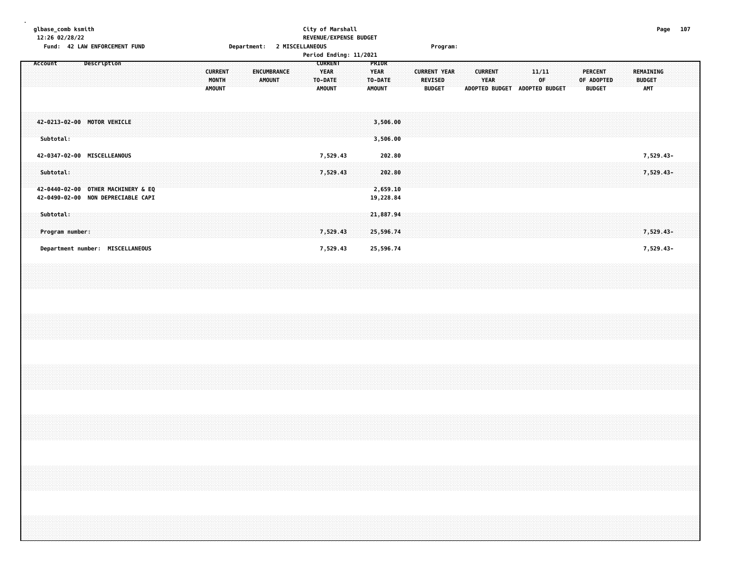glbase_comb ksmith
12:26 02/28/22

City of Marshall
REVENUE/EXPENSE BUDGET

Fund: 42 LAW ENFORCEMENT FUND    Department: 2 MISCELLANEOUS    Program:

Period Ending: 11/2021

| Account | Description | CURRENT MONTH AMOUNT | ENCUMBRANCE AMOUNT | CURRENT YEAR TO-DATE AMOUNT | PRIOR YEAR TO-DATE AMOUNT | CURRENT YEAR REVISED BUDGET | CURRENT YEAR ADOPTED BUDGET | 11/11 OF ADOPTED BUDGET | PERCENT OF ADOPTED BUDGET | REMAINING BUDGET AMT |
|---|---|---|---|---|---|---|---|---|---|---|
| 42-0213-02-00 | MOTOR VEHICLE | | | | 3,506.00 | | | | | |
| Subtotal: | | | | | 3,506.00 | | | | | |
| 42-0347-02-00 | MISCELLEANOUS | | | 7,529.43 | 202.80 | | | | | 7,529.43- |
| Subtotal: | | | | 7,529.43 | 202.80 | | | | | 7,529.43- |
| 42-0440-02-00 | OTHER MACHINERY & EQ | | | | 2,659.10 | | | | | |
| 42-0490-02-00 | NON DEPRECIABLE CAPI | | | | 19,228.84 | | | | | |
| Subtotal: | | | | | 21,887.94 | | | | | |
| Program number: | | | | 7,529.43 | 25,596.74 | | | | | 7,529.43- |
| Department number: | MISCELLANEOUS | | | 7,529.43 | 25,596.74 | | | | | 7,529.43- |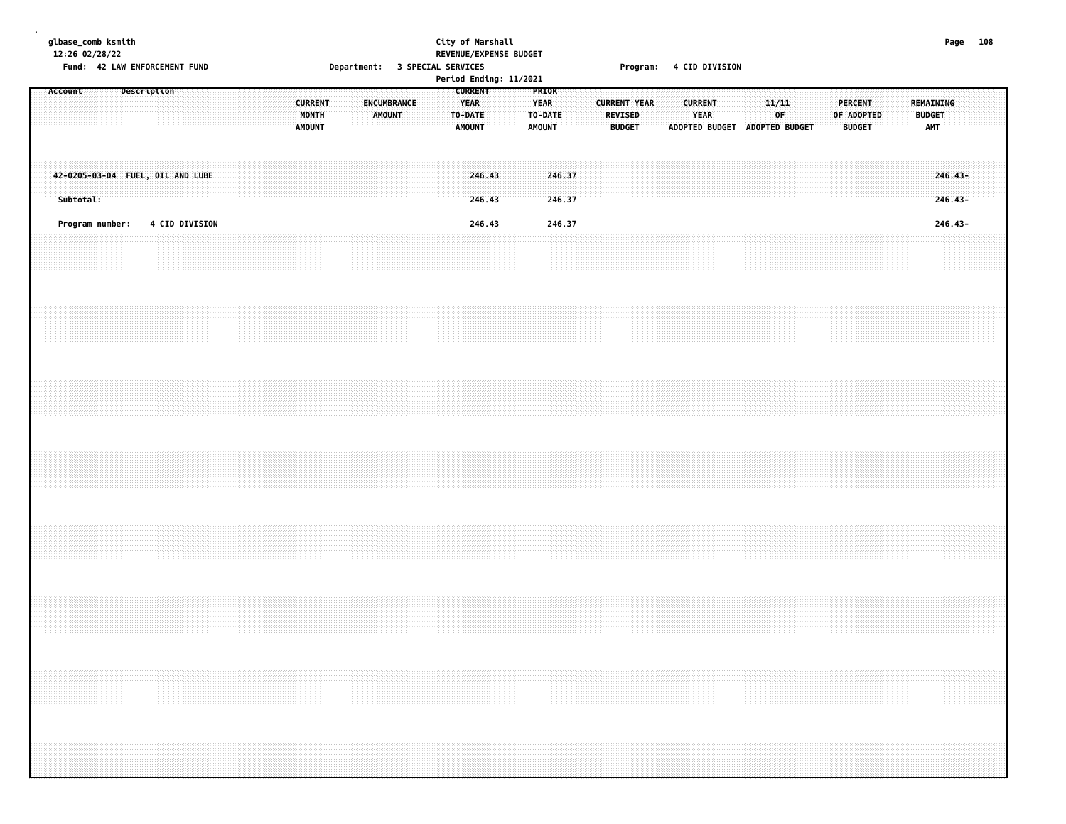glbase_comb ksmith
12:26 02/28/22

City of Marshall
REVENUE/EXPENSE BUDGET
Period Ending: 11/2021

Fund: 42 LAW ENFORCEMENT FUND    Department: 3 SPECIAL SERVICES    Program: 4 CID DIVISION

| Account | Description | CURRENT MONTH AMOUNT | ENCUMBRANCE AMOUNT | CURRENT YEAR TO-DATE AMOUNT | PRIOR YEAR TO-DATE AMOUNT | CURRENT YEAR REVISED BUDGET | CURRENT YEAR ADOPTED BUDGET | 11/11 OF ADOPTED BUDGET | PERCENT OF ADOPTED BUDGET | REMAINING BUDGET AMT |
|---|---|---|---|---|---|---|---|---|---|---|
| 42-0205-03-04 | FUEL, OIL AND LUBE | | | 246.43 | 246.37 | | | | | 246.43- |
| Subtotal: | | | | 246.43 | 246.37 | | | | | 246.43- |
| Program number: | 4 CID DIVISION | | | 246.43 | 246.37 | | | | | 246.43- |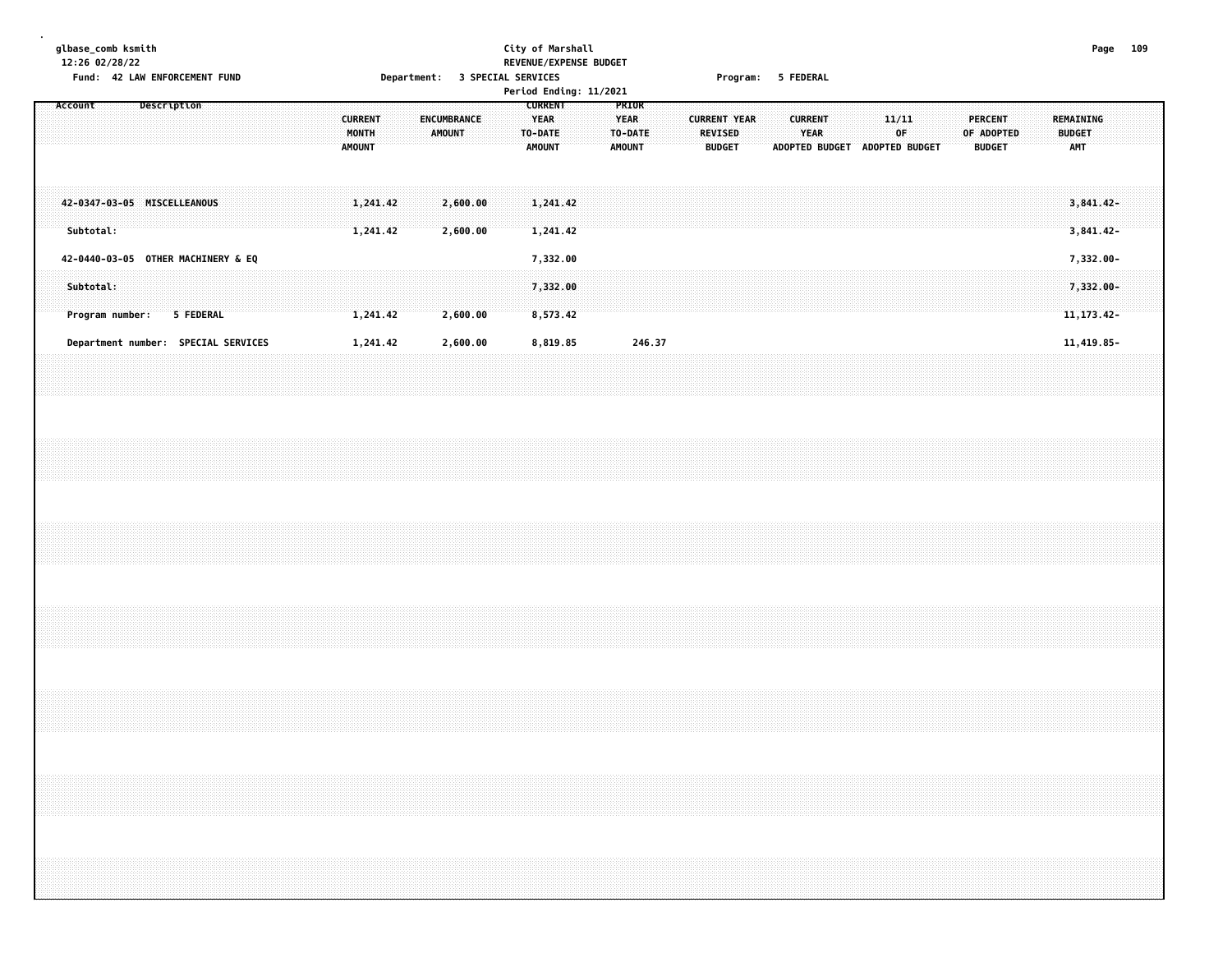glbase_comb ksmith
12:26 02/28/22

City of Marshall
REVENUE/EXPENSE BUDGET
Period Ending: 11/2021

Fund: 42 LAW ENFORCEMENT FUND    Department: 3 SPECIAL SERVICES    Program: 5 FEDERAL

| Account | Description | CURRENT MONTH AMOUNT | ENCUMBRANCE AMOUNT | CURRENT YEAR TO-DATE AMOUNT | PRIOR YEAR TO-DATE AMOUNT | CURRENT YEAR REVISED BUDGET | CURRENT YEAR ADOPTED BUDGET | 11/11 OF ADOPTED BUDGET | PERCENT OF ADOPTED BUDGET | REMAINING BUDGET AMT |
|---|---|---|---|---|---|---|---|---|---|---|
| 42-0347-03-05 | MISCELLEANOUS | 1,241.42 | 2,600.00 | 1,241.42 | | | | | | 3,841.42- |
| Subtotal: | | 1,241.42 | 2,600.00 | 1,241.42 | | | | | | 3,841.42- |
| 42-0440-03-05 | OTHER MACHINERY & EQ | | | 7,332.00 | | | | | | 7,332.00- |
| Subtotal: | | | | 7,332.00 | | | | | | 7,332.00- |
| Program number: | 5 FEDERAL | 1,241.42 | 2,600.00 | 8,573.42 | | | | | | 11,173.42- |
| Department number: | SPECIAL SERVICES | 1,241.42 | 2,600.00 | 8,819.85 | 246.37 | | | | | 11,419.85- |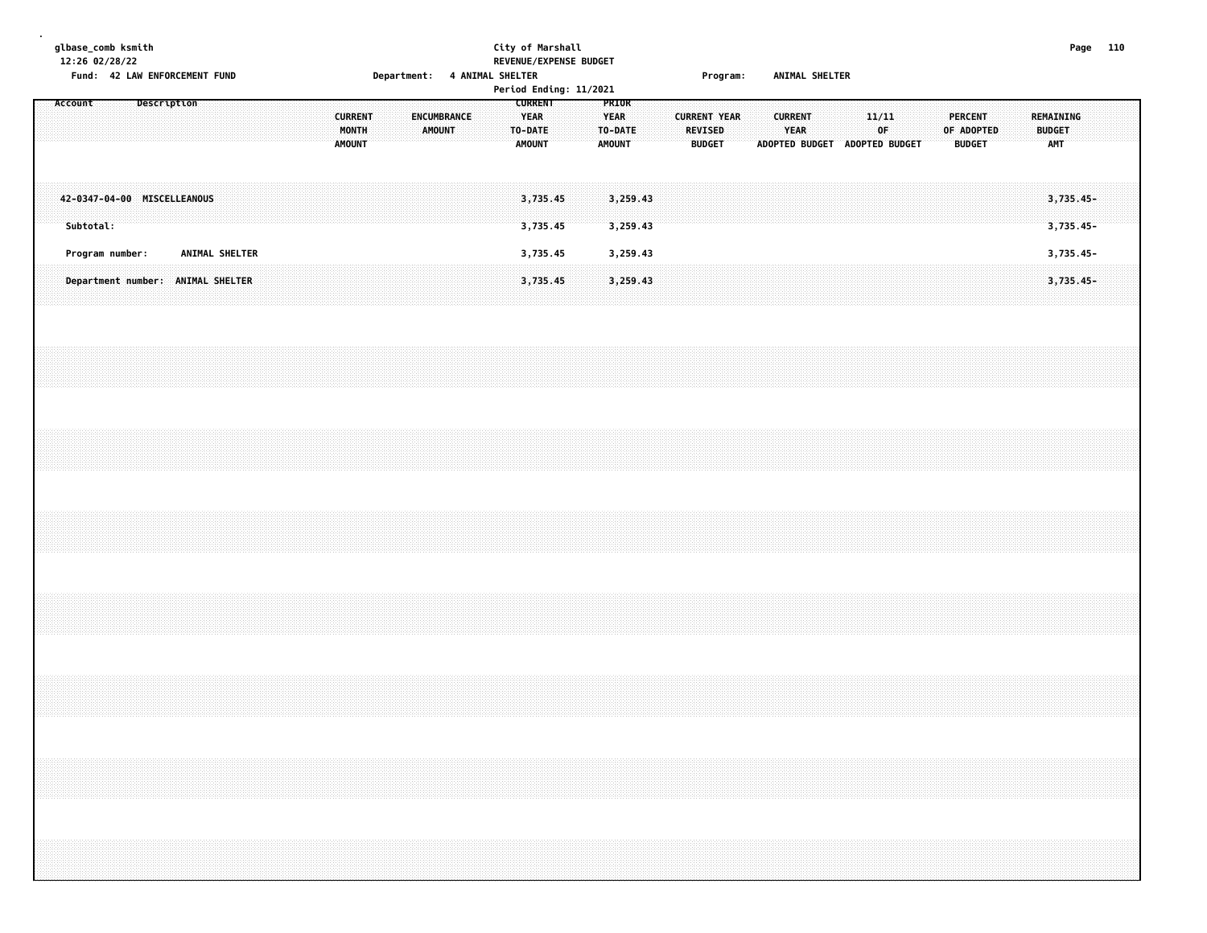City of Marshall
REVENUE/EXPENSE BUDGET
Period Ending: 11/2021

Fund: 42 LAW ENFORCEMENT FUND    Department: 4 ANIMAL SHELTER    Program: ANIMAL SHELTER

| Account Description | CURRENT MONTH AMOUNT | ENCUMBRANCE AMOUNT | CURRENT YEAR TO-DATE AMOUNT | PRIOR YEAR TO-DATE AMOUNT | CURRENT YEAR REVISED BUDGET | CURRENT YEAR ADOPTED BUDGET | 11/11 OF ADOPTED BUDGET | PERCENT OF ADOPTED BUDGET | REMAINING BUDGET AMT |
|---|---|---|---|---|---|---|---|---|---|
| 42-0347-04-00 MISCELLEANOUS | | | 3,735.45 | 3,259.43 | | | | | 3,735.45- |
| Subtotal: | | | 3,735.45 | 3,259.43 | | | | | 3,735.45- |
| Program number: ANIMAL SHELTER | | | 3,735.45 | 3,259.43 | | | | | 3,735.45- |
| Department number: ANIMAL SHELTER | | | 3,735.45 | 3,259.43 | | | | | 3,735.45- |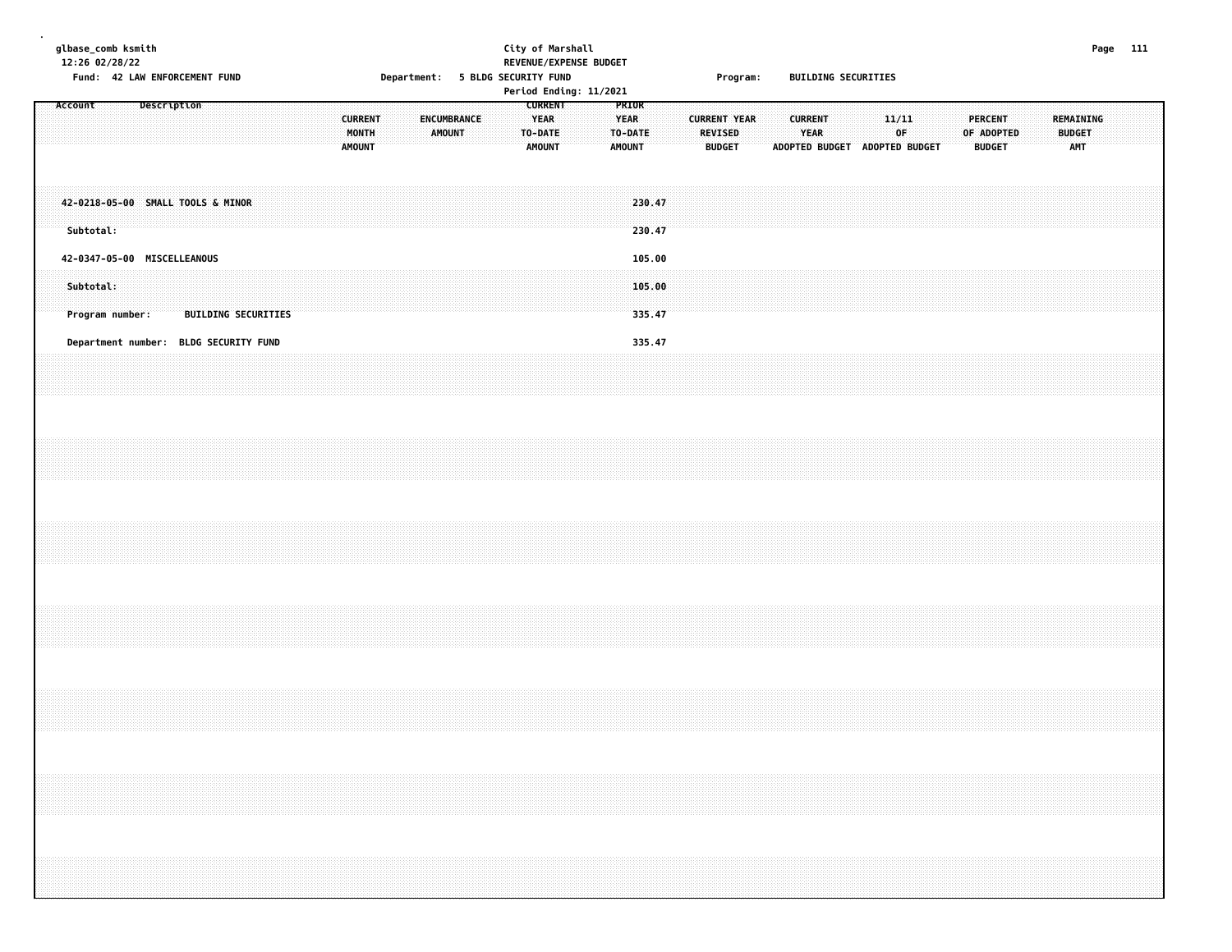glbase_comb ksmith
12:26 02/28/22

City of Marshall
REVENUE/EXPENSE BUDGET

Fund: 42 LAW ENFORCEMENT FUND | Department: 5 BLDG SECURITY FUND | Program: BUILDING SECURITIES

Period Ending: 11/2021

| Account | Description | CURRENT MONTH AMOUNT | ENCUMBRANCE AMOUNT | CURRENT YEAR TO-DATE AMOUNT | PRIOR YEAR TO-DATE AMOUNT | CURRENT YEAR REVISED BUDGET | CURRENT YEAR ADOPTED BUDGET | 11/11 OF ADOPTED BUDGET | PERCENT OF ADOPTED BUDGET | REMAINING BUDGET AMT |
|---|---|---|---|---|---|---|---|---|---|---|
| 42-0218-05-00 | SMALL TOOLS & MINOR | | | | 230.47 | | | | | |
| Subtotal: | | | | | 230.47 | | | | | |
| 42-0347-05-00 | MISCELLEANOUS | | | | 105.00 | | | | | |
| Subtotal: | | | | | 105.00 | | | | | |
| Program number: | BUILDING SECURITIES | | | | 335.47 | | | | | |
| Department number: | BLDG SECURITY FUND | | | | 335.47 | | | | | |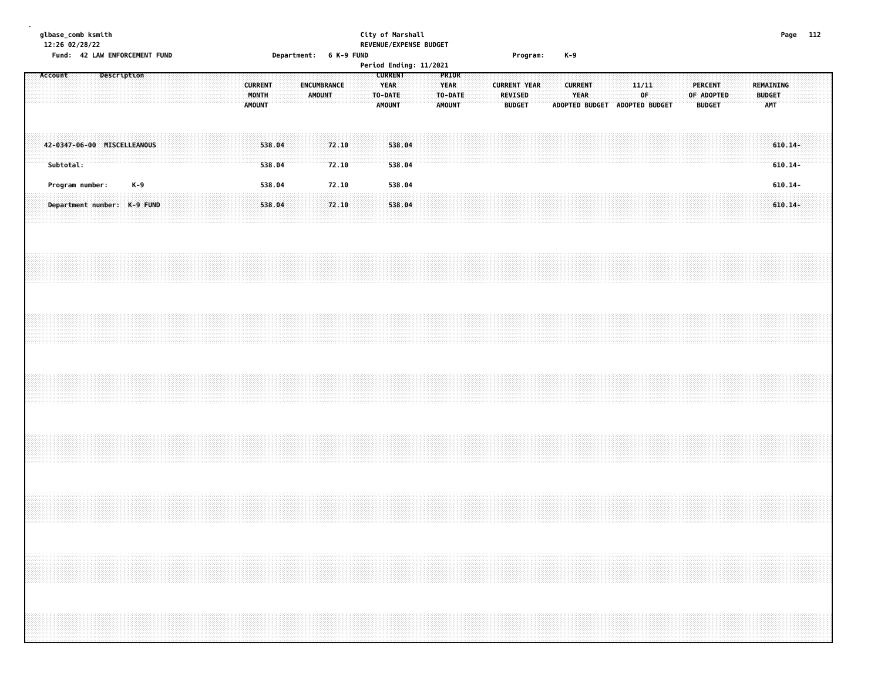glbase_comb ksmith
12:26 02/28/22

City of Marshall
REVENUE/EXPENSE BUDGET
Period Ending: 11/2021

Fund: 42 LAW ENFORCEMENT FUND  Department: 6 K-9 FUND  Program: K-9

| Account | Description | CURRENT MONTH AMOUNT | ENCUMBRANCE AMOUNT | CURRENT YEAR TO-DATE AMOUNT | PRIOR YEAR TO-DATE AMOUNT | CURRENT YEAR REVISED BUDGET | CURRENT YEAR ADOPTED BUDGET | 11/11 OF ADOPTED BUDGET | PERCENT OF ADOPTED BUDGET | REMAINING BUDGET AMT |
|---|---|---|---|---|---|---|---|---|---|---|
| 42-0347-06-00 | MISCELLEANOUS | 538.04 | 72.10 | 538.04 | | | | | | 610.14- |
| Subtotal: | | 538.04 | 72.10 | 538.04 | | | | | | 610.14- |
| Program number: | K-9 | 538.04 | 72.10 | 538.04 | | | | | | 610.14- |
| Department number: | K-9 FUND | 538.04 | 72.10 | 538.04 | | | | | | 610.14- |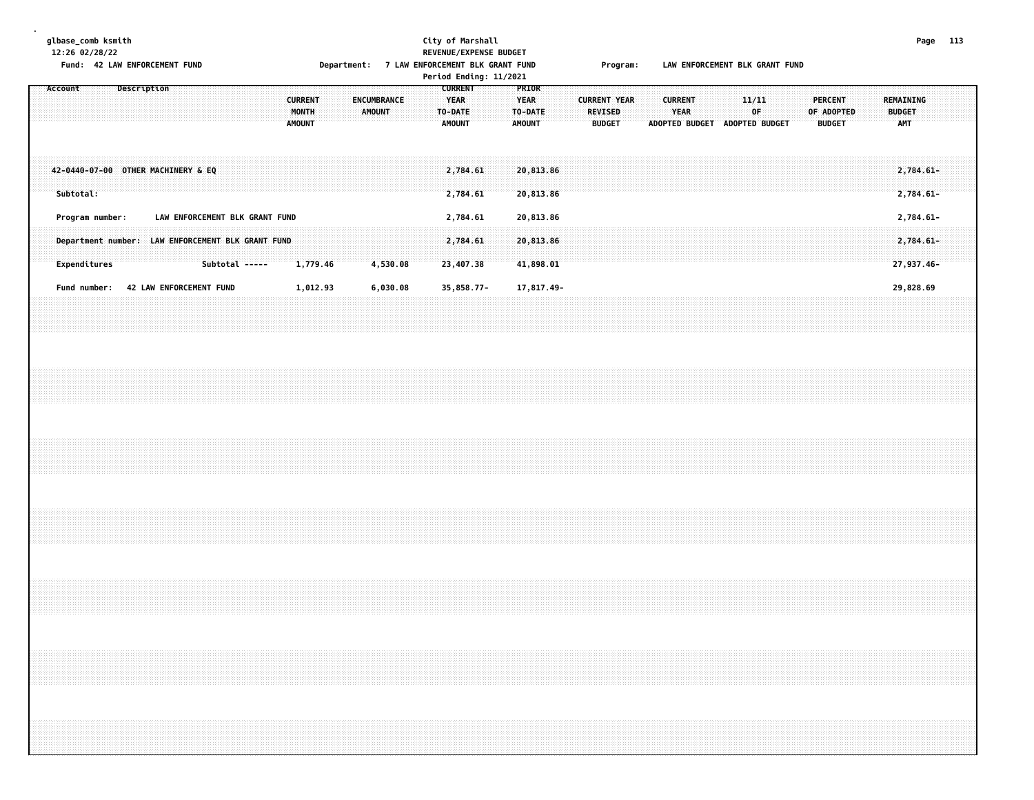glbase_comb ksmith
12:26 02/28/22

City of Marshall
REVENUE/EXPENSE BUDGET

Fund: 42 LAW ENFORCEMENT FUND　　Department: 7 LAW ENFORCEMENT BLK GRANT FUND　　Program: LAW ENFORCEMENT BLK GRANT FUND

Period Ending: 11/2021

| Account | Description | CURRENT MONTH AMOUNT | ENCUMBRANCE AMOUNT | CURRENT YEAR TO-DATE AMOUNT | PRIOR YEAR TO-DATE AMOUNT | CURRENT YEAR REVISED BUDGET | CURRENT YEAR ADOPTED BUDGET | 11/11 OF ADOPTED BUDGET | PERCENT OF ADOPTED BUDGET | REMAINING BUDGET AMT |
|---|---|---|---|---|---|---|---|---|---|---|
| 42-0440-07-00 | OTHER MACHINERY & EQ | | | 2,784.61 | 20,813.86 | | | | | 2,784.61- |
| Subtotal: | | | | 2,784.61 | 20,813.86 | | | | | 2,784.61- |
| Program number: | LAW ENFORCEMENT BLK GRANT FUND | | | 2,784.61 | 20,813.86 | | | | | 2,784.61- |
| Department number: | LAW ENFORCEMENT BLK GRANT FUND | | | 2,784.61 | 20,813.86 | | | | | 2,784.61- |
| Expenditures | Subtotal ----- | 1,779.46 | 4,530.08 | 23,407.38 | 41,898.01 | | | | | 27,937.46- |
| Fund number: | 42 LAW ENFORCEMENT FUND | 1,012.93 | 6,030.08 | 35,858.77- | 17,817.49- | | | | | 29,828.69 |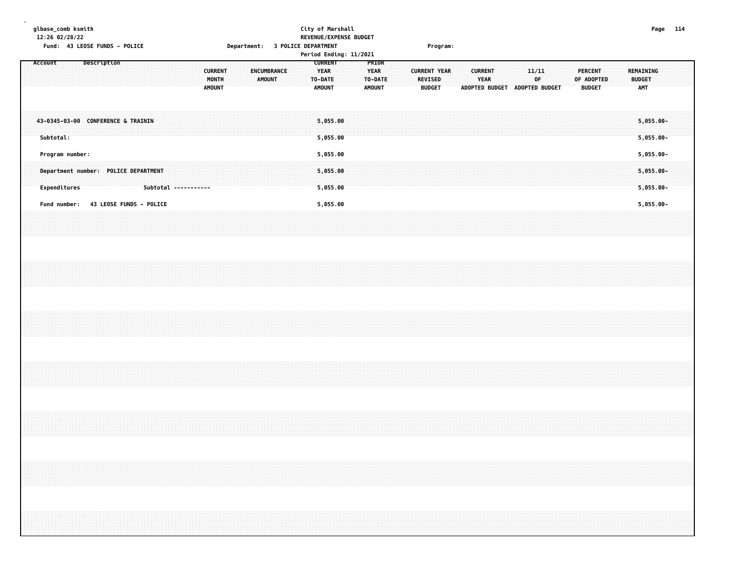glbase_comb ksmith
12:26 02/28/22
Fund: 43 LEOSE FUNDS - POLICE

City of Marshall
REVENUE/EXPENSE BUDGET
Department: 3 POLICE DEPARTMENT
Period Ending: 11/2021

Program:

| Account Description | CURRENT MONTH AMOUNT | ENCUMBRANCE AMOUNT | CURRENT YEAR TO-DATE AMOUNT | PRIOR YEAR TO-DATE AMOUNT | CURRENT YEAR REVISED BUDGET | CURRENT YEAR ADOPTED BUDGET | 11/11 OF ADOPTED BUDGET | PERCENT OF ADOPTED BUDGET | REMAINING BUDGET AMT |
|---|---|---|---|---|---|---|---|---|---|
| 43-0345-03-00 CONFERENCE & TRAININ | | | 5,055.00 | | | | | | 5,055.00- |
| Subtotal: | | | 5,055.00 | | | | | | 5,055.00- |
| Program number: | | | 5,055.00 | | | | | | 5,055.00- |
| Department number: POLICE DEPARTMENT | | | 5,055.00 | | | | | | 5,055.00- |
| Expenditures Subtotal ----------- | | | 5,055.00 | | | | | | 5,055.00- |
| Fund number: 43 LEOSE FUNDS - POLICE | | | 5,055.00 | | | | | | 5,055.00- |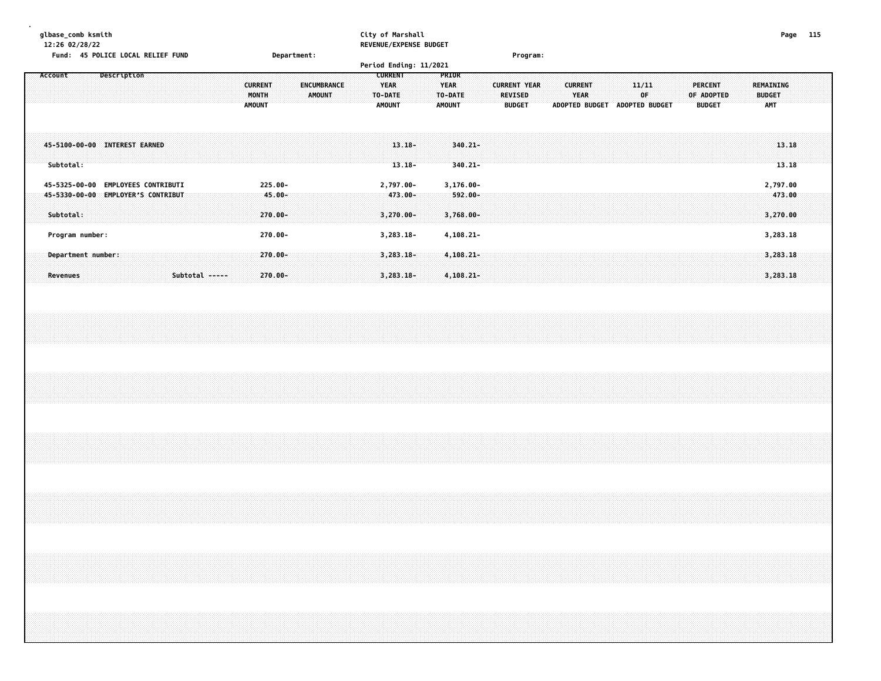glbase_comb ksmith
12:26 02/28/22

City of Marshall
REVENUE/EXPENSE BUDGET

Fund: 45 POLICE LOCAL RELIEF FUND    Department:    Program:

Period Ending: 11/2021

| Account | Description | CURRENT MONTH AMOUNT | ENCUMBRANCE AMOUNT | CURRENT YEAR TO-DATE AMOUNT | PRIOR YEAR TO-DATE AMOUNT | CURRENT YEAR REVISED BUDGET | CURRENT YEAR ADOPTED BUDGET | 11/11 OF ADOPTED BUDGET | PERCENT OF ADOPTED BUDGET | REMAINING BUDGET AMT |
|---|---|---|---|---|---|---|---|---|---|---|
| 45-5100-00-00 | INTEREST EARNED | | | 13.18- | 340.21- | | | | | 13.18 |
| Subtotal: | | | | 13.18- | 340.21- | | | | | 13.18 |
| 45-5325-00-00 | EMPLOYEES CONTRIBUTI | 225.00- | | 2,797.00- | 3,176.00- | | | | | 2,797.00 |
| 45-5330-00-00 | EMPLOYER'S CONTRIBUT | 45.00- | | 473.00- | 592.00- | | | | | 473.00 |
| Subtotal: | | 270.00- | | 3,270.00- | 3,768.00- | | | | | 3,270.00 |
| Program number: | | 270.00- | | 3,283.18- | 4,108.21- | | | | | 3,283.18 |
| Department number: | | 270.00- | | 3,283.18- | 4,108.21- | | | | | 3,283.18 |
| Revenues | Subtotal ----- | 270.00- | | 3,283.18- | 4,108.21- | | | | | 3,283.18 |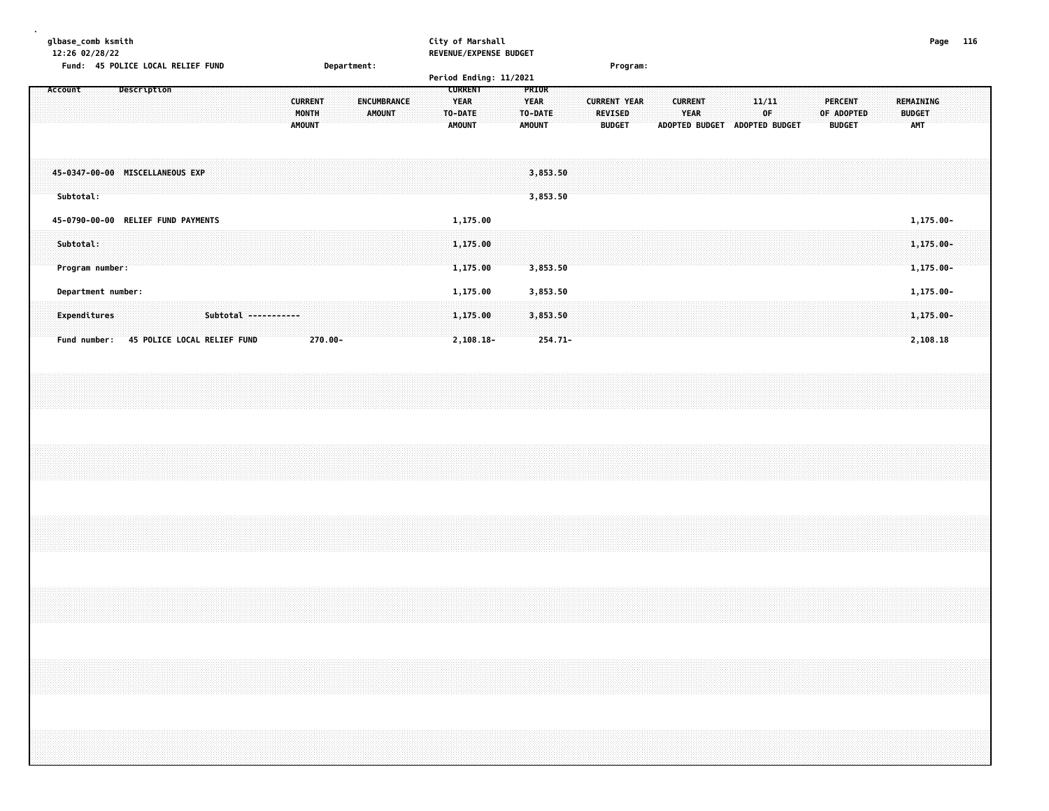glbase_comb ksmith
12:26 02/28/22

City of Marshall
REVENUE/EXPENSE BUDGET

Fund: 45 POLICE LOCAL RELIEF FUND    Department:    Program:

Period Ending: 11/2021

| Account Description | CURRENT MONTH AMOUNT | ENCUMBRANCE AMOUNT | CURRENT YEAR TO-DATE AMOUNT | PRIOR YEAR TO-DATE AMOUNT | CURRENT YEAR REVISED BUDGET | CURRENT YEAR ADOPTED BUDGET | 11/11 OF ADOPTED BUDGET | PERCENT OF ADOPTED BUDGET | REMAINING BUDGET AMT |
|---|---|---|---|---|---|---|---|---|---|
| 45-0347-00-00 MISCELLANEOUS EXP | | | | 3,853.50 | | | | | |
| Subtotal: | | | | 3,853.50 | | | | | |
| 45-0790-00-00 RELIEF FUND PAYMENTS | | | 1,175.00 | | | | | | 1,175.00- |
| Subtotal: | | | 1,175.00 | | | | | | 1,175.00- |
| Program number: | | | 1,175.00 | 3,853.50 | | | | | 1,175.00- |
| Department number: | | | 1,175.00 | 3,853.50 | | | | | 1,175.00- |
| Expenditures Subtotal ----------- | | | 1,175.00 | 3,853.50 | | | | | 1,175.00- |
| Fund number: 45 POLICE LOCAL RELIEF FUND | 270.00- | | 2,108.18- | 254.71- | | | | | 2,108.18 |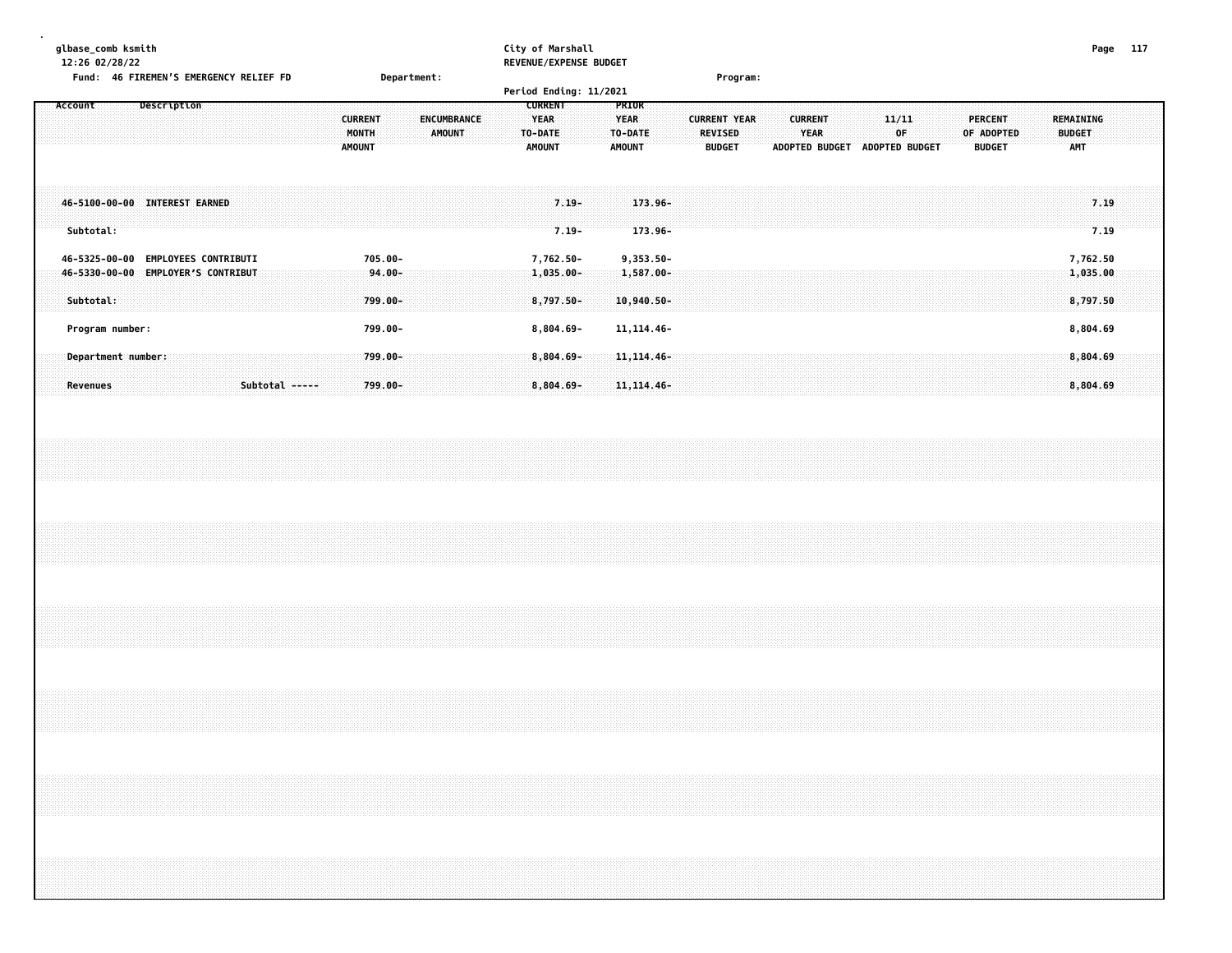glbase_comb ksmith
12:26 02/28/22

City of Marshall
REVENUE/EXPENSE BUDGET
Period Ending: 11/2021

Fund: 46 FIREMEN'S EMERGENCY RELIEF FD    Department:    Program:

| Account | Description | CURRENT MONTH AMOUNT | ENCUMBRANCE AMOUNT | CURRENT YEAR TO-DATE AMOUNT | PRIOR YEAR TO-DATE AMOUNT | CURRENT YEAR REVISED BUDGET | CURRENT YEAR ADOPTED BUDGET | 11/11 OF ADOPTED BUDGET | PERCENT OF ADOPTED BUDGET | REMAINING BUDGET AMT |
|---|---|---|---|---|---|---|---|---|---|---|
| 46-5100-00-00 | INTEREST EARNED | | | 7.19- | 173.96- | | | | | 7.19 |
| Subtotal: | | | | 7.19- | 173.96- | | | | | 7.19 |
| 46-5325-00-00 | EMPLOYEES CONTRIBUTI | 705.00- | | 7,762.50- | 9,353.50- | | | | | 7,762.50 |
| 46-5330-00-00 | EMPLOYER'S CONTRIBUT | 94.00- | | 1,035.00- | 1,587.00- | | | | | 1,035.00 |
| Subtotal: | | 799.00- | | 8,797.50- | 10,940.50- | | | | | 8,797.50 |
| Program number: | | 799.00- | | 8,804.69- | 11,114.46- | | | | | 8,804.69 |
| Department number: | | 799.00- | | 8,804.69- | 11,114.46- | | | | | 8,804.69 |
| Revenues | Subtotal ----- | 799.00- | | 8,804.69- | 11,114.46- | | | | | 8,804.69 |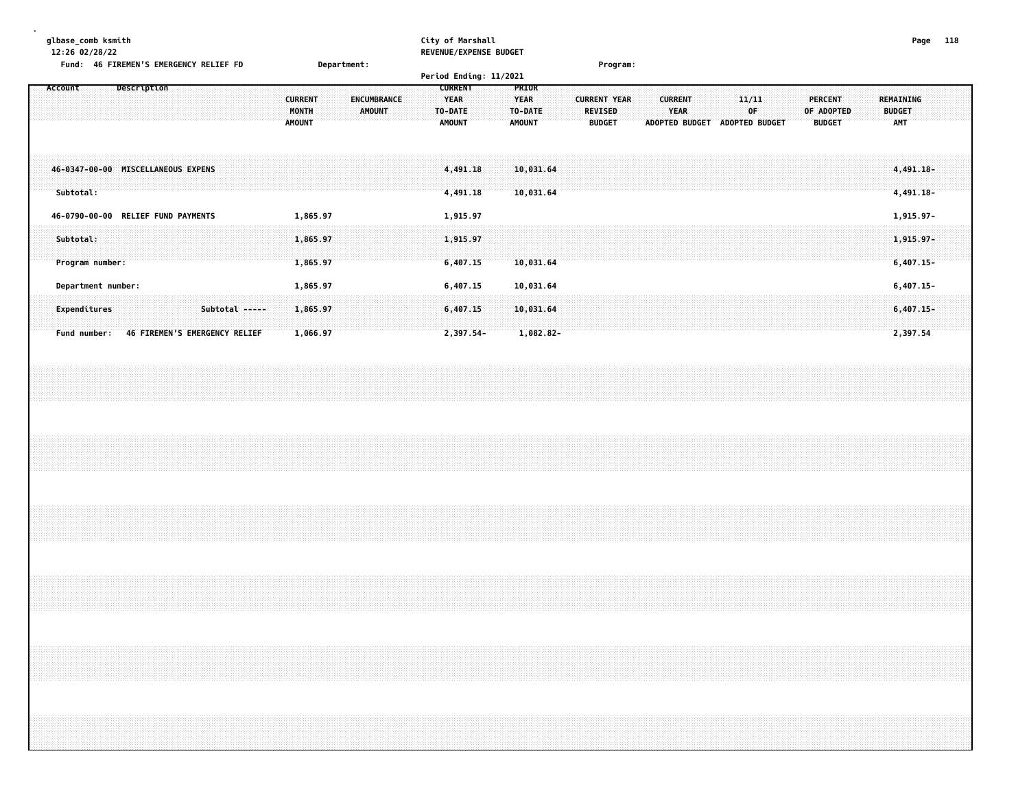glbase_comb ksmith
12:26 02/28/22

City of Marshall
REVENUE/EXPENSE BUDGET

Fund: 46 FIREMEN'S EMERGENCY RELIEF FD    Department:    Program:

Period Ending: 11/2021

| Account | Description | CURRENT MONTH AMOUNT | ENCUMBRANCE AMOUNT | CURRENT YEAR TO-DATE AMOUNT | PRIOR YEAR TO-DATE AMOUNT | CURRENT YEAR REVISED BUDGET | CURRENT YEAR ADOPTED BUDGET | 11/11 OF ADOPTED BUDGET | PERCENT OF ADOPTED BUDGET | REMAINING BUDGET AMT |
|---|---|---|---|---|---|---|---|---|---|---|
| 46-0347-00-00 | MISCELLANEOUS EXPENS | | | 4,491.18 | 10,031.64 | | | | | 4,491.18- |
| Subtotal: | | | | 4,491.18 | 10,031.64 | | | | | 4,491.18- |
| 46-0790-00-00 | RELIEF FUND PAYMENTS | 1,865.97 | | 1,915.97 | | | | | | 1,915.97- |
| Subtotal: | | 1,865.97 | | 1,915.97 | | | | | | 1,915.97- |
| Program number: | | 1,865.97 | | 6,407.15 | 10,031.64 | | | | | 6,407.15- |
| Department number: | | 1,865.97 | | 6,407.15 | 10,031.64 | | | | | 6,407.15- |
| Expenditures | Subtotal ----- | 1,865.97 | | 6,407.15 | 10,031.64 | | | | | 6,407.15- |
| Fund number: | 46 FIREMEN'S EMERGENCY RELIEF | 1,066.97 | | 2,397.54- | 1,082.82- | | | | | 2,397.54 |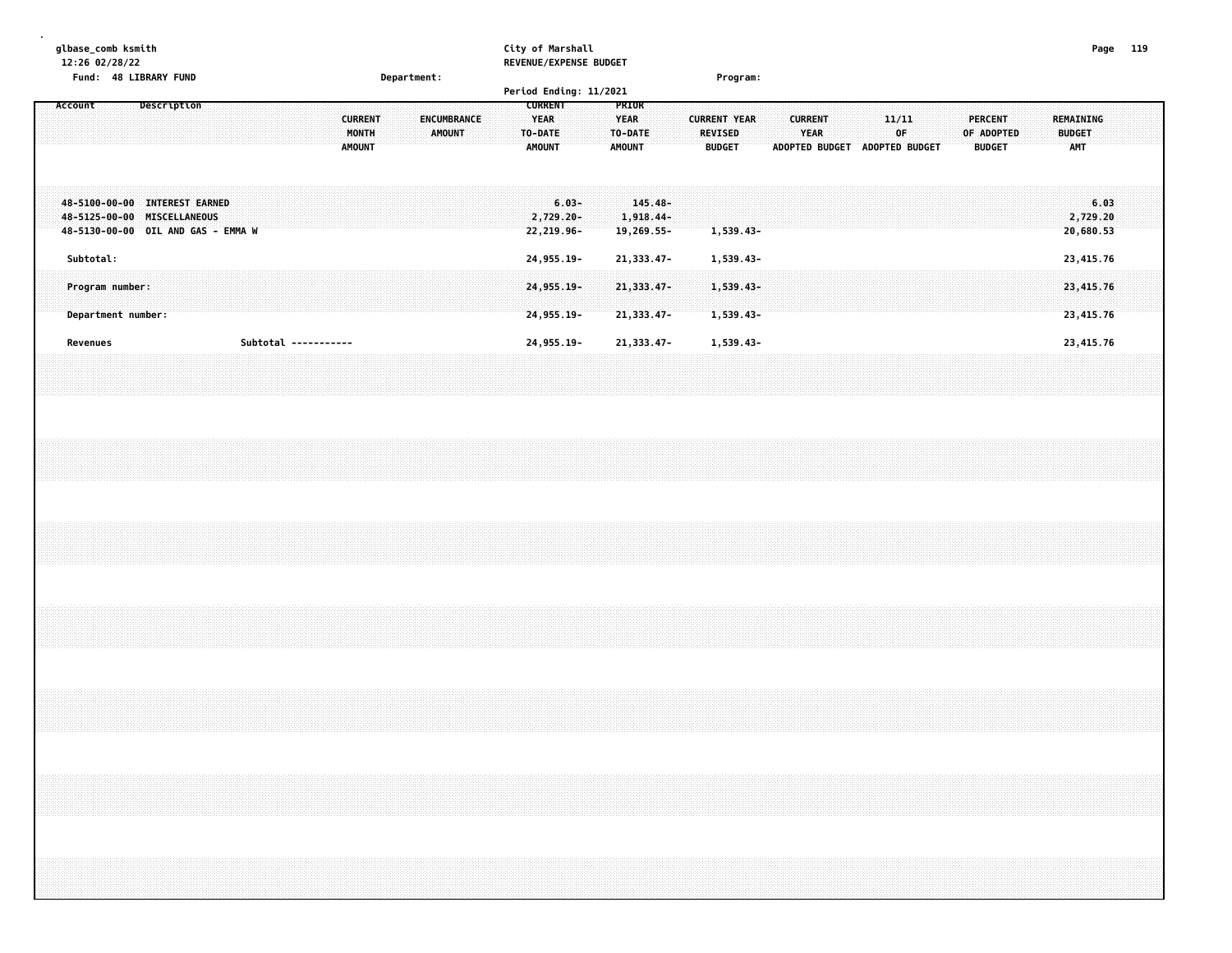glbase_comb ksmith
12:26 02/28/22

City of Marshall
REVENUE/EXPENSE BUDGET

Fund: 48 LIBRARY FUND

Department:

Program:

Period Ending: 11/2021

| Account | Description | CURRENT MONTH AMOUNT | ENCUMBRANCE AMOUNT | CURRENT YEAR TO-DATE AMOUNT | PRIOR YEAR TO-DATE AMOUNT | CURRENT YEAR REVISED BUDGET | CURRENT YEAR ADOPTED BUDGET | 11/11 OF ADOPTED BUDGET | PERCENT OF ADOPTED BUDGET | REMAINING BUDGET AMT |
|---|---|---|---|---|---|---|---|---|---|---|
| 48-5100-00-00 | INTEREST EARNED | | | 6.03- | 145.48- | | | | | 6.03 |
| 48-5125-00-00 | MISCELLANEOUS | | | 2,729.20- | 1,918.44- | | | | | 2,729.20 |
| 48-5130-00-00 | OIL AND GAS - EMMA W | | | 22,219.96- | 19,269.55- | 1,539.43- | | | | 20,680.53 |
| Subtotal: | | | | 24,955.19- | 21,333.47- | 1,539.43- | | | | 23,415.76 |
| Program number: | | | | 24,955.19- | 21,333.47- | 1,539.43- | | | | 23,415.76 |
| Department number: | | | | 24,955.19- | 21,333.47- | 1,539.43- | | | | 23,415.76 |
| Revenues | Subtotal ----------- | | | 24,955.19- | 21,333.47- | 1,539.43- | | | | 23,415.76 |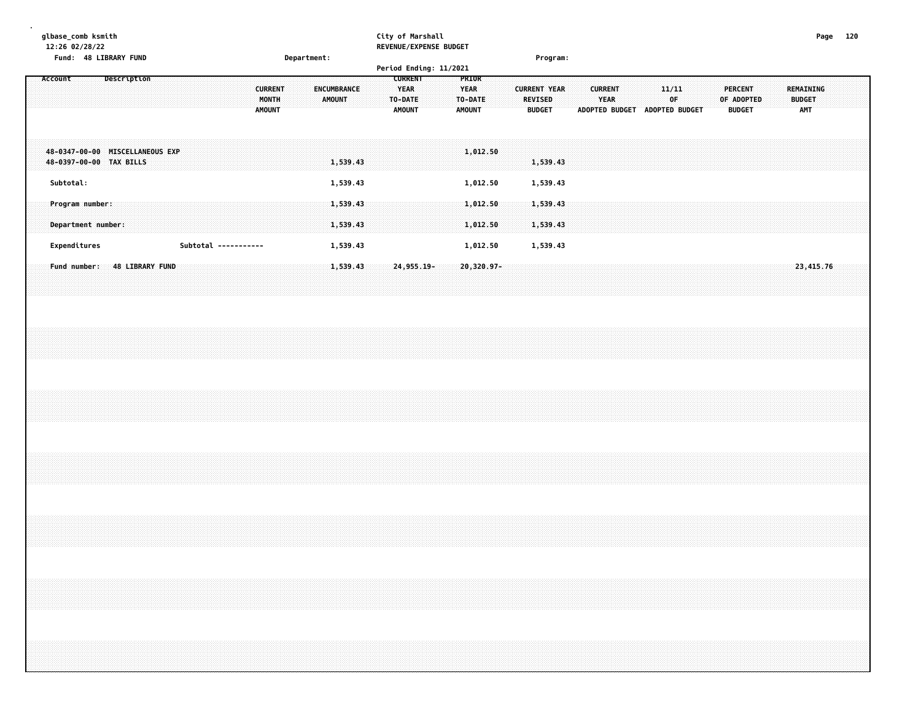glbase_comb ksmith
12:26 02/28/22

City of Marshall
REVENUE/EXPENSE BUDGET
Period Ending: 11/2021

Fund: 48 LIBRARY FUND　　Department:　　Program:

| Account | Description | CURRENT MONTH AMOUNT | ENCUMBRANCE AMOUNT | CURRENT YEAR TO-DATE AMOUNT | PRIOR YEAR TO-DATE AMOUNT | CURRENT YEAR REVISED BUDGET | CURRENT YEAR ADOPTED BUDGET | 11/11 OF ADOPTED BUDGET | PERCENT OF ADOPTED BUDGET | REMAINING BUDGET AMT |
|---|---|---|---|---|---|---|---|---|---|---|
| 48-0347-00-00 | MISCELLANEOUS EXP | | | | 1,012.50 | | | | | |
| 48-0397-00-00 | TAX BILLS | | 1,539.43 | | | 1,539.43 | | | | |
| Subtotal: | | | 1,539.43 | | 1,012.50 | 1,539.43 | | | | |
| Program number: | | | 1,539.43 | | 1,012.50 | 1,539.43 | | | | |
| Department number: | | | 1,539.43 | | 1,012.50 | 1,539.43 | | | | |
| Expenditures | Subtotal ----------- | | 1,539.43 | | 1,012.50 | 1,539.43 | | | | |
| Fund number: | 48 LIBRARY FUND | | 1,539.43 | 24,955.19- | 20,320.97- | | | | | 23,415.76 |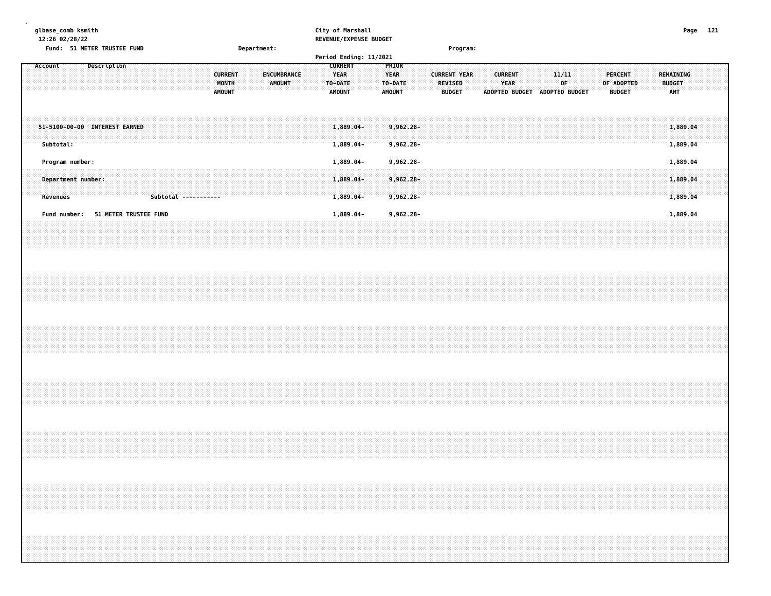glbase_comb ksmith
12:26 02/28/22

City of Marshall
REVENUE/EXPENSE BUDGET

Fund: 51 METER TRUSTEE FUND  Department:  Program:

Period Ending: 11/2021

| Account | Description | CURRENT MONTH AMOUNT | ENCUMBRANCE AMOUNT | CURRENT YEAR TO-DATE AMOUNT | PRIOR YEAR TO-DATE AMOUNT | CURRENT YEAR REVISED BUDGET | CURRENT YEAR ADOPTED BUDGET | 11/11 OF ADOPTED BUDGET | PERCENT OF ADOPTED BUDGET | REMAINING BUDGET AMT |
|---|---|---|---|---|---|---|---|---|---|---|
| 51-5100-00-00 | INTEREST EARNED | | | 1,889.04- | 9,962.28- | | | | | 1,889.04 |
| Subtotal: | | | | 1,889.04- | 9,962.28- | | | | | 1,889.04 |
| Program number: | | | | 1,889.04- | 9,962.28- | | | | | 1,889.04 |
| Department number: | | | | 1,889.04- | 9,962.28- | | | | | 1,889.04 |
| Revenues | Subtotal ----------- | | | 1,889.04- | 9,962.28- | | | | | 1,889.04 |
| Fund number: | 51 METER TRUSTEE FUND | | | 1,889.04- | 9,962.28- | | | | | 1,889.04 |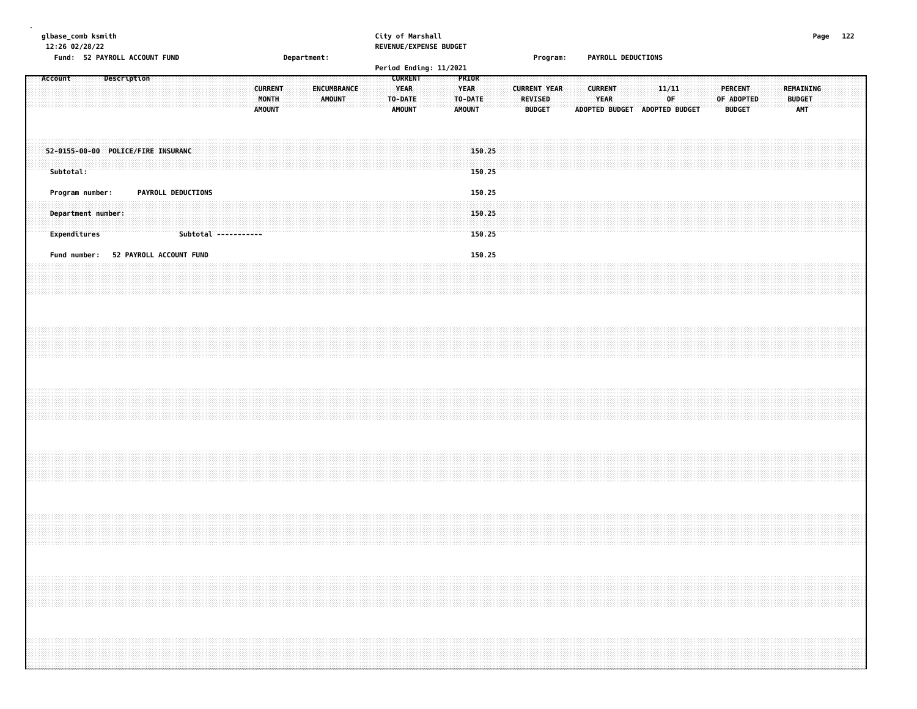glbase_comb ksmith
12:26 02/28/22

City of Marshall
REVENUE/EXPENSE BUDGET
Period Ending: 11/2021

Fund: 52 PAYROLL ACCOUNT FUND | Department: | Program: PAYROLL DEDUCTIONS

| Account Description | CURRENT MONTH AMOUNT | ENCUMBRANCE AMOUNT | CURRENT YEAR TO-DATE AMOUNT | PRIOR YEAR TO-DATE AMOUNT | CURRENT YEAR REVISED BUDGET | CURRENT YEAR ADOPTED BUDGET | 11/11 OF ADOPTED BUDGET | PERCENT OF ADOPTED BUDGET | REMAINING BUDGET AMT |
|---|---|---|---|---|---|---|---|---|---|
| 52-0155-00-00 POLICE/FIRE INSURANC | | | | 150.25 | | | | | |
| Subtotal: | | | | 150.25 | | | | | |
| Program number: PAYROLL DEDUCTIONS | | | | 150.25 | | | | | |
| Department number: | | | | 150.25 | | | | | |
| Expenditures Subtotal ----------- | | | | 150.25 | | | | | |
| Fund number: 52 PAYROLL ACCOUNT FUND | | | | 150.25 | | | | | |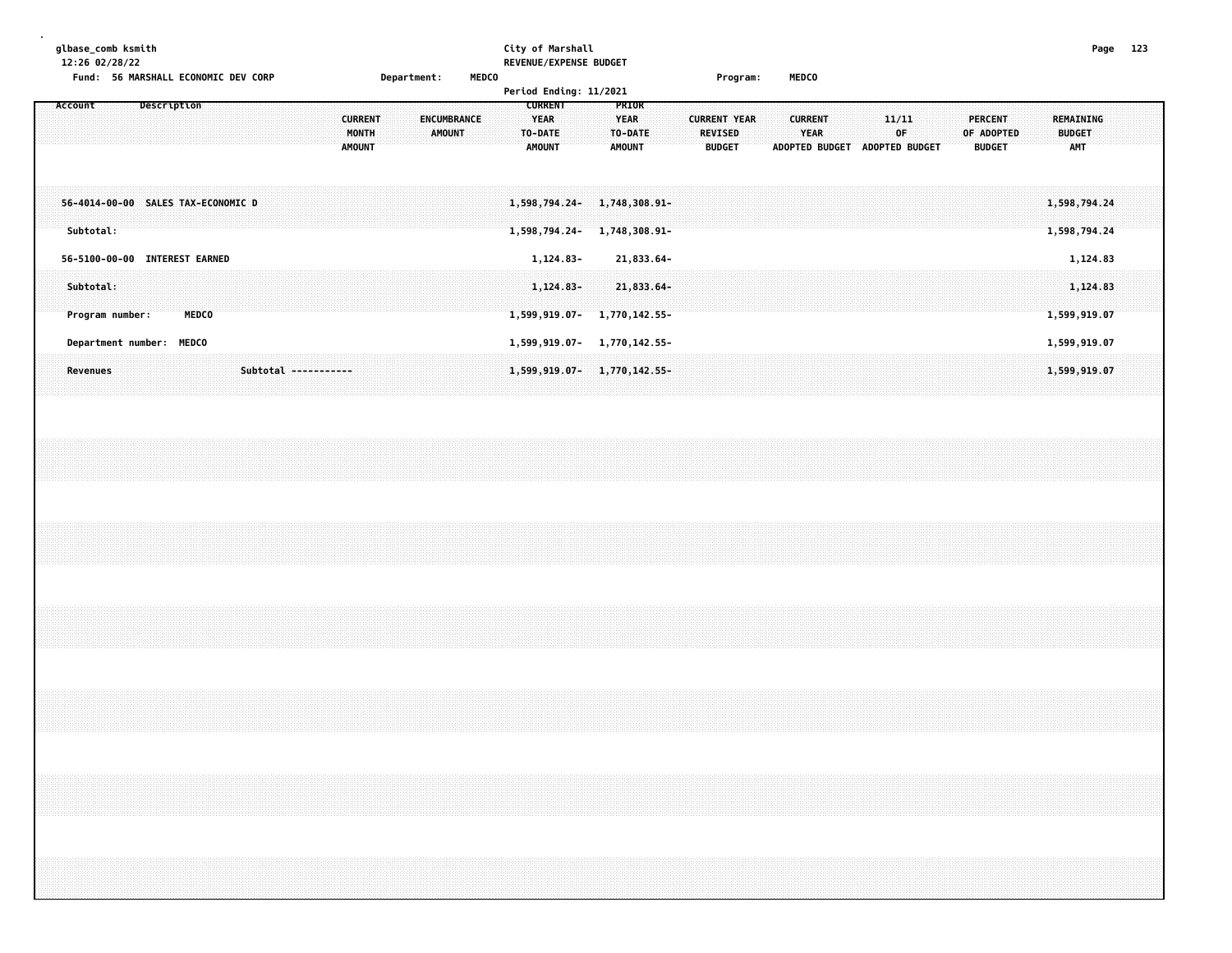glbase_comb ksmith
12:26 02/28/22

City of Marshall
REVENUE/EXPENSE BUDGET

Fund: 56 MARSHALL ECONOMIC DEV CORP    Department: MEDCO    Program: MEDCO

Period Ending: 11/2021

| Account | Description | CURRENT MONTH AMOUNT | ENCUMBRANCE AMOUNT | CURRENT YEAR TO-DATE AMOUNT | PRIOR YEAR TO-DATE AMOUNT | CURRENT YEAR REVISED BUDGET | CURRENT YEAR ADOPTED BUDGET | 11/11 OF ADOPTED BUDGET | PERCENT OF ADOPTED BUDGET | REMAINING BUDGET AMT |
|---|---|---|---|---|---|---|---|---|---|---|
| 56-4014-00-00 | SALES TAX-ECONOMIC D | | | 1,598,794.24- | 1,748,308.91- | | | | | 1,598,794.24 |
| Subtotal: | | | | 1,598,794.24- | 1,748,308.91- | | | | | 1,598,794.24 |
| 56-5100-00-00 | INTEREST EARNED | | | 1,124.83- | 21,833.64- | | | | | 1,124.83 |
| Subtotal: | | | | 1,124.83- | 21,833.64- | | | | | 1,124.83 |
| Program number: | MEDCO | | | 1,599,919.07- | 1,770,142.55- | | | | | 1,599,919.07 |
| Department number: | MEDCO | | | 1,599,919.07- | 1,770,142.55- | | | | | 1,599,919.07 |
| Revenues | Subtotal ----------- | | | 1,599,919.07- | 1,770,142.55- | | | | | 1,599,919.07 |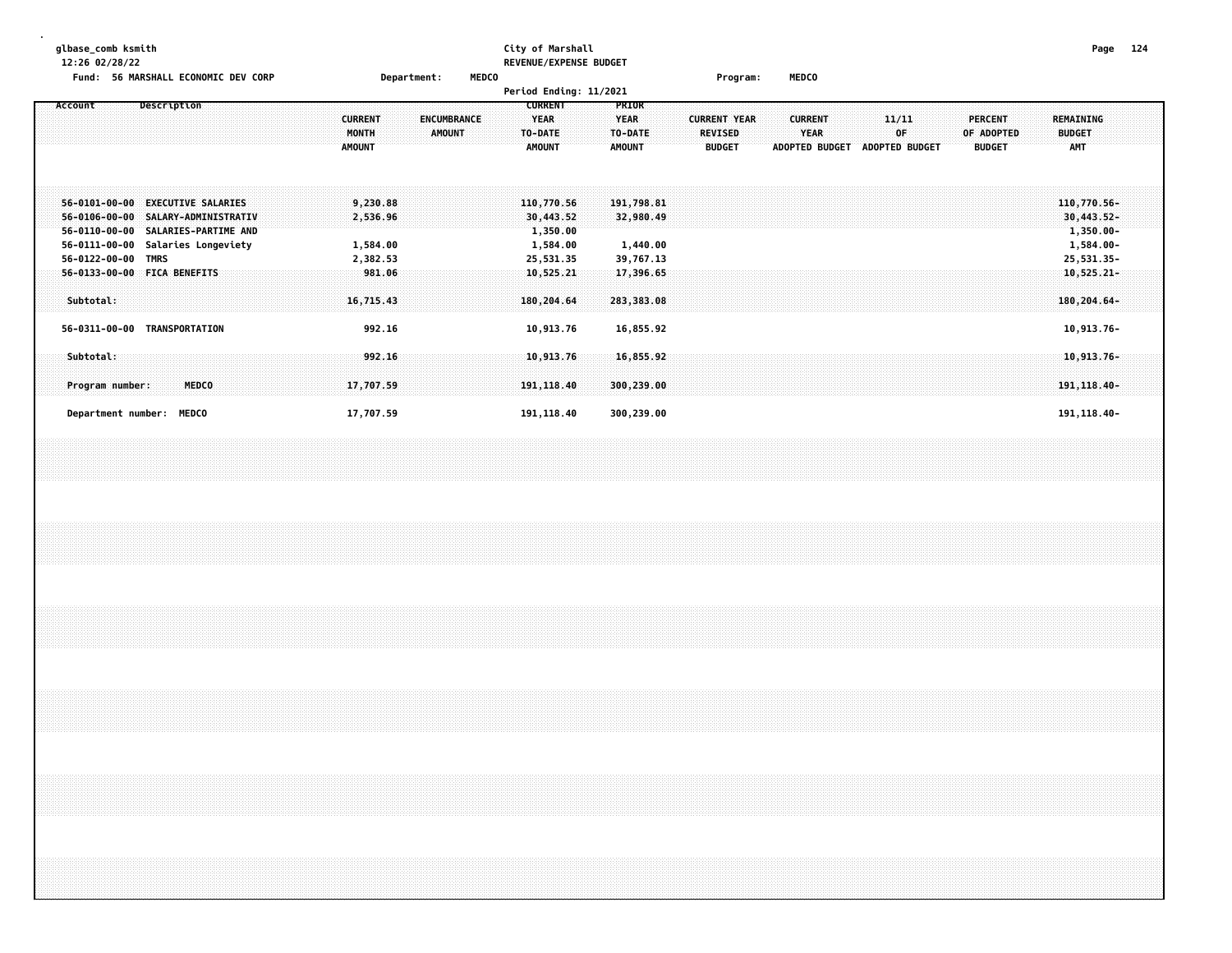glbase_comb ksmith
12:26 02/28/22

City of Marshall
REVENUE/EXPENSE BUDGET

Fund: 56 MARSHALL ECONOMIC DEV CORP    Department: MEDCO    Program: MEDCO

Period Ending: 11/2021

| Account | Description | CURRENT MONTH AMOUNT | ENCUMBRANCE AMOUNT | CURRENT YEAR TO-DATE AMOUNT | PRIOR YEAR TO-DATE AMOUNT | CURRENT YEAR REVISED BUDGET | CURRENT YEAR ADOPTED BUDGET | 11/11 OF ADOPTED BUDGET | PERCENT OF ADOPTED BUDGET | REMAINING BUDGET AMT |
|---|---|---|---|---|---|---|---|---|---|---|
| 56-0101-00-00 | EXECUTIVE SALARIES | 9,230.88 | | 110,770.56 | 191,798.81 | | | | | 110,770.56- |
| 56-0106-00-00 | SALARY-ADMINISTRATIV | 2,536.96 | | 30,443.52 | 32,980.49 | | | | | 30,443.52- |
| 56-0110-00-00 | SALARIES-PARTIME AND | | | 1,350.00 | | | | | | 1,350.00- |
| 56-0111-00-00 | Salaries Longeviety | 1,584.00 | | 1,584.00 | 1,440.00 | | | | | 1,584.00- |
| 56-0122-00-00 | TMRS | 2,382.53 | | 25,531.35 | 39,767.13 | | | | | 25,531.35- |
| 56-0133-00-00 | FICA BENEFITS | 981.06 | | 10,525.21 | 17,396.65 | | | | | 10,525.21- |
| Subtotal: | | 16,715.43 | | 180,204.64 | 283,383.08 | | | | | 180,204.64- |
| 56-0311-00-00 | TRANSPORTATION | 992.16 | | 10,913.76 | 16,855.92 | | | | | 10,913.76- |
| Subtotal: | | 992.16 | | 10,913.76 | 16,855.92 | | | | | 10,913.76- |
| Program number: | MEDCO | 17,707.59 | | 191,118.40 | 300,239.00 | | | | | 191,118.40- |
| Department number: | MEDCO | 17,707.59 | | 191,118.40 | 300,239.00 | | | | | 191,118.40- |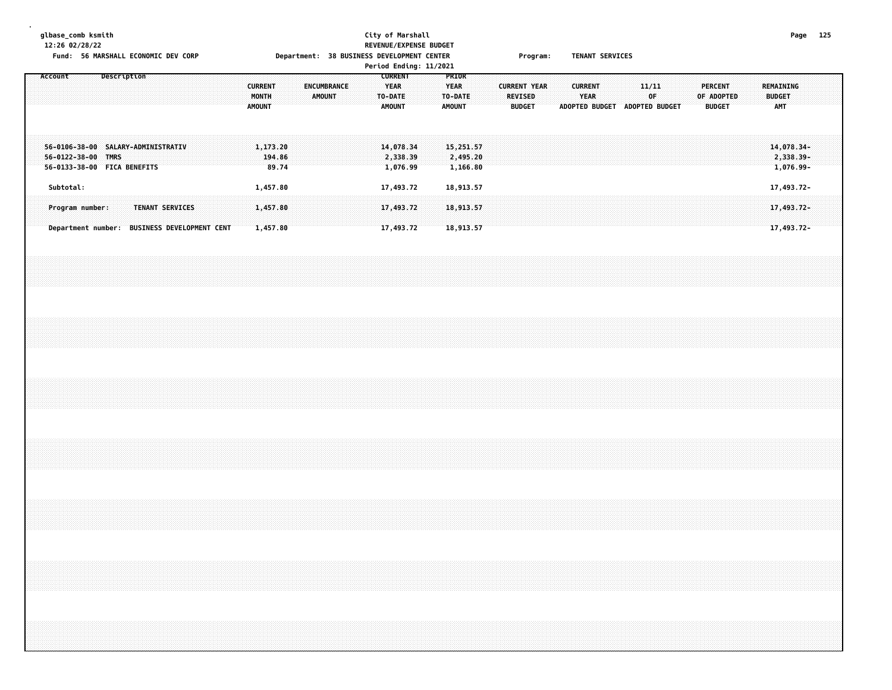glbase_comb ksmith
12:26 02/28/22

Fund: 56 MARSHALL ECONOMIC DEV CORP

City of Marshall
REVENUE/EXPENSE BUDGET
Department: 38 BUSINESS DEVELOPMENT CENTER
Period Ending: 11/2021

Program: TENANT SERVICES

| Account | Description | CURRENT MONTH AMOUNT | ENCUMBRANCE AMOUNT | CURRENT YEAR TO-DATE AMOUNT | PRIOR YEAR TO-DATE AMOUNT | CURRENT YEAR REVISED BUDGET | CURRENT YEAR ADOPTED BUDGET | 11/11 OF ADOPTED BUDGET | PERCENT OF ADOPTED BUDGET | REMAINING BUDGET AMT |
|---|---|---|---|---|---|---|---|---|---|---|
| 56-0106-38-00 | SALARY-ADMINISTRATIV | 1,173.20 | | 14,078.34 | 15,251.57 | | | | | 14,078.34- |
| 56-0122-38-00 | TMRS | 194.86 | | 2,338.39 | 2,495.20 | | | | | 2,338.39- |
| 56-0133-38-00 | FICA BENEFITS | 89.74 | | 1,076.99 | 1,166.80 | | | | | 1,076.99- |
| Subtotal: | | 1,457.80 | | 17,493.72 | 18,913.57 | | | | | 17,493.72- |
| Program number: | TENANT SERVICES | 1,457.80 | | 17,493.72 | 18,913.57 | | | | | 17,493.72- |
| Department number: | BUSINESS DEVELOPMENT CENT | 1,457.80 | | 17,493.72 | 18,913.57 | | | | | 17,493.72- |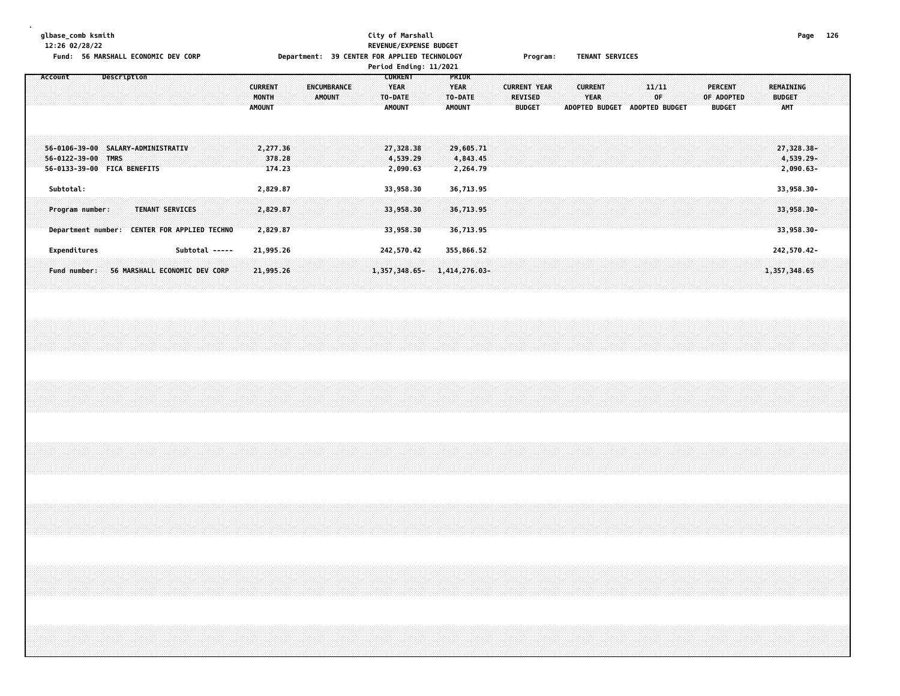glbase_comb ksmith
12:26 02/28/22

City of Marshall
REVENUE/EXPENSE BUDGET
Period Ending: 11/2021

Fund: 56 MARSHALL ECONOMIC DEV CORP | Department: 39 CENTER FOR APPLIED TECHNOLOGY | Program: TENANT SERVICES

| Account | Description | CURRENT MONTH AMOUNT | ENCUMBRANCE AMOUNT | CURRENT YEAR TO-DATE AMOUNT | PRIOR YEAR TO-DATE AMOUNT | CURRENT YEAR REVISED BUDGET | CURRENT YEAR ADOPTED BUDGET | 11/11 OF ADOPTED BUDGET | PERCENT OF ADOPTED BUDGET | REMAINING BUDGET AMT |
|---|---|---|---|---|---|---|---|---|---|---|
| 56-0106-39-00 | SALARY-ADMINISTRATIV | 2,277.36 | | 27,328.38 | 29,605.71 | | | | | 27,328.38- |
| 56-0122-39-00 | TMRS | 378.28 | | 4,539.29 | 4,843.45 | | | | | 4,539.29- |
| 56-0133-39-00 | FICA BENEFITS | 174.23 | | 2,090.63 | 2,264.79 | | | | | 2,090.63- |
| Subtotal: | | 2,829.87 | | 33,958.30 | 36,713.95 | | | | | 33,958.30- |
| Program number: | TENANT SERVICES | 2,829.87 | | 33,958.30 | 36,713.95 | | | | | 33,958.30- |
| Department number: | CENTER FOR APPLIED TECHNO | 2,829.87 | | 33,958.30 | 36,713.95 | | | | | 33,958.30- |
| Expenditures | Subtotal ----- | 21,995.26 | | 242,570.42 | 355,866.52 | | | | | 242,570.42- |
| Fund number: | 56 MARSHALL ECONOMIC DEV CORP | 21,995.26 | | 1,357,348.65- | 1,414,276.03- | | | | | 1,357,348.65 |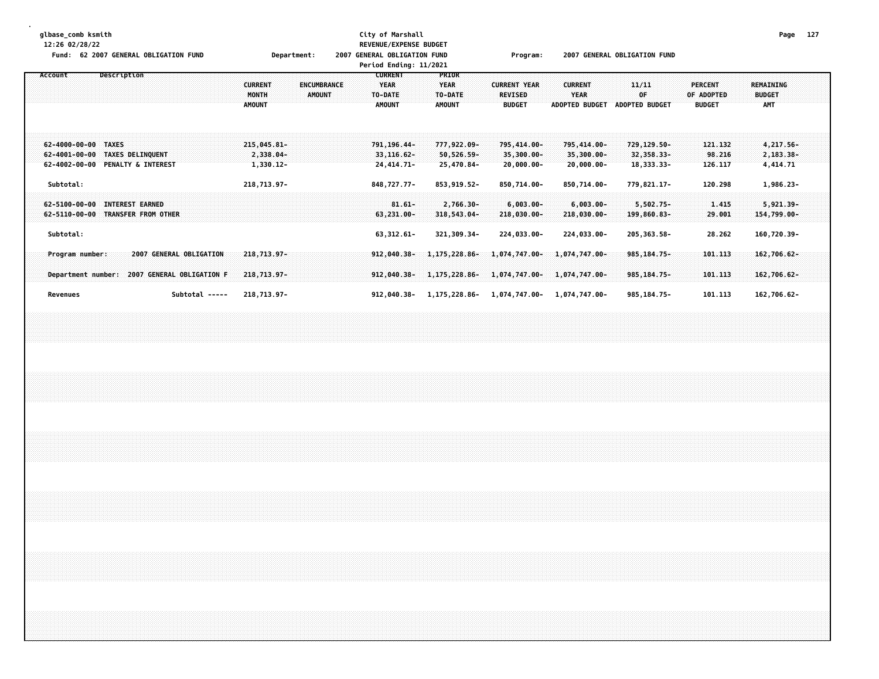glbase_comb ksmith
12:26 02/28/22

Fund: 62 2007 GENERAL OBLIGATION FUND | Department: 2007 GENERAL OBLIGATION FUND | Program: 2007 GENERAL OBLIGATION FUND

City of Marshall
REVENUE/EXPENSE BUDGET
Period Ending: 11/2021

| Account | Description | CURRENT MONTH AMOUNT | ENCUMBRANCE AMOUNT | CURRENT YEAR TO-DATE AMOUNT | PRIOR YEAR TO-DATE AMOUNT | CURRENT YEAR REVISED BUDGET | CURRENT YEAR ADOPTED BUDGET | 11/11 OF ADOPTED BUDGET | PERCENT OF ADOPTED BUDGET | REMAINING BUDGET AMT |
|---|---|---|---|---|---|---|---|---|---|---|
| 62-4000-00-00 | TAXES | 215,045.81- | | 791,196.44- | 777,922.09- | 795,414.00- | 795,414.00- | 729,129.50- | 121.132 | 4,217.56- |
| 62-4001-00-00 | TAXES DELINQUENT | 2,338.04- | | 33,116.62- | 50,526.59- | 35,300.00- | 35,300.00- | 32,358.33- | 98.216 | 2,183.38- |
| 62-4002-00-00 | PENALTY & INTEREST | 1,330.12- | | 24,414.71- | 25,470.84- | 20,000.00- | 20,000.00- | 18,333.33- | 126.117 | 4,414.71 |
| Subtotal: | | 218,713.97- | | 848,727.77- | 853,919.52- | 850,714.00- | 850,714.00- | 779,821.17- | 120.298 | 1,986.23- |
| 62-5100-00-00 | INTEREST EARNED | | | 81.61- | 2,766.30- | 6,003.00- | 6,003.00- | 5,502.75- | 1.415 | 5,921.39- |
| 62-5110-00-00 | TRANSFER FROM OTHER | | | 63,231.00- | 318,543.04- | 218,030.00- | 218,030.00- | 199,860.83- | 29.001 | 154,799.00- |
| Subtotal: | | | | 63,312.61- | 321,309.34- | 224,033.00- | 224,033.00- | 205,363.58- | 28.262 | 160,720.39- |
| Program number: | 2007 GENERAL OBLIGATION | 218,713.97- | | 912,040.38- | 1,175,228.86- | 1,074,747.00- | 1,074,747.00- | 985,184.75- | 101.113 | 162,706.62- |
| Department number: | 2007 GENERAL OBLIGATION F | 218,713.97- | | 912,040.38- | 1,175,228.86- | 1,074,747.00- | 1,074,747.00- | 985,184.75- | 101.113 | 162,706.62- |
| Revenues | Subtotal ----- | 218,713.97- | | 912,040.38- | 1,175,228.86- | 1,074,747.00- | 1,074,747.00- | 985,184.75- | 101.113 | 162,706.62- |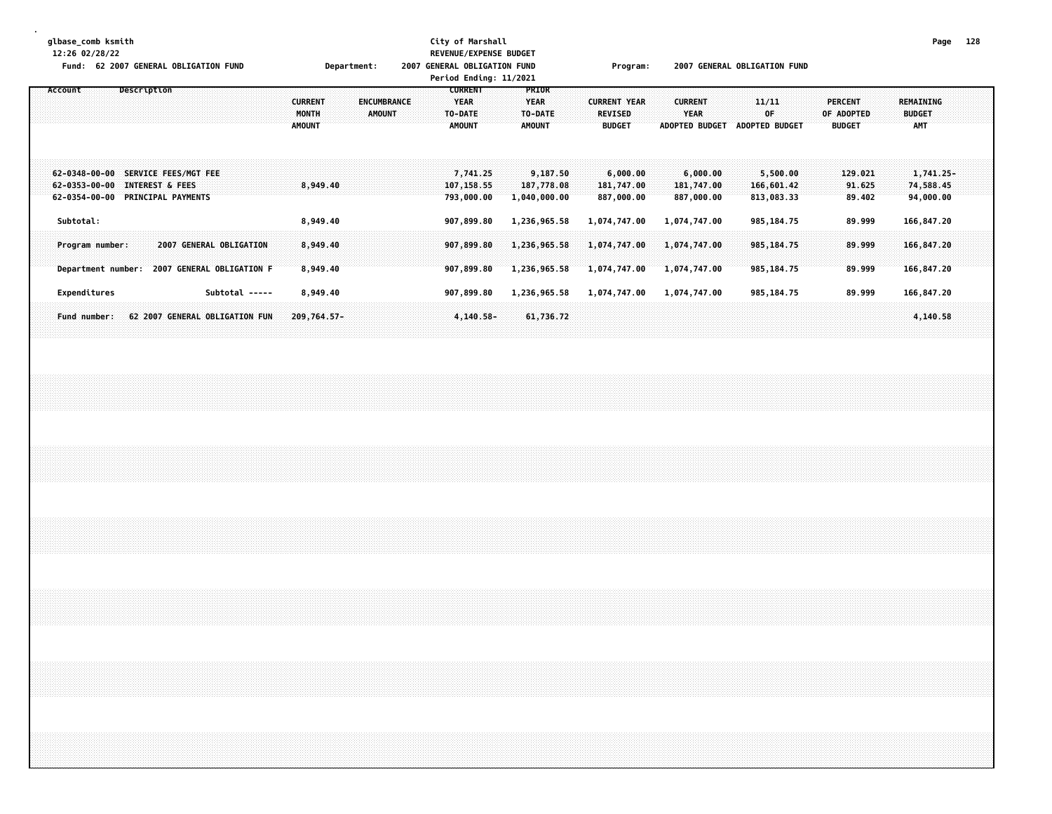glbase_comb ksmith
12:26 02/28/22

City of Marshall
REVENUE/EXPENSE BUDGET

Fund: 62 2007 GENERAL OBLIGATION FUND    Department: 2007 GENERAL OBLIGATION FUND    Program: 2007 GENERAL OBLIGATION FUND

Period Ending: 11/2021

| Account | Description | CURRENT MONTH AMOUNT | ENCUMBRANCE AMOUNT | CURRENT YEAR TO-DATE AMOUNT | PRIOR YEAR TO-DATE AMOUNT | CURRENT YEAR REVISED BUDGET | CURRENT YEAR ADOPTED BUDGET | 11/11 OF ADOPTED BUDGET | PERCENT OF ADOPTED BUDGET | REMAINING BUDGET AMT |
|---|---|---|---|---|---|---|---|---|---|---|
| 62-0348-00-00 | SERVICE FEES/MGT FEE | | | 7,741.25 | 9,187.50 | 6,000.00 | 6,000.00 | 5,500.00 | 129.021 | 1,741.25- |
| 62-0353-00-00 | INTEREST & FEES | 8,949.40 | | 107,158.55 | 187,778.08 | 181,747.00 | 181,747.00 | 166,601.42 | 91.625 | 74,588.45 |
| 62-0354-00-00 | PRINCIPAL PAYMENTS | | | 793,000.00 | 1,040,000.00 | 887,000.00 | 887,000.00 | 813,083.33 | 89.402 | 94,000.00 |
| Subtotal: | | 8,949.40 | | 907,899.80 | 1,236,965.58 | 1,074,747.00 | 1,074,747.00 | 985,184.75 | 89.999 | 166,847.20 |
| Program number: | 2007 GENERAL OBLIGATION | 8,949.40 | | 907,899.80 | 1,236,965.58 | 1,074,747.00 | 1,074,747.00 | 985,184.75 | 89.999 | 166,847.20 |
| Department number: | 2007 GENERAL OBLIGATION F | 8,949.40 | | 907,899.80 | 1,236,965.58 | 1,074,747.00 | 1,074,747.00 | 985,184.75 | 89.999 | 166,847.20 |
| Expenditures | Subtotal ----- | 8,949.40 | | 907,899.80 | 1,236,965.58 | 1,074,747.00 | 1,074,747.00 | 985,184.75 | 89.999 | 166,847.20 |
| Fund number: | 62 2007 GENERAL OBLIGATION FUN | 209,764.57- | | 4,140.58- | 61,736.72 | | | | | 4,140.58 |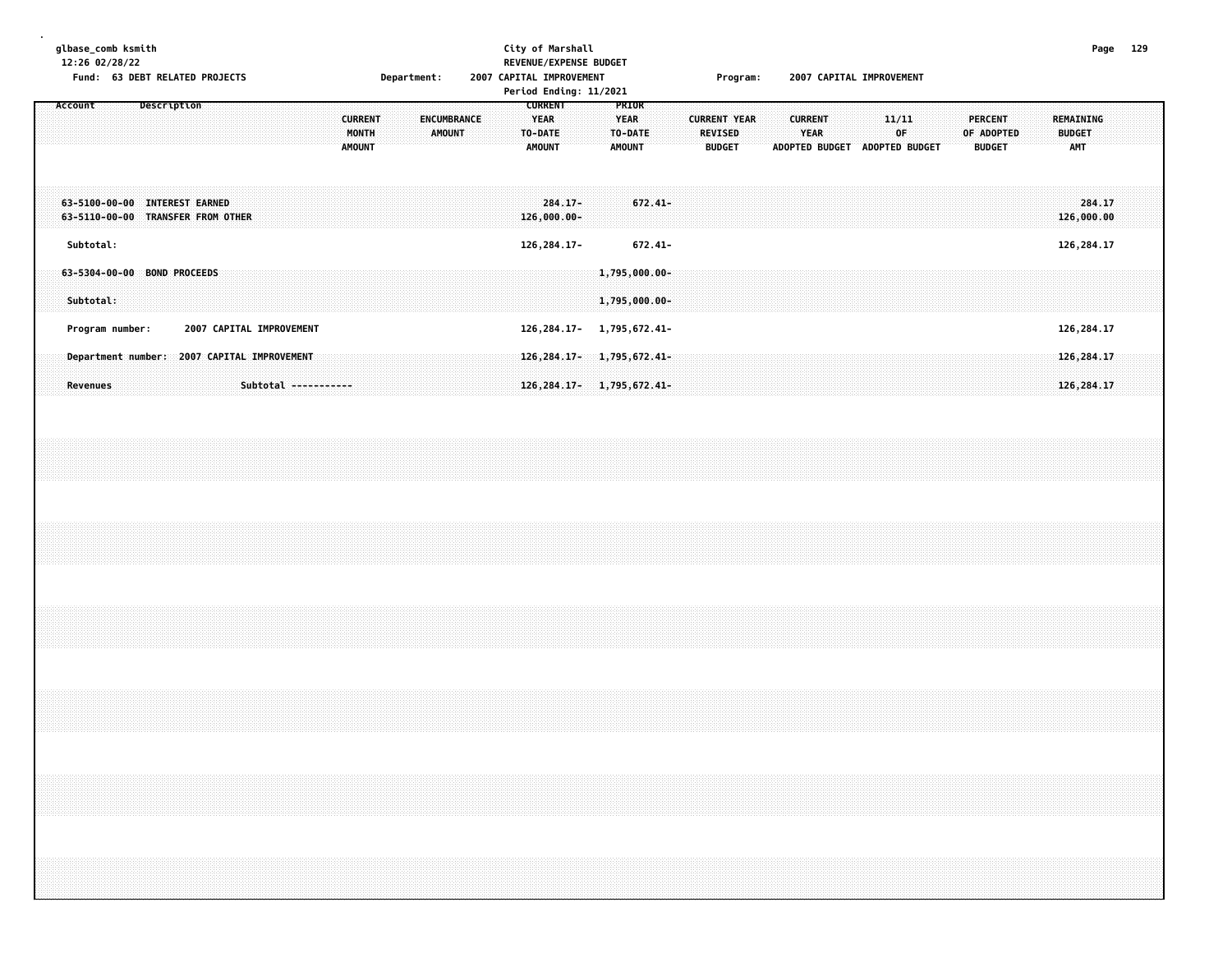glbase_comb ksmith
12:26 02/28/22

City of Marshall
REVENUE/EXPENSE BUDGET
Period Ending: 11/2021

Fund: 63 DEBT RELATED PROJECTS | Department: 2007 CAPITAL IMPROVEMENT | Program: 2007 CAPITAL IMPROVEMENT

| Account | Description | CURRENT MONTH AMOUNT | ENCUMBRANCE AMOUNT | CURRENT YEAR TO-DATE AMOUNT | PRIOR YEAR TO-DATE AMOUNT | CURRENT YEAR REVISED BUDGET | CURRENT YEAR ADOPTED BUDGET | 11/11 OF ADOPTED BUDGET | PERCENT OF ADOPTED BUDGET | REMAINING BUDGET AMT |
|---|---|---|---|---|---|---|---|---|---|---|
| 63-5100-00-00 | INTEREST EARNED | | | 284.17- | 672.41- | | | | | 284.17 |
| 63-5110-00-00 | TRANSFER FROM OTHER | | | 126,000.00- | | | | | | 126,000.00 |
| Subtotal: | | | | 126,284.17- | 672.41- | | | | | 126,284.17 |
| 63-5304-00-00 | BOND PROCEEDS | | | | 1,795,000.00- | | | | | |
| Subtotal: | | | | | 1,795,000.00- | | | | | |
| Program number: | 2007 CAPITAL IMPROVEMENT | | | 126,284.17- | 1,795,672.41- | | | | | 126,284.17 |
| Department number: | 2007 CAPITAL IMPROVEMENT | | | 126,284.17- | 1,795,672.41- | | | | | 126,284.17 |
| Revenues | Subtotal ----------- | | | 126,284.17- | 1,795,672.41- | | | | | 126,284.17 |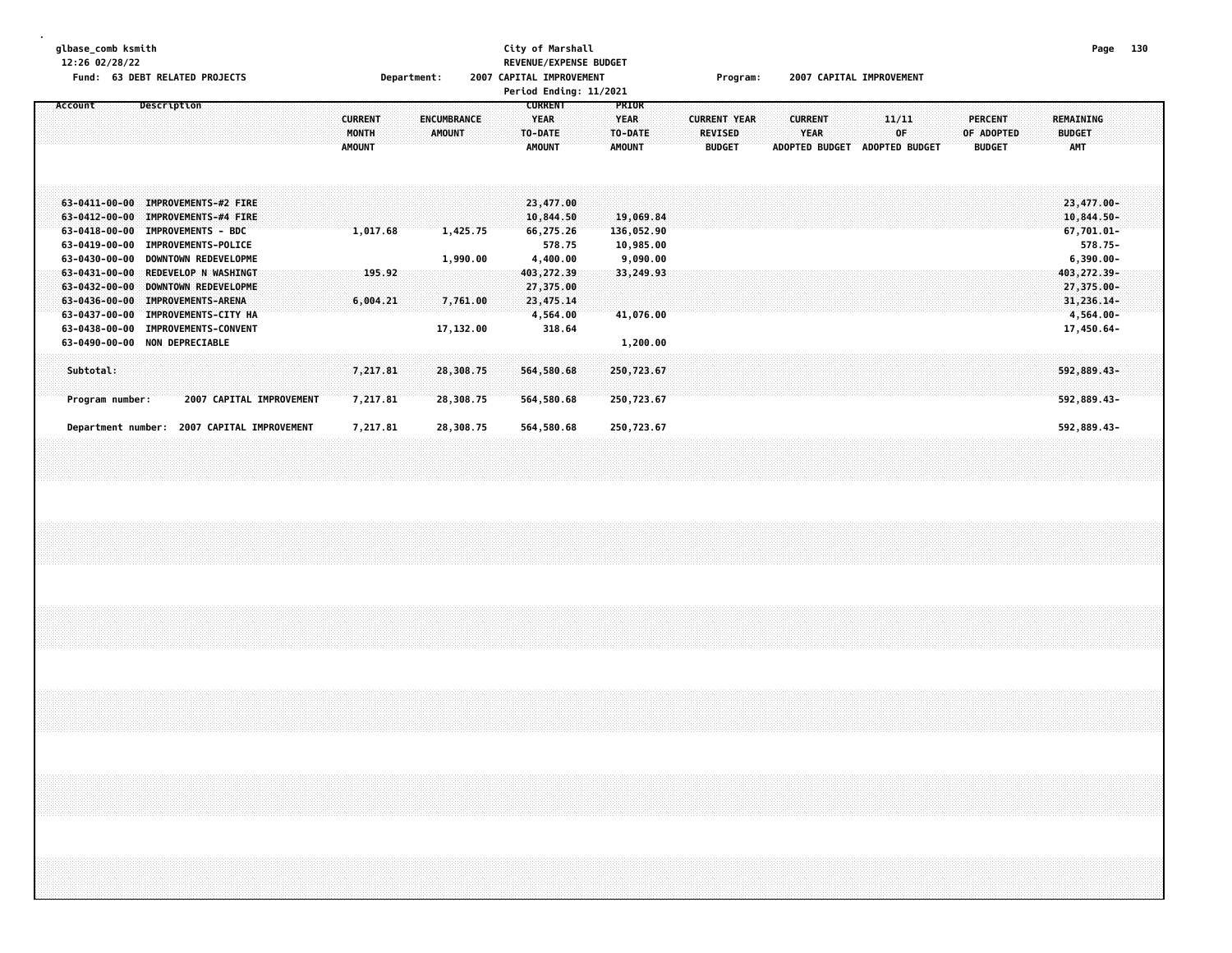glbase_comb ksmith
12:26 02/28/22

City of Marshall
REVENUE/EXPENSE BUDGET

Fund: 63 DEBT RELATED PROJECTS    Department: 2007 CAPITAL IMPROVEMENT    Program: 2007 CAPITAL IMPROVEMENT

Period Ending: 11/2021

| Account | Description | CURRENT MONTH AMOUNT | ENCUMBRANCE AMOUNT | CURRENT YEAR TO-DATE AMOUNT | PRIOR YEAR TO-DATE AMOUNT | CURRENT YEAR REVISED BUDGET | CURRENT YEAR ADOPTED BUDGET | 11/11 OF ADOPTED BUDGET | PERCENT OF ADOPTED BUDGET | REMAINING BUDGET AMT |
|---|---|---|---|---|---|---|---|---|---|---|
| 63-0411-00-00 | IMPROVEMENTS-#2 FIRE | | | 23,477.00 | | | | | | 23,477.00- |
| 63-0412-00-00 | IMPROVEMENTS-#4 FIRE | | | 10,844.50 | 19,069.84 | | | | | 10,844.50- |
| 63-0418-00-00 | IMPROVEMENTS - BDC | 1,017.68 | 1,425.75 | 66,275.26 | 136,052.90 | | | | | 67,701.01- |
| 63-0419-00-00 | IMPROVEMENTS-POLICE | | | 578.75 | 10,985.00 | | | | | 578.75- |
| 63-0430-00-00 | DOWNTOWN REDEVELOPME | | 1,990.00 | 4,400.00 | 9,090.00 | | | | | 6,390.00- |
| 63-0431-00-00 | REDEVELOP N WASHINGT | 195.92 | | 403,272.39 | 33,249.93 | | | | | 403,272.39- |
| 63-0432-00-00 | DOWNTOWN REDEVELOPME | | | 27,375.00 | | | | | | 27,375.00- |
| 63-0436-00-00 | IMPROVEMENTS-ARENA | 6,004.21 | 7,761.00 | 23,475.14 | | | | | | 31,236.14- |
| 63-0437-00-00 | IMPROVEMENTS-CITY HA | | | 4,564.00 | 41,076.00 | | | | | 4,564.00- |
| 63-0438-00-00 | IMPROVEMENTS-CONVENT | | 17,132.00 | 318.64 | | | | | | 17,450.64- |
| 63-0490-00-00 | NON DEPRECIABLE | | | | 1,200.00 | | | | | |
| Subtotal: | | 7,217.81 | 28,308.75 | 564,580.68 | 250,723.67 | | | | | 592,889.43- |
| Program number: | 2007 CAPITAL IMPROVEMENT | 7,217.81 | 28,308.75 | 564,580.68 | 250,723.67 | | | | | 592,889.43- |
| Department number: | 2007 CAPITAL IMPROVEMENT | 7,217.81 | 28,308.75 | 564,580.68 | 250,723.67 | | | | | 592,889.43- |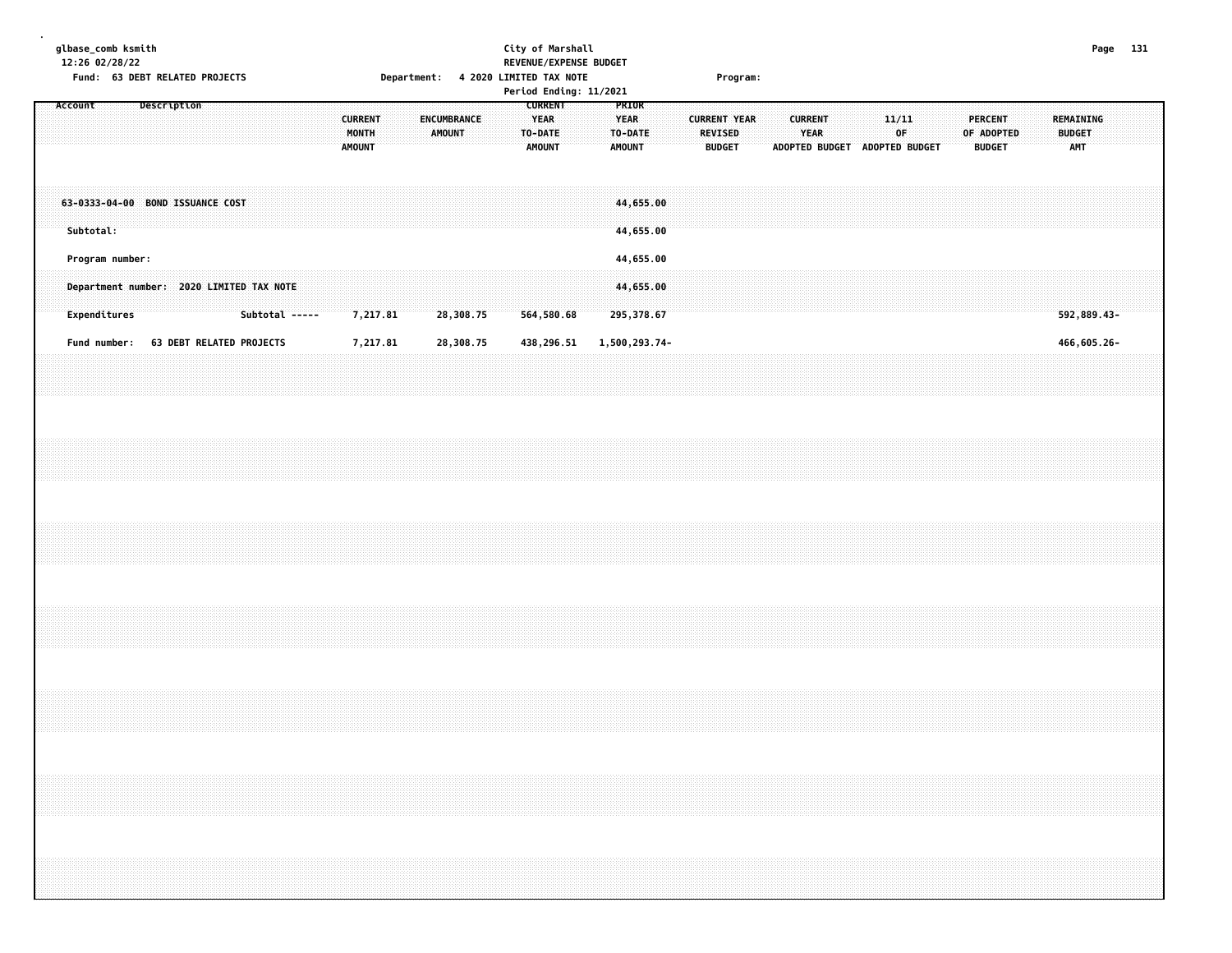glbase_comb ksmith
12:26 02/28/22

City of Marshall
REVENUE/EXPENSE BUDGET

Fund: 63 DEBT RELATED PROJECTS    Department: 4 2020 LIMITED TAX NOTE    Program:

Period Ending: 11/2021

| Account | Description | CURRENT MONTH AMOUNT | ENCUMBRANCE AMOUNT | CURRENT YEAR TO-DATE AMOUNT | PRIOR YEAR TO-DATE AMOUNT | CURRENT YEAR REVISED BUDGET | CURRENT YEAR ADOPTED BUDGET | 11/11 OF ADOPTED BUDGET | PERCENT OF ADOPTED BUDGET | REMAINING BUDGET AMT |
|---|---|---|---|---|---|---|---|---|---|---|
| 63-0333-04-00 | BOND ISSUANCE COST | | | | 44,655.00 | | | | | |
| Subtotal: | | | | | 44,655.00 | | | | | |
| Program number: | | | | | 44,655.00 | | | | | |
| Department number: | 2020 LIMITED TAX NOTE | | | | 44,655.00 | | | | | |
| Expenditures | Subtotal ----- | 7,217.81 | 28,308.75 | 564,580.68 | 295,378.67 | | | | | 592,889.43- |
| Fund number: | 63 DEBT RELATED PROJECTS | 7,217.81 | 28,308.75 | 438,296.51 | 1,500,293.74- | | | | | 466,605.26- |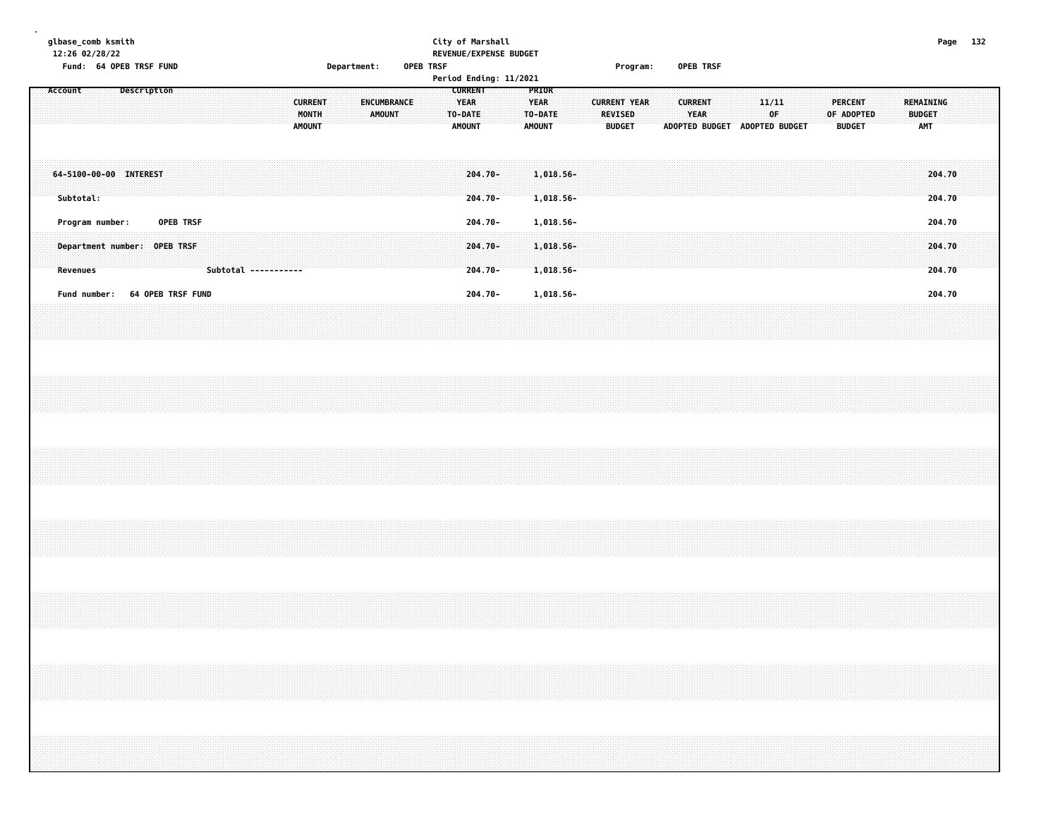glbase_comb ksmith
12:26 02/28/22

**City of Marshall**
**REVENUE/EXPENSE BUDGET**
**Period Ending: 11/2021**

Fund: 64 OPEB TRSF FUND | Department: OPEB TRSF | Program: OPEB TRSF

| Account Description | CURRENT MONTH AMOUNT | ENCUMBRANCE AMOUNT | CURRENT YEAR TO-DATE AMOUNT | PRIOR YEAR TO-DATE AMOUNT | CURRENT YEAR REVISED BUDGET | CURRENT YEAR ADOPTED BUDGET | 11/11 OF ADOPTED BUDGET | PERCENT OF ADOPTED BUDGET | REMAINING BUDGET AMT |
|---|---|---|---|---|---|---|---|---|---|
| 64-5100-00-00 INTEREST | | | 204.70- | 1,018.56- | | | | | 204.70 |
| Subtotal: | | | 204.70- | 1,018.56- | | | | | 204.70 |
| Program number: OPEB TRSF | | | 204.70- | 1,018.56- | | | | | 204.70 |
| Department number: OPEB TRSF | | | 204.70- | 1,018.56- | | | | | 204.70 |
| Revenues Subtotal ----------- | | | 204.70- | 1,018.56- | | | | | 204.70 |
| Fund number: 64 OPEB TRSF FUND | | | 204.70- | 1,018.56- | | | | | 204.70 |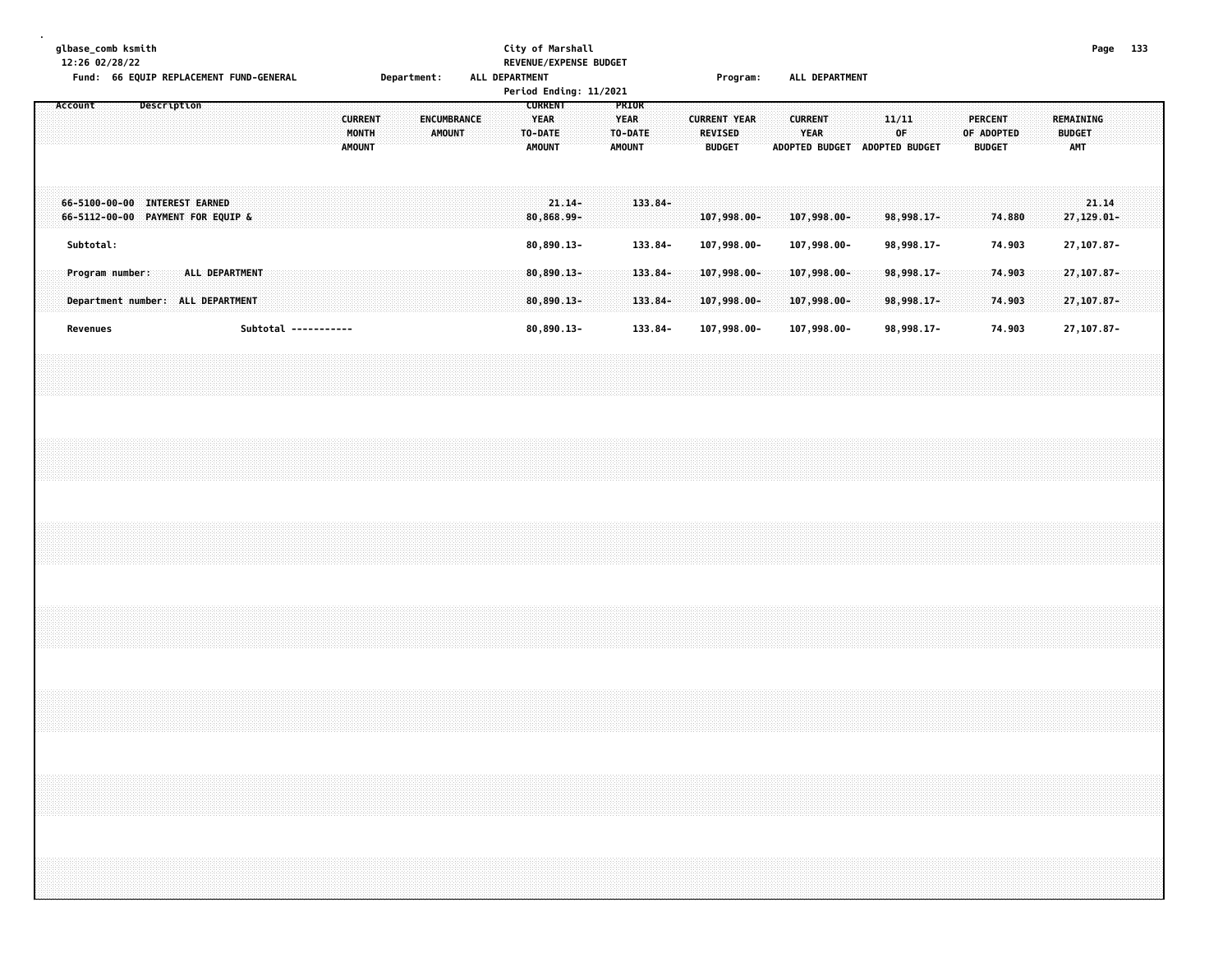glbase_comb ksmith
12:26 02/28/22

City of Marshall
REVENUE/EXPENSE BUDGET

Fund: 66 EQUIP REPLACEMENT FUND-GENERAL    Department: ALL DEPARTMENT    Program: ALL DEPARTMENT

Period Ending: 11/2021

| Account | Description | CURRENT MONTH AMOUNT | ENCUMBRANCE AMOUNT | CURRENT YEAR TO-DATE AMOUNT | PRIOR YEAR TO-DATE AMOUNT | CURRENT YEAR REVISED BUDGET | CURRENT YEAR ADOPTED BUDGET | 11/11 OF ADOPTED BUDGET | PERCENT OF ADOPTED BUDGET | REMAINING BUDGET AMT |
|---|---|---|---|---|---|---|---|---|---|---|
| 66-5100-00-00 | INTEREST EARNED | | | 21.14- | 133.84- | | | | | 21.14 |
| 66-5112-00-00 | PAYMENT FOR EQUIP & | | | 80,868.99- | | 107,998.00- | 107,998.00- | 98,998.17- | 74.880 | 27,129.01- |
| Subtotal: | | | | 80,890.13- | 133.84- | 107,998.00- | 107,998.00- | 98,998.17- | 74.903 | 27,107.87- |
| Program number: | ALL DEPARTMENT | | | 80,890.13- | 133.84- | 107,998.00- | 107,998.00- | 98,998.17- | 74.903 | 27,107.87- |
| Department number: | ALL DEPARTMENT | | | 80,890.13- | 133.84- | 107,998.00- | 107,998.00- | 98,998.17- | 74.903 | 27,107.87- |
| Revenues | Subtotal ----------- | | | 80,890.13- | 133.84- | 107,998.00- | 107,998.00- | 98,998.17- | 74.903 | 27,107.87- |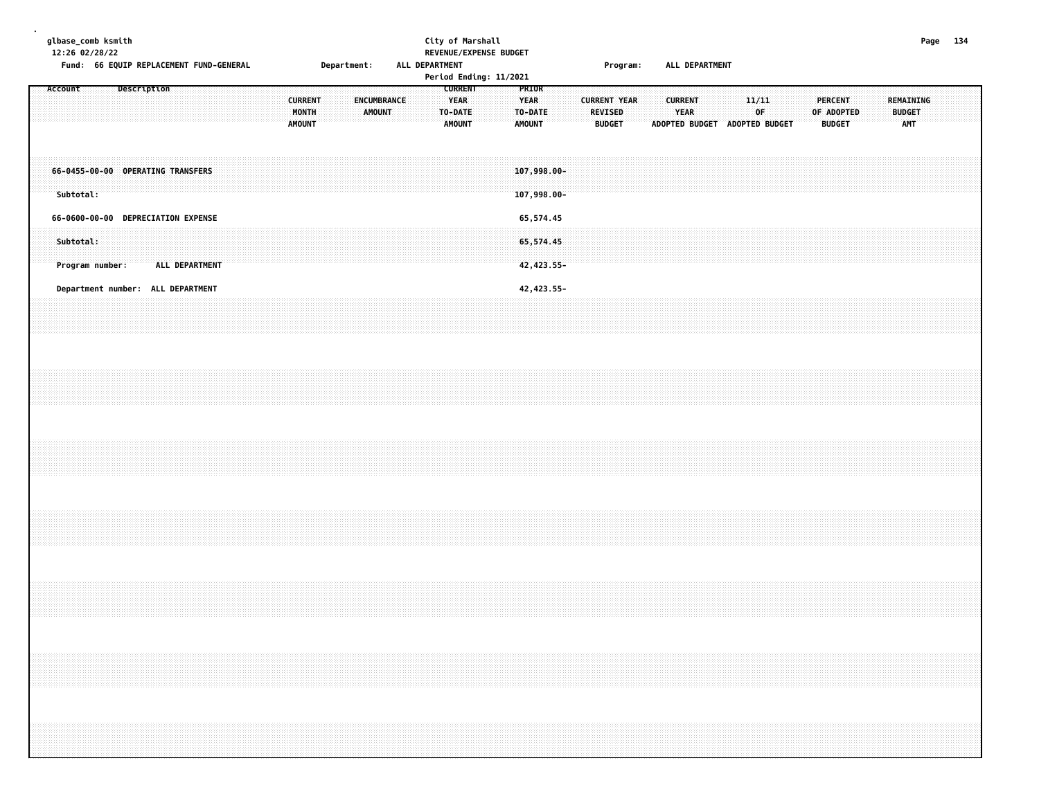glbase_comb ksmith
12:26 02/28/22

City of Marshall
REVENUE/EXPENSE BUDGET
Period Ending: 11/2021

Fund: 66 EQUIP REPLACEMENT FUND-GENERAL    Department: ALL DEPARTMENT    Program: ALL DEPARTMENT

| Account | Description | CURRENT MONTH AMOUNT | ENCUMBRANCE AMOUNT | CURRENT YEAR TO-DATE AMOUNT | PRIOR YEAR TO-DATE AMOUNT | CURRENT YEAR REVISED BUDGET | CURRENT YEAR ADOPTED BUDGET | 11/11 OF ADOPTED BUDGET | PERCENT OF ADOPTED BUDGET | REMAINING BUDGET AMT |
|---|---|---|---|---|---|---|---|---|---|---|
| 66-0455-00-00 | OPERATING TRANSFERS | | | | 107,998.00- | | | | | |
| Subtotal: | | | | | 107,998.00- | | | | | |
| 66-0600-00-00 | DEPRECIATION EXPENSE | | | | 65,574.45 | | | | | |
| Subtotal: | | | | | 65,574.45 | | | | | |
| Program number: | ALL DEPARTMENT | | | | 42,423.55- | | | | | |
| Department number: | ALL DEPARTMENT | | | | 42,423.55- | | | | | |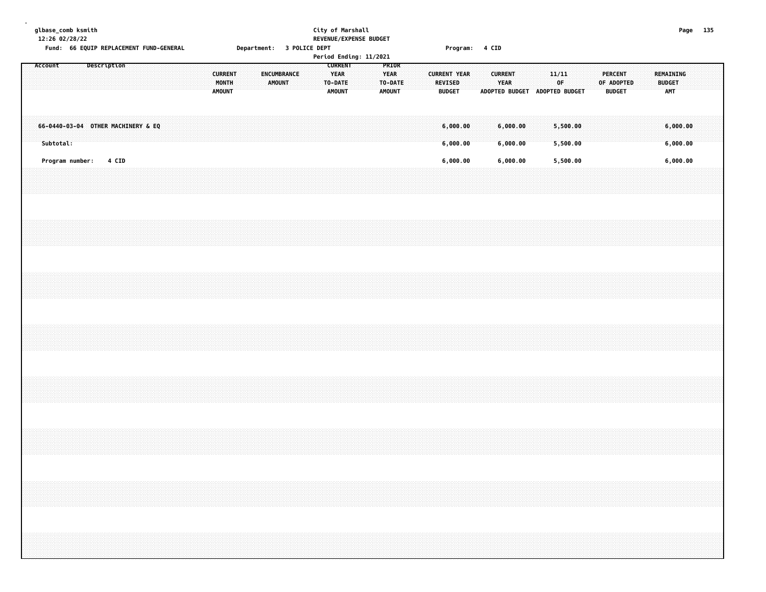glbase_comb ksmith
12:26 02/28/22

City of Marshall
REVENUE/EXPENSE BUDGET
Period Ending: 11/2021

Fund: 66 EQUIP REPLACEMENT FUND-GENERAL    Department: 3 POLICE DEPT    Program: 4 CID

| Account | Description | CURRENT MONTH AMOUNT | ENCUMBRANCE AMOUNT | CURRENT YEAR TO-DATE AMOUNT | PRIOR YEAR TO-DATE AMOUNT | CURRENT YEAR REVISED BUDGET | CURRENT YEAR ADOPTED BUDGET | 11/11 OF ADOPTED BUDGET | PERCENT OF ADOPTED BUDGET | REMAINING BUDGET AMT |
|---|---|---|---|---|---|---|---|---|---|---|
| 66-0440-03-04 | OTHER MACHINERY & EQ | | | | | 6,000.00 | 6,000.00 | 5,500.00 | | 6,000.00 |
| Subtotal: | | | | | | 6,000.00 | 6,000.00 | 5,500.00 | | 6,000.00 |
| Program number: | 4 CID | | | | | 6,000.00 | 6,000.00 | 5,500.00 | | 6,000.00 |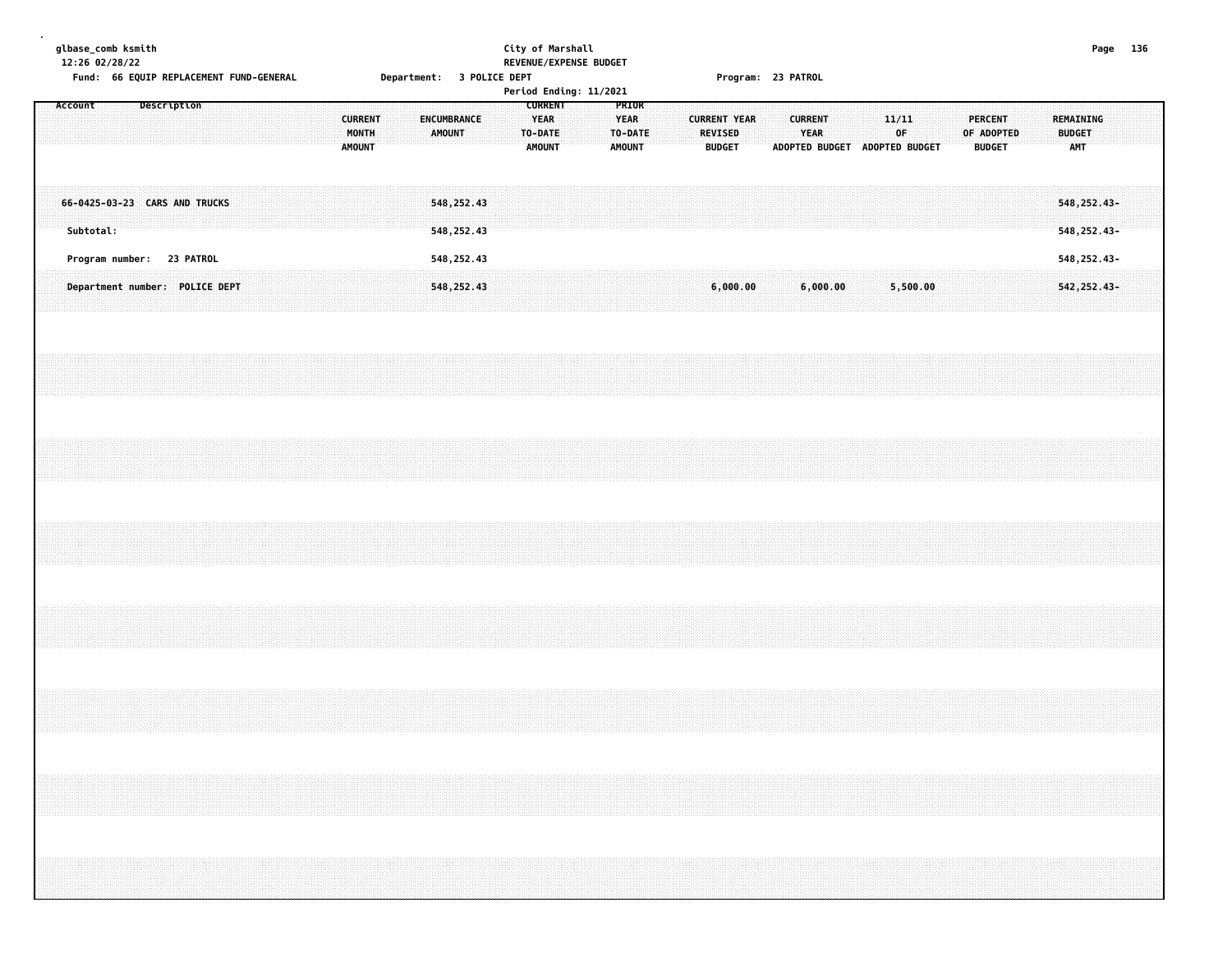glbase_comb ksmith
12:26 02/28/22

City of Marshall
REVENUE/EXPENSE BUDGET
Period Ending: 11/2021

Fund: 66 EQUIP REPLACEMENT FUND-GENERAL　　Department: 3 POLICE DEPT　　Program: 23 PATROL

| Account Description | CURRENT MONTH AMOUNT | ENCUMBRANCE AMOUNT | CURRENT YEAR TO-DATE AMOUNT | PRIOR YEAR TO-DATE AMOUNT | CURRENT YEAR REVISED BUDGET | CURRENT YEAR ADOPTED BUDGET | 11/11 OF ADOPTED BUDGET | PERCENT OF ADOPTED BUDGET | REMAINING BUDGET AMT |
|---|---|---|---|---|---|---|---|---|---|
| 66-0425-03-23 CARS AND TRUCKS | | 548,252.43 | | | | | | | 548,252.43- |
| Subtotal: | | 548,252.43 | | | | | | | 548,252.43- |
| Program number: 23 PATROL | | 548,252.43 | | | | | | | 548,252.43- |
| Department number: POLICE DEPT | | 548,252.43 | | | 6,000.00 | 6,000.00 | 5,500.00 | | 542,252.43- |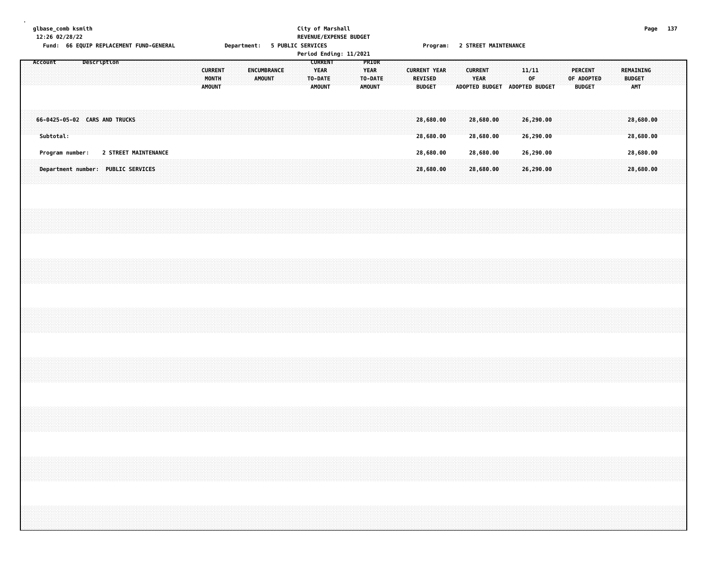glbase_comb ksmith
12:26 02/28/22

City of Marshall
REVENUE/EXPENSE BUDGET

Fund: 66 EQUIP REPLACEMENT FUND-GENERAL    Department: 5 PUBLIC SERVICES    Program: 2 STREET MAINTENANCE

Period Ending: 11/2021

| Account Description | CURRENT MONTH AMOUNT | ENCUMBRANCE AMOUNT | CURRENT YEAR TO-DATE AMOUNT | PRIOR YEAR TO-DATE AMOUNT | CURRENT YEAR REVISED BUDGET | CURRENT YEAR ADOPTED BUDGET | 11/11 OF ADOPTED BUDGET | PERCENT OF ADOPTED BUDGET | REMAINING BUDGET AMT |
|---|---|---|---|---|---|---|---|---|---|
| 66-0425-05-02 CARS AND TRUCKS | | | | | 28,680.00 | 28,680.00 | 26,290.00 | | 28,680.00 |
| Subtotal: | | | | | 28,680.00 | 28,680.00 | 26,290.00 | | 28,680.00 |
| Program number: 2 STREET MAINTENANCE | | | | | 28,680.00 | 28,680.00 | 26,290.00 | | 28,680.00 |
| Department number: PUBLIC SERVICES | | | | | 28,680.00 | 28,680.00 | 26,290.00 | | 28,680.00 |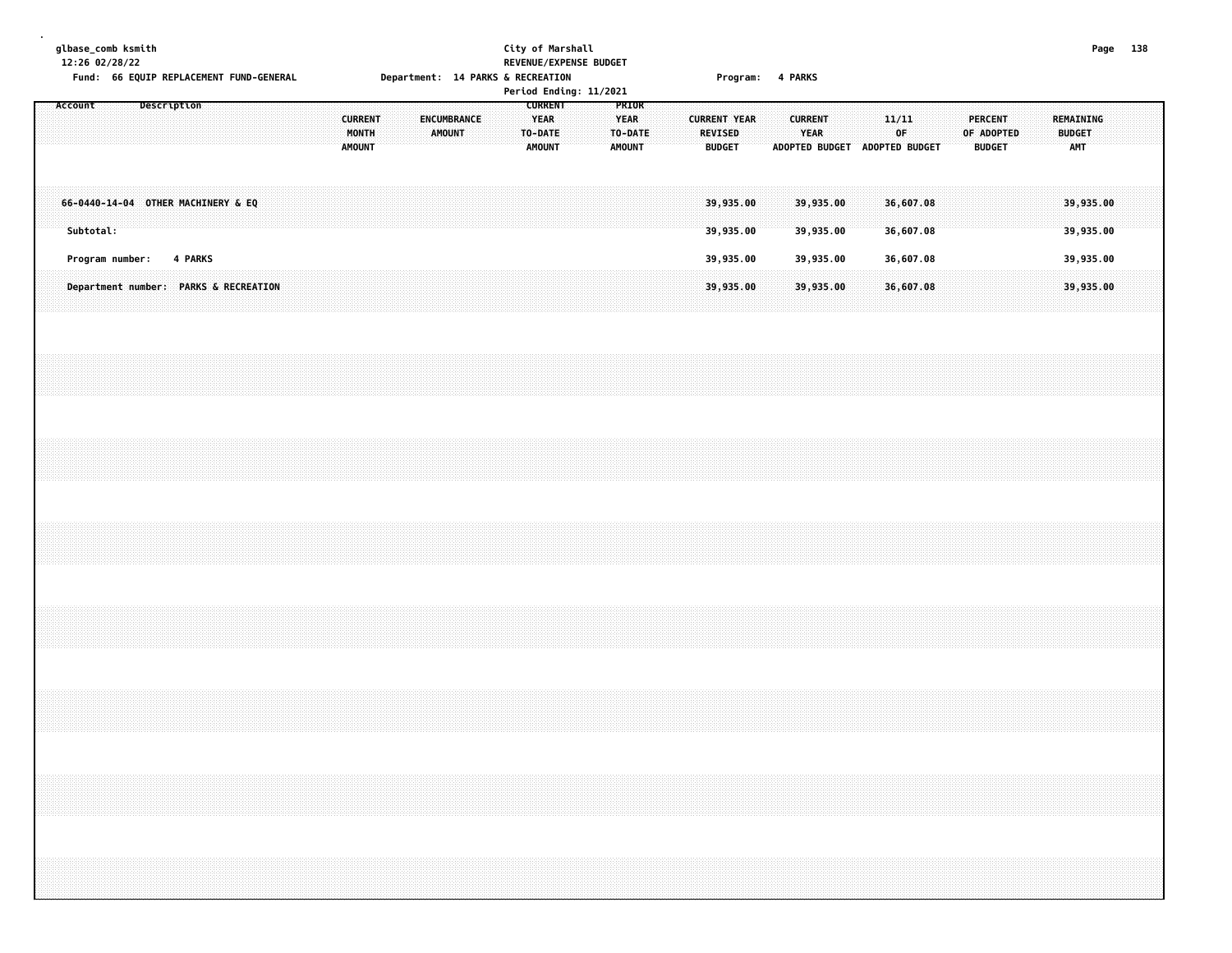City of Marshall
REVENUE/EXPENSE BUDGET
Period Ending: 11/2021

glbase_comb ksmith
12:26 02/28/22

Fund: 66 EQUIP REPLACEMENT FUND-GENERAL    Department: 14 PARKS & RECREATION    Program: 4 PARKS

| Account | Description | CURRENT MONTH AMOUNT | ENCUMBRANCE AMOUNT | CURRENT YEAR TO-DATE AMOUNT | PRIOR YEAR TO-DATE AMOUNT | CURRENT YEAR REVISED BUDGET | CURRENT YEAR ADOPTED BUDGET | 11/11 OF ADOPTED BUDGET | PERCENT OF ADOPTED BUDGET | REMAINING BUDGET AMT |
|---|---|---|---|---|---|---|---|---|---|---|
| 66-0440-14-04 | OTHER MACHINERY & EQ | | | | | 39,935.00 | 39,935.00 | 36,607.08 | | 39,935.00 |
| Subtotal: | | | | | | 39,935.00 | 39,935.00 | 36,607.08 | | 39,935.00 |
| Program number: | 4 PARKS | | | | | 39,935.00 | 39,935.00 | 36,607.08 | | 39,935.00 |
| Department number: | PARKS & RECREATION | | | | | 39,935.00 | 39,935.00 | 36,607.08 | | 39,935.00 |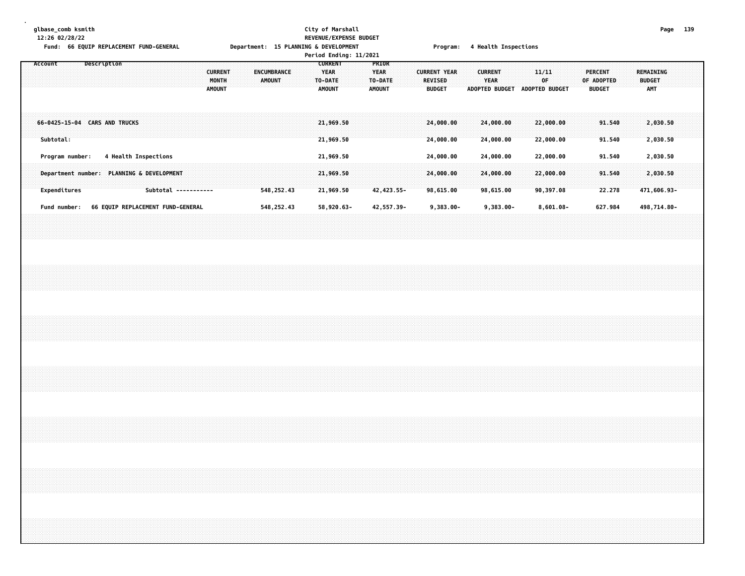glbase_comb ksmith
12:26 02/28/22

**City of Marshall**
**REVENUE/EXPENSE BUDGET**
**Period Ending: 11/2021**

Fund: 66 EQUIP REPLACEMENT FUND-GENERAL    Department: 15 PLANNING & DEVELOPMENT    Program: 4 Health Inspections

| Account Description | CURRENT MONTH AMOUNT | ENCUMBRANCE AMOUNT | CURRENT YEAR TO-DATE AMOUNT | PRIOR YEAR TO-DATE AMOUNT | CURRENT YEAR REVISED BUDGET | CURRENT YEAR ADOPTED BUDGET | 11/11 OF ADOPTED BUDGET | PERCENT OF ADOPTED BUDGET | REMAINING BUDGET AMT |
|---|---|---|---|---|---|---|---|---|---|
| 66-0425-15-04 CARS AND TRUCKS | | | 21,969.50 | | 24,000.00 | 24,000.00 | 22,000.00 | 91.540 | 2,030.50 |
| Subtotal: | | | 21,969.50 | | 24,000.00 | 24,000.00 | 22,000.00 | 91.540 | 2,030.50 |
| Program number: 4 Health Inspections | | | 21,969.50 | | 24,000.00 | 24,000.00 | 22,000.00 | 91.540 | 2,030.50 |
| Department number: PLANNING & DEVELOPMENT | | | 21,969.50 | | 24,000.00 | 24,000.00 | 22,000.00 | 91.540 | 2,030.50 |
| Expenditures Subtotal ----------- | | 548,252.43 | 21,969.50 | 42,423.55- | 98,615.00 | 98,615.00 | 90,397.08 | 22.278 | 471,606.93- |
| Fund number: 66 EQUIP REPLACEMENT FUND-GENERAL | | 548,252.43 | 58,920.63- | 42,557.39- | 9,383.00- | 9,383.00- | 8,601.08- | 627.984 | 498,714.80- |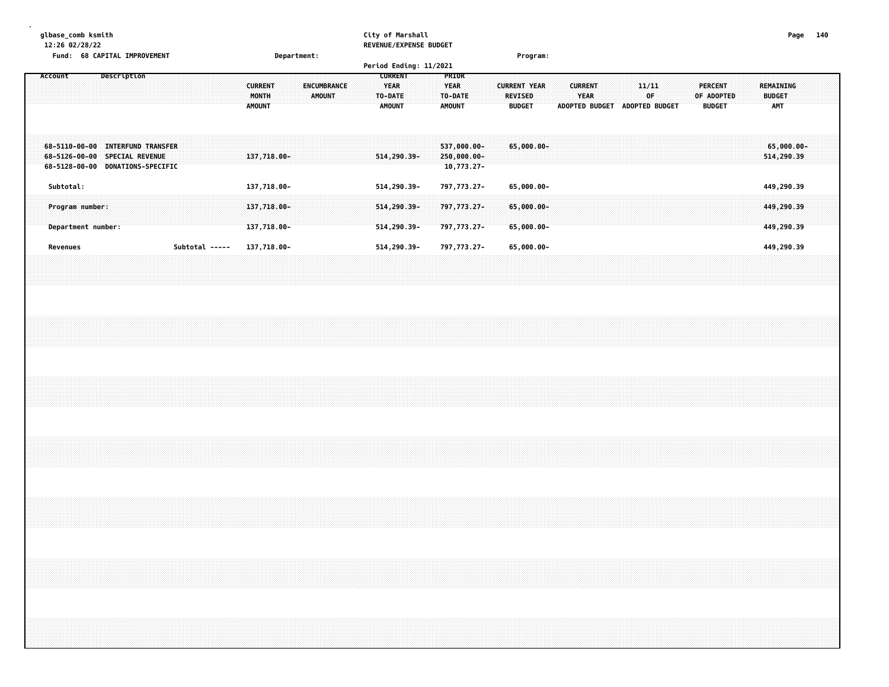glbase_comb ksmith
12:26 02/28/22

City of Marshall
REVENUE/EXPENSE BUDGET

Fund: 68 CAPITAL IMPROVEMENT    Department:    Program:

Period Ending: 11/2021

| Account | Description | CURRENT MONTH AMOUNT | ENCUMBRANCE AMOUNT | CURRENT YEAR TO-DATE AMOUNT | PRIOR YEAR TO-DATE AMOUNT | CURRENT YEAR REVISED BUDGET | CURRENT YEAR ADOPTED BUDGET | 11/11 OF ADOPTED BUDGET | PERCENT OF ADOPTED BUDGET | REMAINING BUDGET AMT |
|---|---|---|---|---|---|---|---|---|---|---|
| 68-5110-00-00 | INTERFUND TRANSFER | | | | 537,000.00- | 65,000.00- | | | | 65,000.00- |
| 68-5126-00-00 | SPECIAL REVENUE | 137,718.00- | | 514,290.39- | 250,000.00- | | | | | 514,290.39 |
| 68-5128-00-00 | DONATIONS-SPECIFIC | | | | 10,773.27- | | | | | |
| Subtotal: | | 137,718.00- | | 514,290.39- | 797,773.27- | 65,000.00- | | | | 449,290.39 |
| Program number: | | 137,718.00- | | 514,290.39- | 797,773.27- | 65,000.00- | | | | 449,290.39 |
| Department number: | | 137,718.00- | | 514,290.39- | 797,773.27- | 65,000.00- | | | | 449,290.39 |
| Revenues | Subtotal ----- | 137,718.00- | | 514,290.39- | 797,773.27- | 65,000.00- | | | | 449,290.39 |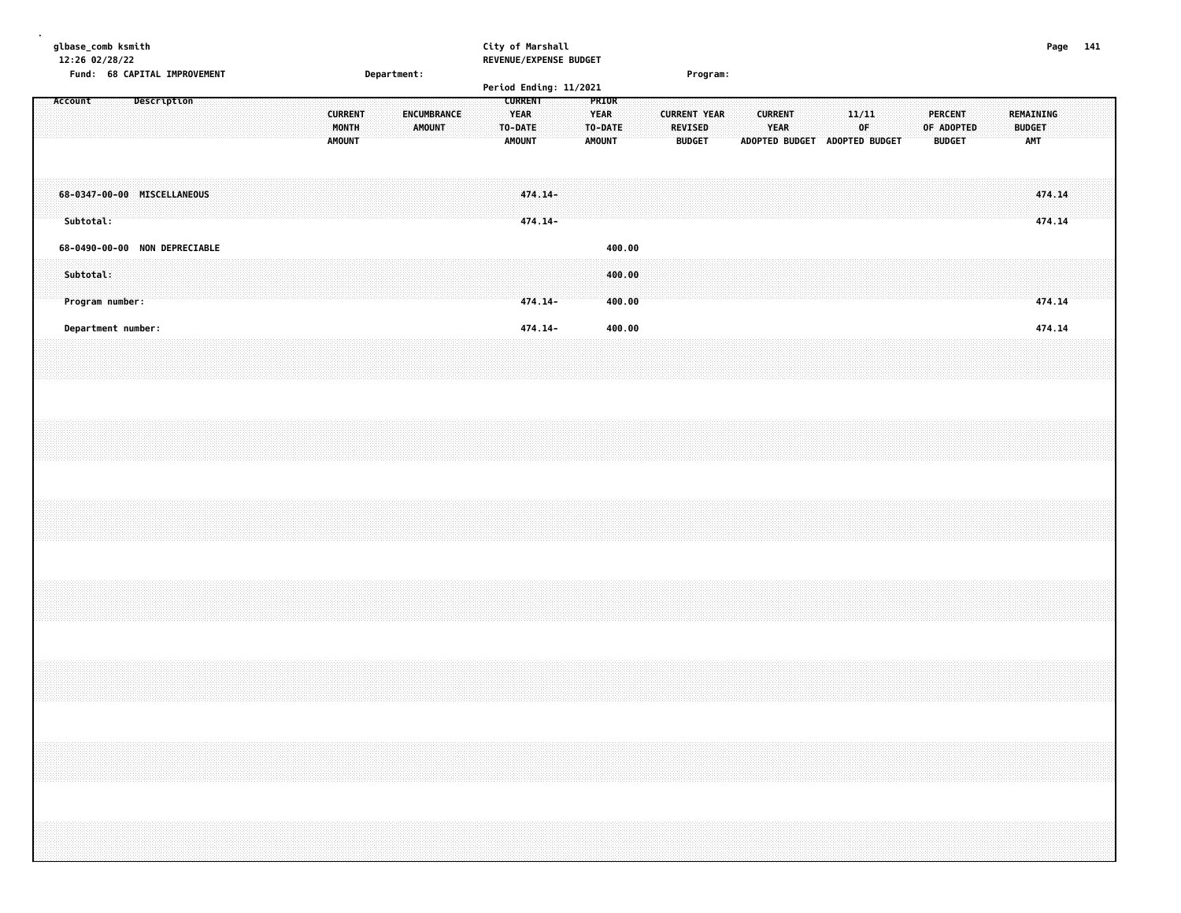glbase_comb ksmith
12:26 02/28/22

Fund: 68 CAPITAL IMPROVEMENT

**City of Marshall**
**REVENUE/EXPENSE BUDGET**

Department: | Program:

Period Ending: 11/2021

| Account | Description | CURRENT MONTH AMOUNT | ENCUMBRANCE AMOUNT | CURRENT YEAR TO-DATE AMOUNT | PRIOR YEAR TO-DATE AMOUNT | CURRENT YEAR REVISED BUDGET | CURRENT YEAR ADOPTED BUDGET | 11/11 OF ADOPTED BUDGET | PERCENT OF ADOPTED BUDGET | REMAINING BUDGET AMT |
|---|---|---|---|---|---|---|---|---|---|---|
| 68-0347-00-00 | MISCELLANEOUS | | | 474.14- | | | | | | 474.14 |
| Subtotal: | | | | 474.14- | | | | | | 474.14 |
| 68-0490-00-00 | NON DEPRECIABLE | | | | 400.00 | | | | | |
| Subtotal: | | | | | 400.00 | | | | | |
| Program number: | | | | 474.14- | 400.00 | | | | | 474.14 |
| Department number: | | | | 474.14- | 400.00 | | | | | 474.14 |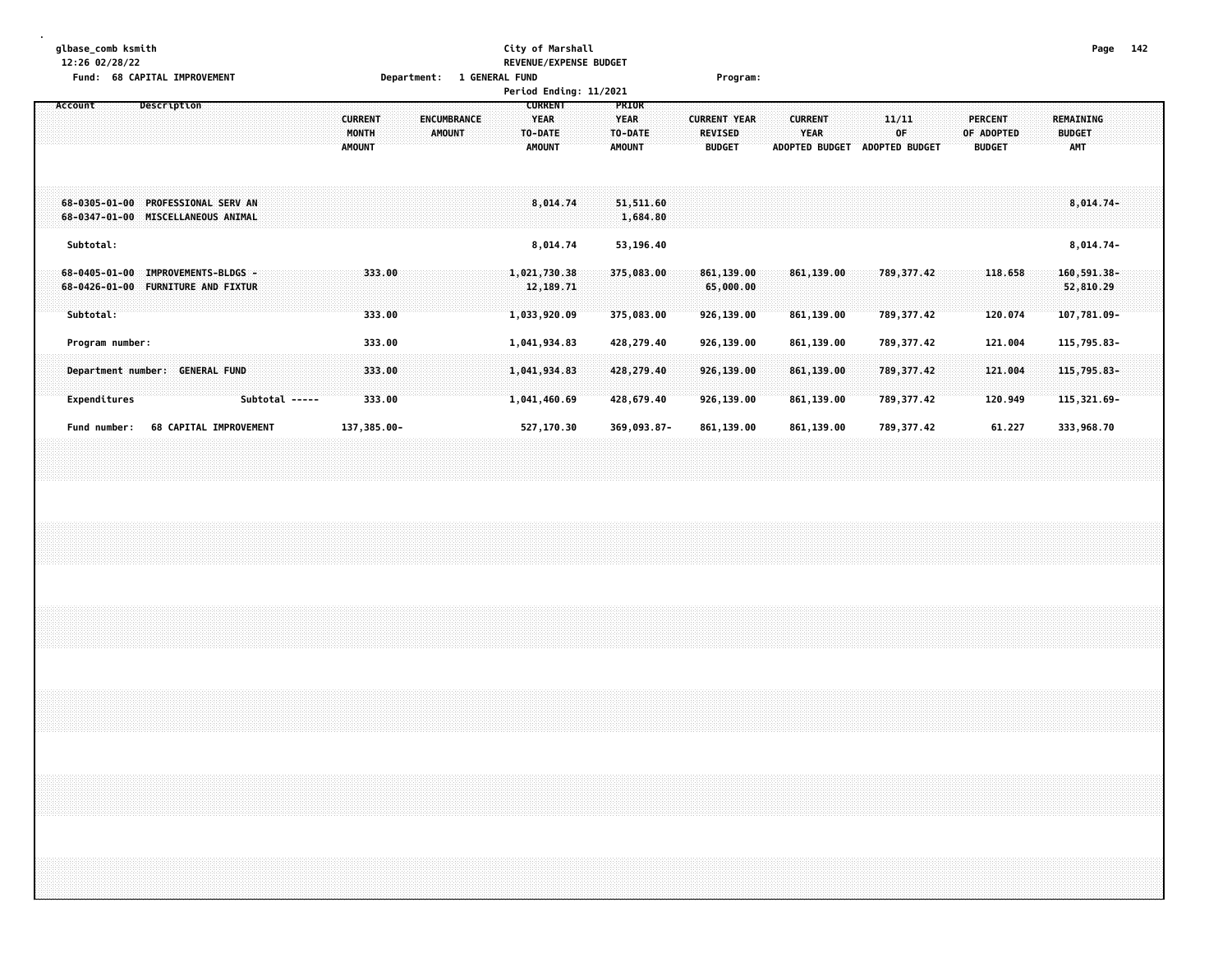glbase_comb ksmith
12:26 02/28/22
Fund: 68 CAPITAL IMPROVEMENT

City of Marshall
REVENUE/EXPENSE BUDGET
Department: 1 GENERAL FUND
Period Ending: 11/2021

Program:

| Account | Description | CURRENT MONTH AMOUNT | ENCUMBRANCE AMOUNT | CURRENT YEAR TO-DATE AMOUNT | PRIOR YEAR TO-DATE AMOUNT | CURRENT YEAR REVISED BUDGET | CURRENT YEAR ADOPTED BUDGET | 11/11 OF ADOPTED BUDGET | PERCENT OF ADOPTED BUDGET | REMAINING BUDGET AMT |
|---|---|---|---|---|---|---|---|---|---|---|
| 68-0305-01-00 | PROFESSIONAL SERV AN | | | 8,014.74 | 51,511.60 | | | | | 8,014.74- |
| 68-0347-01-00 | MISCELLANEOUS ANIMAL | | | | 1,684.80 | | | | | |
| Subtotal: | | | | 8,014.74 | 53,196.40 | | | | | 8,014.74- |
| 68-0405-01-00 | IMPROVEMENTS-BLDGS - | 333.00 | | 1,021,730.38 | 375,083.00 | 861,139.00 | 861,139.00 | 789,377.42 | 118.658 | 160,591.38- |
| 68-0426-01-00 | FURNITURE AND FIXTUR | | | 12,189.71 | | 65,000.00 | | | | 52,810.29 |
| Subtotal: | | 333.00 | | 1,033,920.09 | 375,083.00 | 926,139.00 | 861,139.00 | 789,377.42 | 120.074 | 107,781.09- |
| Program number: | | 333.00 | | 1,041,934.83 | 428,279.40 | 926,139.00 | 861,139.00 | 789,377.42 | 121.004 | 115,795.83- |
| Department number: GENERAL FUND | | 333.00 | | 1,041,934.83 | 428,279.40 | 926,139.00 | 861,139.00 | 789,377.42 | 121.004 | 115,795.83- |
| Expenditures | Subtotal ----- | 333.00 | | 1,041,460.69 | 428,679.40 | 926,139.00 | 861,139.00 | 789,377.42 | 120.949 | 115,321.69- |
| Fund number: 68 CAPITAL IMPROVEMENT | | 137,385.00- | | 527,170.30 | 369,093.87- | 861,139.00 | 861,139.00 | 789,377.42 | 61.227 | 333,968.70 |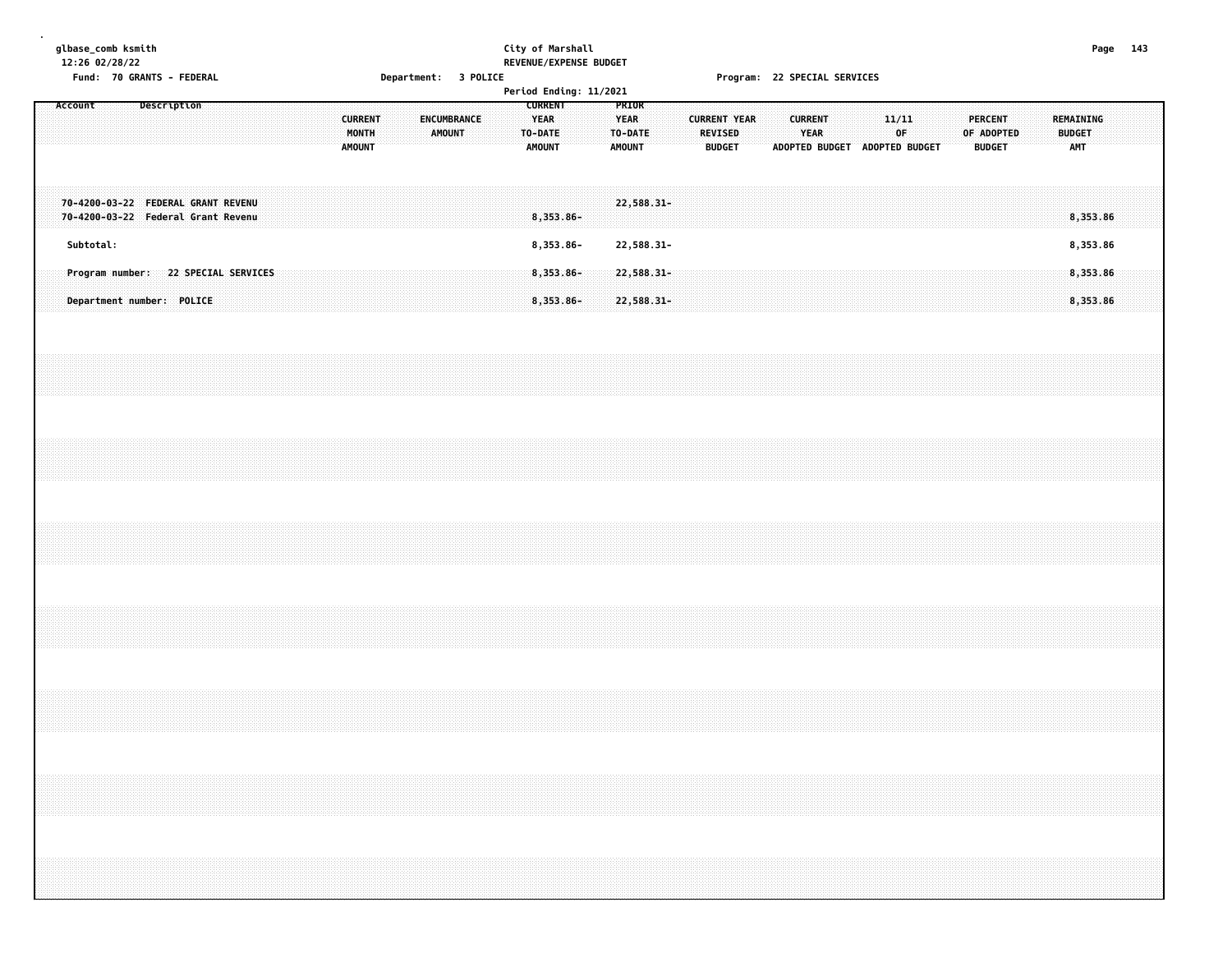glbase_comb ksmith
12:26 02/28/22

**City of Marshall**
**REVENUE/EXPENSE BUDGET**

Fund: 70 GRANTS - FEDERAL Department: 3 POLICE Program: 22 SPECIAL SERVICES

Period Ending: 11/2021

| Account | Description | CURRENT MONTH AMOUNT | ENCUMBRANCE AMOUNT | CURRENT YEAR TO-DATE AMOUNT | PRIOR YEAR TO-DATE AMOUNT | CURRENT YEAR REVISED BUDGET | CURRENT YEAR ADOPTED BUDGET | 11/11 OF ADOPTED BUDGET | PERCENT OF ADOPTED BUDGET | REMAINING BUDGET AMT |
|---|---|---|---|---|---|---|---|---|---|---|
| 70-4200-03-22 | FEDERAL GRANT REVENU | | | | 22,588.31- | | | | | |
| 70-4200-03-22 | Federal Grant Revenu | | | 8,353.86- | | | | | | 8,353.86 |
| Subtotal: | | | | 8,353.86- | 22,588.31- | | | | | 8,353.86 |
| Program number: | 22 SPECIAL SERVICES | | | 8,353.86- | 22,588.31- | | | | | 8,353.86 |
| Department number: | POLICE | | | 8,353.86- | 22,588.31- | | | | | 8,353.86 |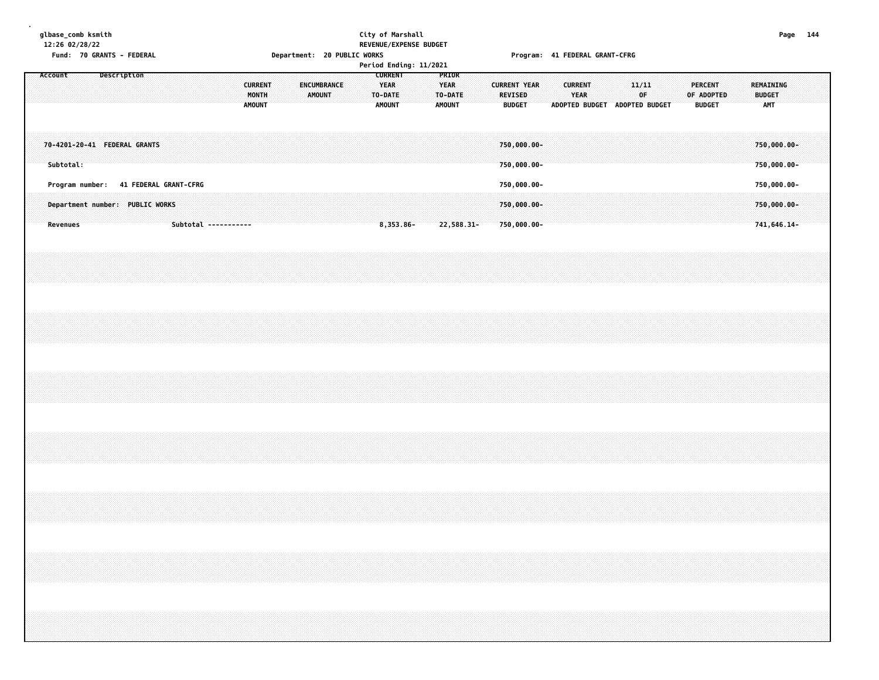glbase_comb ksmith
12:26 02/28/22

City of Marshall
REVENUE/EXPENSE BUDGET
Period Ending: 11/2021

Fund: 70 GRANTS - FEDERAL    Department: 20 PUBLIC WORKS    Program: 41 FEDERAL GRANT-CFRG

| Account | Description | CURRENT MONTH AMOUNT | ENCUMBRANCE AMOUNT | CURRENT YEAR TO-DATE AMOUNT | PRIOR YEAR TO-DATE AMOUNT | CURRENT YEAR REVISED BUDGET | CURRENT YEAR ADOPTED BUDGET | 11/11 OF ADOPTED BUDGET | PERCENT OF ADOPTED BUDGET | REMAINING BUDGET AMT |
|---|---|---|---|---|---|---|---|---|---|---|
| 70-4201-20-41 | FEDERAL GRANTS | | | | | 750,000.00- | | | | 750,000.00- |
| Subtotal: | | | | | | 750,000.00- | | | | 750,000.00- |
| Program number: | 41 FEDERAL GRANT-CFRG | | | | | 750,000.00- | | | | 750,000.00- |
| Department number: | PUBLIC WORKS | | | | | 750,000.00- | | | | 750,000.00- |
| Revenues | Subtotal ----------- | | | 8,353.86- | 22,588.31- | 750,000.00- | | | | 741,646.14- |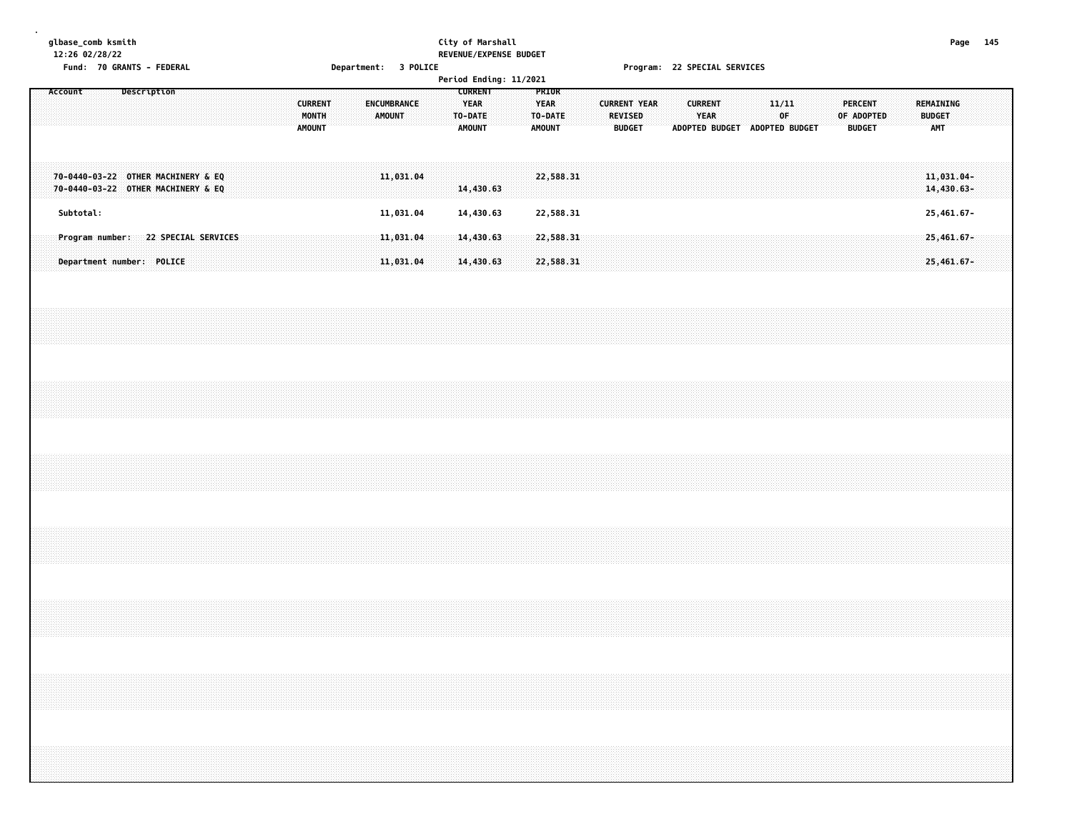glbase_comb ksmith
12:26 02/28/22

Fund: 70 GRANTS - FEDERAL

City of Marshall
REVENUE/EXPENSE BUDGET
Department: 3 POLICE
Period Ending: 11/2021

Program: 22 SPECIAL SERVICES

| Account | Description | CURRENT MONTH AMOUNT | ENCUMBRANCE AMOUNT | CURRENT YEAR TO-DATE AMOUNT | PRIOR YEAR TO-DATE AMOUNT | CURRENT YEAR REVISED BUDGET | CURRENT YEAR ADOPTED BUDGET | 11/11 OF ADOPTED BUDGET | PERCENT OF ADOPTED BUDGET | REMAINING BUDGET AMT |
|---|---|---|---|---|---|---|---|---|---|---|
| 70-0440-03-22 | OTHER MACHINERY & EQ | | 11,031.04 | | 22,588.31 | | | | | 11,031.04- |
| 70-0440-03-22 | OTHER MACHINERY & EQ | | | 14,430.63 | | | | | | 14,430.63- |
| Subtotal: | | | 11,031.04 | 14,430.63 | 22,588.31 | | | | | 25,461.67- |
| Program number: | 22 SPECIAL SERVICES | | 11,031.04 | 14,430.63 | 22,588.31 | | | | | 25,461.67- |
| Department number: | POLICE | | 11,031.04 | 14,430.63 | 22,588.31 | | | | | 25,461.67- |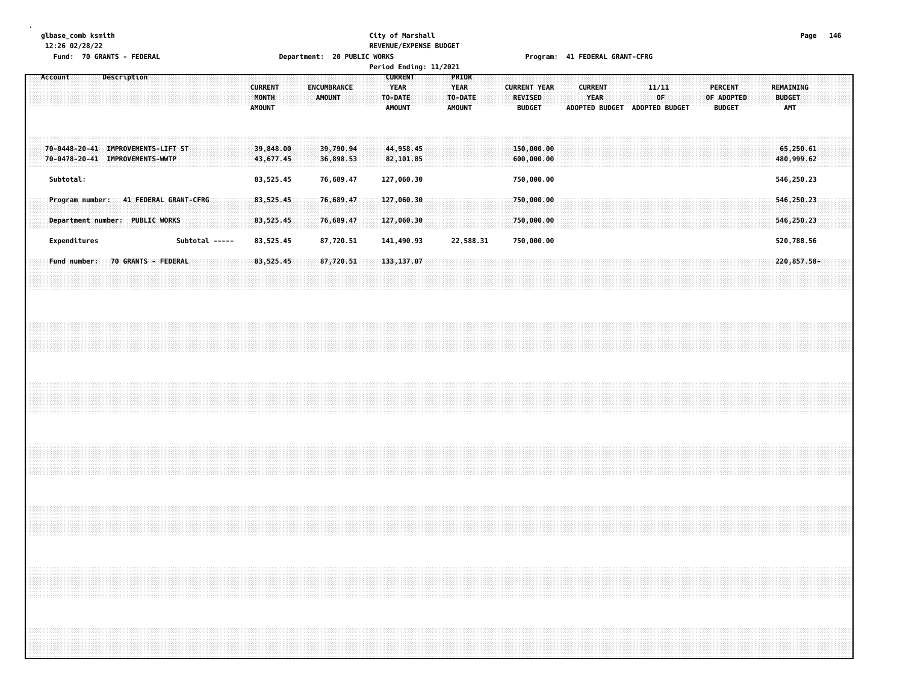glbase_comb ksmith
12:26 02/28/22

City of Marshall
REVENUE/EXPENSE BUDGET

Fund: 70 GRANTS - FEDERAL | Department: 20 PUBLIC WORKS | Program: 41 FEDERAL GRANT-CFRG

Period Ending: 11/2021

| Account | Description | CURRENT MONTH AMOUNT | ENCUMBRANCE AMOUNT | CURRENT YEAR TO-DATE AMOUNT | PRIOR YEAR TO-DATE AMOUNT | CURRENT YEAR REVISED BUDGET | CURRENT YEAR ADOPTED BUDGET | 11/11 OF ADOPTED BUDGET | PERCENT OF ADOPTED BUDGET | REMAINING BUDGET AMT |
|---|---|---|---|---|---|---|---|---|---|---|
| 70-0448-20-41 | IMPROVEMENTS-LIFT ST | 39,848.00 | 39,790.94 | 44,958.45 | | 150,000.00 | | | | 65,250.61 |
| 70-0478-20-41 | IMPROVEMENTS-WWTP | 43,677.45 | 36,898.53 | 82,101.85 | | 600,000.00 | | | | 480,999.62 |
| Subtotal: | | 83,525.45 | 76,689.47 | 127,060.30 | | 750,000.00 | | | | 546,250.23 |
| Program number: | 41 FEDERAL GRANT-CFRG | 83,525.45 | 76,689.47 | 127,060.30 | | 750,000.00 | | | | 546,250.23 |
| Department number: | PUBLIC WORKS | 83,525.45 | 76,689.47 | 127,060.30 | | 750,000.00 | | | | 546,250.23 |
| Expenditures | Subtotal ----- | 83,525.45 | 87,720.51 | 141,490.93 | 22,588.31 | 750,000.00 | | | | 520,788.56 |
| Fund number: | 70 GRANTS - FEDERAL | 83,525.45 | 87,720.51 | 133,137.07 | | | | | | 220,857.58- |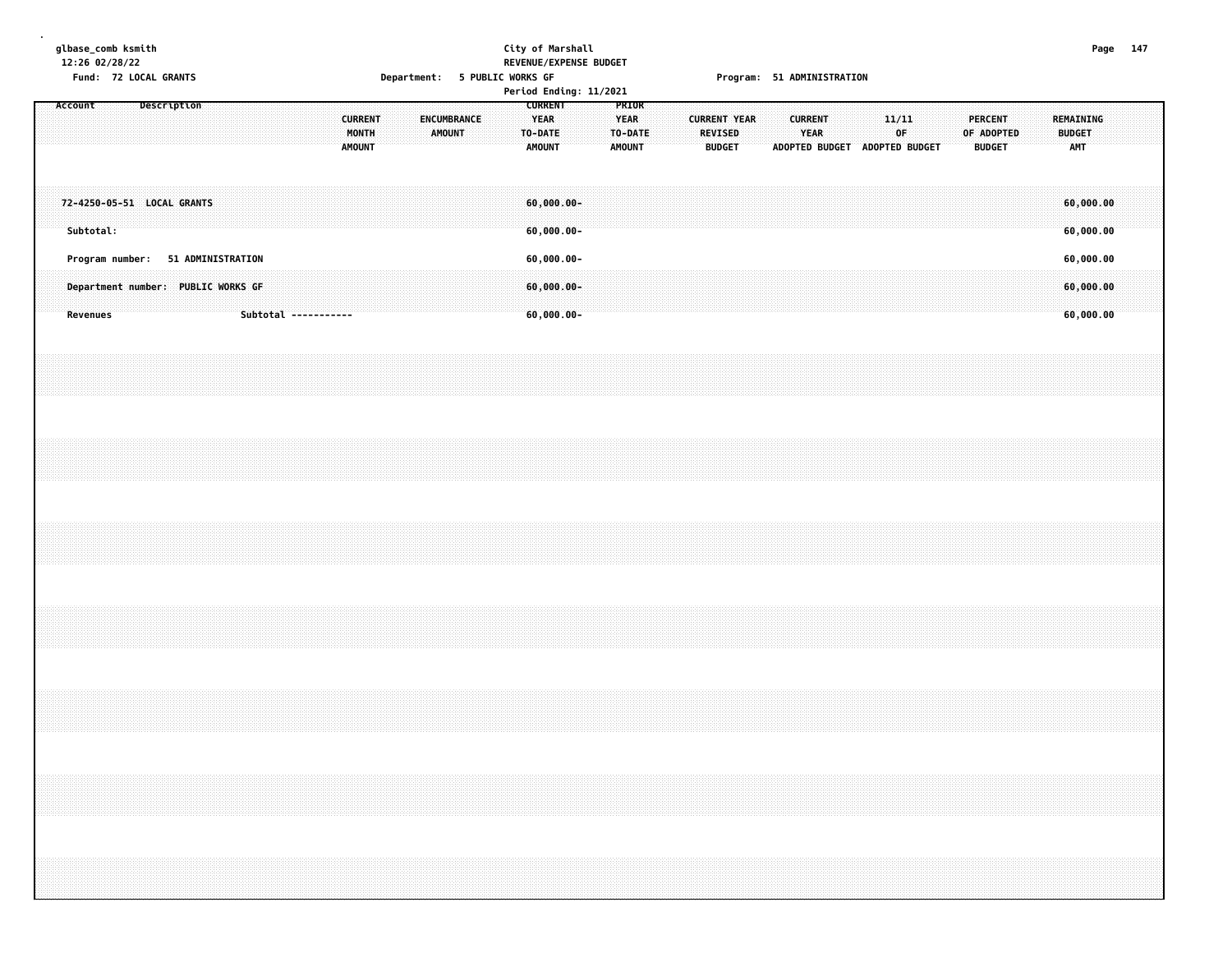glbase_comb ksmith
12:26 02/28/22

City of Marshall
REVENUE/EXPENSE BUDGET
Period Ending: 11/2021

Fund: 72 LOCAL GRANTS    Department: 5 PUBLIC WORKS GF    Program: 51 ADMINISTRATION

| Account | Description | CURRENT MONTH AMOUNT | ENCUMBRANCE AMOUNT | CURRENT YEAR TO-DATE AMOUNT | PRIOR YEAR TO-DATE AMOUNT | CURRENT YEAR REVISED BUDGET | CURRENT YEAR ADOPTED BUDGET | 11/11 OF ADOPTED BUDGET | PERCENT OF ADOPTED BUDGET | REMAINING BUDGET AMT |
|---|---|---|---|---|---|---|---|---|---|---|
| 72-4250-05-51 | LOCAL GRANTS | | | 60,000.00- | | | | | | 60,000.00 |
| Subtotal: | | | | 60,000.00- | | | | | | 60,000.00 |
| Program number: | 51 ADMINISTRATION | | | 60,000.00- | | | | | | 60,000.00 |
| Department number: | PUBLIC WORKS GF | | | 60,000.00- | | | | | | 60,000.00 |
| Revenues | Subtotal ----------- | | | 60,000.00- | | | | | | 60,000.00 |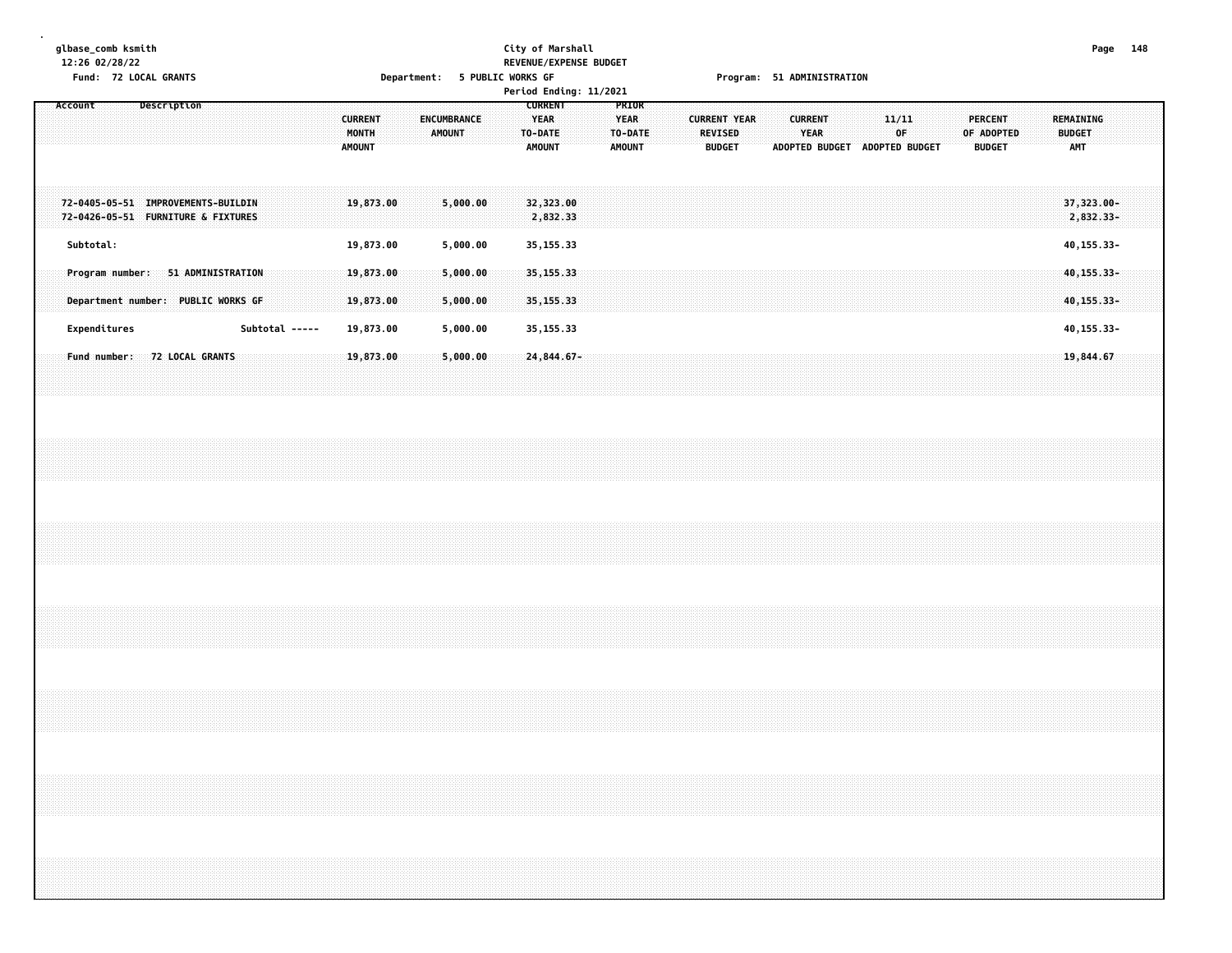glbase_comb ksmith
12:26 02/28/22

City of Marshall
REVENUE/EXPENSE BUDGET

Fund: 72 LOCAL GRANTS

Department: 5 PUBLIC WORKS GF

Program: 51 ADMINISTRATION

Period Ending: 11/2021

| Account | Description | CURRENT MONTH AMOUNT | ENCUMBRANCE AMOUNT | CURRENT YEAR TO-DATE AMOUNT | PRIOR YEAR TO-DATE AMOUNT | CURRENT YEAR REVISED BUDGET | CURRENT YEAR ADOPTED BUDGET | 11/11 OF ADOPTED BUDGET | PERCENT OF ADOPTED BUDGET | REMAINING BUDGET AMT |
|---|---|---|---|---|---|---|---|---|---|---|
| 72-0405-05-51 | IMPROVEMENTS-BUILDIN | 19,873.00 | 5,000.00 | 32,323.00 | | | | | | 37,323.00- |
| 72-0426-05-51 | FURNITURE & FIXTURES | | | 2,832.33 | | | | | | 2,832.33- |
| Subtotal: | | 19,873.00 | 5,000.00 | 35,155.33 | | | | | | 40,155.33- |
| Program number: | 51 ADMINISTRATION | 19,873.00 | 5,000.00 | 35,155.33 | | | | | | 40,155.33- |
| Department number: | PUBLIC WORKS GF | 19,873.00 | 5,000.00 | 35,155.33 | | | | | | 40,155.33- |
| Expenditures | Subtotal ----- | 19,873.00 | 5,000.00 | 35,155.33 | | | | | | 40,155.33- |
| Fund number: | 72 LOCAL GRANTS | 19,873.00 | 5,000.00 | 24,844.67- | | | | | | 19,844.67 |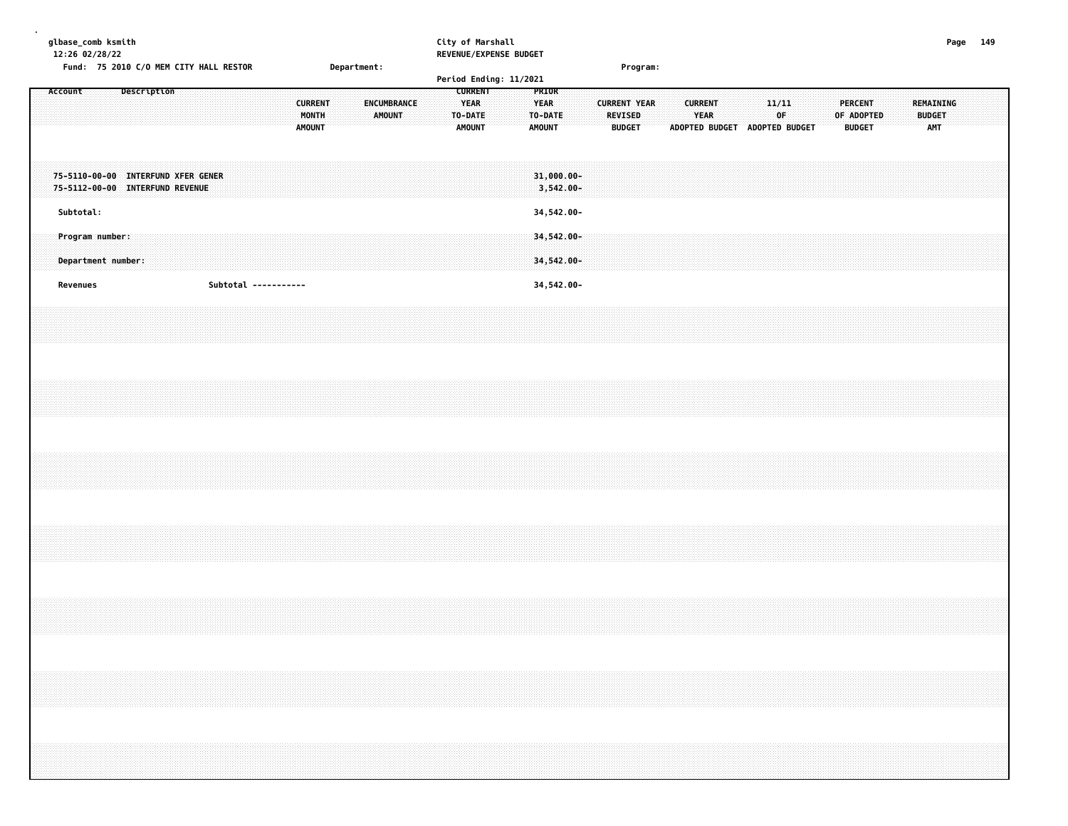glbase_comb ksmith
12:26 02/28/22

City of Marshall
REVENUE/EXPENSE BUDGET

Fund: 75 2010 C/O MEM CITY HALL RESTOR    Department:    Program:

Period Ending: 11/2021

| Account | Description | CURRENT MONTH AMOUNT | ENCUMBRANCE AMOUNT | CURRENT YEAR TO-DATE AMOUNT | PRIOR YEAR TO-DATE AMOUNT | CURRENT YEAR REVISED BUDGET | CURRENT YEAR ADOPTED BUDGET | 11/11 OF ADOPTED BUDGET | PERCENT OF ADOPTED BUDGET | REMAINING BUDGET AMT |
|---|---|---|---|---|---|---|---|---|---|---|
| 75-5110-00-00 | INTERFUND XFER GENER | | | | 31,000.00- | | | | | |
| 75-5112-00-00 | INTERFUND REVENUE | | | | 3,542.00- | | | | | |
| Subtotal: | | | | | 34,542.00- | | | | | |
| Program number: | | | | | 34,542.00- | | | | | |
| Department number: | | | | | 34,542.00- | | | | | |
| Revenues | Subtotal ----------- | | | | 34,542.00- | | | | | |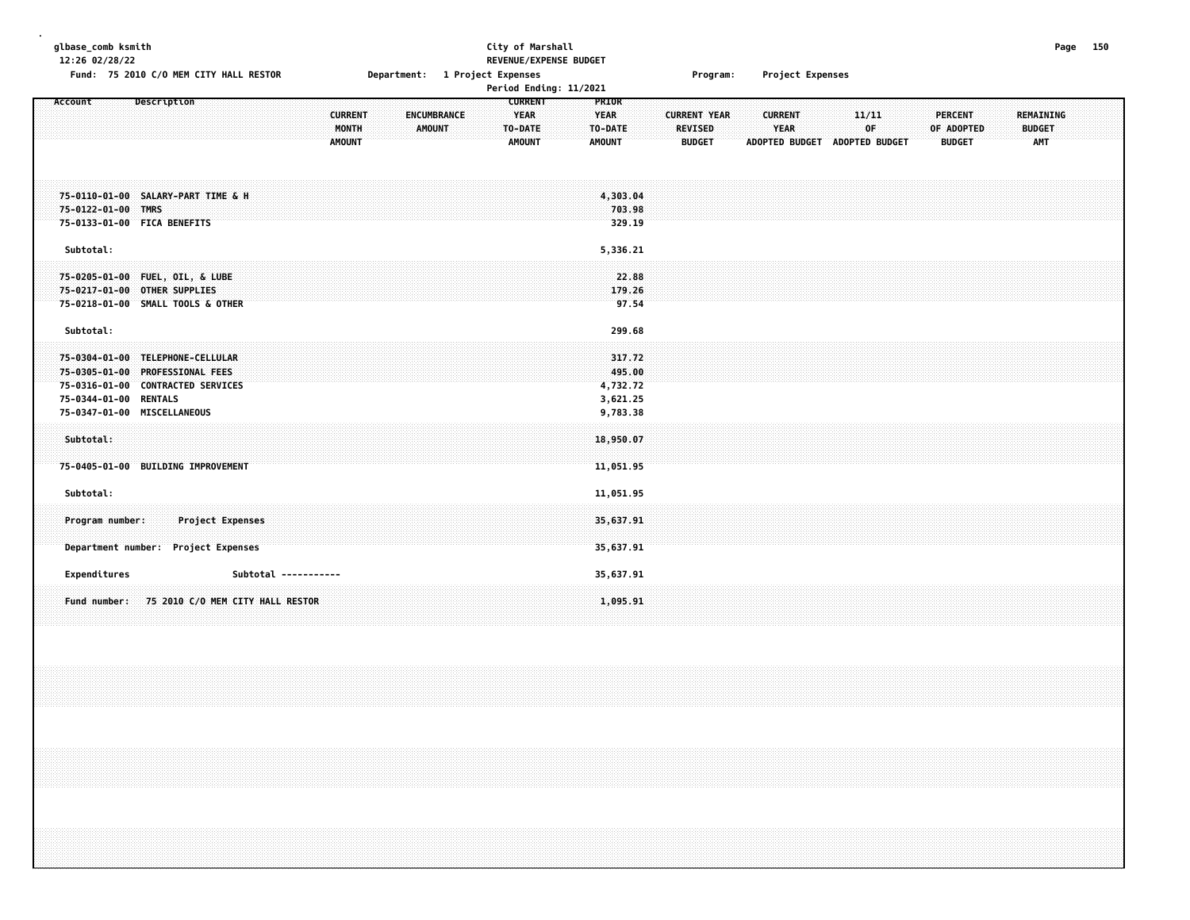glbase_comb ksmith
12:26 02/28/22

City of Marshall
REVENUE/EXPENSE BUDGET

Fund: 75 2010 C/O MEM CITY HALL RESTOR    Department: 1 Project Expenses    Program: Project Expenses

Period Ending: 11/2021

| Account | Description | CURRENT MONTH AMOUNT | ENCUMBRANCE AMOUNT | CURRENT YEAR TO-DATE AMOUNT | PRIOR YEAR TO-DATE AMOUNT | CURRENT YEAR REVISED BUDGET | CURRENT YEAR ADOPTED BUDGET | 11/11 OF ADOPTED BUDGET | PERCENT OF ADOPTED BUDGET | REMAINING BUDGET AMT |
|---|---|---|---|---|---|---|---|---|---|---|
| 75-0110-01-00 | SALARY-PART TIME & H | | | | 4,303.04 | | | | | |
| 75-0122-01-00 | TMRS | | | | 703.98 | | | | | |
| 75-0133-01-00 | FICA BENEFITS | | | | 329.19 | | | | | |
| Subtotal: | | | | | 5,336.21 | | | | | |
| 75-0205-01-00 | FUEL, OIL, & LUBE | | | | 22.88 | | | | | |
| 75-0217-01-00 | OTHER SUPPLIES | | | | 179.26 | | | | | |
| 75-0218-01-00 | SMALL TOOLS & OTHER | | | | 97.54 | | | | | |
| Subtotal: | | | | | 299.68 | | | | | |
| 75-0304-01-00 | TELEPHONE-CELLULAR | | | | 317.72 | | | | | |
| 75-0305-01-00 | PROFESSIONAL FEES | | | | 495.00 | | | | | |
| 75-0316-01-00 | CONTRACTED SERVICES | | | | 4,732.72 | | | | | |
| 75-0344-01-00 | RENTALS | | | | 3,621.25 | | | | | |
| 75-0347-01-00 | MISCELLANEOUS | | | | 9,783.38 | | | | | |
| Subtotal: | | | | | 18,950.07 | | | | | |
| 75-0405-01-00 | BUILDING IMPROVEMENT | | | | 11,051.95 | | | | | |
| Subtotal: | | | | | 11,051.95 | | | | | |
| Program number: | Project Expenses | | | | 35,637.91 | | | | | |
| Department number: | Project Expenses | | | | 35,637.91 | | | | | |
| Expenditures | Subtotal ----------- | | | | 35,637.91 | | | | | |
| Fund number: | 75 2010 C/O MEM CITY HALL RESTOR | | | | 1,095.91 | | | | | |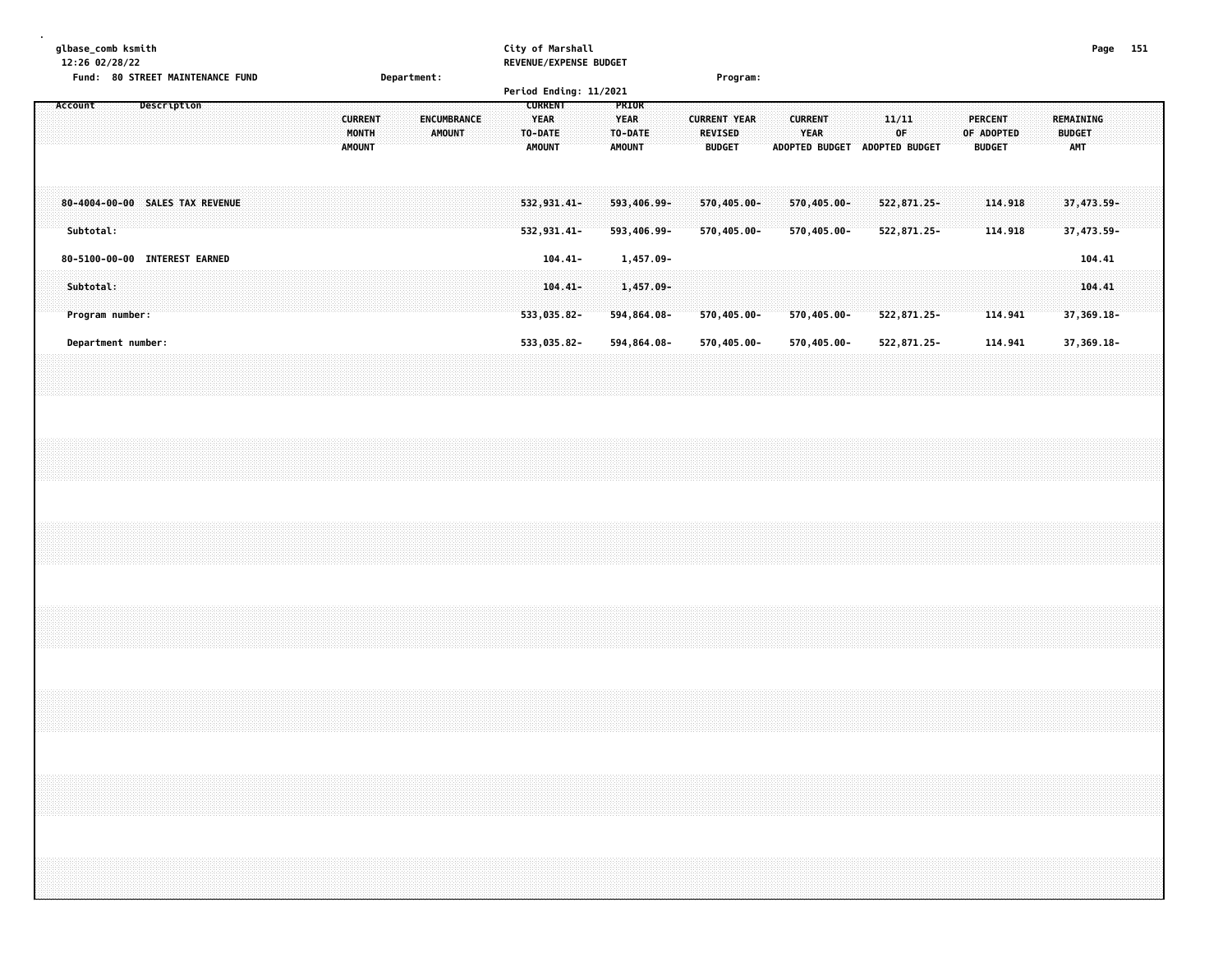glbase_comb ksmith
12:26 02/28/22

Fund: 80 STREET MAINTENANCE FUND    Department:    Program:

City of Marshall
REVENUE/EXPENSE BUDGET
Period Ending: 11/2021

| Account | Description | CURRENT MONTH AMOUNT | ENCUMBRANCE AMOUNT | CURRENT YEAR TO-DATE AMOUNT | PRIOR YEAR TO-DATE AMOUNT | CURRENT YEAR REVISED BUDGET | CURRENT YEAR ADOPTED BUDGET | 11/11 OF ADOPTED BUDGET | PERCENT OF ADOPTED BUDGET | REMAINING BUDGET AMT |
|---|---|---|---|---|---|---|---|---|---|---|
| 80-4004-00-00 | SALES TAX REVENUE | | | 532,931.41- | 593,406.99- | 570,405.00- | 570,405.00- | 522,871.25- | 114.918 | 37,473.59- |
| Subtotal: | | | | 532,931.41- | 593,406.99- | 570,405.00- | 570,405.00- | 522,871.25- | 114.918 | 37,473.59- |
| 80-5100-00-00 | INTEREST EARNED | | | 104.41- | 1,457.09- | | | | | 104.41 |
| Subtotal: | | | | 104.41- | 1,457.09- | | | | | 104.41 |
| Program number: | | | | 533,035.82- | 594,864.08- | 570,405.00- | 570,405.00- | 522,871.25- | 114.941 | 37,369.18- |
| Department number: | | | | 533,035.82- | 594,864.08- | 570,405.00- | 570,405.00- | 522,871.25- | 114.941 | 37,369.18- |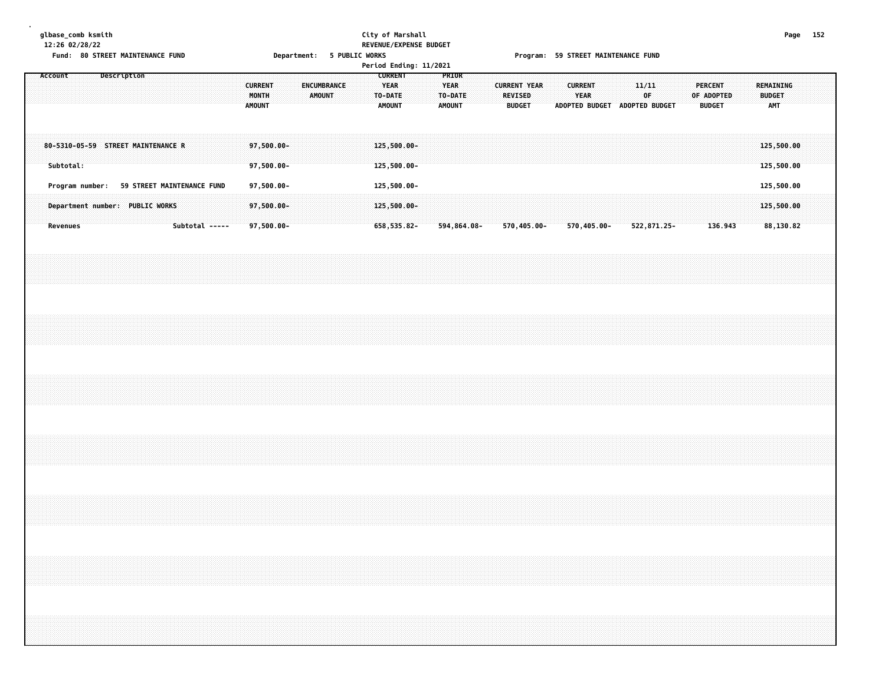glbase_comb ksmith
12:26 02/28/22

City of Marshall
REVENUE/EXPENSE BUDGET
Period Ending: 11/2021

Fund: 80 STREET MAINTENANCE FUND    Department: 5 PUBLIC WORKS    Program: 59 STREET MAINTENANCE FUND

| Account Description | CURRENT MONTH AMOUNT | ENCUMBRANCE AMOUNT | CURRENT YEAR TO-DATE AMOUNT | PRIOR YEAR TO-DATE AMOUNT | CURRENT YEAR REVISED BUDGET | CURRENT YEAR ADOPTED BUDGET | 11/11 OF ADOPTED BUDGET | PERCENT OF ADOPTED BUDGET | REMAINING BUDGET AMT |
|---|---|---|---|---|---|---|---|---|---|
| 80-5310-05-59 STREET MAINTENANCE R | 97,500.00- | | 125,500.00- | | | | | | 125,500.00 |
| Subtotal: | 97,500.00- | | 125,500.00- | | | | | | 125,500.00 |
| Program number: 59 STREET MAINTENANCE FUND | 97,500.00- | | 125,500.00- | | | | | | 125,500.00 |
| Department number: PUBLIC WORKS | 97,500.00- | | 125,500.00- | | | | | | 125,500.00 |
| Revenues Subtotal ----- | 97,500.00- | | 658,535.82- | 594,864.08- | 570,405.00- | 570,405.00- | 522,871.25- | 136.943 | 88,130.82 |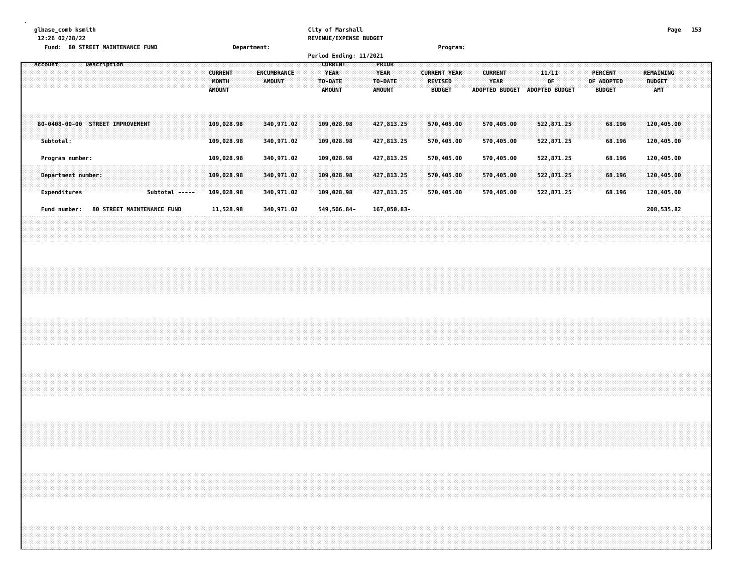glbase_comb ksmith
12:26 02/28/22

City of Marshall
REVENUE/EXPENSE BUDGET

Fund: 80 STREET MAINTENANCE FUND    Department:    Program:

Period Ending: 11/2021

| Account Description | CURRENT MONTH AMOUNT | ENCUMBRANCE AMOUNT | CURRENT YEAR TO-DATE AMOUNT | PRIOR YEAR TO-DATE AMOUNT | CURRENT YEAR REVISED BUDGET | CURRENT YEAR ADOPTED BUDGET | 11/11 OF ADOPTED BUDGET | PERCENT OF ADOPTED BUDGET | REMAINING BUDGET AMT |
|---|---|---|---|---|---|---|---|---|---|
| 80-0408-00-00 STREET IMPROVEMENT | 109,028.98 | 340,971.02 | 109,028.98 | 427,813.25 | 570,405.00 | 570,405.00 | 522,871.25 | 68.196 | 120,405.00 |
| Subtotal: | 109,028.98 | 340,971.02 | 109,028.98 | 427,813.25 | 570,405.00 | 570,405.00 | 522,871.25 | 68.196 | 120,405.00 |
| Program number: | 109,028.98 | 340,971.02 | 109,028.98 | 427,813.25 | 570,405.00 | 570,405.00 | 522,871.25 | 68.196 | 120,405.00 |
| Department number: | 109,028.98 | 340,971.02 | 109,028.98 | 427,813.25 | 570,405.00 | 570,405.00 | 522,871.25 | 68.196 | 120,405.00 |
| Expenditures Subtotal ----- | 109,028.98 | 340,971.02 | 109,028.98 | 427,813.25 | 570,405.00 | 570,405.00 | 522,871.25 | 68.196 | 120,405.00 |
| Fund number: 80 STREET MAINTENANCE FUND | 11,528.98 | 340,971.02 | 549,506.84- | 167,050.83- | | | | | 208,535.82 |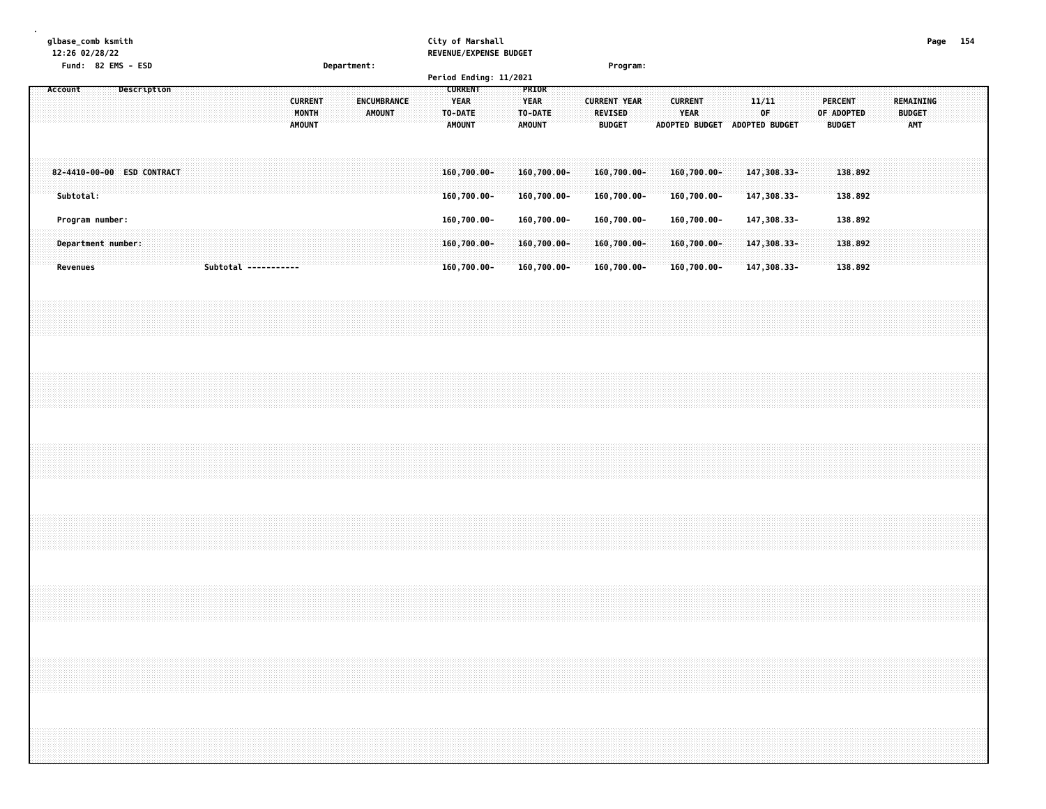glbase_comb ksmith
12:26 02/28/22
Fund: 82 EMS - ESD

City of Marshall
REVENUE/EXPENSE BUDGET

Department: | Program:

Period Ending: 11/2021

| Account Description | | CURRENT MONTH AMOUNT | ENCUMBRANCE AMOUNT | CURRENT YEAR TO-DATE AMOUNT | PRIOR YEAR TO-DATE AMOUNT | CURRENT YEAR REVISED BUDGET | CURRENT YEAR ADOPTED BUDGET | 11/11 OF ADOPTED BUDGET | PERCENT OF ADOPTED BUDGET | REMAINING BUDGET AMT |
|---|---|---|---|---|---|---|---|---|---|---|
| 82-4410-00-00 ESD CONTRACT | | | | 160,700.00- | 160,700.00- | 160,700.00- | 160,700.00- | 147,308.33- | 138.892 | |
| Subtotal: | | | | 160,700.00- | 160,700.00- | 160,700.00- | 160,700.00- | 147,308.33- | 138.892 | |
| Program number: | | | | 160,700.00- | 160,700.00- | 160,700.00- | 160,700.00- | 147,308.33- | 138.892 | |
| Department number: | | | | 160,700.00- | 160,700.00- | 160,700.00- | 160,700.00- | 147,308.33- | 138.892 | |
| Revenues | Subtotal ----------- | | | 160,700.00- | 160,700.00- | 160,700.00- | 160,700.00- | 147,308.33- | 138.892 | |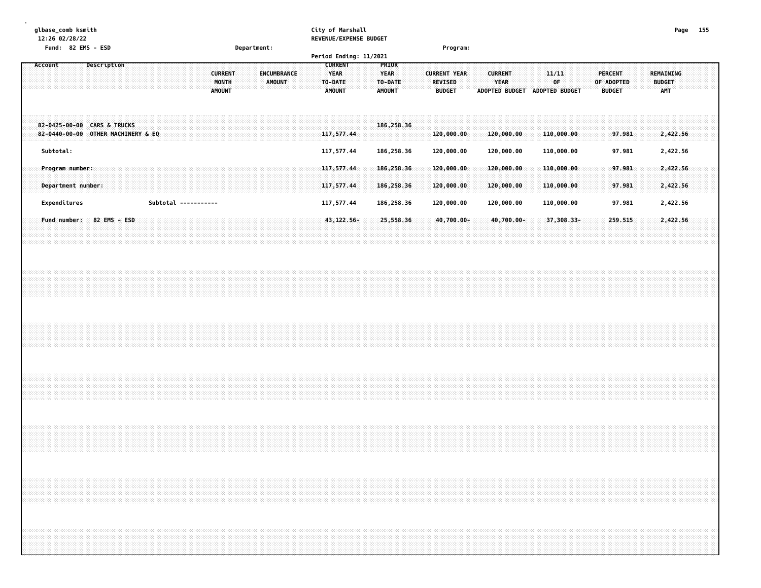glbase_comb ksmith
12:26 02/28/22

City of Marshall
REVENUE/EXPENSE BUDGET

Fund: 82 EMS - ESD | Department: | Program:

Period Ending: 11/2021

| Account | Description | CURRENT MONTH AMOUNT | ENCUMBRANCE AMOUNT | CURRENT YEAR TO-DATE AMOUNT | PRIOR YEAR TO-DATE AMOUNT | CURRENT YEAR REVISED BUDGET | CURRENT YEAR ADOPTED BUDGET | 11/11 OF ADOPTED BUDGET | PERCENT OF ADOPTED BUDGET | REMAINING BUDGET AMT |
|---|---|---|---|---|---|---|---|---|---|---|
| 82-0425-00-00 | CARS & TRUCKS | | | | 186,258.36 | | | | | |
| 82-0440-00-00 | OTHER MACHINERY & EQ | | | 117,577.44 | | 120,000.00 | 120,000.00 | 110,000.00 | 97.981 | 2,422.56 |
| Subtotal: | | | | 117,577.44 | 186,258.36 | 120,000.00 | 120,000.00 | 110,000.00 | 97.981 | 2,422.56 |
| Program number: | | | | 117,577.44 | 186,258.36 | 120,000.00 | 120,000.00 | 110,000.00 | 97.981 | 2,422.56 |
| Department number: | | | | 117,577.44 | 186,258.36 | 120,000.00 | 120,000.00 | 110,000.00 | 97.981 | 2,422.56 |
| Expenditures | Subtotal ----------- | | | 117,577.44 | 186,258.36 | 120,000.00 | 120,000.00 | 110,000.00 | 97.981 | 2,422.56 |
| Fund number: | 82 EMS - ESD | | | 43,122.56- | 25,558.36 | 40,700.00- | 40,700.00- | 37,308.33- | 259.515 | 2,422.56 |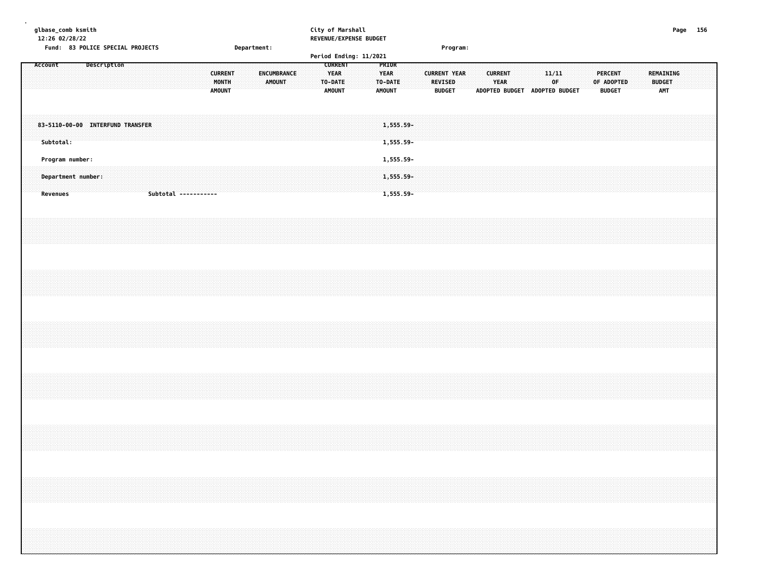glbase_comb ksmith
12:26 02/28/22

City of Marshall
REVENUE/EXPENSE BUDGET

Fund: 83 POLICE SPECIAL PROJECTS    Department:    Program:

Period Ending: 11/2021

| Account | Description | CURRENT MONTH AMOUNT | ENCUMBRANCE AMOUNT | CURRENT YEAR TO-DATE AMOUNT | PRIOR YEAR TO-DATE AMOUNT | CURRENT YEAR REVISED BUDGET | CURRENT YEAR ADOPTED BUDGET | 11/11 OF ADOPTED BUDGET | PERCENT OF ADOPTED BUDGET | REMAINING BUDGET AMT |
|---|---|---|---|---|---|---|---|---|---|---|
| 83-5110-00-00 | INTERFUND TRANSFER | | | | 1,555.59- | | | | | |
| Subtotal: | | | | | 1,555.59- | | | | | |
| Program number: | | | | | 1,555.59- | | | | | |
| Department number: | | | | | 1,555.59- | | | | | |
| Revenues | Subtotal ----------- | | | | 1,555.59- | | | | | |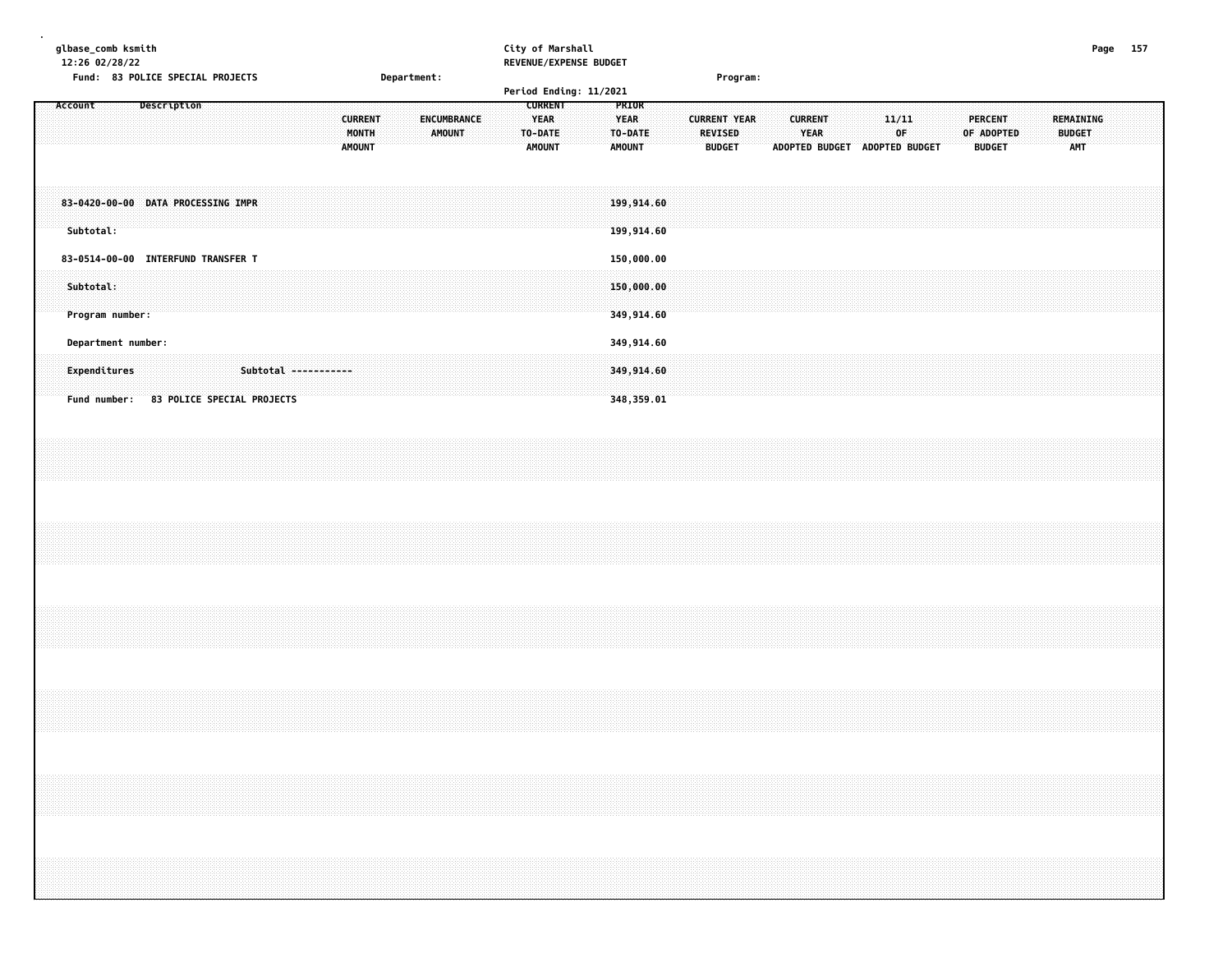City of Marshall
REVENUE/EXPENSE BUDGET

Fund: 83 POLICE SPECIAL PROJECTS    Department:    Program:

Period Ending: 11/2021

| Account | Description | CURRENT MONTH AMOUNT | ENCUMBRANCE AMOUNT | CURRENT YEAR TO-DATE AMOUNT | PRIOR YEAR TO-DATE AMOUNT | CURRENT YEAR REVISED BUDGET | CURRENT YEAR ADOPTED BUDGET | 11/11 OF ADOPTED BUDGET | PERCENT OF ADOPTED BUDGET | REMAINING BUDGET AMT |
|---|---|---|---|---|---|---|---|---|---|---|
| 83-0420-00-00 | DATA PROCESSING IMPR | | | | 199,914.60 | | | | | |
| Subtotal: | | | | | 199,914.60 | | | | | |
| 83-0514-00-00 | INTERFUND TRANSFER T | | | | 150,000.00 | | | | | |
| Subtotal: | | | | | 150,000.00 | | | | | |
| Program number: | | | | | 349,914.60 | | | | | |
| Department number: | | | | | 349,914.60 | | | | | |
| Expenditures | Subtotal ----------- | | | | 349,914.60 | | | | | |
| Fund number: | 83 POLICE SPECIAL PROJECTS | | | | 348,359.01 | | | | | |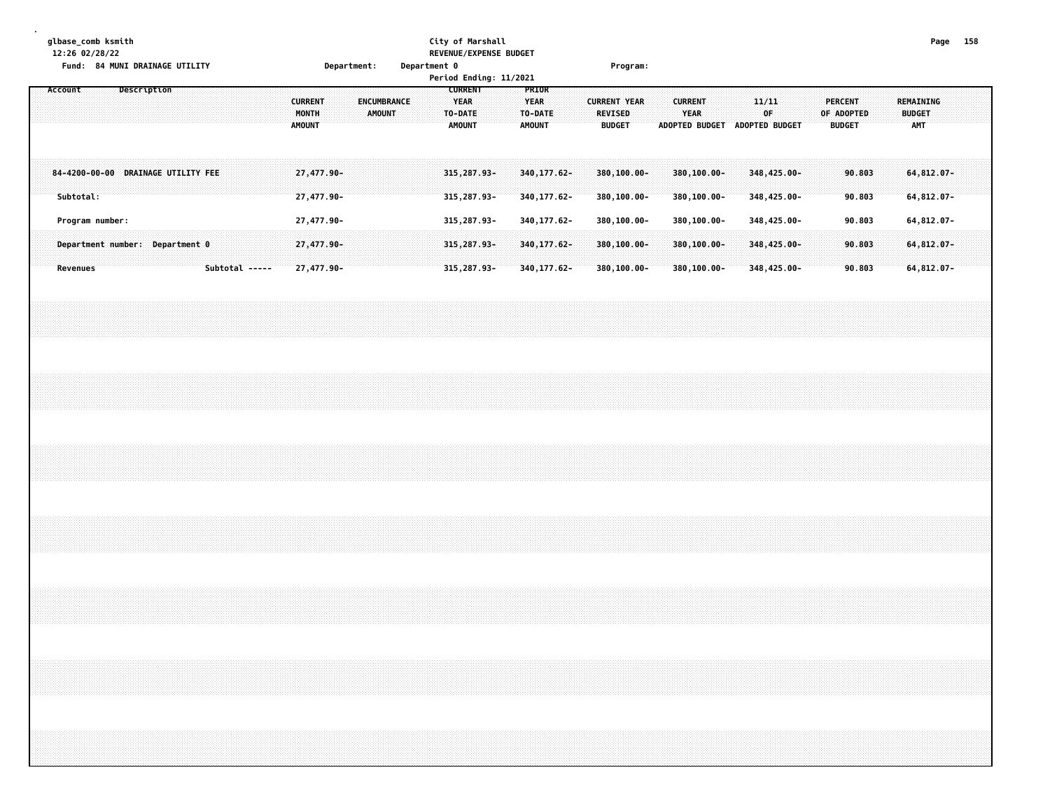glbase_comb ksmith
12:26 02/28/22
Fund: 84 MUNI DRAINAGE UTILITY

City of Marshall
REVENUE/EXPENSE BUDGET
Department: Department 0 Program:
Period Ending: 11/2021

| Account Description | CURRENT MONTH AMOUNT | ENCUMBRANCE AMOUNT | CURRENT YEAR TO-DATE AMOUNT | PRIOR YEAR TO-DATE AMOUNT | CURRENT YEAR REVISED BUDGET | CURRENT YEAR ADOPTED BUDGET | 11/11 OF ADOPTED BUDGET | PERCENT OF ADOPTED BUDGET | REMAINING BUDGET AMT |
|---|---|---|---|---|---|---|---|---|---|
| 84-4200-00-00 DRAINAGE UTILITY FEE | 27,477.90- | | 315,287.93- | 340,177.62- | 380,100.00- | 380,100.00- | 348,425.00- | 90.803 | 64,812.07- |
| Subtotal: | 27,477.90- | | 315,287.93- | 340,177.62- | 380,100.00- | 380,100.00- | 348,425.00- | 90.803 | 64,812.07- |
| Program number: | 27,477.90- | | 315,287.93- | 340,177.62- | 380,100.00- | 380,100.00- | 348,425.00- | 90.803 | 64,812.07- |
| Department number: Department 0 | 27,477.90- | | 315,287.93- | 340,177.62- | 380,100.00- | 380,100.00- | 348,425.00- | 90.803 | 64,812.07- |
| Revenues Subtotal ----- | 27,477.90- | | 315,287.93- | 340,177.62- | 380,100.00- | 380,100.00- | 348,425.00- | 90.803 | 64,812.07- |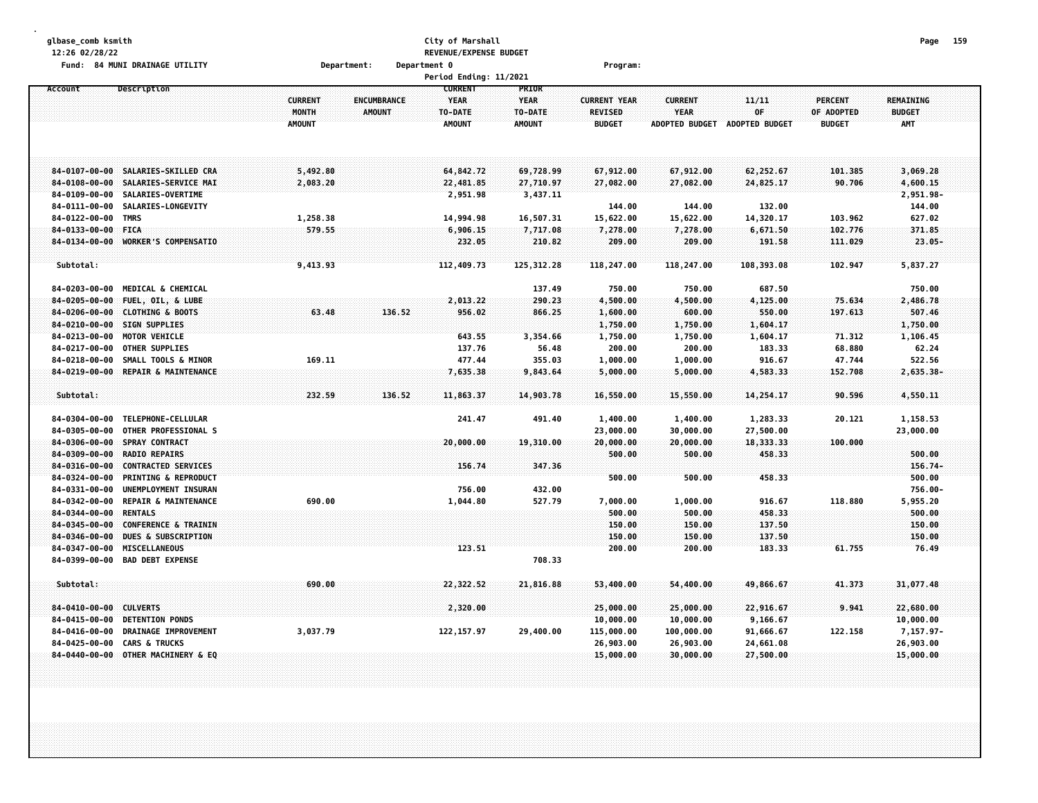glbase_comb ksmith
12:26 02/28/22

City of Marshall
REVENUE/EXPENSE BUDGET

Fund: 84 MUNI DRAINAGE UTILITY    Department:    Department 0    Program:

Period Ending: 11/2021

| Account | Description | CURRENT MONTH AMOUNT | ENCUMBRANCE AMOUNT | CURRENT YEAR TO-DATE AMOUNT | PRIOR YEAR TO-DATE AMOUNT | CURRENT YEAR REVISED BUDGET | CURRENT YEAR ADOPTED BUDGET | 11/11 OF ADOPTED BUDGET | PERCENT OF ADOPTED BUDGET | REMAINING BUDGET AMT |
|---|---|---|---|---|---|---|---|---|---|---|
| 84-0107-00-00 | SALARIES-SKILLED CRA | 5,492.80 | | 64,842.72 | 69,728.99 | 67,912.00 | 67,912.00 | 62,252.67 | 101.385 | 3,069.28 |
| 84-0108-00-00 | SALARIES-SERVICE MAI | 2,083.20 | | 22,481.85 | 27,710.97 | 27,082.00 | 27,082.00 | 24,825.17 | 90.706 | 4,600.15 |
| 84-0109-00-00 | SALARIES-OVERTIME | | | 2,951.98 | 3,437.11 | | | | | 2,951.98- |
| 84-0111-00-00 | SALARIES-LONGEVITY | | | | | 144.00 | 144.00 | 132.00 | | 144.00 |
| 84-0122-00-00 | TMRS | 1,258.38 | | 14,994.98 | 16,507.31 | 15,622.00 | 15,622.00 | 14,320.17 | 103.962 | 627.02 |
| 84-0133-00-00 | FICA | 579.55 | | 6,906.15 | 7,717.08 | 7,278.00 | 7,278.00 | 6,671.50 | 102.776 | 371.85 |
| 84-0134-00-00 | WORKER'S COMPENSATIO | | | 232.05 | 210.82 | 209.00 | 209.00 | 191.58 | 111.029 | 23.05- |
| Subtotal: | | 9,413.93 | | 112,409.73 | 125,312.28 | 118,247.00 | 118,247.00 | 108,393.08 | 102.947 | 5,837.27 |
| 84-0203-00-00 | MEDICAL & CHEMICAL | | | | 137.49 | 750.00 | 750.00 | 687.50 | | 750.00 |
| 84-0205-00-00 | FUEL, OIL, & LUBE | | | 2,013.22 | 290.23 | 4,500.00 | 4,500.00 | 4,125.00 | 75.634 | 2,486.78 |
| 84-0206-00-00 | CLOTHING & BOOTS | 63.48 | 136.52 | 956.02 | 866.25 | 1,600.00 | 600.00 | 550.00 | 197.613 | 507.46 |
| 84-0210-00-00 | SIGN SUPPLIES | | | | | 1,750.00 | 1,750.00 | 1,604.17 | | 1,750.00 |
| 84-0213-00-00 | MOTOR VEHICLE | | | 643.55 | 3,354.66 | 1,750.00 | 1,750.00 | 1,604.17 | 71.312 | 1,106.45 |
| 84-0217-00-00 | OTHER SUPPLIES | | | 137.76 | 56.48 | 200.00 | 200.00 | 183.33 | 68.880 | 62.24 |
| 84-0218-00-00 | SMALL TOOLS & MINOR | 169.11 | | 477.44 | 355.03 | 1,000.00 | 1,000.00 | 916.67 | 47.744 | 522.56 |
| 84-0219-00-00 | REPAIR & MAINTENANCE | | | 7,635.38 | 9,843.64 | 5,000.00 | 5,000.00 | 4,583.33 | 152.708 | 2,635.38- |
| Subtotal: | | 232.59 | 136.52 | 11,863.37 | 14,903.78 | 16,550.00 | 15,550.00 | 14,254.17 | 90.596 | 4,550.11 |
| 84-0304-00-00 | TELEPHONE-CELLULAR | | | 241.47 | 491.40 | 1,400.00 | 1,400.00 | 1,283.33 | 20.121 | 1,158.53 |
| 84-0305-00-00 | OTHER PROFESSIONAL S | | | | | 23,000.00 | 30,000.00 | 27,500.00 | | 23,000.00 |
| 84-0306-00-00 | SPRAY CONTRACT | | | 20,000.00 | 19,310.00 | 20,000.00 | 20,000.00 | 18,333.33 | 100.000 | |
| 84-0309-00-00 | RADIO REPAIRS | | | | | 500.00 | 500.00 | 458.33 | | 500.00 |
| 84-0316-00-00 | CONTRACTED SERVICES | | | 156.74 | 347.36 | | | | | 156.74- |
| 84-0324-00-00 | PRINTING & REPRODUCT | | | | | 500.00 | 500.00 | 458.33 | | 500.00 |
| 84-0331-00-00 | UNEMPLOYMENT INSURAN | | | 756.00 | 432.00 | | | | | 756.00- |
| 84-0342-00-00 | REPAIR & MAINTENANCE | 690.00 | | 1,044.80 | 527.79 | 7,000.00 | 1,000.00 | 916.67 | 118.880 | 5,955.20 |
| 84-0344-00-00 | RENTALS | | | | | 500.00 | 500.00 | 458.33 | | 500.00 |
| 84-0345-00-00 | CONFERENCE & TRAININ | | | | | 150.00 | 150.00 | 137.50 | | 150.00 |
| 84-0346-00-00 | DUES & SUBSCRIPTION | | | | | 150.00 | 150.00 | 137.50 | | 150.00 |
| 84-0347-00-00 | MISCELLANEOUS | | | 123.51 | | 200.00 | 200.00 | 183.33 | 61.755 | 76.49 |
| 84-0399-00-00 | BAD DEBT EXPENSE | | | | 708.33 | | | | | |
| Subtotal: | | 690.00 | | 22,322.52 | 21,816.88 | 53,400.00 | 54,400.00 | 49,866.67 | 41.373 | 31,077.48 |
| 84-0410-00-00 | CULVERTS | | | 2,320.00 | | 25,000.00 | 25,000.00 | 22,916.67 | 9.941 | 22,680.00 |
| 84-0415-00-00 | DETENTION PONDS | | | | | 10,000.00 | 10,000.00 | 9,166.67 | | 10,000.00 |
| 84-0416-00-00 | DRAINAGE IMPROVEMENT | 3,037.79 | | 122,157.97 | 29,400.00 | 115,000.00 | 100,000.00 | 91,666.67 | 122.158 | 7,157.97- |
| 84-0425-00-00 | CARS & TRUCKS | | | | | 26,903.00 | 26,903.00 | 24,661.08 | | 26,903.00 |
| 84-0440-00-00 | OTHER MACHINERY & EQ | | | | | 15,000.00 | 30,000.00 | 27,500.00 | | 15,000.00 |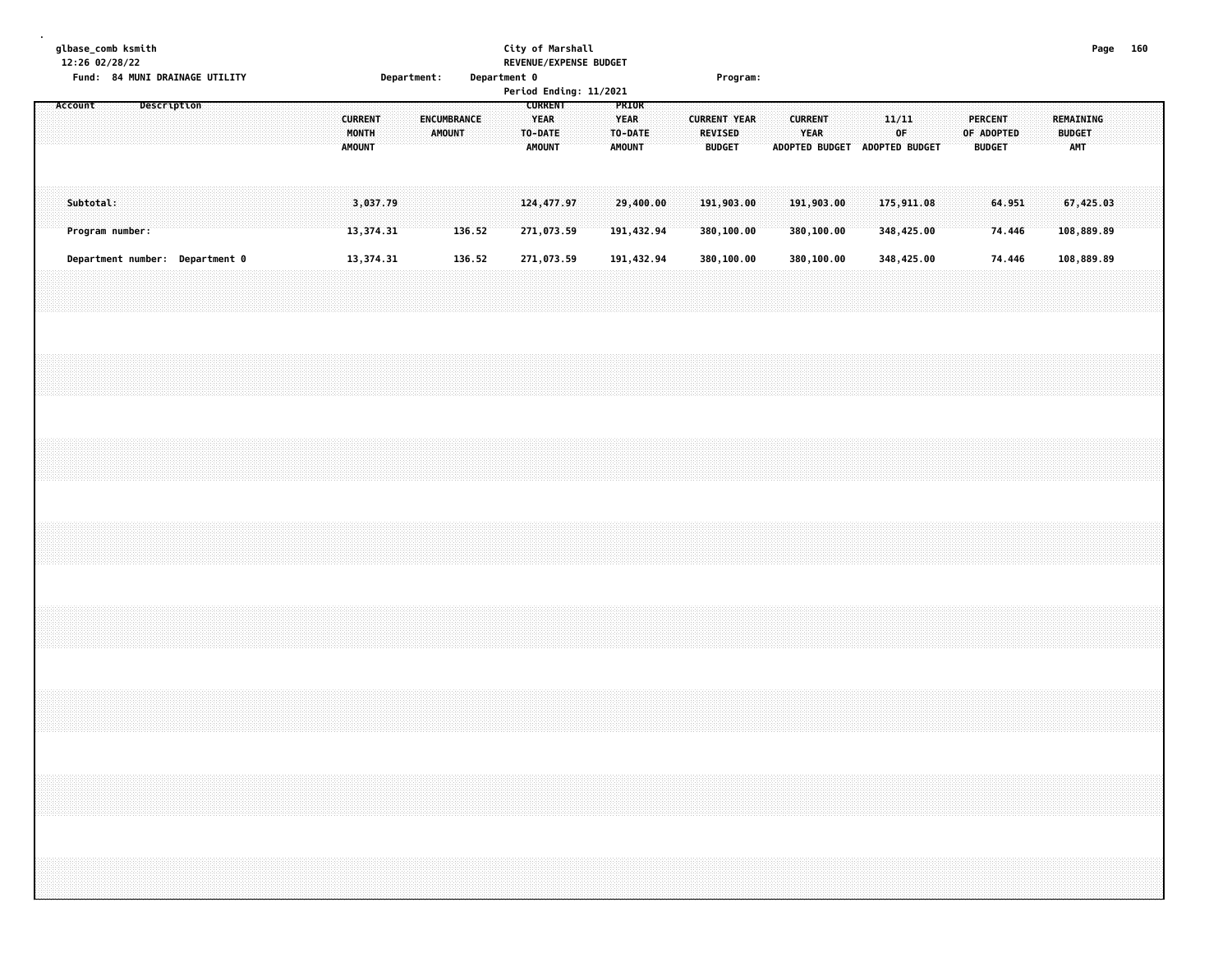glbase_comb ksmith
12:26 02/28/22

City of Marshall
REVENUE/EXPENSE BUDGET

Fund: 84 MUNI DRAINAGE UTILITY    Department:    Department 0    Program:

Period Ending: 11/2021

| Account | Description | CURRENT MONTH AMOUNT | ENCUMBRANCE AMOUNT | CURRENT YEAR TO-DATE AMOUNT | PRIOR YEAR TO-DATE AMOUNT | CURRENT YEAR REVISED BUDGET | CURRENT YEAR ADOPTED BUDGET | 11/11 OF ADOPTED BUDGET | PERCENT OF ADOPTED BUDGET | REMAINING BUDGET AMT |
|---|---|---|---|---|---|---|---|---|---|---|
| Subtotal: | | 3,037.79 | | 124,477.97 | 29,400.00 | 191,903.00 | 191,903.00 | 175,911.08 | 64.951 | 67,425.03 |
| Program number: | | 13,374.31 | 136.52 | 271,073.59 | 191,432.94 | 380,100.00 | 380,100.00 | 348,425.00 | 74.446 | 108,889.89 |
| Department number: Department 0 | | 13,374.31 | 136.52 | 271,073.59 | 191,432.94 | 380,100.00 | 380,100.00 | 348,425.00 | 74.446 | 108,889.89 |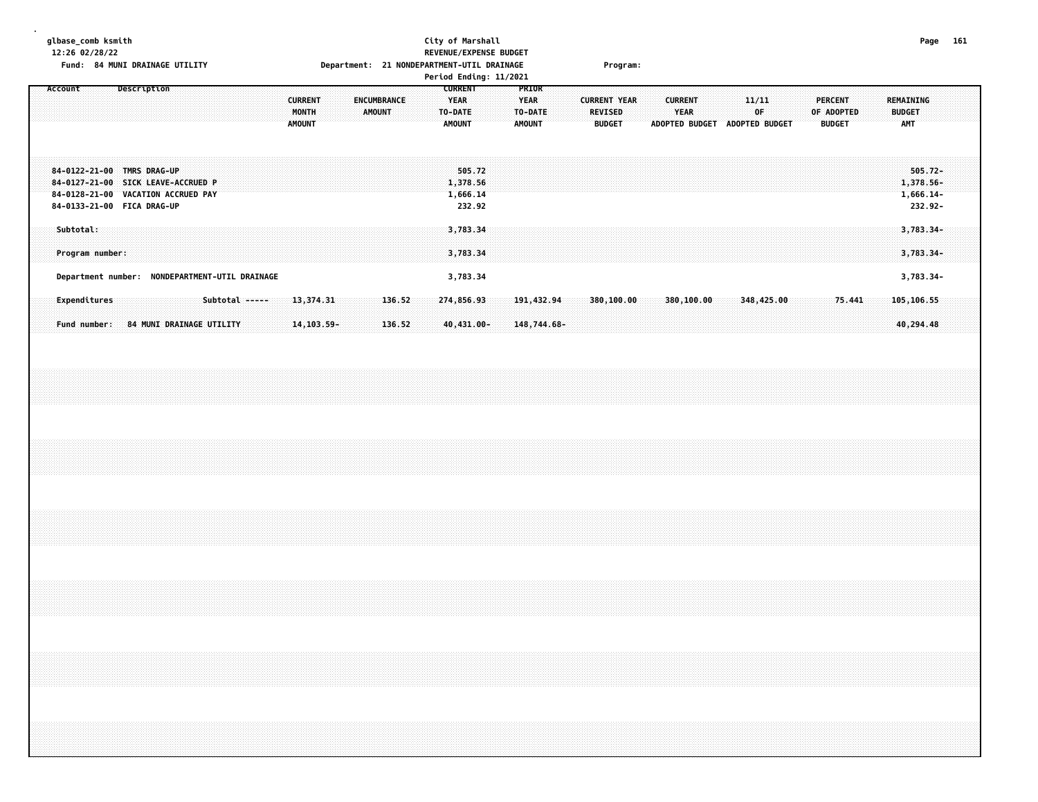glbase_comb ksmith
12:26 02/28/22

City of Marshall
REVENUE/EXPENSE BUDGET
Period Ending: 11/2021

Fund: 84 MUNI DRAINAGE UTILITY    Department: 21 NONDEPARTMENT-UTIL DRAINAGE    Program:

| Account | Description | CURRENT MONTH AMOUNT | ENCUMBRANCE AMOUNT | CURRENT YEAR TO-DATE AMOUNT | PRIOR YEAR TO-DATE AMOUNT | CURRENT YEAR REVISED BUDGET | CURRENT YEAR ADOPTED BUDGET | 11/11 OF ADOPTED BUDGET | PERCENT OF ADOPTED BUDGET | REMAINING BUDGET AMT |
|---|---|---|---|---|---|---|---|---|---|---|
| 84-0122-21-00 | TMRS DRAG-UP | | | 505.72 | | | | | | 505.72- |
| 84-0127-21-00 | SICK LEAVE-ACCRUED P | | | 1,378.56 | | | | | | 1,378.56- |
| 84-0128-21-00 | VACATION ACCRUED PAY | | | 1,666.14 | | | | | | 1,666.14- |
| 84-0133-21-00 | FICA DRAG-UP | | | 232.92 | | | | | | 232.92- |
| Subtotal: | | | | 3,783.34 | | | | | | 3,783.34- |
| Program number: | | | | 3,783.34 | | | | | | 3,783.34- |
| Department number: | NONDEPARTMENT-UTIL DRAINAGE | | | 3,783.34 | | | | | | 3,783.34- |
| Expenditures | Subtotal ----- | 13,374.31 | 136.52 | 274,856.93 | 191,432.94 | 380,100.00 | 380,100.00 | 348,425.00 | 75.441 | 105,106.55 |
| Fund number: | 84 MUNI DRAINAGE UTILITY | 14,103.59- | 136.52 | 40,431.00- | 148,744.68- | | | | | 40,294.48 |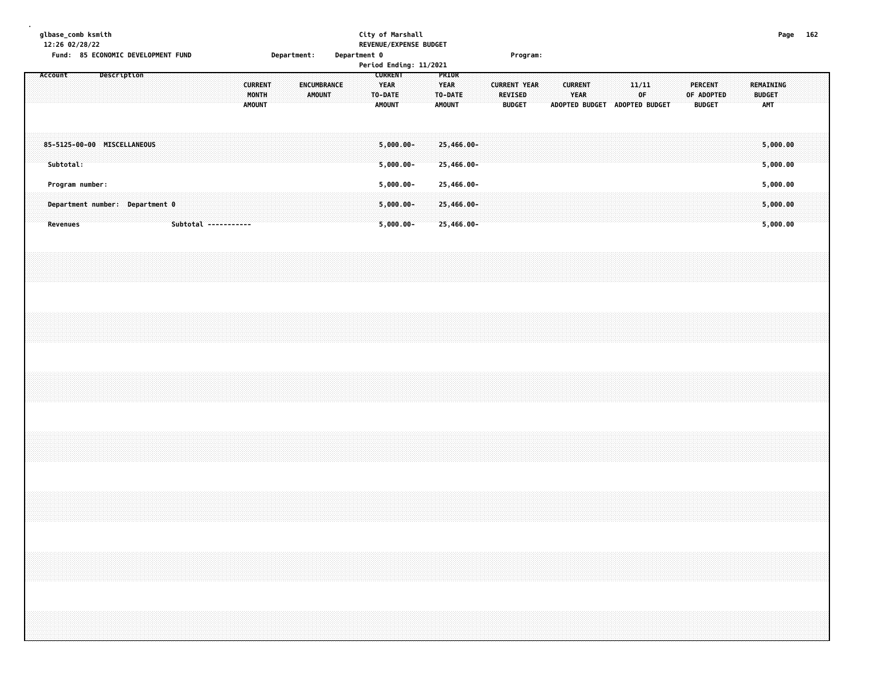glbase_comb ksmith
12:26 02/28/22

Fund: 85 ECONOMIC DEVELOPMENT FUND Department: Department 0 Program:

**City of Marshall**
**REVENUE/EXPENSE BUDGET**
Period Ending: 11/2021

| Account Description | CURRENT MONTH AMOUNT | ENCUMBRANCE AMOUNT | CURRENT YEAR TO-DATE AMOUNT | PRIOR YEAR TO-DATE AMOUNT | CURRENT YEAR REVISED BUDGET | CURRENT YEAR ADOPTED BUDGET | 11/11 OF ADOPTED BUDGET | PERCENT OF ADOPTED BUDGET | REMAINING BUDGET AMT |
|---|---|---|---|---|---|---|---|---|---|
| 85-5125-00-00 MISCELLANEOUS | | | 5,000.00- | 25,466.00- | | | | | 5,000.00 |
| Subtotal: | | | 5,000.00- | 25,466.00- | | | | | 5,000.00 |
| Program number: | | | 5,000.00- | 25,466.00- | | | | | 5,000.00 |
| Department number: Department 0 | | | 5,000.00- | 25,466.00- | | | | | 5,000.00 |
| Revenues Subtotal ----------- | | | 5,000.00- | 25,466.00- | | | | | 5,000.00 |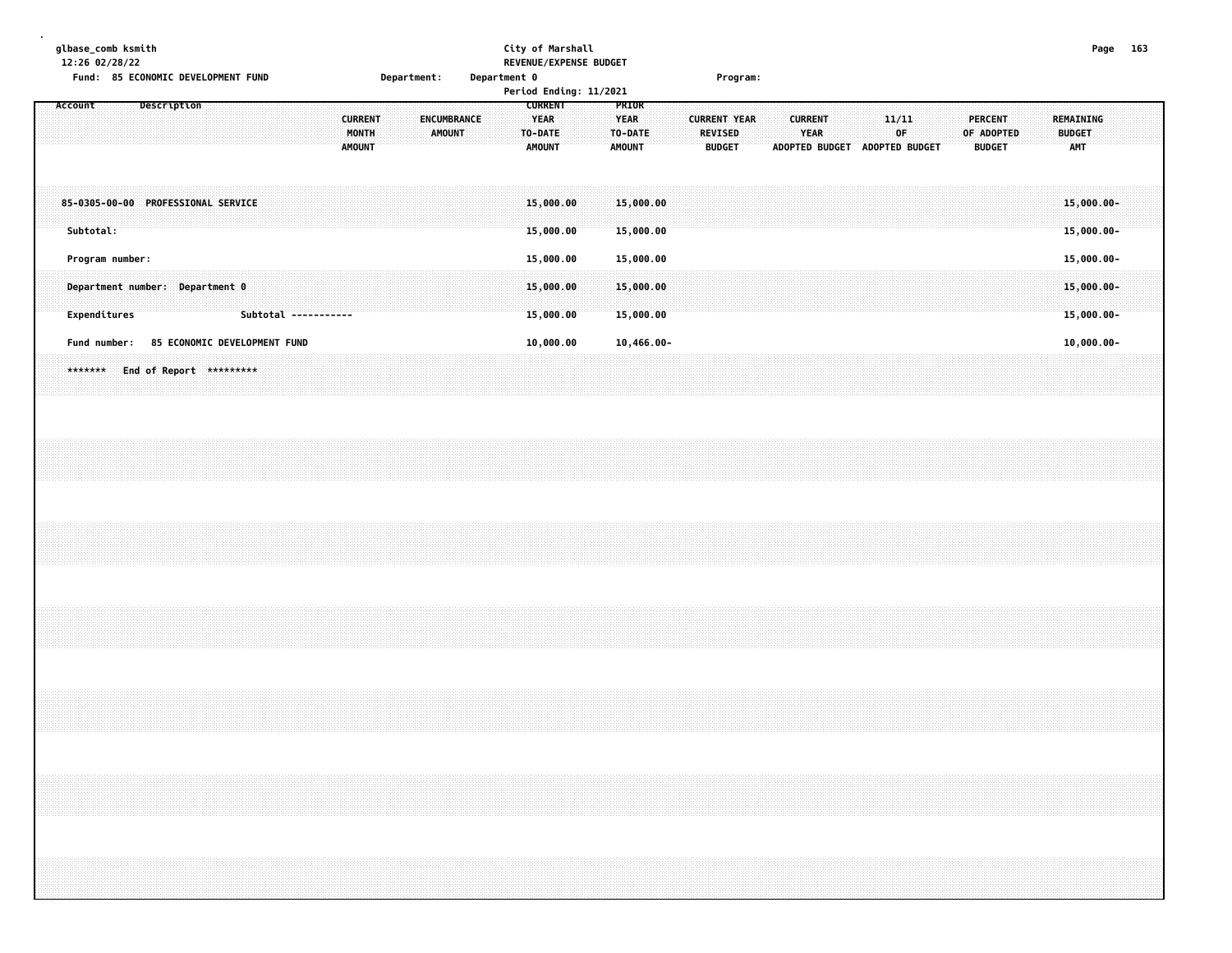glbase_comb ksmith
12:26 02/28/22

City of Marshall
REVENUE/EXPENSE BUDGET

Fund: 85 ECONOMIC DEVELOPMENT FUND    Department:    Department 0    Program:

Period Ending: 11/2021

| Account | Description | CURRENT MONTH AMOUNT | ENCUMBRANCE AMOUNT | CURRENT YEAR TO-DATE AMOUNT | PRIOR YEAR TO-DATE AMOUNT | CURRENT YEAR REVISED BUDGET | CURRENT YEAR ADOPTED BUDGET | 11/11 OF ADOPTED BUDGET | PERCENT OF ADOPTED BUDGET | REMAINING BUDGET AMT |
|---|---|---|---|---|---|---|---|---|---|---|
| 85-0305-00-00 | PROFESSIONAL SERVICE | | | 15,000.00 | 15,000.00 | | | | | 15,000.00- |
| Subtotal: | | | | 15,000.00 | 15,000.00 | | | | | 15,000.00- |
| Program number: | | | | 15,000.00 | 15,000.00 | | | | | 15,000.00- |
| Department number: | Department 0 | | | 15,000.00 | 15,000.00 | | | | | 15,000.00- |
| Expenditures | Subtotal ----------- | | | 15,000.00 | 15,000.00 | | | | | 15,000.00- |
| Fund number: | 85 ECONOMIC DEVELOPMENT FUND | | | 10,000.00 | 10,466.00- | | | | | 10,000.00- |

******* End of Report *********